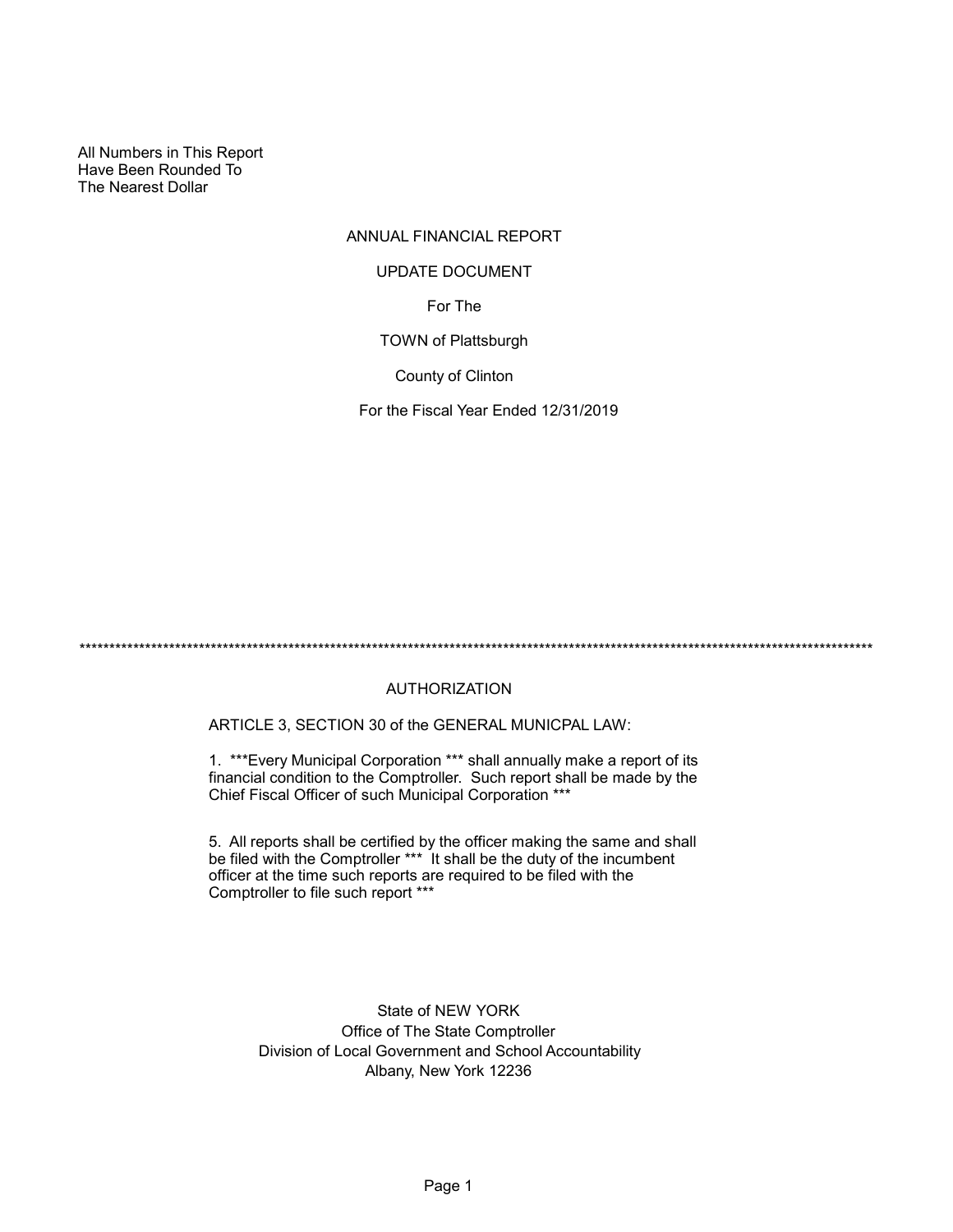All Numbers in This Report
Have Been Rounded To
The Nearest Dollar

# ANNUAL FINANCIAL REPORT

## UPDATE DOCUMENT

For The

TOWN of Plattsburgh

County of Clinton

For the Fiscal Year Ended 12/31/2019

*****************************************************************************************************************************************

## AUTHORIZATION

ARTICLE 3, SECTION 30 of the GENERAL MUNICPAL LAW:

1. ***Every Municipal Corporation *** shall annually make a report of its financial condition to the Comptroller. Such report shall be made by the Chief Fiscal Officer of such Municipal Corporation ***

5. All reports shall be certified by the officer making the same and shall be filed with the Comptroller *** It shall be the duty of the incumbent officer at the time such reports are required to be filed with the Comptroller to file such report ***

State of NEW YORK
Office of The State Comptroller
Division of Local Government and School Accountability
Albany, New York 12236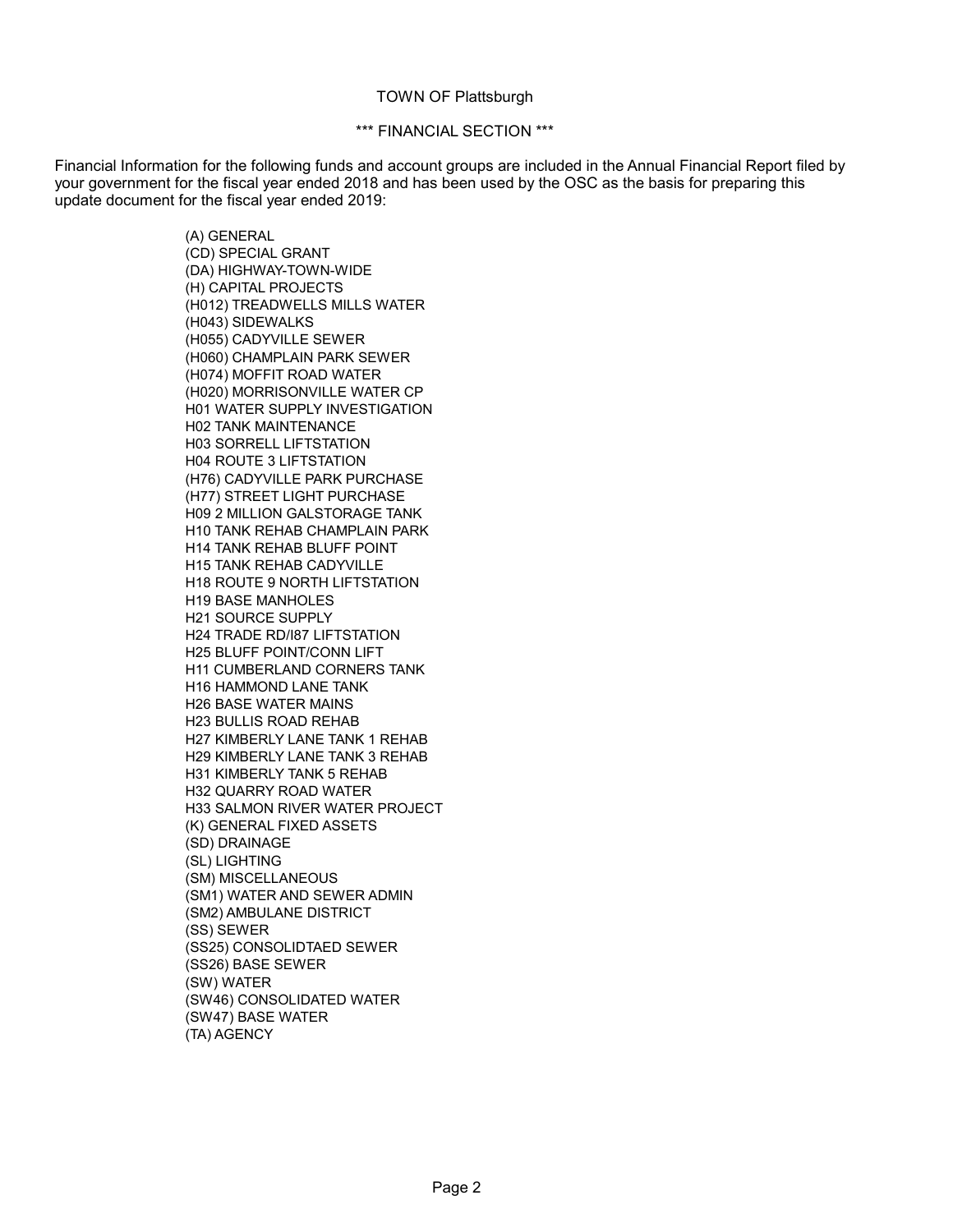TOWN OF Plattsburgh

*** FINANCIAL SECTION ***

Financial Information for the following funds and account groups are included in the Annual Financial Report filed by your government for the fiscal year ended 2018 and has been used by the OSC as the basis for preparing this update document for the fiscal year ended 2019:

(A) GENERAL
(CD) SPECIAL GRANT
(DA) HIGHWAY-TOWN-WIDE
(H) CAPITAL PROJECTS
(H012) TREADWELLS MILLS WATER
(H043) SIDEWALKS
(H055) CADYVILLE SEWER
(H060) CHAMPLAIN PARK SEWER
(H074) MOFFIT ROAD WATER
(H020) MORRISONVILLE WATER CP
H01 WATER SUPPLY INVESTIGATION
H02 TANK MAINTENANCE
H03 SORRELL LIFTSTATION
H04 ROUTE 3 LIFTSTATION
(H76) CADYVILLE PARK PURCHASE
(H77) STREET LIGHT PURCHASE
H09 2 MILLION GALSTORAGE TANK
H10 TANK REHAB CHAMPLAIN PARK
H14 TANK REHAB BLUFF POINT
H15 TANK REHAB CADYVILLE
H18 ROUTE 9 NORTH LIFTSTATION
H19 BASE MANHOLES
H21 SOURCE SUPPLY
H24 TRADE RD/I87 LIFTSTATION
H25 BLUFF POINT/CONN LIFT
H11 CUMBERLAND CORNERS TANK
H16 HAMMOND LANE TANK
H26 BASE WATER MAINS
H23 BULLIS ROAD REHAB
H27 KIMBERLY LANE TANK 1 REHAB
H29 KIMBERLY LANE TANK 3 REHAB
H31 KIMBERLY TANK 5 REHAB
H32 QUARRY ROAD WATER
H33 SALMON RIVER WATER PROJECT
(K) GENERAL FIXED ASSETS
(SD) DRAINAGE
(SL) LIGHTING
(SM) MISCELLANEOUS
(SM1) WATER AND SEWER ADMIN
(SM2) AMBULANE DISTRICT
(SS) SEWER
(SS25) CONSOLIDTAED SEWER
(SS26) BASE SEWER
(SW) WATER
(SW46) CONSOLIDATED WATER
(SW47) BASE WATER
(TA) AGENCY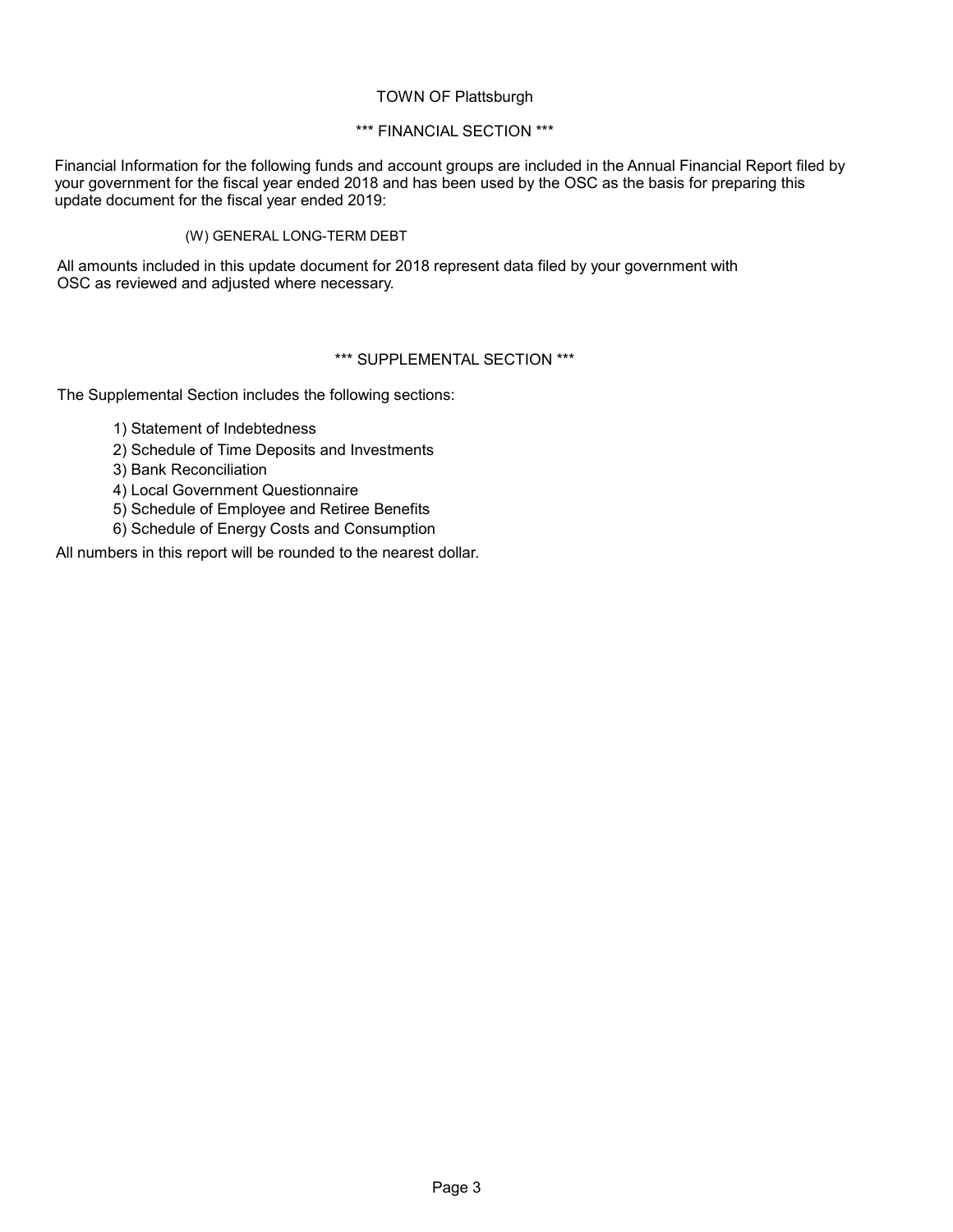TOWN OF Plattsburgh

*** FINANCIAL SECTION ***

Financial Information for the following funds and account groups are included in the Annual Financial Report filed by your government for the fiscal year ended 2018 and has been used by the OSC as the basis for preparing this update document for the fiscal year ended 2019:

(W) GENERAL LONG-TERM DEBT

All amounts included in this update document for 2018 represent data filed by your government with OSC as reviewed and adjusted where necessary.

*** SUPPLEMENTAL SECTION ***

The Supplemental Section includes the following sections:

1) Statement of Indebtedness
2) Schedule of Time Deposits and Investments
3) Bank Reconciliation
4) Local Government Questionnaire
5) Schedule of Employee and Retiree Benefits
6) Schedule of Energy Costs and Consumption

All numbers in this report will be rounded to the nearest dollar.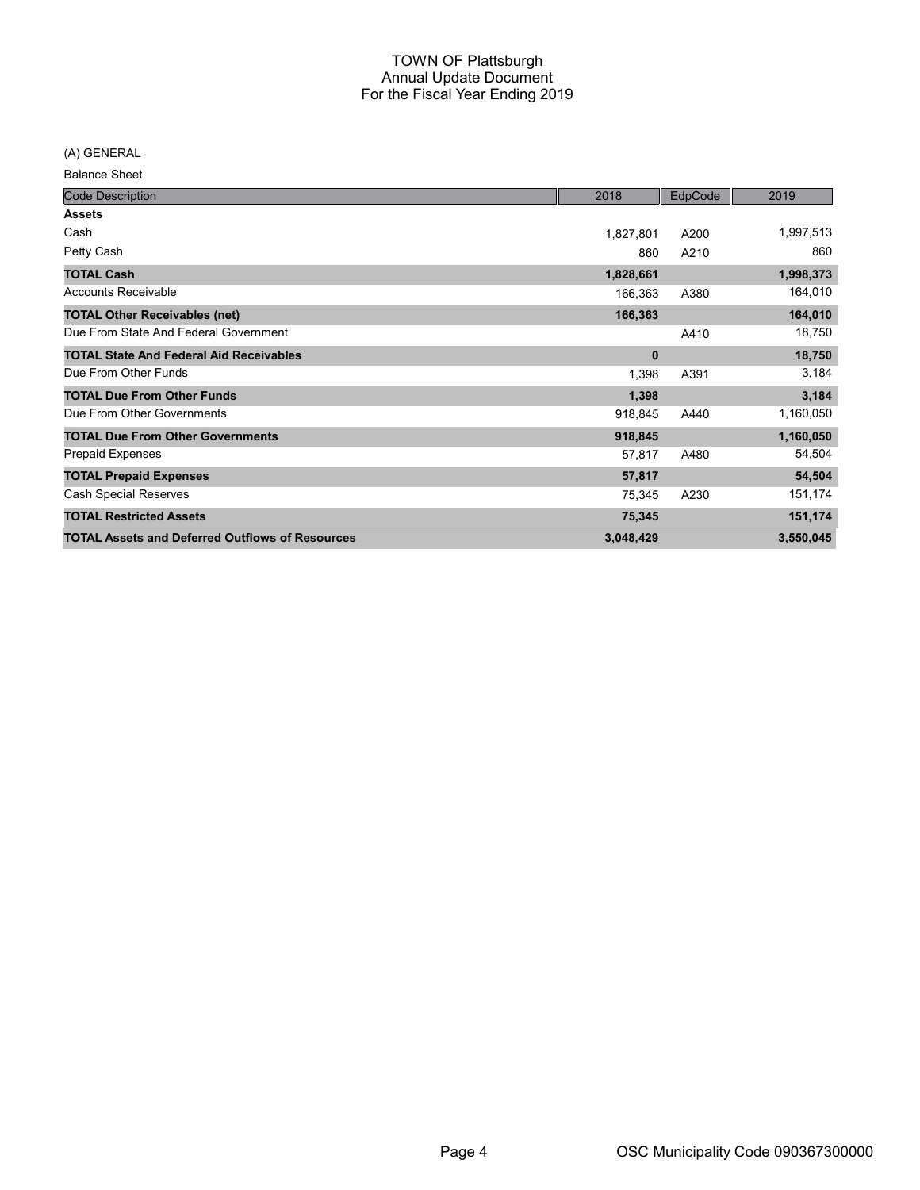# TOWN OF Plattsburgh
## Annual Update Document
## For the Fiscal Year Ending 2019

(A) GENERAL

Balance Sheet

| Code Description | 2018 | EdpCode | 2019 |
|---|---|---|---|
| **Assets** | | | |
| Cash | 1,827,801 | A200 | 1,997,513 |
| Petty Cash | 860 | A210 | 860 |
| **TOTAL Cash** | **1,828,661** | | **1,998,373** |
| Accounts Receivable | 166,363 | A380 | 164,010 |
| **TOTAL Other Receivables (net)** | **166,363** | | **164,010** |
| Due From State And Federal Government | | A410 | 18,750 |
| **TOTAL State And Federal Aid Receivables** | **0** | | **18,750** |
| Due From Other Funds | 1,398 | A391 | 3,184 |
| **TOTAL Due From Other Funds** | **1,398** | | **3,184** |
| Due From Other Governments | 918,845 | A440 | 1,160,050 |
| **TOTAL Due From Other Governments** | **918,845** | | **1,160,050** |
| Prepaid Expenses | 57,817 | A480 | 54,504 |
| **TOTAL Prepaid Expenses** | **57,817** | | **54,504** |
| Cash Special Reserves | 75,345 | A230 | 151,174 |
| **TOTAL Restricted Assets** | **75,345** | | **151,174** |
| **TOTAL Assets and Deferred Outflows of Resources** | **3,048,429** | | **3,550,045** |

OSC Municipality Code 090367300000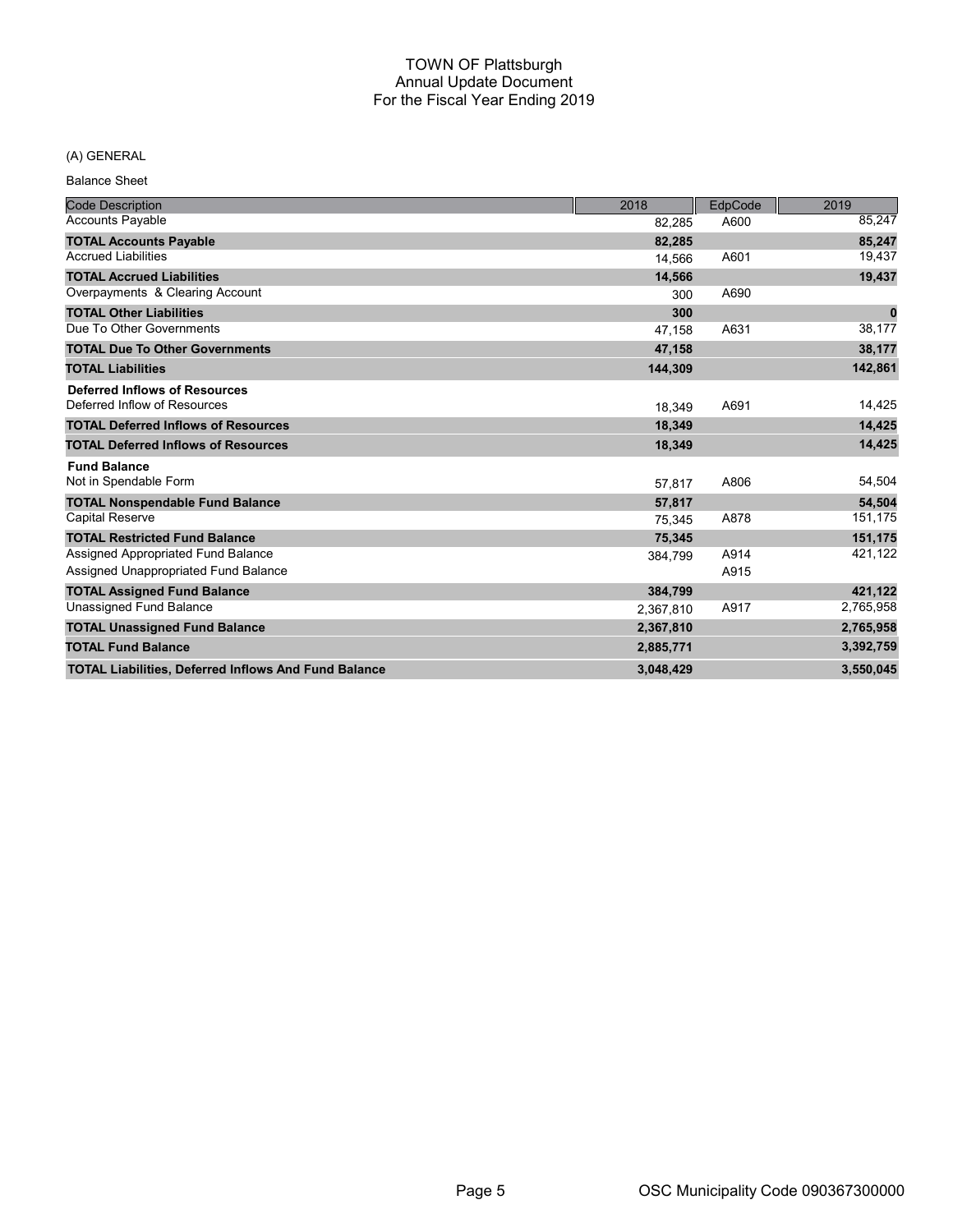# TOWN OF Plattsburgh
## Annual Update Document
## For the Fiscal Year Ending 2019

(A) GENERAL

Balance Sheet

| Code Description | 2018 | EdpCode | 2019 |
|---|---|---|---|
| Accounts Payable | 82,285 | A600 | 85,247 |
| **TOTAL Accounts Payable** | **82,285** | | **85,247** |
| Accrued Liabilities | 14,566 | A601 | 19,437 |
| **TOTAL Accrued Liabilities** | **14,566** | | **19,437** |
| Overpayments & Clearing Account | 300 | A690 | |
| **TOTAL Other Liabilities** | **300** | | **0** |
| Due To Other Governments | 47,158 | A631 | 38,177 |
| **TOTAL Due To Other Governments** | **47,158** | | **38,177** |
| **TOTAL Liabilities** | **144,309** | | **142,861** |
| **Deferred Inflows of Resources** | | | |
| Deferred Inflow of Resources | 18,349 | A691 | 14,425 |
| **TOTAL Deferred Inflows of Resources** | **18,349** | | **14,425** |
| **TOTAL Deferred Inflows of Resources** | **18,349** | | **14,425** |
| **Fund Balance** | | | |
| Not in Spendable Form | 57,817 | A806 | 54,504 |
| **TOTAL Nonspendable Fund Balance** | **57,817** | | **54,504** |
| Capital Reserve | 75,345 | A878 | 151,175 |
| **TOTAL Restricted Fund Balance** | **75,345** | | **151,175** |
| Assigned Appropriated Fund Balance | 384,799 | A914 | 421,122 |
| Assigned Unappropriated Fund Balance | | A915 | |
| **TOTAL Assigned Fund Balance** | **384,799** | | **421,122** |
| Unassigned Fund Balance | 2,367,810 | A917 | 2,765,958 |
| **TOTAL Unassigned Fund Balance** | **2,367,810** | | **2,765,958** |
| **TOTAL Fund Balance** | **2,885,771** | | **3,392,759** |
| **TOTAL Liabilities, Deferred Inflows And Fund Balance** | **3,048,429** | | **3,550,045** |

OSC Municipality Code 090367300000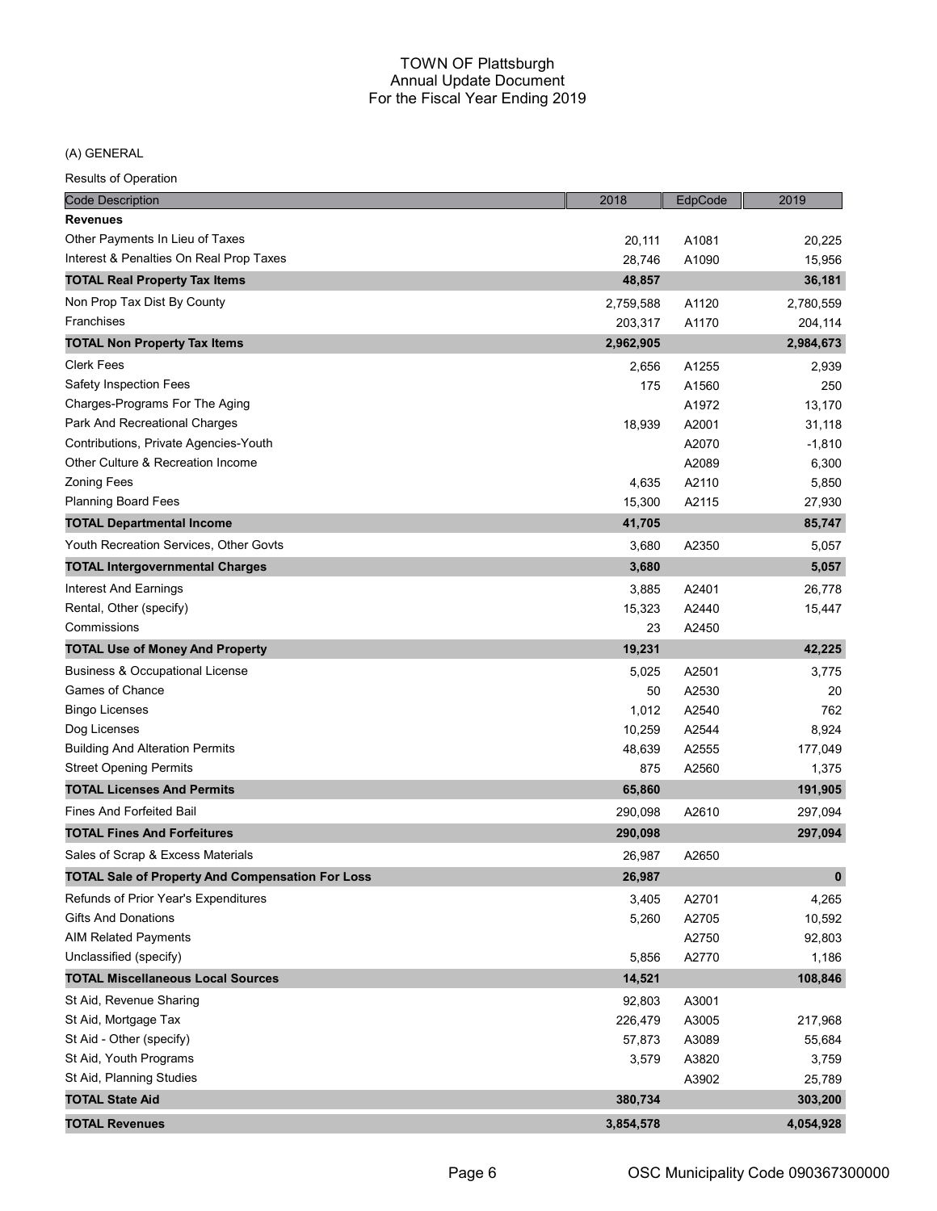# TOWN OF Plattsburgh
## Annual Update Document
## For the Fiscal Year Ending 2019

(A) GENERAL

Results of Operation

| Code Description | 2018 | EdpCode | 2019 |
|---|---|---|---|
| **Revenues** | | | |
| Other Payments In Lieu of Taxes | 20,111 | A1081 | 20,225 |
| Interest & Penalties On Real Prop Taxes | 28,746 | A1090 | 15,956 |
| **TOTAL Real Property Tax Items** | **48,857** | | **36,181** |
| Non Prop Tax Dist By County | 2,759,588 | A1120 | 2,780,559 |
| Franchises | 203,317 | A1170 | 204,114 |
| **TOTAL Non Property Tax Items** | **2,962,905** | | **2,984,673** |
| Clerk Fees | 2,656 | A1255 | 2,939 |
| Safety Inspection Fees | 175 | A1560 | 250 |
| Charges-Programs For The Aging | | A1972 | 13,170 |
| Park And Recreational Charges | 18,939 | A2001 | 31,118 |
| Contributions, Private Agencies-Youth | | A2070 | -1,810 |
| Other Culture & Recreation Income | | A2089 | 6,300 |
| Zoning Fees | 4,635 | A2110 | 5,850 |
| Planning Board Fees | 15,300 | A2115 | 27,930 |
| **TOTAL Departmental Income** | **41,705** | | **85,747** |
| Youth Recreation Services, Other Govts | 3,680 | A2350 | 5,057 |
| **TOTAL Intergovernmental Charges** | **3,680** | | **5,057** |
| Interest And Earnings | 3,885 | A2401 | 26,778 |
| Rental, Other (specify) | 15,323 | A2440 | 15,447 |
| Commissions | 23 | A2450 | |
| **TOTAL Use of Money And Property** | **19,231** | | **42,225** |
| Business & Occupational License | 5,025 | A2501 | 3,775 |
| Games of Chance | 50 | A2530 | 20 |
| Bingo Licenses | 1,012 | A2540 | 762 |
| Dog Licenses | 10,259 | A2544 | 8,924 |
| Building And Alteration Permits | 48,639 | A2555 | 177,049 |
| Street Opening Permits | 875 | A2560 | 1,375 |
| **TOTAL Licenses And Permits** | **65,860** | | **191,905** |
| Fines And Forfeited Bail | 290,098 | A2610 | 297,094 |
| **TOTAL Fines And Forfeitures** | **290,098** | | **297,094** |
| Sales of Scrap & Excess Materials | 26,987 | A2650 | |
| **TOTAL Sale of Property And Compensation For Loss** | **26,987** | | **0** |
| Refunds of Prior Year's Expenditures | 3,405 | A2701 | 4,265 |
| Gifts And Donations | 5,260 | A2705 | 10,592 |
| AIM Related Payments | | A2750 | 92,803 |
| Unclassified (specify) | 5,856 | A2770 | 1,186 |
| **TOTAL Miscellaneous Local Sources** | **14,521** | | **108,846** |
| St Aid, Revenue Sharing | 92,803 | A3001 | |
| St Aid, Mortgage Tax | 226,479 | A3005 | 217,968 |
| St Aid - Other (specify) | 57,873 | A3089 | 55,684 |
| St Aid, Youth Programs | 3,579 | A3820 | 3,759 |
| St Aid, Planning Studies | | A3902 | 25,789 |
| **TOTAL State Aid** | **380,734** | | **303,200** |
| **TOTAL Revenues** | **3,854,578** | | **4,054,928** |

OSC Municipality Code 090367300000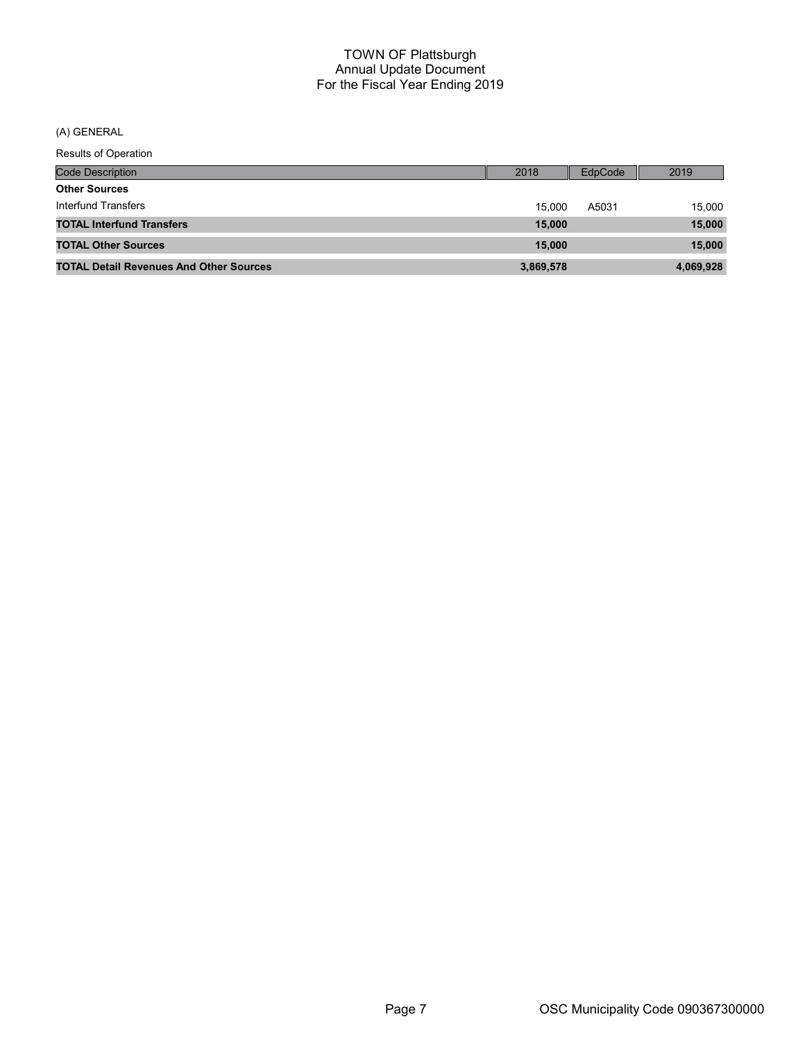# TOWN OF Plattsburgh
## Annual Update Document
## For the Fiscal Year Ending 2019

(A) GENERAL

Results of Operation

| Code Description | 2018 | EdpCode | 2019 |
|---|---|---|---|
| **Other Sources** | | | |
| Interfund Transfers | 15,000 | A5031 | 15,000 |
| **TOTAL Interfund Transfers** | **15,000** | | **15,000** |
| **TOTAL Other Sources** | **15,000** | | **15,000** |
| **TOTAL Detail Revenues And Other Sources** | **3,869,578** | | **4,069,928** |

OSC Municipality Code 090367300000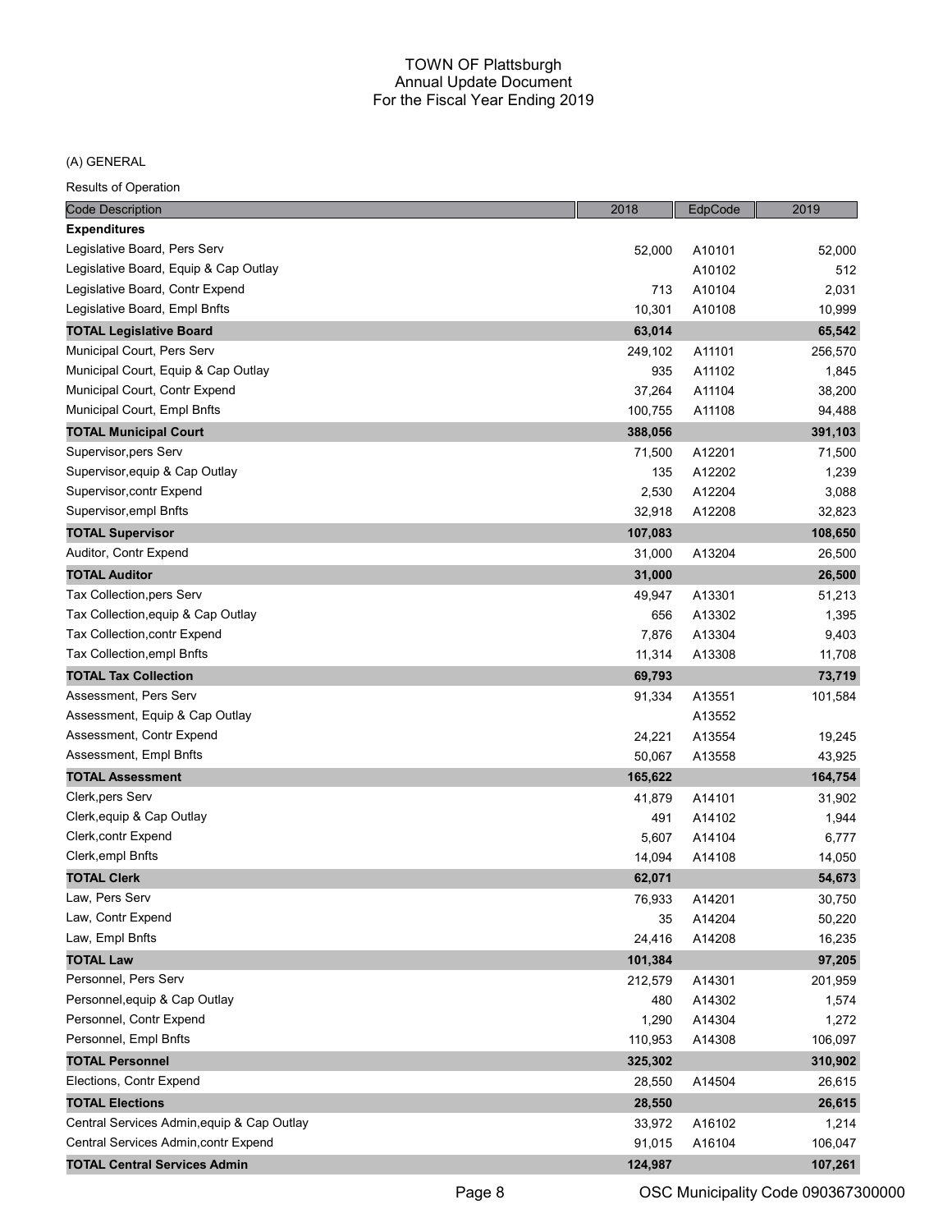TOWN OF Plattsburgh
Annual Update Document
For the Fiscal Year Ending 2019

(A) GENERAL

Results of Operation

| Code Description | 2018 | EdpCode | 2019 |
|---|---|---|---|
| **Expenditures** | | | |
| Legislative Board, Pers Serv | 52,000 | A10101 | 52,000 |
| Legislative Board, Equip & Cap Outlay | | A10102 | 512 |
| Legislative Board, Contr Expend | 713 | A10104 | 2,031 |
| Legislative Board, Empl Bnfts | 10,301 | A10108 | 10,999 |
| **TOTAL Legislative Board** | **63,014** | | **65,542** |
| Municipal Court, Pers Serv | 249,102 | A11101 | 256,570 |
| Municipal Court, Equip & Cap Outlay | 935 | A11102 | 1,845 |
| Municipal Court, Contr Expend | 37,264 | A11104 | 38,200 |
| Municipal Court, Empl Bnfts | 100,755 | A11108 | 94,488 |
| **TOTAL Municipal Court** | **388,056** | | **391,103** |
| Supervisor,pers Serv | 71,500 | A12201 | 71,500 |
| Supervisor,equip & Cap Outlay | 135 | A12202 | 1,239 |
| Supervisor,contr Expend | 2,530 | A12204 | 3,088 |
| Supervisor,empl Bnfts | 32,918 | A12208 | 32,823 |
| **TOTAL Supervisor** | **107,083** | | **108,650** |
| Auditor, Contr Expend | 31,000 | A13204 | 26,500 |
| **TOTAL Auditor** | **31,000** | | **26,500** |
| Tax Collection,pers Serv | 49,947 | A13301 | 51,213 |
| Tax Collection,equip & Cap Outlay | 656 | A13302 | 1,395 |
| Tax Collection,contr Expend | 7,876 | A13304 | 9,403 |
| Tax Collection,empl Bnfts | 11,314 | A13308 | 11,708 |
| **TOTAL Tax Collection** | **69,793** | | **73,719** |
| Assessment, Pers Serv | 91,334 | A13551 | 101,584 |
| Assessment, Equip & Cap Outlay | | A13552 | |
| Assessment, Contr Expend | 24,221 | A13554 | 19,245 |
| Assessment, Empl Bnfts | 50,067 | A13558 | 43,925 |
| **TOTAL Assessment** | **165,622** | | **164,754** |
| Clerk,pers Serv | 41,879 | A14101 | 31,902 |
| Clerk,equip & Cap Outlay | 491 | A14102 | 1,944 |
| Clerk,contr Expend | 5,607 | A14104 | 6,777 |
| Clerk,empl Bnfts | 14,094 | A14108 | 14,050 |
| **TOTAL Clerk** | **62,071** | | **54,673** |
| Law, Pers Serv | 76,933 | A14201 | 30,750 |
| Law, Contr Expend | 35 | A14204 | 50,220 |
| Law, Empl Bnfts | 24,416 | A14208 | 16,235 |
| **TOTAL Law** | **101,384** | | **97,205** |
| Personnel, Pers Serv | 212,579 | A14301 | 201,959 |
| Personnel,equip & Cap Outlay | 480 | A14302 | 1,574 |
| Personnel, Contr Expend | 1,290 | A14304 | 1,272 |
| Personnel, Empl Bnfts | 110,953 | A14308 | 106,097 |
| **TOTAL Personnel** | **325,302** | | **310,902** |
| Elections, Contr Expend | 28,550 | A14504 | 26,615 |
| **TOTAL Elections** | **28,550** | | **26,615** |
| Central Services Admin,equip & Cap Outlay | 33,972 | A16102 | 1,214 |
| Central Services Admin,contr Expend | 91,015 | A16104 | 106,047 |
| **TOTAL Central Services Admin** | **124,987** | | **107,261** |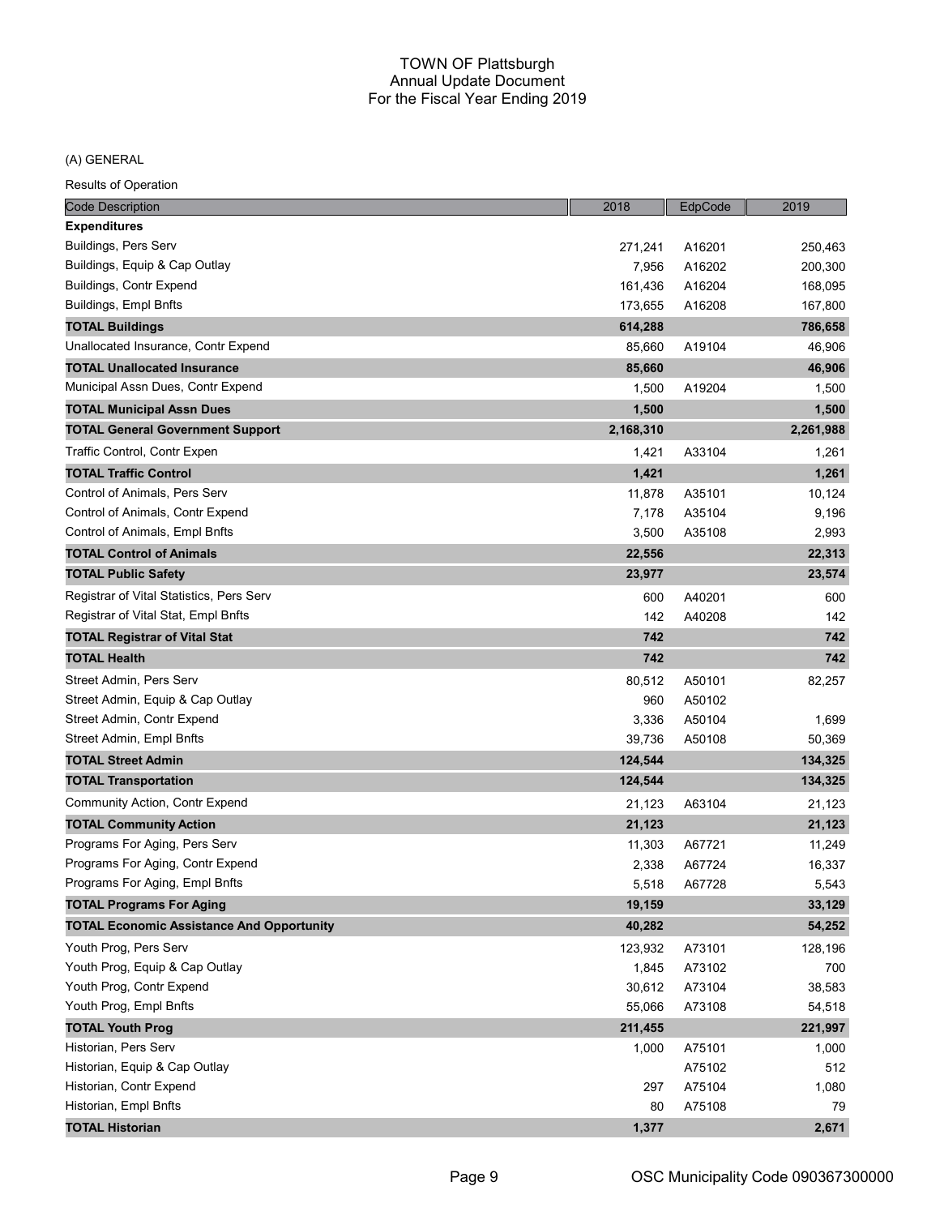# TOWN OF Plattsburgh
## Annual Update Document
## For the Fiscal Year Ending 2019

(A) GENERAL

Results of Operation

| Code Description | 2018 | EdpCode | 2019 |
|---|---|---|---|
| **Expenditures** | | | |
| Buildings, Pers Serv | 271,241 | A16201 | 250,463 |
| Buildings, Equip & Cap Outlay | 7,956 | A16202 | 200,300 |
| Buildings, Contr Expend | 161,436 | A16204 | 168,095 |
| Buildings, Empl Bnfts | 173,655 | A16208 | 167,800 |
| **TOTAL Buildings** | **614,288** | | **786,658** |
| Unallocated Insurance, Contr Expend | 85,660 | A19104 | 46,906 |
| **TOTAL Unallocated Insurance** | **85,660** | | **46,906** |
| Municipal Assn Dues, Contr Expend | 1,500 | A19204 | 1,500 |
| **TOTAL Municipal Assn Dues** | **1,500** | | **1,500** |
| **TOTAL General Government Support** | **2,168,310** | | **2,261,988** |
| Traffic Control, Contr Expen | 1,421 | A33104 | 1,261 |
| **TOTAL Traffic Control** | **1,421** | | **1,261** |
| Control of Animals, Pers Serv | 11,878 | A35101 | 10,124 |
| Control of Animals, Contr Expend | 7,178 | A35104 | 9,196 |
| Control of Animals, Empl Bnfts | 3,500 | A35108 | 2,993 |
| **TOTAL Control of Animals** | **22,556** | | **22,313** |
| **TOTAL Public Safety** | **23,977** | | **23,574** |
| Registrar of Vital Statistics, Pers Serv | 600 | A40201 | 600 |
| Registrar of Vital Stat, Empl Bnfts | 142 | A40208 | 142 |
| **TOTAL Registrar of Vital Stat** | **742** | | **742** |
| **TOTAL Health** | **742** | | **742** |
| Street Admin, Pers Serv | 80,512 | A50101 | 82,257 |
| Street Admin, Equip & Cap Outlay | 960 | A50102 | |
| Street Admin, Contr Expend | 3,336 | A50104 | 1,699 |
| Street Admin, Empl Bnfts | 39,736 | A50108 | 50,369 |
| **TOTAL Street Admin** | **124,544** | | **134,325** |
| **TOTAL Transportation** | **124,544** | | **134,325** |
| Community Action, Contr Expend | 21,123 | A63104 | 21,123 |
| **TOTAL Community Action** | **21,123** | | **21,123** |
| Programs For Aging, Pers Serv | 11,303 | A67721 | 11,249 |
| Programs For Aging, Contr Expend | 2,338 | A67724 | 16,337 |
| Programs For Aging, Empl Bnfts | 5,518 | A67728 | 5,543 |
| **TOTAL Programs For Aging** | **19,159** | | **33,129** |
| **TOTAL Economic Assistance And Opportunity** | **40,282** | | **54,252** |
| Youth Prog, Pers Serv | 123,932 | A73101 | 128,196 |
| Youth Prog, Equip & Cap Outlay | 1,845 | A73102 | 700 |
| Youth Prog, Contr Expend | 30,612 | A73104 | 38,583 |
| Youth Prog, Empl Bnfts | 55,066 | A73108 | 54,518 |
| **TOTAL Youth Prog** | **211,455** | | **221,997** |
| Historian, Pers Serv | 1,000 | A75101 | 1,000 |
| Historian, Equip & Cap Outlay | | A75102 | 512 |
| Historian, Contr Expend | 297 | A75104 | 1,080 |
| Historian, Empl Bnfts | 80 | A75108 | 79 |
| **TOTAL Historian** | **1,377** | | **2,671** |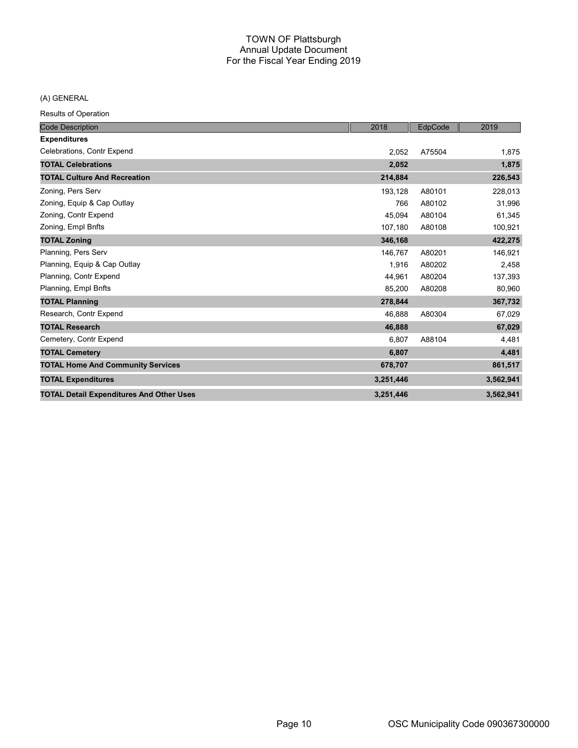# TOWN OF Plattsburgh
## Annual Update Document
## For the Fiscal Year Ending 2019

(A) GENERAL

Results of Operation

| Code Description | 2018 | EdpCode | 2019 |
|---|---|---|---|
| **Expenditures** | | | |
| Celebrations, Contr Expend | 2,052 | A75504 | 1,875 |
| **TOTAL Celebrations** | **2,052** | | **1,875** |
| **TOTAL Culture And Recreation** | **214,884** | | **226,543** |
| Zoning, Pers Serv | 193,128 | A80101 | 228,013 |
| Zoning, Equip & Cap Outlay | 766 | A80102 | 31,996 |
| Zoning, Contr Expend | 45,094 | A80104 | 61,345 |
| Zoning, Empl Bnfts | 107,180 | A80108 | 100,921 |
| **TOTAL Zoning** | **346,168** | | **422,275** |
| Planning, Pers Serv | 146,767 | A80201 | 146,921 |
| Planning, Equip & Cap Outlay | 1,916 | A80202 | 2,458 |
| Planning, Contr Expend | 44,961 | A80204 | 137,393 |
| Planning, Empl Bnfts | 85,200 | A80208 | 80,960 |
| **TOTAL Planning** | **278,844** | | **367,732** |
| Research, Contr Expend | 46,888 | A80304 | 67,029 |
| **TOTAL Research** | **46,888** | | **67,029** |
| Cemetery, Contr Expend | 6,807 | A88104 | 4,481 |
| **TOTAL Cemetery** | **6,807** | | **4,481** |
| **TOTAL Home And Community Services** | **678,707** | | **861,517** |
| **TOTAL Expenditures** | **3,251,446** | | **3,562,941** |
| **TOTAL Detail Expenditures And Other Uses** | **3,251,446** | | **3,562,941** |

OSC Municipality Code 090367300000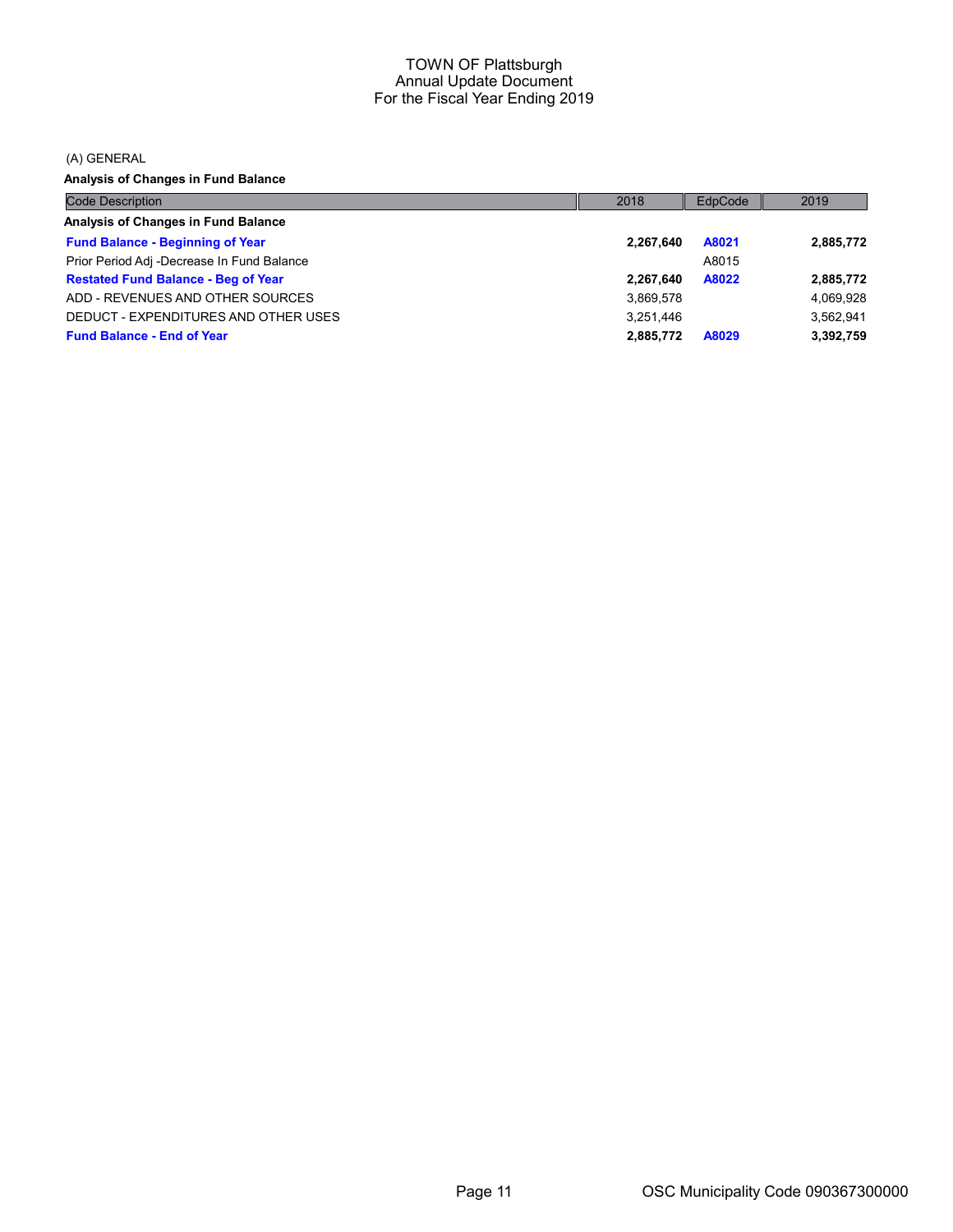# TOWN OF Plattsburgh
## Annual Update Document
### For the Fiscal Year Ending 2019

(A) GENERAL

**Analysis of Changes in Fund Balance**

| Code Description | 2018 | EdpCode | 2019 |
|---|---|---|---|
| **Analysis of Changes in Fund Balance** | | | |
| **Fund Balance - Beginning of Year** | **2,267,640** | **A8021** | **2,885,772** |
| Prior Period Adj -Decrease In Fund Balance | | A8015 | |
| **Restated Fund Balance - Beg of Year** | **2,267,640** | **A8022** | **2,885,772** |
| ADD - REVENUES AND OTHER SOURCES | 3,869,578 | | 4,069,928 |
| DEDUCT - EXPENDITURES AND OTHER USES | 3,251,446 | | 3,562,941 |
| **Fund Balance - End of Year** | **2,885,772** | **A8029** | **3,392,759** |

OSC Municipality Code 090367300000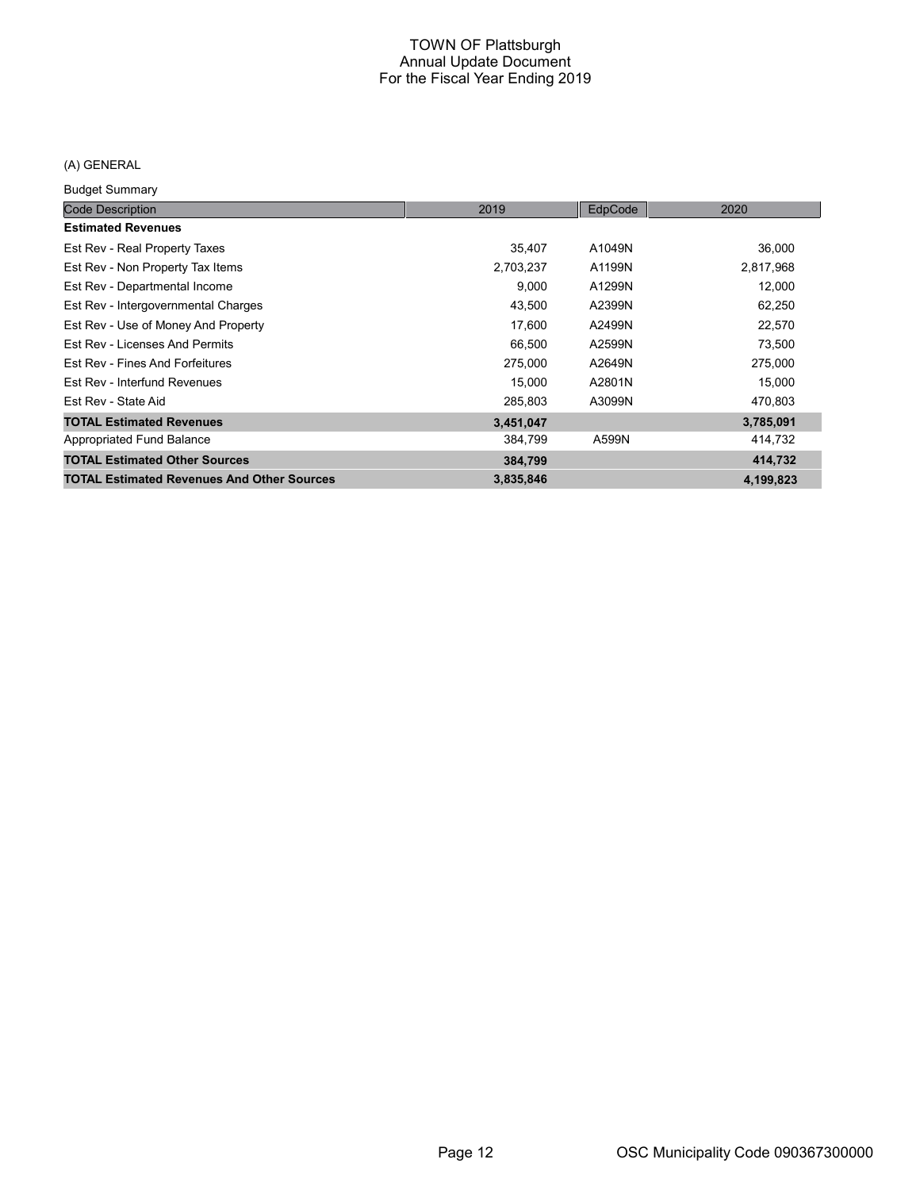# TOWN OF Plattsburgh
## Annual Update Document
## For the Fiscal Year Ending 2019

(A) GENERAL

Budget Summary

| Code Description | 2019 | EdpCode | 2020 |
|---|---|---|---|
| **Estimated Revenues** | | | |
| Est Rev - Real Property Taxes | 35,407 | A1049N | 36,000 |
| Est Rev - Non Property Tax Items | 2,703,237 | A1199N | 2,817,968 |
| Est Rev - Departmental Income | 9,000 | A1299N | 12,000 |
| Est Rev - Intergovernmental Charges | 43,500 | A2399N | 62,250 |
| Est Rev - Use of Money And Property | 17,600 | A2499N | 22,570 |
| Est Rev - Licenses And Permits | 66,500 | A2599N | 73,500 |
| Est Rev - Fines And Forfeitures | 275,000 | A2649N | 275,000 |
| Est Rev - Interfund Revenues | 15,000 | A2801N | 15,000 |
| Est Rev - State Aid | 285,803 | A3099N | 470,803 |
| **TOTAL Estimated Revenues** | **3,451,047** | | **3,785,091** |
| Appropriated Fund Balance | 384,799 | A599N | 414,732 |
| **TOTAL Estimated Other Sources** | **384,799** | | **414,732** |
| **TOTAL Estimated Revenues And Other Sources** | **3,835,846** | | **4,199,823** |

OSC Municipality Code 090367300000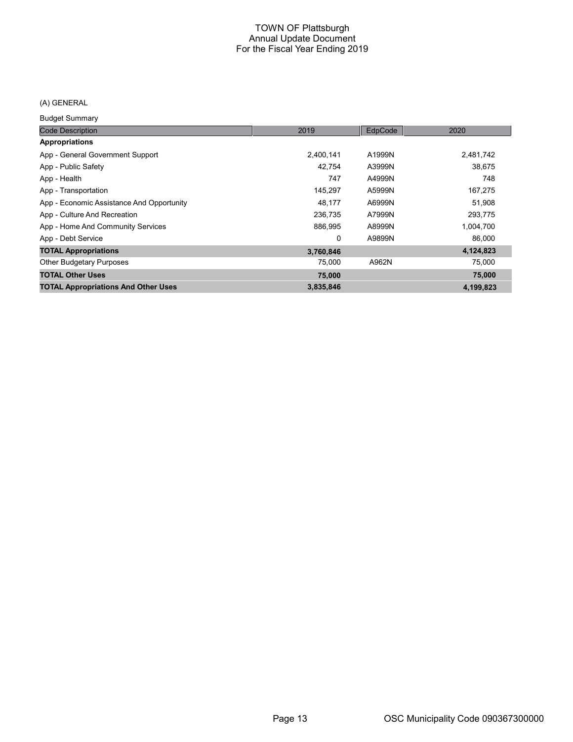# TOWN OF Plattsburgh
## Annual Update Document
## For the Fiscal Year Ending 2019

(A) GENERAL

Budget Summary

| Code Description | 2019 | EdpCode | 2020 |
|---|---|---|---|
| **Appropriations** | | | |
| App - General Government Support | 2,400,141 | A1999N | 2,481,742 |
| App - Public Safety | 42,754 | A3999N | 38,675 |
| App - Health | 747 | A4999N | 748 |
| App - Transportation | 145,297 | A5999N | 167,275 |
| App - Economic Assistance And Opportunity | 48,177 | A6999N | 51,908 |
| App - Culture And Recreation | 236,735 | A7999N | 293,775 |
| App - Home And Community Services | 886,995 | A8999N | 1,004,700 |
| App - Debt Service | 0 | A9899N | 86,000 |
| **TOTAL Appropriations** | **3,760,846** | | **4,124,823** |
| Other Budgetary Purposes | 75,000 | A962N | 75,000 |
| **TOTAL Other Uses** | **75,000** | | **75,000** |
| **TOTAL Appropriations And Other Uses** | **3,835,846** | | **4,199,823** |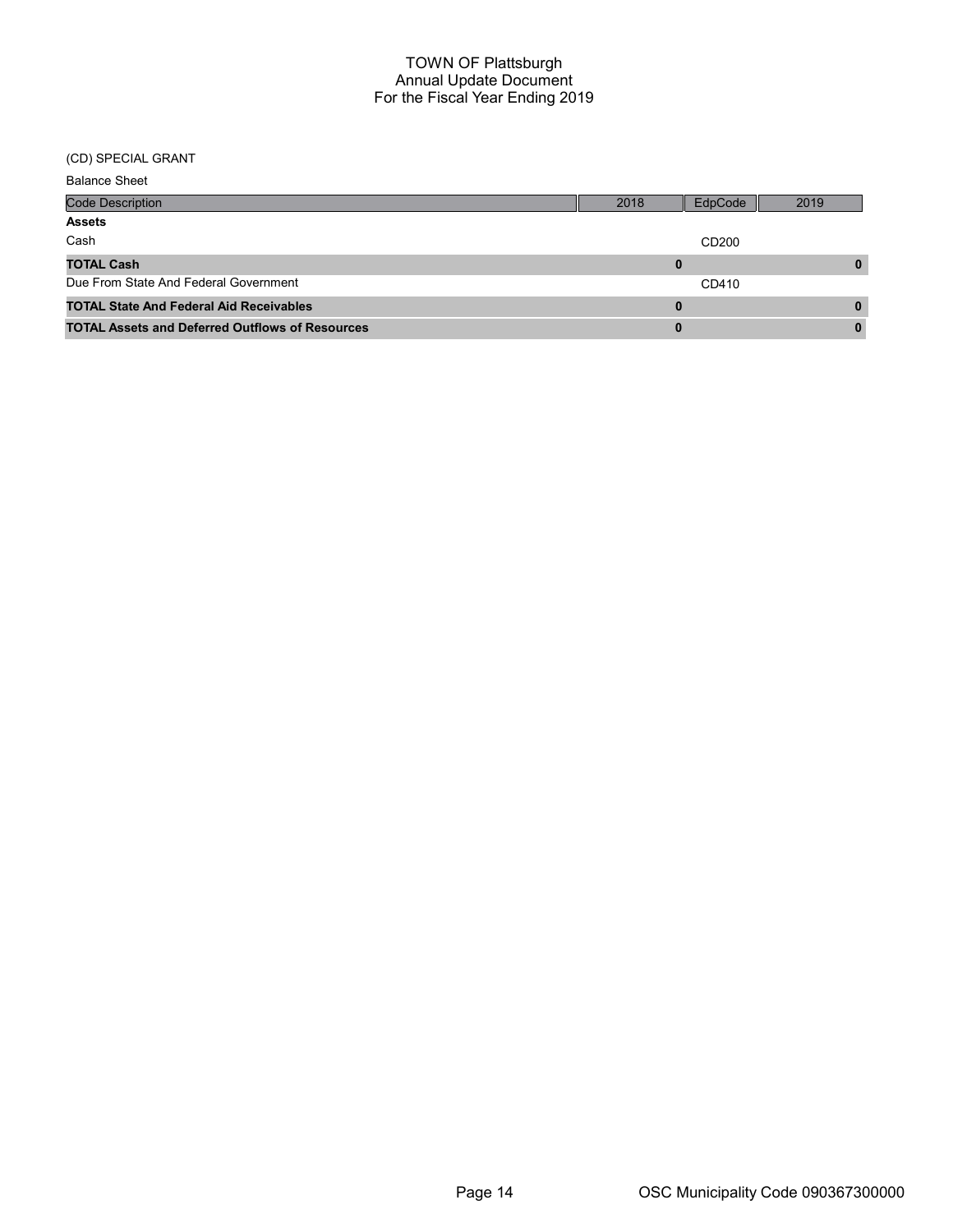# TOWN OF Plattsburgh
## Annual Update Document
## For the Fiscal Year Ending 2019

(CD) SPECIAL GRANT

Balance Sheet

| Code Description | 2018 | EdpCode | 2019 |
|---|---|---|---|
| **Assets** | | | |
| Cash | | CD200 | |
| **TOTAL Cash** | **0** | | **0** |
| Due From State And Federal Government | | CD410 | |
| **TOTAL State And Federal Aid Receivables** | **0** | | **0** |
| **TOTAL Assets and Deferred Outflows of Resources** | **0** | | **0** |

OSC Municipality Code 090367300000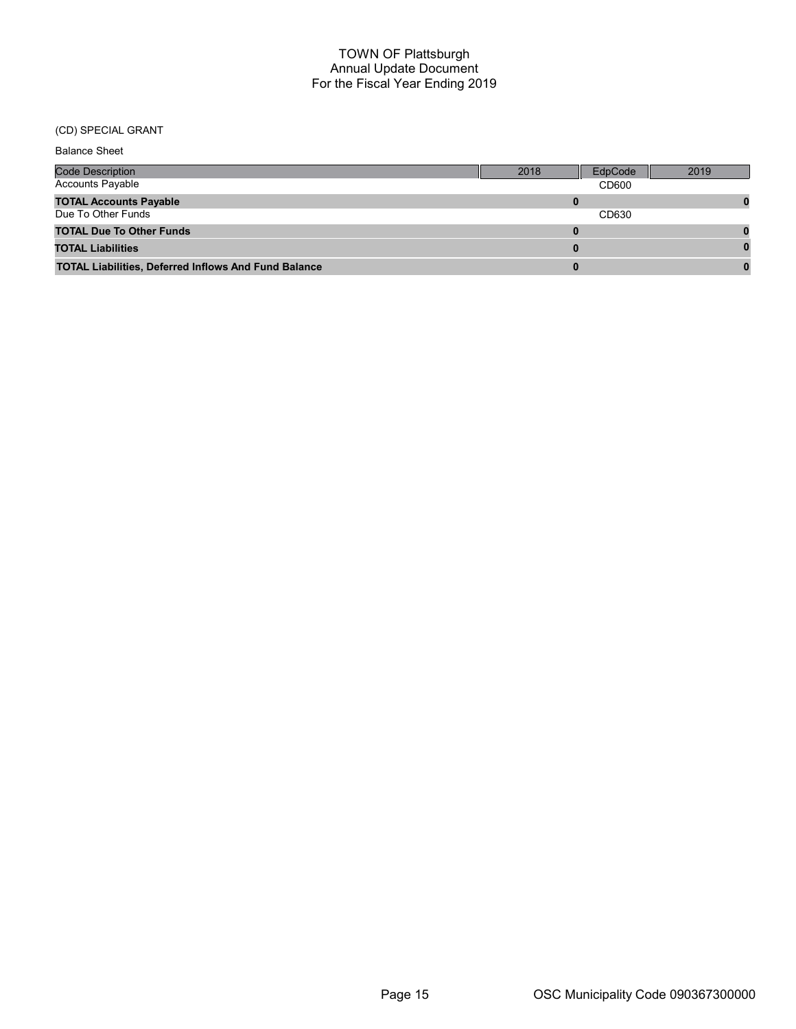# TOWN OF Plattsburgh
## Annual Update Document
## For the Fiscal Year Ending 2019

(CD) SPECIAL GRANT

Balance Sheet

| Code Description | 2018 | EdpCode | 2019 |
|---|---|---|---|
| Accounts Payable | | CD600 | |
| **TOTAL Accounts Payable** | **0** | | **0** |
| Due To Other Funds | | CD630 | |
| **TOTAL Due To Other Funds** | **0** | | **0** |
| **TOTAL Liabilities** | **0** | | **0** |
| **TOTAL Liabilities, Deferred Inflows And Fund Balance** | **0** | | **0** |

OSC Municipality Code 090367300000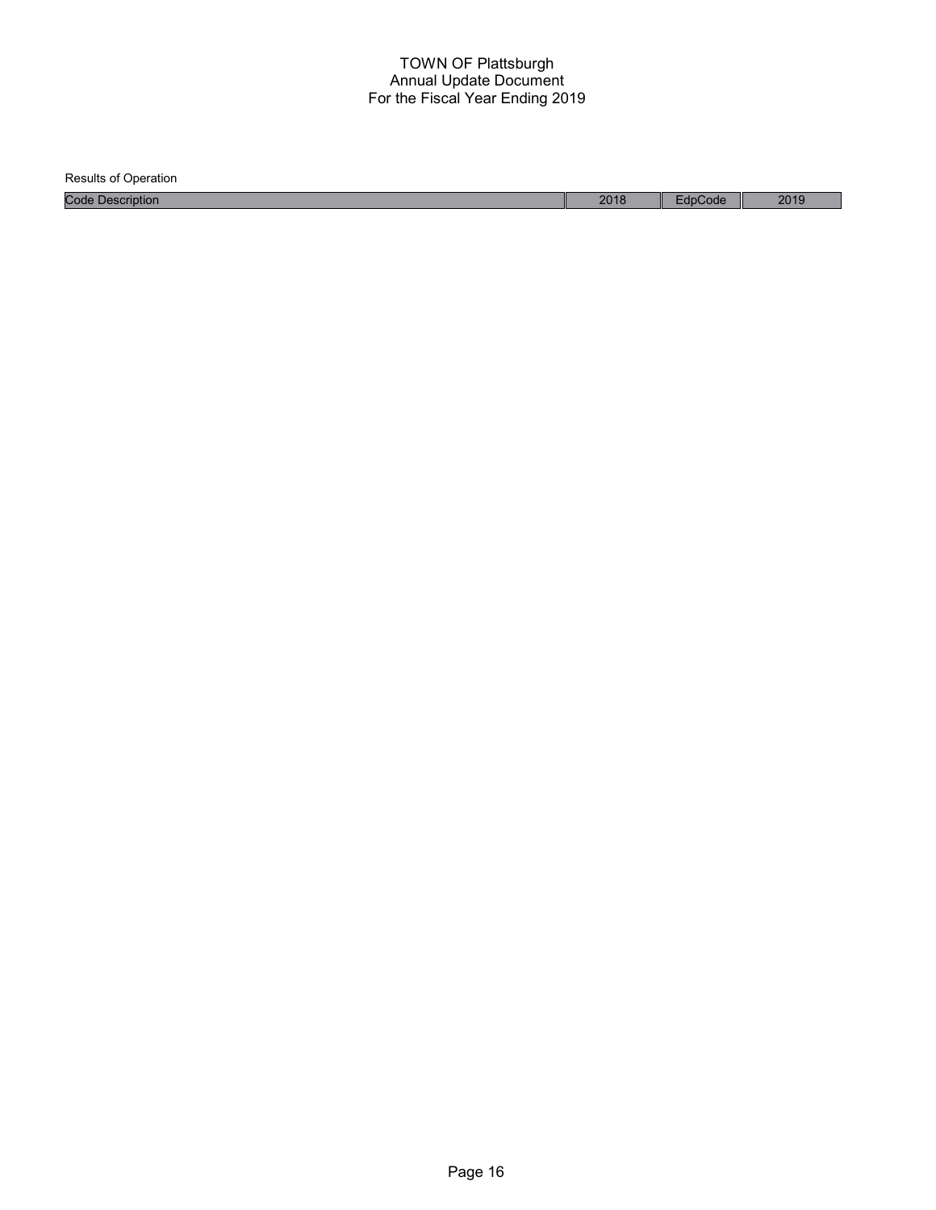TOWN OF Plattsburgh
Annual Update Document
For the Fiscal Year Ending 2019

Results of Operation

| Code Description | 2018 | EdpCode | 2019 |
| --- | --- | --- | --- |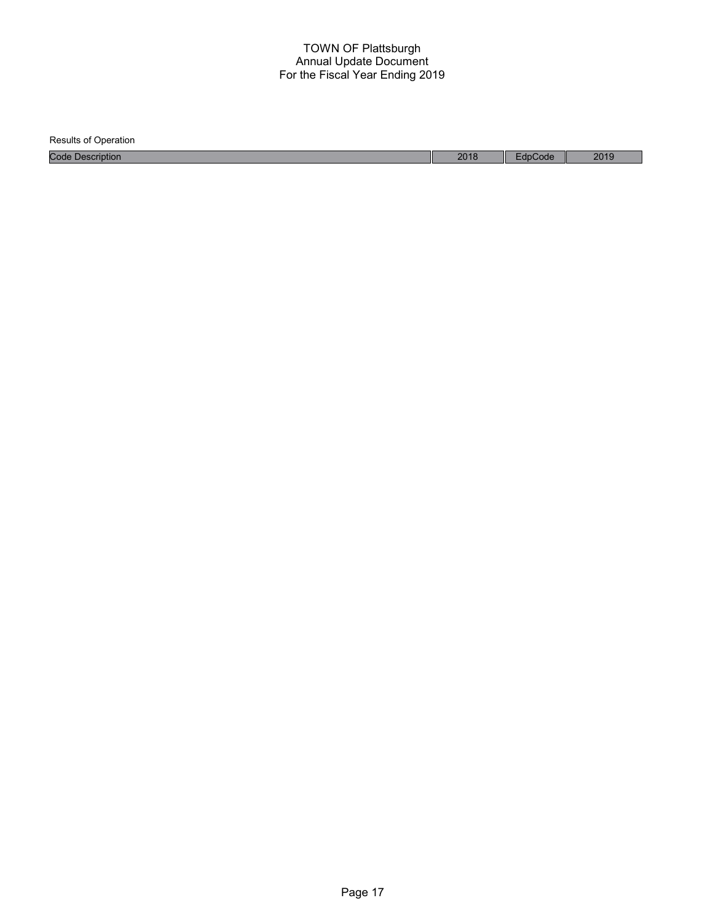TOWN OF Plattsburgh
Annual Update Document
For the Fiscal Year Ending 2019

Results of Operation

| Code Description | 2018 | EdpCode | 2019 |
|---|---|---|---|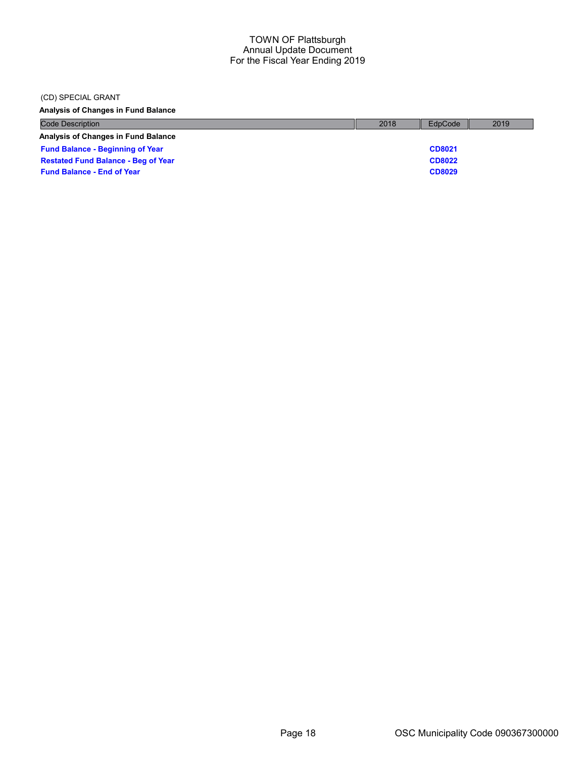(CD) SPECIAL GRANT

**Analysis of Changes in Fund Balance**

| Code Description | 2018 | EdpCode | 2019 |
|---|---|---|---|
| **Analysis of Changes in Fund Balance** | | | |
| **Fund Balance - Beginning of Year** | | **CD8021** | |
| **Restated Fund Balance - Beg of Year** | | **CD8022** | |
| **Fund Balance - End of Year** | | **CD8029** | |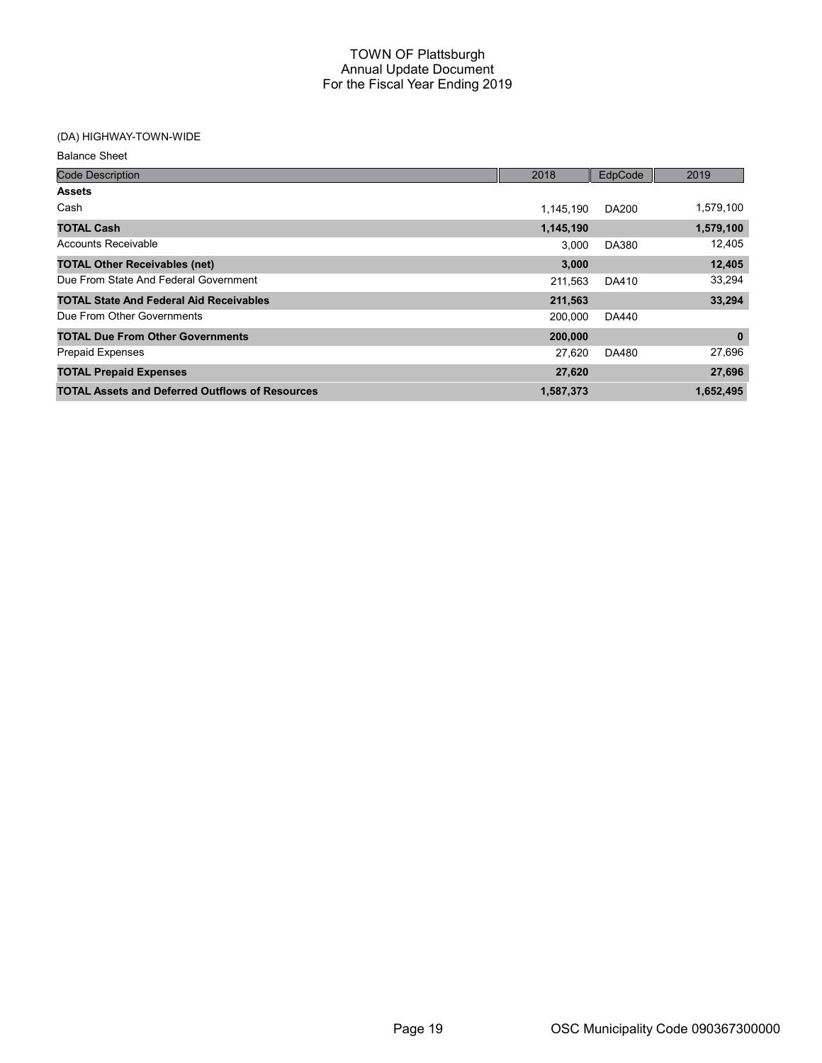# TOWN OF Plattsburgh
## Annual Update Document
## For the Fiscal Year Ending 2019

(DA) HIGHWAY-TOWN-WIDE

Balance Sheet

| Code Description | 2018 | EdpCode | 2019 |
|---|---|---|---|
| **Assets** | | | |
| Cash | 1,145,190 | DA200 | 1,579,100 |
| **TOTAL Cash** | **1,145,190** | | **1,579,100** |
| Accounts Receivable | 3,000 | DA380 | 12,405 |
| **TOTAL Other Receivables (net)** | **3,000** | | **12,405** |
| Due From State And Federal Government | 211,563 | DA410 | 33,294 |
| **TOTAL State And Federal Aid Receivables** | **211,563** | | **33,294** |
| Due From Other Governments | 200,000 | DA440 | |
| **TOTAL Due From Other Governments** | **200,000** | | **0** |
| Prepaid Expenses | 27,620 | DA480 | 27,696 |
| **TOTAL Prepaid Expenses** | **27,620** | | **27,696** |
| **TOTAL Assets and Deferred Outflows of Resources** | **1,587,373** | | **1,652,495** |

OSC Municipality Code 090367300000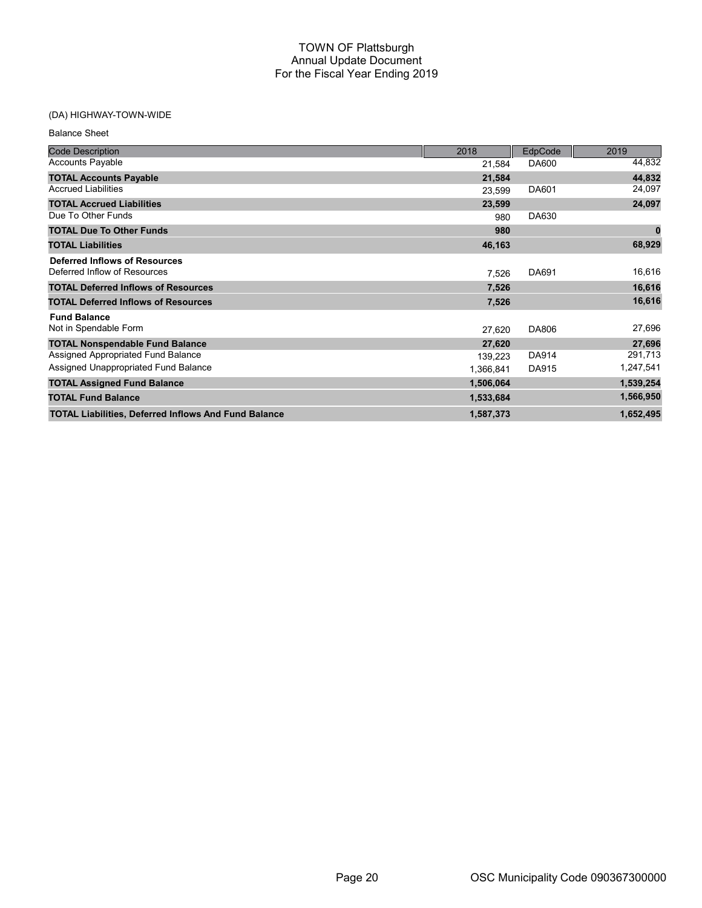# TOWN OF Plattsburgh
## Annual Update Document
## For the Fiscal Year Ending 2019

(DA) HIGHWAY-TOWN-WIDE

Balance Sheet

| Code Description | 2018 | EdpCode | 2019 |
|---|---|---|---|
| Accounts Payable | 21,584 | DA600 | 44,832 |
| **TOTAL Accounts Payable** | **21,584** | | **44,832** |
| Accrued Liabilities | 23,599 | DA601 | 24,097 |
| **TOTAL Accrued Liabilities** | **23,599** | | **24,097** |
| Due To Other Funds | 980 | DA630 | |
| **TOTAL Due To Other Funds** | **980** | | **0** |
| **TOTAL Liabilities** | **46,163** | | **68,929** |
| **Deferred Inflows of Resources** | | | |
| Deferred Inflow of Resources | 7,526 | DA691 | 16,616 |
| **TOTAL Deferred Inflows of Resources** | **7,526** | | **16,616** |
| **TOTAL Deferred Inflows of Resources** | **7,526** | | **16,616** |
| **Fund Balance** | | | |
| Not in Spendable Form | 27,620 | DA806 | 27,696 |
| **TOTAL Nonspendable Fund Balance** | **27,620** | | **27,696** |
| Assigned Appropriated Fund Balance | 139,223 | DA914 | 291,713 |
| Assigned Unappropriated Fund Balance | 1,366,841 | DA915 | 1,247,541 |
| **TOTAL Assigned Fund Balance** | **1,506,064** | | **1,539,254** |
| **TOTAL Fund Balance** | **1,533,684** | | **1,566,950** |
| **TOTAL Liabilities, Deferred Inflows And Fund Balance** | **1,587,373** | | **1,652,495** |

OSC Municipality Code 090367300000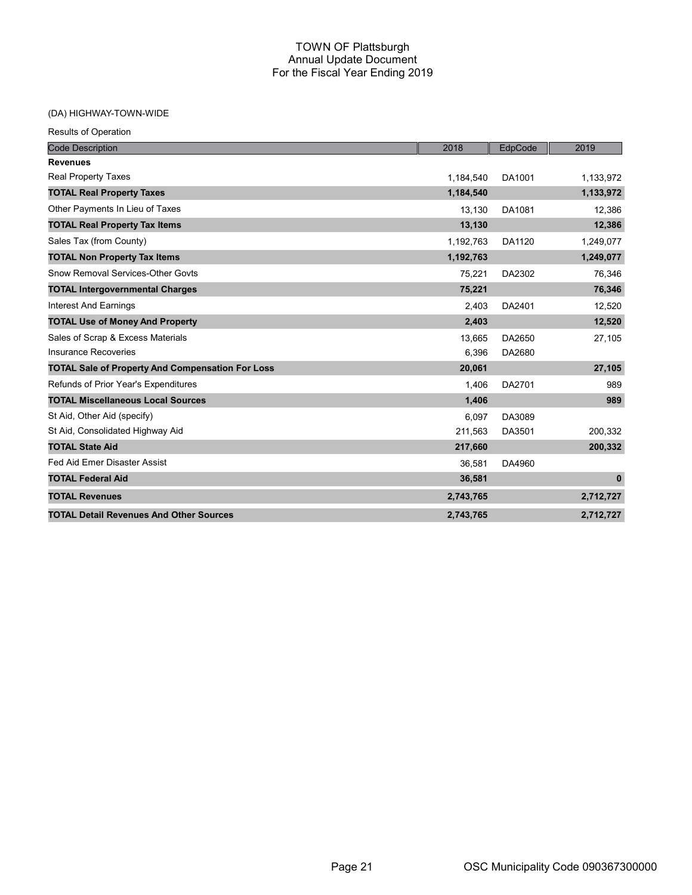# TOWN OF Plattsburgh
## Annual Update Document
## For the Fiscal Year Ending 2019

(DA) HIGHWAY-TOWN-WIDE

Results of Operation

| Code Description | 2018 | EdpCode | 2019 |
|---|---|---|---|
| **Revenues** | | | |
| Real Property Taxes | 1,184,540 | DA1001 | 1,133,972 |
| **TOTAL Real Property Taxes** | **1,184,540** | | **1,133,972** |
| Other Payments In Lieu of Taxes | 13,130 | DA1081 | 12,386 |
| **TOTAL Real Property Tax Items** | **13,130** | | **12,386** |
| Sales Tax (from County) | 1,192,763 | DA1120 | 1,249,077 |
| **TOTAL Non Property Tax Items** | **1,192,763** | | **1,249,077** |
| Snow Removal Services-Other Govts | 75,221 | DA2302 | 76,346 |
| **TOTAL Intergovernmental Charges** | **75,221** | | **76,346** |
| Interest And Earnings | 2,403 | DA2401 | 12,520 |
| **TOTAL Use of Money And Property** | **2,403** | | **12,520** |
| Sales of Scrap & Excess Materials | 13,665 | DA2650 | 27,105 |
| Insurance Recoveries | 6,396 | DA2680 | |
| **TOTAL Sale of Property And Compensation For Loss** | **20,061** | | **27,105** |
| Refunds of Prior Year's Expenditures | 1,406 | DA2701 | 989 |
| **TOTAL Miscellaneous Local Sources** | **1,406** | | **989** |
| St Aid, Other Aid (specify) | 6,097 | DA3089 | |
| St Aid, Consolidated Highway Aid | 211,563 | DA3501 | 200,332 |
| **TOTAL State Aid** | **217,660** | | **200,332** |
| Fed Aid Emer Disaster Assist | 36,581 | DA4960 | |
| **TOTAL Federal Aid** | **36,581** | | **0** |
| **TOTAL Revenues** | **2,743,765** | | **2,712,727** |
| **TOTAL Detail Revenues And Other Sources** | **2,743,765** | | **2,712,727** |

OSC Municipality Code 090367300000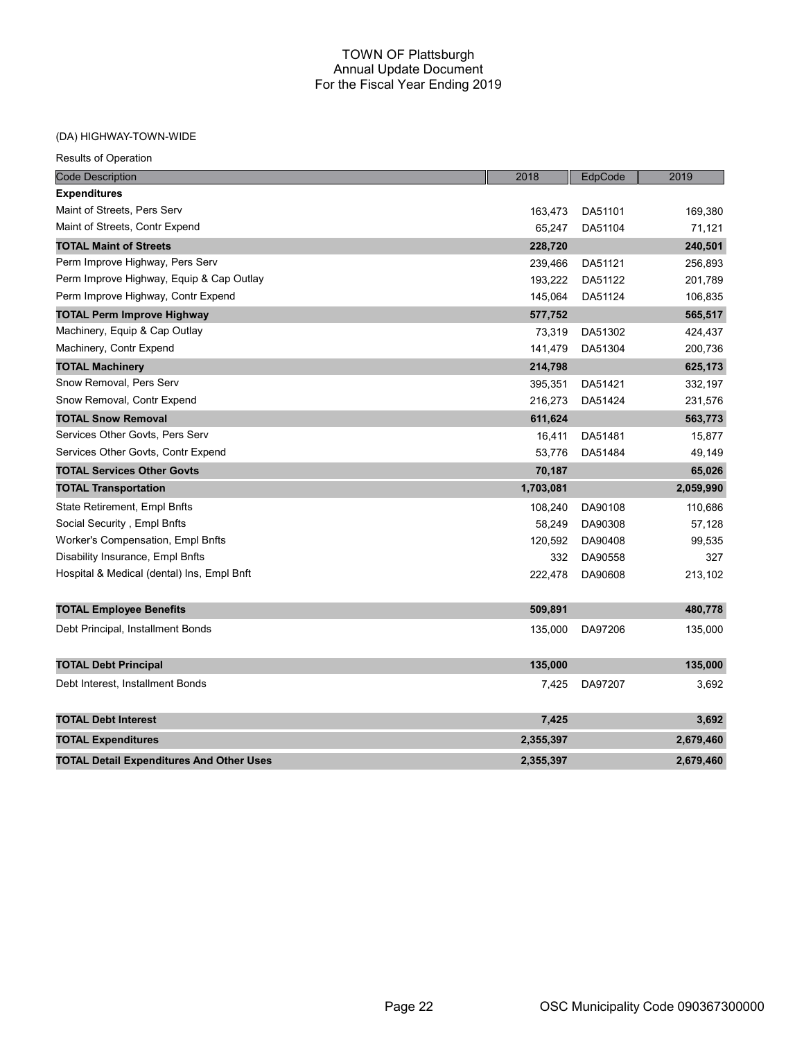# TOWN OF Plattsburgh
## Annual Update Document
## For the Fiscal Year Ending 2019

(DA) HIGHWAY-TOWN-WIDE

Results of Operation

| Code Description | 2018 | EdpCode | 2019 |
|---|---|---|---|
| **Expenditures** | | | |
| Maint of Streets, Pers Serv | 163,473 | DA51101 | 169,380 |
| Maint of Streets, Contr Expend | 65,247 | DA51104 | 71,121 |
| **TOTAL Maint of Streets** | **228,720** | | **240,501** |
| Perm Improve Highway, Pers Serv | 239,466 | DA51121 | 256,893 |
| Perm Improve Highway, Equip & Cap Outlay | 193,222 | DA51122 | 201,789 |
| Perm Improve Highway, Contr Expend | 145,064 | DA51124 | 106,835 |
| **TOTAL Perm Improve Highway** | **577,752** | | **565,517** |
| Machinery, Equip & Cap Outlay | 73,319 | DA51302 | 424,437 |
| Machinery, Contr Expend | 141,479 | DA51304 | 200,736 |
| **TOTAL Machinery** | **214,798** | | **625,173** |
| Snow Removal, Pers Serv | 395,351 | DA51421 | 332,197 |
| Snow Removal, Contr Expend | 216,273 | DA51424 | 231,576 |
| **TOTAL Snow Removal** | **611,624** | | **563,773** |
| Services Other Govts, Pers Serv | 16,411 | DA51481 | 15,877 |
| Services Other Govts, Contr Expend | 53,776 | DA51484 | 49,149 |
| **TOTAL Services Other Govts** | **70,187** | | **65,026** |
| **TOTAL Transportation** | **1,703,081** | | **2,059,990** |
| State Retirement, Empl Bnfts | 108,240 | DA90108 | 110,686 |
| Social Security , Empl Bnfts | 58,249 | DA90308 | 57,128 |
| Worker's Compensation, Empl Bnfts | 120,592 | DA90408 | 99,535 |
| Disability Insurance, Empl Bnfts | 332 | DA90558 | 327 |
| Hospital & Medical (dental) Ins, Empl Bnft | 222,478 | DA90608 | 213,102 |
| **TOTAL Employee Benefits** | **509,891** | | **480,778** |
| Debt Principal, Installment Bonds | 135,000 | DA97206 | 135,000 |
| **TOTAL Debt Principal** | **135,000** | | **135,000** |
| Debt Interest, Installment Bonds | 7,425 | DA97207 | 3,692 |
| **TOTAL Debt Interest** | **7,425** | | **3,692** |
| **TOTAL Expenditures** | **2,355,397** | | **2,679,460** |
| **TOTAL Detail Expenditures And Other Uses** | **2,355,397** | | **2,679,460** |

OSC Municipality Code 090367300000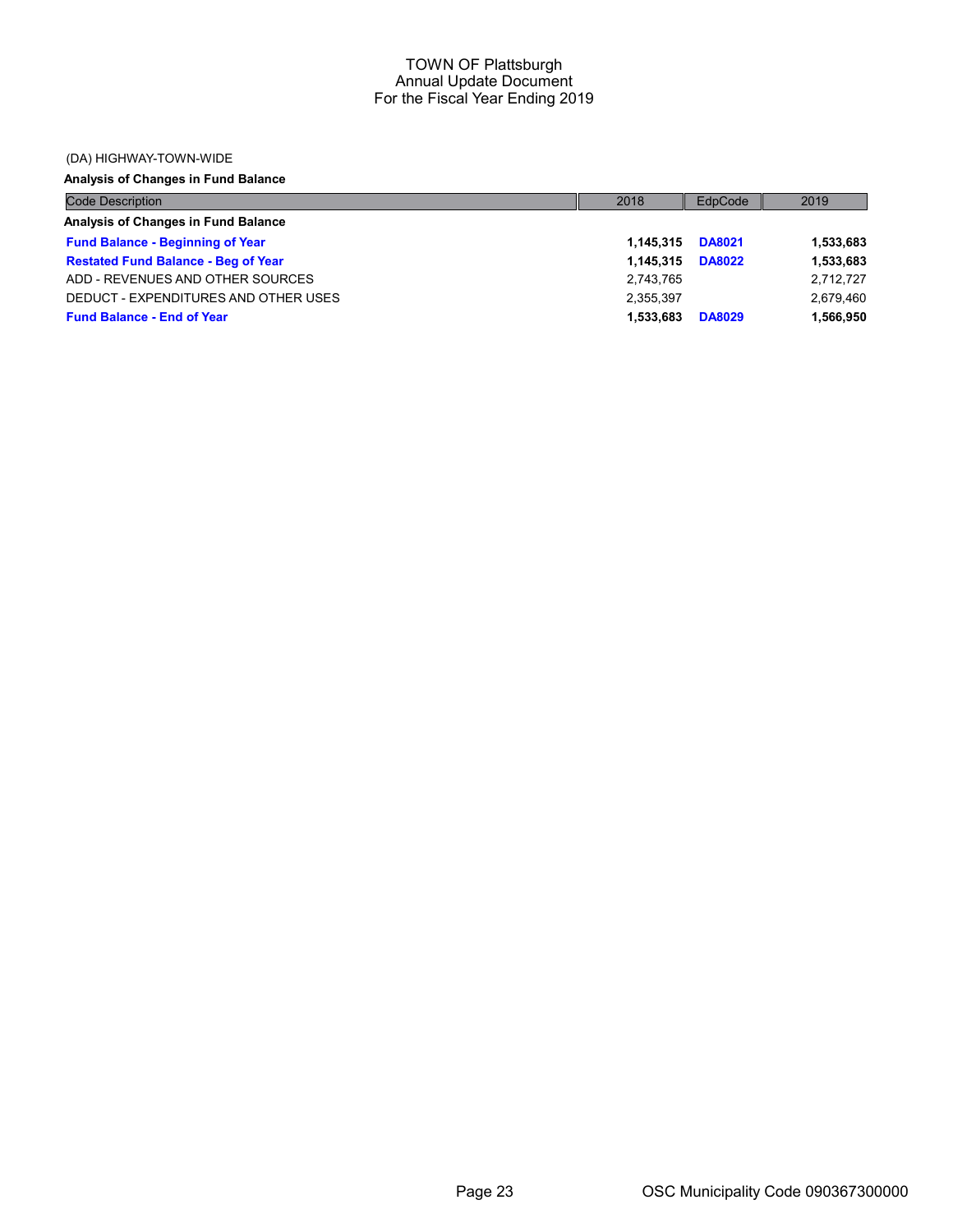# TOWN OF Plattsburgh
## Annual Update Document
## For the Fiscal Year Ending 2019

(DA) HIGHWAY-TOWN-WIDE

**Analysis of Changes in Fund Balance**

| Code Description | 2018 | EdpCode | 2019 |
|---|---|---|---|
| **Analysis of Changes in Fund Balance** | | | |
| **Fund Balance - Beginning of Year** | **1,145,315** | **DA8021** | **1,533,683** |
| **Restated Fund Balance - Beg of Year** | **1,145,315** | **DA8022** | **1,533,683** |
| ADD - REVENUES AND OTHER SOURCES | 2,743,765 | | 2,712,727 |
| DEDUCT - EXPENDITURES AND OTHER USES | 2,355,397 | | 2,679,460 |
| **Fund Balance - End of Year** | **1,533,683** | **DA8029** | **1,566,950** |

OSC Municipality Code 090367300000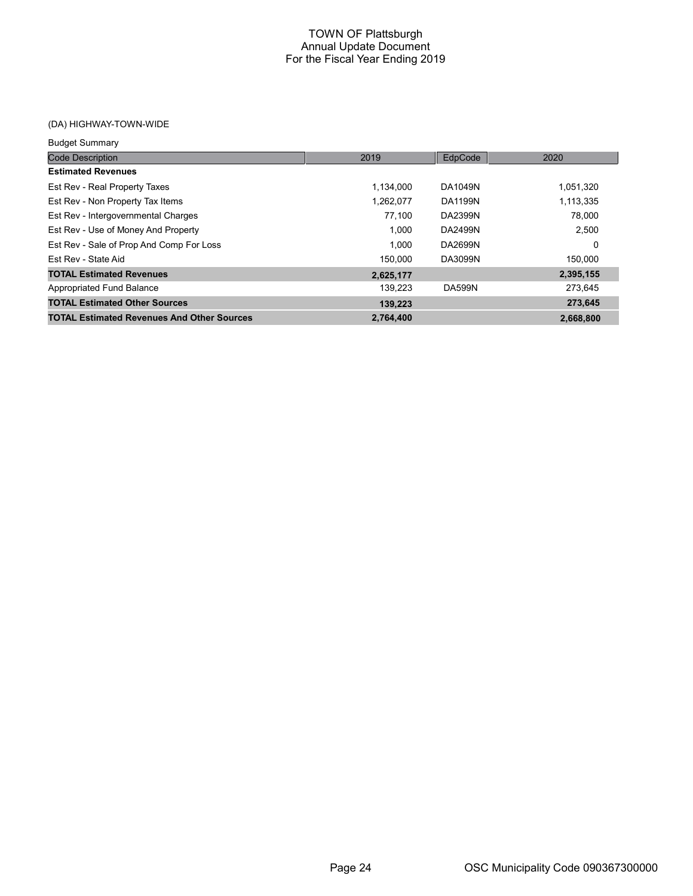# TOWN OF Plattsburgh
## Annual Update Document
## For the Fiscal Year Ending 2019

### (DA) HIGHWAY-TOWN-WIDE

Budget Summary

| Code Description | 2019 | EdpCode | 2020 |
|---|---|---|---|
| **Estimated Revenues** | | | |
| Est Rev - Real Property Taxes | 1,134,000 | DA1049N | 1,051,320 |
| Est Rev - Non Property Tax Items | 1,262,077 | DA1199N | 1,113,335 |
| Est Rev - Intergovernmental Charges | 77,100 | DA2399N | 78,000 |
| Est Rev - Use of Money And Property | 1,000 | DA2499N | 2,500 |
| Est Rev - Sale of Prop And Comp For Loss | 1,000 | DA2699N | 0 |
| Est Rev - State Aid | 150,000 | DA3099N | 150,000 |
| **TOTAL Estimated Revenues** | **2,625,177** | | **2,395,155** |
| Appropriated Fund Balance | 139,223 | DA599N | 273,645 |
| **TOTAL Estimated Other Sources** | **139,223** | | **273,645** |
| **TOTAL Estimated Revenues And Other Sources** | **2,764,400** | | **2,668,800** |

OSC Municipality Code 090367300000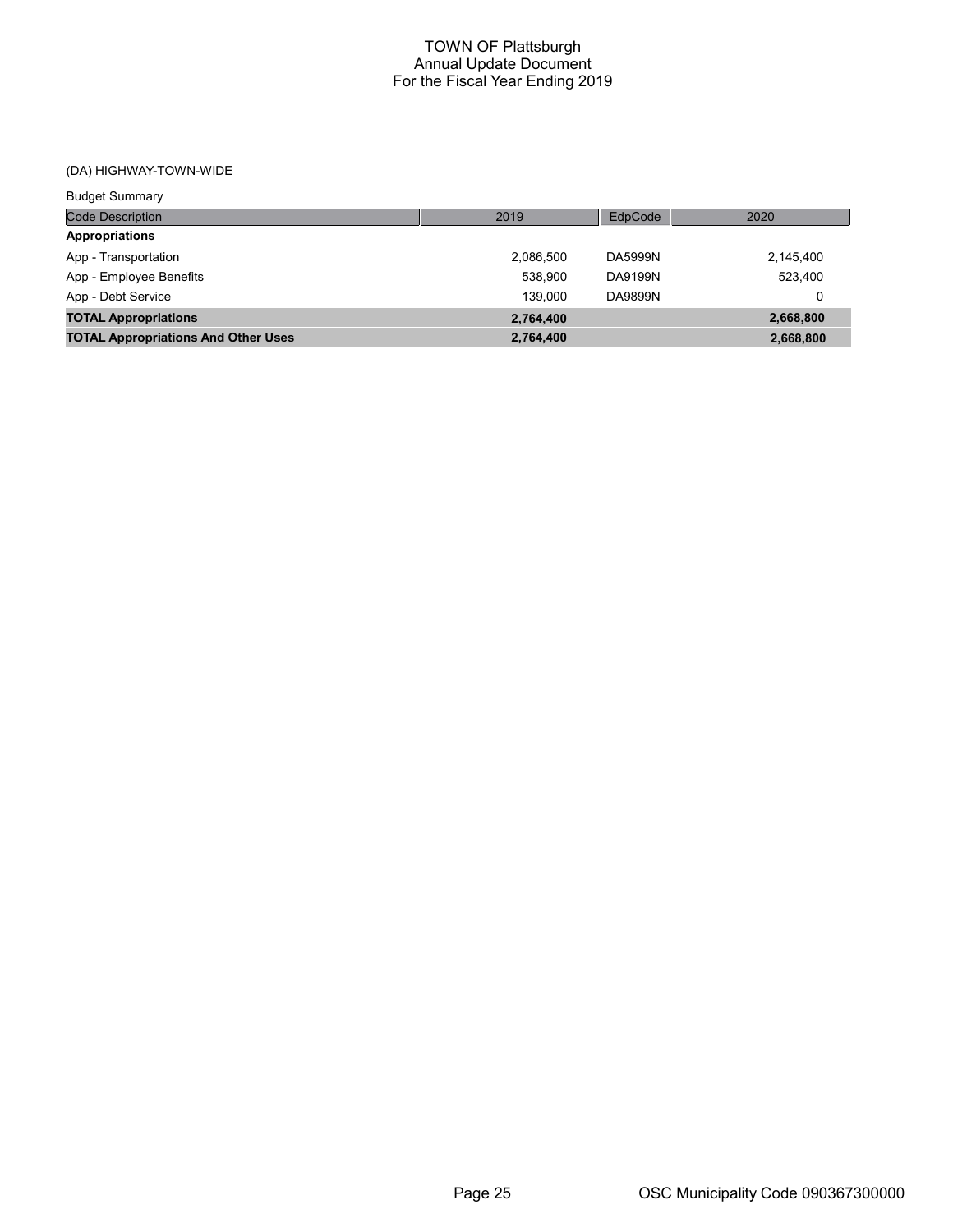# TOWN OF Plattsburgh
## Annual Update Document
## For the Fiscal Year Ending 2019

(DA) HIGHWAY-TOWN-WIDE

Budget Summary

| Code Description | 2019 | EdpCode | 2020 |
|---|---|---|---|
| **Appropriations** | | | |
| App - Transportation | 2,086,500 | DA5999N | 2,145,400 |
| App - Employee Benefits | 538,900 | DA9199N | 523,400 |
| App - Debt Service | 139,000 | DA9899N | 0 |
| **TOTAL Appropriations** | **2,764,400** | | **2,668,800** |
| **TOTAL Appropriations And Other Uses** | **2,764,400** | | **2,668,800** |

OSC Municipality Code 090367300000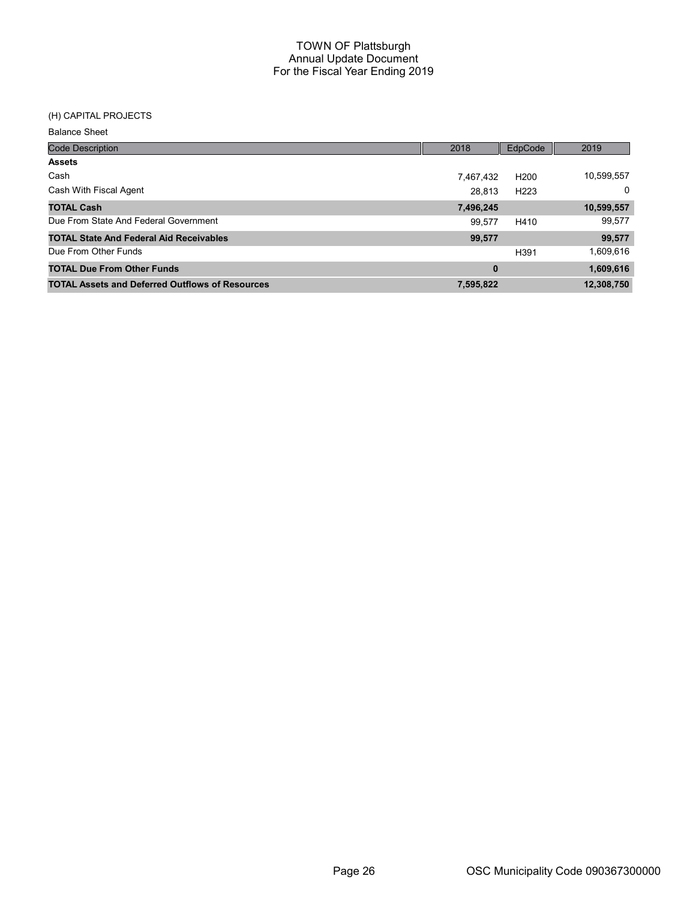# TOWN OF Plattsburgh
## Annual Update Document
## For the Fiscal Year Ending 2019

(H) CAPITAL PROJECTS

Balance Sheet

| Code Description | 2018 | EdpCode | 2019 |
|---|---|---|---|
| **Assets** | | | |
| Cash | 7,467,432 | H200 | 10,599,557 |
| Cash With Fiscal Agent | 28,813 | H223 | 0 |
| **TOTAL Cash** | **7,496,245** | | **10,599,557** |
| Due From State And Federal Government | 99,577 | H410 | 99,577 |
| **TOTAL State And Federal Aid Receivables** | **99,577** | | **99,577** |
| Due From Other Funds | | H391 | 1,609,616 |
| **TOTAL Due From Other Funds** | **0** | | **1,609,616** |
| **TOTAL Assets and Deferred Outflows of Resources** | **7,595,822** | | **12,308,750** |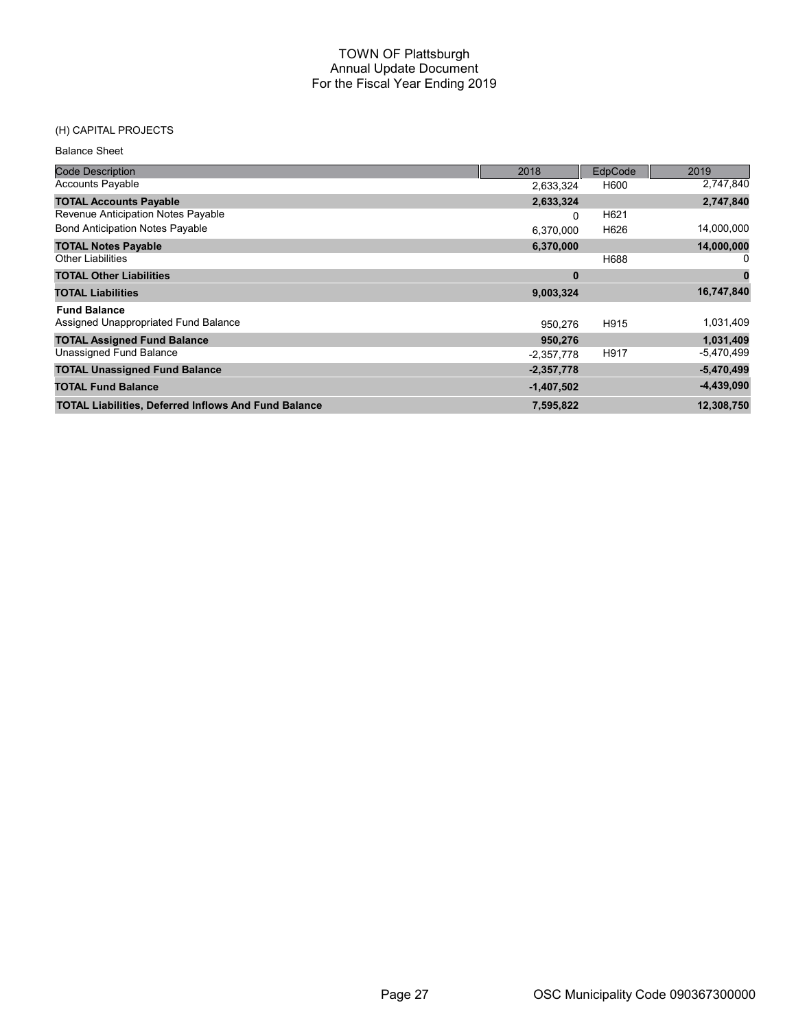# TOWN OF Plattsburgh
## Annual Update Document
## For the Fiscal Year Ending 2019

(H) CAPITAL PROJECTS

Balance Sheet

| Code Description | 2018 | EdpCode | 2019 |
|---|---|---|---|
| Accounts Payable | 2,633,324 | H600 | 2,747,840 |
| **TOTAL Accounts Payable** | **2,633,324** | | **2,747,840** |
| Revenue Anticipation Notes Payable | 0 | H621 | |
| Bond Anticipation Notes Payable | 6,370,000 | H626 | 14,000,000 |
| **TOTAL Notes Payable** | **6,370,000** | | **14,000,000** |
| Other Liabilities | | H688 | 0 |
| **TOTAL Other Liabilities** | **0** | | **0** |
| **TOTAL Liabilities** | **9,003,324** | | **16,747,840** |
| **Fund Balance** | | | |
| Assigned Unappropriated Fund Balance | 950,276 | H915 | 1,031,409 |
| **TOTAL Assigned Fund Balance** | **950,276** | | **1,031,409** |
| Unassigned Fund Balance | -2,357,778 | H917 | -5,470,499 |
| **TOTAL Unassigned Fund Balance** | **-2,357,778** | | **-5,470,499** |
| **TOTAL Fund Balance** | **-1,407,502** | | **-4,439,090** |
| **TOTAL Liabilities, Deferred Inflows And Fund Balance** | **7,595,822** | | **12,308,750** |

OSC Municipality Code 090367300000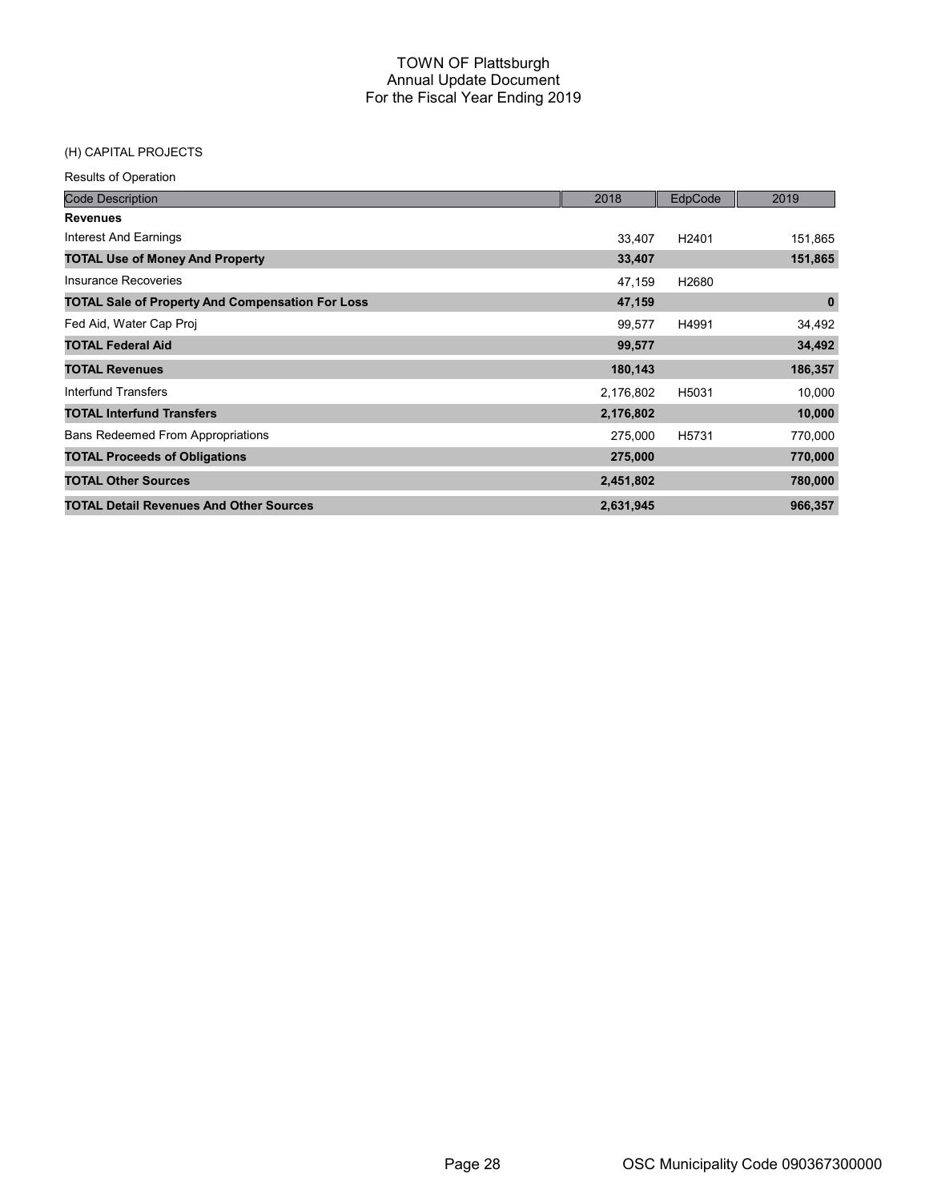# TOWN OF Plattsburgh
## Annual Update Document
## For the Fiscal Year Ending 2019

(H) CAPITAL PROJECTS

Results of Operation

| Code Description | 2018 | EdpCode | 2019 |
|---|---|---|---|
| **Revenues** | | | |
| Interest And Earnings | 33,407 | H2401 | 151,865 |
| **TOTAL Use of Money And Property** | **33,407** | | **151,865** |
| Insurance Recoveries | 47,159 | H2680 | |
| **TOTAL Sale of Property And Compensation For Loss** | **47,159** | | **0** |
| Fed Aid, Water Cap Proj | 99,577 | H4991 | 34,492 |
| **TOTAL Federal Aid** | **99,577** | | **34,492** |
| **TOTAL Revenues** | **180,143** | | **186,357** |
| Interfund Transfers | 2,176,802 | H5031 | 10,000 |
| **TOTAL Interfund Transfers** | **2,176,802** | | **10,000** |
| Bans Redeemed From Appropriations | 275,000 | H5731 | 770,000 |
| **TOTAL Proceeds of Obligations** | **275,000** | | **770,000** |
| **TOTAL Other Sources** | **2,451,802** | | **780,000** |
| **TOTAL Detail Revenues And Other Sources** | **2,631,945** | | **966,357** |

OSC Municipality Code 090367300000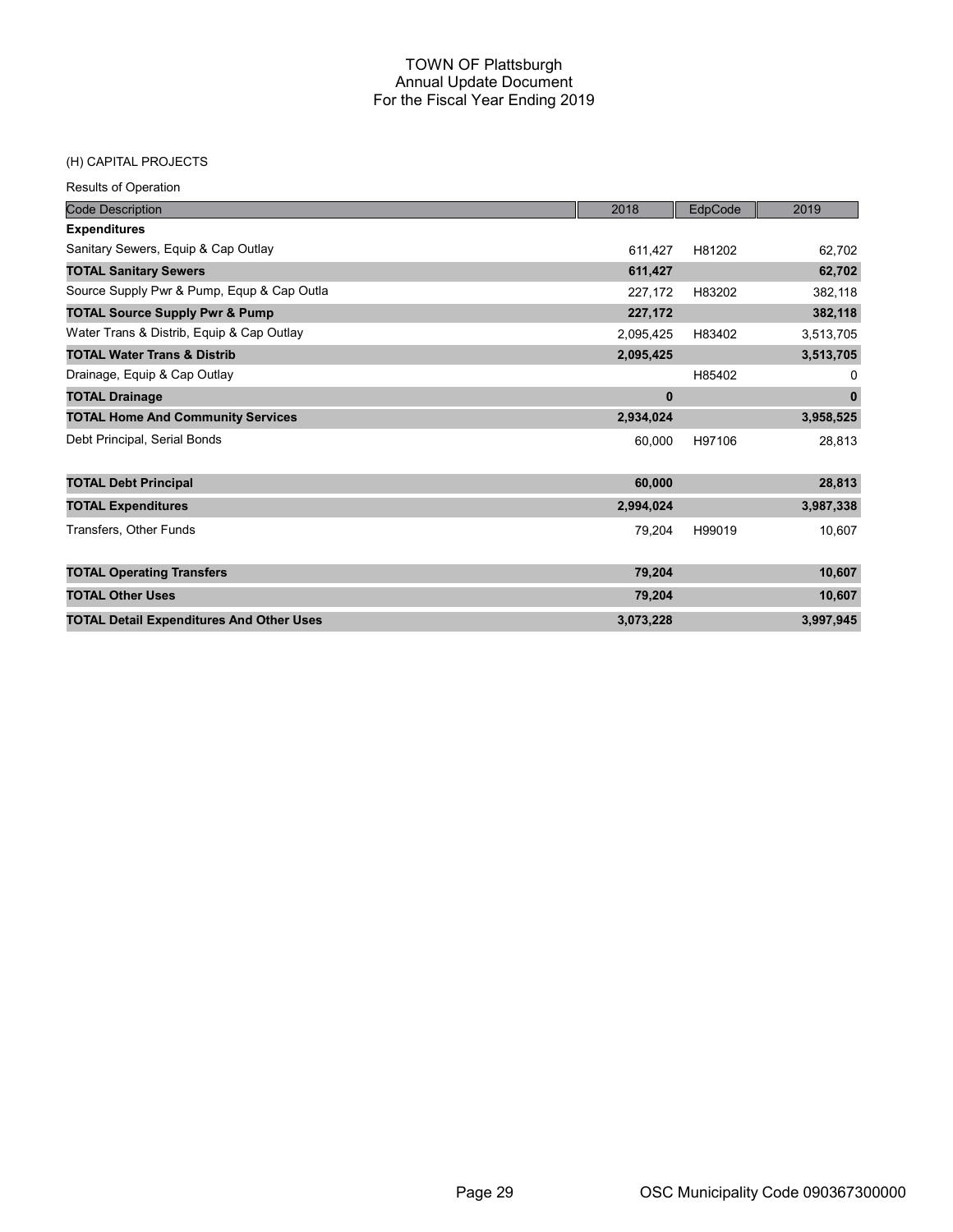# TOWN OF Plattsburgh
## Annual Update Document
## For the Fiscal Year Ending 2019

(H) CAPITAL PROJECTS

Results of Operation

| Code Description | 2018 | EdpCode | 2019 |
|---|---|---|---|
| **Expenditures** | | | |
| Sanitary Sewers, Equip & Cap Outlay | 611,427 | H81202 | 62,702 |
| **TOTAL Sanitary Sewers** | **611,427** | | **62,702** |
| Source Supply Pwr & Pump, Equp & Cap Outla | 227,172 | H83202 | 382,118 |
| **TOTAL Source Supply Pwr & Pump** | **227,172** | | **382,118** |
| Water Trans & Distrib, Equip & Cap Outlay | 2,095,425 | H83402 | 3,513,705 |
| **TOTAL Water Trans & Distrib** | **2,095,425** | | **3,513,705** |
| Drainage, Equip & Cap Outlay | | H85402 | 0 |
| **TOTAL Drainage** | **0** | | **0** |
| **TOTAL Home And Community Services** | **2,934,024** | | **3,958,525** |
| Debt Principal, Serial Bonds | 60,000 | H97106 | 28,813 |
| **TOTAL Debt Principal** | **60,000** | | **28,813** |
| **TOTAL Expenditures** | **2,994,024** | | **3,987,338** |
| Transfers, Other Funds | 79,204 | H99019 | 10,607 |
| **TOTAL Operating Transfers** | **79,204** | | **10,607** |
| **TOTAL Other Uses** | **79,204** | | **10,607** |
| **TOTAL Detail Expenditures And Other Uses** | **3,073,228** | | **3,997,945** |

OSC Municipality Code 090367300000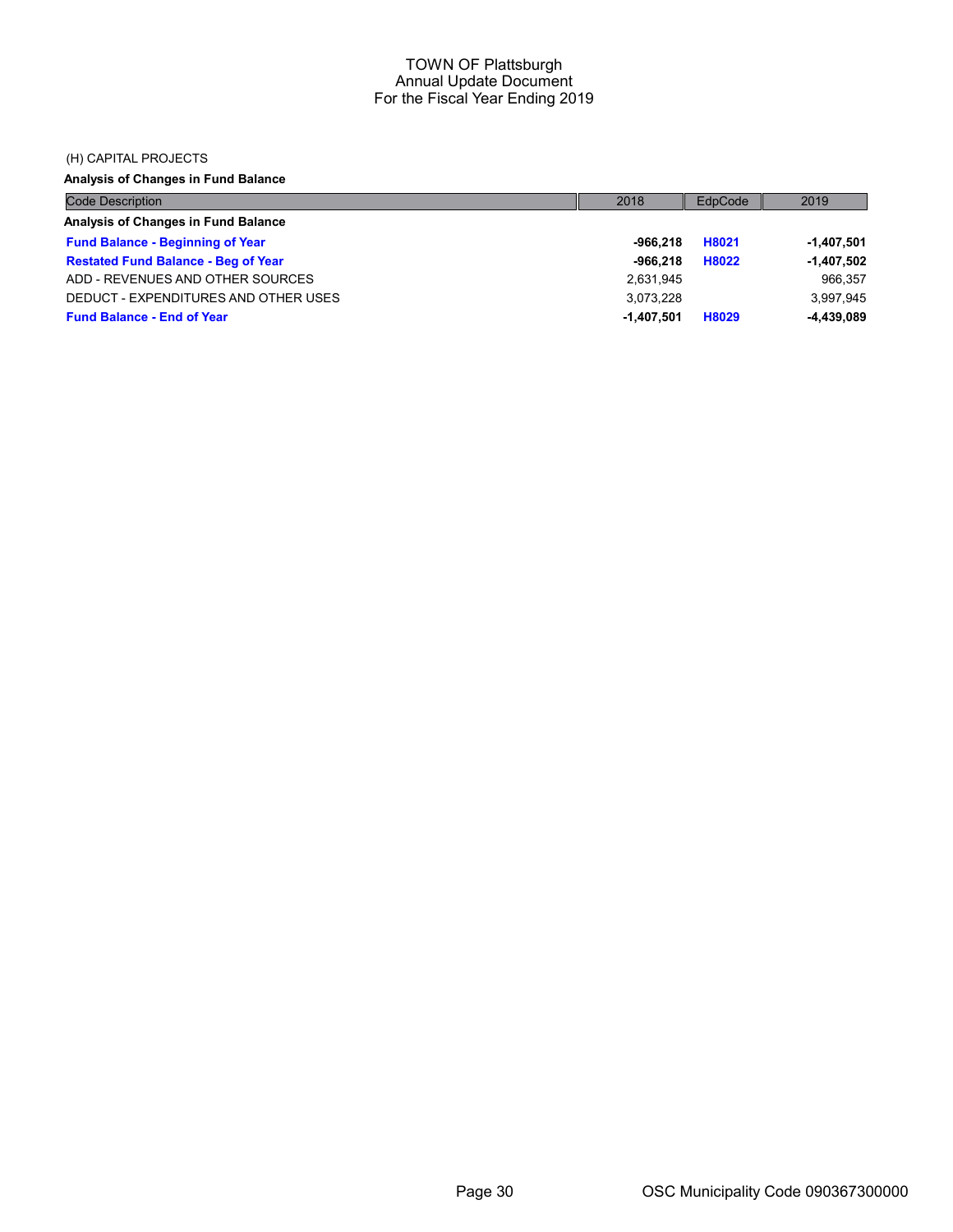# TOWN OF Plattsburgh
## Annual Update Document
## For the Fiscal Year Ending 2019

(H) CAPITAL PROJECTS

**Analysis of Changes in Fund Balance**

| Code Description | 2018 | EdpCode | 2019 |
|---|---|---|---|
| **Analysis of Changes in Fund Balance** | | | |
| **Fund Balance - Beginning of Year** | **-966,218** | **H8021** | **-1,407,501** |
| **Restated Fund Balance - Beg of Year** | **-966,218** | **H8022** | **-1,407,502** |
| ADD - REVENUES AND OTHER SOURCES | 2,631,945 | | 966,357 |
| DEDUCT - EXPENDITURES AND OTHER USES | 3,073,228 | | 3,997,945 |
| **Fund Balance - End of Year** | **-1,407,501** | **H8029** | **-4,439,089** |

OSC Municipality Code 090367300000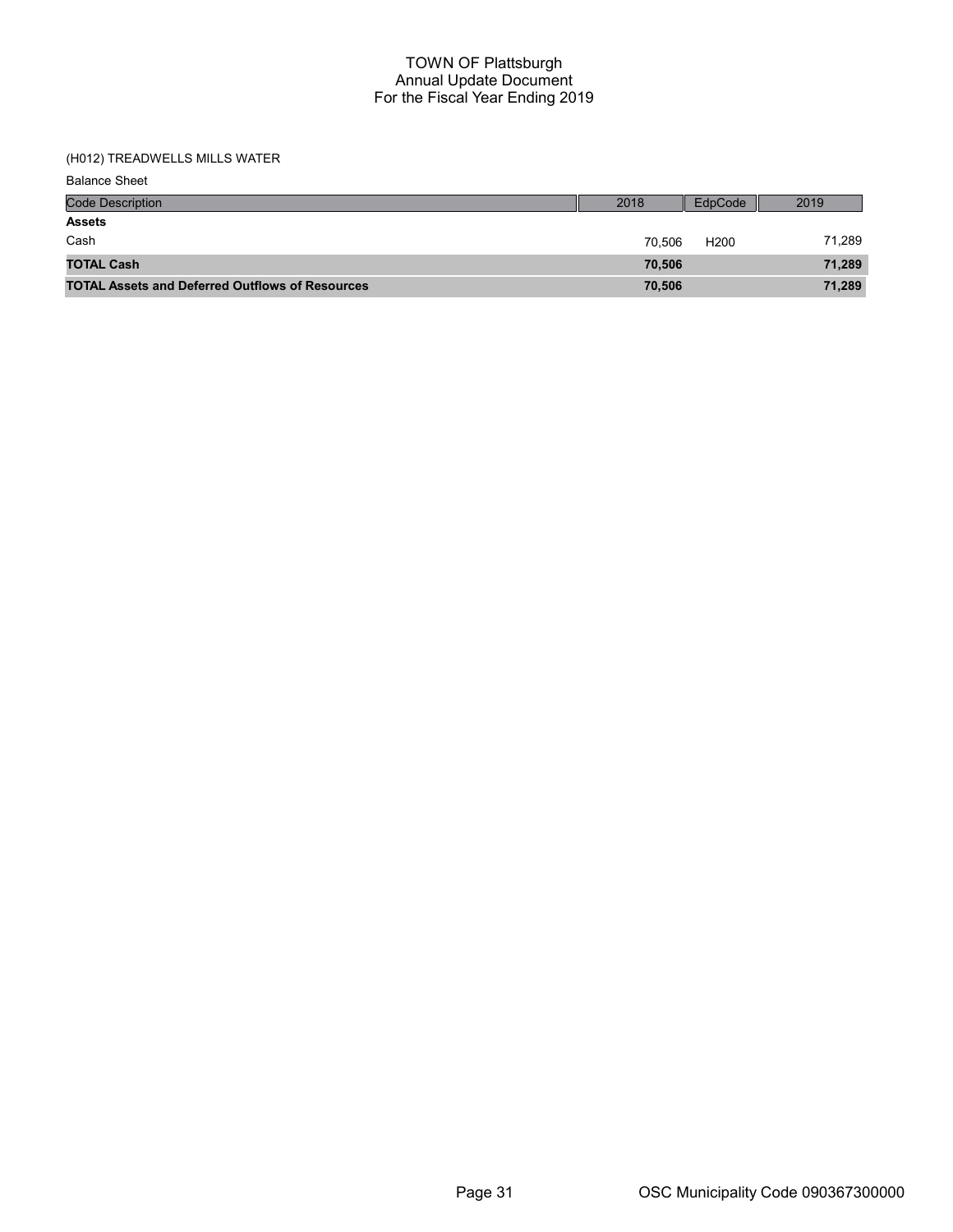# TOWN OF Plattsburgh
## Annual Update Document
## For the Fiscal Year Ending 2019

(H012) TREADWELLS MILLS WATER

Balance Sheet

| Code Description | 2018 | EdpCode | 2019 |
|---|---|---|---|
| **Assets** | | | |
| Cash | 70,506 | H200 | 71,289 |
| **TOTAL Cash** | **70,506** | | **71,289** |
| **TOTAL Assets and Deferred Outflows of Resources** | **70,506** | | **71,289** |

OSC Municipality Code 090367300000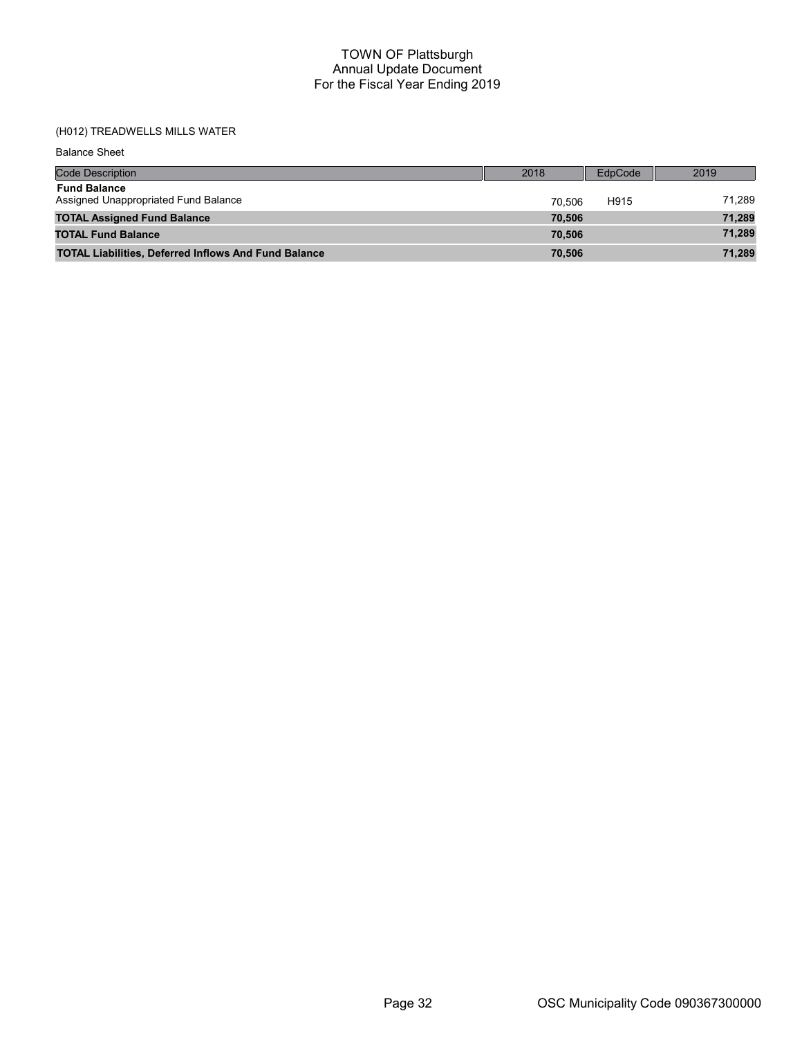# TOWN OF Plattsburgh
## Annual Update Document
## For the Fiscal Year Ending 2019

(H012) TREADWELLS MILLS WATER

Balance Sheet

| Code Description | 2018 | EdpCode | 2019 |
|---|---|---|---|
| **Fund Balance** | | | |
| Assigned Unappropriated Fund Balance | 70,506 | H915 | 71,289 |
| **TOTAL Assigned Fund Balance** | **70,506** | | **71,289** |
| **TOTAL Fund Balance** | **70,506** | | **71,289** |
| **TOTAL Liabilities, Deferred Inflows And Fund Balance** | **70,506** | | **71,289** |

OSC Municipality Code 090367300000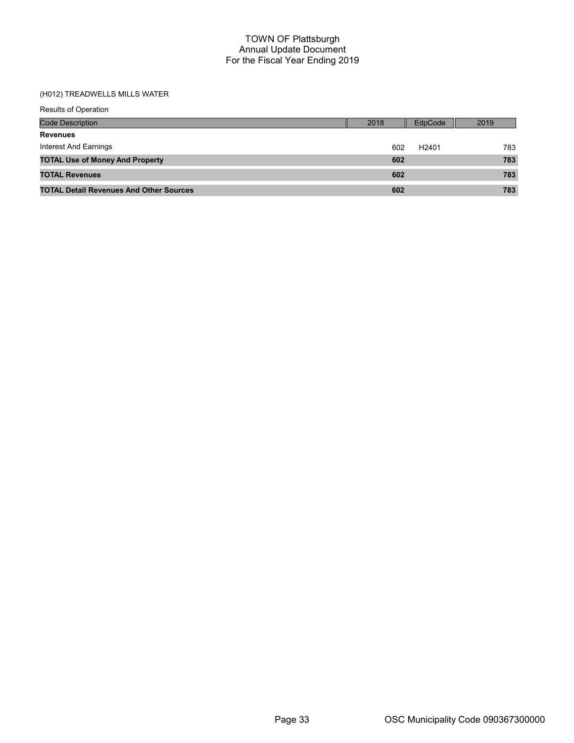# TOWN OF Plattsburgh
## Annual Update Document
## For the Fiscal Year Ending 2019

(H012) TREADWELLS MILLS WATER

Results of Operation

| Code Description | 2018 | EdpCode | 2019 |
|---|---|---|---|
| **Revenues** | | | |
| Interest And Earnings | 602 | H2401 | 783 |
| **TOTAL Use of Money And Property** | **602** | | **783** |
| **TOTAL Revenues** | **602** | | **783** |
| **TOTAL Detail Revenues And Other Sources** | **602** | | **783** |

OSC Municipality Code 090367300000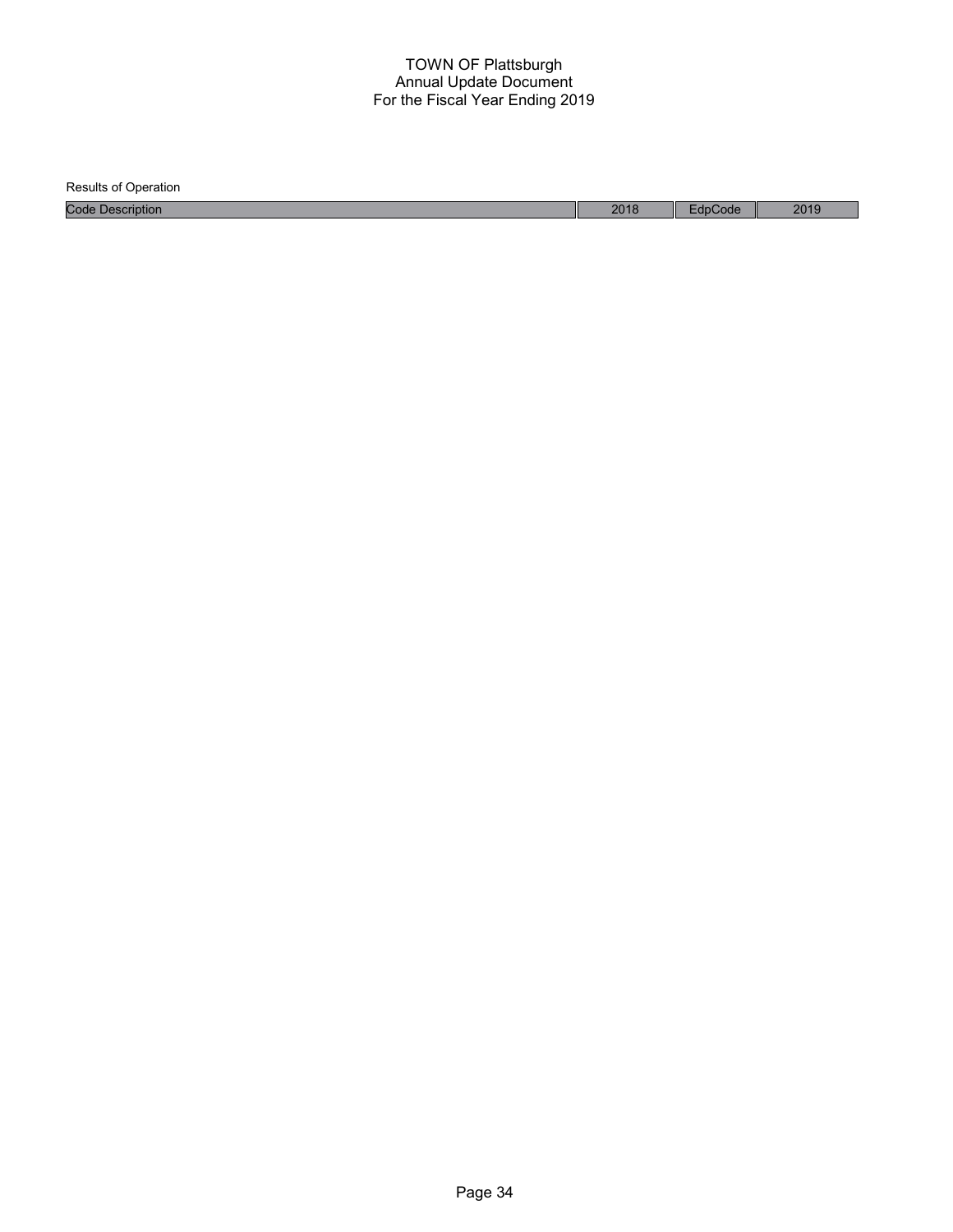TOWN OF Plattsburgh
Annual Update Document
For the Fiscal Year Ending 2019

Results of Operation

| Code Description | 2018 | EdpCode | 2019 |
| --- | --- | --- | --- |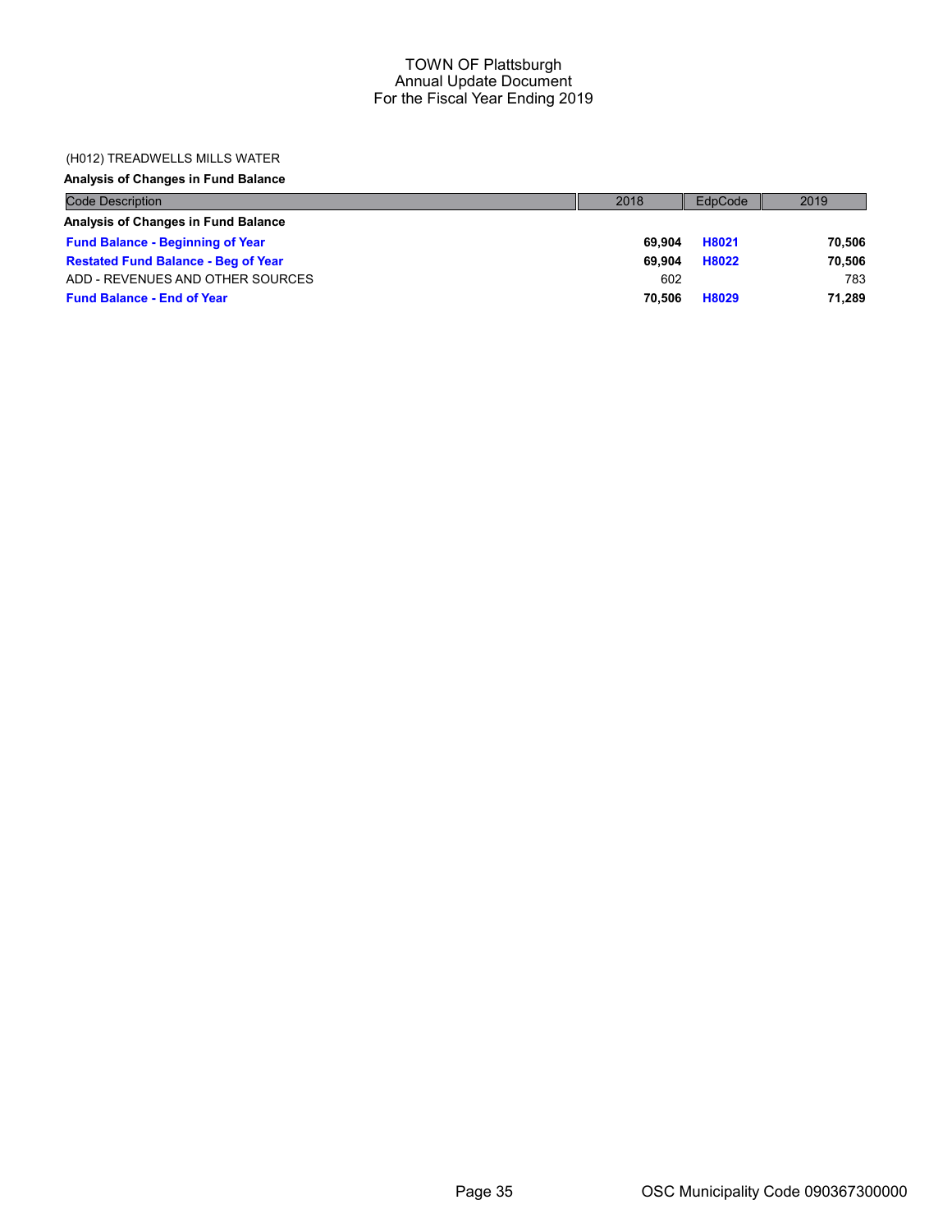TOWN OF Plattsburgh
Annual Update Document
For the Fiscal Year Ending 2019

(H012) TREADWELLS MILLS WATER

**Analysis of Changes in Fund Balance**

| Code Description | 2018 | EdpCode | 2019 |
|---|---|---|---|
| **Analysis of Changes in Fund Balance** | | | |
| **Fund Balance - Beginning of Year** | **69,904** | **H8021** | **70,506** |
| **Restated Fund Balance - Beg of Year** | **69,904** | **H8022** | **70,506** |
| ADD - REVENUES AND OTHER SOURCES | 602 | | 783 |
| **Fund Balance - End of Year** | **70,506** | **H8029** | **71,289** |

OSC Municipality Code 090367300000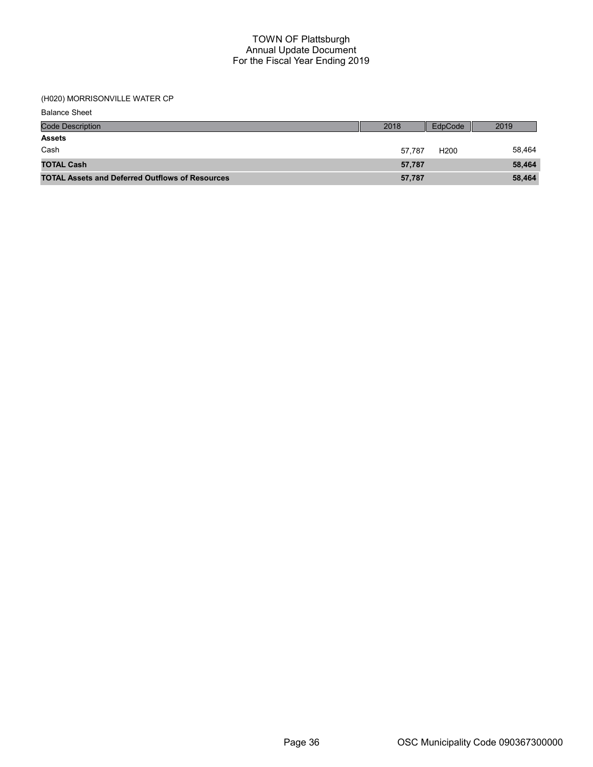# TOWN OF Plattsburgh
## Annual Update Document
## For the Fiscal Year Ending 2019

(H020) MORRISONVILLE WATER CP

Balance Sheet

| Code Description | 2018 | EdpCode | 2019 |
|---|---|---|---|
| **Assets** | | | |
| Cash | 57,787 | H200 | 58,464 |
| **TOTAL Cash** | **57,787** | | **58,464** |
| **TOTAL Assets and Deferred Outflows of Resources** | **57,787** | | **58,464** |

OSC Municipality Code 090367300000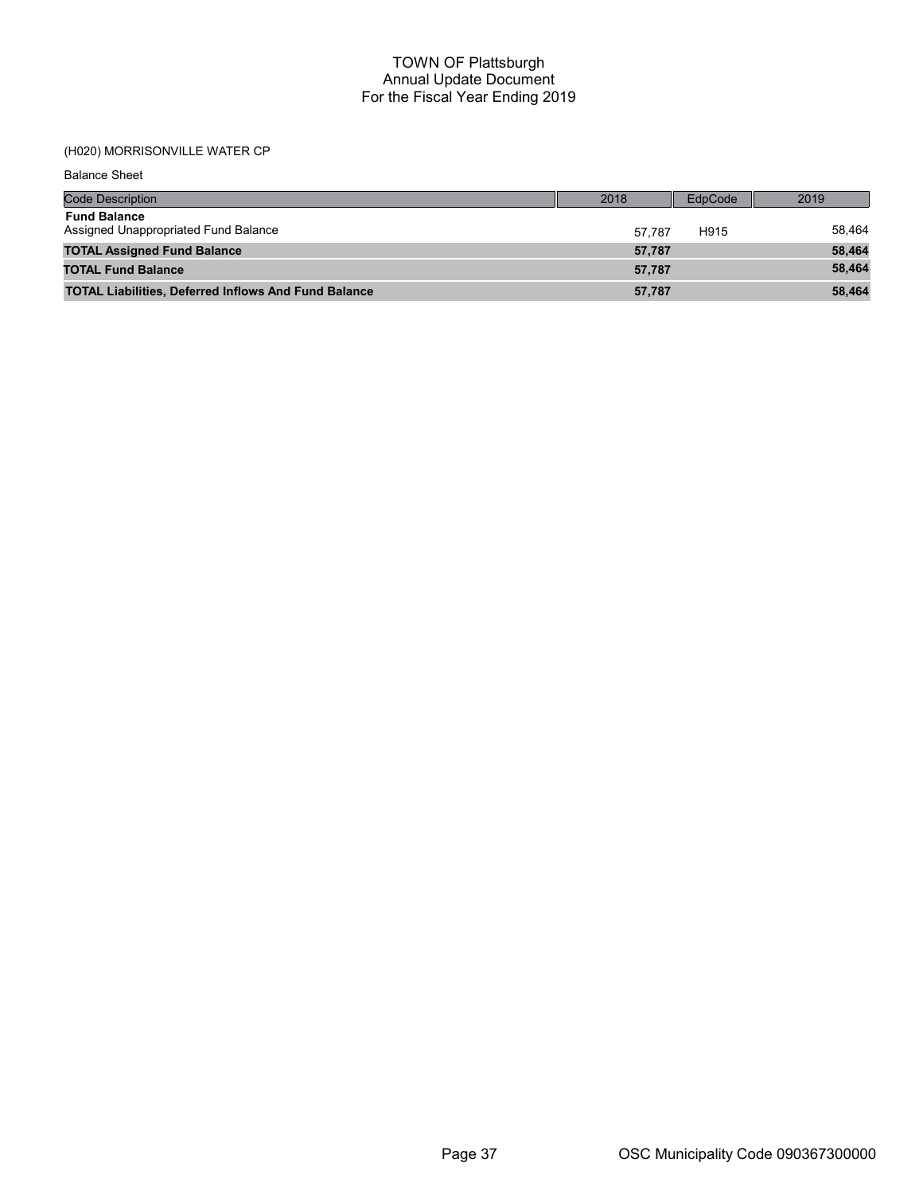# TOWN OF Plattsburgh
## Annual Update Document
## For the Fiscal Year Ending 2019

(H020) MORRISONVILLE WATER CP

Balance Sheet

| Code Description | 2018 | EdpCode | 2019 |
|---|---|---|---|
| **Fund Balance** | | | |
| Assigned Unappropriated Fund Balance | 57,787 | H915 | 58,464 |
| **TOTAL Assigned Fund Balance** | **57,787** | | **58,464** |
| **TOTAL Fund Balance** | **57,787** | | **58,464** |
| **TOTAL Liabilities, Deferred Inflows And Fund Balance** | **57,787** | | **58,464** |

OSC Municipality Code 090367300000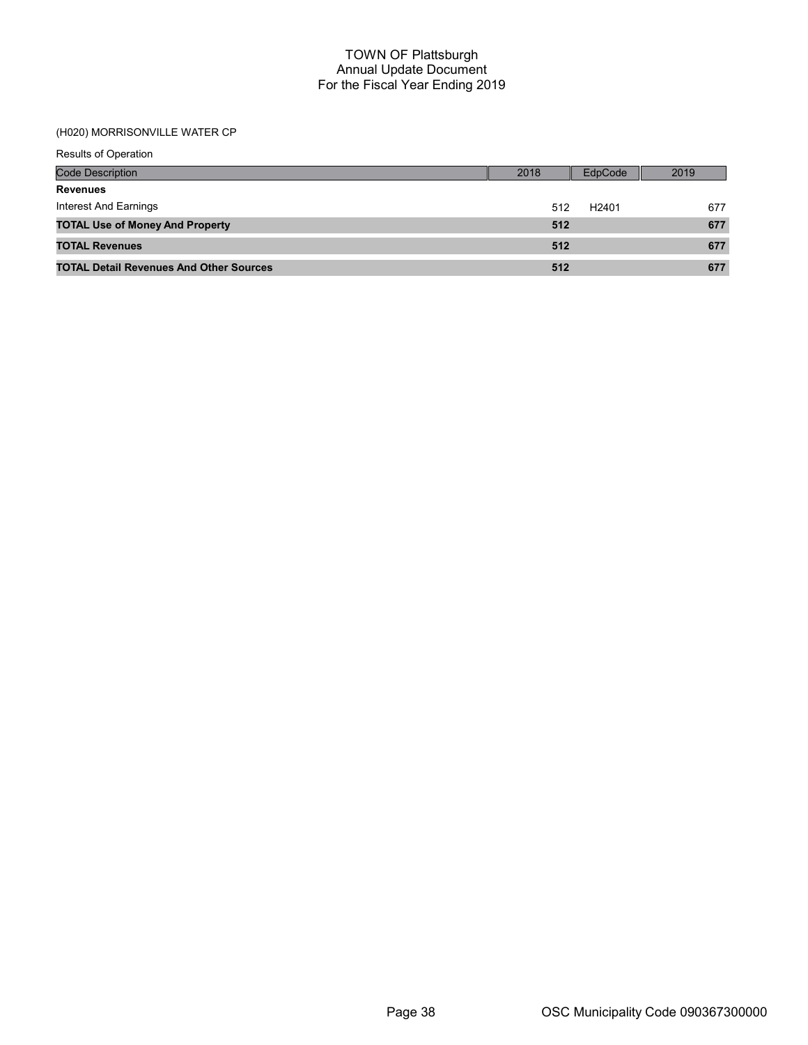# TOWN OF Plattsburgh
## Annual Update Document
## For the Fiscal Year Ending 2019

(H020) MORRISONVILLE WATER CP

Results of Operation

| Code Description | 2018 | EdpCode | 2019 |
|---|---|---|---|
| **Revenues** | | | |
| Interest And Earnings | 512 | H2401 | 677 |
| **TOTAL Use of Money And Property** | **512** | | **677** |
| **TOTAL Revenues** | **512** | | **677** |
| **TOTAL Detail Revenues And Other Sources** | **512** | | **677** |

OSC Municipality Code 090367300000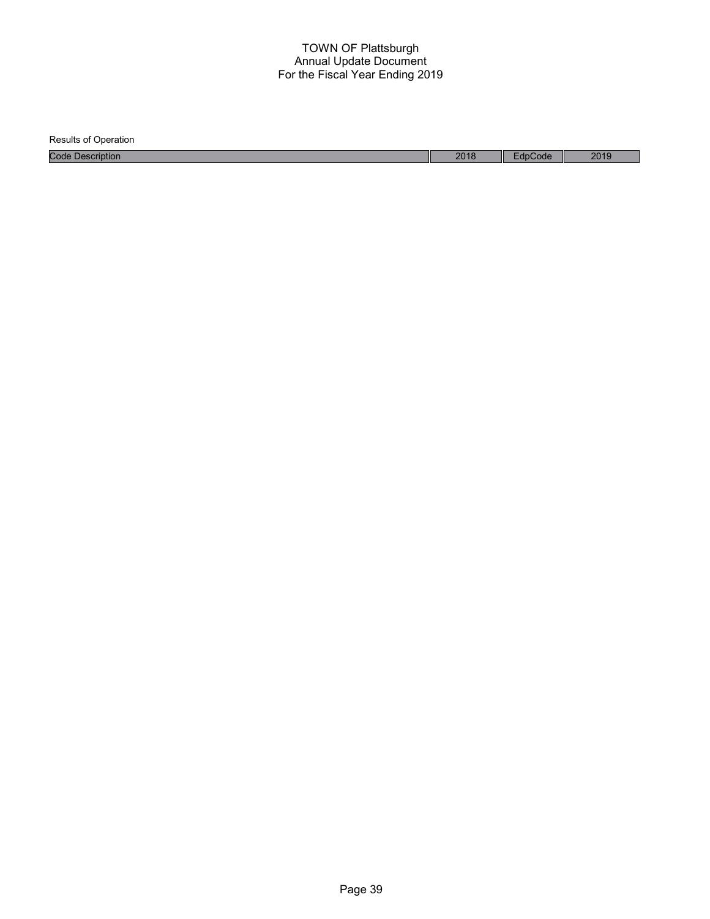TOWN OF Plattsburgh
Annual Update Document
For the Fiscal Year Ending 2019

Results of Operation

| Code Description | 2018 | EdpCode | 2019 |
|---|---|---|---|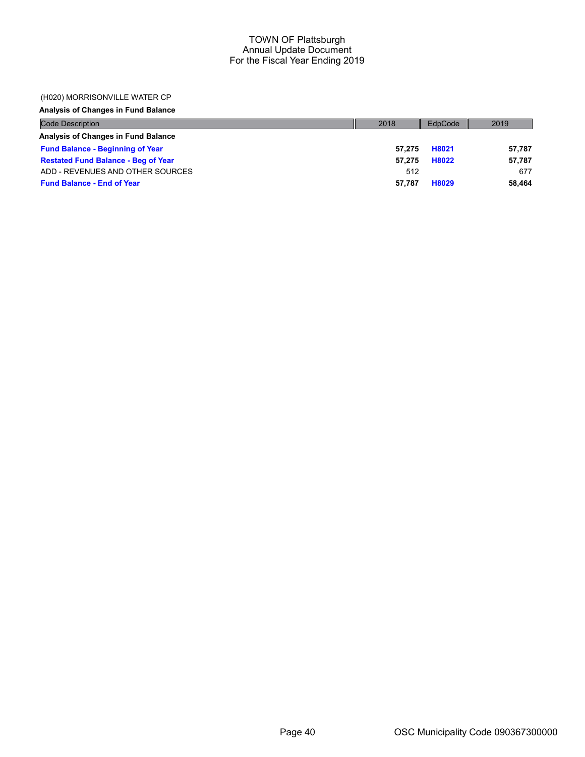TOWN OF Plattsburgh
Annual Update Document
For the Fiscal Year Ending 2019

(H020) MORRISONVILLE WATER CP

**Analysis of Changes in Fund Balance**

| Code Description | 2018 | EdpCode | 2019 |
|---|---|---|---|
| **Analysis of Changes in Fund Balance** | | | |
| **Fund Balance - Beginning of Year** | **57,275** | **H8021** | **57,787** |
| **Restated Fund Balance - Beg of Year** | **57,275** | **H8022** | **57,787** |
| ADD - REVENUES AND OTHER SOURCES | 512 | | 677 |
| **Fund Balance - End of Year** | **57,787** | **H8029** | **58,464** |

OSC Municipality Code 090367300000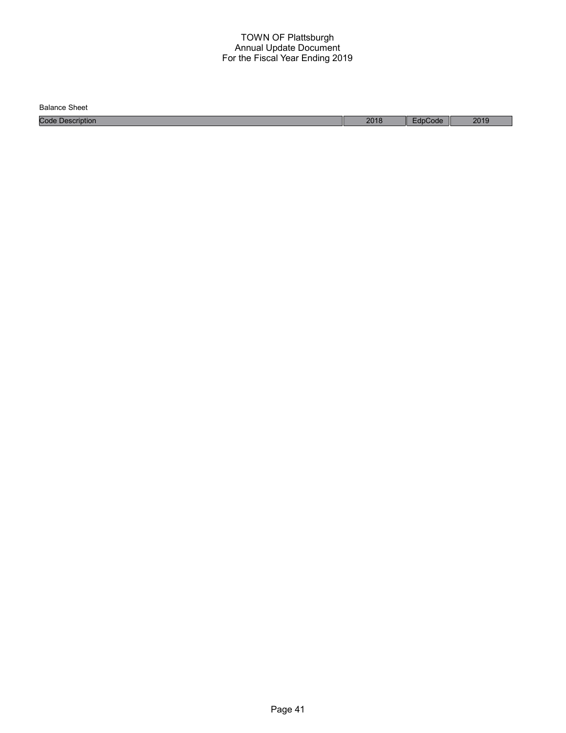TOWN OF Plattsburgh
Annual Update Document
For the Fiscal Year Ending 2019

Balance Sheet

| Code Description | 2018 | EdpCode | 2019 |
| --- | --- | --- | --- |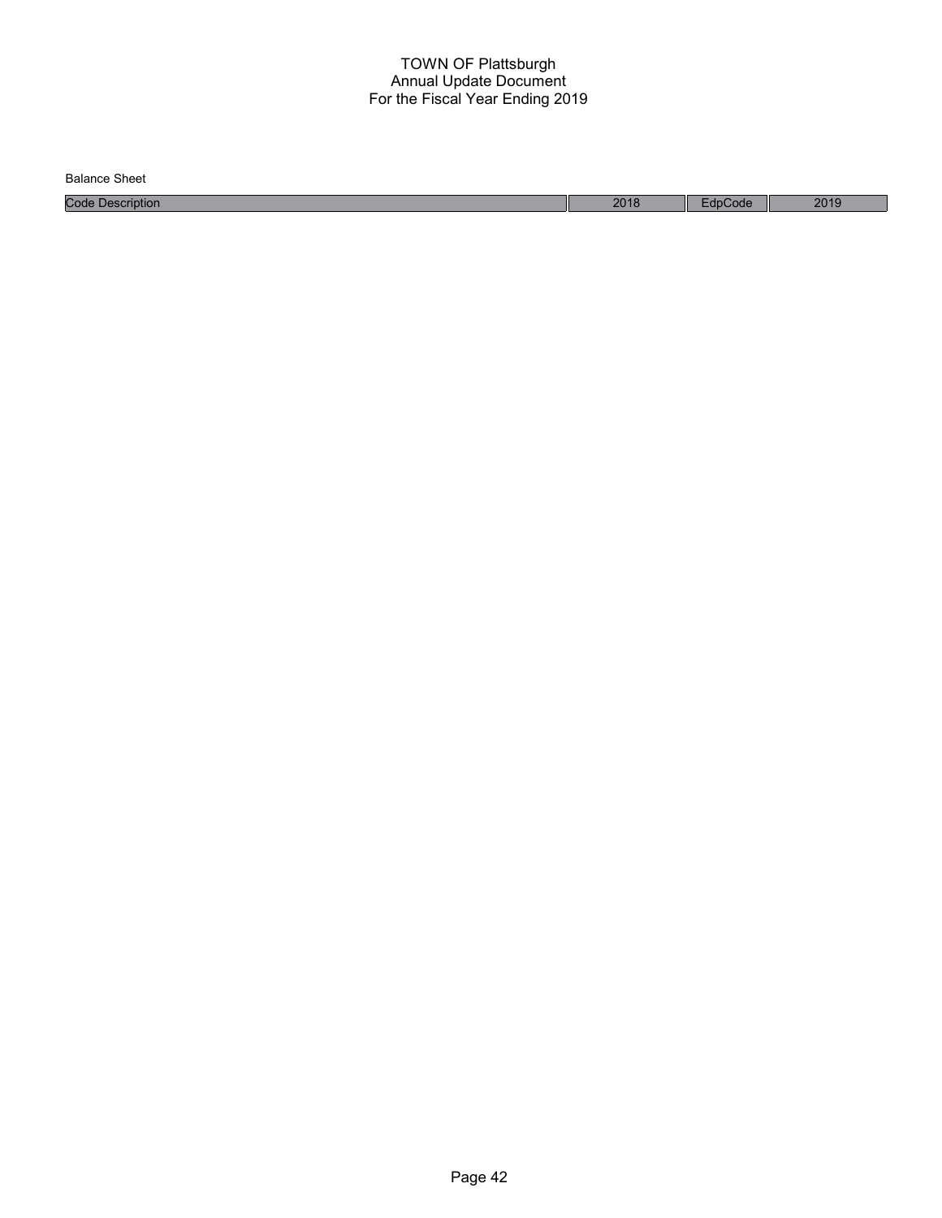# TOWN OF Plattsburgh
## Annual Update Document
## For the Fiscal Year Ending 2019

Balance Sheet

| Code Description | 2018 | EdpCode | 2019 |
|---|---|---|---|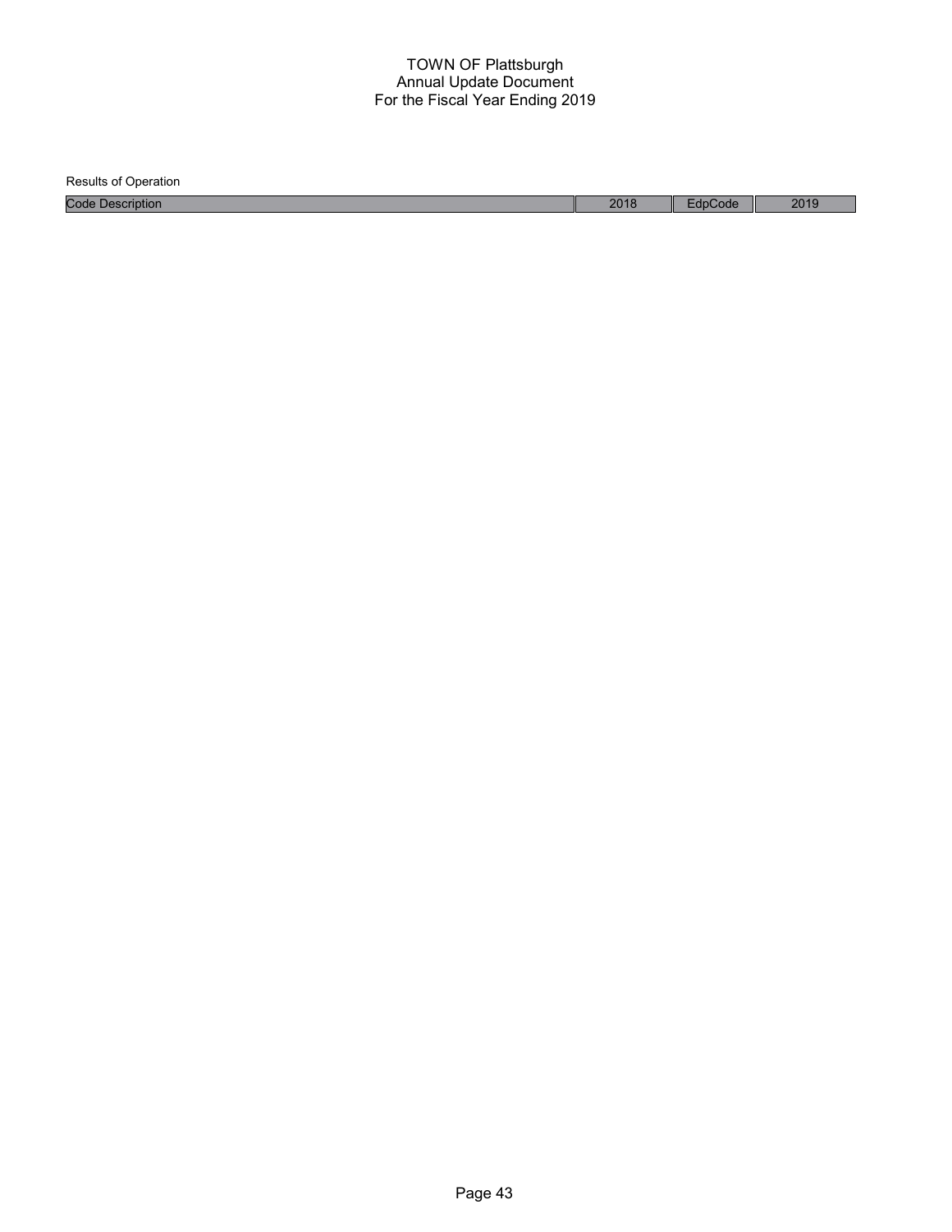# TOWN OF Plattsburgh
## Annual Update Document
## For the Fiscal Year Ending 2019

Results of Operation

| Code Description | 2018 | EdpCode | 2019 |
|---|---|---|---|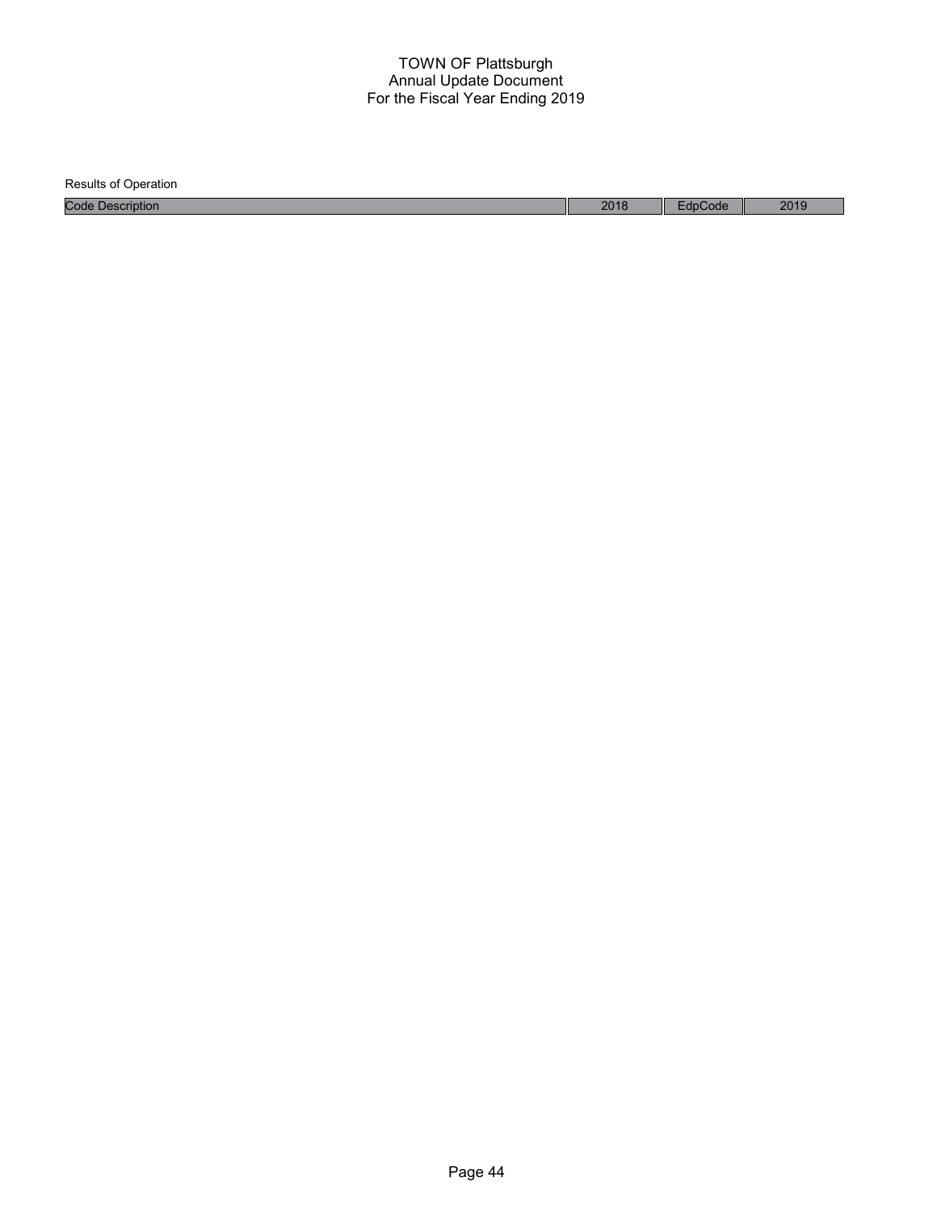TOWN OF Plattsburgh
Annual Update Document
For the Fiscal Year Ending 2019

Results of Operation

| Code Description | 2018 | EdpCode | 2019 |
| --- | --- | --- | --- |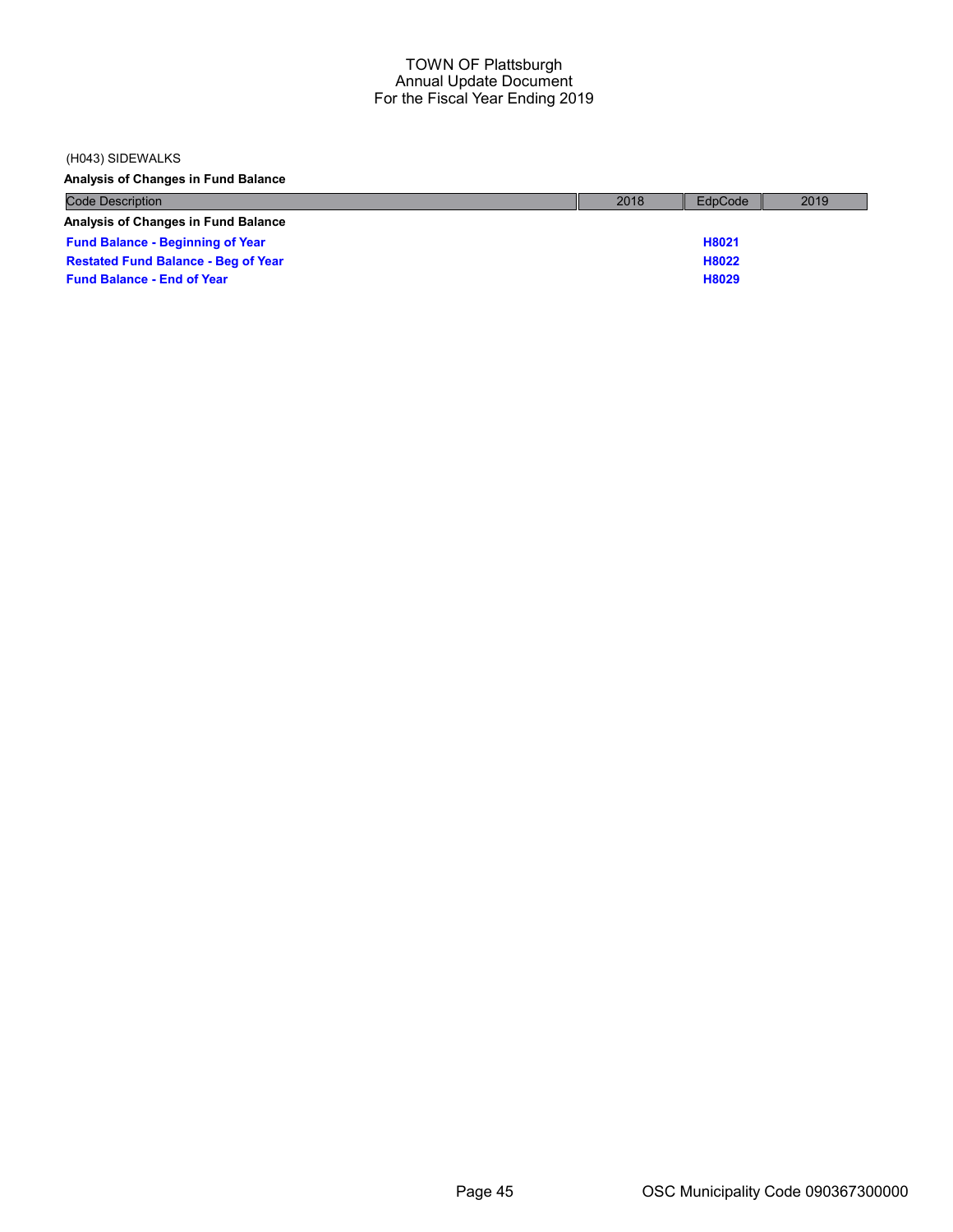(H043) SIDEWALKS

**Analysis of Changes in Fund Balance**

| Code Description | 2018 | EdpCode | 2019 |
|---|---|---|---|
| **Analysis of Changes in Fund Balance** | | | |
| **Fund Balance - Beginning of Year** | | **H8021** | |
| **Restated Fund Balance - Beg of Year** | | **H8022** | |
| **Fund Balance - End of Year** | | **H8029** | |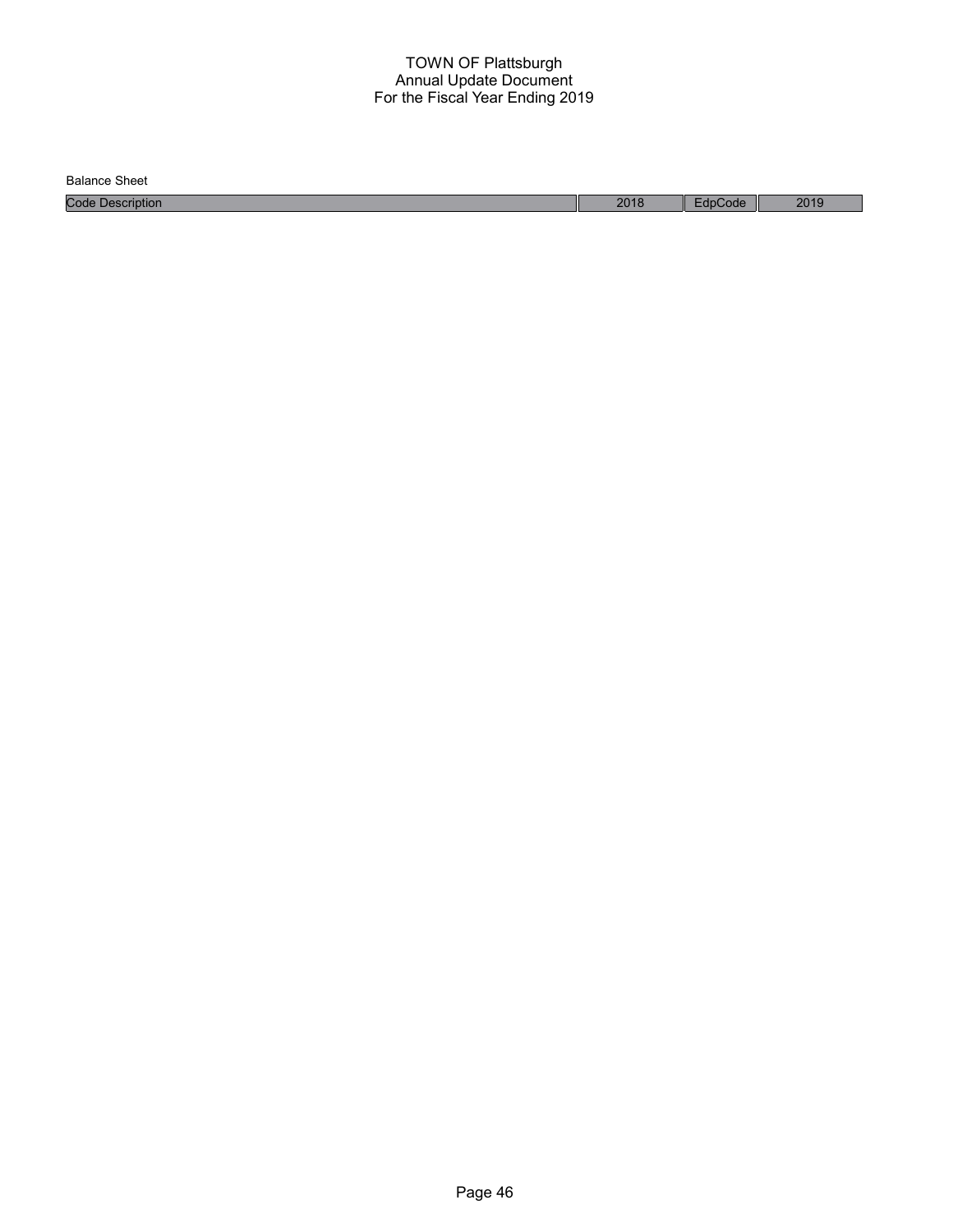# TOWN OF Plattsburgh
## Annual Update Document
## For the Fiscal Year Ending 2019

Balance Sheet

| Code Description | 2018 | EdpCode | 2019 |
| --- | --- | --- | --- |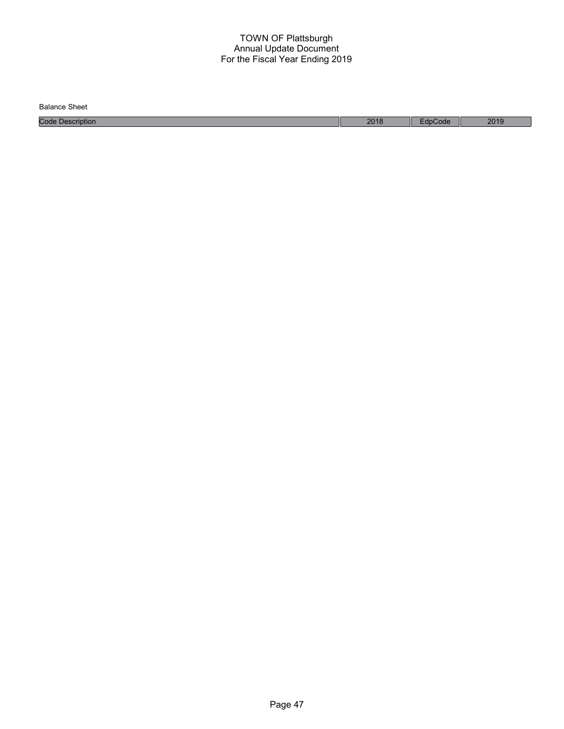TOWN OF Plattsburgh
Annual Update Document
For the Fiscal Year Ending 2019

Balance Sheet

| Code Description | 2018 | EdpCode | 2019 |
| --- | --- | --- | --- |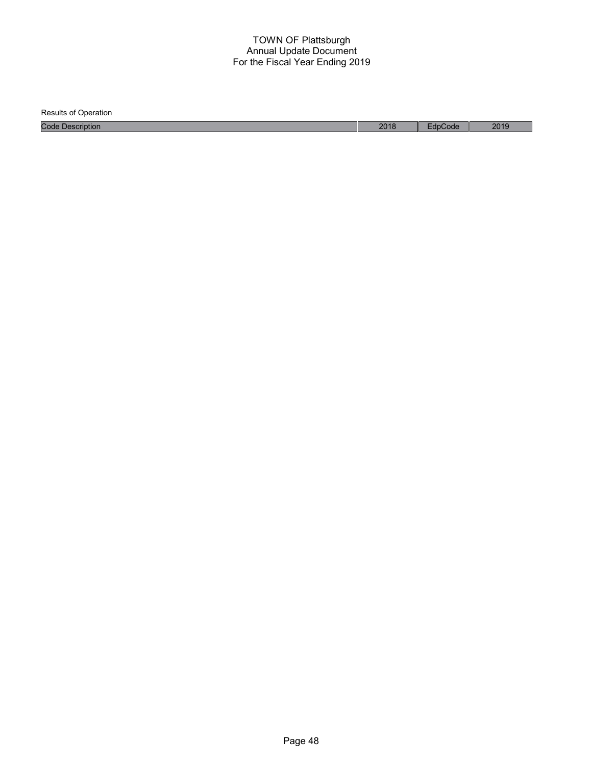# TOWN OF Plattsburgh
## Annual Update Document
## For the Fiscal Year Ending 2019

Results of Operation

| Code Description | 2018 | EdpCode | 2019 |
| --- | --- | --- | --- |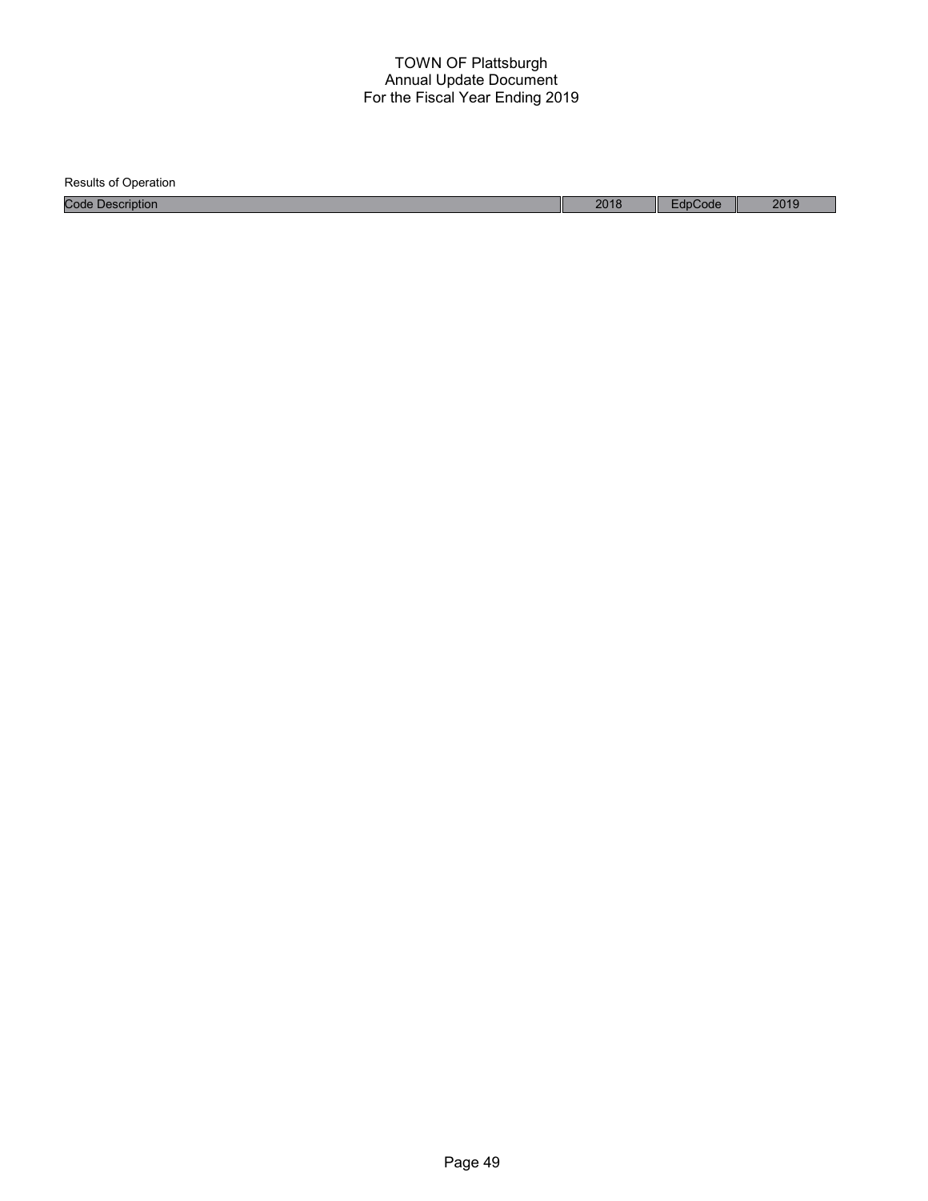TOWN OF Plattsburgh
Annual Update Document
For the Fiscal Year Ending 2019

Results of Operation

| Code Description | 2018 | EdpCode | 2019 |
| --- | --- | --- | --- |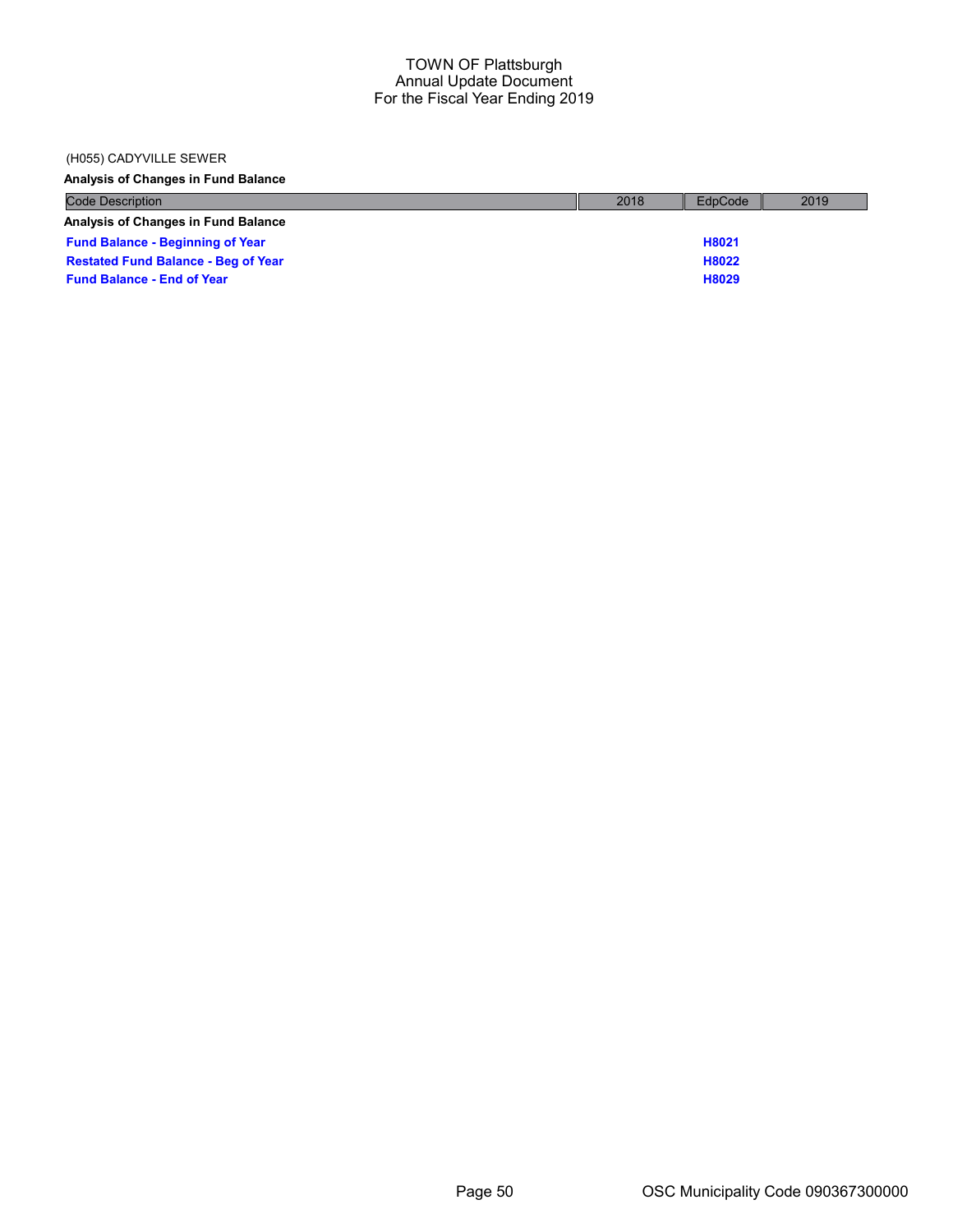(H055) CADYVILLE SEWER

**Analysis of Changes in Fund Balance**

| Code Description | 2018 | EdpCode | 2019 |
|---|---|---|---|
| **Analysis of Changes in Fund Balance** | | | |
| **Fund Balance - Beginning of Year** | | **H8021** | |
| **Restated Fund Balance - Beg of Year** | | **H8022** | |
| **Fund Balance - End of Year** | | **H8029** | |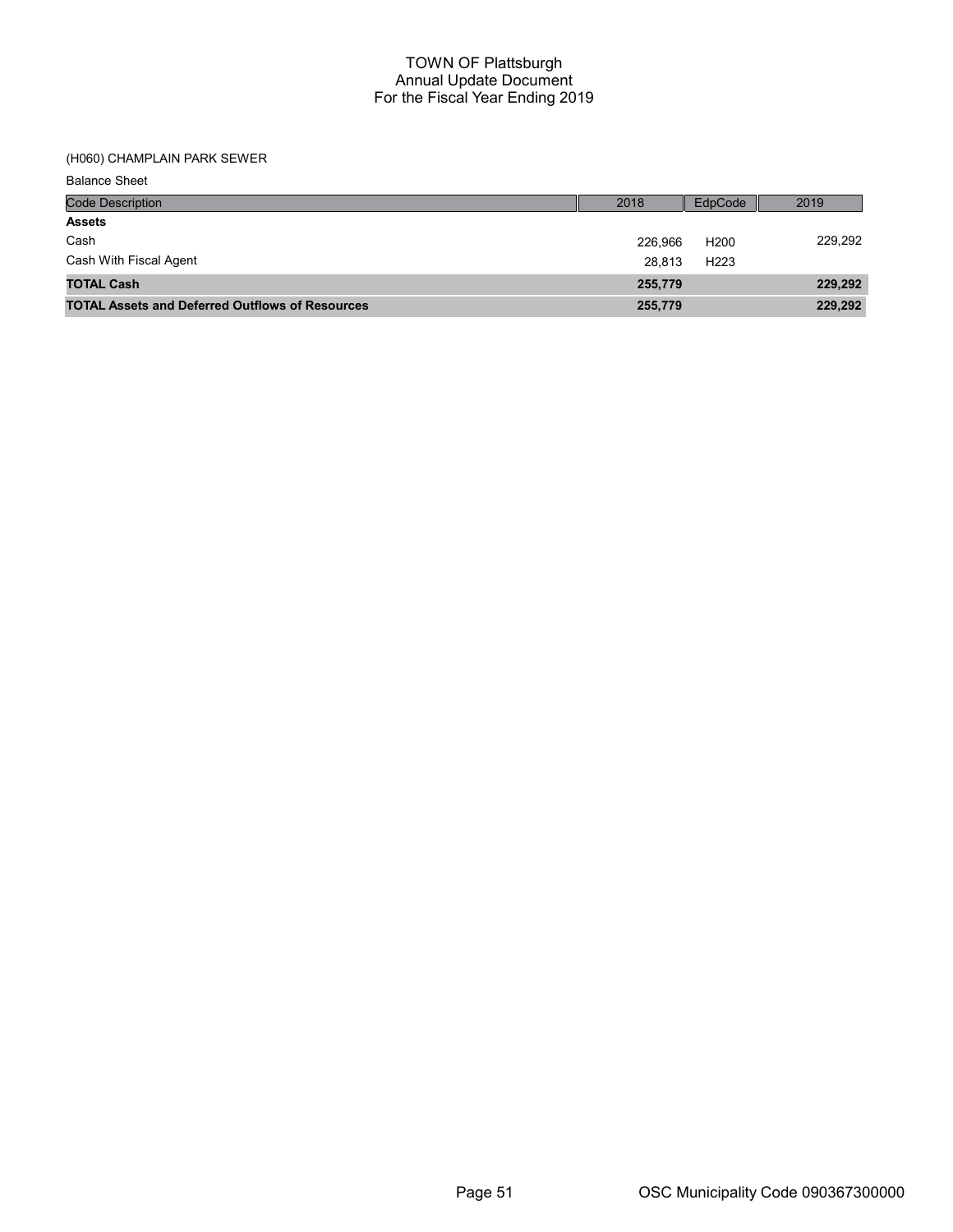# TOWN OF Plattsburgh
## Annual Update Document
## For the Fiscal Year Ending 2019

(H060) CHAMPLAIN PARK SEWER

Balance Sheet

| Code Description | 2018 | EdpCode | 2019 |
|---|---|---|---|
| **Assets** | | | |
| Cash | 226,966 | H200 | 229,292 |
| Cash With Fiscal Agent | 28,813 | H223 | |
| **TOTAL Cash** | **255,779** | | **229,292** |
| **TOTAL Assets and Deferred Outflows of Resources** | **255,779** | | **229,292** |

OSC Municipality Code 090367300000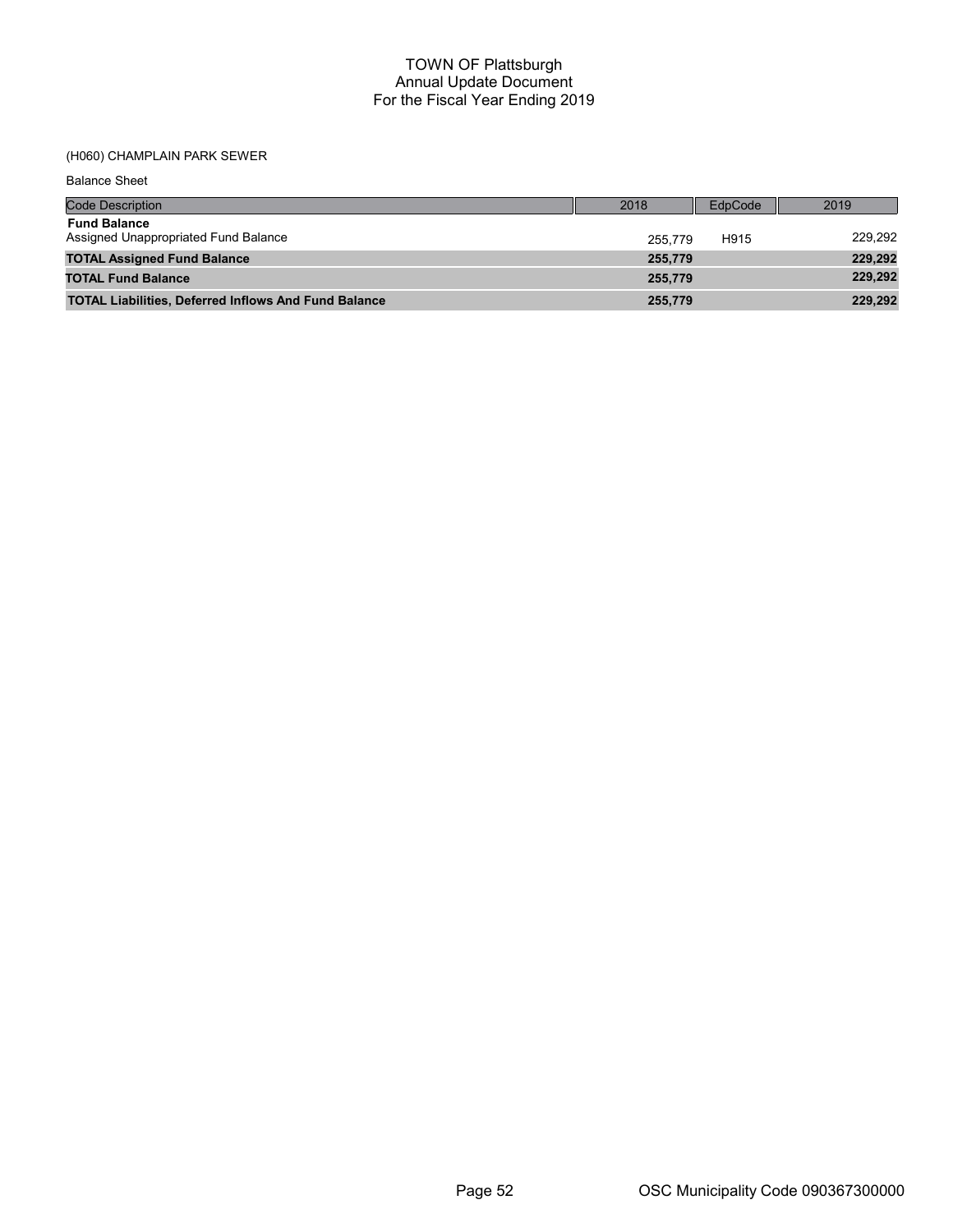# TOWN OF Plattsburgh
## Annual Update Document
## For the Fiscal Year Ending 2019

(H060) CHAMPLAIN PARK SEWER

Balance Sheet

| Code Description | 2018 | EdpCode | 2019 |
|---|---|---|---|
| **Fund Balance** | | | |
| Assigned Unappropriated Fund Balance | 255,779 | H915 | 229,292 |
| **TOTAL Assigned Fund Balance** | **255,779** | | **229,292** |
| **TOTAL Fund Balance** | **255,779** | | **229,292** |
| **TOTAL Liabilities, Deferred Inflows And Fund Balance** | **255,779** | | **229,292** |

OSC Municipality Code 090367300000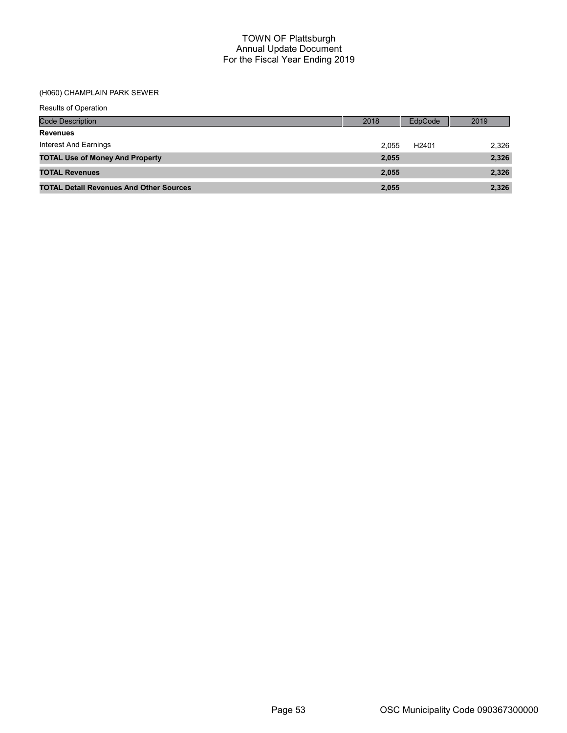# TOWN OF Plattsburgh
## Annual Update Document
## For the Fiscal Year Ending 2019

(H060) CHAMPLAIN PARK SEWER

Results of Operation

| Code Description | 2018 | EdpCode | 2019 |
|---|---|---|---|
| **Revenues** | | | |
| Interest And Earnings | 2,055 | H2401 | 2,326 |
| **TOTAL Use of Money And Property** | **2,055** | | **2,326** |
| **TOTAL Revenues** | **2,055** | | **2,326** |
| **TOTAL Detail Revenues And Other Sources** | **2,055** | | **2,326** |

OSC Municipality Code 090367300000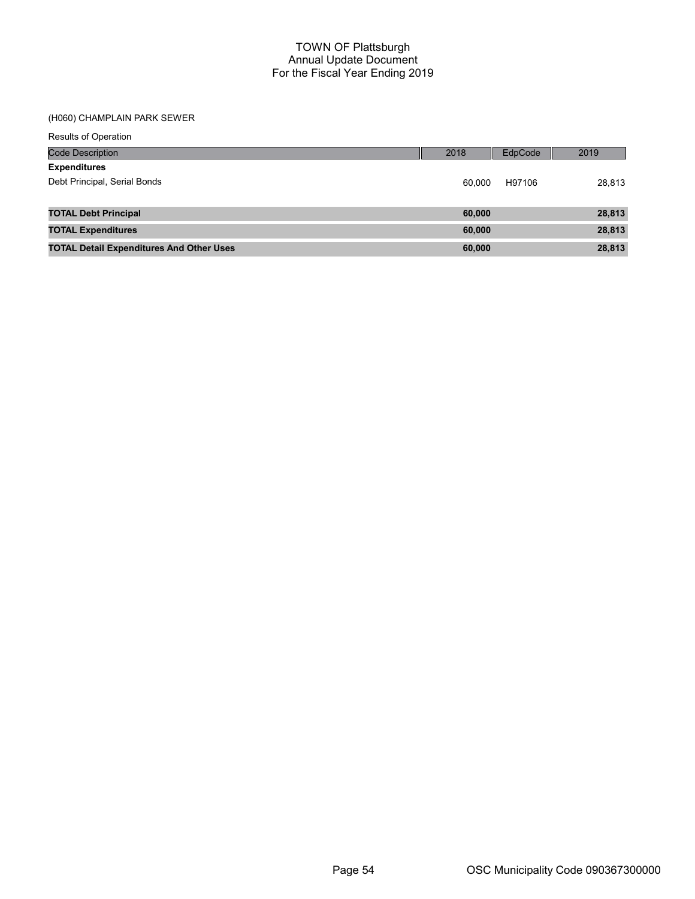# TOWN OF Plattsburgh
## Annual Update Document
## For the Fiscal Year Ending 2019

(H060) CHAMPLAIN PARK SEWER

Results of Operation

| Code Description | 2018 | EdpCode | 2019 |
|---|---|---|---|
| **Expenditures** | | | |
| Debt Principal, Serial Bonds | 60,000 | H97106 | 28,813 |
| **TOTAL Debt Principal** | **60,000** | | **28,813** |
| **TOTAL Expenditures** | **60,000** | | **28,813** |
| **TOTAL Detail Expenditures And Other Uses** | **60,000** | | **28,813** |

OSC Municipality Code 090367300000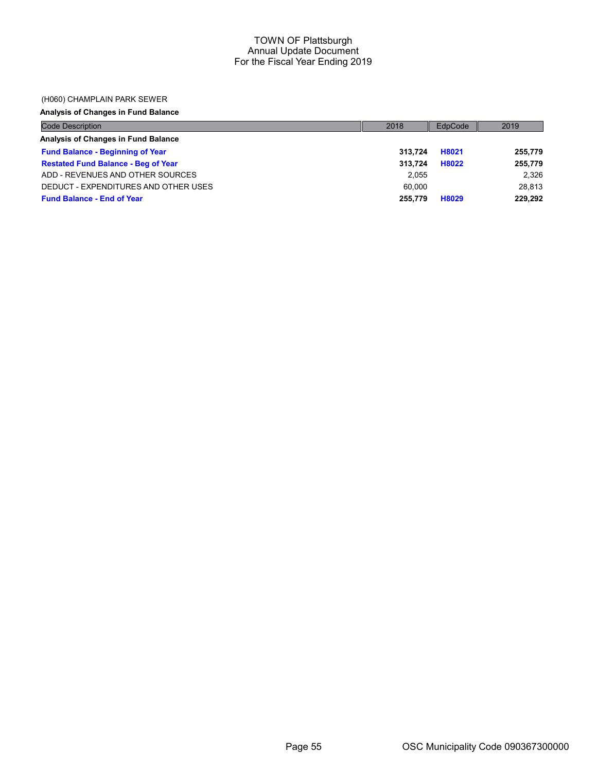# TOWN OF Plattsburgh
## Annual Update Document
## For the Fiscal Year Ending 2019

(H060) CHAMPLAIN PARK SEWER

**Analysis of Changes in Fund Balance**

| Code Description | 2018 | EdpCode | 2019 |
|---|---|---|---|
| **Analysis of Changes in Fund Balance** | | | |
| **Fund Balance - Beginning of Year** | **313,724** | **H8021** | **255,779** |
| **Restated Fund Balance - Beg of Year** | **313,724** | **H8022** | **255,779** |
| ADD - REVENUES AND OTHER SOURCES | 2,055 | | 2,326 |
| DEDUCT - EXPENDITURES AND OTHER USES | 60,000 | | 28,813 |
| **Fund Balance - End of Year** | **255,779** | **H8029** | **229,292** |

OSC Municipality Code 090367300000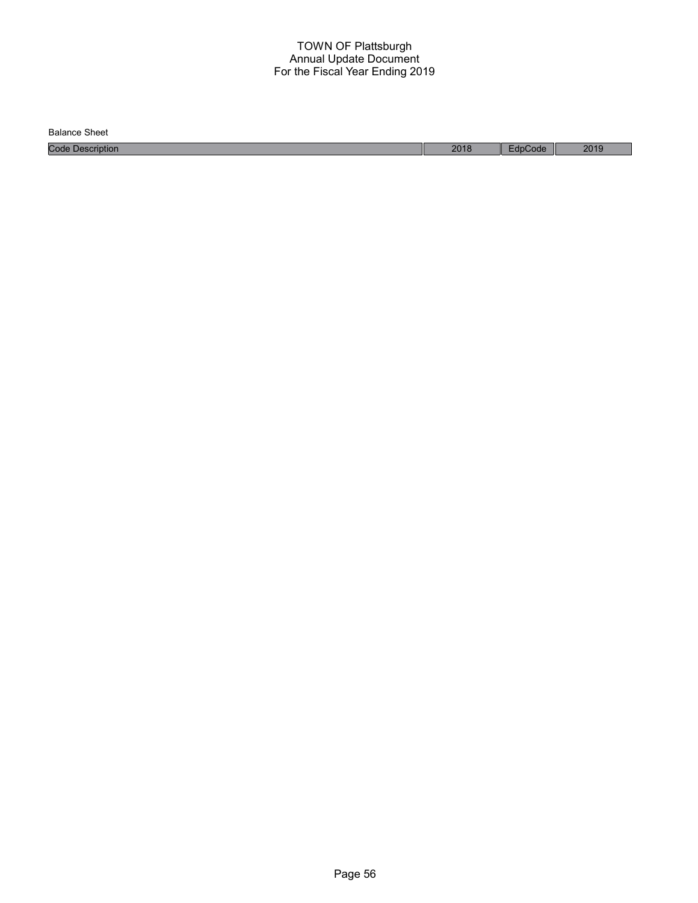TOWN OF Plattsburgh
Annual Update Document
For the Fiscal Year Ending 2019

Balance Sheet

| Code Description | 2018 | EdpCode | 2019 |
| --- | --- | --- | --- |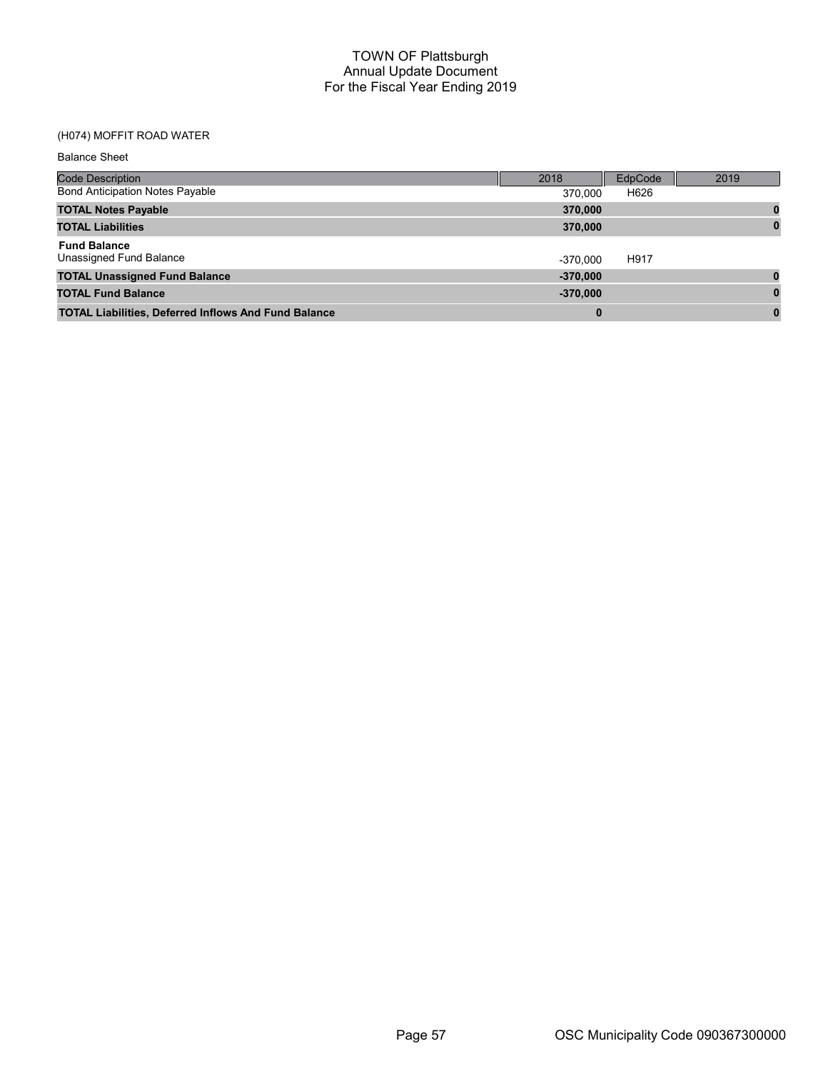# TOWN OF Plattsburgh
## Annual Update Document
## For the Fiscal Year Ending 2019

(H074) MOFFIT ROAD WATER

Balance Sheet

| Code Description | 2018 | EdpCode | 2019 |
|---|---|---|---|
| Bond Anticipation Notes Payable | 370,000 | H626 | |
| **TOTAL Notes Payable** | **370,000** | | **0** |
| **TOTAL Liabilities** | **370,000** | | **0** |
| **Fund Balance** | | | |
| Unassigned Fund Balance | -370,000 | H917 | |
| **TOTAL Unassigned Fund Balance** | **-370,000** | | **0** |
| **TOTAL Fund Balance** | **-370,000** | | **0** |
| **TOTAL Liabilities, Deferred Inflows And Fund Balance** | **0** | | **0** |

OSC Municipality Code 090367300000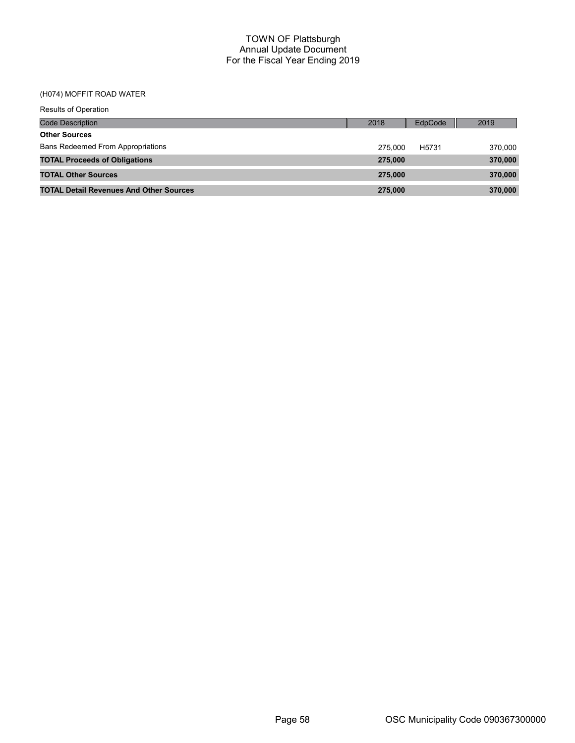# TOWN OF Plattsburgh
## Annual Update Document
## For the Fiscal Year Ending 2019

(H074) MOFFIT ROAD WATER

Results of Operation

| Code Description | 2018 | EdpCode | 2019 |
|---|---|---|---|
| **Other Sources** | | | |
| Bans Redeemed From Appropriations | 275,000 | H5731 | 370,000 |
| **TOTAL Proceeds of Obligations** | **275,000** | | **370,000** |
| **TOTAL Other Sources** | **275,000** | | **370,000** |
| **TOTAL Detail Revenues And Other Sources** | **275,000** | | **370,000** |

OSC Municipality Code 090367300000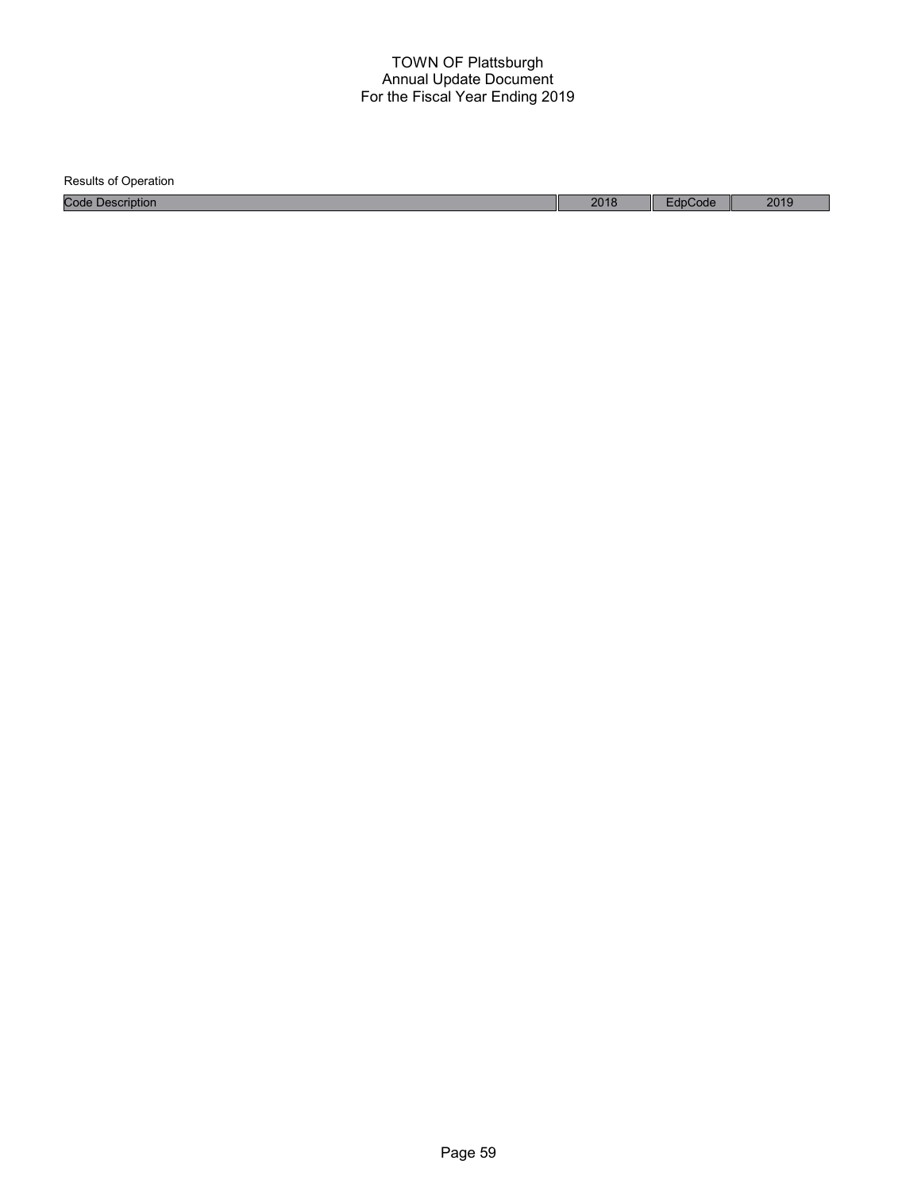TOWN OF Plattsburgh
Annual Update Document
For the Fiscal Year Ending 2019

Results of Operation

| Code Description | 2018 | EdpCode | 2019 |
| --- | --- | --- | --- |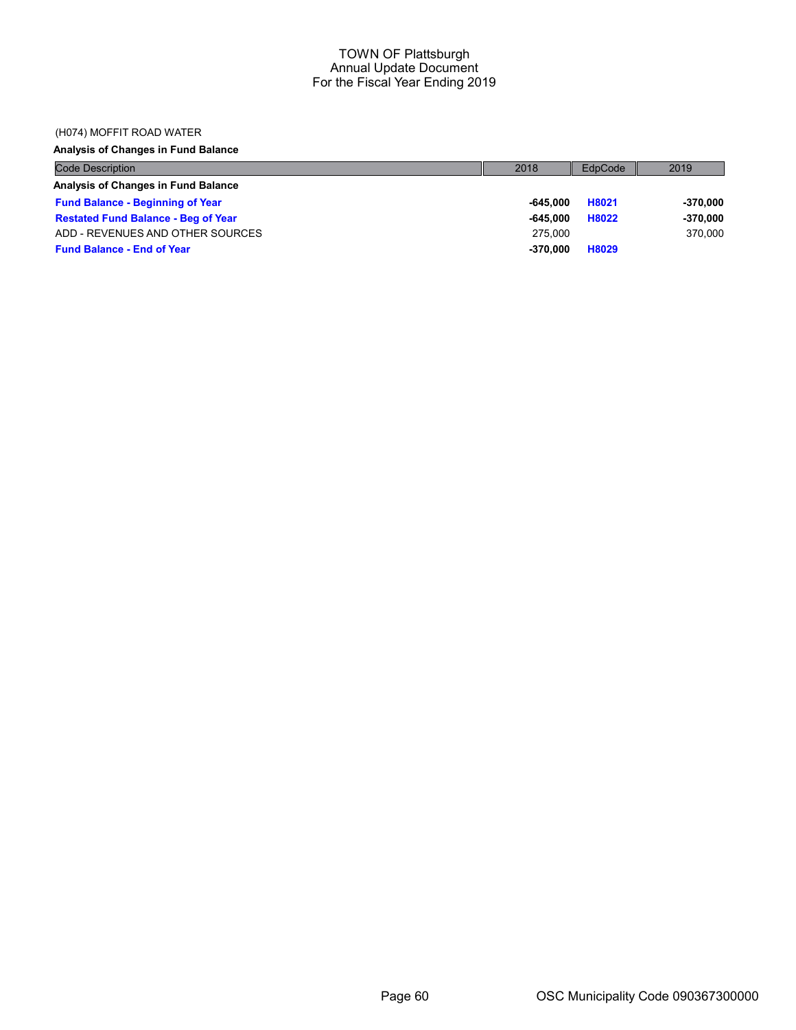TOWN OF Plattsburgh
Annual Update Document
For the Fiscal Year Ending 2019

(H074) MOFFIT ROAD WATER

**Analysis of Changes in Fund Balance**

| Code Description | 2018 | EdpCode | 2019 |
|---|---|---|---|
| **Analysis of Changes in Fund Balance** | | | |
| **Fund Balance - Beginning of Year** | **-645,000** | **H8021** | **-370,000** |
| **Restated Fund Balance - Beg of Year** | **-645,000** | **H8022** | **-370,000** |
| ADD - REVENUES AND OTHER SOURCES | 275,000 | | 370,000 |
| **Fund Balance - End of Year** | **-370,000** | **H8029** | |

OSC Municipality Code 090367300000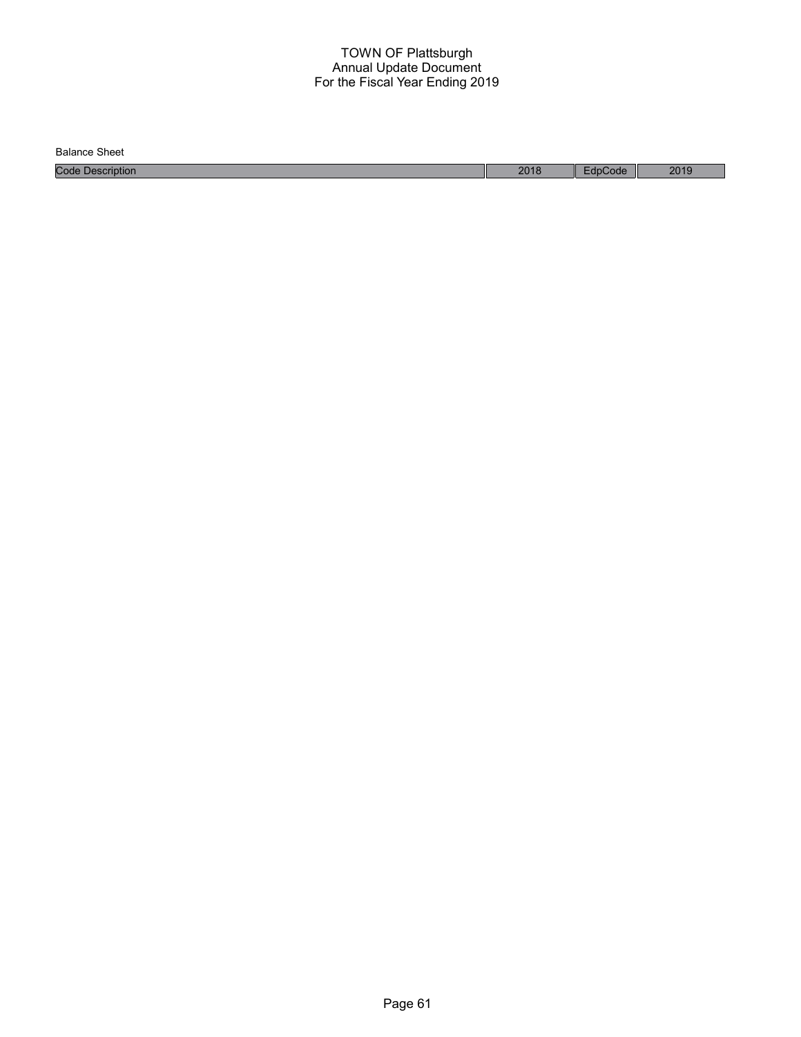TOWN OF Plattsburgh
Annual Update Document
For the Fiscal Year Ending 2019

Balance Sheet

| Code Description | 2018 | EdpCode | 2019 |
| --- | --- | --- | --- |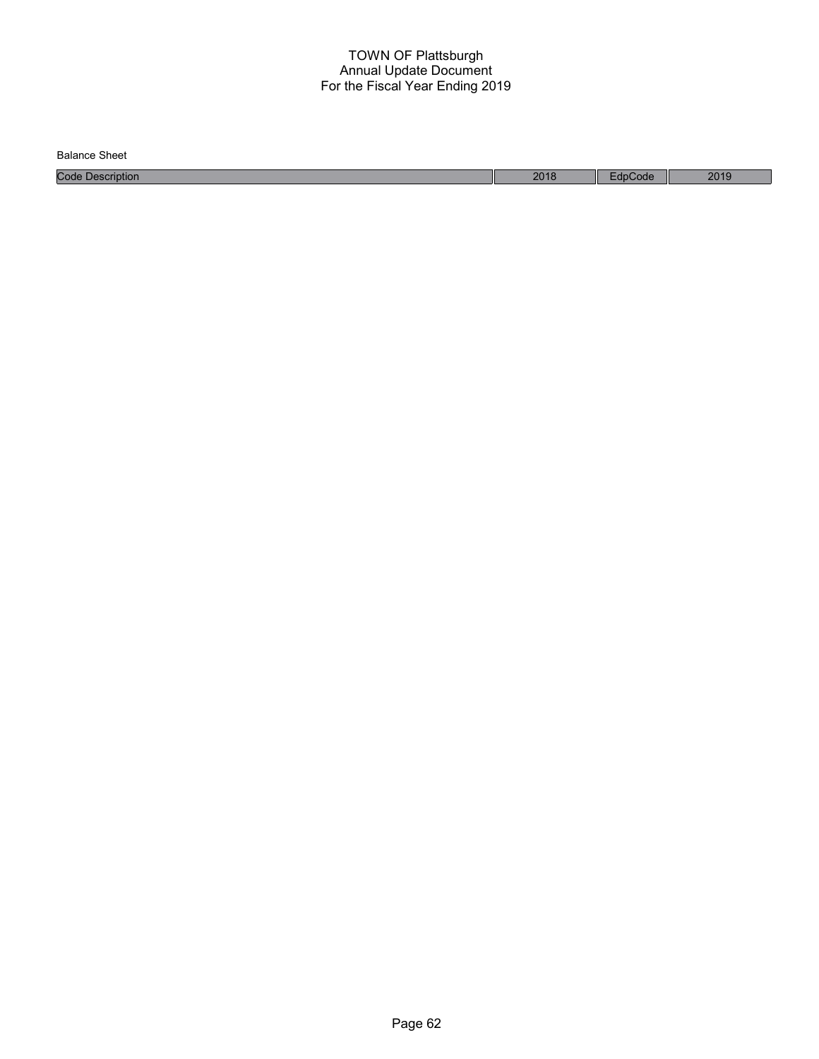# TOWN OF Plattsburgh
## Annual Update Document
## For the Fiscal Year Ending 2019

Balance Sheet

| Code Description | 2018 | EdpCode | 2019 |
| --- | --- | --- | --- |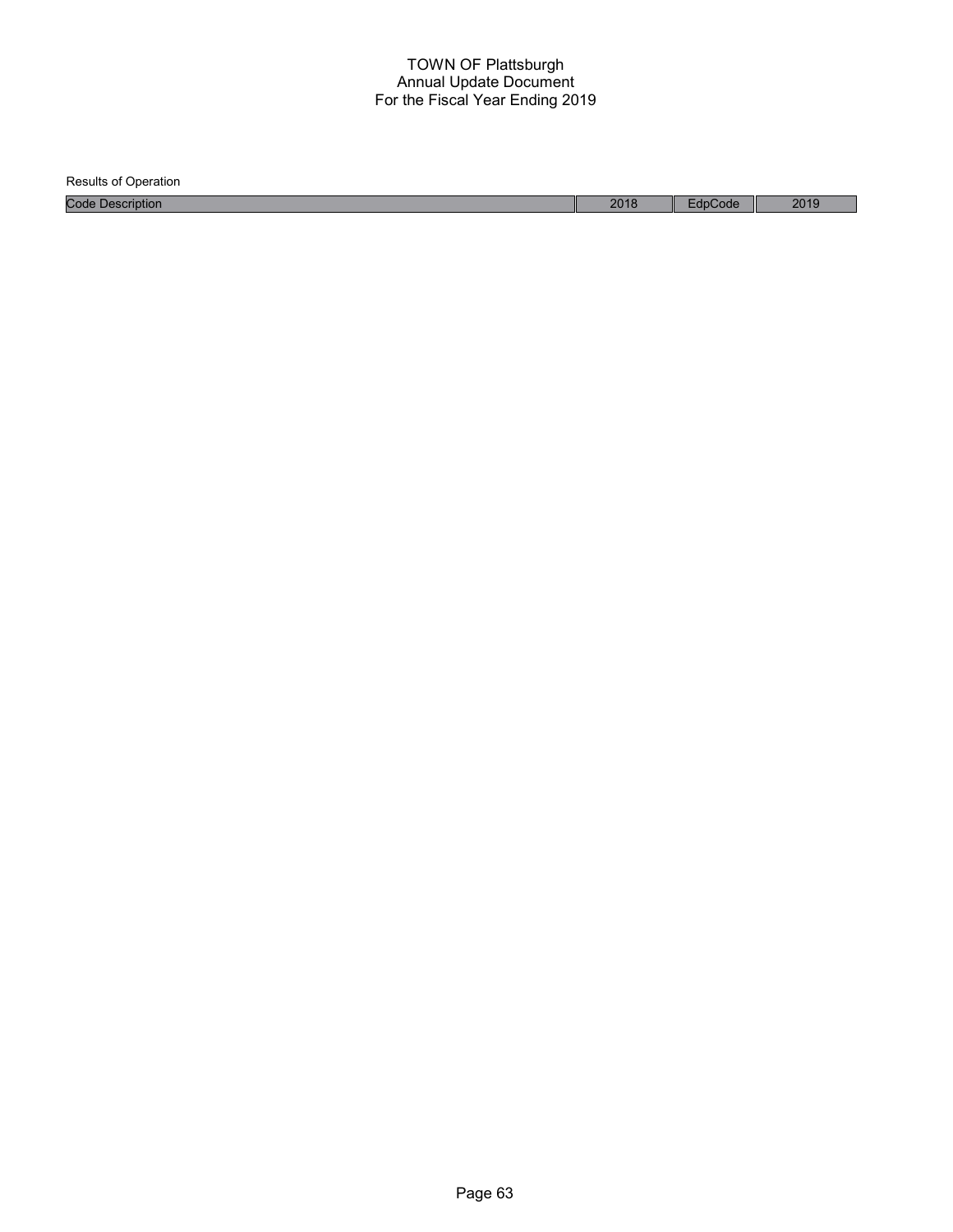# TOWN OF Plattsburgh
## Annual Update Document
## For the Fiscal Year Ending 2019

Results of Operation

| Code Description | 2018 | EdpCode | 2019 |
|---|---|---|---|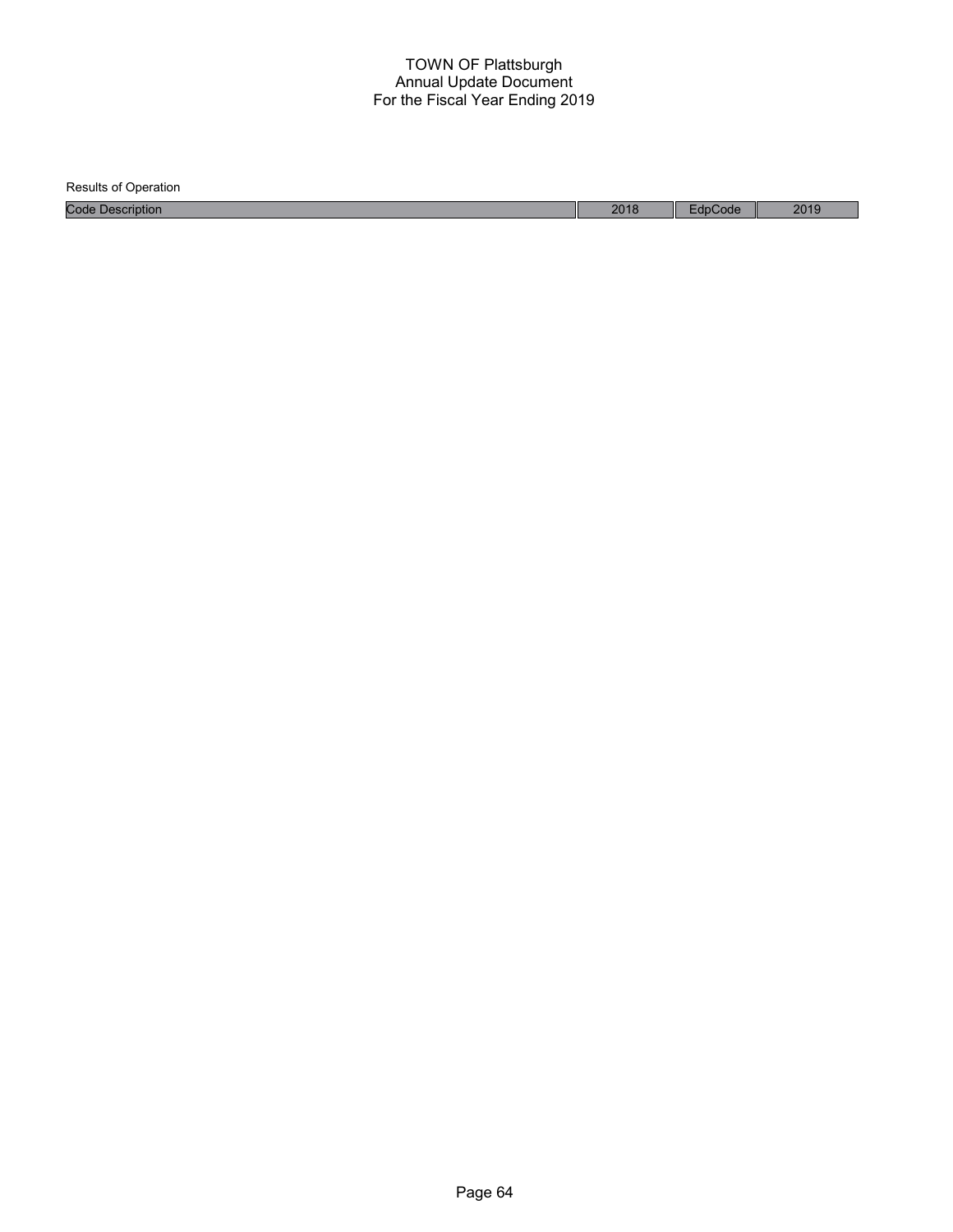TOWN OF Plattsburgh
Annual Update Document
For the Fiscal Year Ending 2019

Results of Operation

| Code Description | 2018 | EdpCode | 2019 |
| --- | --- | --- | --- |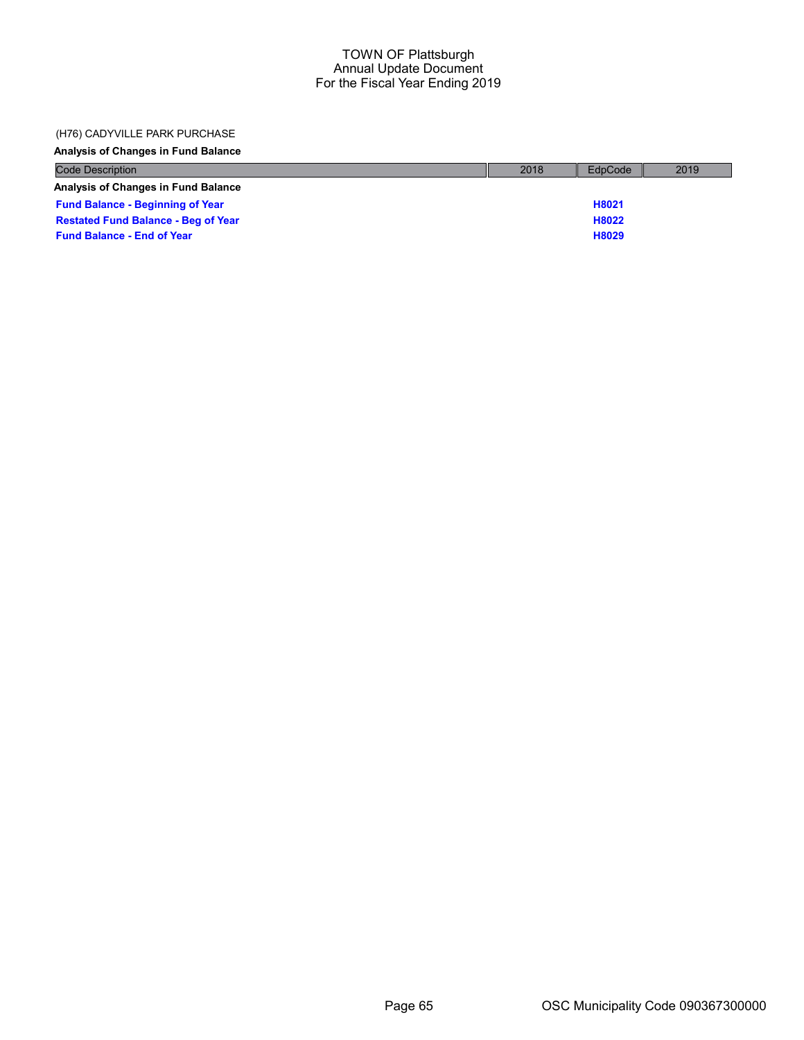TOWN OF Plattsburgh
Annual Update Document
For the Fiscal Year Ending 2019

(H76) CADYVILLE PARK PURCHASE

**Analysis of Changes in Fund Balance**

| Code Description | 2018 | EdpCode | 2019 |
|---|---|---|---|
| **Analysis of Changes in Fund Balance** | | | |
| **Fund Balance - Beginning of Year** | | **H8021** | |
| **Restated Fund Balance - Beg of Year** | | **H8022** | |
| **Fund Balance - End of Year** | | **H8029** | |

OSC Municipality Code 090367300000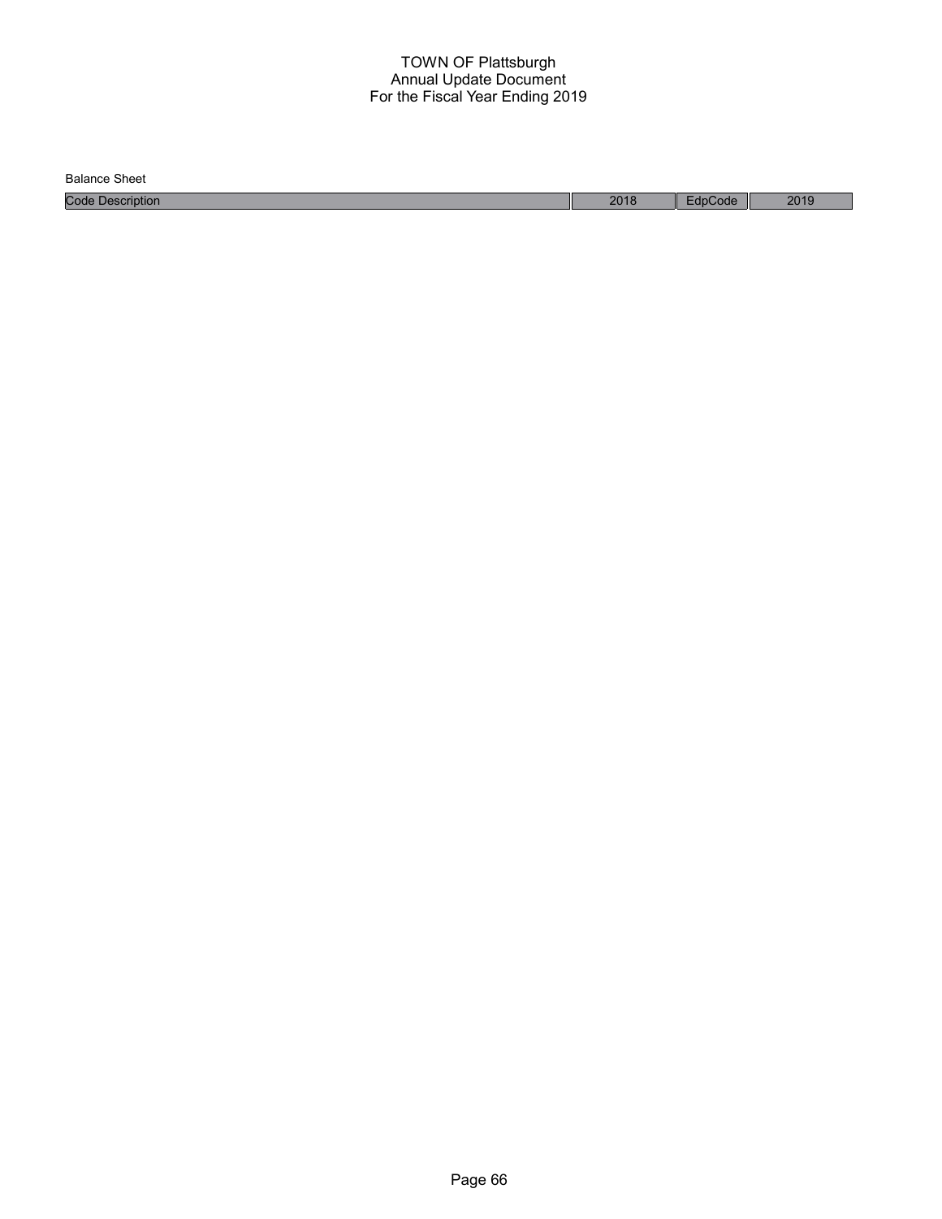# TOWN OF Plattsburgh
## Annual Update Document
## For the Fiscal Year Ending 2019

Balance Sheet

| Code Description | 2018 | EdpCode | 2019 |
|---|---|---|---|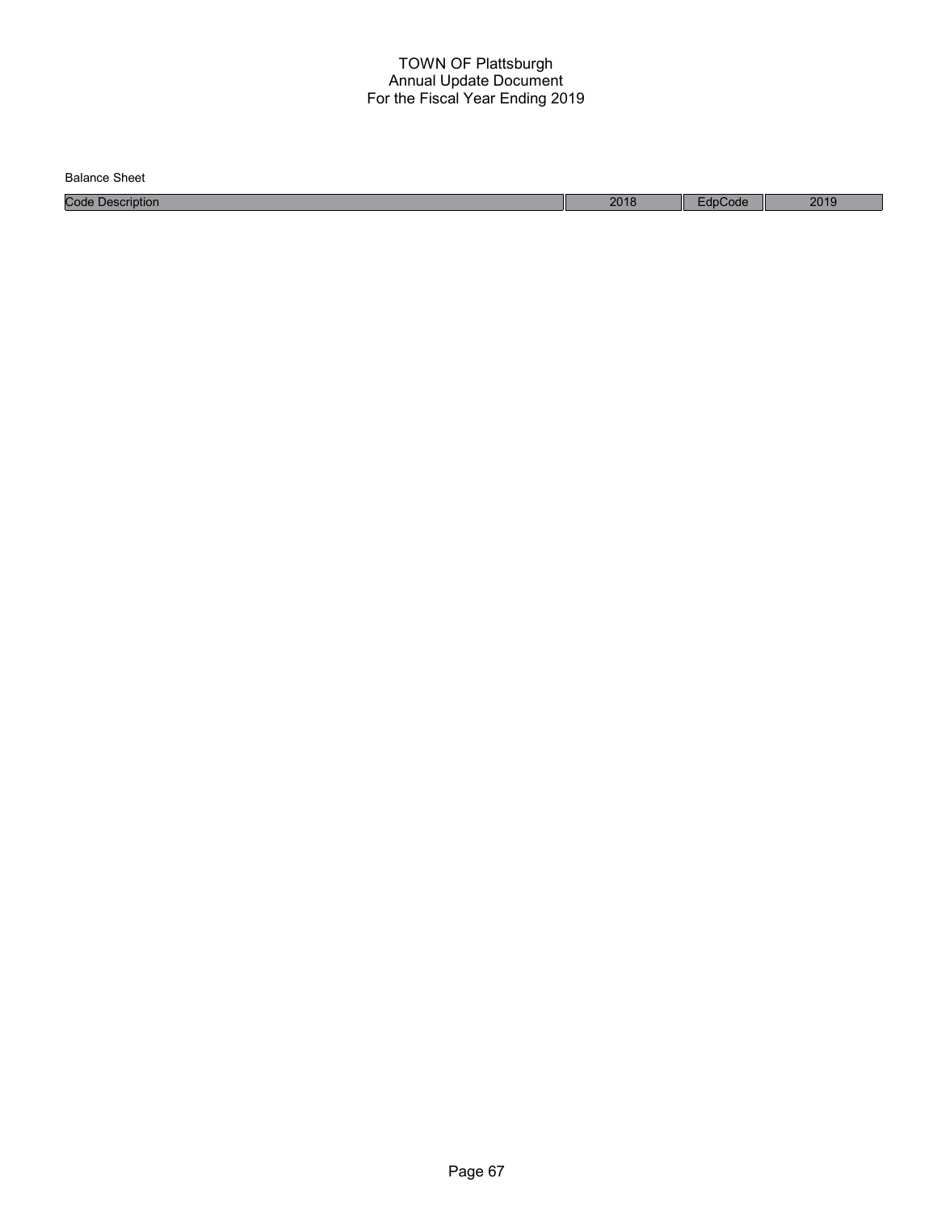# TOWN OF Plattsburgh
## Annual Update Document
## For the Fiscal Year Ending 2019

Balance Sheet

| Code Description | 2018 | EdpCode | 2019 |
|---|---|---|---|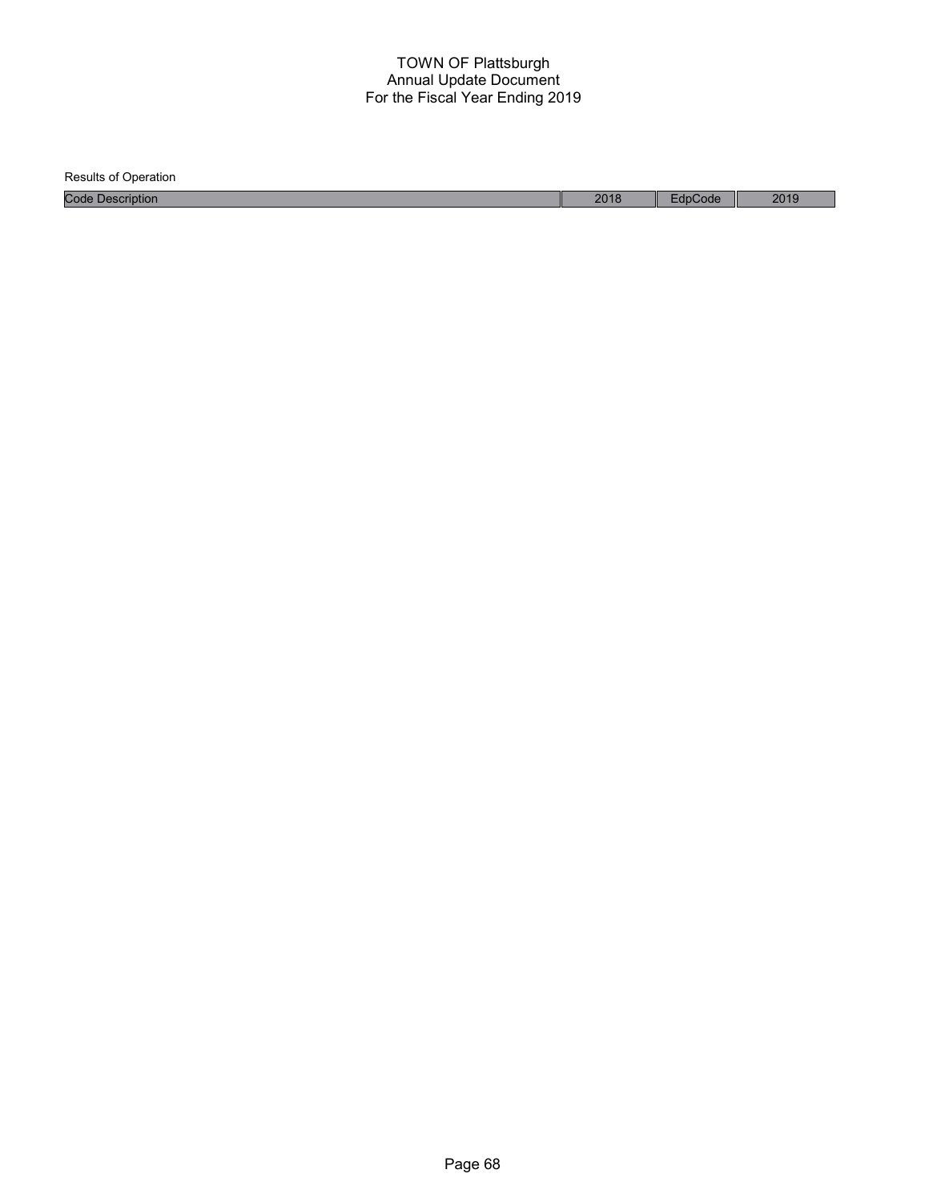TOWN OF Plattsburgh
Annual Update Document
For the Fiscal Year Ending 2019

Results of Operation

| Code Description | 2018 | EdpCode | 2019 |
|---|---|---|---|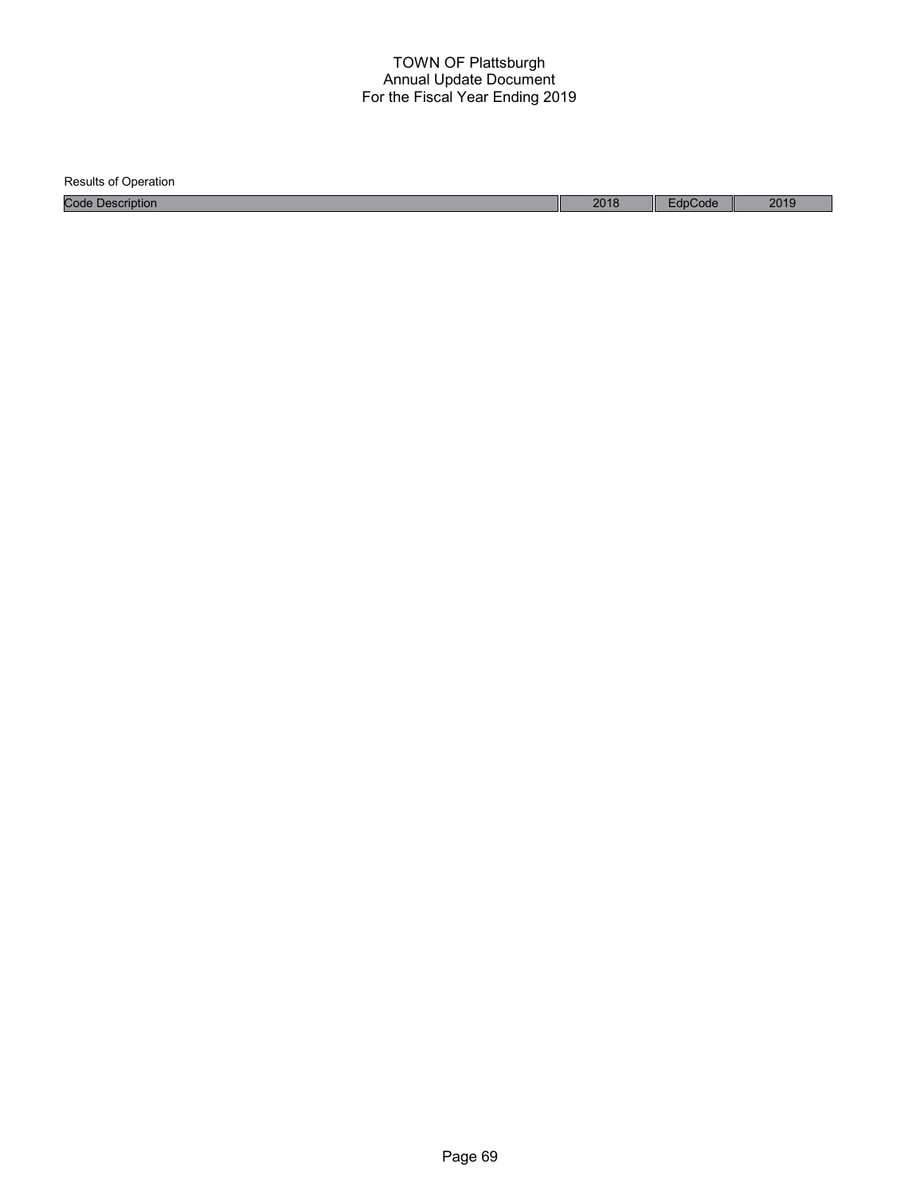TOWN OF Plattsburgh
Annual Update Document
For the Fiscal Year Ending 2019

Results of Operation

| Code Description | 2018 | EdpCode | 2019 |
| --- | --- | --- | --- |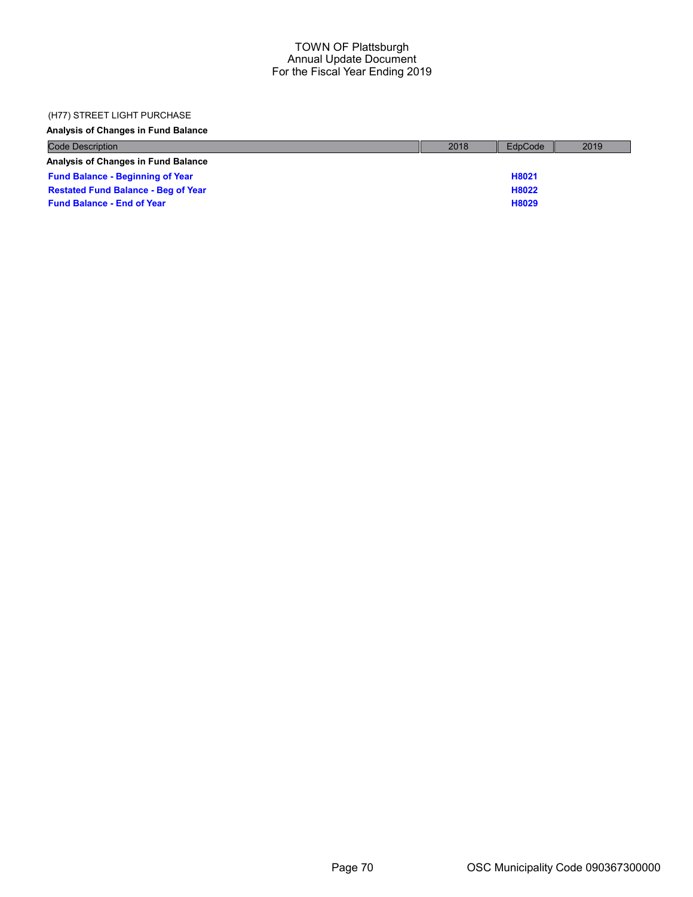(H77) STREET LIGHT PURCHASE

**Analysis of Changes in Fund Balance**

| Code Description | 2018 | EdpCode | 2019 |
|---|---|---|---|
| **Analysis of Changes in Fund Balance** | | | |
| **Fund Balance - Beginning of Year** | | **H8021** | |
| **Restated Fund Balance - Beg of Year** | | **H8022** | |
| **Fund Balance - End of Year** | | **H8029** | |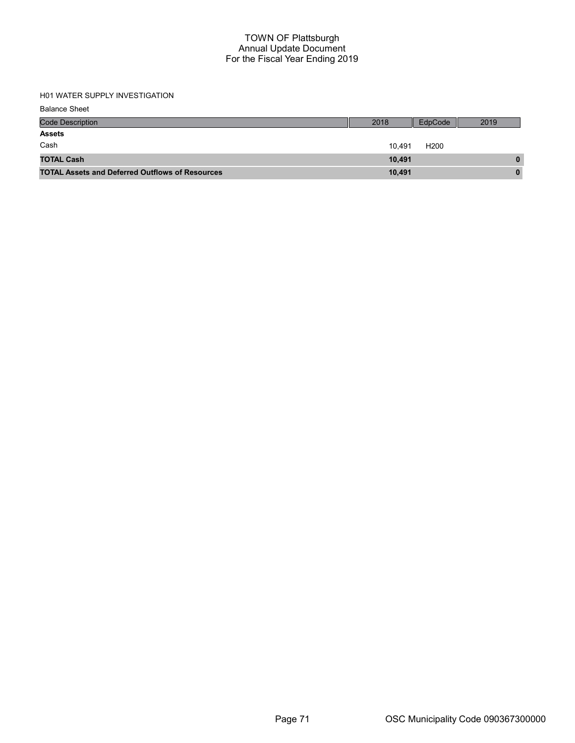# TOWN OF Plattsburgh
## Annual Update Document
## For the Fiscal Year Ending 2019

H01 WATER SUPPLY INVESTIGATION

Balance Sheet

| Code Description | 2018 | EdpCode | 2019 |
|---|---|---|---|
| **Assets** | | | |
| Cash | 10,491 | H200 | |
| **TOTAL Cash** | **10,491** | | **0** |
| **TOTAL Assets and Deferred Outflows of Resources** | **10,491** | | **0** |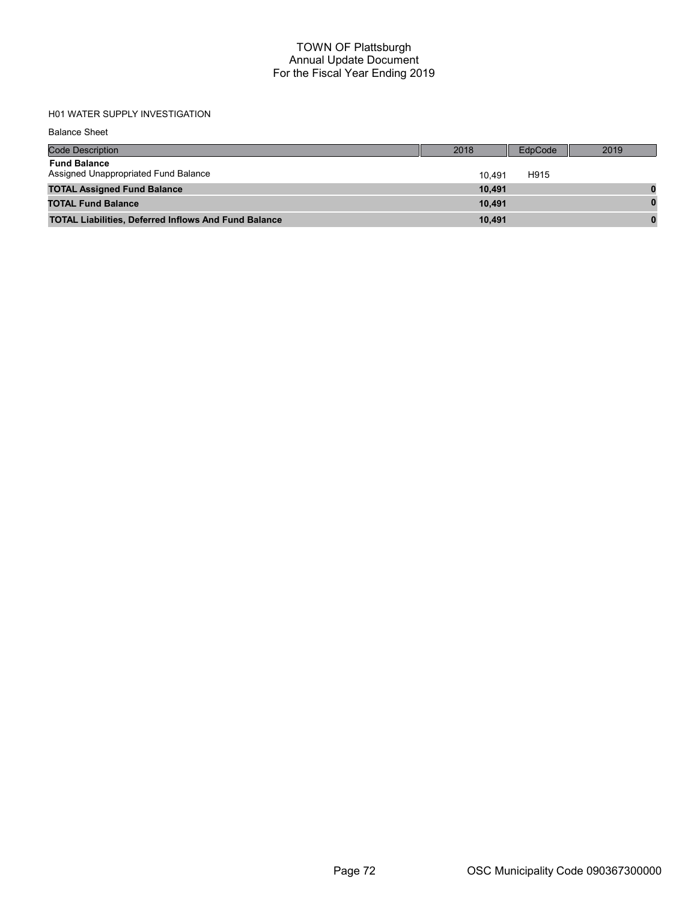# TOWN OF Plattsburgh
## Annual Update Document
## For the Fiscal Year Ending 2019

H01 WATER SUPPLY INVESTIGATION

Balance Sheet

| Code Description | 2018 | EdpCode | 2019 |
|---|---|---|---|
| **Fund Balance** | | | |
| Assigned Unappropriated Fund Balance | 10,491 | H915 | |
| **TOTAL Assigned Fund Balance** | **10,491** | | **0** |
| **TOTAL Fund Balance** | **10,491** | | **0** |
| **TOTAL Liabilities, Deferred Inflows And Fund Balance** | **10,491** | | **0** |

OSC Municipality Code 090367300000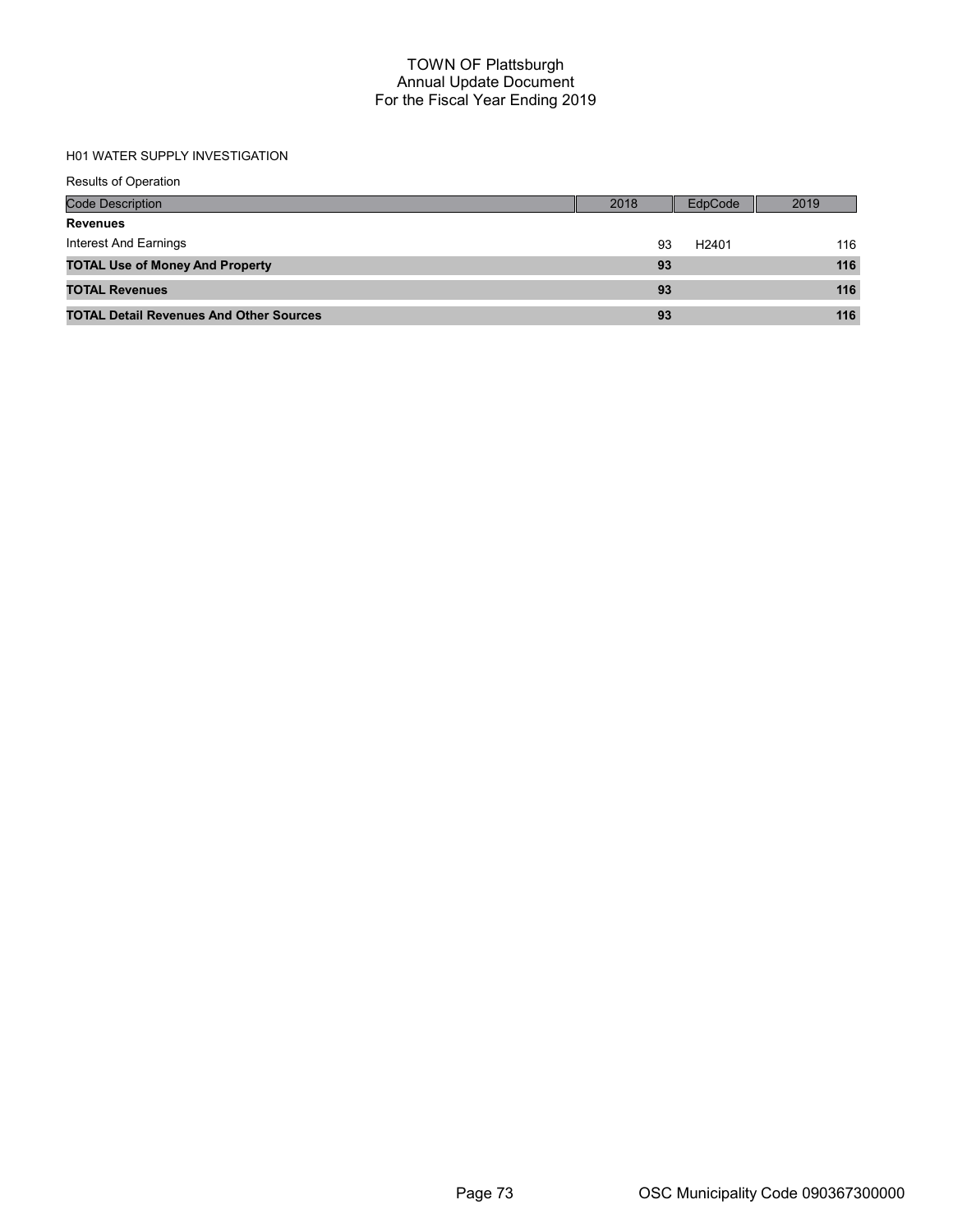# TOWN OF Plattsburgh
## Annual Update Document
## For the Fiscal Year Ending 2019

H01 WATER SUPPLY INVESTIGATION

Results of Operation

| Code Description | 2018 | EdpCode | 2019 |
|---|---|---|---|
| **Revenues** | | | |
| Interest And Earnings | 93 | H2401 | 116 |
| **TOTAL Use of Money And Property** | **93** | | **116** |
| **TOTAL Revenues** | **93** | | **116** |
| **TOTAL Detail Revenues And Other Sources** | **93** | | **116** |

OSC Municipality Code 090367300000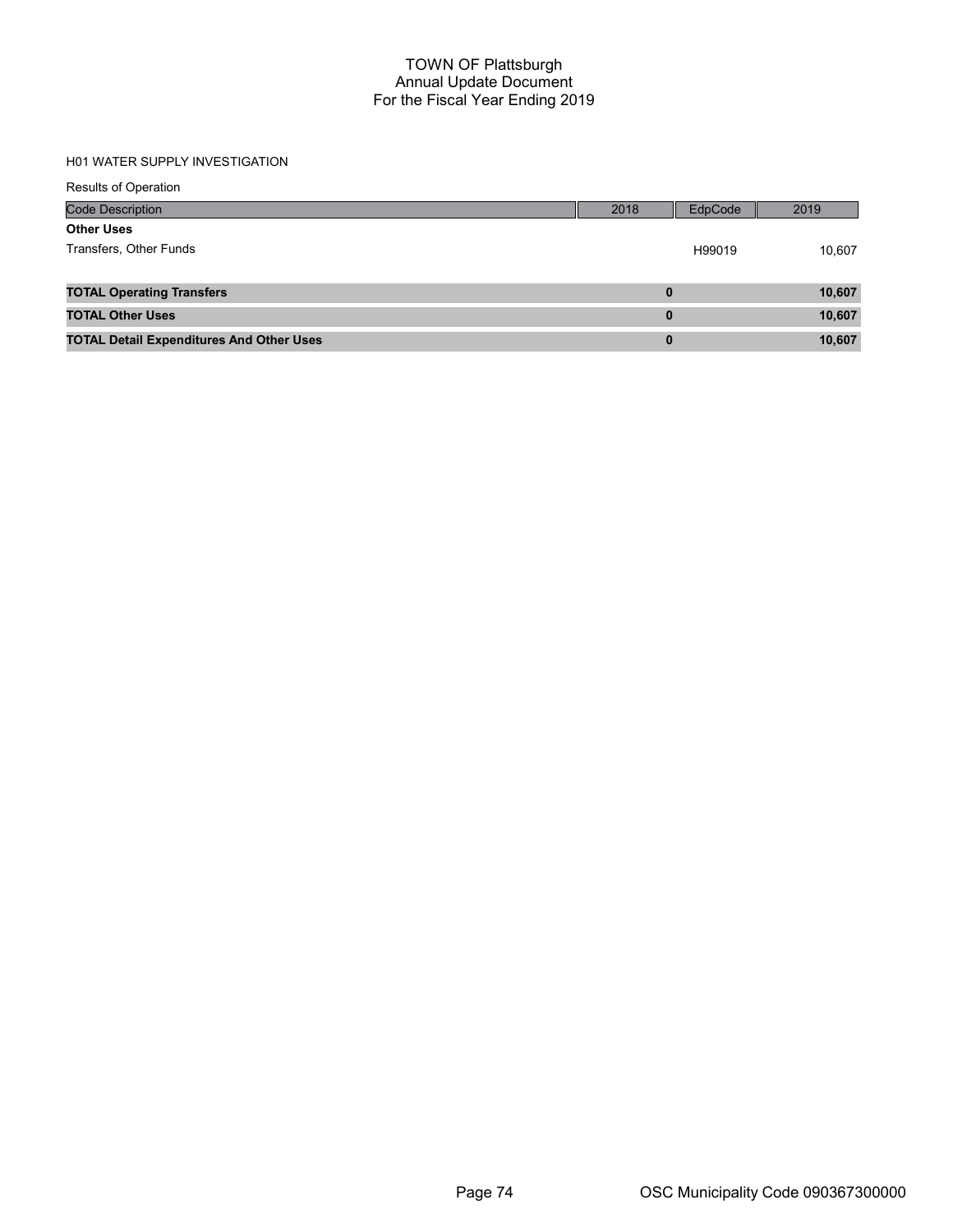# TOWN OF Plattsburgh
## Annual Update Document
## For the Fiscal Year Ending 2019

H01 WATER SUPPLY INVESTIGATION

Results of Operation

| Code Description | 2018 | EdpCode | 2019 |
|---|---|---|---|
| **Other Uses** | | | |
| Transfers, Other Funds | | H99019 | 10,607 |
| **TOTAL Operating Transfers** | **0** | | **10,607** |
| **TOTAL Other Uses** | **0** | | **10,607** |
| **TOTAL Detail Expenditures And Other Uses** | **0** | | **10,607** |

OSC Municipality Code 090367300000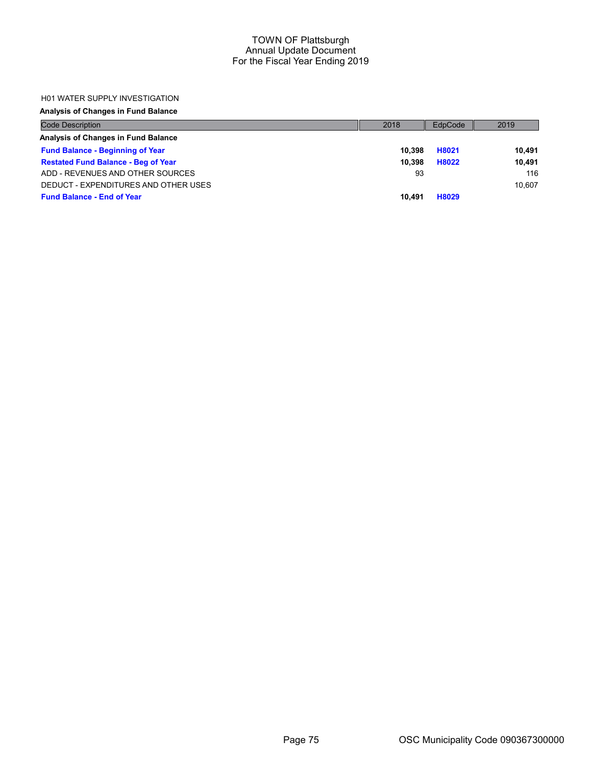TOWN OF Plattsburgh
Annual Update Document
For the Fiscal Year Ending 2019

H01 WATER SUPPLY INVESTIGATION

**Analysis of Changes in Fund Balance**

| Code Description | 2018 | EdpCode | 2019 |
|---|---|---|---|
| **Analysis of Changes in Fund Balance** | | | |
| **Fund Balance - Beginning of Year** | **10,398** | **H8021** | **10,491** |
| **Restated Fund Balance - Beg of Year** | **10,398** | **H8022** | **10,491** |
| ADD - REVENUES AND OTHER SOURCES | 93 | | 116 |
| DEDUCT - EXPENDITURES AND OTHER USES | | | 10,607 |
| **Fund Balance - End of Year** | **10,491** | **H8029** | |

OSC Municipality Code 090367300000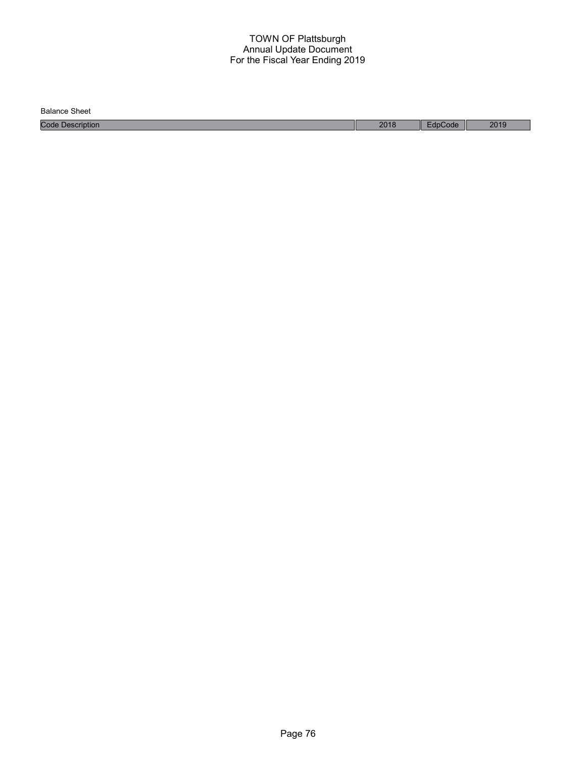# TOWN OF Plattsburgh
## Annual Update Document
## For the Fiscal Year Ending 2019

Balance Sheet

| Code Description | 2018 | EdpCode | 2019 |
|---|---|---|---|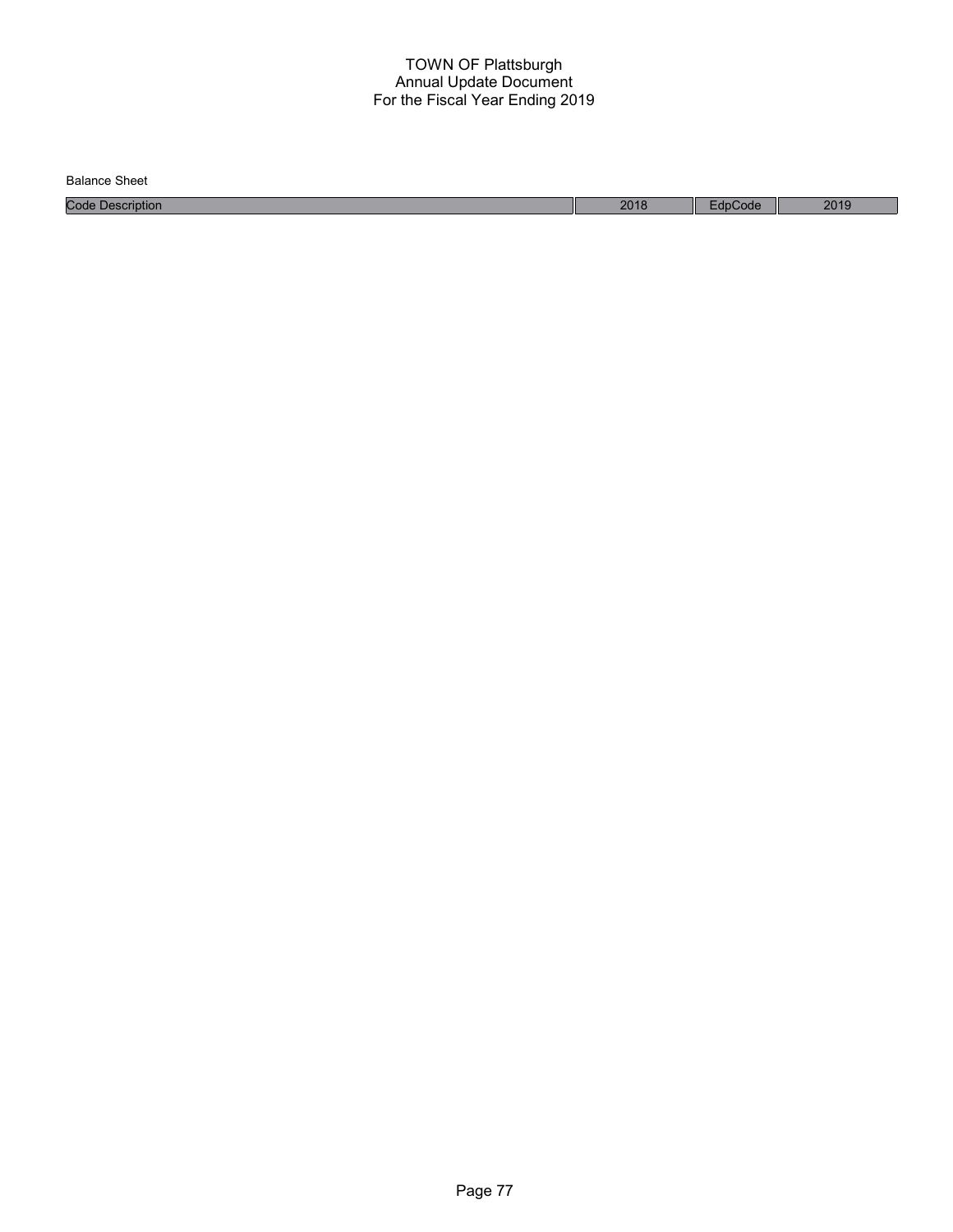# TOWN OF Plattsburgh
## Annual Update Document
## For the Fiscal Year Ending 2019

Balance Sheet

| Code Description | 2018 | EdpCode | 2019 |
|---|---|---|---|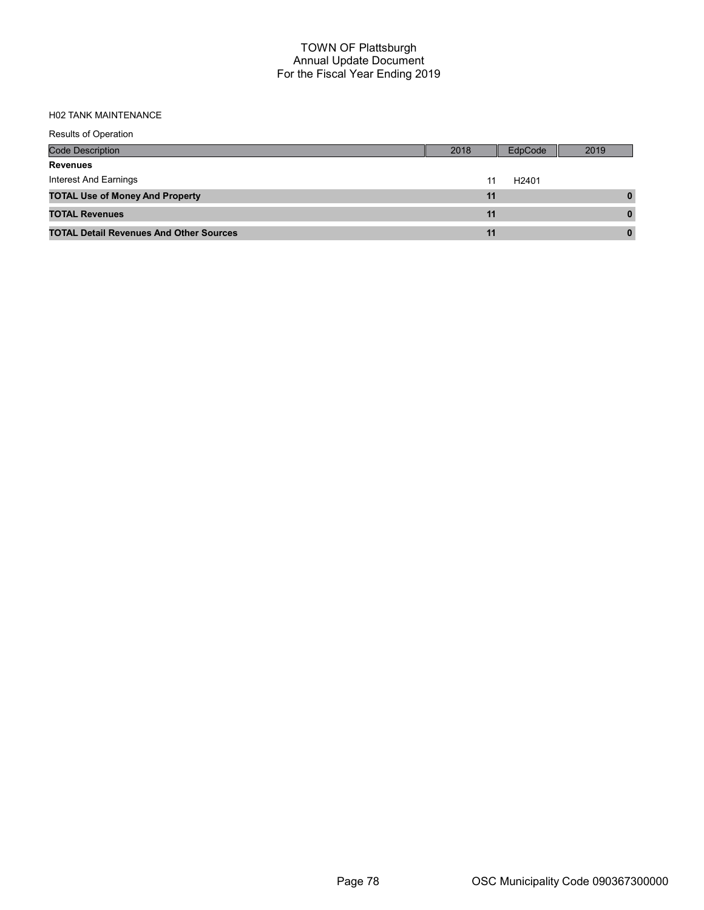# TOWN OF Plattsburgh
## Annual Update Document
## For the Fiscal Year Ending 2019

H02 TANK MAINTENANCE

Results of Operation

| Code Description | 2018 | EdpCode | 2019 |
|---|---|---|---|
| **Revenues** | | | |
| Interest And Earnings | 11 | H2401 | |
| **TOTAL Use of Money And Property** | **11** | | **0** |
| **TOTAL Revenues** | **11** | | **0** |
| **TOTAL Detail Revenues And Other Sources** | **11** | | **0** |

OSC Municipality Code 090367300000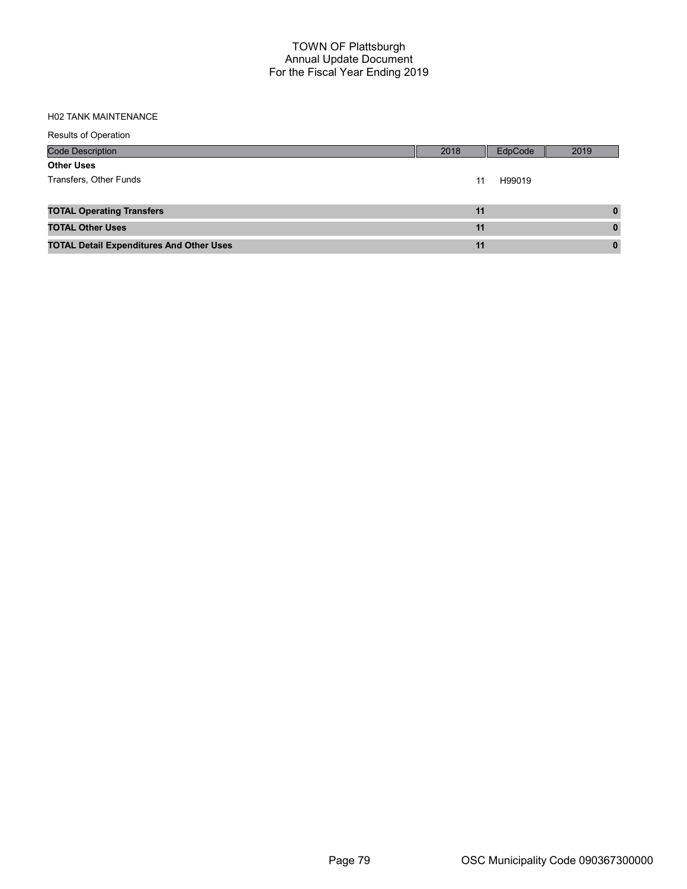# TOWN OF Plattsburgh
## Annual Update Document
## For the Fiscal Year Ending 2019

H02 TANK MAINTENANCE

Results of Operation

| Code Description | 2018 | EdpCode | 2019 |
|---|---|---|---|
| **Other Uses** | | | |
| Transfers, Other Funds | 11 | H99019 | |
| **TOTAL Operating Transfers** | **11** | | **0** |
| **TOTAL Other Uses** | **11** | | **0** |
| **TOTAL Detail Expenditures And Other Uses** | **11** | | **0** |

OSC Municipality Code 090367300000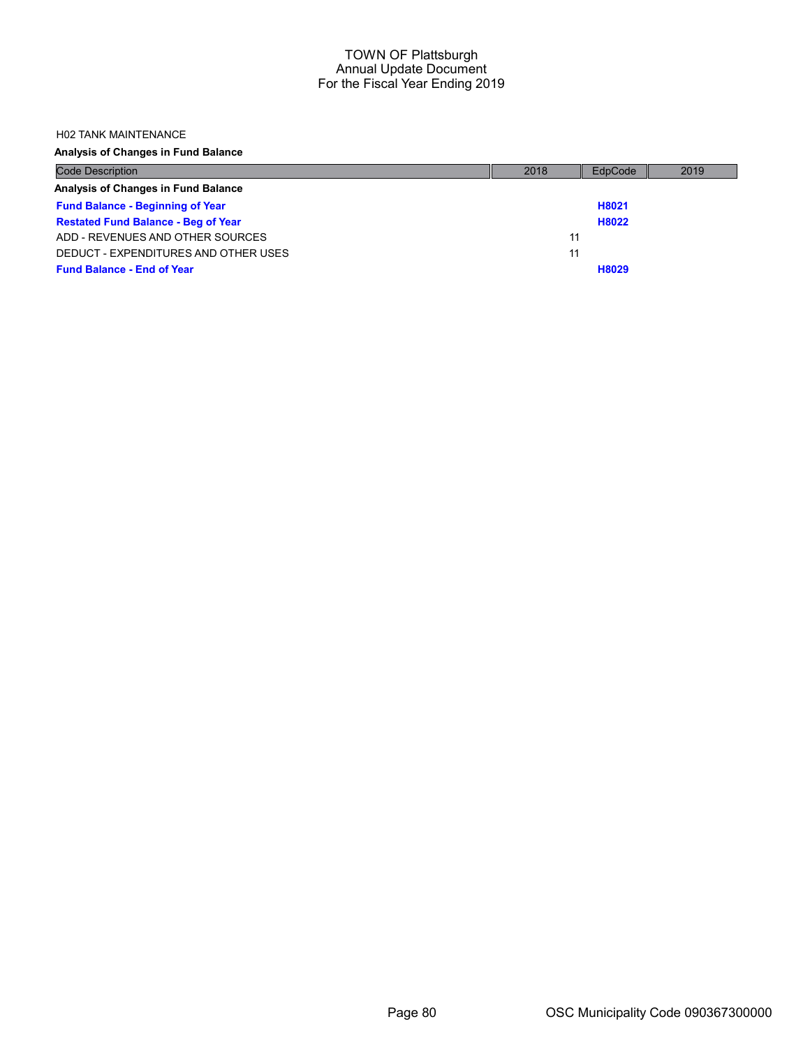TOWN OF Plattsburgh
Annual Update Document
For the Fiscal Year Ending 2019

H02 TANK MAINTENANCE

**Analysis of Changes in Fund Balance**

| Code Description | 2018 | EdpCode | 2019 |
|---|---|---|---|
| **Analysis of Changes in Fund Balance** | | | |
| **Fund Balance - Beginning of Year** | | **H8021** | |
| **Restated Fund Balance - Beg of Year** | | **H8022** | |
| ADD - REVENUES AND OTHER SOURCES | 11 | | |
| DEDUCT - EXPENDITURES AND OTHER USES | 11 | | |
| **Fund Balance - End of Year** | | **H8029** | |

OSC Municipality Code 090367300000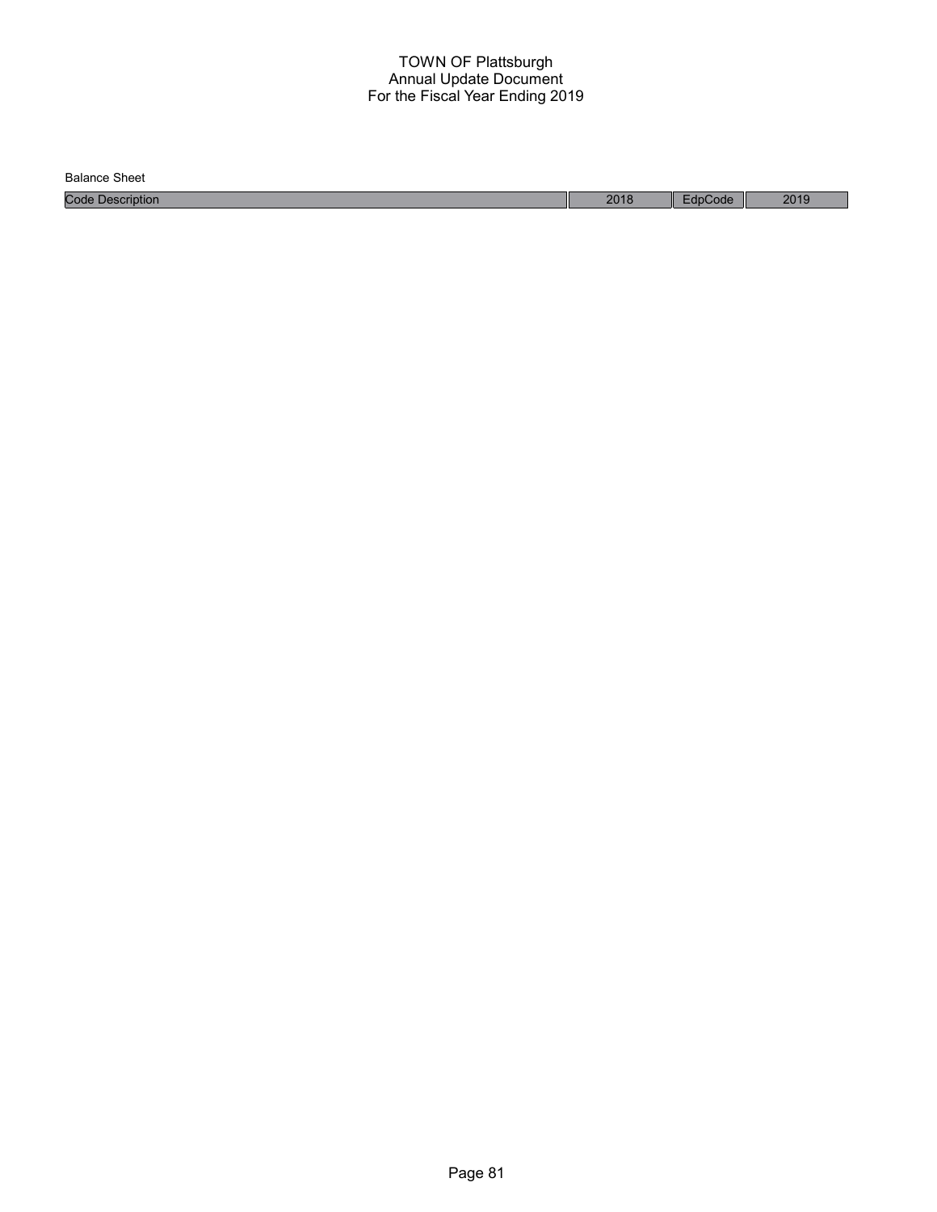TOWN OF Plattsburgh
Annual Update Document
For the Fiscal Year Ending 2019

Balance Sheet

| Code Description | 2018 | EdpCode | 2019 |
| --- | --- | --- | --- |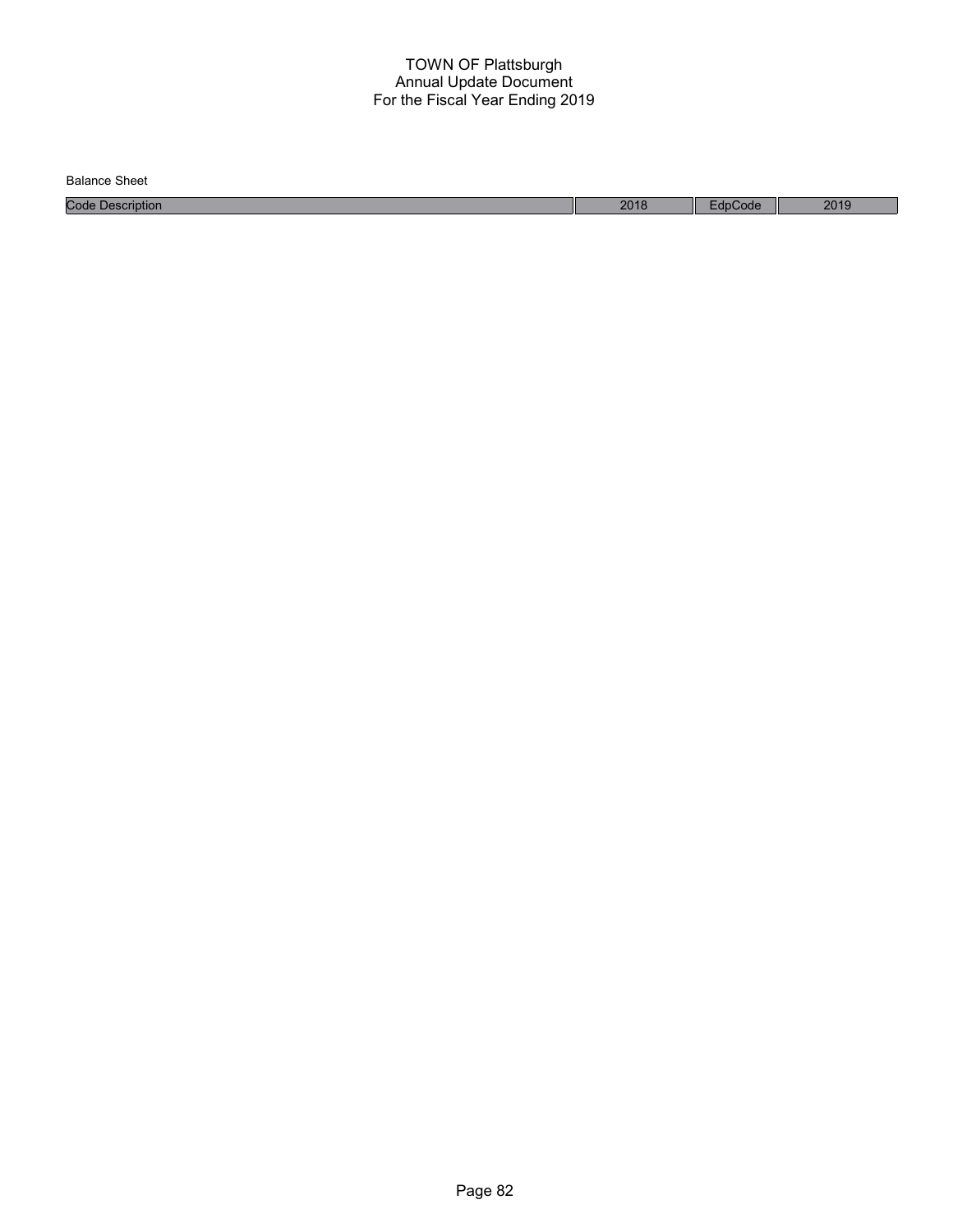# TOWN OF Plattsburgh
## Annual Update Document
## For the Fiscal Year Ending 2019

Balance Sheet

| Code Description | 2018 | EdpCode | 2019 |
|---|---|---|---|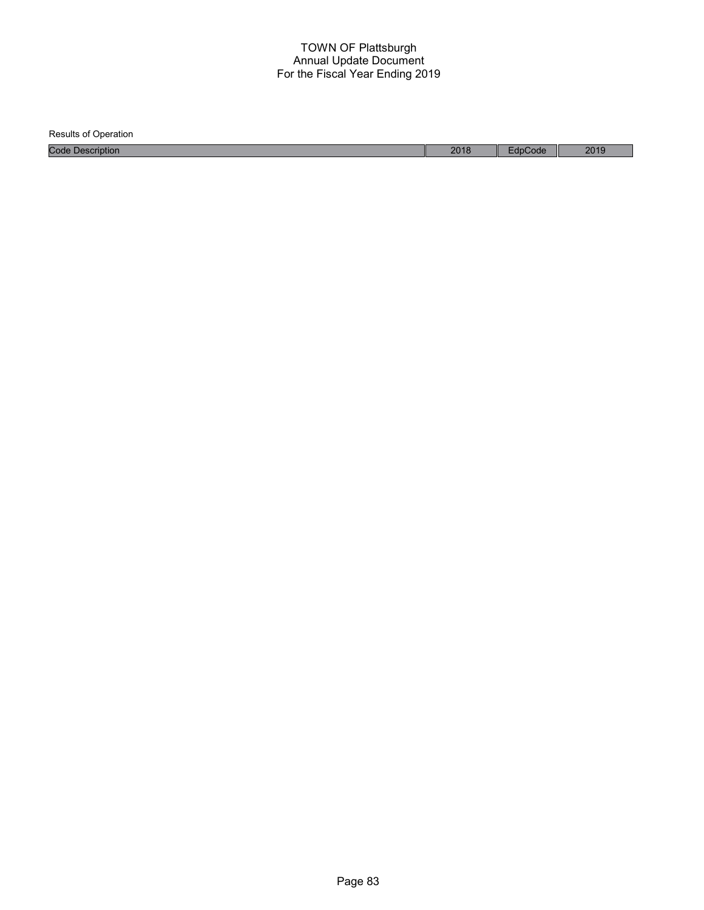# TOWN OF Plattsburgh
## Annual Update Document
## For the Fiscal Year Ending 2019

Results of Operation

| Code Description | 2018 | EdpCode | 2019 |
| --- | --- | --- | --- |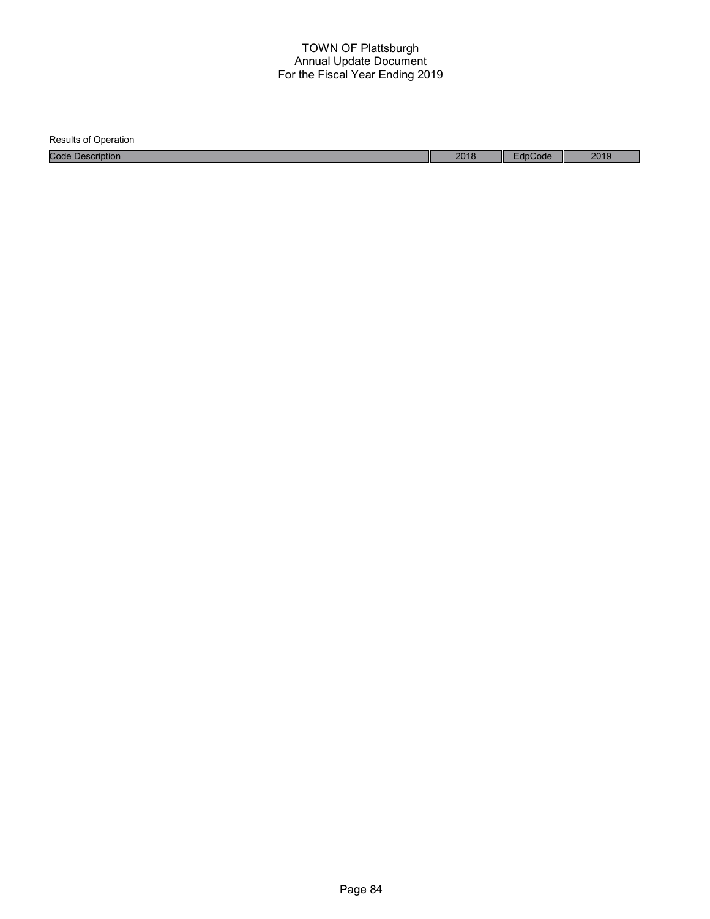# TOWN OF Plattsburgh
## Annual Update Document
## For the Fiscal Year Ending 2019

Results of Operation

| Code Description | 2018 | EdpCode | 2019 |
|---|---|---|---|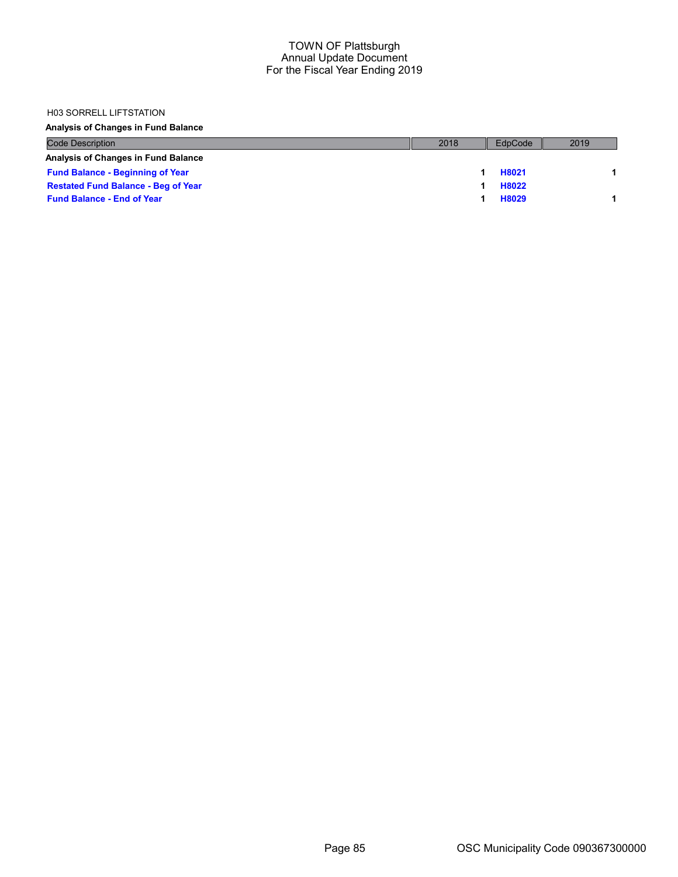H03 SORRELL LIFTSTATION

**Analysis of Changes in Fund Balance**

| Code Description | 2018 | EdpCode | 2019 |
|---|---|---|---|
| **Analysis of Changes in Fund Balance** | | | |
| **Fund Balance - Beginning of Year** | 1 | H8021 | 1 |
| **Restated Fund Balance - Beg of Year** | 1 | H8022 | |
| **Fund Balance - End of Year** | 1 | H8029 | 1 |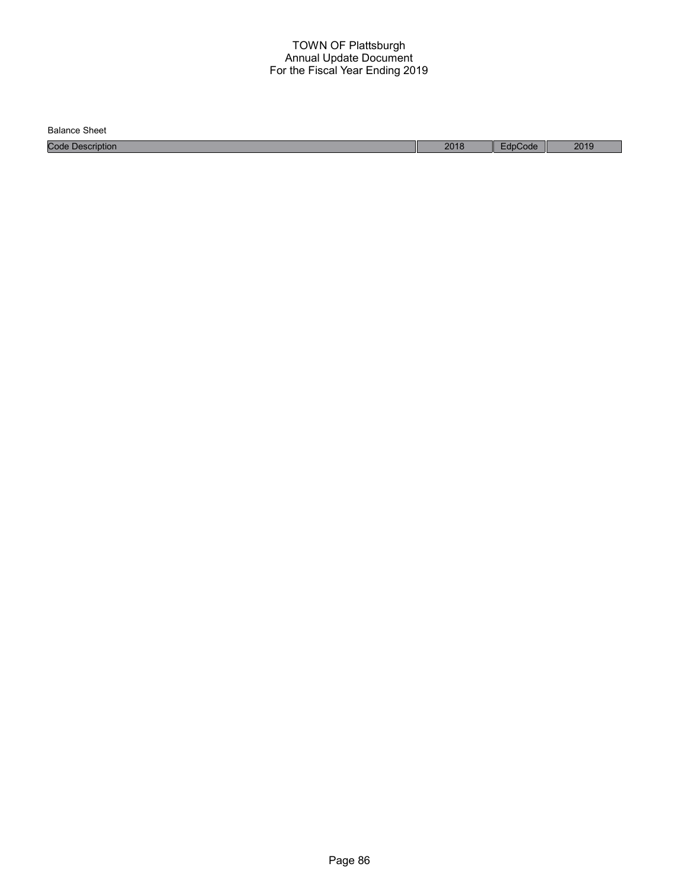# TOWN OF Plattsburgh
## Annual Update Document
## For the Fiscal Year Ending 2019

Balance Sheet

| Code Description | 2018 | EdpCode | 2019 |
|---|---|---|---|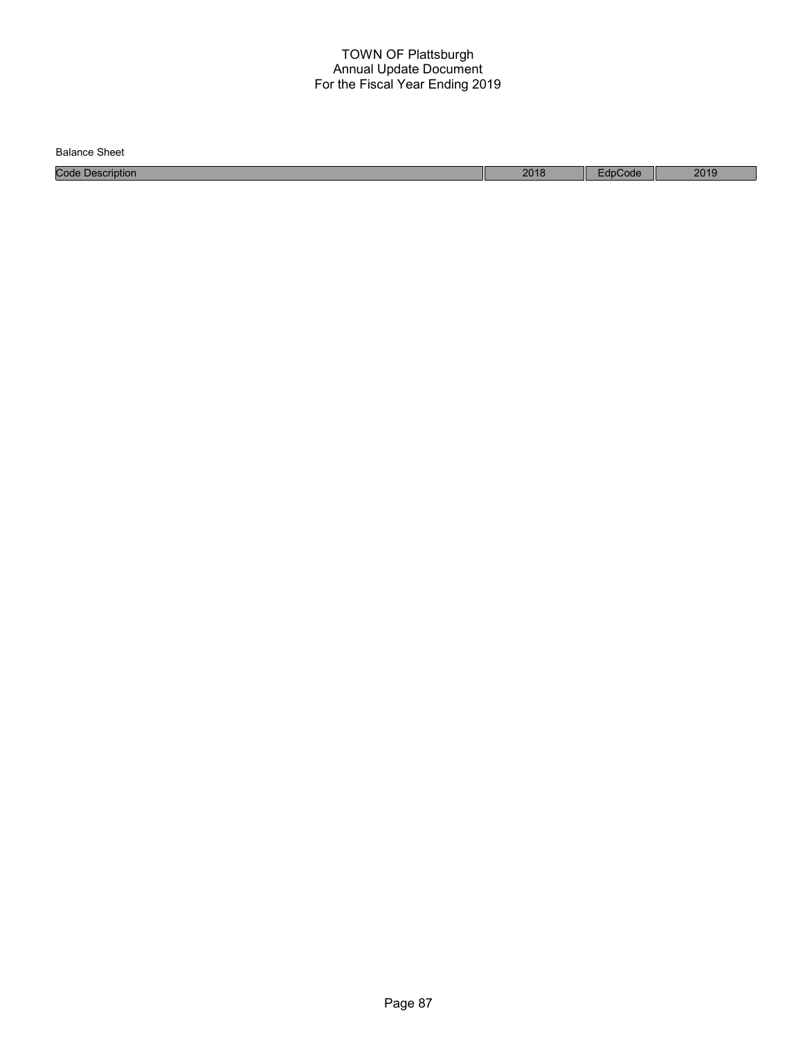# TOWN OF Plattsburgh
## Annual Update Document
## For the Fiscal Year Ending 2019

Balance Sheet

| Code Description | 2018 | EdpCode | 2019 |
| --- | --- | --- | --- |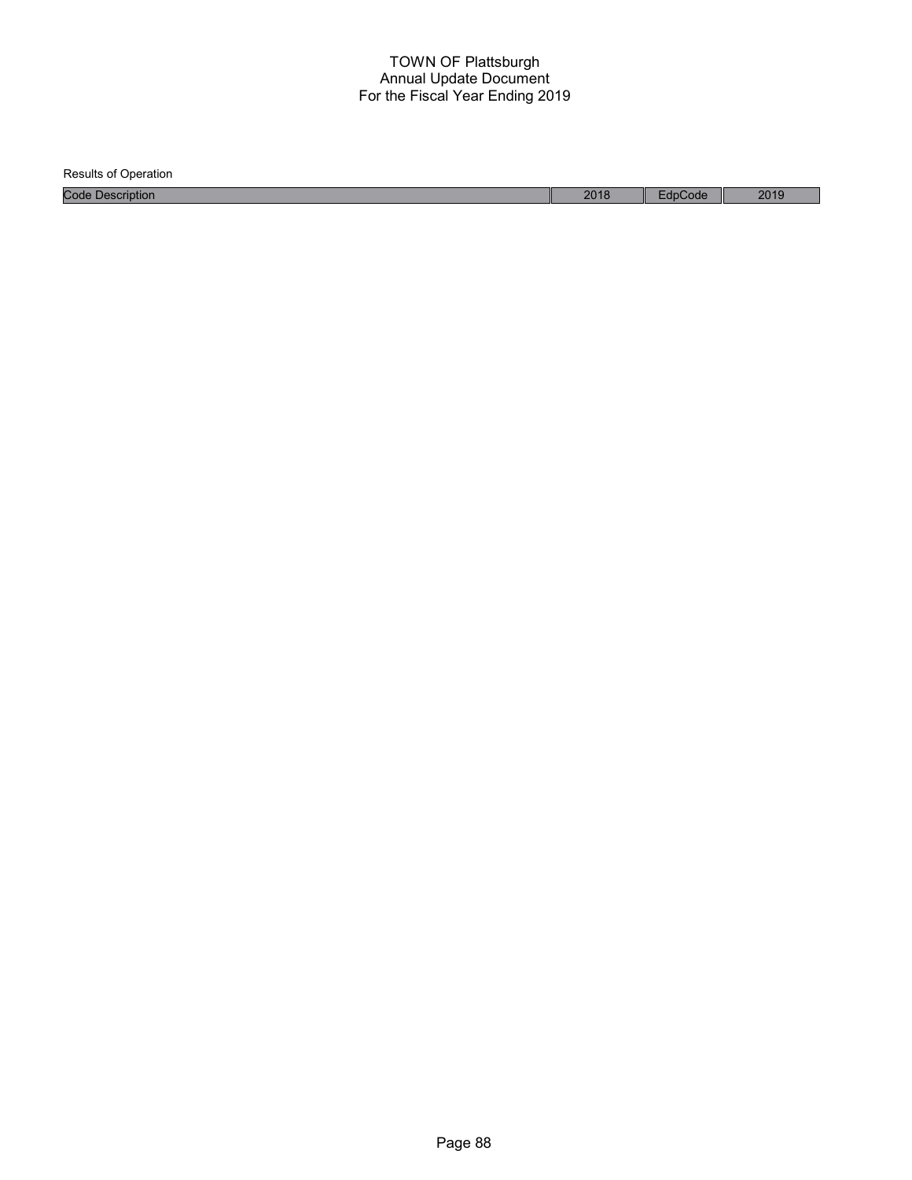# TOWN OF Plattsburgh
## Annual Update Document
### For the Fiscal Year Ending 2019

Results of Operation

| Code Description | 2018 | EdpCode | 2019 |
|---|---|---|---|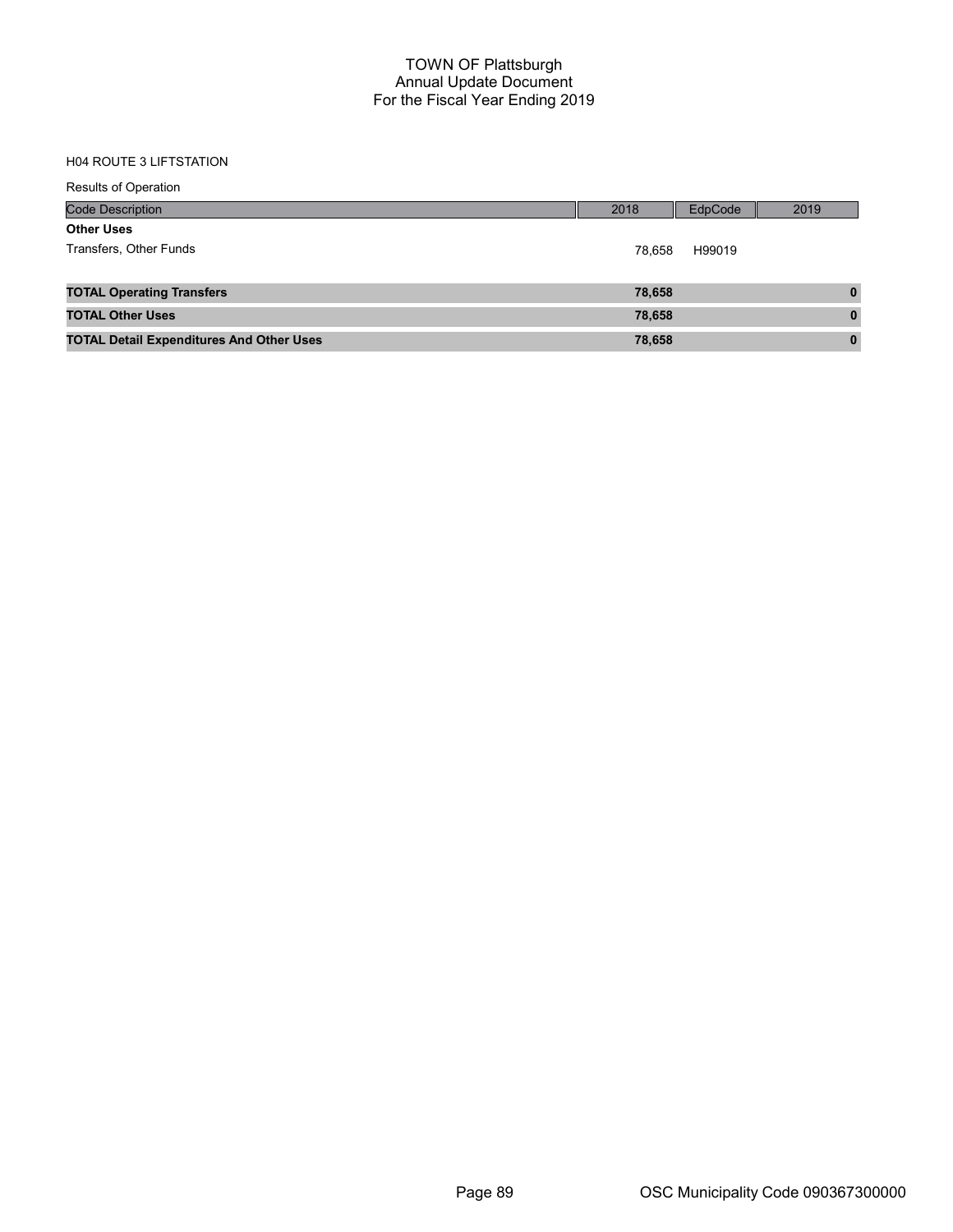# TOWN OF Plattsburgh
## Annual Update Document
## For the Fiscal Year Ending 2019

H04 ROUTE 3 LIFTSTATION

Results of Operation

| Code Description | 2018 | EdpCode | 2019 |
|---|---|---|---|
| **Other Uses** | | | |
| Transfers, Other Funds | 78,658 | H99019 | |
| **TOTAL Operating Transfers** | **78,658** | | **0** |
| **TOTAL Other Uses** | **78,658** | | **0** |
| **TOTAL Detail Expenditures And Other Uses** | **78,658** | | **0** |

OSC Municipality Code 090367300000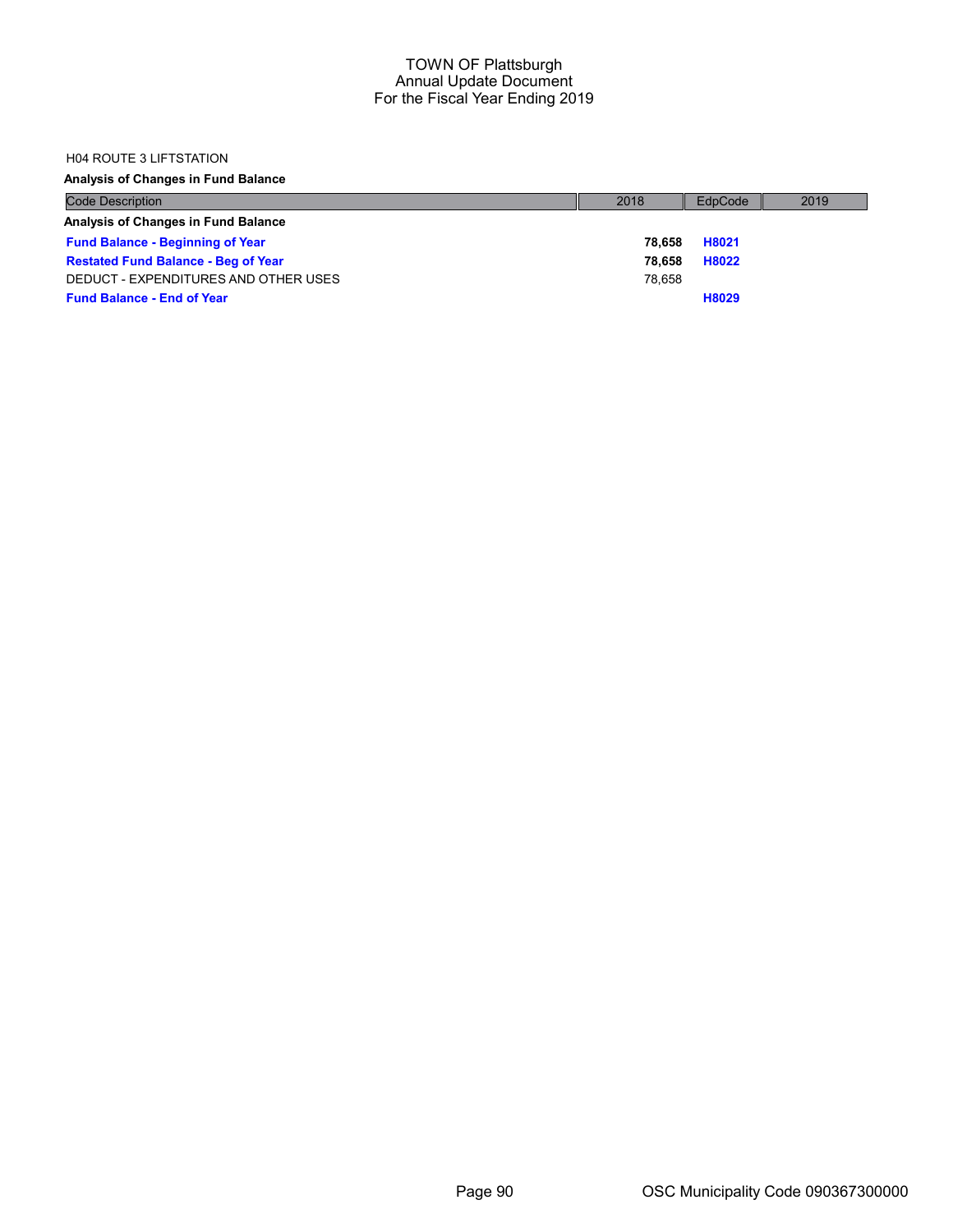H04 ROUTE 3 LIFTSTATION

**Analysis of Changes in Fund Balance**

| Code Description | 2018 | EdpCode | 2019 |
|---|---|---|---|
| **Analysis of Changes in Fund Balance** | | | |
| **Fund Balance - Beginning of Year** | **78,658** | **H8021** | |
| **Restated Fund Balance - Beg of Year** | **78,658** | **H8022** | |
| DEDUCT - EXPENDITURES AND OTHER USES | 78,658 | | |
| **Fund Balance - End of Year** | | **H8029** | |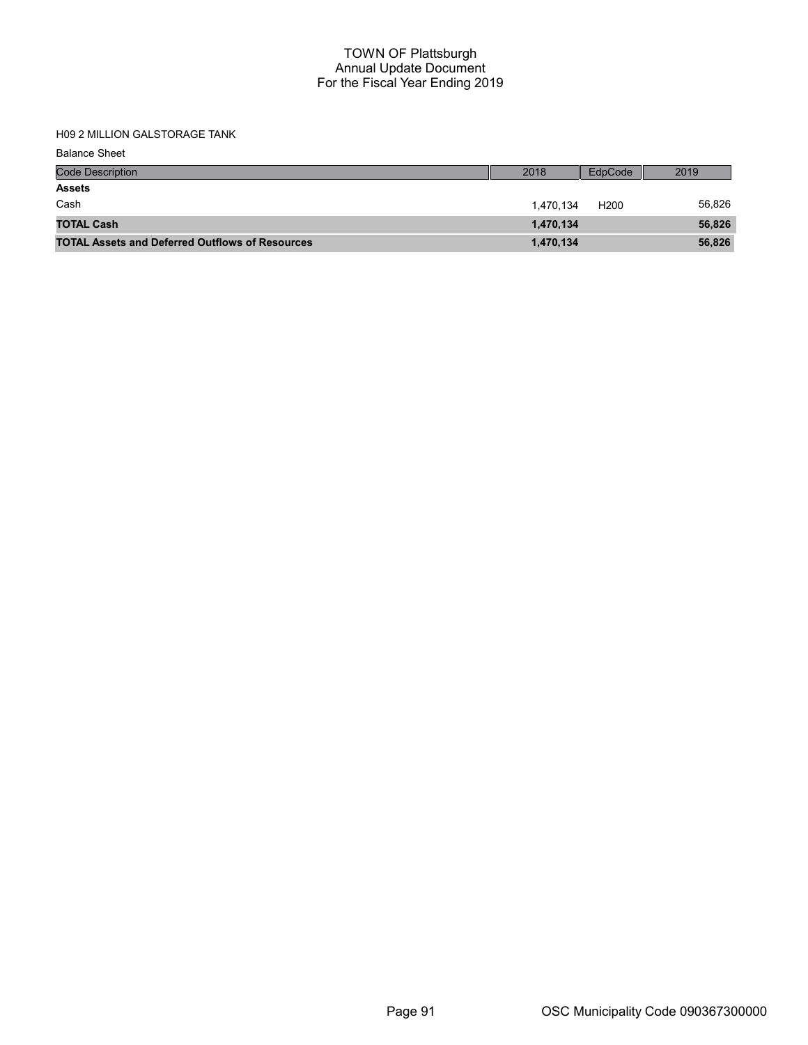# TOWN OF Plattsburgh
## Annual Update Document
## For the Fiscal Year Ending 2019

H09 2 MILLION GALSTORAGE TANK

Balance Sheet

| Code Description | 2018 | EdpCode | 2019 |
|---|---|---|---|
| **Assets** | | | |
| Cash | 1,470,134 | H200 | 56,826 |
| **TOTAL Cash** | **1,470,134** | | **56,826** |
| **TOTAL Assets and Deferred Outflows of Resources** | **1,470,134** | | **56,826** |

OSC Municipality Code 090367300000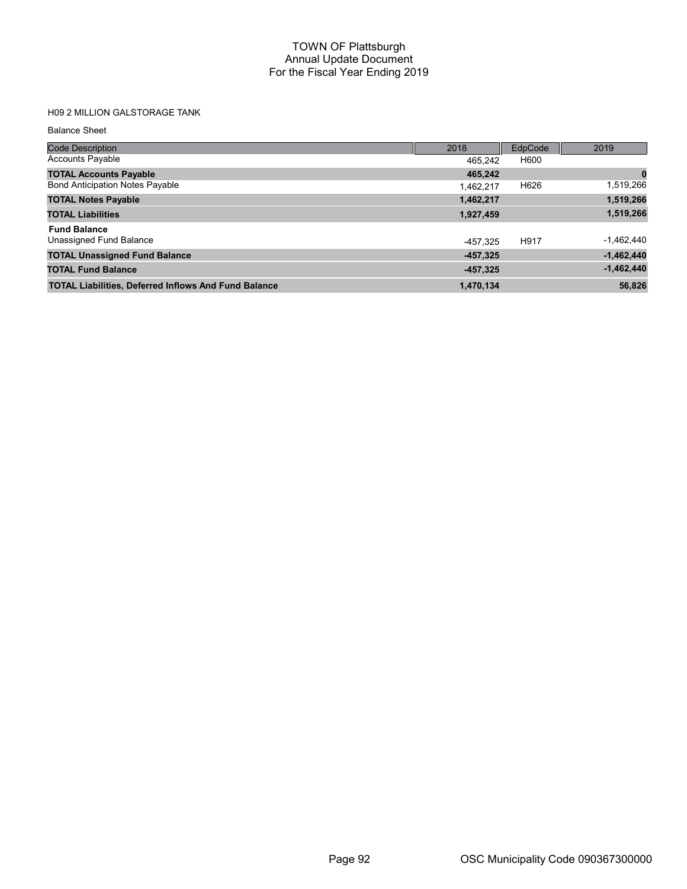# TOWN OF Plattsburgh
## Annual Update Document
## For the Fiscal Year Ending 2019

H09 2 MILLION GALSTORAGE TANK

Balance Sheet

| Code Description | 2018 | EdpCode | 2019 |
|---|---|---|---|
| Accounts Payable | 465,242 | H600 | |
| **TOTAL Accounts Payable** | **465,242** | | **0** |
| Bond Anticipation Notes Payable | 1,462,217 | H626 | 1,519,266 |
| **TOTAL Notes Payable** | **1,462,217** | | **1,519,266** |
| **TOTAL Liabilities** | **1,927,459** | | **1,519,266** |
| **Fund Balance** | | | |
| Unassigned Fund Balance | -457,325 | H917 | -1,462,440 |
| **TOTAL Unassigned Fund Balance** | **-457,325** | | **-1,462,440** |
| **TOTAL Fund Balance** | **-457,325** | | **-1,462,440** |
| **TOTAL Liabilities, Deferred Inflows And Fund Balance** | **1,470,134** | | **56,826** |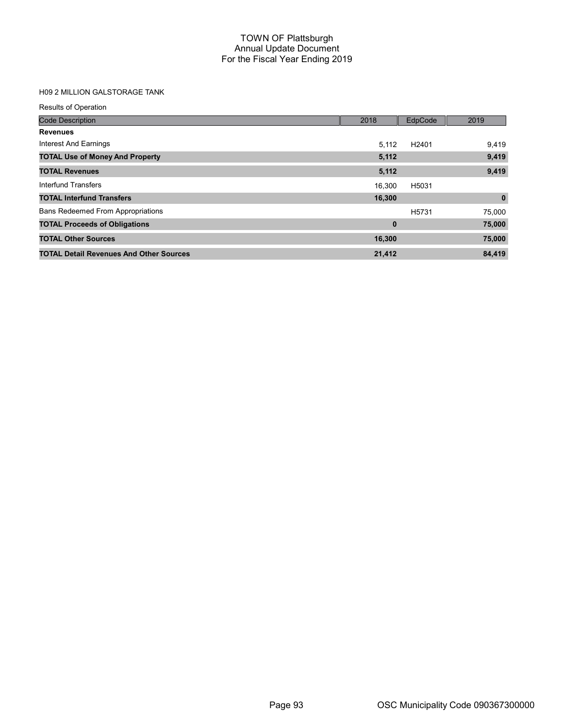# TOWN OF Plattsburgh
## Annual Update Document
## For the Fiscal Year Ending 2019

H09 2 MILLION GALSTORAGE TANK

Results of Operation

| Code Description | 2018 | EdpCode | 2019 |
|---|---|---|---|
| **Revenues** | | | |
| Interest And Earnings | 5,112 | H2401 | 9,419 |
| **TOTAL Use of Money And Property** | **5,112** | | **9,419** |
| **TOTAL Revenues** | **5,112** | | **9,419** |
| Interfund Transfers | 16,300 | H5031 | |
| **TOTAL Interfund Transfers** | **16,300** | | **0** |
| Bans Redeemed From Appropriations | | H5731 | 75,000 |
| **TOTAL Proceeds of Obligations** | **0** | | **75,000** |
| **TOTAL Other Sources** | **16,300** | | **75,000** |
| **TOTAL Detail Revenues And Other Sources** | **21,412** | | **84,419** |

OSC Municipality Code 090367300000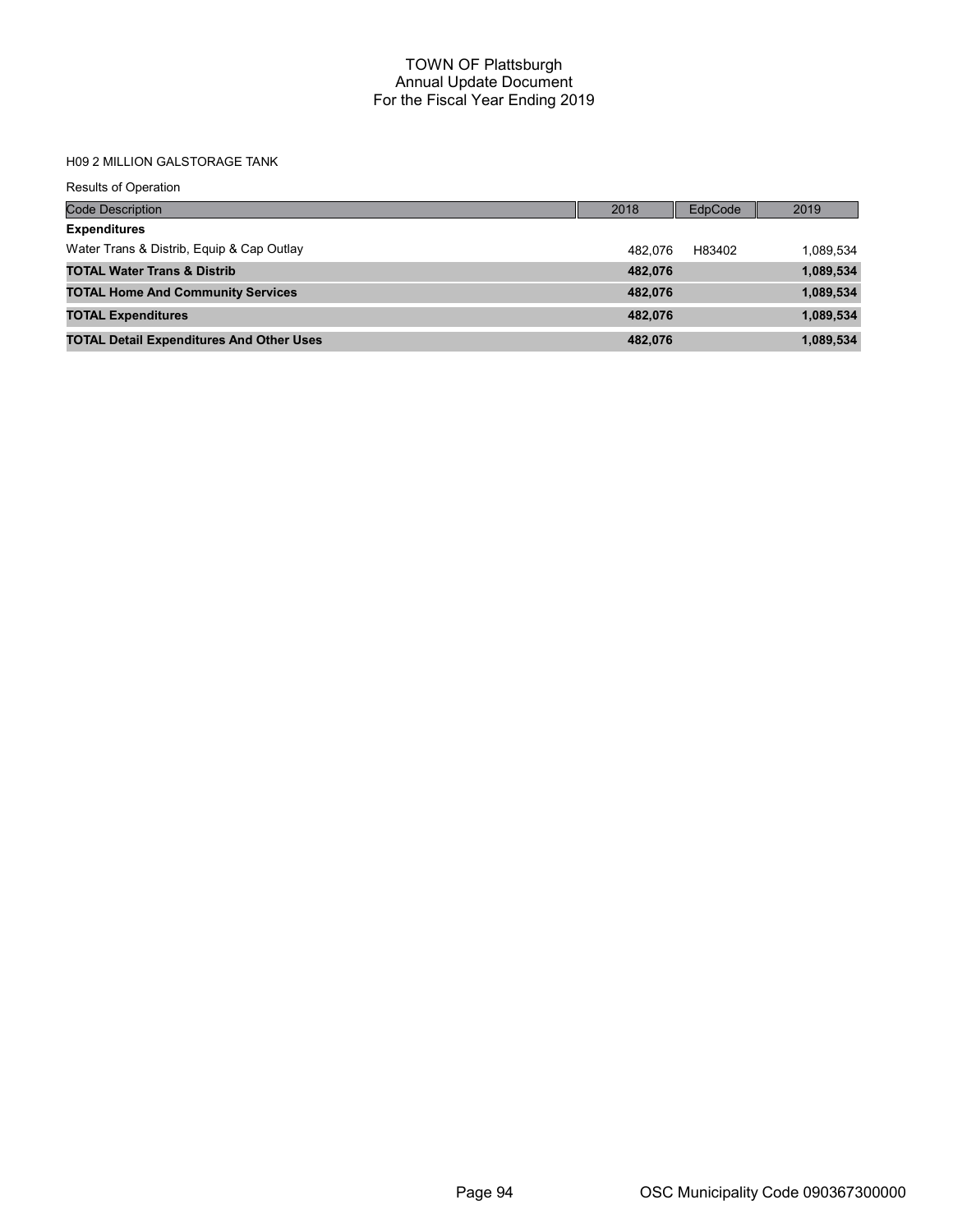# TOWN OF Plattsburgh
## Annual Update Document
## For the Fiscal Year Ending 2019

H09 2 MILLION GALSTORAGE TANK

Results of Operation

| Code Description | 2018 | EdpCode | 2019 |
|---|---|---|---|
| **Expenditures** | | | |
| Water Trans & Distrib, Equip & Cap Outlay | 482,076 | H83402 | 1,089,534 |
| **TOTAL Water Trans & Distrib** | **482,076** | | **1,089,534** |
| **TOTAL Home And Community Services** | **482,076** | | **1,089,534** |
| **TOTAL Expenditures** | **482,076** | | **1,089,534** |
| **TOTAL Detail Expenditures And Other Uses** | **482,076** | | **1,089,534** |

OSC Municipality Code 090367300000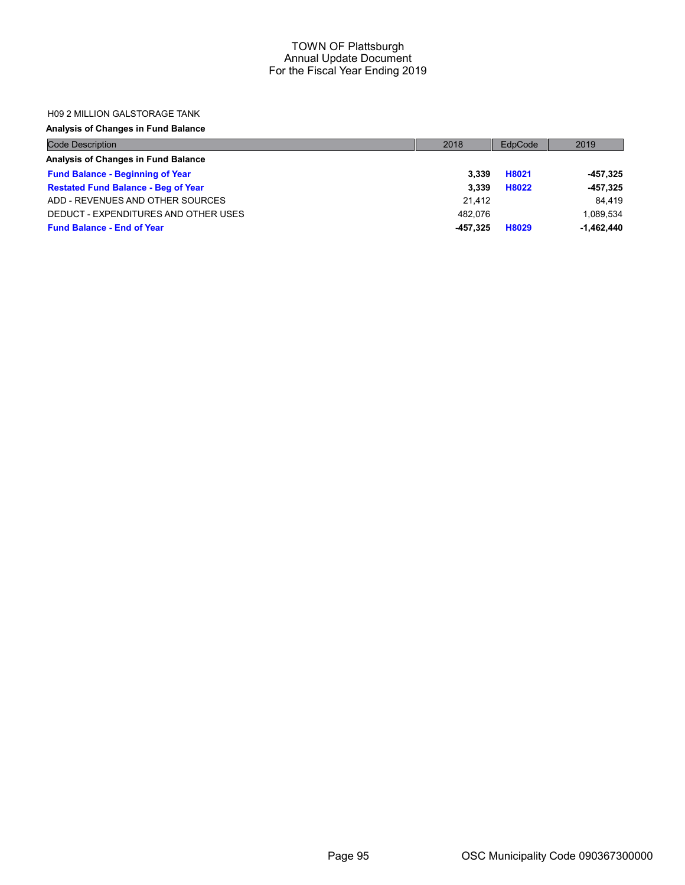# TOWN OF Plattsburgh
## Annual Update Document
## For the Fiscal Year Ending 2019

H09 2 MILLION GALSTORAGE TANK

**Analysis of Changes in Fund Balance**

| Code Description | 2018 | EdpCode | 2019 |
|---|---|---|---|
| **Analysis of Changes in Fund Balance** | | | |
| **Fund Balance - Beginning of Year** | **3,339** | **H8021** | **-457,325** |
| **Restated Fund Balance - Beg of Year** | **3,339** | **H8022** | **-457,325** |
| ADD - REVENUES AND OTHER SOURCES | 21,412 | | 84,419 |
| DEDUCT - EXPENDITURES AND OTHER USES | 482,076 | | 1,089,534 |
| **Fund Balance - End of Year** | **-457,325** | **H8029** | **-1,462,440** |

OSC Municipality Code 090367300000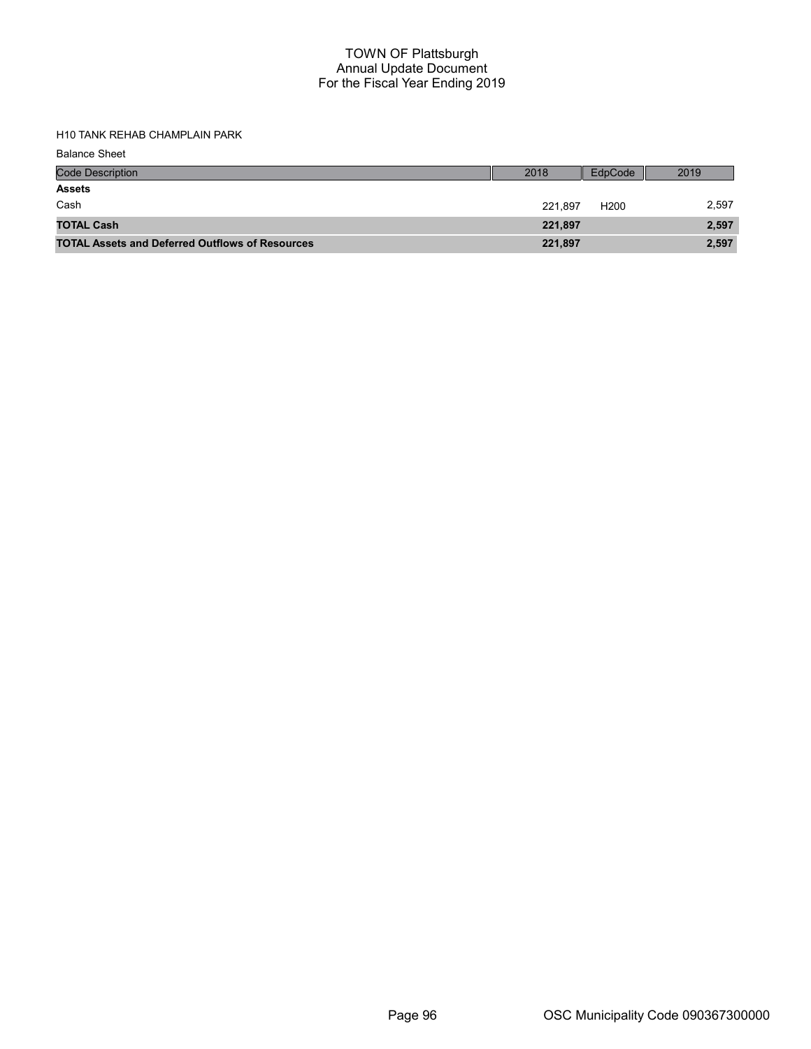# TOWN OF Plattsburgh
## Annual Update Document
## For the Fiscal Year Ending 2019

H10 TANK REHAB CHAMPLAIN PARK

Balance Sheet

| Code Description | 2018 | EdpCode | 2019 |
|---|---|---|---|
| **Assets** | | | |
| Cash | 221,897 | H200 | 2,597 |
| **TOTAL Cash** | **221,897** | | **2,597** |
| **TOTAL Assets and Deferred Outflows of Resources** | **221,897** | | **2,597** |

OSC Municipality Code 090367300000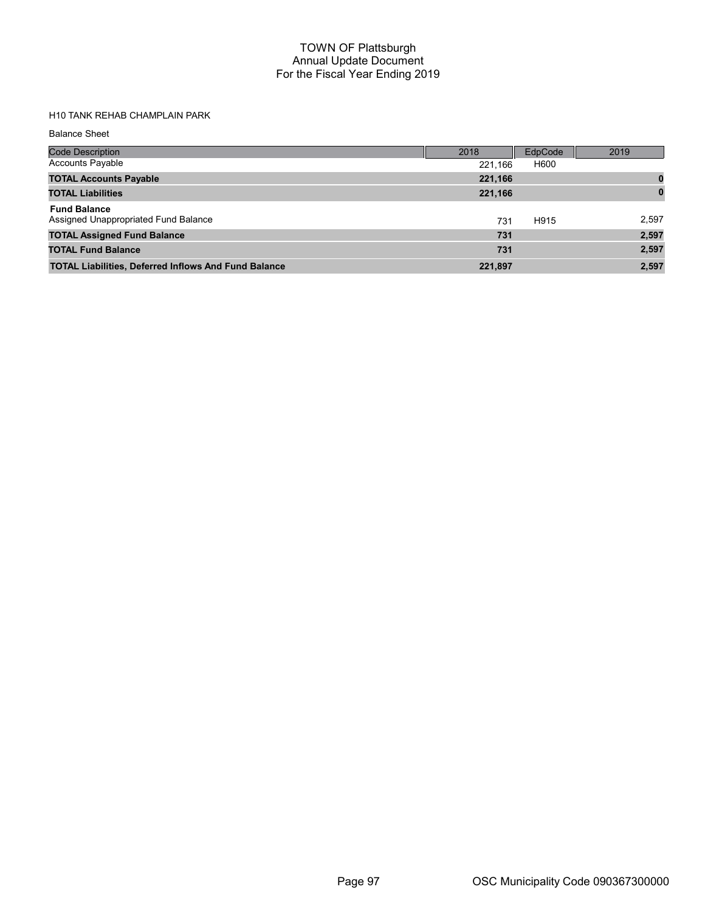# TOWN OF Plattsburgh
## Annual Update Document
## For the Fiscal Year Ending 2019

H10 TANK REHAB CHAMPLAIN PARK

Balance Sheet

| Code Description | 2018 | EdpCode | 2019 |
|---|---|---|---|
| Accounts Payable | 221,166 | H600 | |
| **TOTAL Accounts Payable** | **221,166** | | **0** |
| **TOTAL Liabilities** | **221,166** | | **0** |
| **Fund Balance** | | | |
| Assigned Unappropriated Fund Balance | 731 | H915 | 2,597 |
| **TOTAL Assigned Fund Balance** | **731** | | **2,597** |
| **TOTAL Fund Balance** | **731** | | **2,597** |
| **TOTAL Liabilities, Deferred Inflows And Fund Balance** | **221,897** | | **2,597** |

OSC Municipality Code 090367300000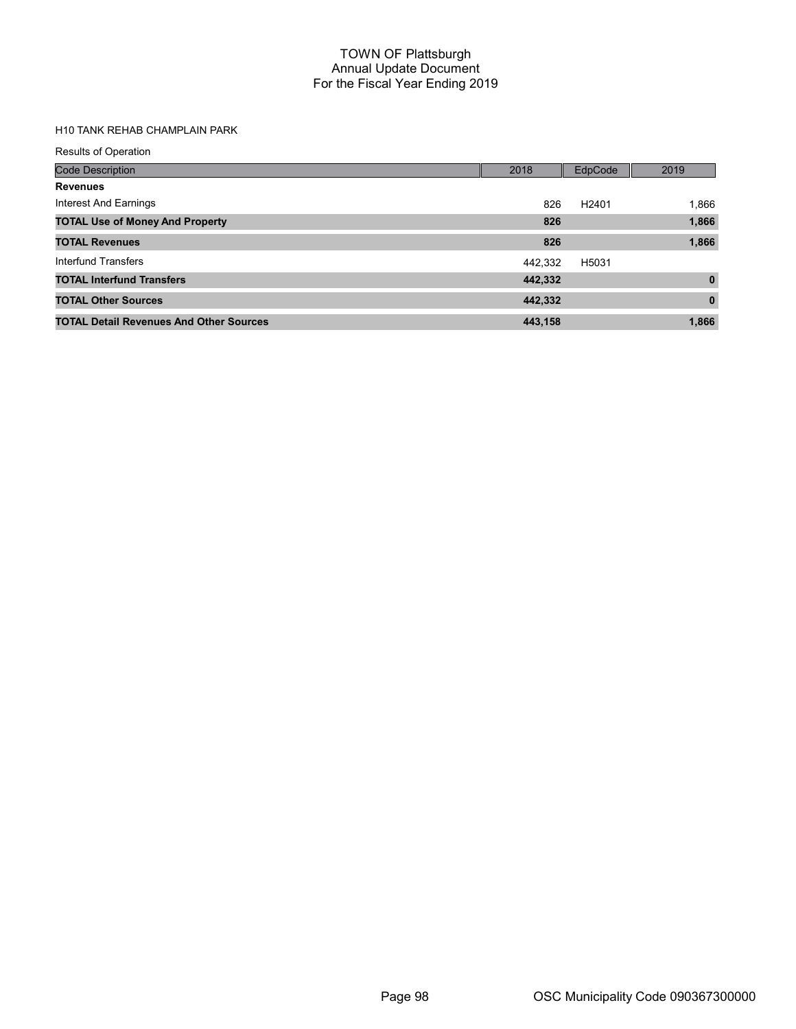# TOWN OF Plattsburgh
## Annual Update Document
## For the Fiscal Year Ending 2019

H10 TANK REHAB CHAMPLAIN PARK

Results of Operation

| Code Description | 2018 | EdpCode | 2019 |
|---|---|---|---|
| **Revenues** | | | |
| Interest And Earnings | 826 | H2401 | 1,866 |
| **TOTAL Use of Money And Property** | **826** | | **1,866** |
| **TOTAL Revenues** | **826** | | **1,866** |
| Interfund Transfers | 442,332 | H5031 | |
| **TOTAL Interfund Transfers** | **442,332** | | **0** |
| **TOTAL Other Sources** | **442,332** | | **0** |
| **TOTAL Detail Revenues And Other Sources** | **443,158** | | **1,866** |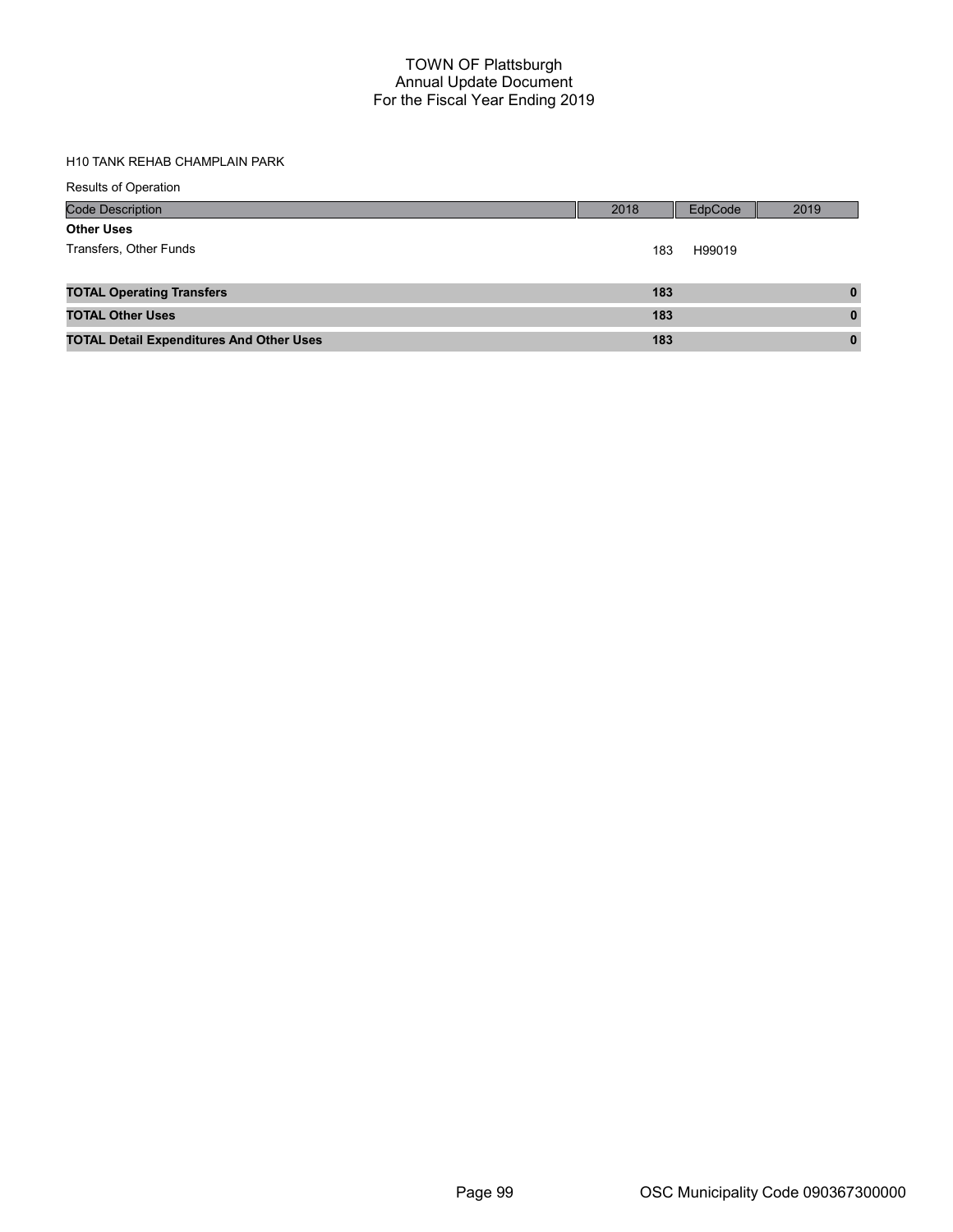# TOWN OF Plattsburgh
## Annual Update Document
## For the Fiscal Year Ending 2019

H10 TANK REHAB CHAMPLAIN PARK

Results of Operation

| Code Description | 2018 | EdpCode | 2019 |
|---|---|---|---|
| **Other Uses** | | | |
| Transfers, Other Funds | 183 | H99019 | |
| **TOTAL Operating Transfers** | **183** | | **0** |
| **TOTAL Other Uses** | **183** | | **0** |
| **TOTAL Detail Expenditures And Other Uses** | **183** | | **0** |

OSC Municipality Code 090367300000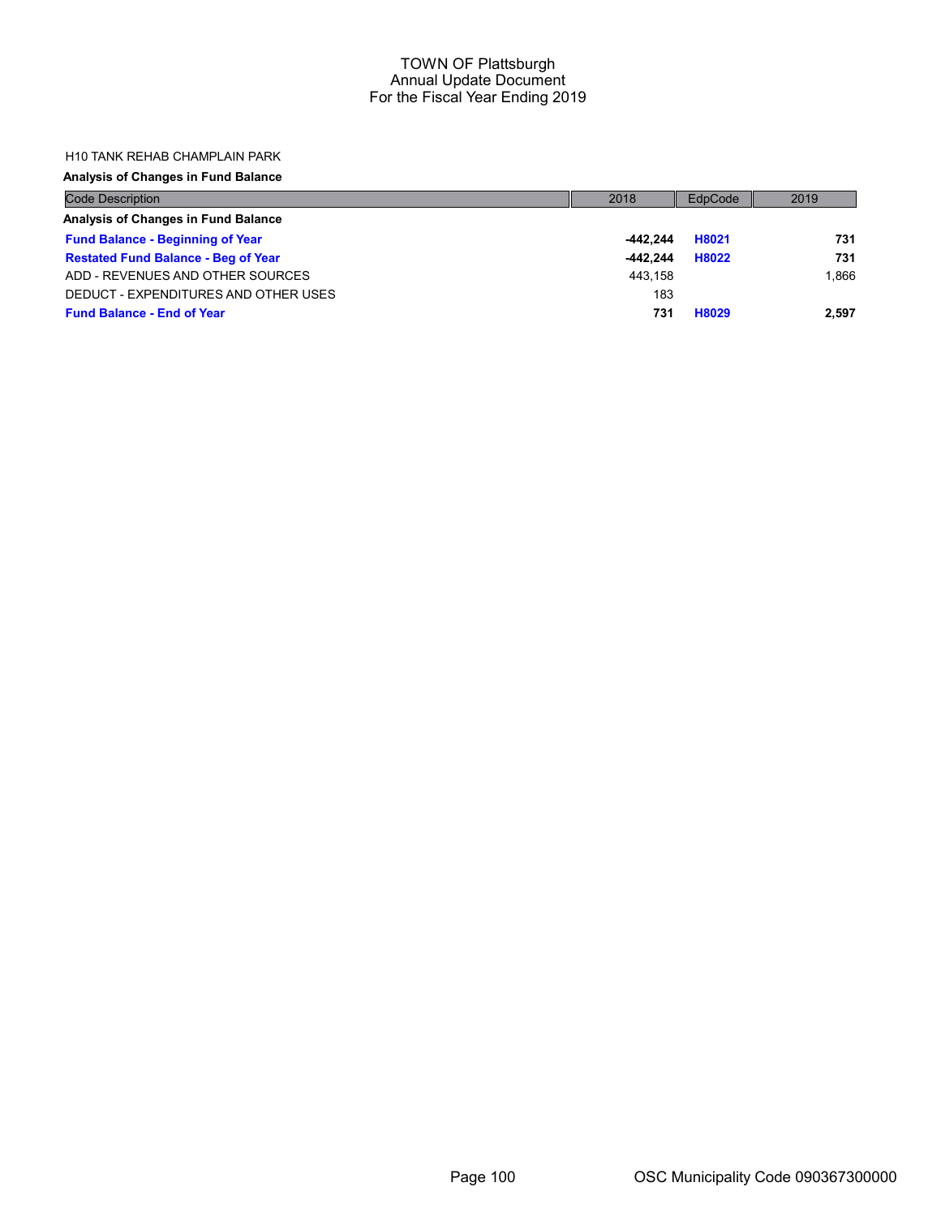# TOWN OF Plattsburgh
## Annual Update Document
## For the Fiscal Year Ending 2019

H10 TANK REHAB CHAMPLAIN PARK

**Analysis of Changes in Fund Balance**

| Code Description | 2018 | EdpCode | 2019 |
|---|---|---|---|
| **Analysis of Changes in Fund Balance** | | | |
| **Fund Balance - Beginning of Year** | **-442,244** | **H8021** | **731** |
| **Restated Fund Balance - Beg of Year** | **-442,244** | **H8022** | **731** |
| ADD - REVENUES AND OTHER SOURCES | 443,158 | | 1,866 |
| DEDUCT - EXPENDITURES AND OTHER USES | 183 | | |
| **Fund Balance - End of Year** | **731** | **H8029** | **2,597** |

OSC Municipality Code 090367300000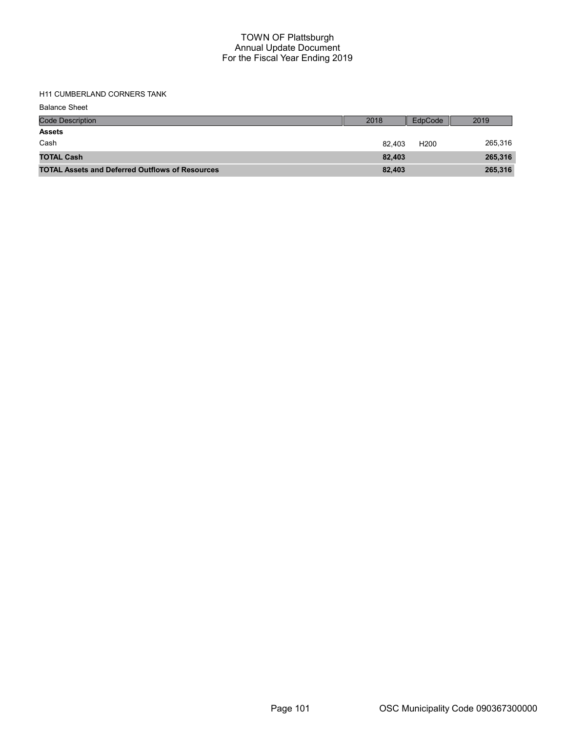# TOWN OF Plattsburgh
## Annual Update Document
## For the Fiscal Year Ending 2019

H11 CUMBERLAND CORNERS TANK

Balance Sheet

| Code Description | 2018 | EdpCode | 2019 |
|---|---|---|---|
| **Assets** | | | |
| Cash | 82,403 | H200 | 265,316 |
| **TOTAL Cash** | **82,403** | | **265,316** |
| **TOTAL Assets and Deferred Outflows of Resources** | **82,403** | | **265,316** |

OSC Municipality Code 090367300000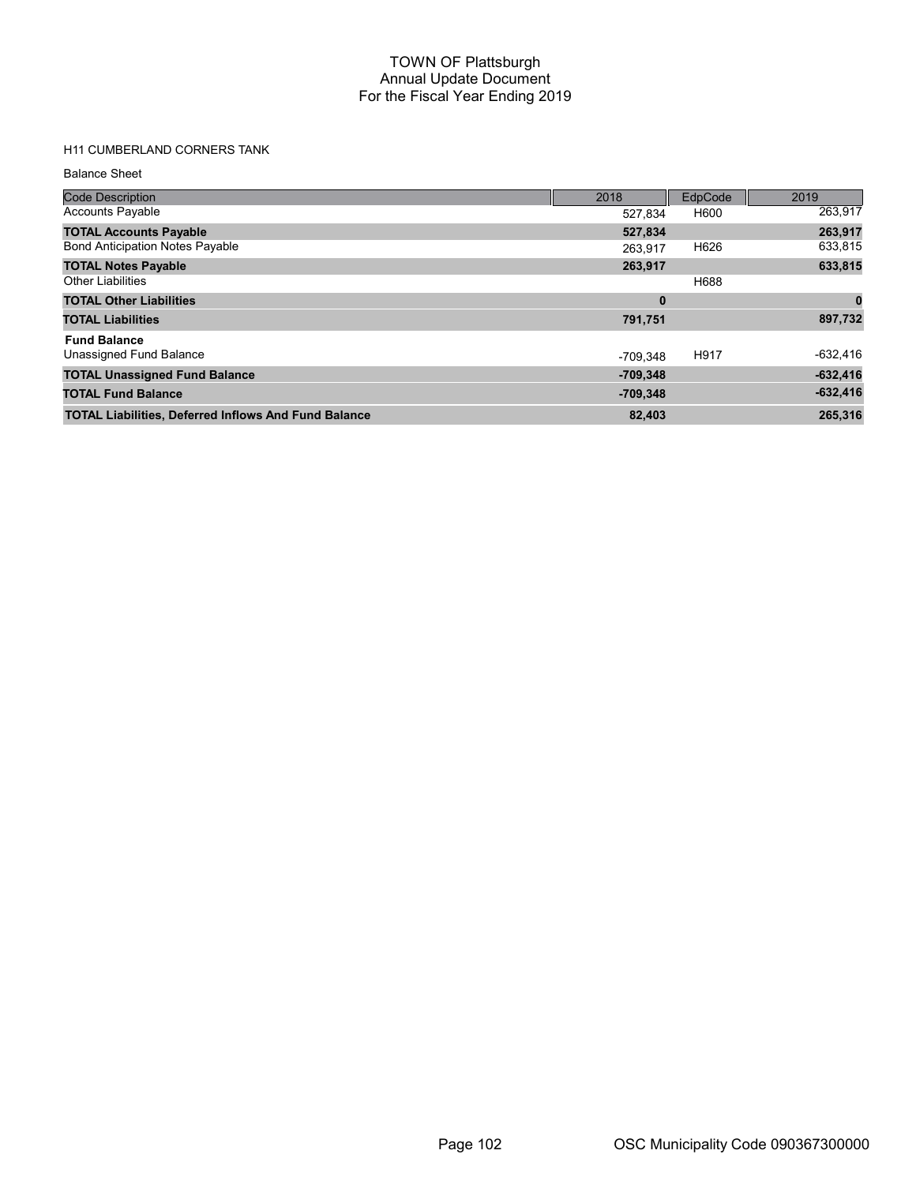# TOWN OF Plattsburgh
## Annual Update Document
## For the Fiscal Year Ending 2019

H11 CUMBERLAND CORNERS TANK

Balance Sheet

| Code Description | 2018 | EdpCode | 2019 |
|---|---|---|---|
| Accounts Payable | 527,834 | H600 | 263,917 |
| **TOTAL Accounts Payable** | **527,834** | | **263,917** |
| Bond Anticipation Notes Payable | 263,917 | H626 | 633,815 |
| **TOTAL Notes Payable** | **263,917** | | **633,815** |
| Other Liabilities | | H688 | |
| **TOTAL Other Liabilities** | **0** | | **0** |
| **TOTAL Liabilities** | **791,751** | | **897,732** |
| **Fund Balance** | | | |
| Unassigned Fund Balance | -709,348 | H917 | -632,416 |
| **TOTAL Unassigned Fund Balance** | **-709,348** | | **-632,416** |
| **TOTAL Fund Balance** | **-709,348** | | **-632,416** |
| **TOTAL Liabilities, Deferred Inflows And Fund Balance** | **82,403** | | **265,316** |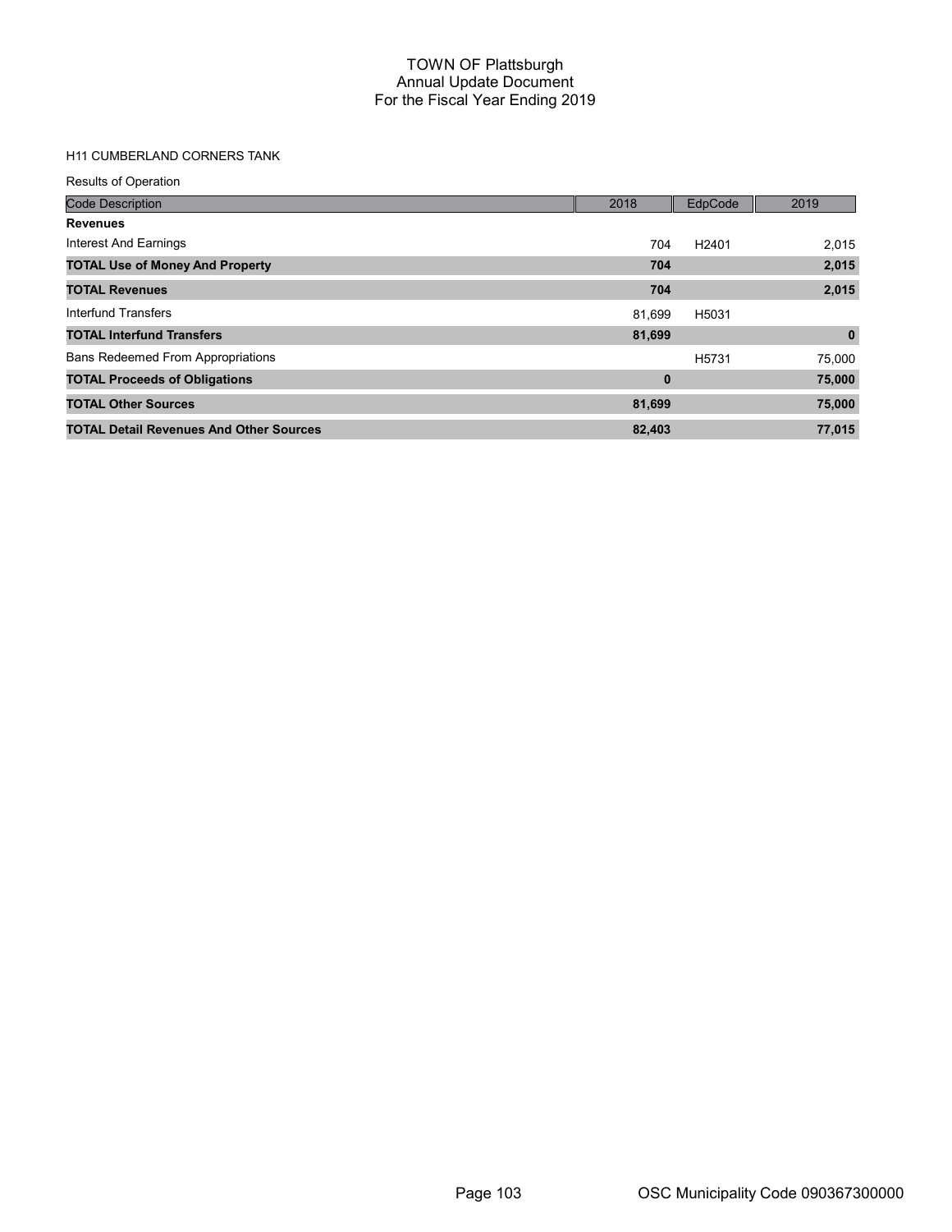# TOWN OF Plattsburgh
## Annual Update Document
## For the Fiscal Year Ending 2019

H11 CUMBERLAND CORNERS TANK

Results of Operation

| Code Description | 2018 | EdpCode | 2019 |
|---|---|---|---|
| **Revenues** | | | |
| Interest And Earnings | 704 | H2401 | 2,015 |
| **TOTAL Use of Money And Property** | **704** | | **2,015** |
| **TOTAL Revenues** | **704** | | **2,015** |
| Interfund Transfers | 81,699 | H5031 | |
| **TOTAL Interfund Transfers** | **81,699** | | **0** |
| Bans Redeemed From Appropriations | | H5731 | 75,000 |
| **TOTAL Proceeds of Obligations** | **0** | | **75,000** |
| **TOTAL Other Sources** | **81,699** | | **75,000** |
| **TOTAL Detail Revenues And Other Sources** | **82,403** | | **77,015** |

OSC Municipality Code 090367300000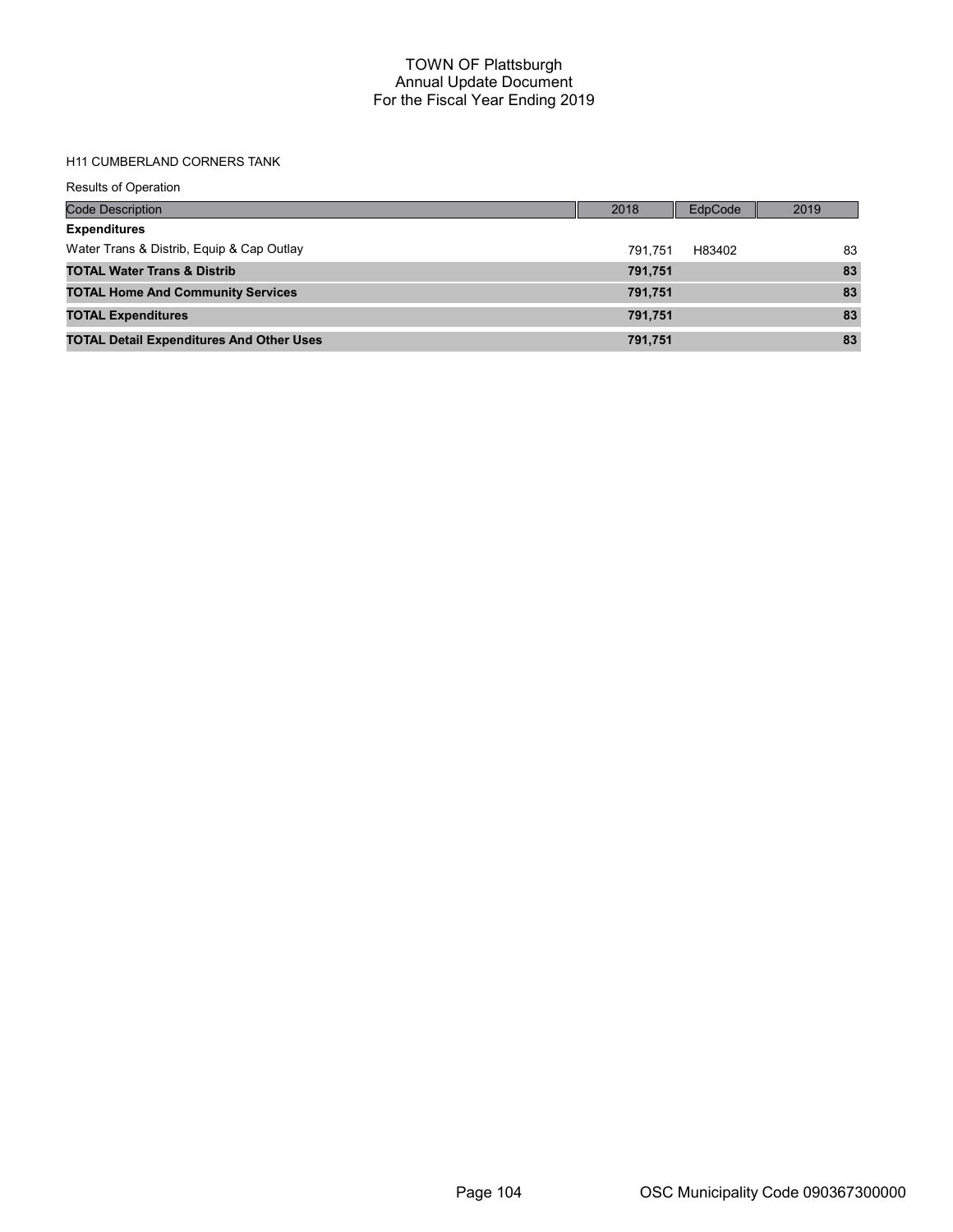# TOWN OF Plattsburgh
## Annual Update Document
## For the Fiscal Year Ending 2019

H11 CUMBERLAND CORNERS TANK

Results of Operation

| Code Description | 2018 | EdpCode | 2019 |
|---|---|---|---|
| **Expenditures** | | | |
| Water Trans & Distrib, Equip & Cap Outlay | 791,751 | H83402 | 83 |
| **TOTAL Water Trans & Distrib** | **791,751** | | **83** |
| **TOTAL Home And Community Services** | **791,751** | | **83** |
| **TOTAL Expenditures** | **791,751** | | **83** |
| **TOTAL Detail Expenditures And Other Uses** | **791,751** | | **83** |

OSC Municipality Code 090367300000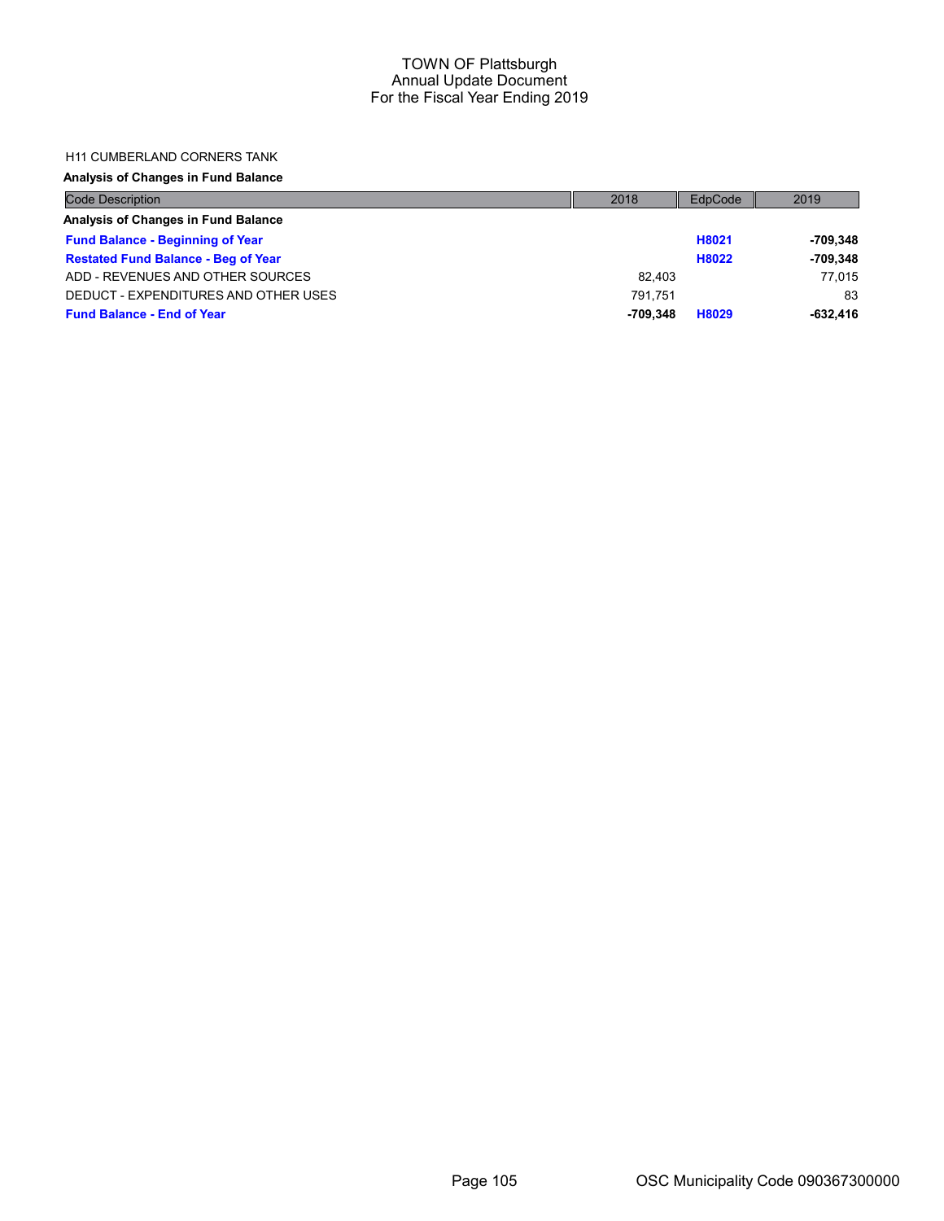TOWN OF Plattsburgh
Annual Update Document
For the Fiscal Year Ending 2019

H11 CUMBERLAND CORNERS TANK

**Analysis of Changes in Fund Balance**

| Code Description | 2018 | EdpCode | 2019 |
|---|---|---|---|
| **Analysis of Changes in Fund Balance** | | | |
| **Fund Balance - Beginning of Year** | | **H8021** | **-709,348** |
| **Restated Fund Balance - Beg of Year** | | **H8022** | **-709,348** |
| ADD - REVENUES AND OTHER SOURCES | 82,403 | | 77,015 |
| DEDUCT - EXPENDITURES AND OTHER USES | 791,751 | | 83 |
| **Fund Balance - End of Year** | **-709,348** | **H8029** | **-632,416** |

OSC Municipality Code 090367300000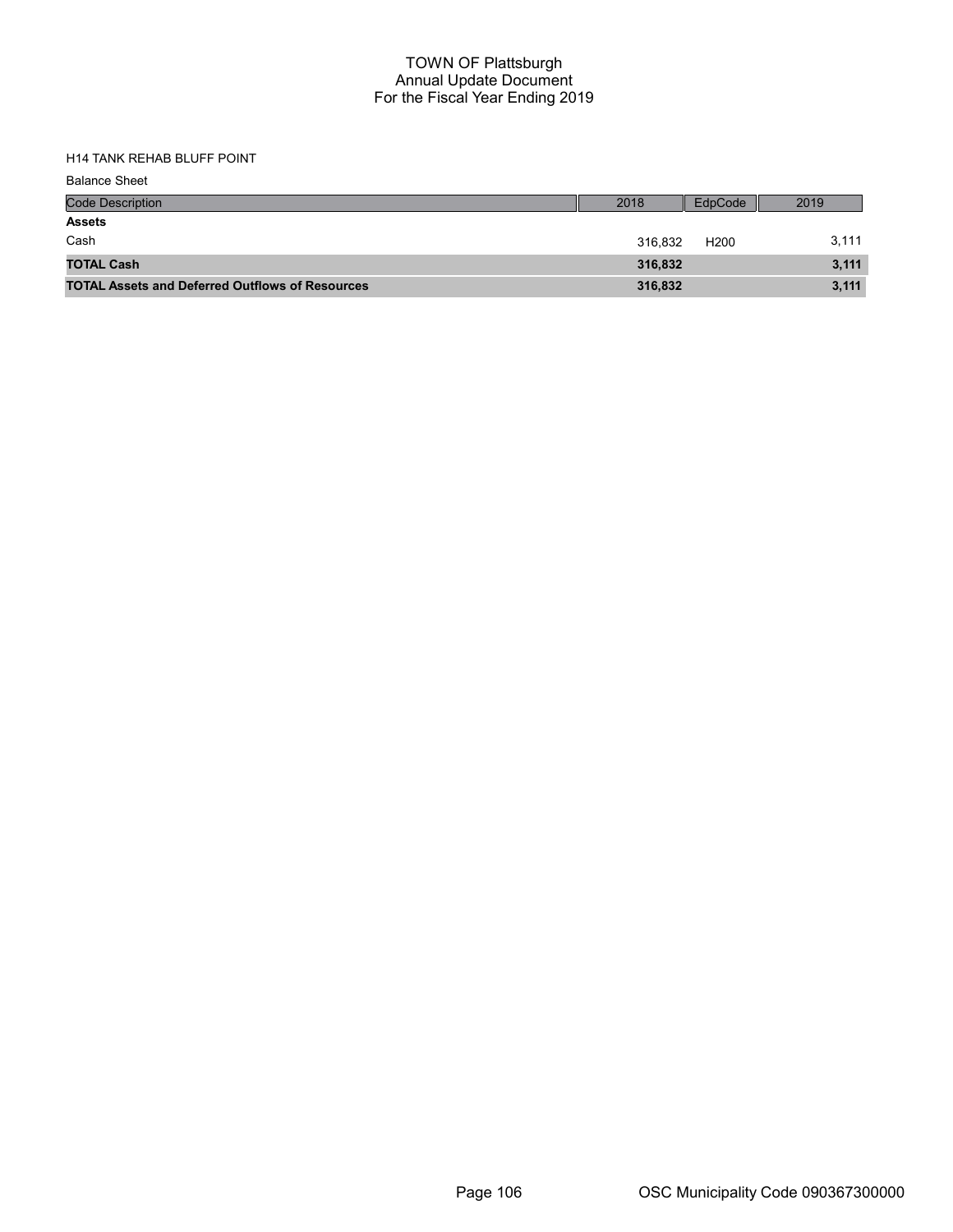# TOWN OF Plattsburgh
## Annual Update Document
## For the Fiscal Year Ending 2019

H14 TANK REHAB BLUFF POINT

Balance Sheet

| Code Description | 2018 | EdpCode | 2019 |
|---|---|---|---|
| **Assets** | | | |
| Cash | 316,832 | H200 | 3,111 |
| **TOTAL Cash** | **316,832** | | **3,111** |
| **TOTAL Assets and Deferred Outflows of Resources** | **316,832** | | **3,111** |

OSC Municipality Code 090367300000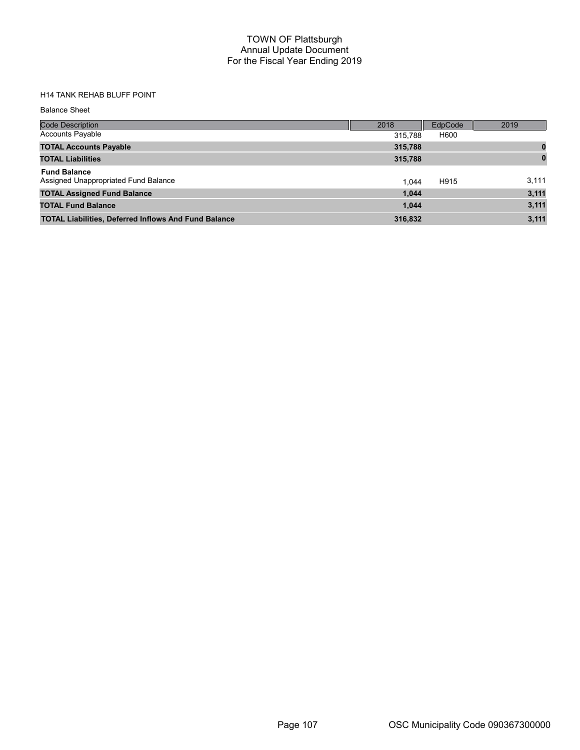# TOWN OF Plattsburgh
## Annual Update Document
## For the Fiscal Year Ending 2019

H14 TANK REHAB BLUFF POINT

Balance Sheet

| Code Description | 2018 | EdpCode | 2019 |
|---|---|---|---|
| Accounts Payable | 315,788 | H600 | |
| **TOTAL Accounts Payable** | **315,788** | | **0** |
| **TOTAL Liabilities** | **315,788** | | **0** |
| **Fund Balance** | | | |
| Assigned Unappropriated Fund Balance | 1,044 | H915 | 3,111 |
| **TOTAL Assigned Fund Balance** | **1,044** | | **3,111** |
| **TOTAL Fund Balance** | **1,044** | | **3,111** |
| **TOTAL Liabilities, Deferred Inflows And Fund Balance** | **316,832** | | **3,111** |

OSC Municipality Code 090367300000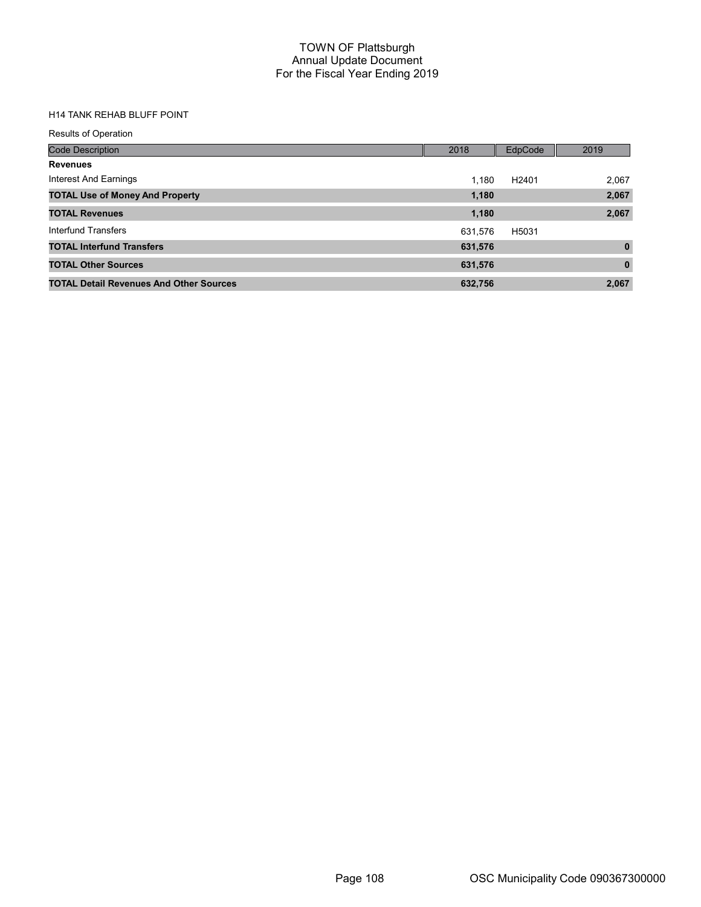# TOWN OF Plattsburgh
## Annual Update Document
## For the Fiscal Year Ending 2019

H14 TANK REHAB BLUFF POINT

Results of Operation

| Code Description | 2018 | EdpCode | 2019 |
|---|---|---|---|
| **Revenues** | | | |
| Interest And Earnings | 1,180 | H2401 | 2,067 |
| **TOTAL Use of Money And Property** | **1,180** | | **2,067** |
| **TOTAL Revenues** | **1,180** | | **2,067** |
| Interfund Transfers | 631,576 | H5031 | |
| **TOTAL Interfund Transfers** | **631,576** | | **0** |
| **TOTAL Other Sources** | **631,576** | | **0** |
| **TOTAL Detail Revenues And Other Sources** | **632,756** | | **2,067** |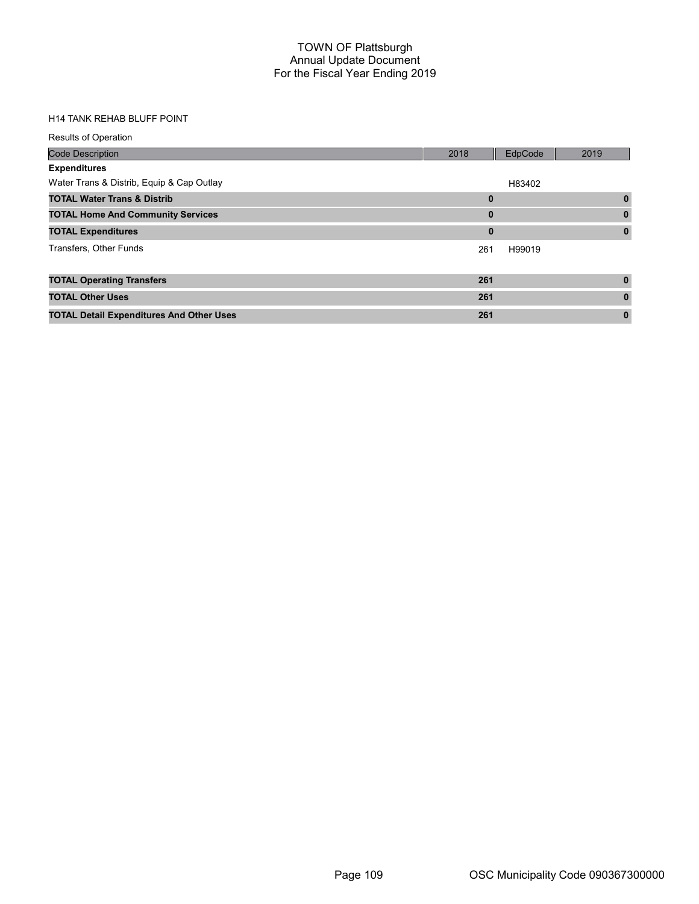# TOWN OF Plattsburgh
## Annual Update Document
## For the Fiscal Year Ending 2019

H14 TANK REHAB BLUFF POINT

Results of Operation

| Code Description | 2018 | EdpCode | 2019 |
|---|---|---|---|
| **Expenditures** | | | |
| Water Trans & Distrib, Equip & Cap Outlay | | H83402 | |
| **TOTAL Water Trans & Distrib** | **0** | | **0** |
| **TOTAL Home And Community Services** | **0** | | **0** |
| **TOTAL Expenditures** | **0** | | **0** |
| Transfers, Other Funds | 261 | H99019 | |
| **TOTAL Operating Transfers** | **261** | | **0** |
| **TOTAL Other Uses** | **261** | | **0** |
| **TOTAL Detail Expenditures And Other Uses** | **261** | | **0** |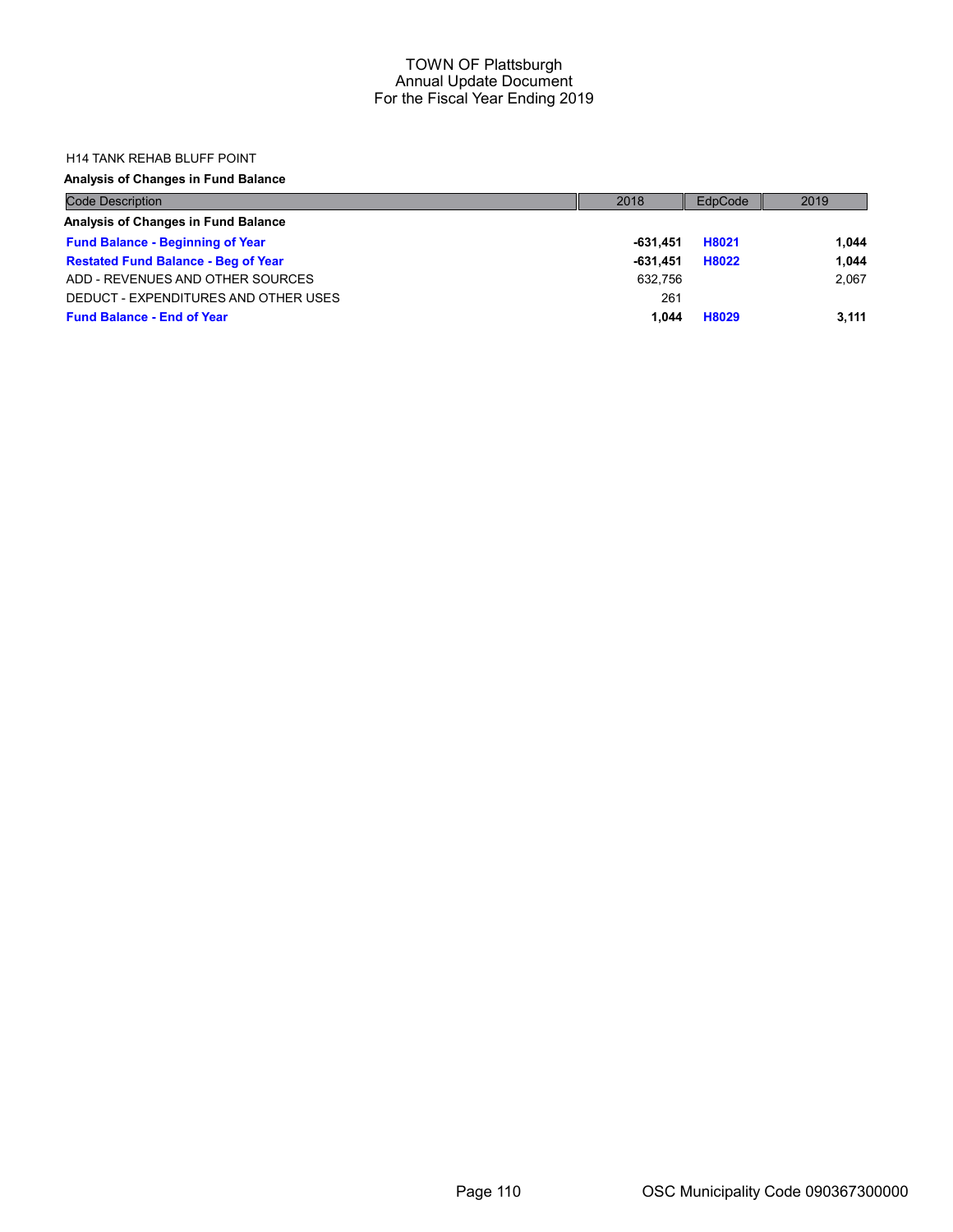H14 TANK REHAB BLUFF POINT

**Analysis of Changes in Fund Balance**

| Code Description | 2018 | EdpCode | 2019 |
|---|---|---|---|
| **Analysis of Changes in Fund Balance** | | | |
| **Fund Balance - Beginning of Year** | **-631,451** | **H8021** | **1,044** |
| **Restated Fund Balance - Beg of Year** | **-631,451** | **H8022** | **1,044** |
| ADD - REVENUES AND OTHER SOURCES | 632,756 | | 2,067 |
| DEDUCT - EXPENDITURES AND OTHER USES | 261 | | |
| **Fund Balance - End of Year** | **1,044** | **H8029** | **3,111** |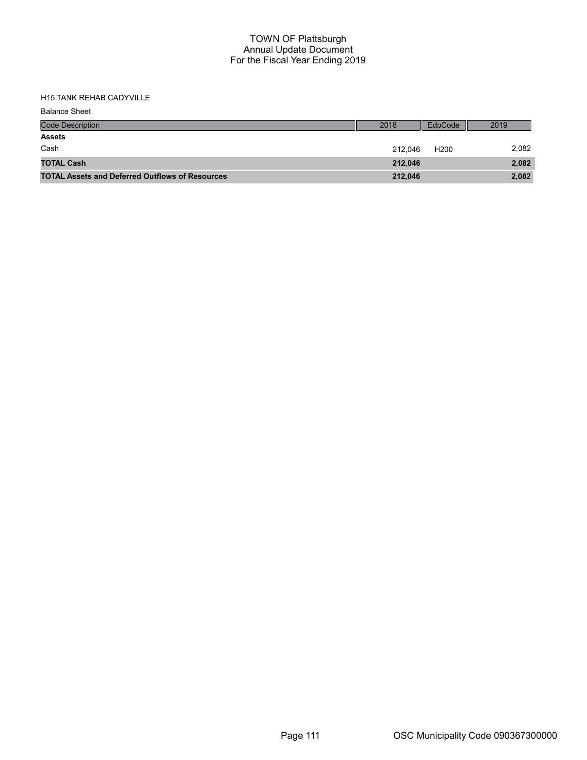# TOWN OF Plattsburgh
## Annual Update Document
## For the Fiscal Year Ending 2019

H15 TANK REHAB CADYVILLE

Balance Sheet

| Code Description | 2018 | EdpCode | 2019 |
|---|---|---|---|
| **Assets** | | | |
| Cash | 212,046 | H200 | 2,082 |
| **TOTAL Cash** | **212,046** | | **2,082** |
| **TOTAL Assets and Deferred Outflows of Resources** | **212,046** | | **2,082** |

OSC Municipality Code 090367300000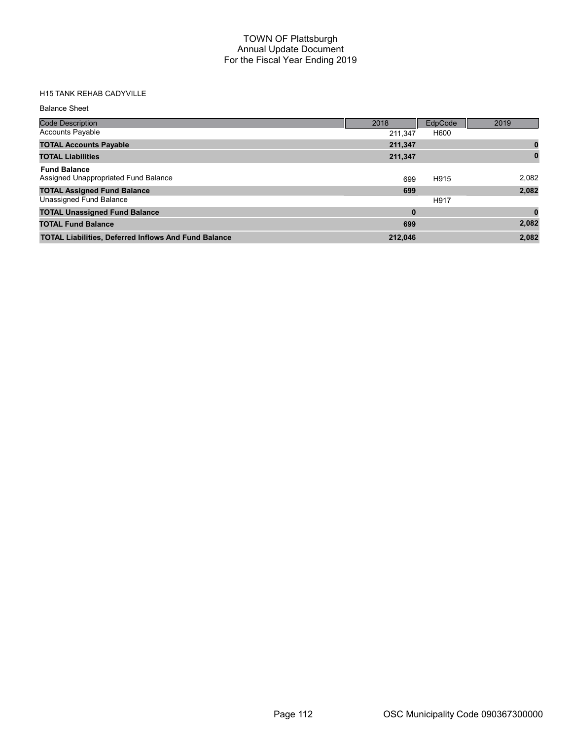# TOWN OF Plattsburgh
## Annual Update Document
## For the Fiscal Year Ending 2019

H15 TANK REHAB CADYVILLE

Balance Sheet

| Code Description | 2018 | EdpCode | 2019 |
|---|---|---|---|
| Accounts Payable | 211,347 | H600 | |
| **TOTAL Accounts Payable** | **211,347** | | **0** |
| **TOTAL Liabilities** | **211,347** | | **0** |
| **Fund Balance** | | | |
| Assigned Unappropriated Fund Balance | 699 | H915 | 2,082 |
| **TOTAL Assigned Fund Balance** | **699** | | **2,082** |
| Unassigned Fund Balance | | H917 | |
| **TOTAL Unassigned Fund Balance** | **0** | | **0** |
| **TOTAL Fund Balance** | **699** | | **2,082** |
| **TOTAL Liabilities, Deferred Inflows And Fund Balance** | **212,046** | | **2,082** |

OSC Municipality Code 090367300000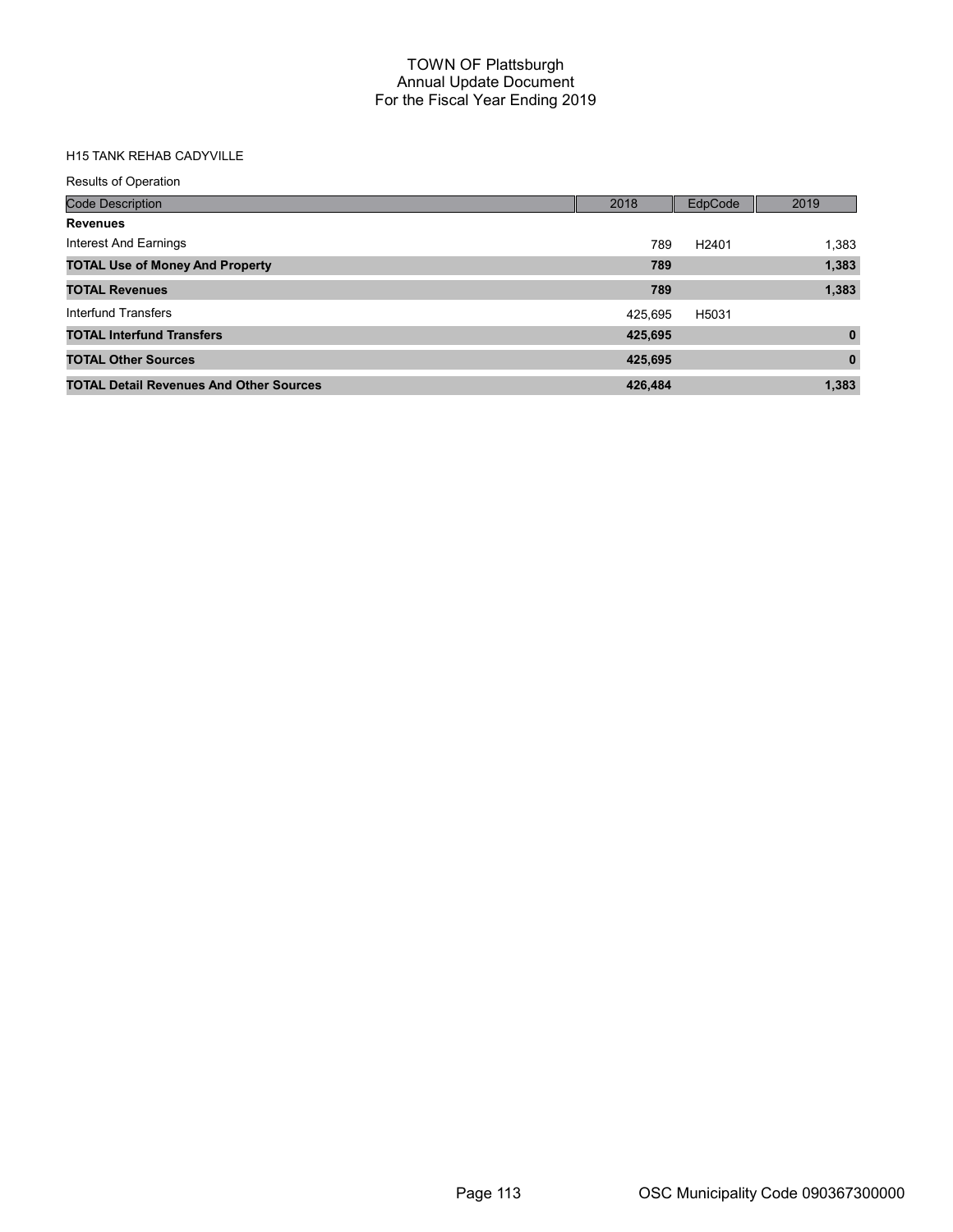# TOWN OF Plattsburgh
## Annual Update Document
## For the Fiscal Year Ending 2019

H15 TANK REHAB CADYVILLE

Results of Operation

| Code Description | 2018 | EdpCode | 2019 |
|---|---|---|---|
| **Revenues** | | | |
| Interest And Earnings | 789 | H2401 | 1,383 |
| **TOTAL Use of Money And Property** | **789** | | **1,383** |
| **TOTAL Revenues** | **789** | | **1,383** |
| Interfund Transfers | 425,695 | H5031 | |
| **TOTAL Interfund Transfers** | **425,695** | | **0** |
| **TOTAL Other Sources** | **425,695** | | **0** |
| **TOTAL Detail Revenues And Other Sources** | **426,484** | | **1,383** |

OSC Municipality Code 090367300000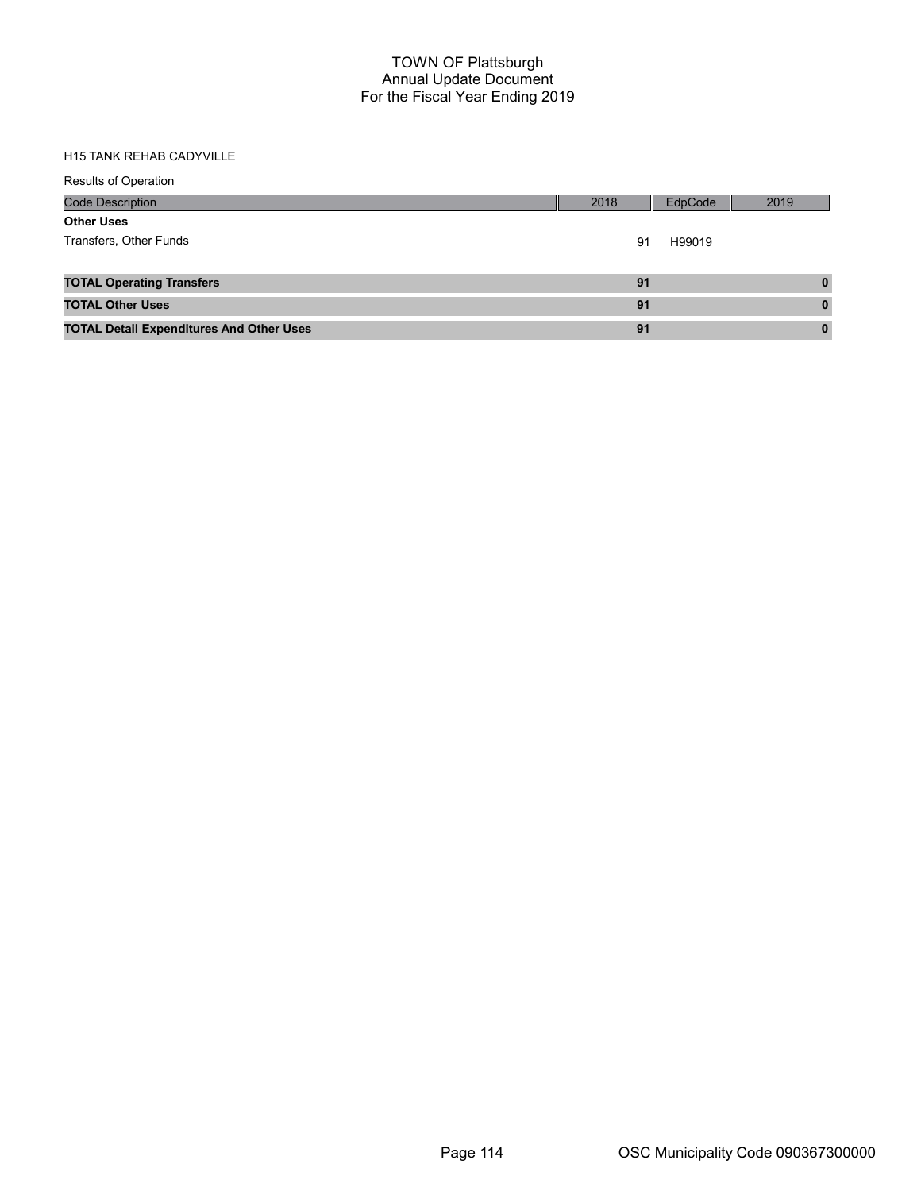# TOWN OF Plattsburgh
## Annual Update Document
## For the Fiscal Year Ending 2019

H15 TANK REHAB CADYVILLE

Results of Operation

| Code Description | 2018 | EdpCode | 2019 |
|---|---|---|---|
| **Other Uses** | | | |
| Transfers, Other Funds | 91 | H99019 | |
| **TOTAL Operating Transfers** | **91** | | **0** |
| **TOTAL Other Uses** | **91** | | **0** |
| **TOTAL Detail Expenditures And Other Uses** | **91** | | **0** |

OSC Municipality Code 090367300000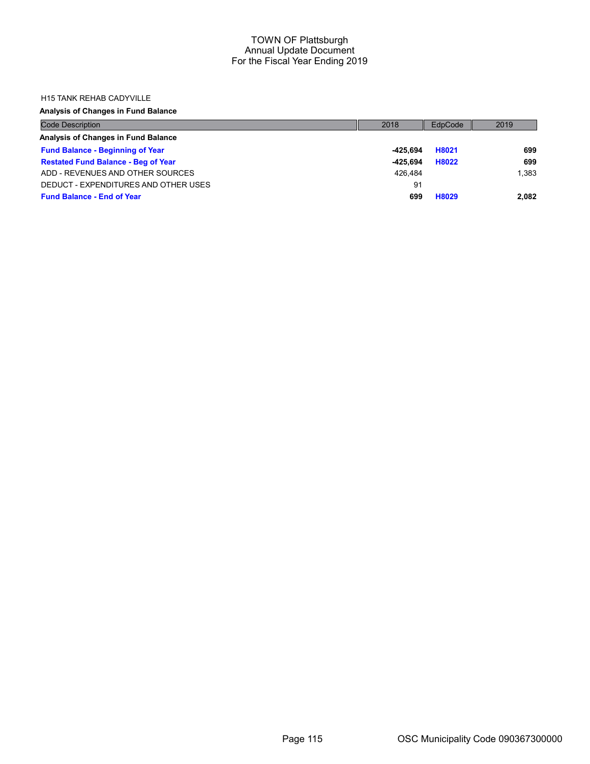# TOWN OF Plattsburgh
## Annual Update Document
## For the Fiscal Year Ending 2019

H15 TANK REHAB CADYVILLE

**Analysis of Changes in Fund Balance**

| Code Description | 2018 | EdpCode | 2019 |
|---|---|---|---|
| **Analysis of Changes in Fund Balance** | | | |
| **Fund Balance - Beginning of Year** | **-425,694** | **H8021** | **699** |
| **Restated Fund Balance - Beg of Year** | **-425,694** | **H8022** | **699** |
| ADD - REVENUES AND OTHER SOURCES | 426,484 | | 1,383 |
| DEDUCT - EXPENDITURES AND OTHER USES | 91 | | |
| **Fund Balance - End of Year** | **699** | **H8029** | **2,082** |

OSC Municipality Code 090367300000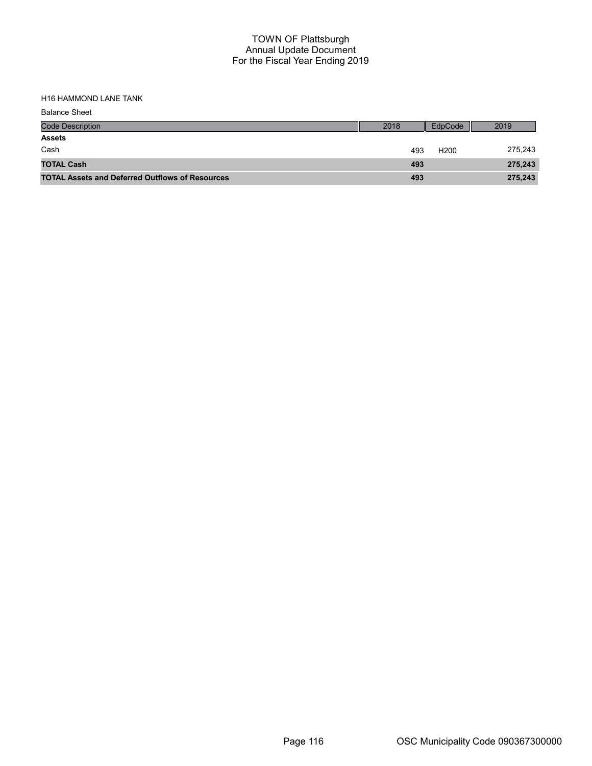# TOWN OF Plattsburgh
## Annual Update Document
## For the Fiscal Year Ending 2019

H16 HAMMOND LANE TANK

Balance Sheet

| Code Description | 2018 | EdpCode | 2019 |
|---|---|---|---|
| **Assets** | | | |
| Cash | 493 | H200 | 275,243 |
| **TOTAL Cash** | **493** | | **275,243** |
| **TOTAL Assets and Deferred Outflows of Resources** | **493** | | **275,243** |

OSC Municipality Code 090367300000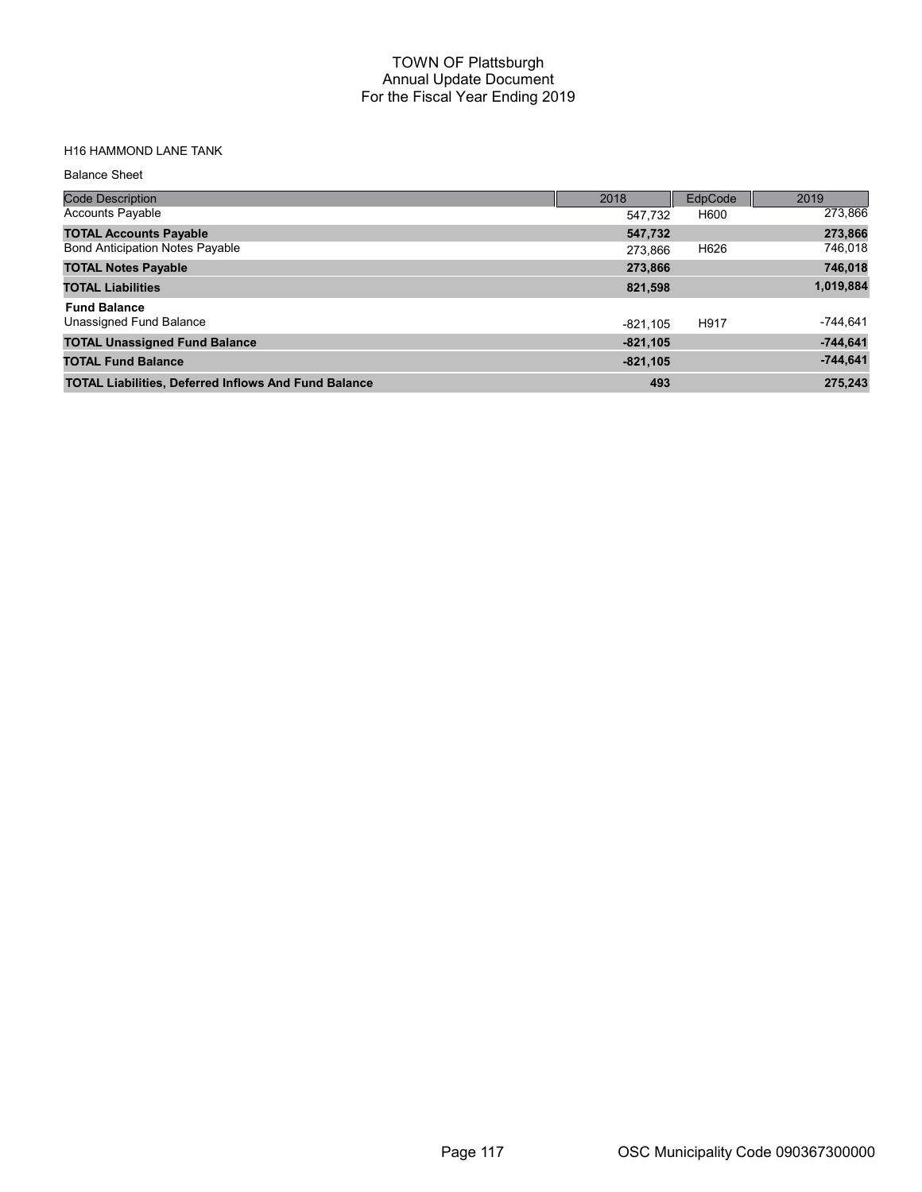# TOWN OF Plattsburgh
## Annual Update Document
## For the Fiscal Year Ending 2019

H16 HAMMOND LANE TANK

Balance Sheet

| Code Description | 2018 | EdpCode | 2019 |
|---|---|---|---|
| Accounts Payable | 547,732 | H600 | 273,866 |
| **TOTAL Accounts Payable** | **547,732** | | **273,866** |
| Bond Anticipation Notes Payable | 273,866 | H626 | 746,018 |
| **TOTAL Notes Payable** | **273,866** | | **746,018** |
| **TOTAL Liabilities** | **821,598** | | **1,019,884** |
| **Fund Balance** | | | |
| Unassigned Fund Balance | -821,105 | H917 | -744,641 |
| **TOTAL Unassigned Fund Balance** | **-821,105** | | **-744,641** |
| **TOTAL Fund Balance** | **-821,105** | | **-744,641** |
| **TOTAL Liabilities, Deferred Inflows And Fund Balance** | **493** | | **275,243** |

OSC Municipality Code 090367300000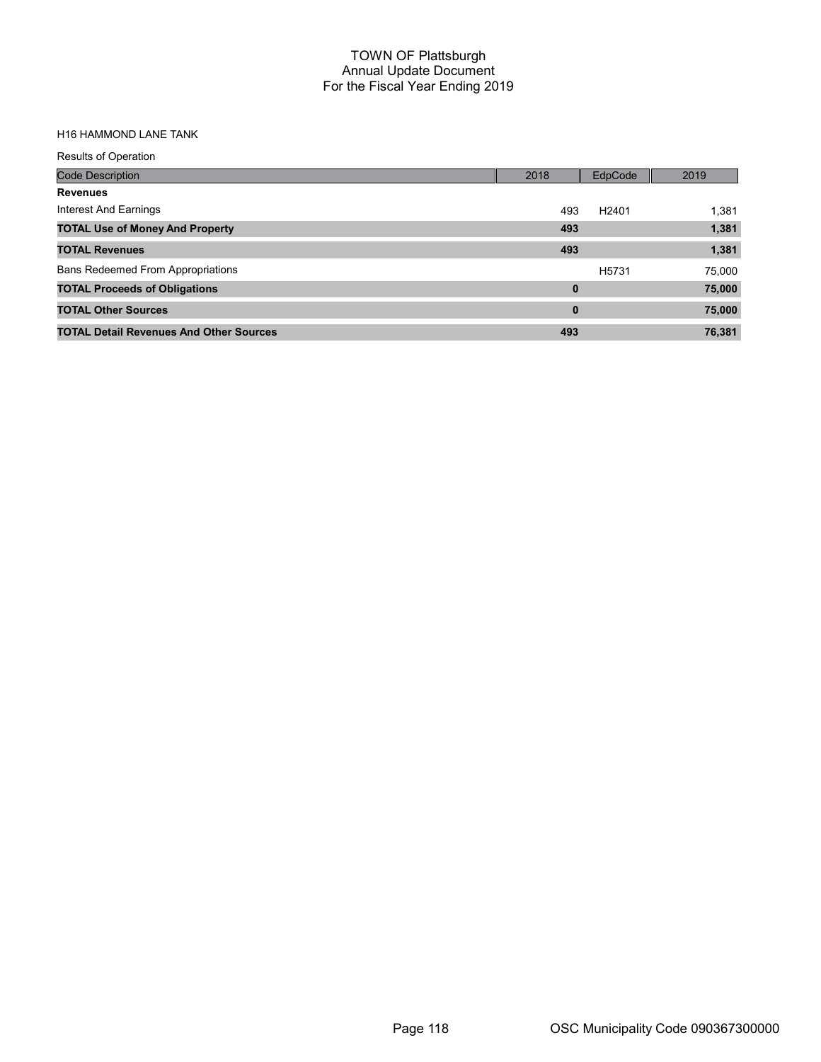# TOWN OF Plattsburgh
## Annual Update Document
## For the Fiscal Year Ending 2019

H16 HAMMOND LANE TANK

Results of Operation

| Code Description | 2018 | EdpCode | 2019 |
|---|---|---|---|
| **Revenues** | | | |
| Interest And Earnings | 493 | H2401 | 1,381 |
| **TOTAL Use of Money And Property** | **493** | | **1,381** |
| **TOTAL Revenues** | **493** | | **1,381** |
| Bans Redeemed From Appropriations | | H5731 | 75,000 |
| **TOTAL Proceeds of Obligations** | **0** | | **75,000** |
| **TOTAL Other Sources** | **0** | | **75,000** |
| **TOTAL Detail Revenues And Other Sources** | **493** | | **76,381** |

OSC Municipality Code 090367300000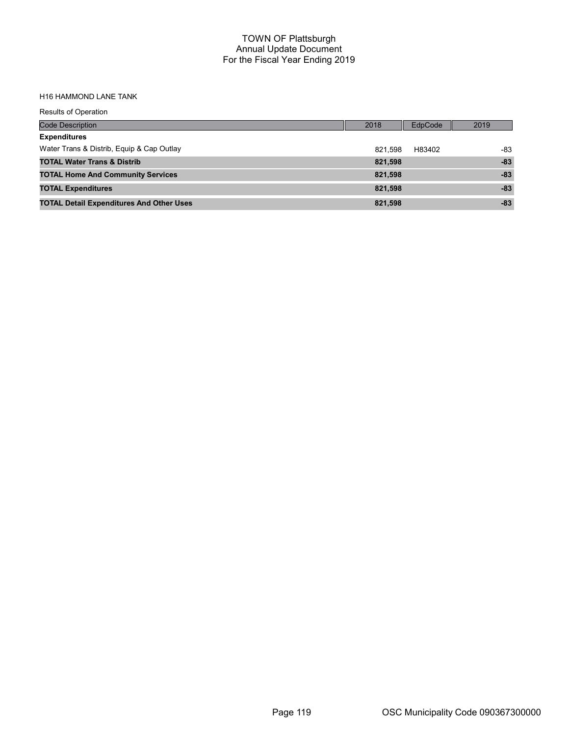# TOWN OF Plattsburgh
## Annual Update Document
## For the Fiscal Year Ending 2019

H16 HAMMOND LANE TANK

Results of Operation

| Code Description | 2018 | EdpCode | 2019 |
|---|---|---|---|
| **Expenditures** | | | |
| Water Trans & Distrib, Equip & Cap Outlay | 821,598 | H83402 | -83 |
| **TOTAL Water Trans & Distrib** | **821,598** | | **-83** |
| **TOTAL Home And Community Services** | **821,598** | | **-83** |
| **TOTAL Expenditures** | **821,598** | | **-83** |
| **TOTAL Detail Expenditures And Other Uses** | **821,598** | | **-83** |

OSC Municipality Code 090367300000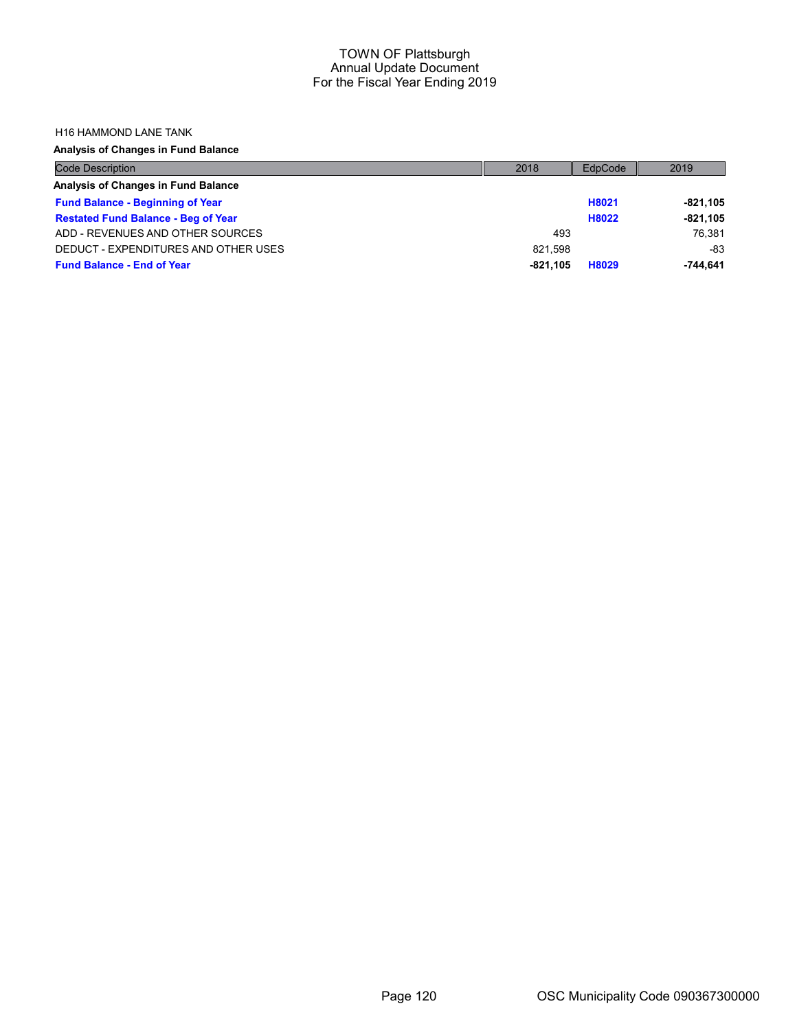# TOWN OF Plattsburgh
## Annual Update Document
## For the Fiscal Year Ending 2019

H16 HAMMOND LANE TANK

**Analysis of Changes in Fund Balance**

| Code Description | 2018 | EdpCode | 2019 |
|---|---|---|---|
| **Analysis of Changes in Fund Balance** | | | |
| **Fund Balance - Beginning of Year** | | **H8021** | **-821,105** |
| **Restated Fund Balance - Beg of Year** | | **H8022** | **-821,105** |
| ADD - REVENUES AND OTHER SOURCES | 493 | | 76,381 |
| DEDUCT - EXPENDITURES AND OTHER USES | 821,598 | | -83 |
| **Fund Balance - End of Year** | **-821,105** | **H8029** | **-744,641** |

OSC Municipality Code 090367300000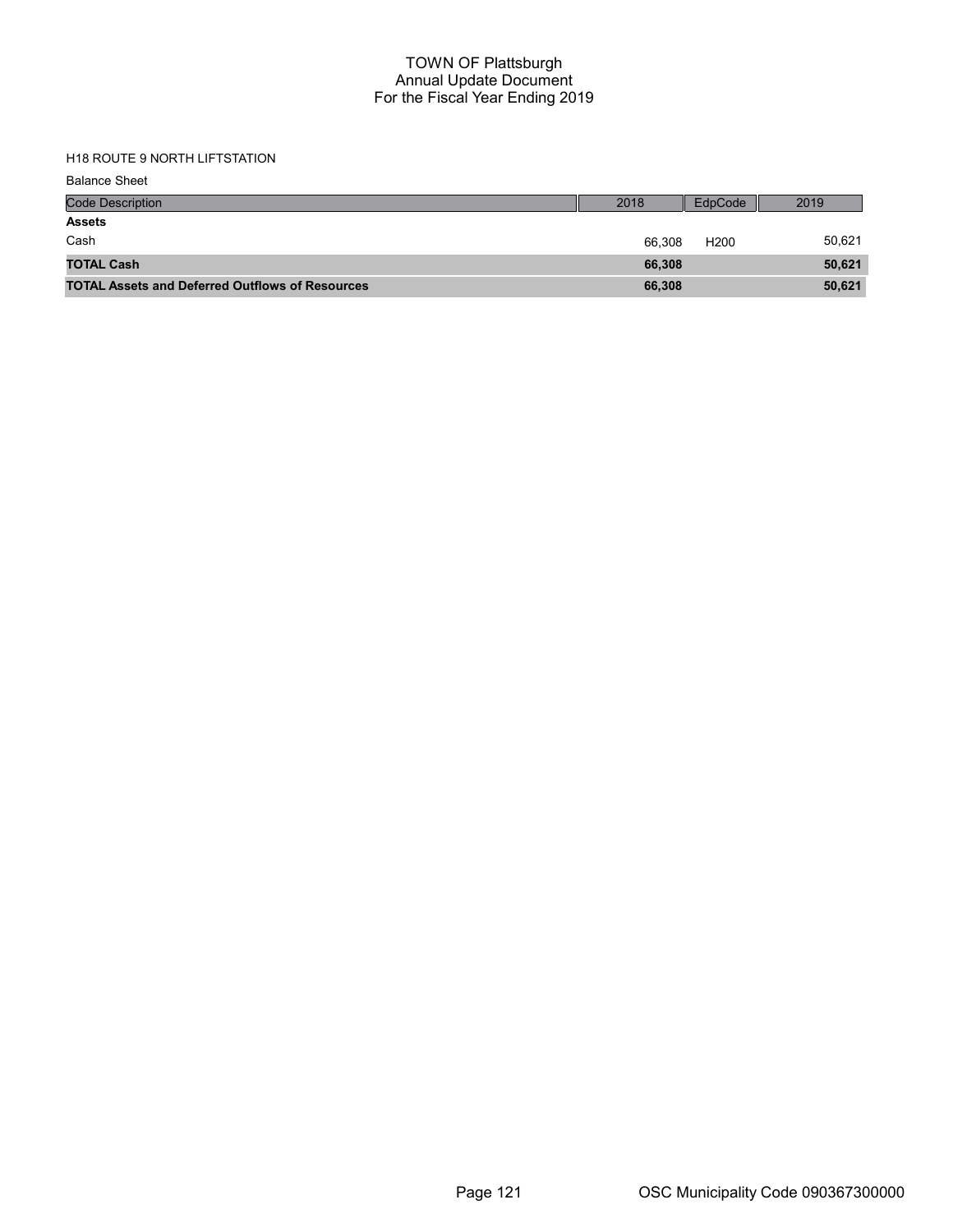# TOWN OF Plattsburgh
## Annual Update Document
## For the Fiscal Year Ending 2019

H18 ROUTE 9 NORTH LIFTSTATION

Balance Sheet

| Code Description | 2018 | EdpCode | 2019 |
|---|---|---|---|
| **Assets** | | | |
| Cash | 66,308 | H200 | 50,621 |
| **TOTAL Cash** | **66,308** | | **50,621** |
| **TOTAL Assets and Deferred Outflows of Resources** | **66,308** | | **50,621** |

OSC Municipality Code 090367300000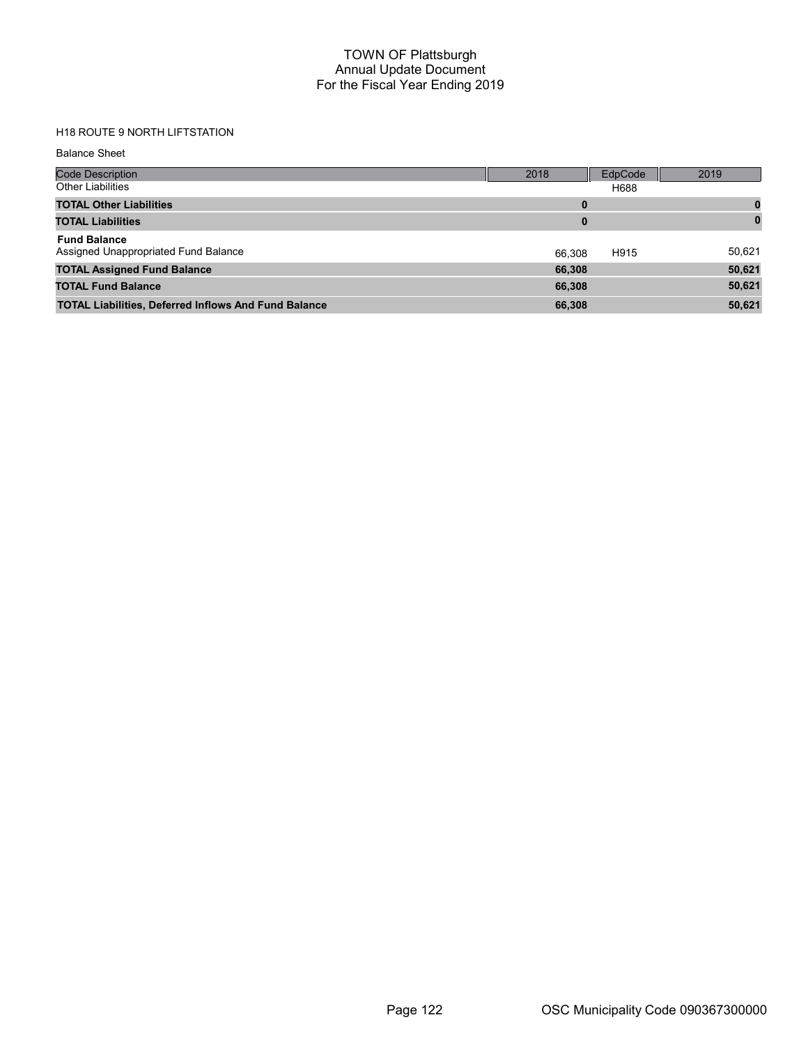# TOWN OF Plattsburgh
## Annual Update Document
## For the Fiscal Year Ending 2019

H18 ROUTE 9 NORTH LIFTSTATION

Balance Sheet

| Code Description | 2018 | EdpCode | 2019 |
|---|---|---|---|
| Other Liabilities | | H688 | |
| **TOTAL Other Liabilities** | **0** | | **0** |
| **TOTAL Liabilities** | **0** | | **0** |
| **Fund Balance** | | | |
| Assigned Unappropriated Fund Balance | 66,308 | H915 | 50,621 |
| **TOTAL Assigned Fund Balance** | **66,308** | | **50,621** |
| **TOTAL Fund Balance** | **66,308** | | **50,621** |
| **TOTAL Liabilities, Deferred Inflows And Fund Balance** | **66,308** | | **50,621** |

OSC Municipality Code 090367300000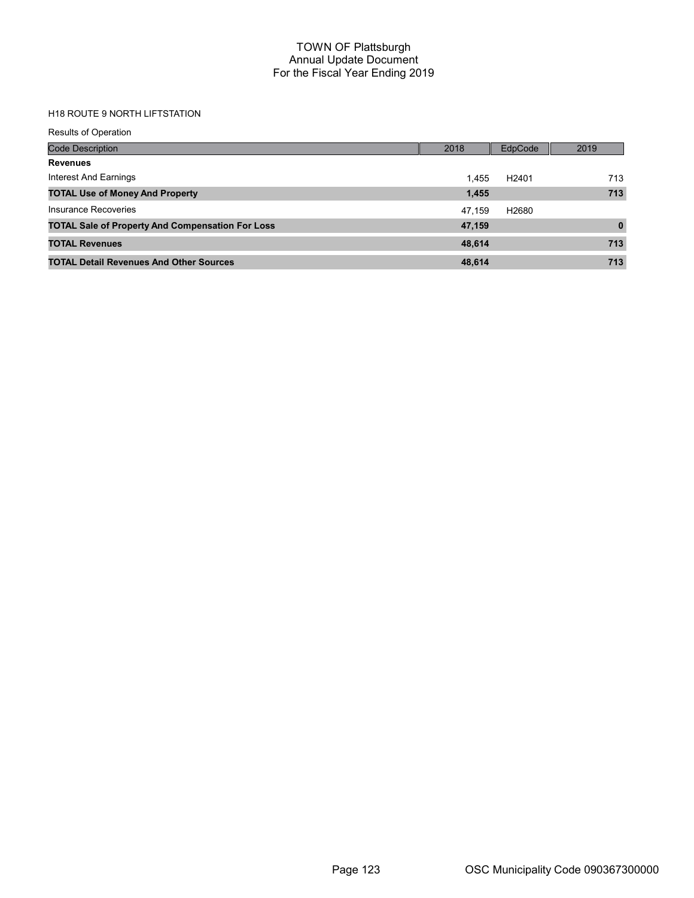# TOWN OF Plattsburgh
## Annual Update Document
## For the Fiscal Year Ending 2019

### H18 ROUTE 9 NORTH LIFTSTATION

Results of Operation

| Code Description | 2018 | EdpCode | 2019 |
|---|---|---|---|
| **Revenues** | | | |
| Interest And Earnings | 1,455 | H2401 | 713 |
| **TOTAL Use of Money And Property** | **1,455** | | **713** |
| Insurance Recoveries | 47,159 | H2680 | |
| **TOTAL Sale of Property And Compensation For Loss** | **47,159** | | **0** |
| **TOTAL Revenues** | **48,614** | | **713** |
| **TOTAL Detail Revenues And Other Sources** | **48,614** | | **713** |

OSC Municipality Code 090367300000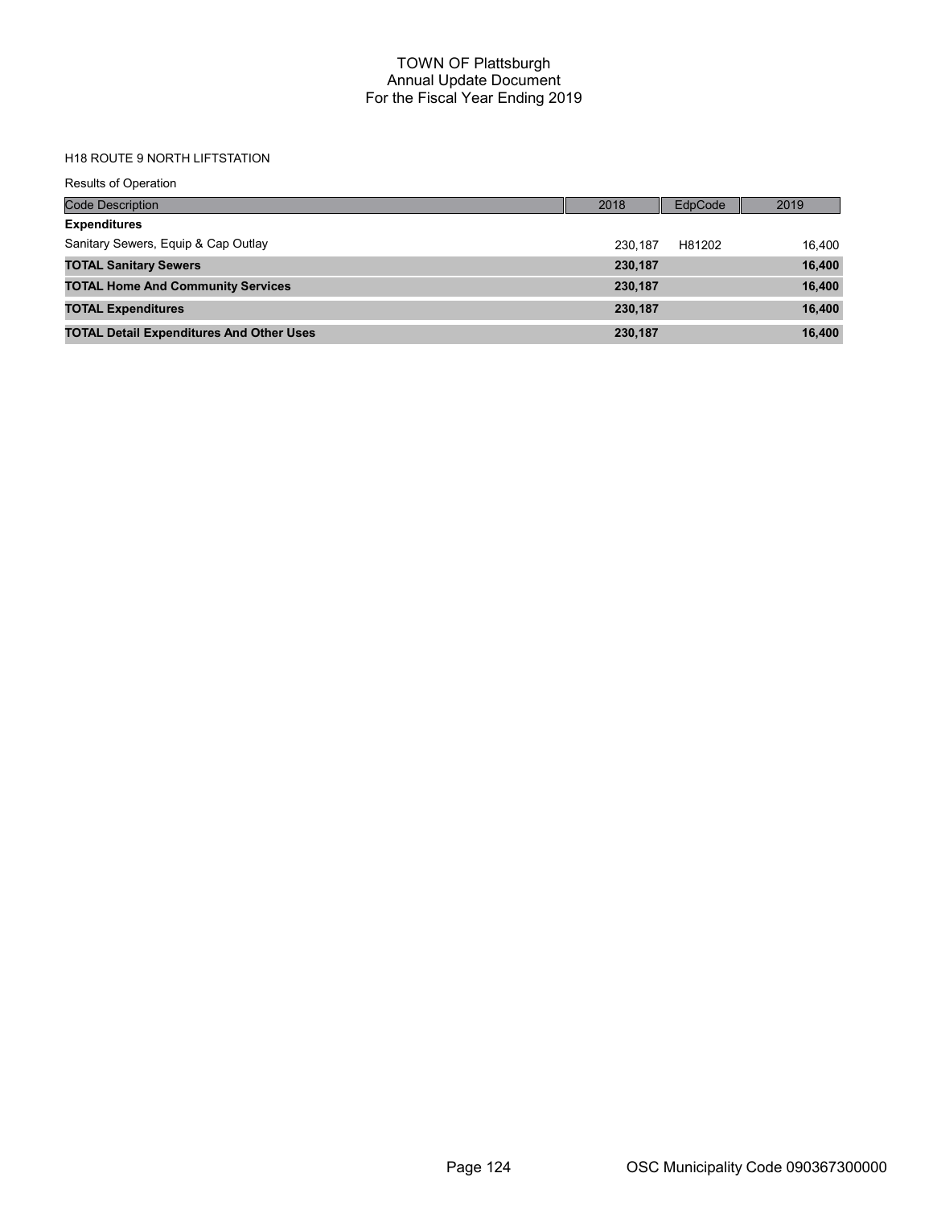# TOWN OF Plattsburgh
## Annual Update Document
## For the Fiscal Year Ending 2019

H18 ROUTE 9 NORTH LIFTSTATION

Results of Operation

| Code Description | 2018 | EdpCode | 2019 |
|---|---|---|---|
| **Expenditures** | | | |
| Sanitary Sewers, Equip & Cap Outlay | 230,187 | H81202 | 16,400 |
| **TOTAL Sanitary Sewers** | **230,187** | | **16,400** |
| **TOTAL Home And Community Services** | **230,187** | | **16,400** |
| **TOTAL Expenditures** | **230,187** | | **16,400** |
| **TOTAL Detail Expenditures And Other Uses** | **230,187** | | **16,400** |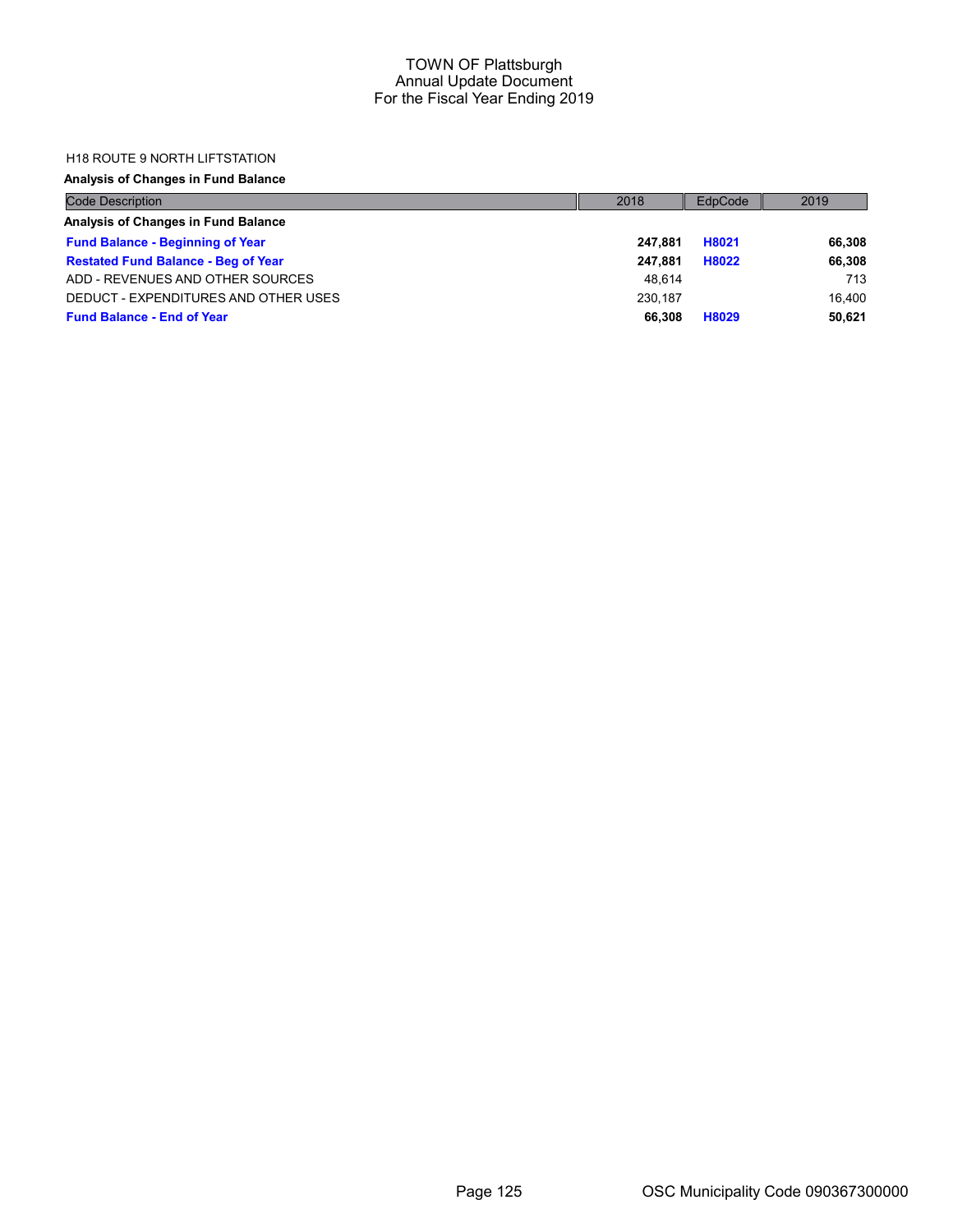# TOWN OF Plattsburgh
## Annual Update Document
## For the Fiscal Year Ending 2019

H18 ROUTE 9 NORTH LIFTSTATION

**Analysis of Changes in Fund Balance**

| Code Description | 2018 | EdpCode | 2019 |
|---|---|---|---|
| **Analysis of Changes in Fund Balance** | | | |
| **Fund Balance - Beginning of Year** | **247,881** | **H8021** | **66,308** |
| **Restated Fund Balance - Beg of Year** | **247,881** | **H8022** | **66,308** |
| ADD - REVENUES AND OTHER SOURCES | 48,614 | | 713 |
| DEDUCT - EXPENDITURES AND OTHER USES | 230,187 | | 16,400 |
| **Fund Balance - End of Year** | **66,308** | **H8029** | **50,621** |

OSC Municipality Code 090367300000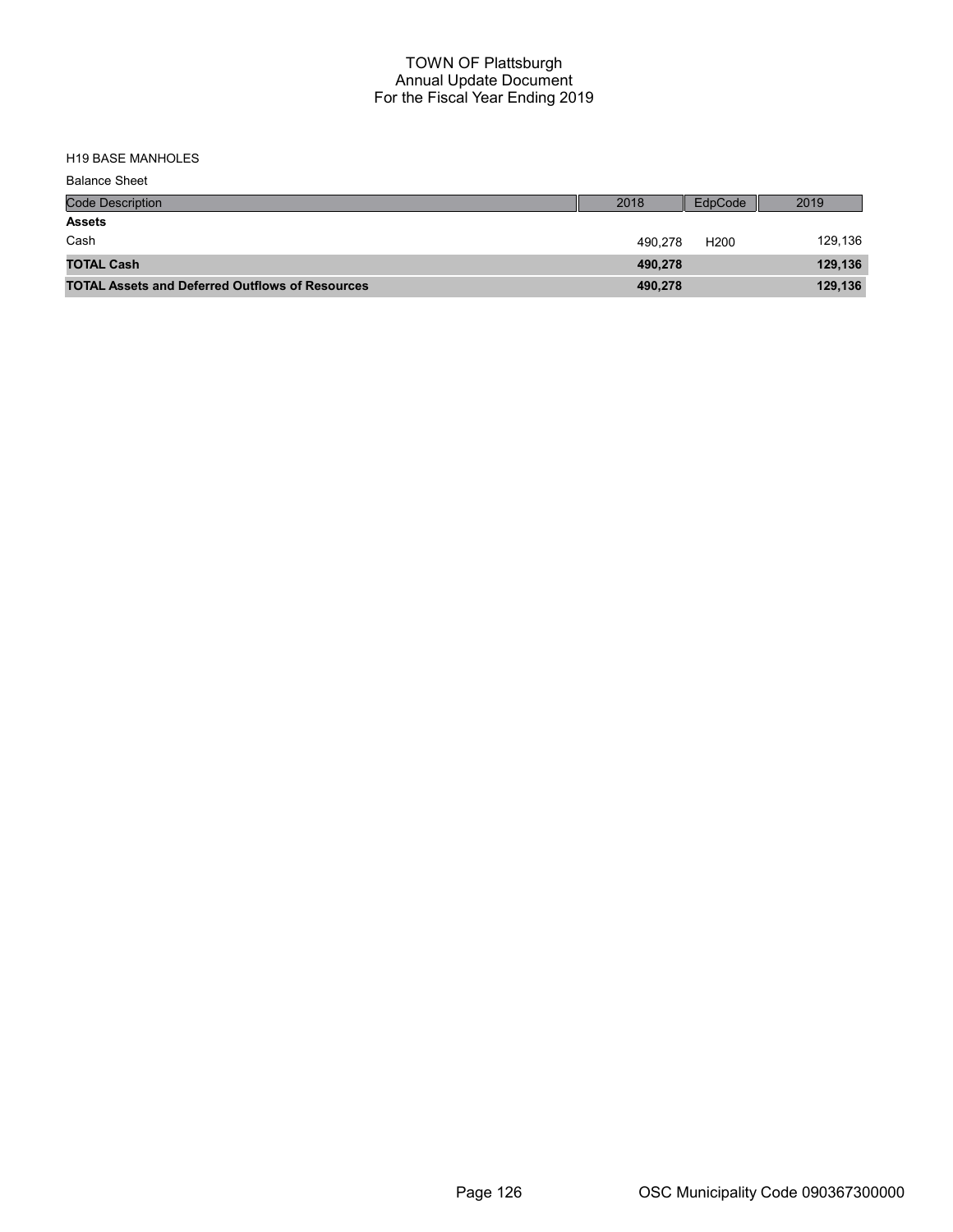# TOWN OF Plattsburgh
## Annual Update Document
## For the Fiscal Year Ending 2019

H19 BASE MANHOLES

Balance Sheet

| Code Description | 2018 | EdpCode | 2019 |
|---|---|---|---|
| **Assets** | | | |
| Cash | 490,278 | H200 | 129,136 |
| **TOTAL Cash** | **490,278** | | **129,136** |
| **TOTAL Assets and Deferred Outflows of Resources** | **490,278** | | **129,136** |

OSC Municipality Code 090367300000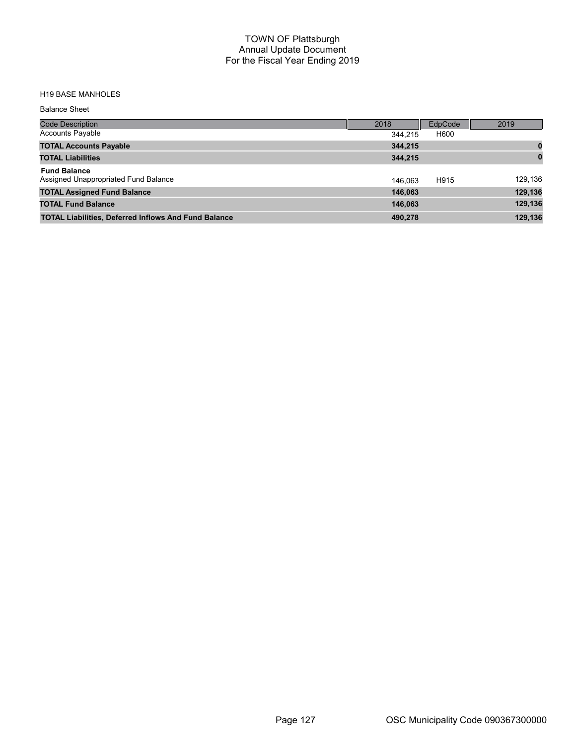# TOWN OF Plattsburgh
## Annual Update Document
## For the Fiscal Year Ending 2019

H19 BASE MANHOLES

Balance Sheet

| Code Description | 2018 | EdpCode | 2019 |
|---|---|---|---|
| Accounts Payable | 344,215 | H600 | |
| **TOTAL Accounts Payable** | **344,215** | | **0** |
| **TOTAL Liabilities** | **344,215** | | **0** |
| **Fund Balance** | | | |
| Assigned Unappropriated Fund Balance | 146,063 | H915 | 129,136 |
| **TOTAL Assigned Fund Balance** | **146,063** | | **129,136** |
| **TOTAL Fund Balance** | **146,063** | | **129,136** |
| **TOTAL Liabilities, Deferred Inflows And Fund Balance** | **490,278** | | **129,136** |

OSC Municipality Code 090367300000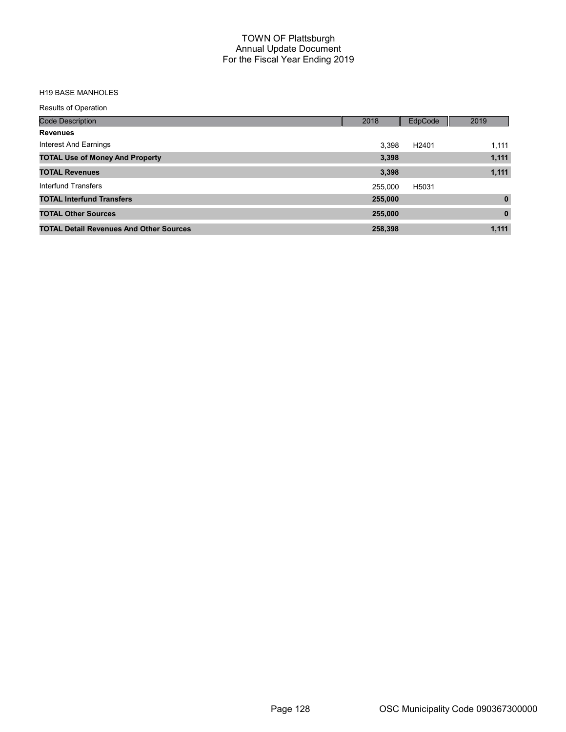# TOWN OF Plattsburgh
## Annual Update Document
## For the Fiscal Year Ending 2019

H19 BASE MANHOLES

Results of Operation

| Code Description | 2018 | EdpCode | 2019 |
|---|---|---|---|
| **Revenues** | | | |
| Interest And Earnings | 3,398 | H2401 | 1,111 |
| **TOTAL Use of Money And Property** | **3,398** | | **1,111** |
| **TOTAL Revenues** | **3,398** | | **1,111** |
| Interfund Transfers | 255,000 | H5031 | |
| **TOTAL Interfund Transfers** | **255,000** | | **0** |
| **TOTAL Other Sources** | **255,000** | | **0** |
| **TOTAL Detail Revenues And Other Sources** | **258,398** | | **1,111** |

OSC Municipality Code 090367300000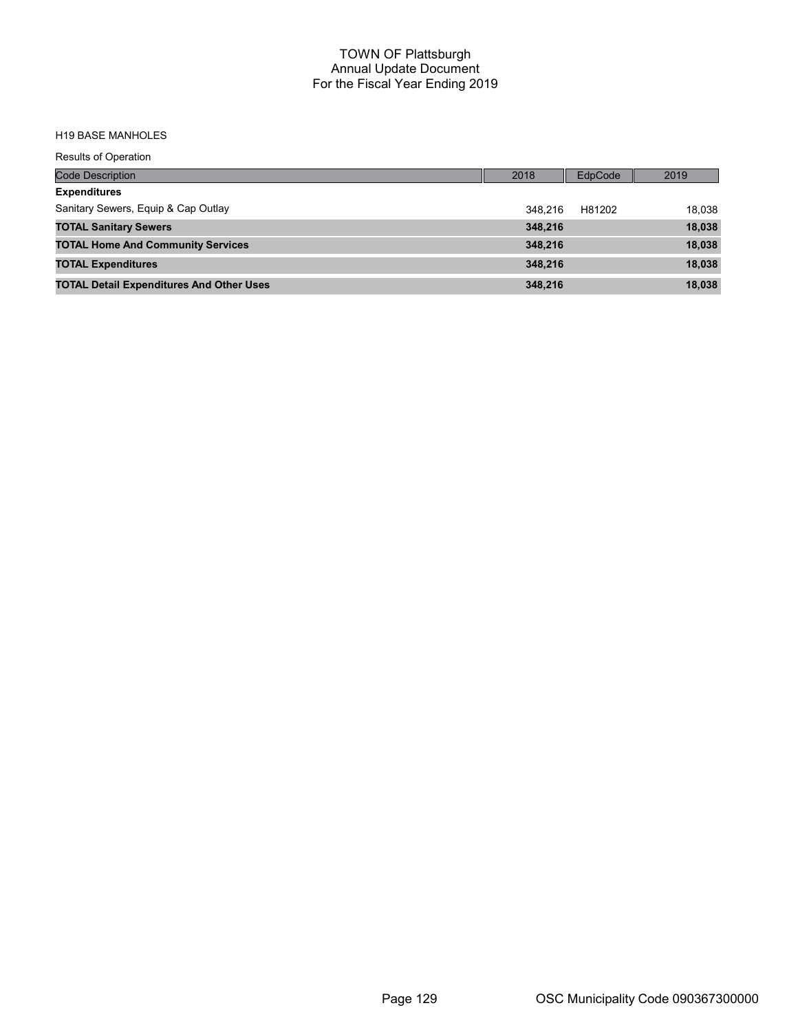# TOWN OF Plattsburgh
## Annual Update Document
## For the Fiscal Year Ending 2019

H19 BASE MANHOLES

Results of Operation

| Code Description | 2018 | EdpCode | 2019 |
|---|---|---|---|
| **Expenditures** | | | |
| Sanitary Sewers, Equip & Cap Outlay | 348,216 | H81202 | 18,038 |
| **TOTAL Sanitary Sewers** | **348,216** | | **18,038** |
| **TOTAL Home And Community Services** | **348,216** | | **18,038** |
| **TOTAL Expenditures** | **348,216** | | **18,038** |
| **TOTAL Detail Expenditures And Other Uses** | **348,216** | | **18,038** |

OSC Municipality Code 090367300000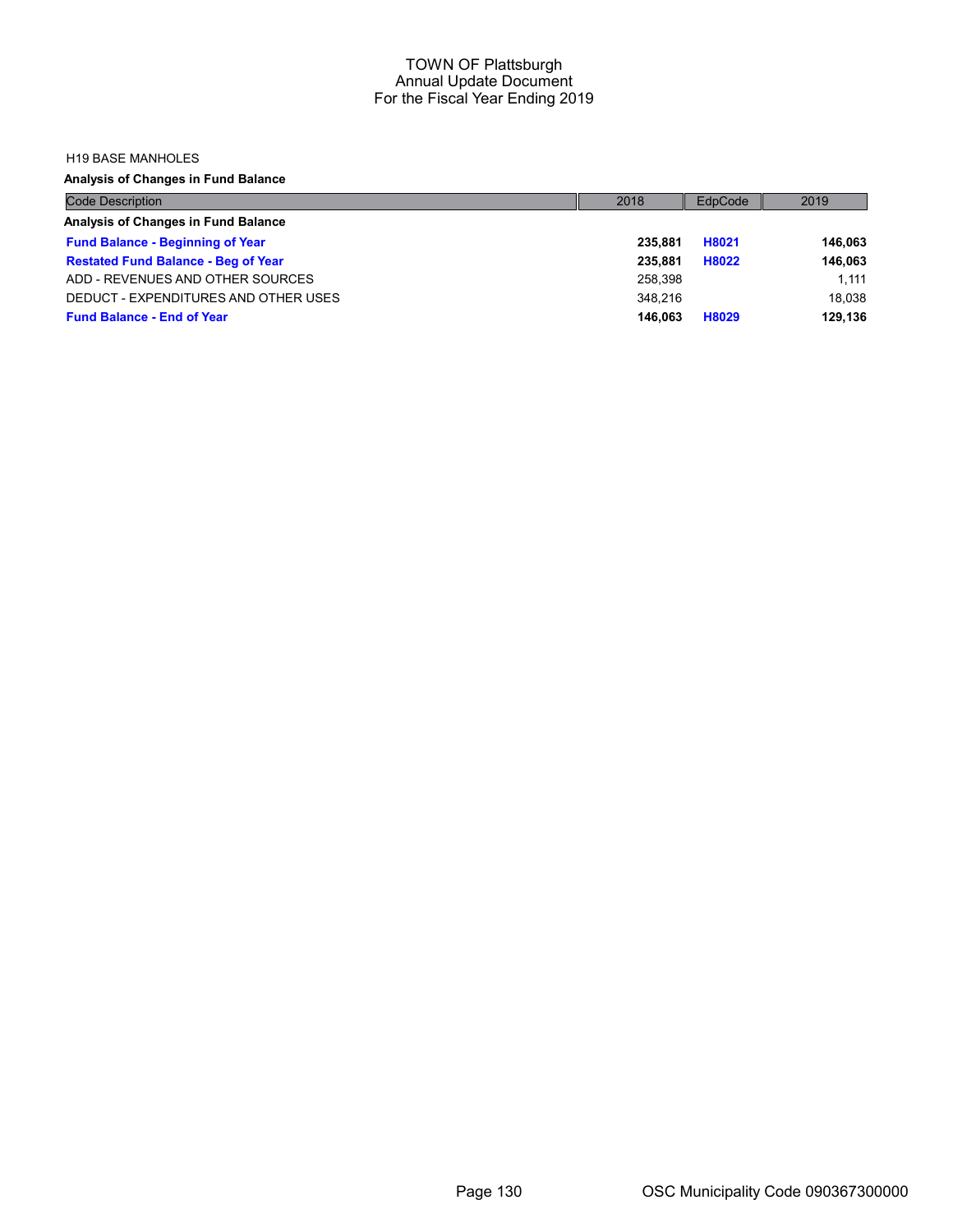H19 BASE MANHOLES

**Analysis of Changes in Fund Balance**

| Code Description | 2018 | EdpCode | 2019 |
|---|---|---|---|
| **Analysis of Changes in Fund Balance** | | | |
| **Fund Balance - Beginning of Year** | **235,881** | **H8021** | **146,063** |
| **Restated Fund Balance - Beg of Year** | **235,881** | **H8022** | **146,063** |
| ADD - REVENUES AND OTHER SOURCES | 258,398 | | 1,111 |
| DEDUCT - EXPENDITURES AND OTHER USES | 348,216 | | 18,038 |
| **Fund Balance - End of Year** | **146,063** | **H8029** | **129,136** |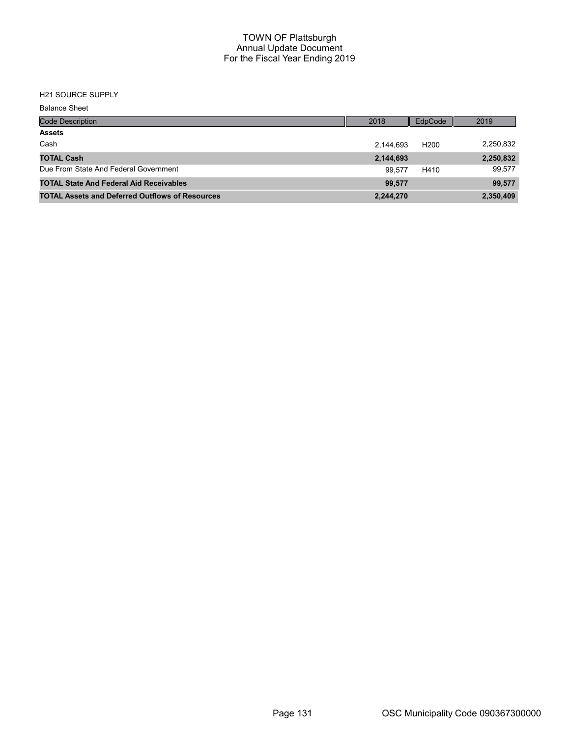# TOWN OF Plattsburgh
## Annual Update Document
## For the Fiscal Year Ending 2019

H21 SOURCE SUPPLY

Balance Sheet

| Code Description | 2018 | EdpCode | 2019 |
|---|---|---|---|
| **Assets** | | | |
| Cash | 2,144,693 | H200 | 2,250,832 |
| **TOTAL Cash** | **2,144,693** | | **2,250,832** |
| Due From State And Federal Government | 99,577 | H410 | 99,577 |
| **TOTAL State And Federal Aid Receivables** | **99,577** | | **99,577** |
| **TOTAL Assets and Deferred Outflows of Resources** | **2,244,270** | | **2,350,409** |

OSC Municipality Code 090367300000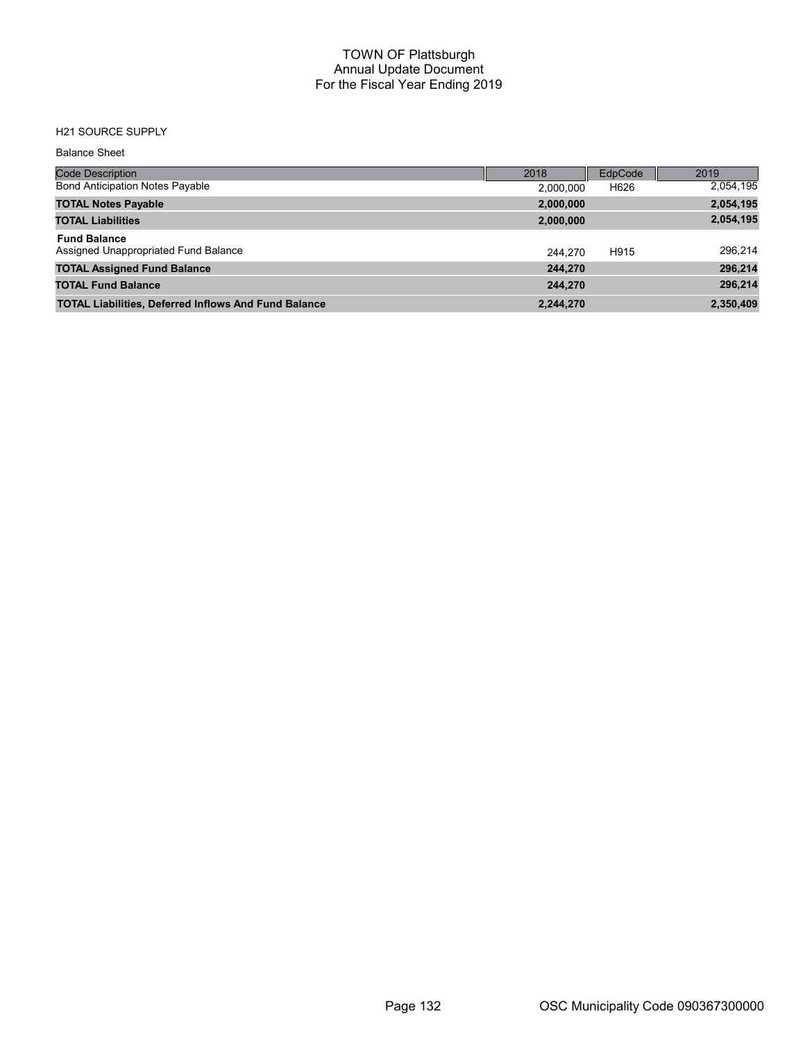# TOWN OF Plattsburgh
## Annual Update Document
## For the Fiscal Year Ending 2019

H21 SOURCE SUPPLY

Balance Sheet

| Code Description | 2018 | EdpCode | 2019 |
|---|---|---|---|
| Bond Anticipation Notes Payable | 2,000,000 | H626 | 2,054,195 |
| **TOTAL Notes Payable** | **2,000,000** | | **2,054,195** |
| **TOTAL Liabilities** | **2,000,000** | | **2,054,195** |
| **Fund Balance** | | | |
| Assigned Unappropriated Fund Balance | 244,270 | H915 | 296,214 |
| **TOTAL Assigned Fund Balance** | **244,270** | | **296,214** |
| **TOTAL Fund Balance** | **244,270** | | **296,214** |
| **TOTAL Liabilities, Deferred Inflows And Fund Balance** | **2,244,270** | | **2,350,409** |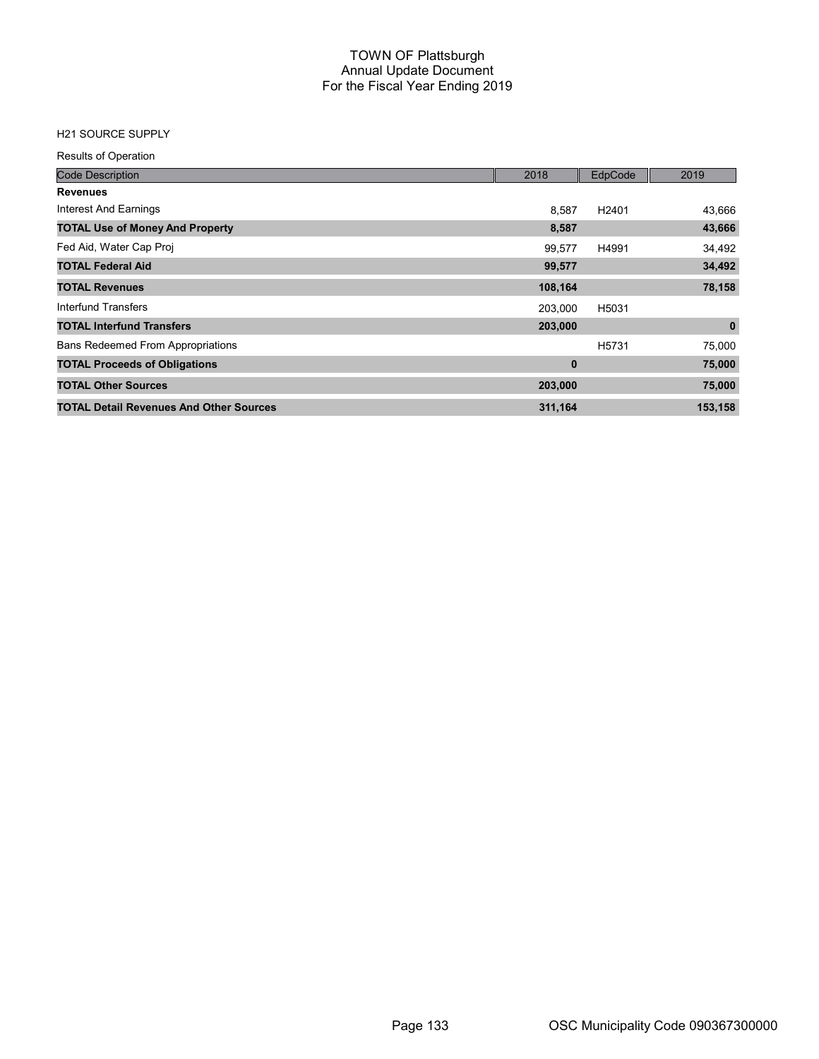# TOWN OF Plattsburgh
## Annual Update Document
## For the Fiscal Year Ending 2019

H21 SOURCE SUPPLY

Results of Operation

| Code Description | 2018 | EdpCode | 2019 |
|---|---|---|---|
| **Revenues** | | | |
| Interest And Earnings | 8,587 | H2401 | 43,666 |
| **TOTAL Use of Money And Property** | **8,587** | | **43,666** |
| Fed Aid, Water Cap Proj | 99,577 | H4991 | 34,492 |
| **TOTAL Federal Aid** | **99,577** | | **34,492** |
| **TOTAL Revenues** | **108,164** | | **78,158** |
| Interfund Transfers | 203,000 | H5031 | |
| **TOTAL Interfund Transfers** | **203,000** | | **0** |
| Bans Redeemed From Appropriations | | H5731 | 75,000 |
| **TOTAL Proceeds of Obligations** | **0** | | **75,000** |
| **TOTAL Other Sources** | **203,000** | | **75,000** |
| **TOTAL Detail Revenues And Other Sources** | **311,164** | | **153,158** |

OSC Municipality Code 090367300000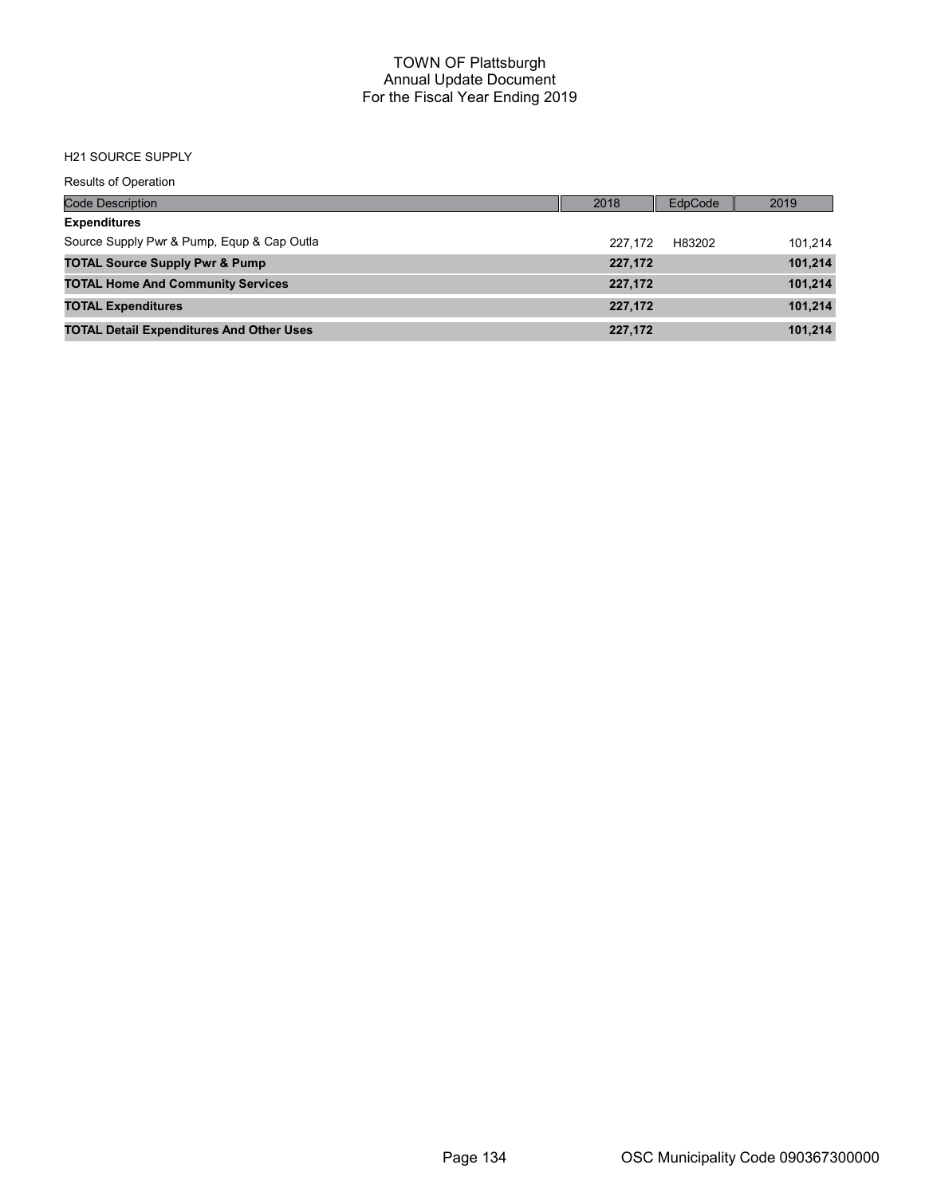# TOWN OF Plattsburgh
## Annual Update Document
## For the Fiscal Year Ending 2019

H21 SOURCE SUPPLY

Results of Operation

| Code Description | 2018 | EdpCode | 2019 |
|---|---|---|---|
| **Expenditures** | | | |
| Source Supply Pwr & Pump, Equp & Cap Outla | 227,172 | H83202 | 101,214 |
| **TOTAL Source Supply Pwr & Pump** | **227,172** | | **101,214** |
| **TOTAL Home And Community Services** | **227,172** | | **101,214** |
| **TOTAL Expenditures** | **227,172** | | **101,214** |
| **TOTAL Detail Expenditures And Other Uses** | **227,172** | | **101,214** |

OSC Municipality Code 090367300000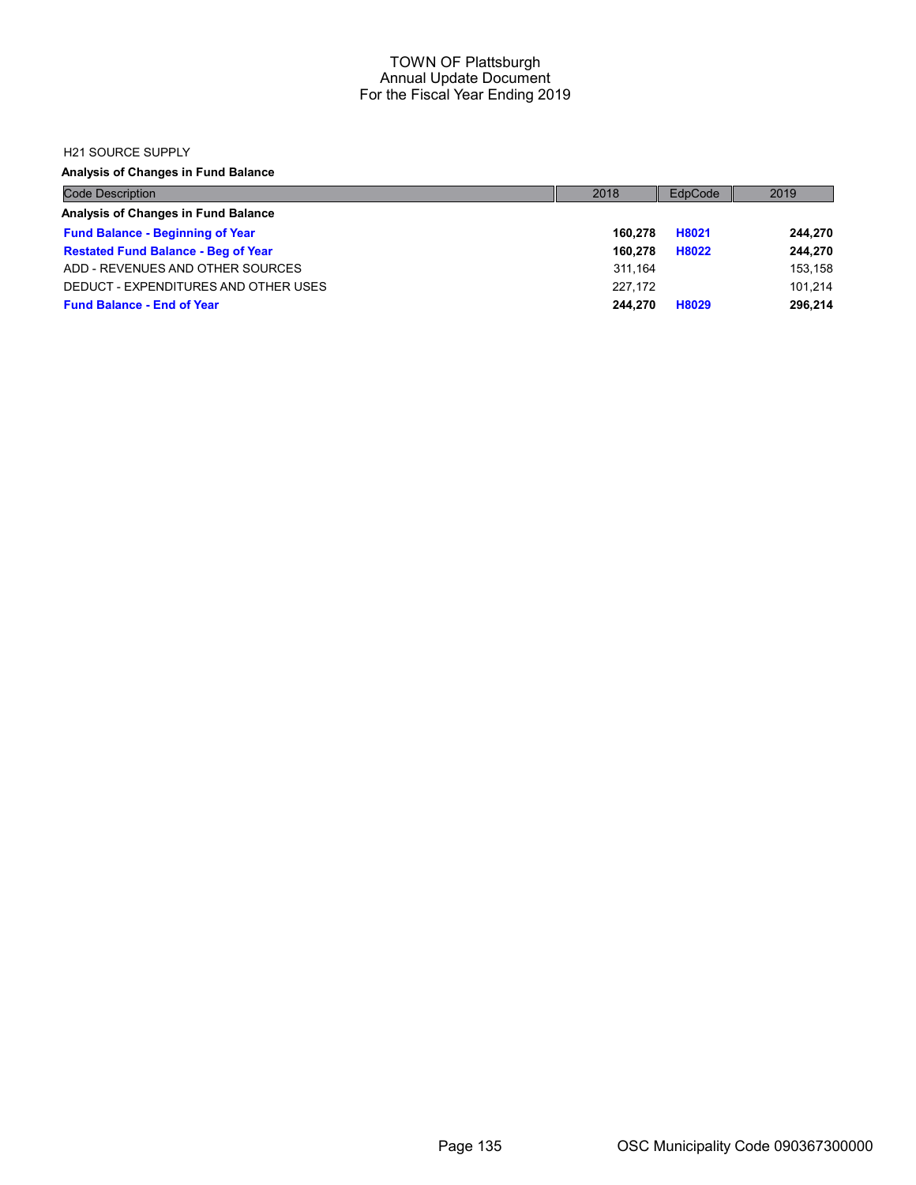# TOWN OF Plattsburgh
## Annual Update Document
## For the Fiscal Year Ending 2019

H21 SOURCE SUPPLY

**Analysis of Changes in Fund Balance**

| Code Description | 2018 | EdpCode | 2019 |
|---|---|---|---|
| **Analysis of Changes in Fund Balance** | | | |
| **Fund Balance - Beginning of Year** | **160,278** | **H8021** | **244,270** |
| **Restated Fund Balance - Beg of Year** | **160,278** | **H8022** | **244,270** |
| ADD - REVENUES AND OTHER SOURCES | 311,164 | | 153,158 |
| DEDUCT - EXPENDITURES AND OTHER USES | 227,172 | | 101,214 |
| **Fund Balance - End of Year** | **244,270** | **H8029** | **296,214** |

OSC Municipality Code 090367300000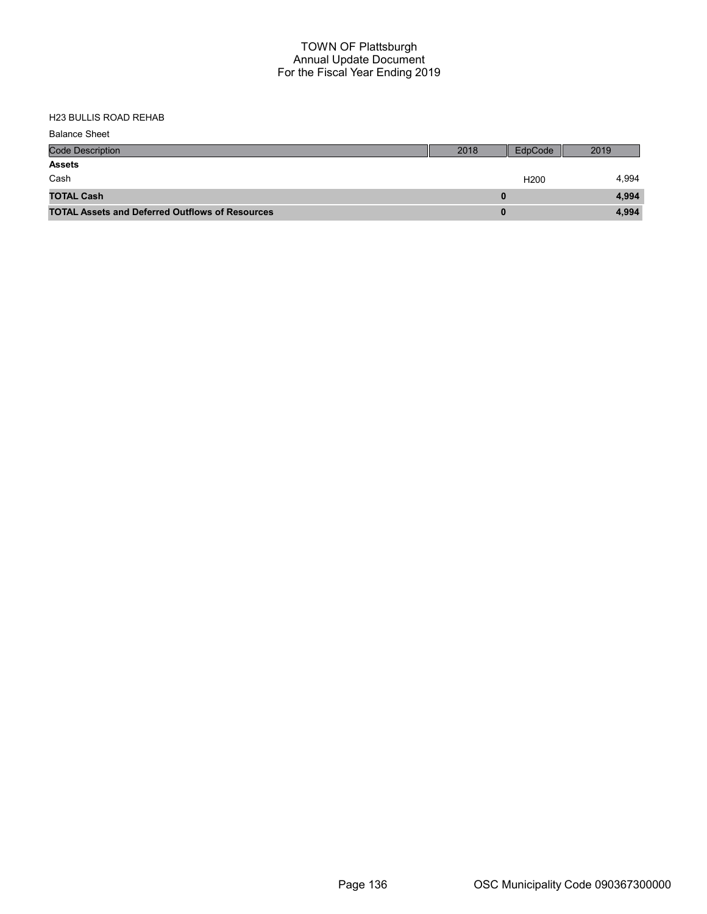H23 BULLIS ROAD REHAB

Balance Sheet

| Code Description | 2018 | EdpCode | 2019 |
|---|---|---|---|
| **Assets** | | | |
| Cash | | H200 | 4,994 |
| **TOTAL Cash** | **0** | | **4,994** |
| **TOTAL Assets and Deferred Outflows of Resources** | **0** | | **4,994** |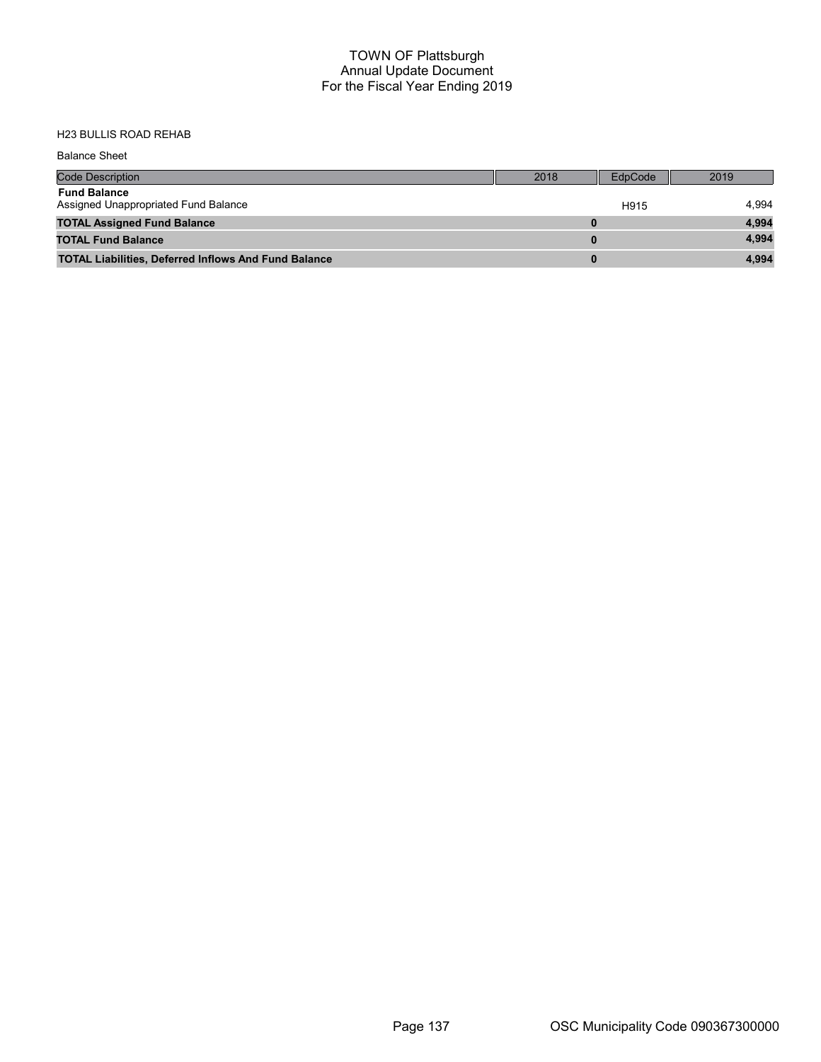# TOWN OF Plattsburgh
## Annual Update Document
## For the Fiscal Year Ending 2019

H23 BULLIS ROAD REHAB

Balance Sheet

| Code Description | 2018 | EdpCode | 2019 |
|---|---|---|---|
| **Fund Balance** | | | |
| Assigned Unappropriated Fund Balance | | H915 | 4,994 |
| **TOTAL Assigned Fund Balance** | **0** | | **4,994** |
| **TOTAL Fund Balance** | **0** | | **4,994** |
| **TOTAL Liabilities, Deferred Inflows And Fund Balance** | **0** | | **4,994** |

OSC Municipality Code 090367300000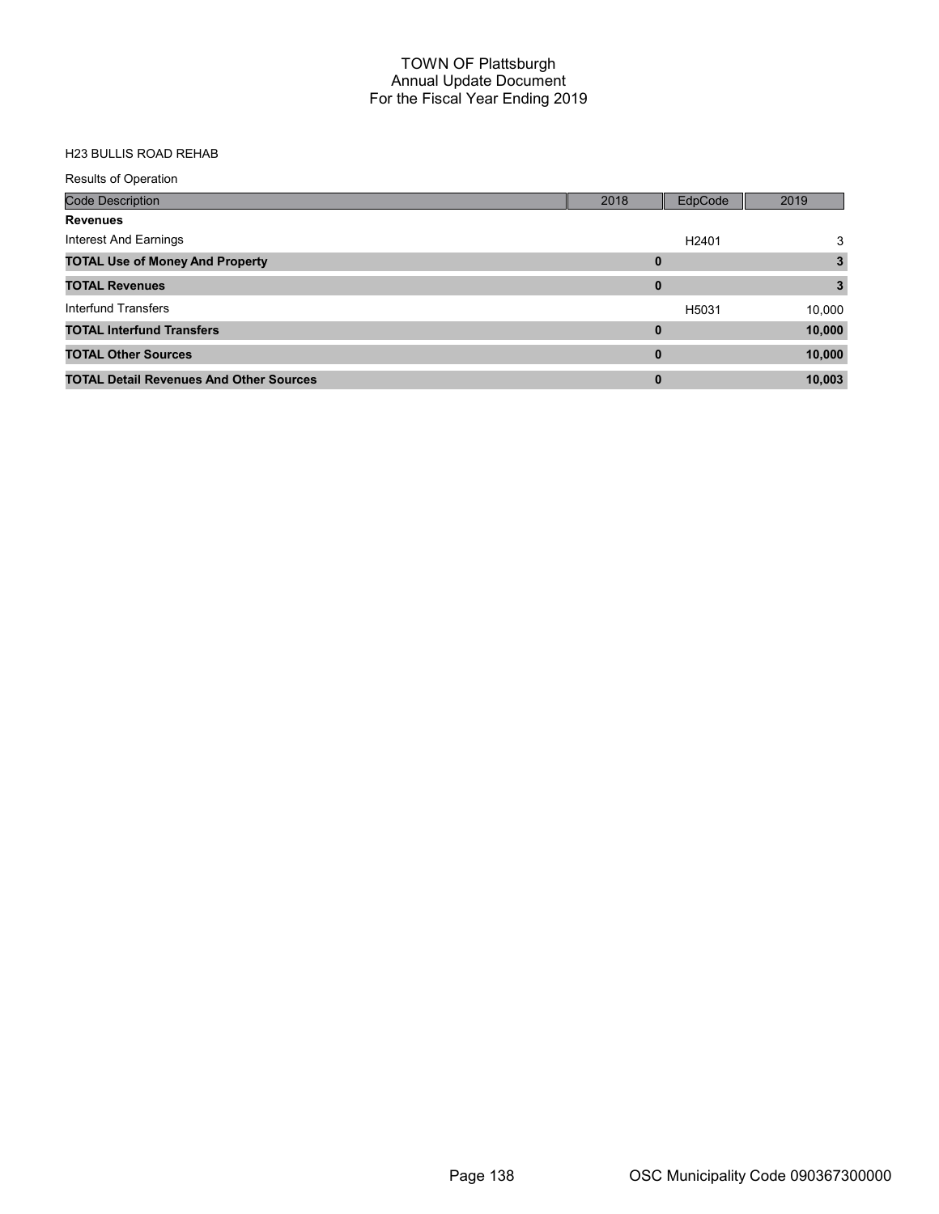# TOWN OF Plattsburgh
## Annual Update Document
## For the Fiscal Year Ending 2019

H23 BULLIS ROAD REHAB

Results of Operation

| Code Description | 2018 | EdpCode | 2019 |
|---|---|---|---|
| **Revenues** | | | |
| Interest And Earnings | | H2401 | 3 |
| **TOTAL Use of Money And Property** | **0** | | **3** |
| **TOTAL Revenues** | **0** | | **3** |
| Interfund Transfers | | H5031 | 10,000 |
| **TOTAL Interfund Transfers** | **0** | | **10,000** |
| **TOTAL Other Sources** | **0** | | **10,000** |
| **TOTAL Detail Revenues And Other Sources** | **0** | | **10,003** |

OSC Municipality Code 090367300000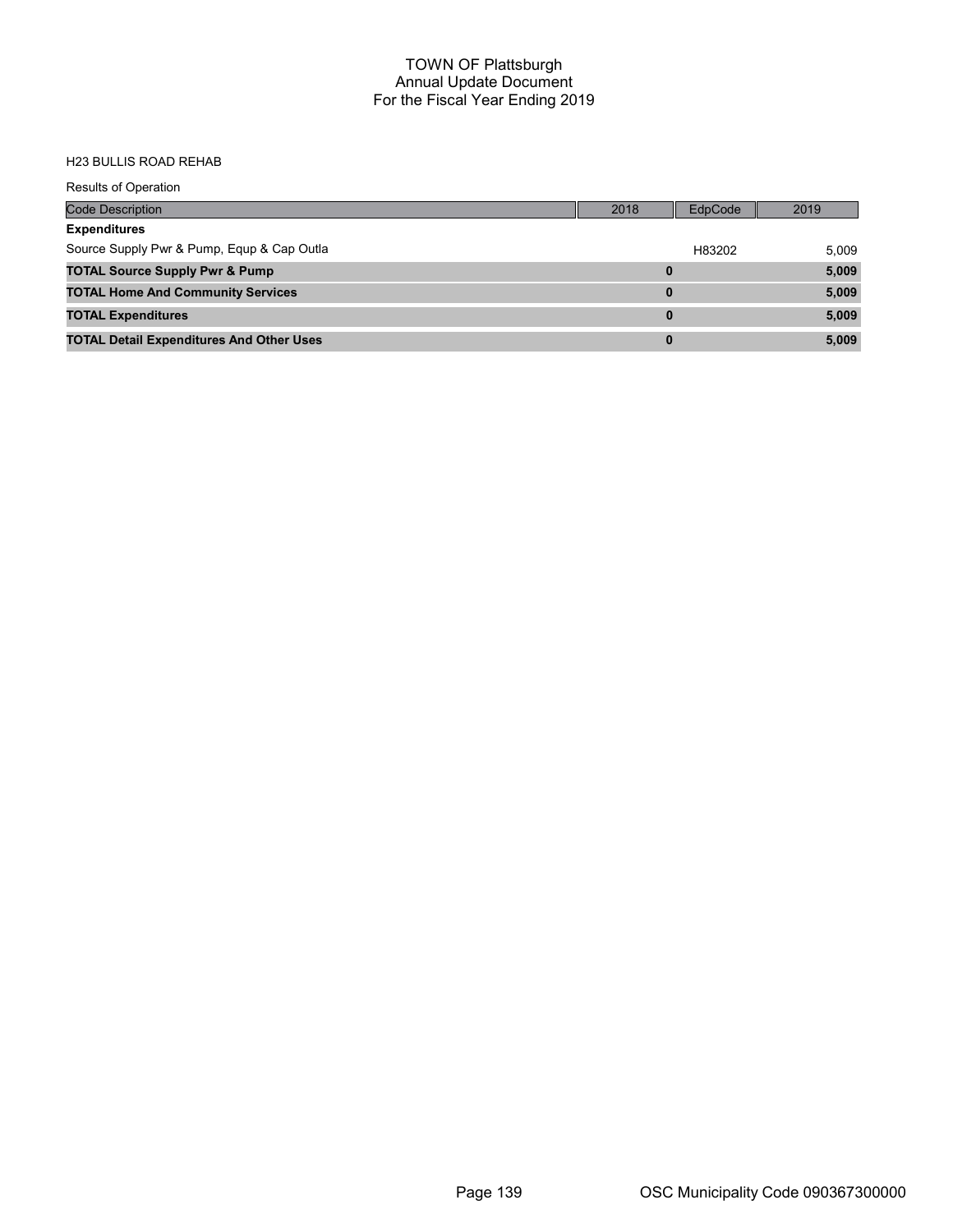# TOWN OF Plattsburgh
## Annual Update Document
## For the Fiscal Year Ending 2019

H23 BULLIS ROAD REHAB

Results of Operation

| Code Description | 2018 | EdpCode | 2019 |
|---|---|---|---|
| **Expenditures** | | | |
| Source Supply Pwr & Pump, Equp & Cap Outla | | H83202 | 5,009 |
| **TOTAL Source Supply Pwr & Pump** | **0** | | **5,009** |
| **TOTAL Home And Community Services** | **0** | | **5,009** |
| **TOTAL Expenditures** | **0** | | **5,009** |
| **TOTAL Detail Expenditures And Other Uses** | **0** | | **5,009** |

OSC Municipality Code 090367300000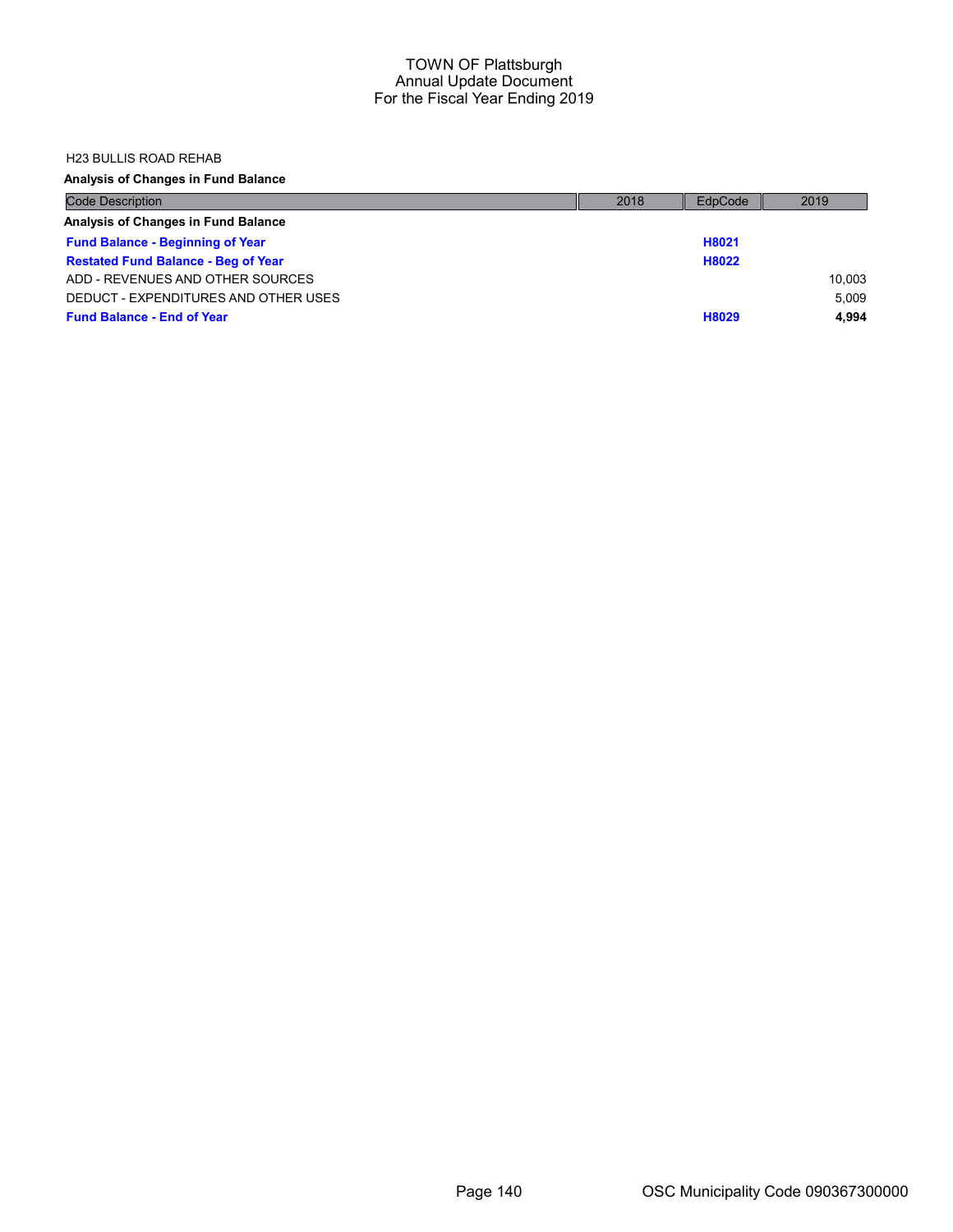H23 BULLIS ROAD REHAB

**Analysis of Changes in Fund Balance**

| Code Description | 2018 | EdpCode | 2019 |
|---|---|---|---|
| **Analysis of Changes in Fund Balance** | | | |
| **Fund Balance - Beginning of Year** | | **H8021** | |
| **Restated Fund Balance - Beg of Year** | | **H8022** | |
| ADD - REVENUES AND OTHER SOURCES | | | 10,003 |
| DEDUCT - EXPENDITURES AND OTHER USES | | | 5,009 |
| **Fund Balance - End of Year** | | **H8029** | **4,994** |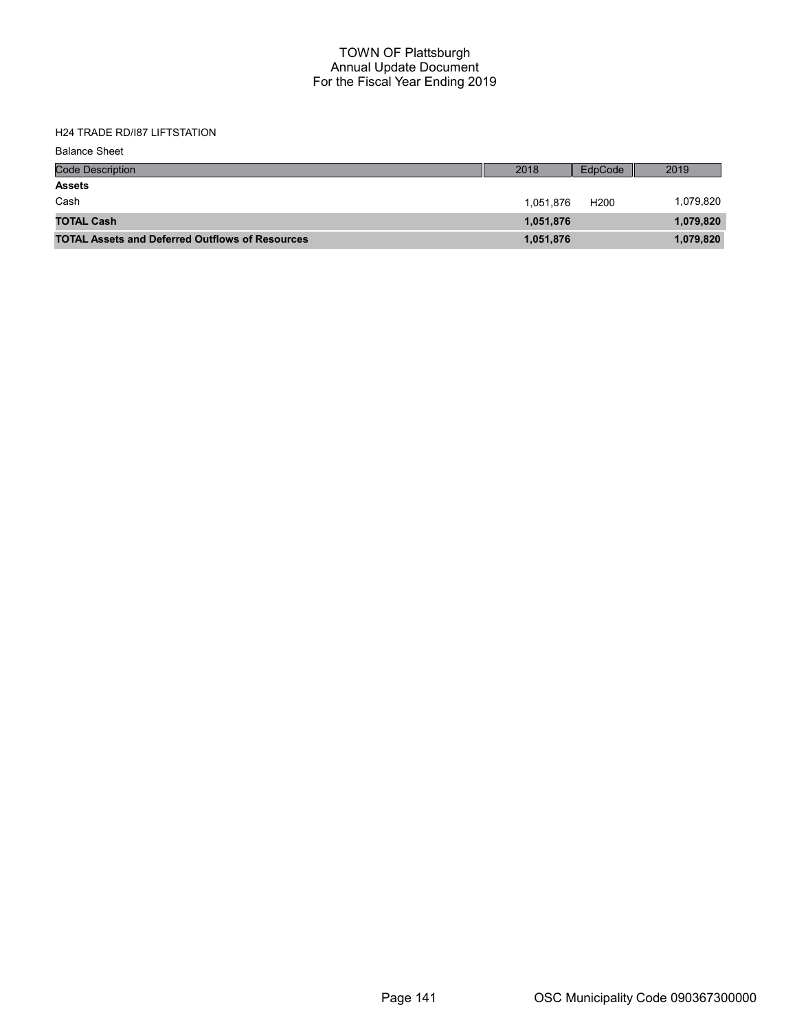# TOWN OF Plattsburgh
## Annual Update Document
## For the Fiscal Year Ending 2019

H24 TRADE RD/I87 LIFTSTATION

Balance Sheet

| Code Description | 2018 | EdpCode | 2019 |
|---|---|---|---|
| **Assets** | | | |
| Cash | 1,051,876 | H200 | 1,079,820 |
| **TOTAL Cash** | **1,051,876** | | **1,079,820** |
| **TOTAL Assets and Deferred Outflows of Resources** | **1,051,876** | | **1,079,820** |

OSC Municipality Code 090367300000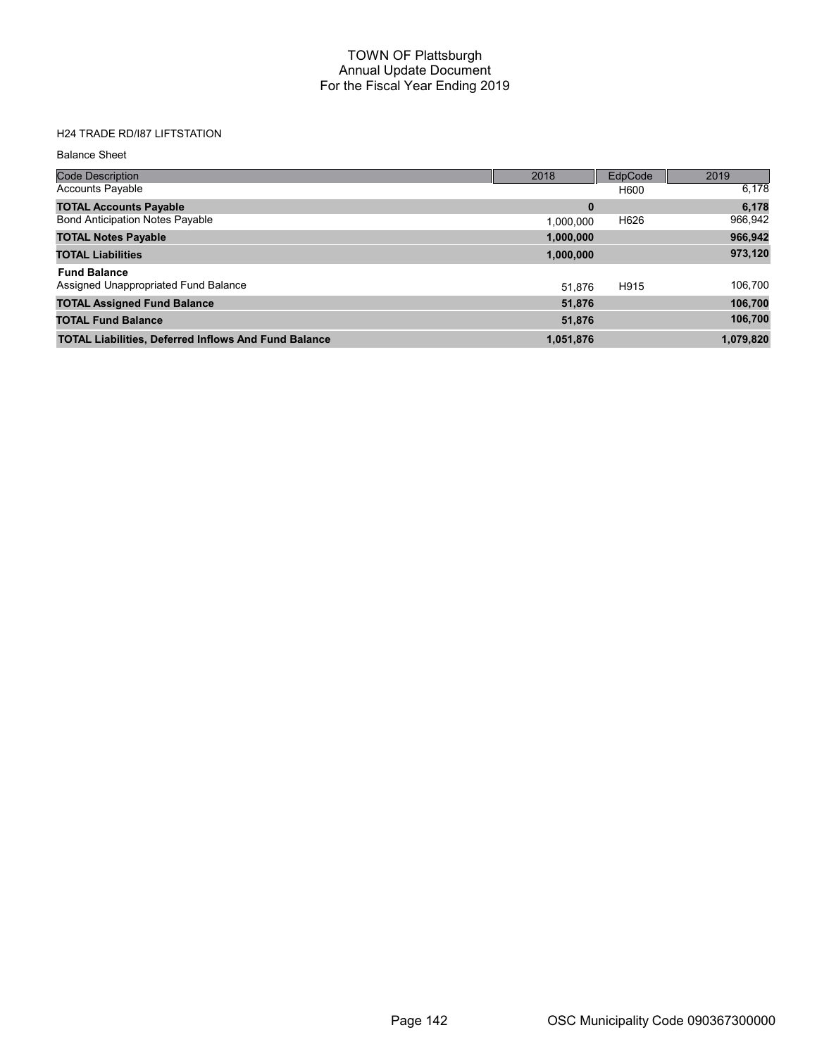# TOWN OF Plattsburgh
## Annual Update Document
## For the Fiscal Year Ending 2019

H24 TRADE RD/I87 LIFTSTATION

Balance Sheet

| Code Description | 2018 | EdpCode | 2019 |
|---|---|---|---|
| Accounts Payable | | H600 | 6,178 |
| **TOTAL Accounts Payable** | **0** | | **6,178** |
| Bond Anticipation Notes Payable | 1,000,000 | H626 | 966,942 |
| **TOTAL Notes Payable** | **1,000,000** | | **966,942** |
| **TOTAL Liabilities** | **1,000,000** | | **973,120** |
| **Fund Balance** | | | |
| Assigned Unappropriated Fund Balance | 51,876 | H915 | 106,700 |
| **TOTAL Assigned Fund Balance** | **51,876** | | **106,700** |
| **TOTAL Fund Balance** | **51,876** | | **106,700** |
| **TOTAL Liabilities, Deferred Inflows And Fund Balance** | **1,051,876** | | **1,079,820** |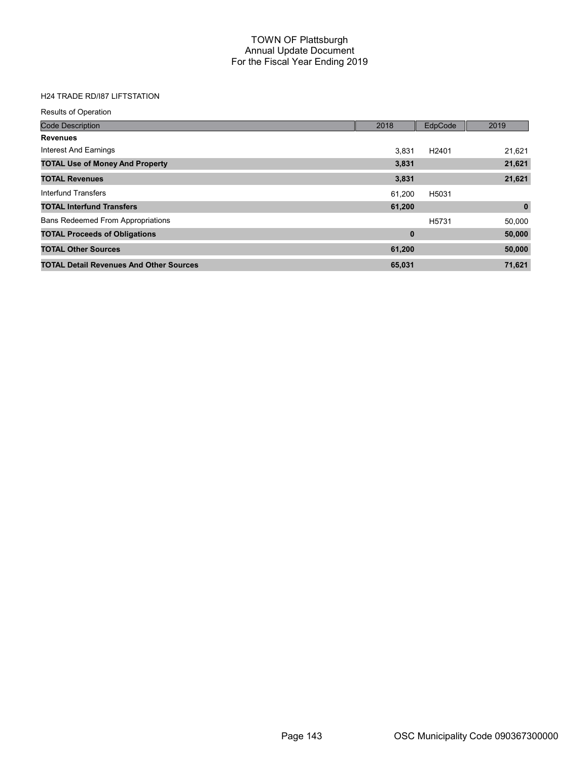# TOWN OF Plattsburgh
## Annual Update Document
## For the Fiscal Year Ending 2019

H24 TRADE RD/I87 LIFTSTATION

Results of Operation

| Code Description | 2018 | EdpCode | 2019 |
|---|---|---|---|
| **Revenues** | | | |
| Interest And Earnings | 3,831 | H2401 | 21,621 |
| **TOTAL Use of Money And Property** | **3,831** | | **21,621** |
| **TOTAL Revenues** | **3,831** | | **21,621** |
| Interfund Transfers | 61,200 | H5031 | |
| **TOTAL Interfund Transfers** | **61,200** | | **0** |
| Bans Redeemed From Appropriations | | H5731 | 50,000 |
| **TOTAL Proceeds of Obligations** | **0** | | **50,000** |
| **TOTAL Other Sources** | **61,200** | | **50,000** |
| **TOTAL Detail Revenues And Other Sources** | **65,031** | | **71,621** |

OSC Municipality Code 090367300000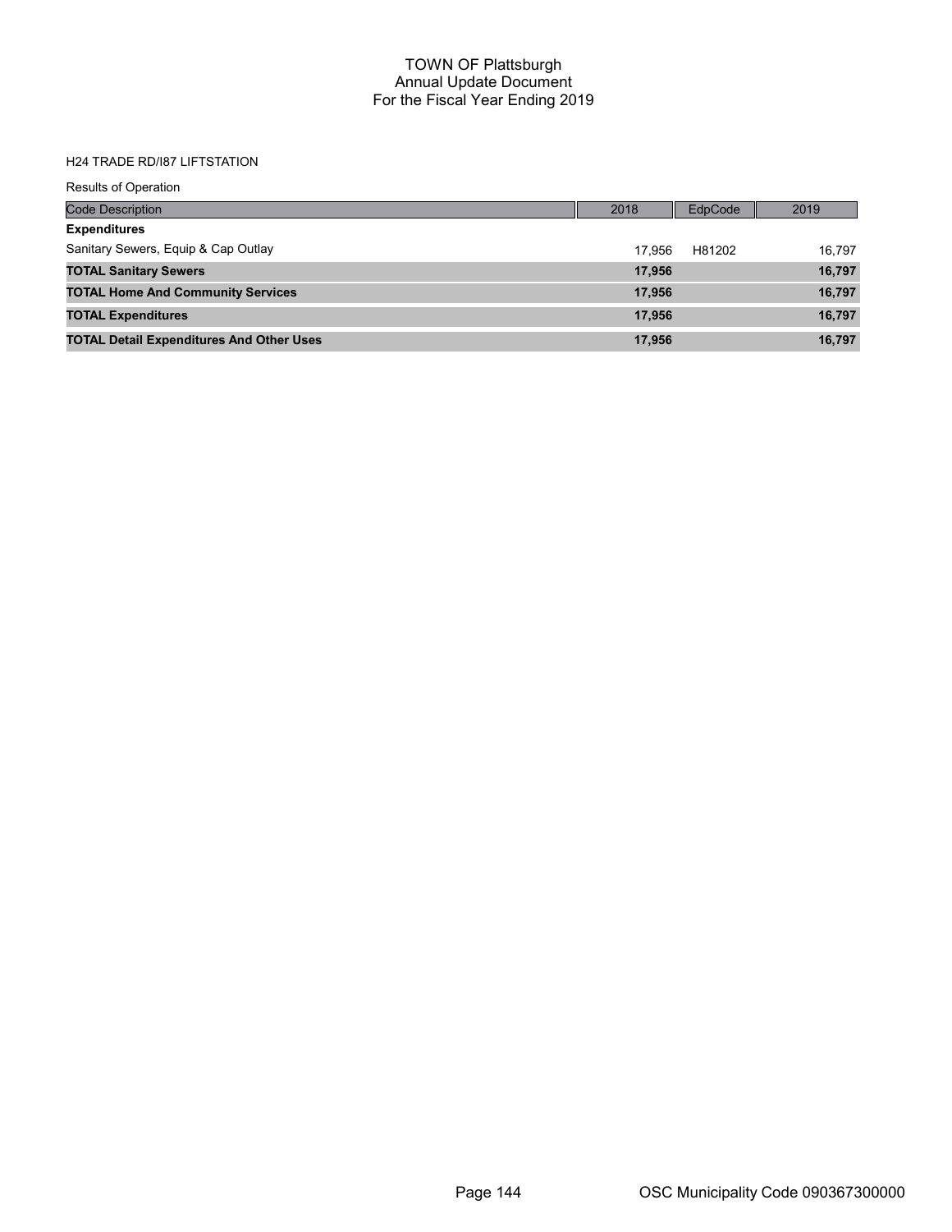# TOWN OF Plattsburgh
## Annual Update Document
## For the Fiscal Year Ending 2019

H24 TRADE RD/I87 LIFTSTATION

Results of Operation

| Code Description | 2018 | EdpCode | 2019 |
|---|---|---|---|
| **Expenditures** | | | |
| Sanitary Sewers, Equip & Cap Outlay | 17,956 | H81202 | 16,797 |
| **TOTAL Sanitary Sewers** | **17,956** | | **16,797** |
| **TOTAL Home And Community Services** | **17,956** | | **16,797** |
| **TOTAL Expenditures** | **17,956** | | **16,797** |
| **TOTAL Detail Expenditures And Other Uses** | **17,956** | | **16,797** |

OSC Municipality Code 090367300000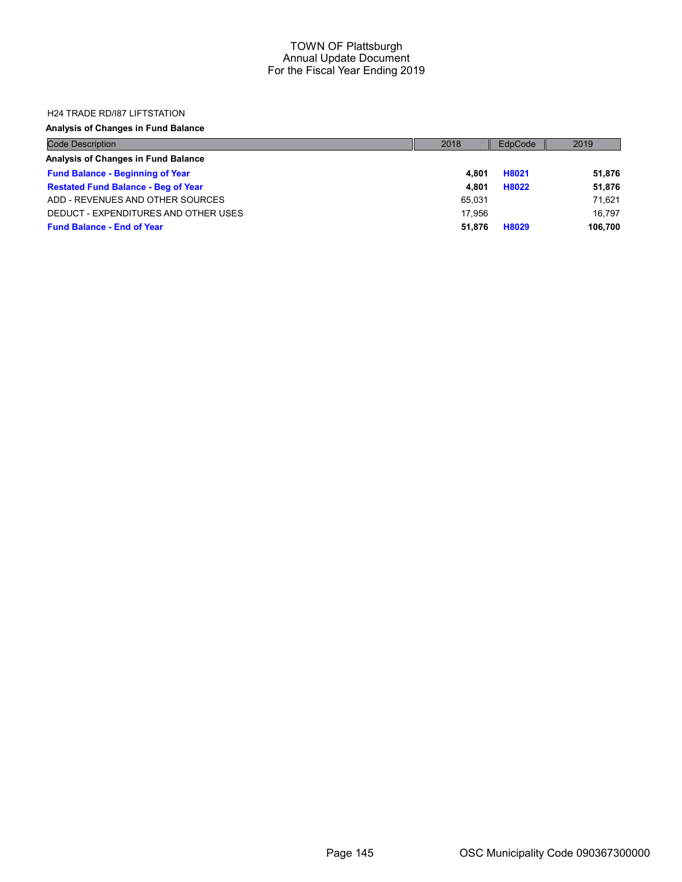H24 TRADE RD/I87 LIFTSTATION

**Analysis of Changes in Fund Balance**

| Code Description | 2018 | EdpCode | 2019 |
|---|---|---|---|
| **Analysis of Changes in Fund Balance** | | | |
| **Fund Balance - Beginning of Year** | **4,801** | **H8021** | **51,876** |
| **Restated Fund Balance - Beg of Year** | **4,801** | **H8022** | **51,876** |
| ADD - REVENUES AND OTHER SOURCES | 65,031 | | 71,621 |
| DEDUCT - EXPENDITURES AND OTHER USES | 17,956 | | 16,797 |
| **Fund Balance - End of Year** | **51,876** | **H8029** | **106,700** |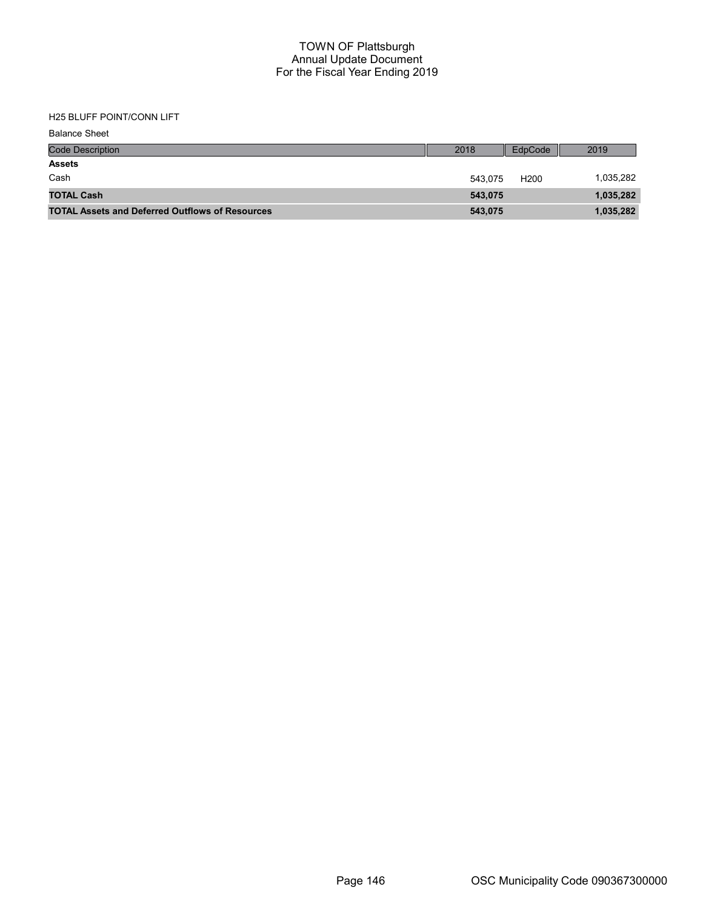# TOWN OF Plattsburgh
## Annual Update Document
## For the Fiscal Year Ending 2019

H25 BLUFF POINT/CONN LIFT

Balance Sheet

| Code Description | 2018 | EdpCode | 2019 |
|---|---|---|---|
| **Assets** | | | |
| Cash | 543,075 | H200 | 1,035,282 |
| **TOTAL Cash** | **543,075** | | **1,035,282** |
| **TOTAL Assets and Deferred Outflows of Resources** | **543,075** | | **1,035,282** |

OSC Municipality Code 090367300000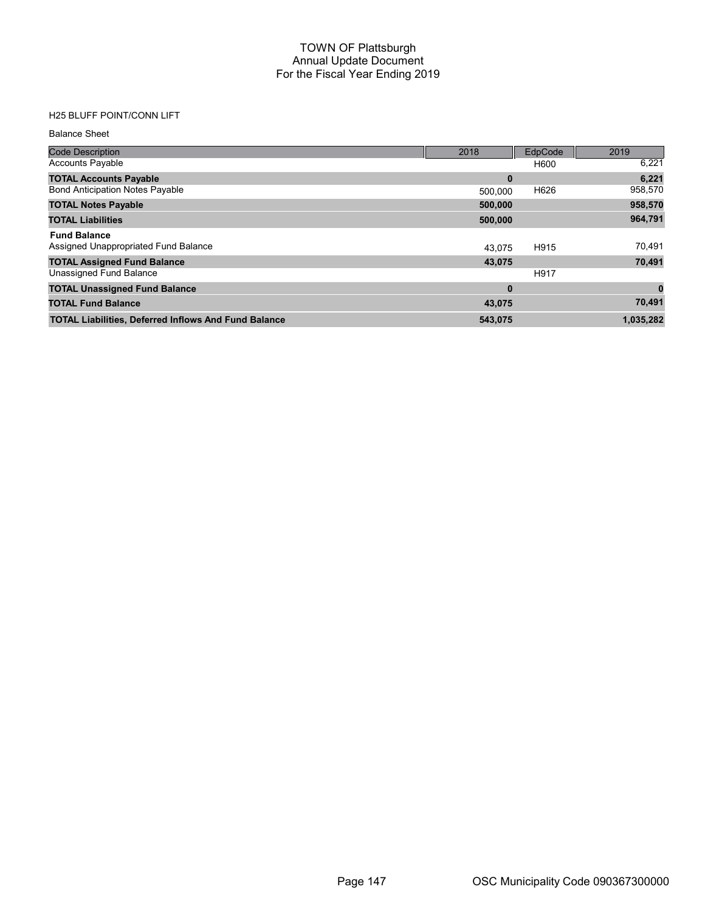# TOWN OF Plattsburgh
## Annual Update Document
## For the Fiscal Year Ending 2019

H25 BLUFF POINT/CONN LIFT

Balance Sheet

| Code Description | 2018 | EdpCode | 2019 |
|---|---|---|---|
| Accounts Payable | | H600 | 6,221 |
| **TOTAL Accounts Payable** | **0** | | **6,221** |
| Bond Anticipation Notes Payable | 500,000 | H626 | 958,570 |
| **TOTAL Notes Payable** | **500,000** | | **958,570** |
| **TOTAL Liabilities** | **500,000** | | **964,791** |
| **Fund Balance** | | | |
| Assigned Unappropriated Fund Balance | 43,075 | H915 | 70,491 |
| **TOTAL Assigned Fund Balance** | **43,075** | | **70,491** |
| Unassigned Fund Balance | | H917 | |
| **TOTAL Unassigned Fund Balance** | **0** | | **0** |
| **TOTAL Fund Balance** | **43,075** | | **70,491** |
| **TOTAL Liabilities, Deferred Inflows And Fund Balance** | **543,075** | | **1,035,282** |

OSC Municipality Code 090367300000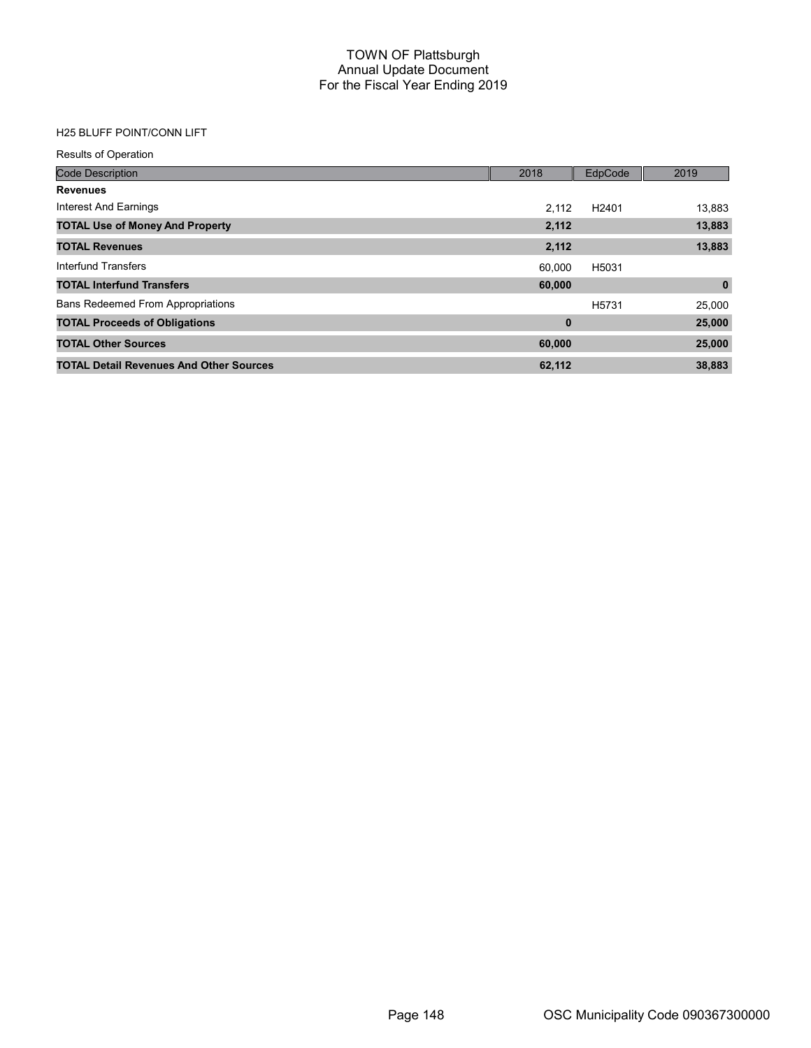# TOWN OF Plattsburgh
## Annual Update Document
## For the Fiscal Year Ending 2019

H25 BLUFF POINT/CONN LIFT

Results of Operation

| Code Description | 2018 | EdpCode | 2019 |
|---|---|---|---|
| **Revenues** | | | |
| Interest And Earnings | 2,112 | H2401 | 13,883 |
| **TOTAL Use of Money And Property** | **2,112** | | **13,883** |
| **TOTAL Revenues** | **2,112** | | **13,883** |
| Interfund Transfers | 60,000 | H5031 | |
| **TOTAL Interfund Transfers** | **60,000** | | **0** |
| Bans Redeemed From Appropriations | | H5731 | 25,000 |
| **TOTAL Proceeds of Obligations** | **0** | | **25,000** |
| **TOTAL Other Sources** | **60,000** | | **25,000** |
| **TOTAL Detail Revenues And Other Sources** | **62,112** | | **38,883** |

OSC Municipality Code 090367300000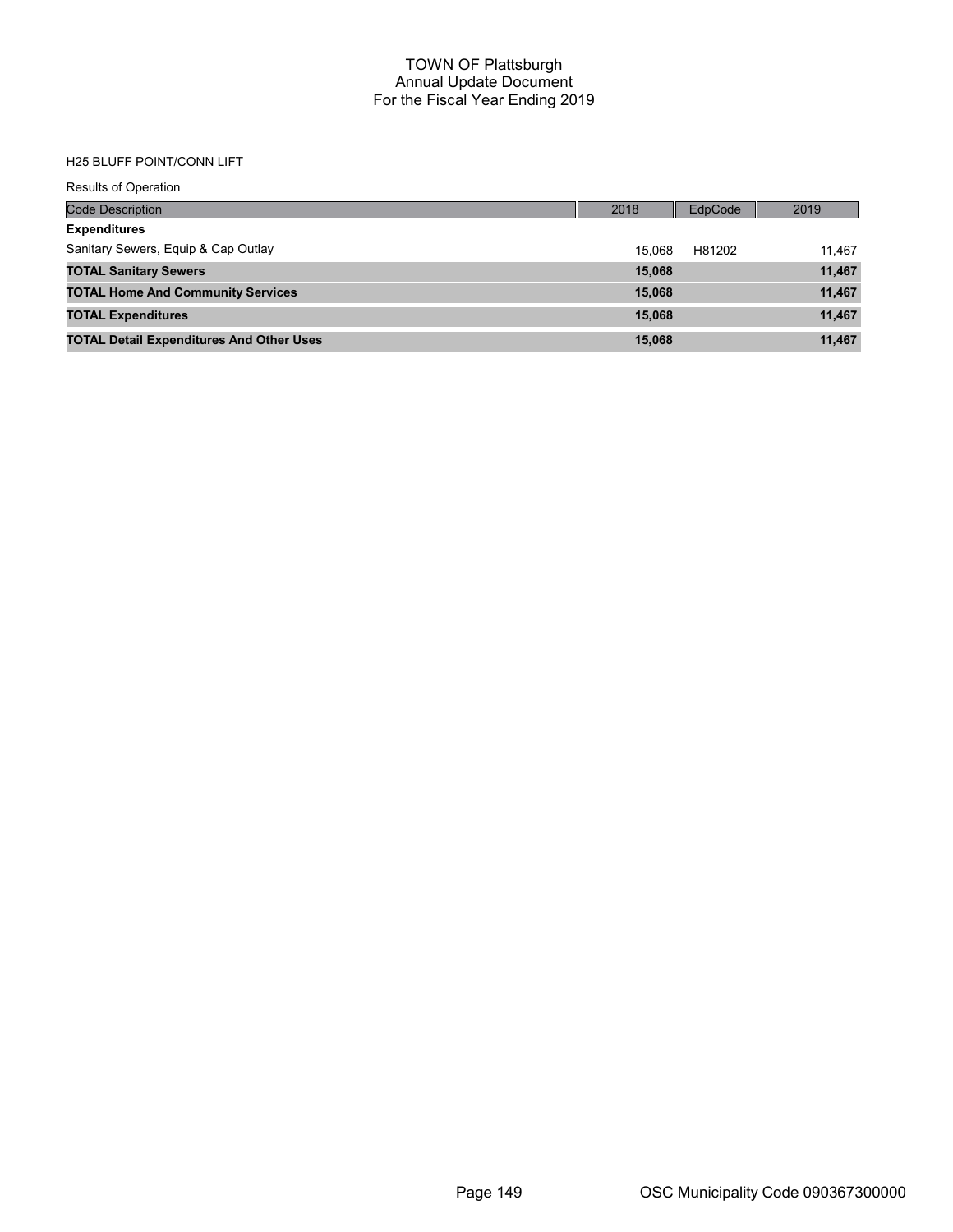# TOWN OF Plattsburgh
## Annual Update Document
## For the Fiscal Year Ending 2019

H25 BLUFF POINT/CONN LIFT

Results of Operation

| Code Description | 2018 | EdpCode | 2019 |
|---|---|---|---|
| **Expenditures** | | | |
| Sanitary Sewers, Equip & Cap Outlay | 15,068 | H81202 | 11,467 |
| **TOTAL Sanitary Sewers** | **15,068** | | **11,467** |
| **TOTAL Home And Community Services** | **15,068** | | **11,467** |
| **TOTAL Expenditures** | **15,068** | | **11,467** |
| **TOTAL Detail Expenditures And Other Uses** | **15,068** | | **11,467** |

OSC Municipality Code 090367300000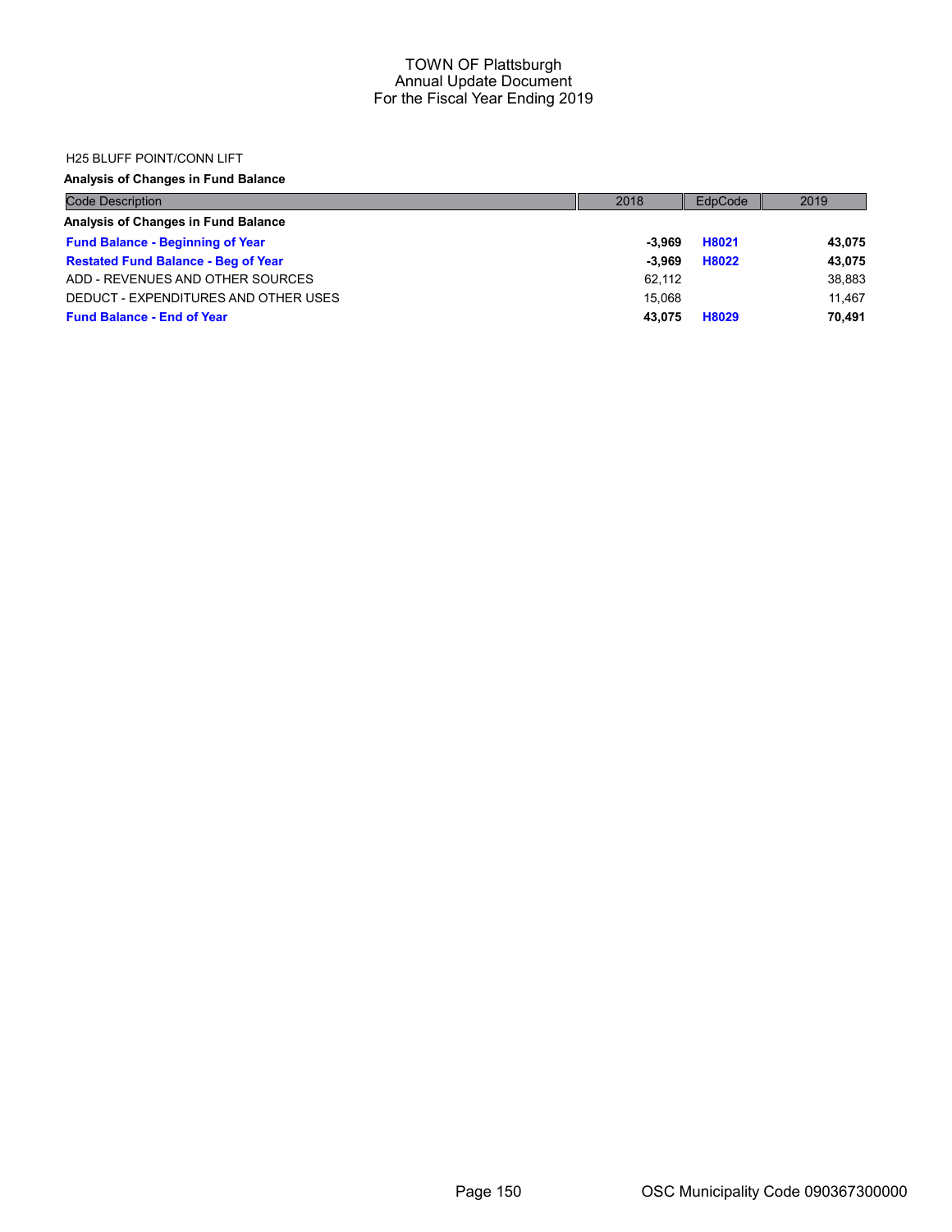H25 BLUFF POINT/CONN LIFT

**Analysis of Changes in Fund Balance**

| Code Description | 2018 | EdpCode | 2019 |
|---|---|---|---|
| **Analysis of Changes in Fund Balance** | | | |
| **Fund Balance - Beginning of Year** | **-3,969** | **H8021** | **43,075** |
| **Restated Fund Balance - Beg of Year** | **-3,969** | **H8022** | **43,075** |
| ADD - REVENUES AND OTHER SOURCES | 62,112 | | 38,883 |
| DEDUCT - EXPENDITURES AND OTHER USES | 15,068 | | 11,467 |
| **Fund Balance - End of Year** | **43,075** | **H8029** | **70,491** |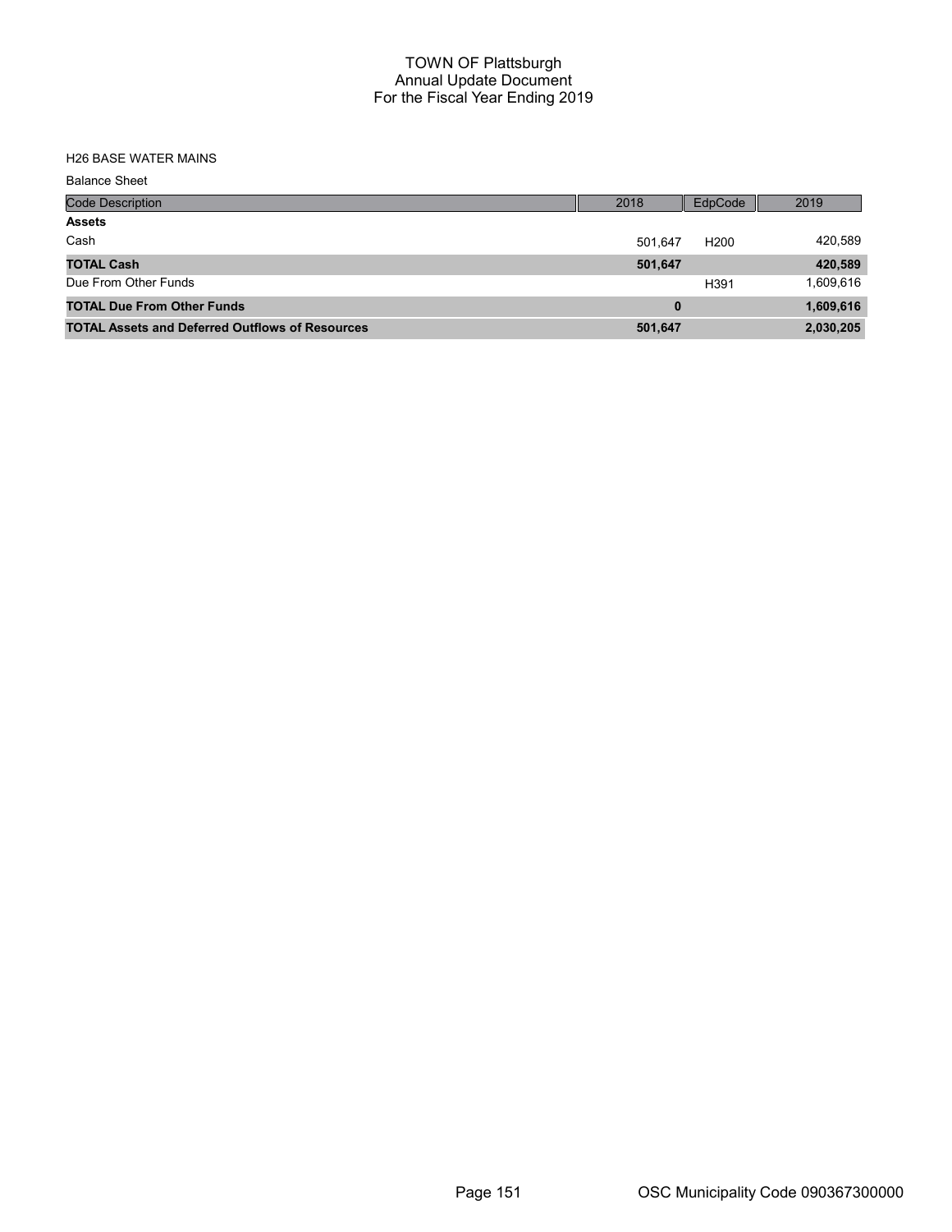# TOWN OF Plattsburgh
## Annual Update Document
## For the Fiscal Year Ending 2019

H26 BASE WATER MAINS

Balance Sheet

| Code Description | 2018 | EdpCode | 2019 |
|---|---|---|---|
| **Assets** | | | |
| Cash | 501,647 | H200 | 420,589 |
| **TOTAL Cash** | **501,647** | | **420,589** |
| Due From Other Funds | | H391 | 1,609,616 |
| **TOTAL Due From Other Funds** | **0** | | **1,609,616** |
| **TOTAL Assets and Deferred Outflows of Resources** | **501,647** | | **2,030,205** |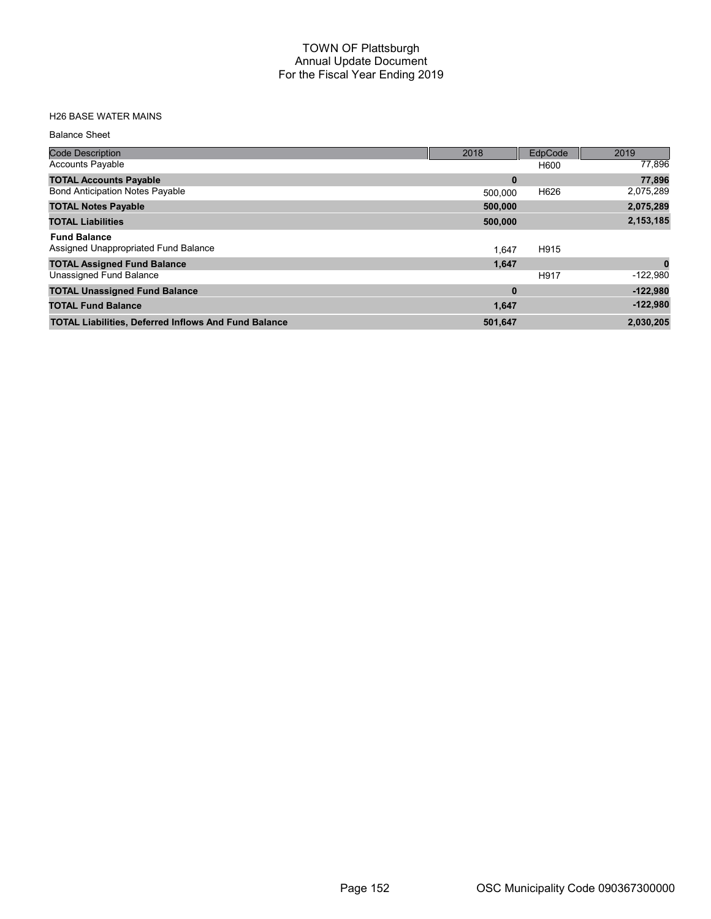# TOWN OF Plattsburgh
## Annual Update Document
### For the Fiscal Year Ending 2019

H26 BASE WATER MAINS

Balance Sheet

| Code Description | 2018 | EdpCode | 2019 |
|---|---|---|---|
| Accounts Payable | | H600 | 77,896 |
| **TOTAL Accounts Payable** | **0** | | **77,896** |
| Bond Anticipation Notes Payable | 500,000 | H626 | 2,075,289 |
| **TOTAL Notes Payable** | **500,000** | | **2,075,289** |
| **TOTAL Liabilities** | **500,000** | | **2,153,185** |
| **Fund Balance** | | | |
| Assigned Unappropriated Fund Balance | 1,647 | H915 | |
| **TOTAL Assigned Fund Balance** | **1,647** | | **0** |
| Unassigned Fund Balance | | H917 | -122,980 |
| **TOTAL Unassigned Fund Balance** | **0** | | **-122,980** |
| **TOTAL Fund Balance** | **1,647** | | **-122,980** |
| **TOTAL Liabilities, Deferred Inflows And Fund Balance** | **501,647** | | **2,030,205** |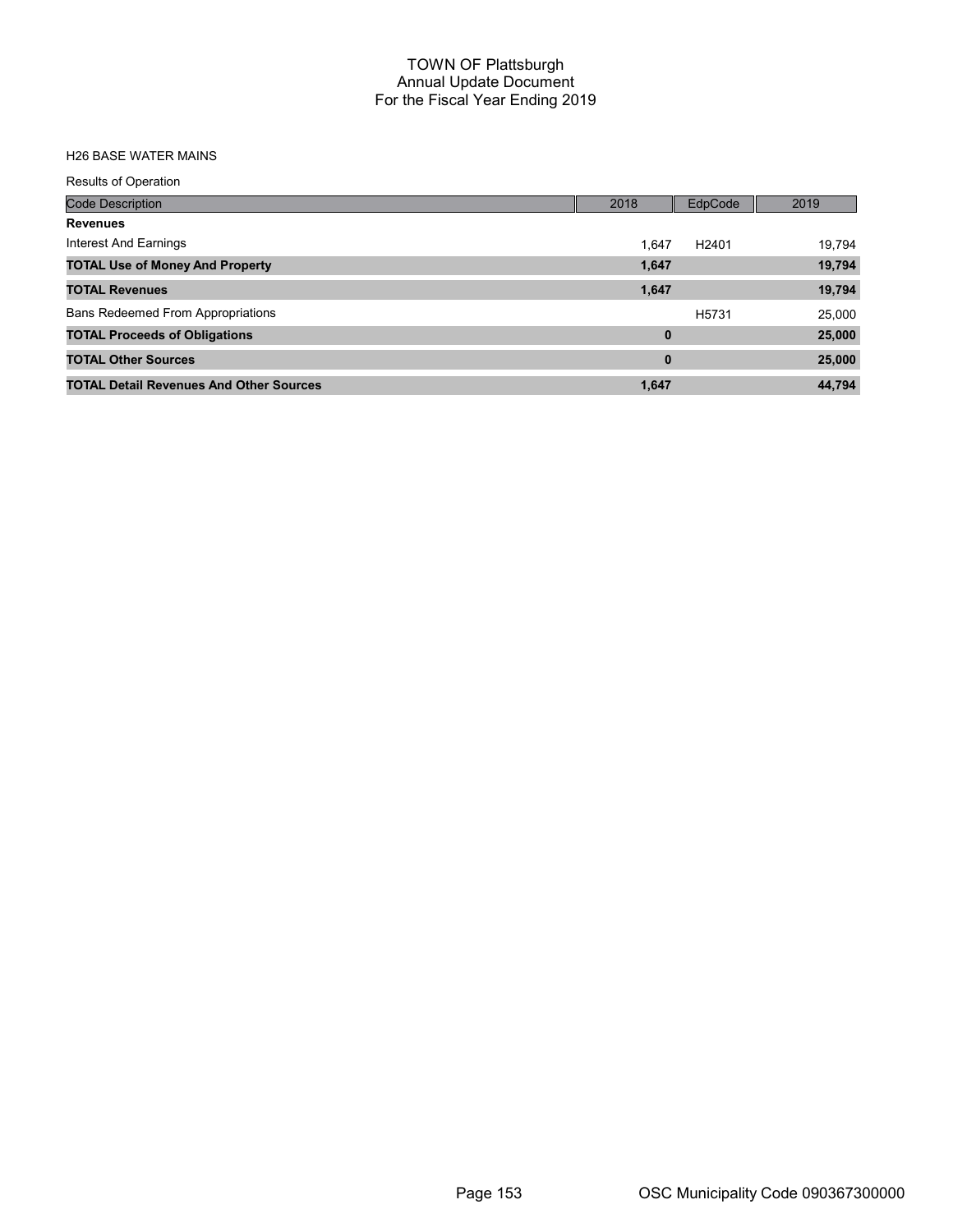# TOWN OF Plattsburgh
## Annual Update Document
## For the Fiscal Year Ending 2019

H26 BASE WATER MAINS

Results of Operation

| Code Description | 2018 | EdpCode | 2019 |
|---|---|---|---|
| **Revenues** | | | |
| Interest And Earnings | 1,647 | H2401 | 19,794 |
| **TOTAL Use of Money And Property** | **1,647** | | **19,794** |
| **TOTAL Revenues** | **1,647** | | **19,794** |
| Bans Redeemed From Appropriations | | H5731 | 25,000 |
| **TOTAL Proceeds of Obligations** | **0** | | **25,000** |
| **TOTAL Other Sources** | **0** | | **25,000** |
| **TOTAL Detail Revenues And Other Sources** | **1,647** | | **44,794** |

OSC Municipality Code 090367300000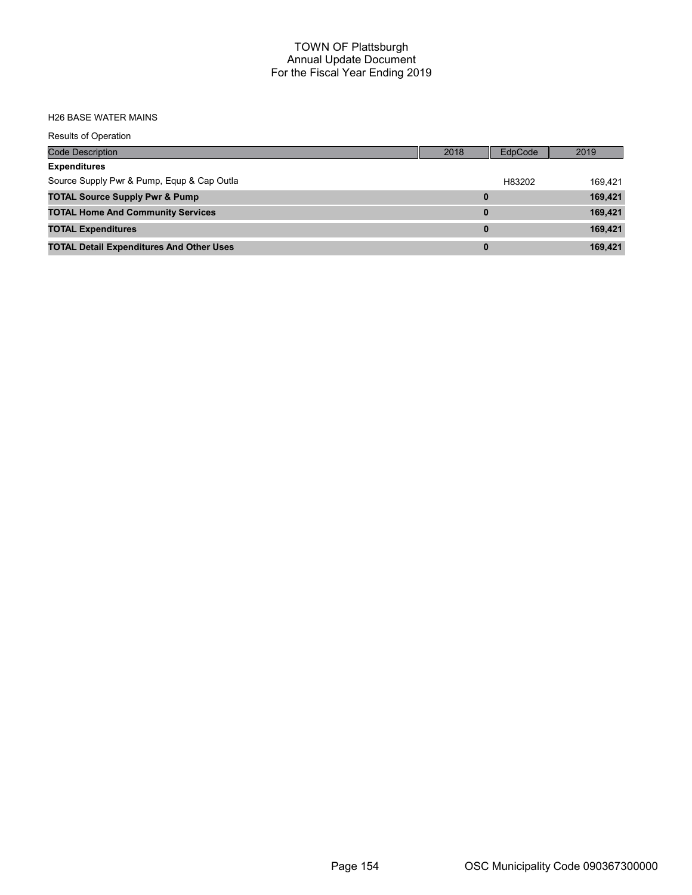# TOWN OF Plattsburgh
## Annual Update Document
## For the Fiscal Year Ending 2019

H26 BASE WATER MAINS

Results of Operation

| Code Description | 2018 | EdpCode | 2019 |
|---|---|---|---|
| **Expenditures** | | | |
| Source Supply Pwr & Pump, Equp & Cap Outla | | H83202 | 169,421 |
| **TOTAL Source Supply Pwr & Pump** | **0** | | **169,421** |
| **TOTAL Home And Community Services** | **0** | | **169,421** |
| **TOTAL Expenditures** | **0** | | **169,421** |
| **TOTAL Detail Expenditures And Other Uses** | **0** | | **169,421** |

OSC Municipality Code 090367300000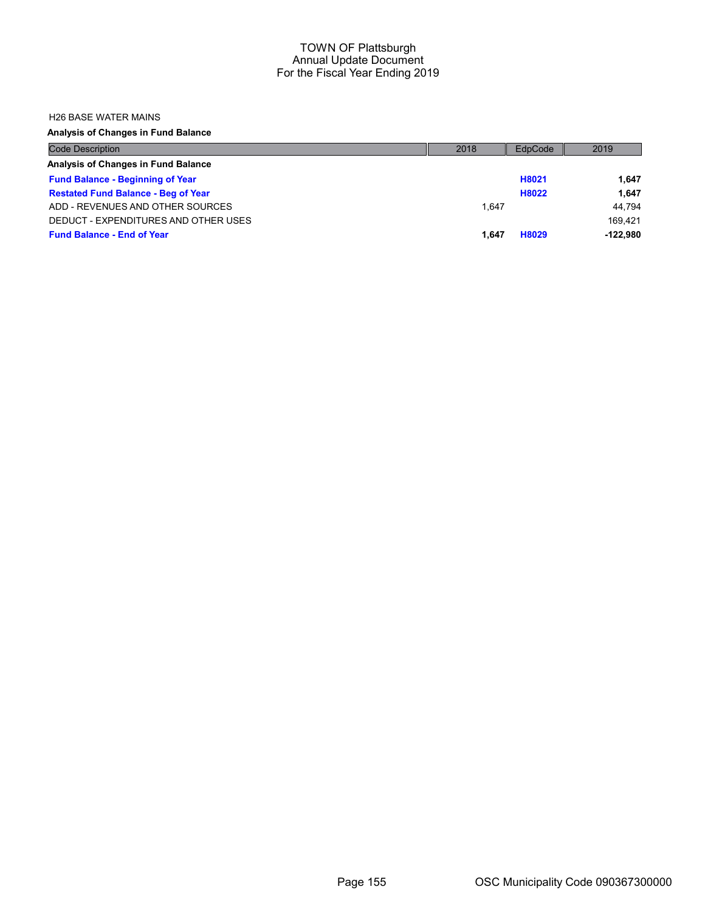TOWN OF Plattsburgh
Annual Update Document
For the Fiscal Year Ending 2019

H26 BASE WATER MAINS

**Analysis of Changes in Fund Balance**

| Code Description | 2018 | EdpCode | 2019 |
|---|---|---|---|
| **Analysis of Changes in Fund Balance** | | | |
| **Fund Balance - Beginning of Year** | | **H8021** | **1,647** |
| **Restated Fund Balance - Beg of Year** | | **H8022** | **1,647** |
| ADD - REVENUES AND OTHER SOURCES | 1,647 | | 44,794 |
| DEDUCT - EXPENDITURES AND OTHER USES | | | 169,421 |
| **Fund Balance - End of Year** | **1,647** | **H8029** | **-122,980** |

OSC Municipality Code 090367300000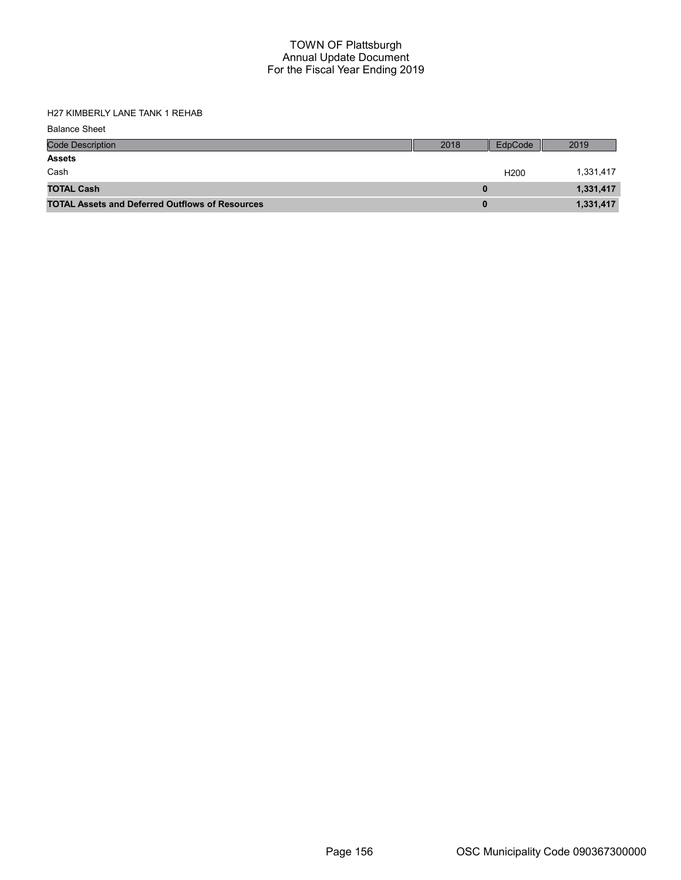# TOWN OF Plattsburgh
## Annual Update Document
## For the Fiscal Year Ending 2019

H27 KIMBERLY LANE TANK 1 REHAB

Balance Sheet

| Code Description | 2018 | EdpCode | 2019 |
|---|---|---|---|
| **Assets** | | | |
| Cash | | H200 | 1,331,417 |
| **TOTAL Cash** | **0** | | **1,331,417** |
| **TOTAL Assets and Deferred Outflows of Resources** | **0** | | **1,331,417** |

OSC Municipality Code 090367300000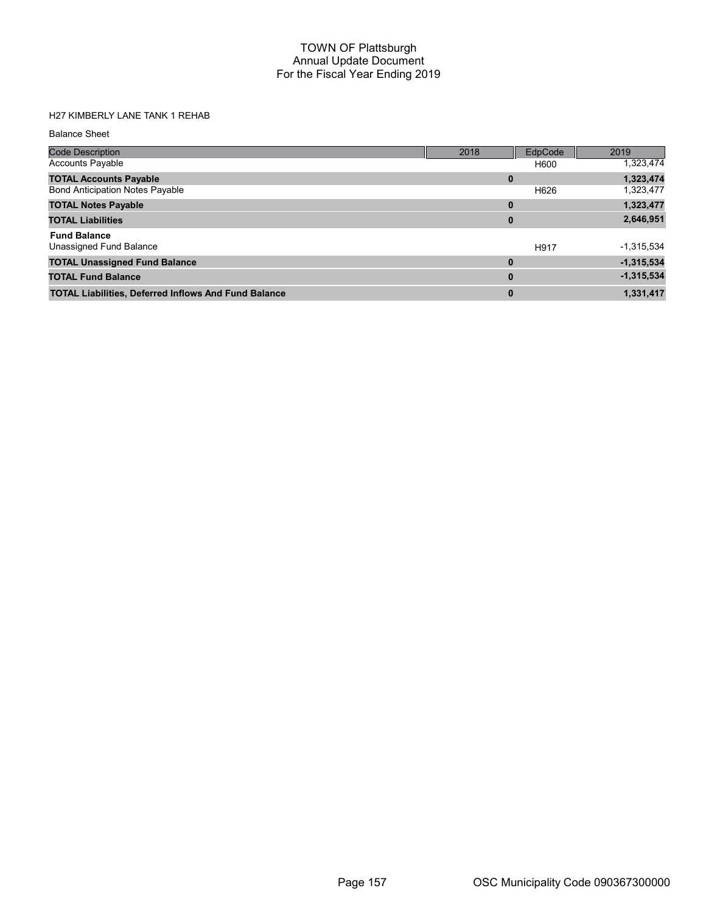# TOWN OF Plattsburgh
## Annual Update Document
## For the Fiscal Year Ending 2019

H27 KIMBERLY LANE TANK 1 REHAB

Balance Sheet

| Code Description | 2018 | EdpCode | 2019 |
|---|---|---|---|
| Accounts Payable | | H600 | 1,323,474 |
| **TOTAL Accounts Payable** | **0** | | **1,323,474** |
| Bond Anticipation Notes Payable | | H626 | 1,323,477 |
| **TOTAL Notes Payable** | **0** | | **1,323,477** |
| **TOTAL Liabilities** | **0** | | **2,646,951** |
| **Fund Balance** | | | |
| Unassigned Fund Balance | | H917 | -1,315,534 |
| **TOTAL Unassigned Fund Balance** | **0** | | **-1,315,534** |
| **TOTAL Fund Balance** | **0** | | **-1,315,534** |
| **TOTAL Liabilities, Deferred Inflows And Fund Balance** | **0** | | **1,331,417** |

OSC Municipality Code 090367300000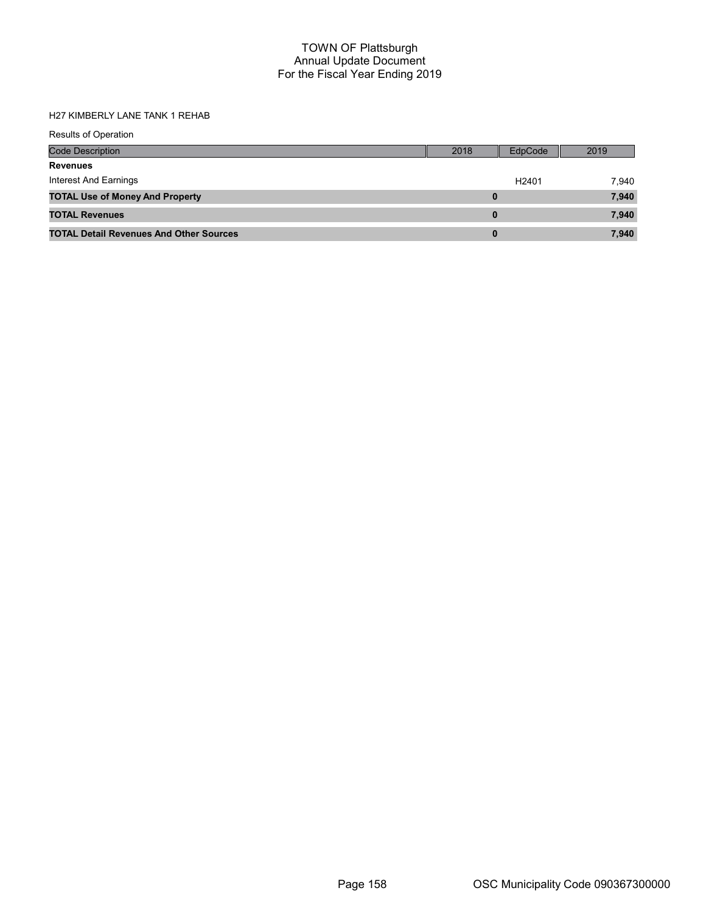# TOWN OF Plattsburgh
## Annual Update Document
## For the Fiscal Year Ending 2019

H27 KIMBERLY LANE TANK 1 REHAB

Results of Operation

| Code Description | 2018 | EdpCode | 2019 |
|---|---|---|---|
| **Revenues** | | | |
| Interest And Earnings | | H2401 | 7,940 |
| **TOTAL Use of Money And Property** | **0** | | **7,940** |
| **TOTAL Revenues** | **0** | | **7,940** |
| **TOTAL Detail Revenues And Other Sources** | **0** | | **7,940** |

OSC Municipality Code 090367300000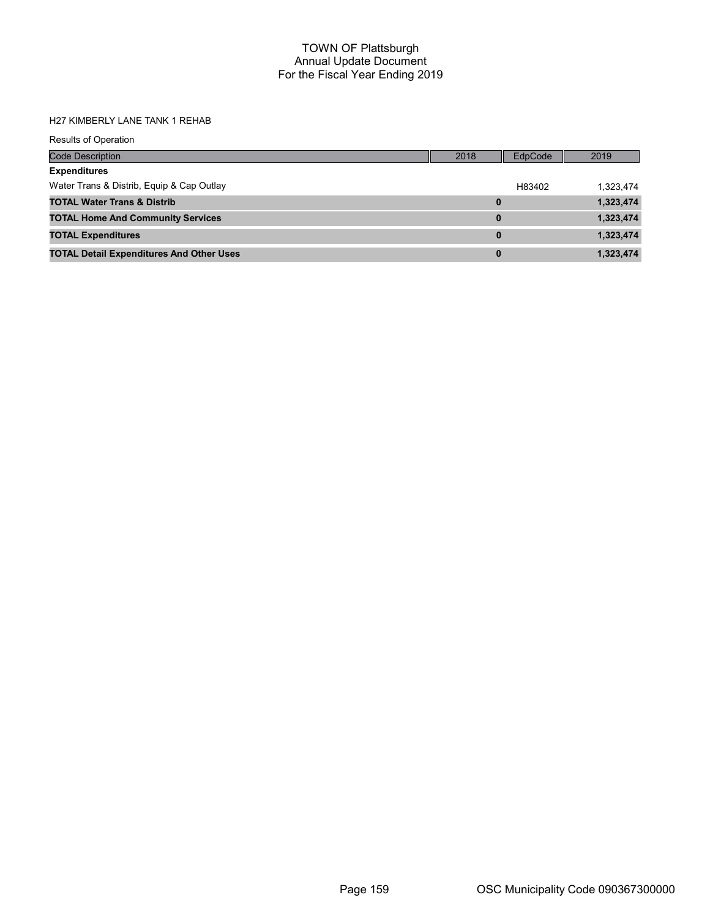# TOWN OF Plattsburgh
## Annual Update Document
## For the Fiscal Year Ending 2019

H27 KIMBERLY LANE TANK 1 REHAB

Results of Operation

| Code Description | 2018 | EdpCode | 2019 |
|---|---|---|---|
| **Expenditures** | | | |
| Water Trans & Distrib, Equip & Cap Outlay | | H83402 | 1,323,474 |
| **TOTAL Water Trans & Distrib** | **0** | | **1,323,474** |
| **TOTAL Home And Community Services** | **0** | | **1,323,474** |
| **TOTAL Expenditures** | **0** | | **1,323,474** |
| **TOTAL Detail Expenditures And Other Uses** | **0** | | **1,323,474** |

OSC Municipality Code 090367300000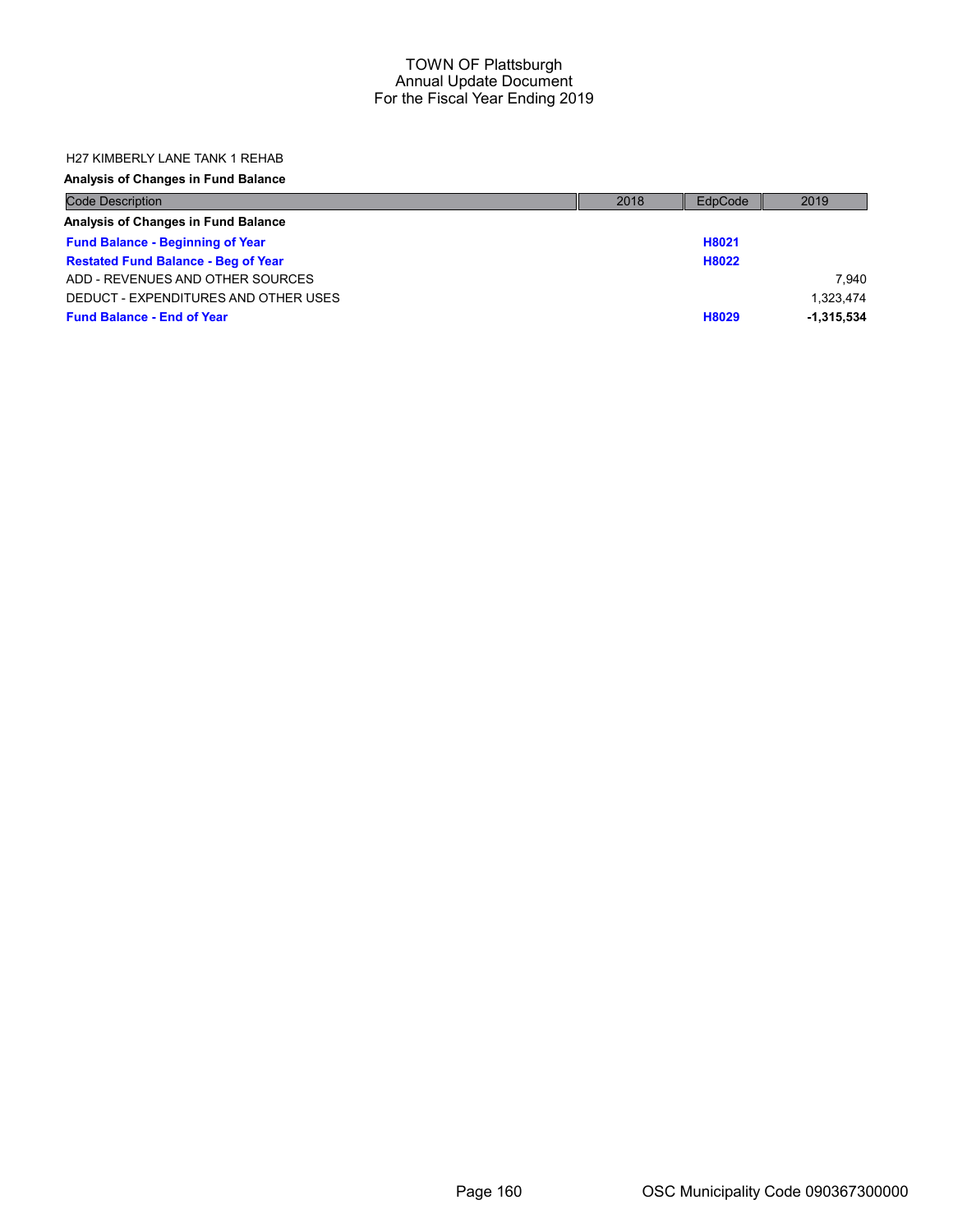TOWN OF Plattsburgh
Annual Update Document
For the Fiscal Year Ending 2019

H27 KIMBERLY LANE TANK 1 REHAB

**Analysis of Changes in Fund Balance**

| Code Description | 2018 | EdpCode | 2019 |
|---|---|---|---|
| **Analysis of Changes in Fund Balance** | | | |
| **Fund Balance - Beginning of Year** | | **H8021** | |
| **Restated Fund Balance - Beg of Year** | | **H8022** | |
| ADD - REVENUES AND OTHER SOURCES | | | 7,940 |
| DEDUCT - EXPENDITURES AND OTHER USES | | | 1,323,474 |
| **Fund Balance - End of Year** | | **H8029** | **-1,315,534** |

OSC Municipality Code 090367300000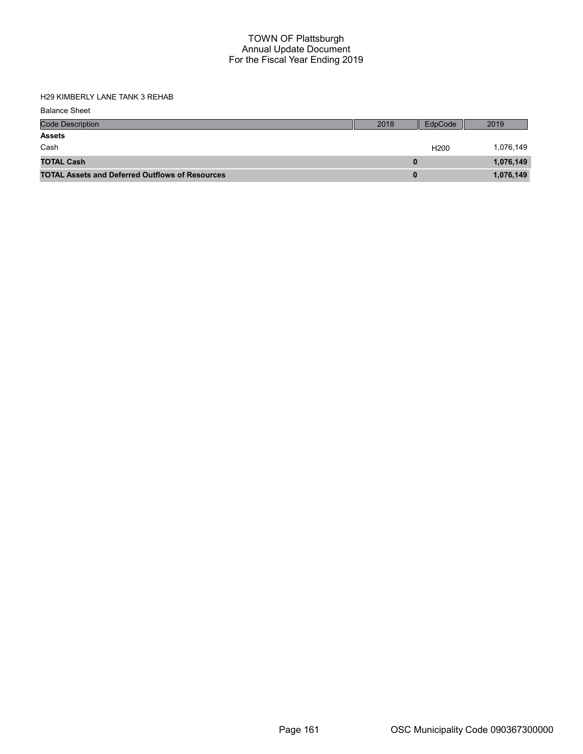# TOWN OF Plattsburgh
## Annual Update Document
## For the Fiscal Year Ending 2019

H29 KIMBERLY LANE TANK 3 REHAB

Balance Sheet

| Code Description | 2018 | EdpCode | 2019 |
|---|---|---|---|
| **Assets** | | | |
| Cash | | H200 | 1,076,149 |
| **TOTAL Cash** | **0** | | **1,076,149** |
| **TOTAL Assets and Deferred Outflows of Resources** | **0** | | **1,076,149** |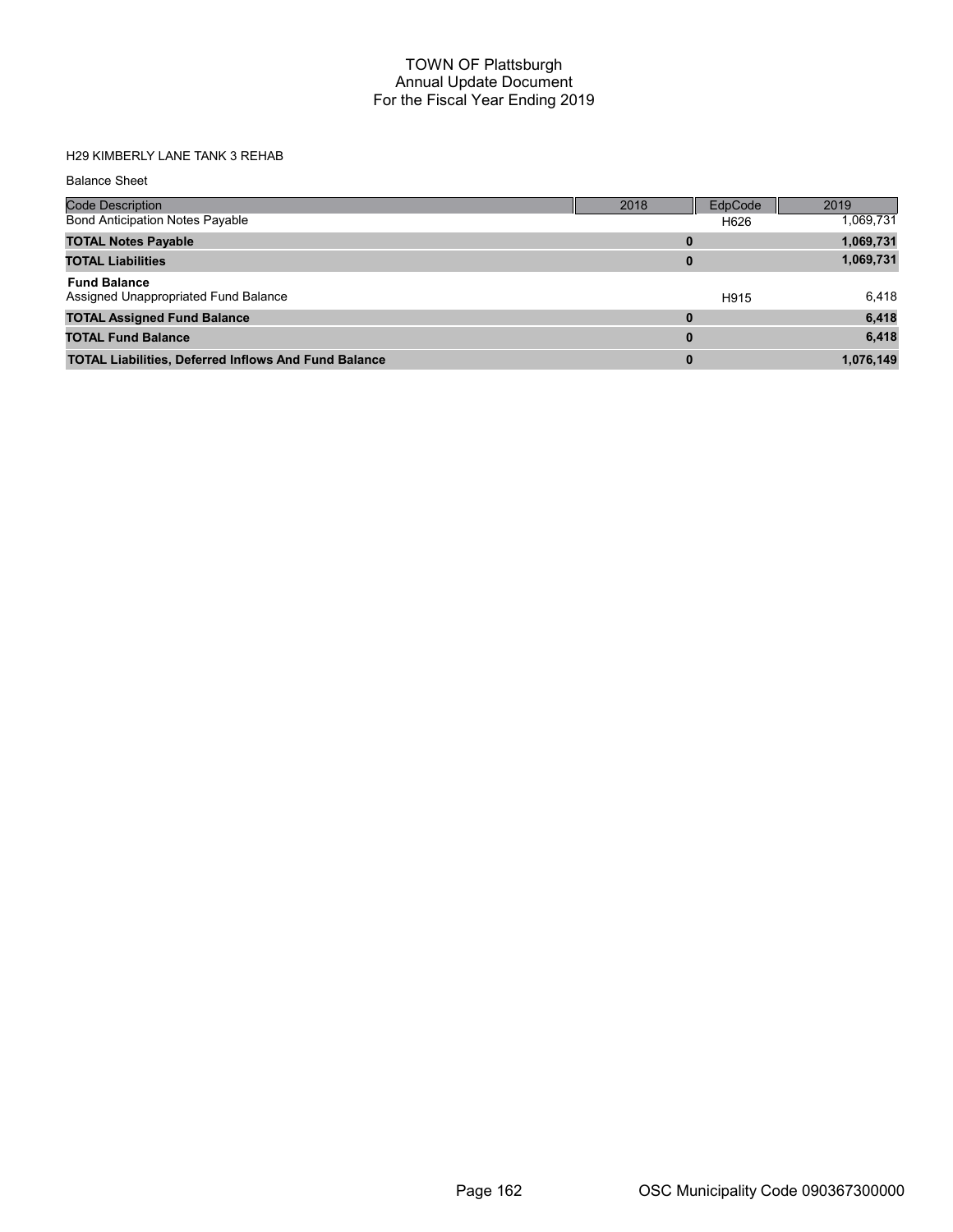# TOWN OF Plattsburgh
## Annual Update Document
## For the Fiscal Year Ending 2019

H29 KIMBERLY LANE TANK 3 REHAB

Balance Sheet

| Code Description | 2018 | EdpCode | 2019 |
|---|---|---|---|
| Bond Anticipation Notes Payable | | H626 | 1,069,731 |
| **TOTAL Notes Payable** | **0** | | **1,069,731** |
| **TOTAL Liabilities** | **0** | | **1,069,731** |
| **Fund Balance** | | | |
| Assigned Unappropriated Fund Balance | | H915 | 6,418 |
| **TOTAL Assigned Fund Balance** | **0** | | **6,418** |
| **TOTAL Fund Balance** | **0** | | **6,418** |
| **TOTAL Liabilities, Deferred Inflows And Fund Balance** | **0** | | **1,076,149** |

OSC Municipality Code 090367300000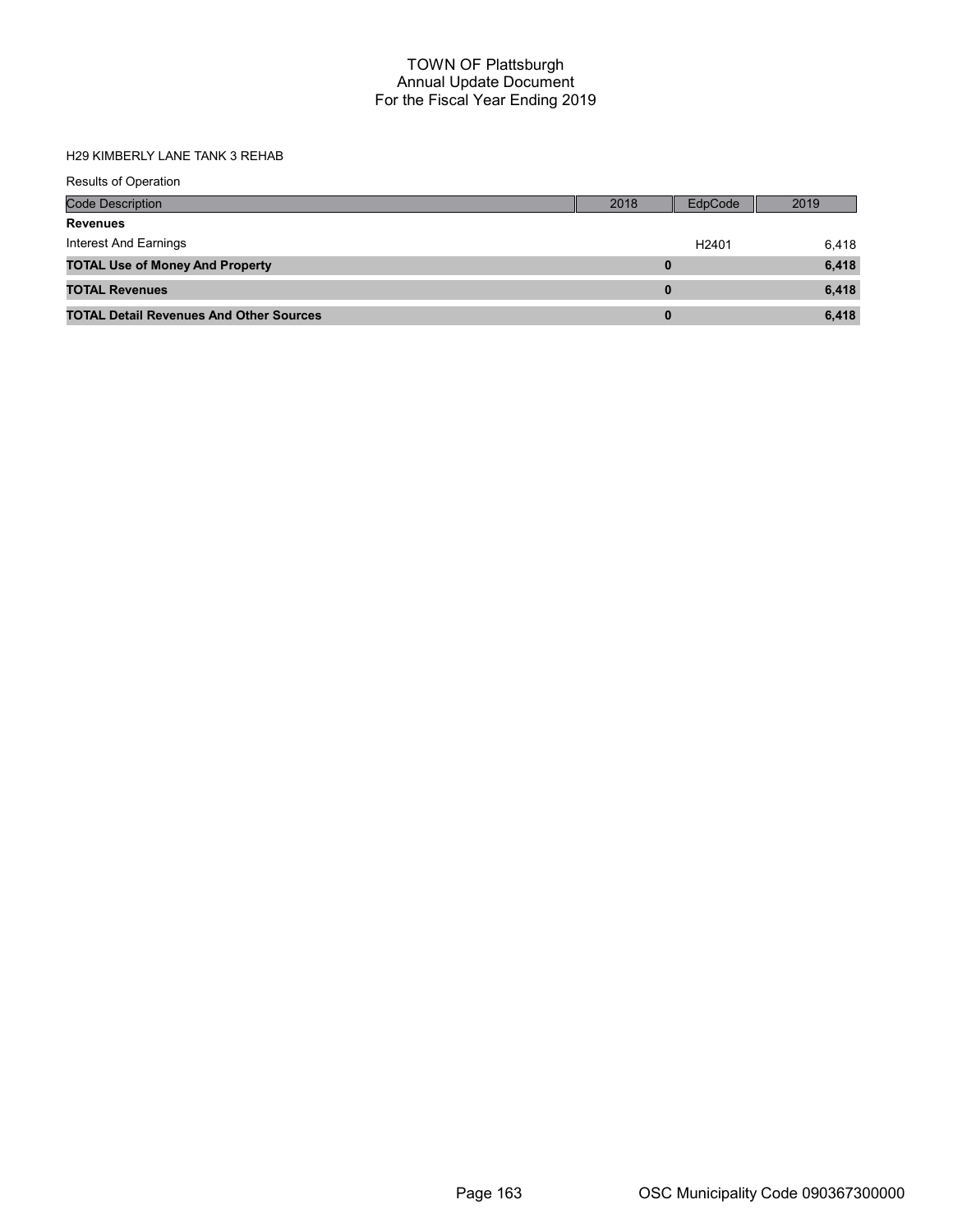# TOWN OF Plattsburgh
## Annual Update Document
## For the Fiscal Year Ending 2019

H29 KIMBERLY LANE TANK 3 REHAB

Results of Operation

| Code Description | 2018 | EdpCode | 2019 |
|---|---|---|---|
| **Revenues** | | | |
| Interest And Earnings | | H2401 | 6,418 |
| **TOTAL Use of Money And Property** | **0** | | **6,418** |
| **TOTAL Revenues** | **0** | | **6,418** |
| **TOTAL Detail Revenues And Other Sources** | **0** | | **6,418** |

OSC Municipality Code 090367300000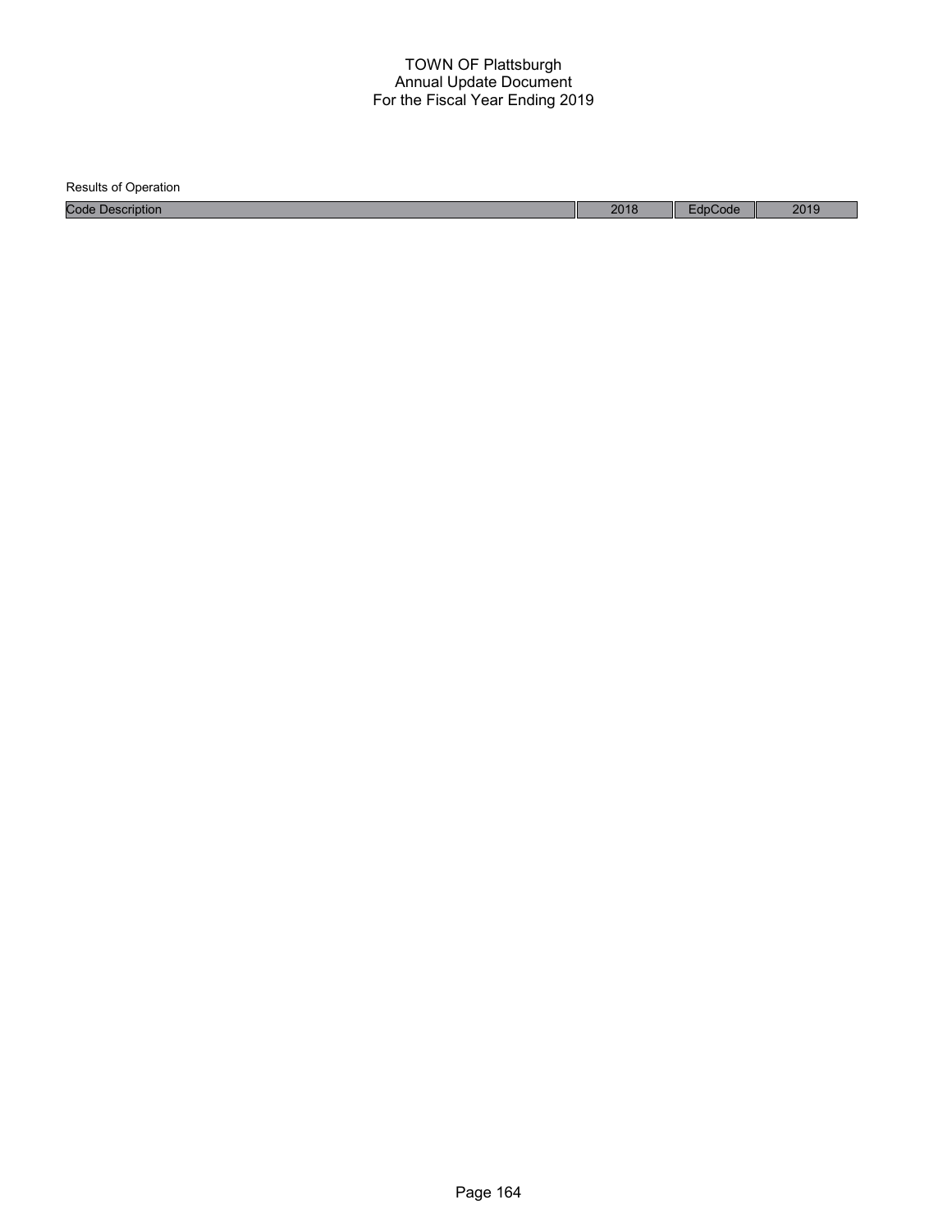# TOWN OF Plattsburgh
## Annual Update Document
## For the Fiscal Year Ending 2019

Results of Operation

| Code Description | 2018 | EdpCode | 2019 |
| --- | --- | --- | --- |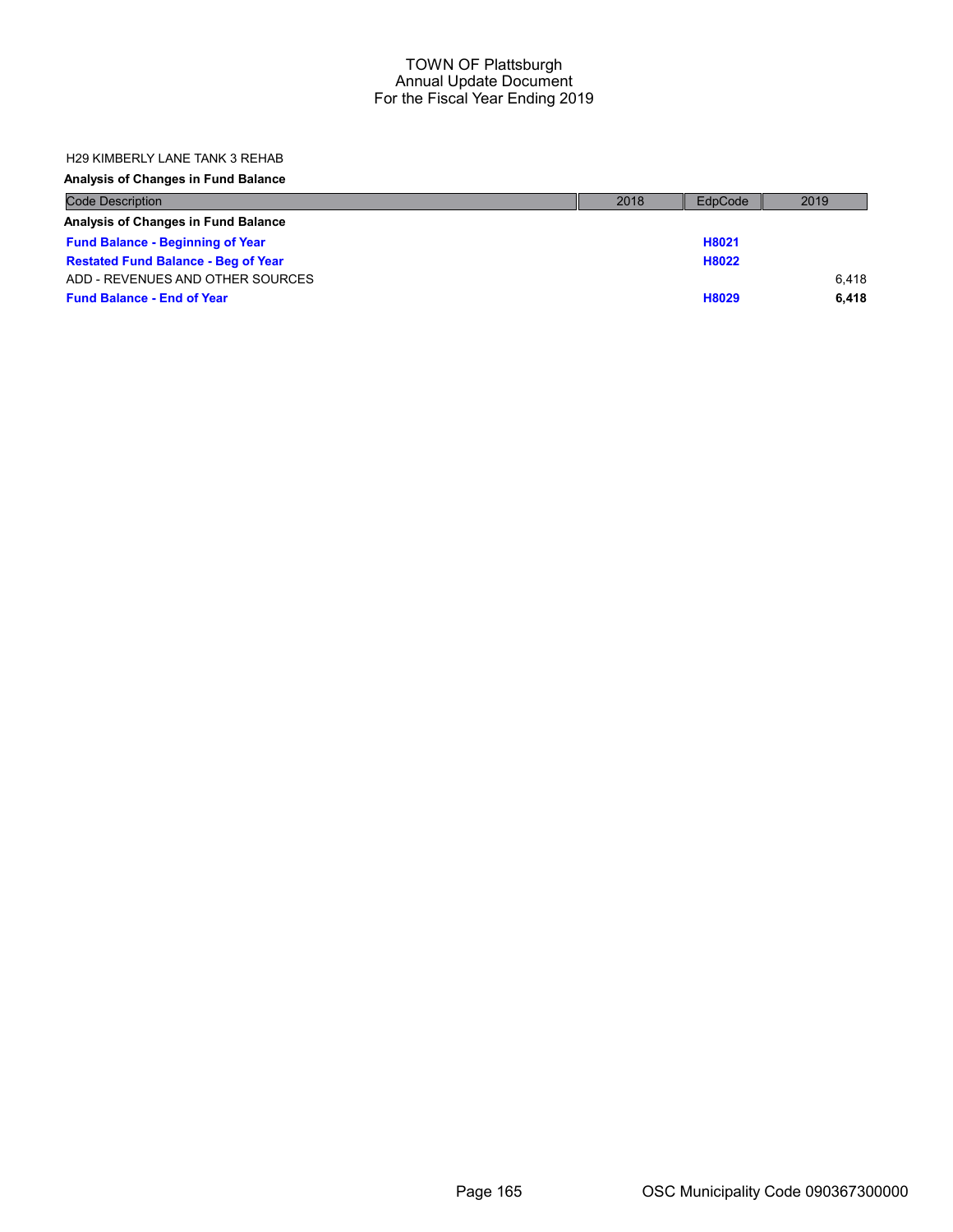# TOWN OF Plattsburgh
## Annual Update Document
## For the Fiscal Year Ending 2019

H29 KIMBERLY LANE TANK 3 REHAB

**Analysis of Changes in Fund Balance**

| Code Description | 2018 | EdpCode | 2019 |
|---|---|---|---|
| **Analysis of Changes in Fund Balance** | | | |
| **Fund Balance - Beginning of Year** | | **H8021** | |
| **Restated Fund Balance - Beg of Year** | | **H8022** | |
| ADD - REVENUES AND OTHER SOURCES | | | 6,418 |
| **Fund Balance - End of Year** | | **H8029** | **6,418** |

OSC Municipality Code 090367300000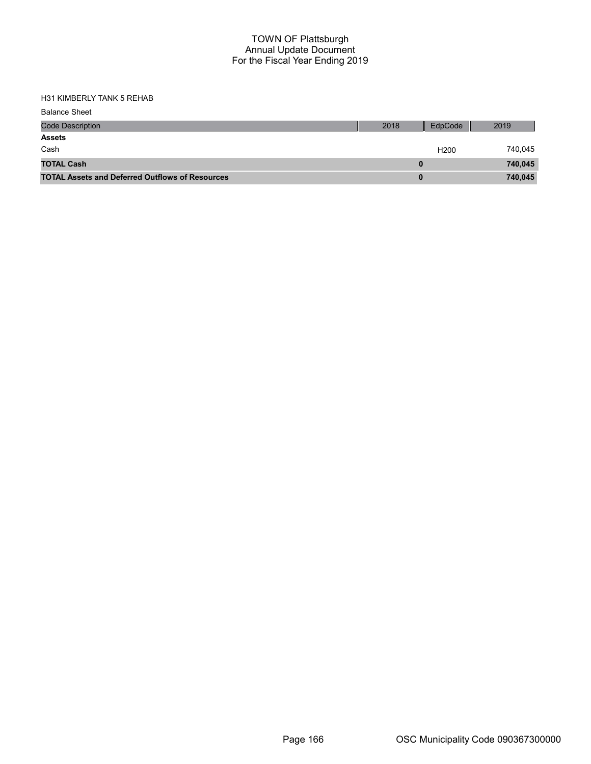# TOWN OF Plattsburgh
## Annual Update Document
## For the Fiscal Year Ending 2019

H31 KIMBERLY TANK 5 REHAB

Balance Sheet

| Code Description | 2018 | EdpCode | 2019 |
|---|---|---|---|
| **Assets** | | | |
| Cash | | H200 | 740,045 |
| **TOTAL Cash** | **0** | | **740,045** |
| **TOTAL Assets and Deferred Outflows of Resources** | **0** | | **740,045** |

OSC Municipality Code 090367300000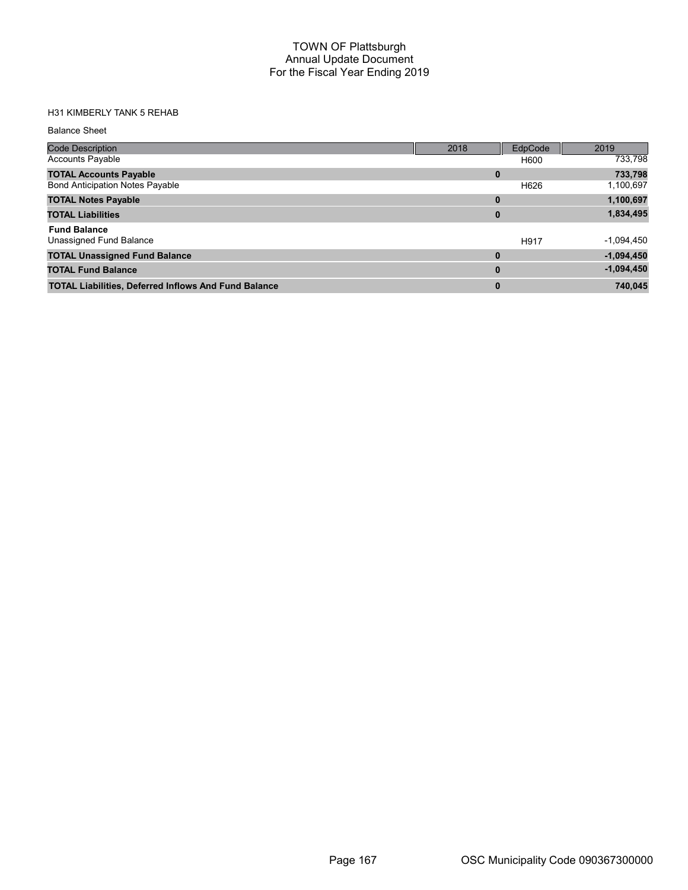# TOWN OF Plattsburgh
## Annual Update Document
## For the Fiscal Year Ending 2019

H31 KIMBERLY TANK 5 REHAB

Balance Sheet

| Code Description | 2018 | EdpCode | 2019 |
|---|---|---|---|
| Accounts Payable | | H600 | 733,798 |
| **TOTAL Accounts Payable** | **0** | | **733,798** |
| Bond Anticipation Notes Payable | | H626 | 1,100,697 |
| **TOTAL Notes Payable** | **0** | | **1,100,697** |
| **TOTAL Liabilities** | **0** | | **1,834,495** |
| **Fund Balance** | | | |
| Unassigned Fund Balance | | H917 | -1,094,450 |
| **TOTAL Unassigned Fund Balance** | **0** | | **-1,094,450** |
| **TOTAL Fund Balance** | **0** | | **-1,094,450** |
| **TOTAL Liabilities, Deferred Inflows And Fund Balance** | **0** | | **740,045** |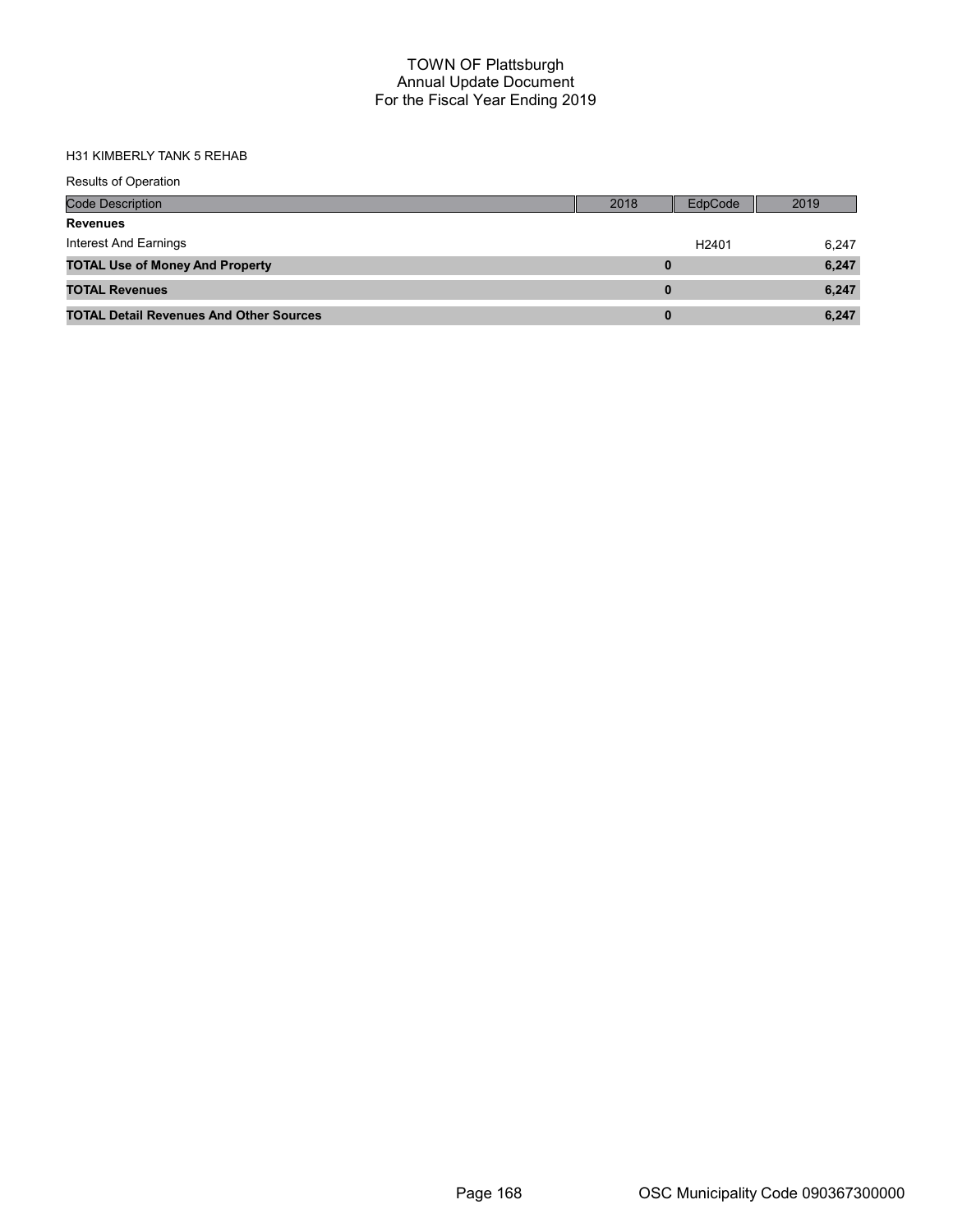# TOWN OF Plattsburgh
## Annual Update Document
## For the Fiscal Year Ending 2019

H31 KIMBERLY TANK 5 REHAB

Results of Operation

| Code Description | 2018 | EdpCode | 2019 |
|---|---|---|---|
| **Revenues** | | | |
| Interest And Earnings | | H2401 | 6,247 |
| **TOTAL Use of Money And Property** | **0** | | **6,247** |
| **TOTAL Revenues** | **0** | | **6,247** |
| **TOTAL Detail Revenues And Other Sources** | **0** | | **6,247** |

OSC Municipality Code 090367300000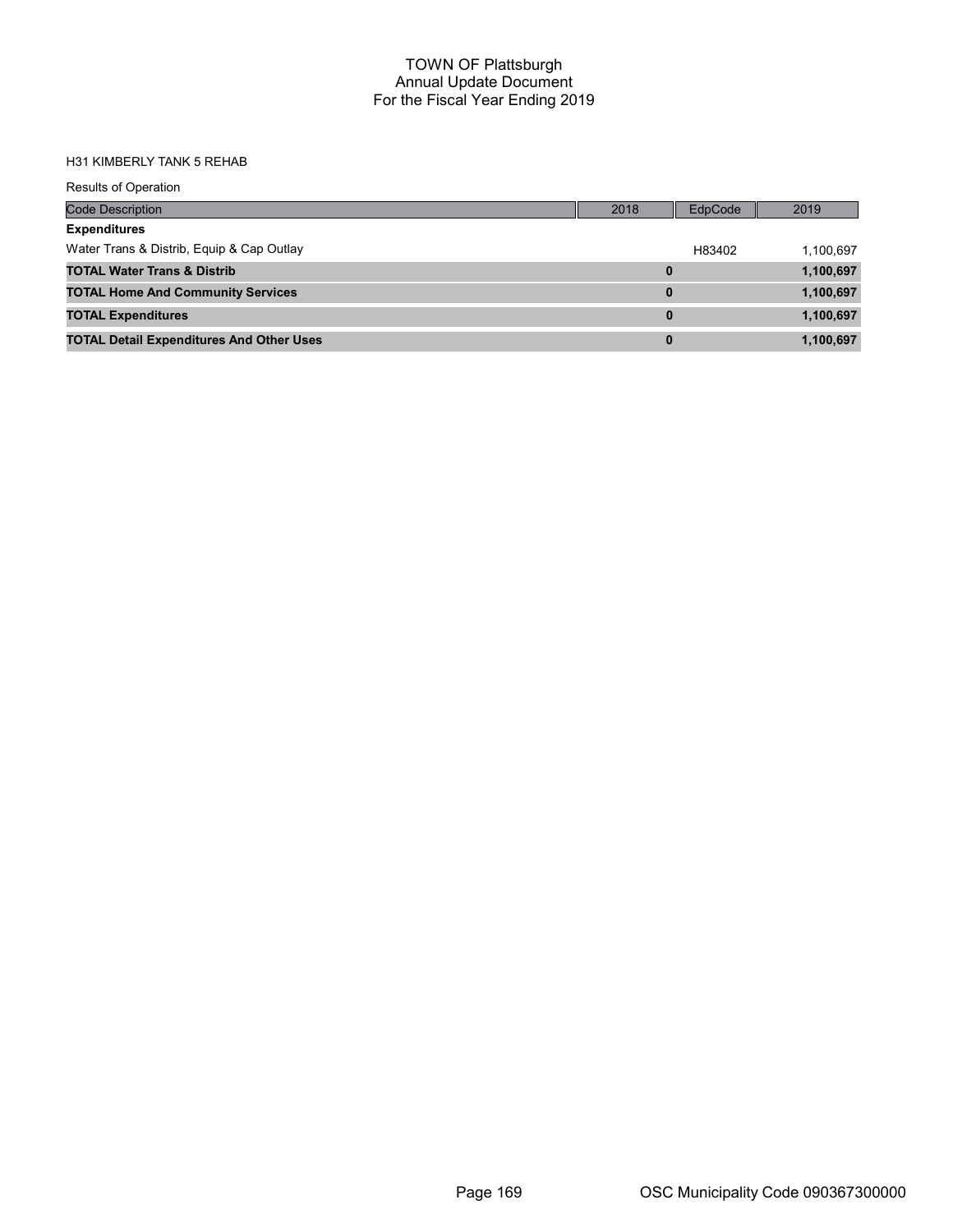# TOWN OF Plattsburgh
## Annual Update Document
## For the Fiscal Year Ending 2019

H31 KIMBERLY TANK 5 REHAB

Results of Operation

| Code Description | 2018 | EdpCode | 2019 |
|---|---|---|---|
| **Expenditures** | | | |
| Water Trans & Distrib, Equip & Cap Outlay | | H83402 | 1,100,697 |
| **TOTAL Water Trans & Distrib** | **0** | | **1,100,697** |
| **TOTAL Home And Community Services** | **0** | | **1,100,697** |
| **TOTAL Expenditures** | **0** | | **1,100,697** |
| **TOTAL Detail Expenditures And Other Uses** | **0** | | **1,100,697** |

OSC Municipality Code 090367300000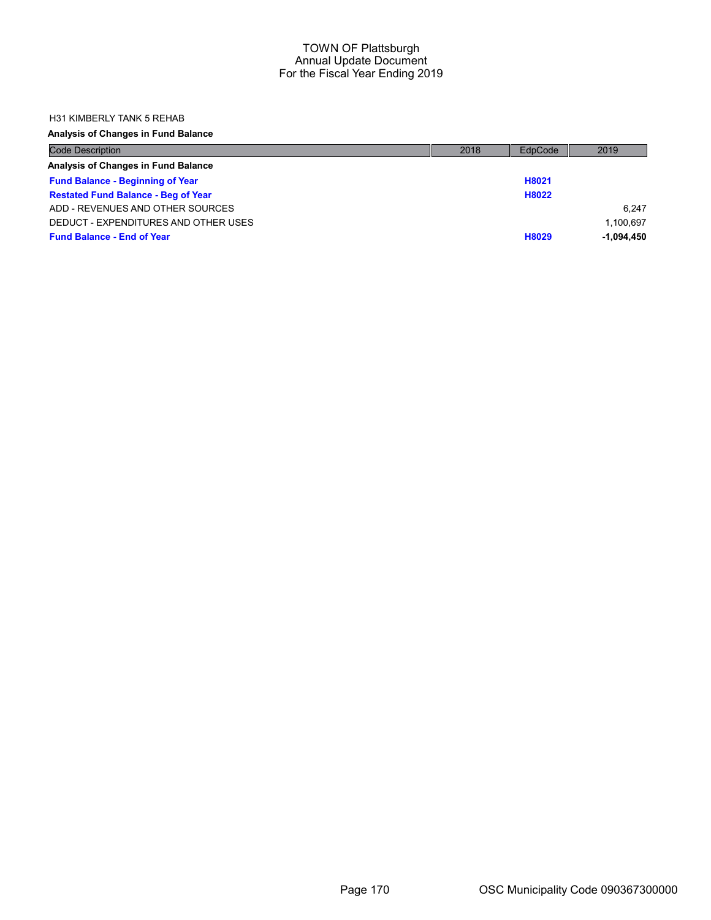# TOWN OF Plattsburgh
## Annual Update Document
## For the Fiscal Year Ending 2019

H31 KIMBERLY TANK 5 REHAB

**Analysis of Changes in Fund Balance**

| Code Description | 2018 | EdpCode | 2019 |
|---|---|---|---|
| **Analysis of Changes in Fund Balance** | | | |
| **Fund Balance - Beginning of Year** | | **H8021** | |
| **Restated Fund Balance - Beg of Year** | | **H8022** | |
| ADD - REVENUES AND OTHER SOURCES | | | 6,247 |
| DEDUCT - EXPENDITURES AND OTHER USES | | | 1,100,697 |
| **Fund Balance - End of Year** | | **H8029** | **-1,094,450** |

OSC Municipality Code 090367300000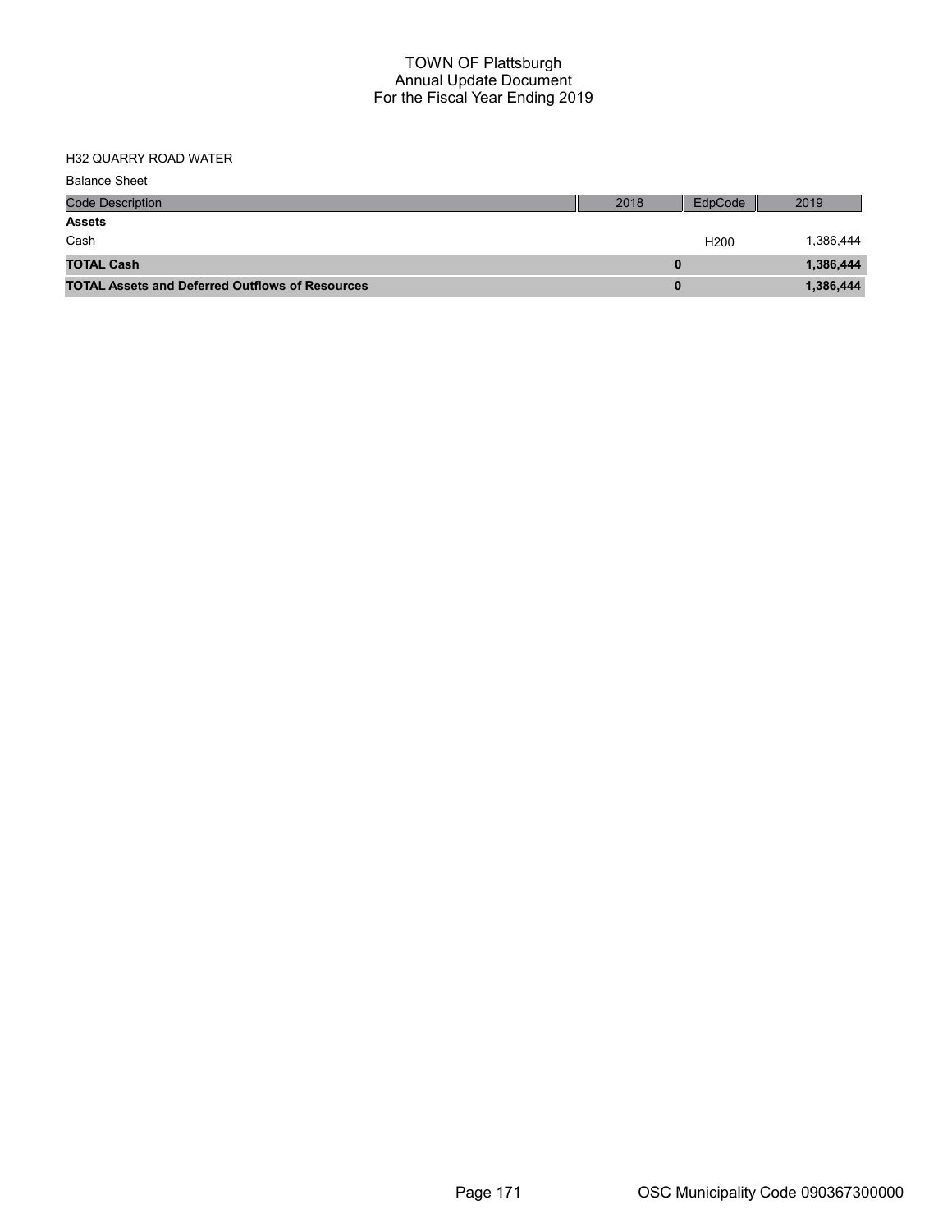# TOWN OF Plattsburgh
## Annual Update Document
## For the Fiscal Year Ending 2019

H32 QUARRY ROAD WATER

Balance Sheet

| Code Description | 2018 | EdpCode | 2019 |
|---|---|---|---|
| **Assets** | | | |
| Cash | | H200 | 1,386,444 |
| **TOTAL Cash** | **0** | | **1,386,444** |
| **TOTAL Assets and Deferred Outflows of Resources** | **0** | | **1,386,444** |

OSC Municipality Code 090367300000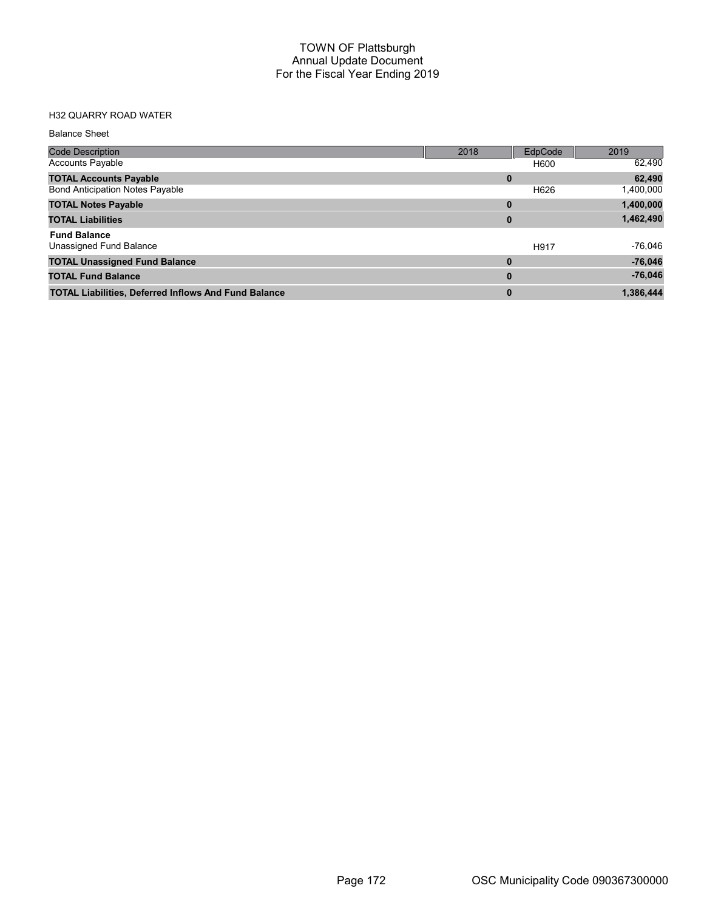# TOWN OF Plattsburgh
## Annual Update Document
## For the Fiscal Year Ending 2019

H32 QUARRY ROAD WATER

Balance Sheet

| Code Description | 2018 | EdpCode | 2019 |
|---|---|---|---|
| Accounts Payable | | H600 | 62,490 |
| **TOTAL Accounts Payable** | **0** | | **62,490** |
| Bond Anticipation Notes Payable | | H626 | 1,400,000 |
| **TOTAL Notes Payable** | **0** | | **1,400,000** |
| **TOTAL Liabilities** | **0** | | **1,462,490** |
| **Fund Balance** | | | |
| Unassigned Fund Balance | | H917 | -76,046 |
| **TOTAL Unassigned Fund Balance** | **0** | | **-76,046** |
| **TOTAL Fund Balance** | **0** | | **-76,046** |
| **TOTAL Liabilities, Deferred Inflows And Fund Balance** | **0** | | **1,386,444** |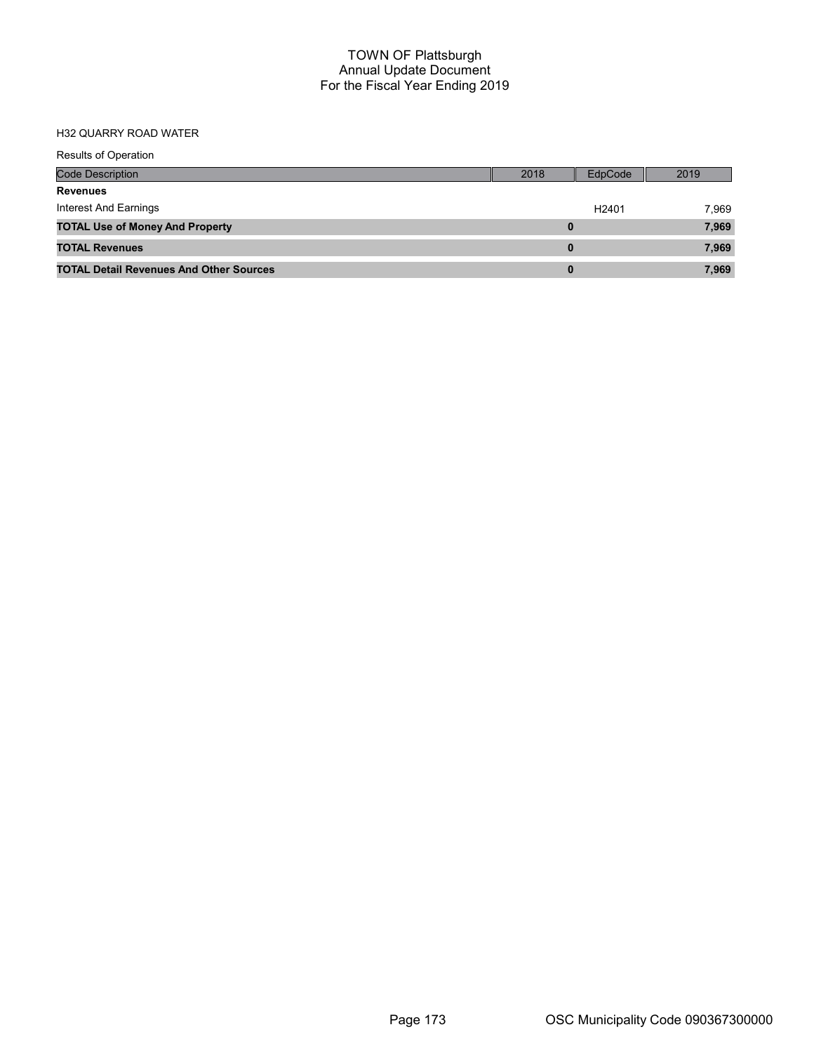# TOWN OF Plattsburgh
## Annual Update Document
## For the Fiscal Year Ending 2019

H32 QUARRY ROAD WATER

Results of Operation

| Code Description | 2018 | EdpCode | 2019 |
|---|---|---|---|
| **Revenues** | | | |
| Interest And Earnings | | H2401 | 7,969 |
| **TOTAL Use of Money And Property** | **0** | | **7,969** |
| **TOTAL Revenues** | **0** | | **7,969** |
| **TOTAL Detail Revenues And Other Sources** | **0** | | **7,969** |

OSC Municipality Code 090367300000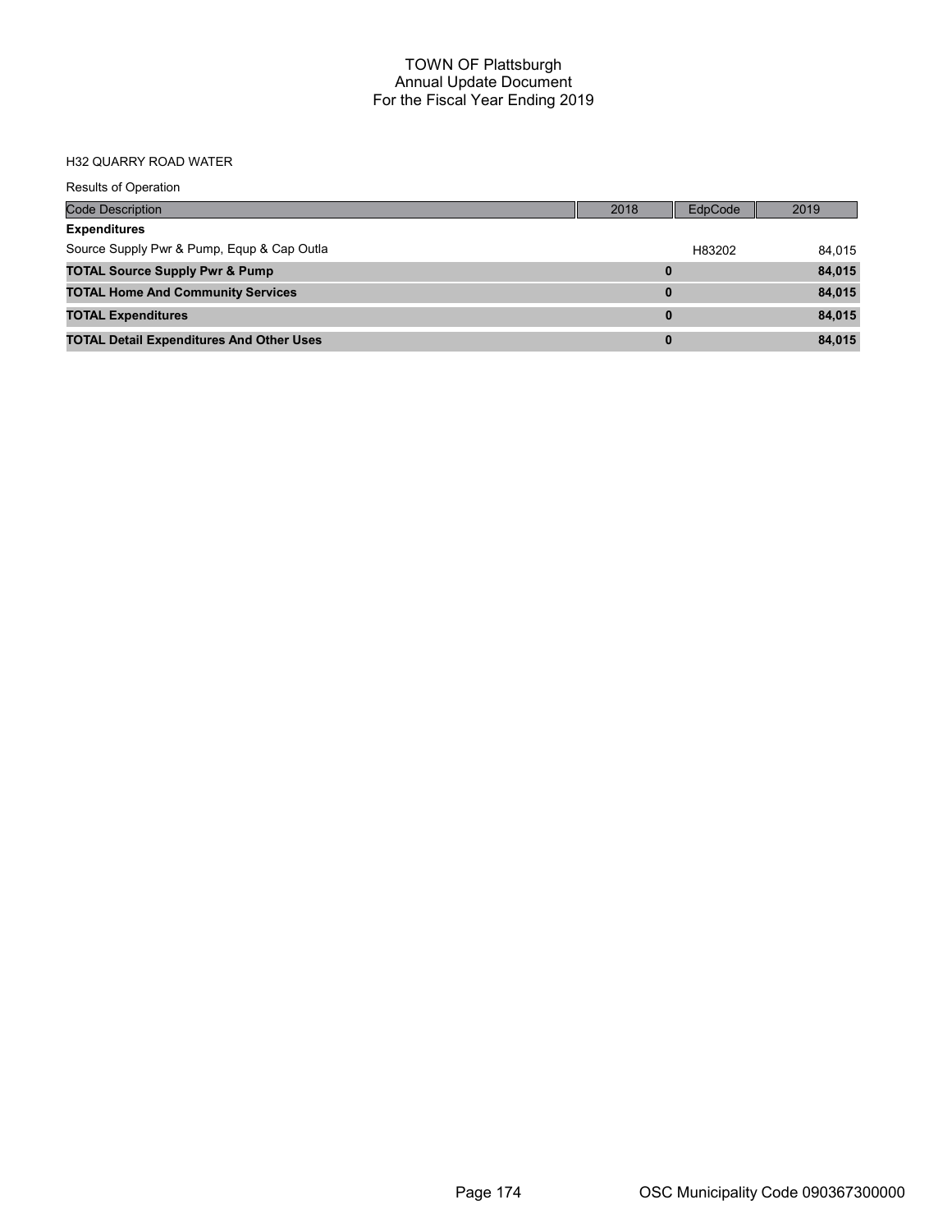# TOWN OF Plattsburgh
## Annual Update Document
## For the Fiscal Year Ending 2019

H32 QUARRY ROAD WATER

Results of Operation

| Code Description | 2018 | EdpCode | 2019 |
|---|---|---|---|
| **Expenditures** | | | |
| Source Supply Pwr & Pump, Equp & Cap Outla | | H83202 | 84,015 |
| **TOTAL Source Supply Pwr & Pump** | **0** | | **84,015** |
| **TOTAL Home And Community Services** | **0** | | **84,015** |
| **TOTAL Expenditures** | **0** | | **84,015** |
| **TOTAL Detail Expenditures And Other Uses** | **0** | | **84,015** |

OSC Municipality Code 090367300000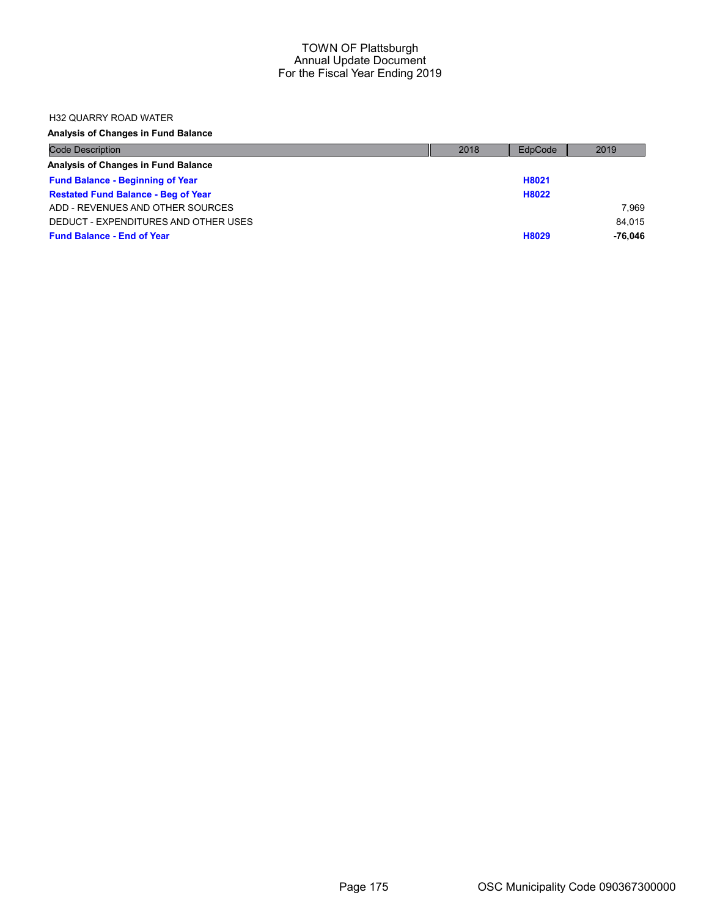# TOWN OF Plattsburgh
## Annual Update Document
## For the Fiscal Year Ending 2019

H32 QUARRY ROAD WATER

**Analysis of Changes in Fund Balance**

| Code Description | 2018 | EdpCode | 2019 |
|---|---|---|---|
| **Analysis of Changes in Fund Balance** | | | |
| **Fund Balance - Beginning of Year** | | **H8021** | |
| **Restated Fund Balance - Beg of Year** | | **H8022** | |
| ADD - REVENUES AND OTHER SOURCES | | | 7,969 |
| DEDUCT - EXPENDITURES AND OTHER USES | | | 84,015 |
| **Fund Balance - End of Year** | | **H8029** | **-76,046** |

OSC Municipality Code 090367300000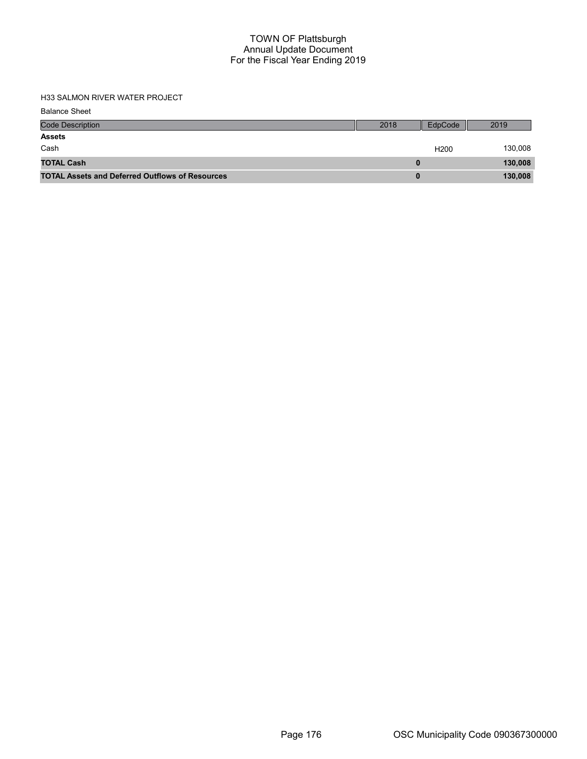# TOWN OF Plattsburgh
## Annual Update Document
## For the Fiscal Year Ending 2019

H33 SALMON RIVER WATER PROJECT

Balance Sheet

| Code Description | 2018 | EdpCode | 2019 |
|---|---|---|---|
| **Assets** | | | |
| Cash | | H200 | 130,008 |
| **TOTAL Cash** | **0** | | **130,008** |
| **TOTAL Assets and Deferred Outflows of Resources** | **0** | | **130,008** |

OSC Municipality Code 090367300000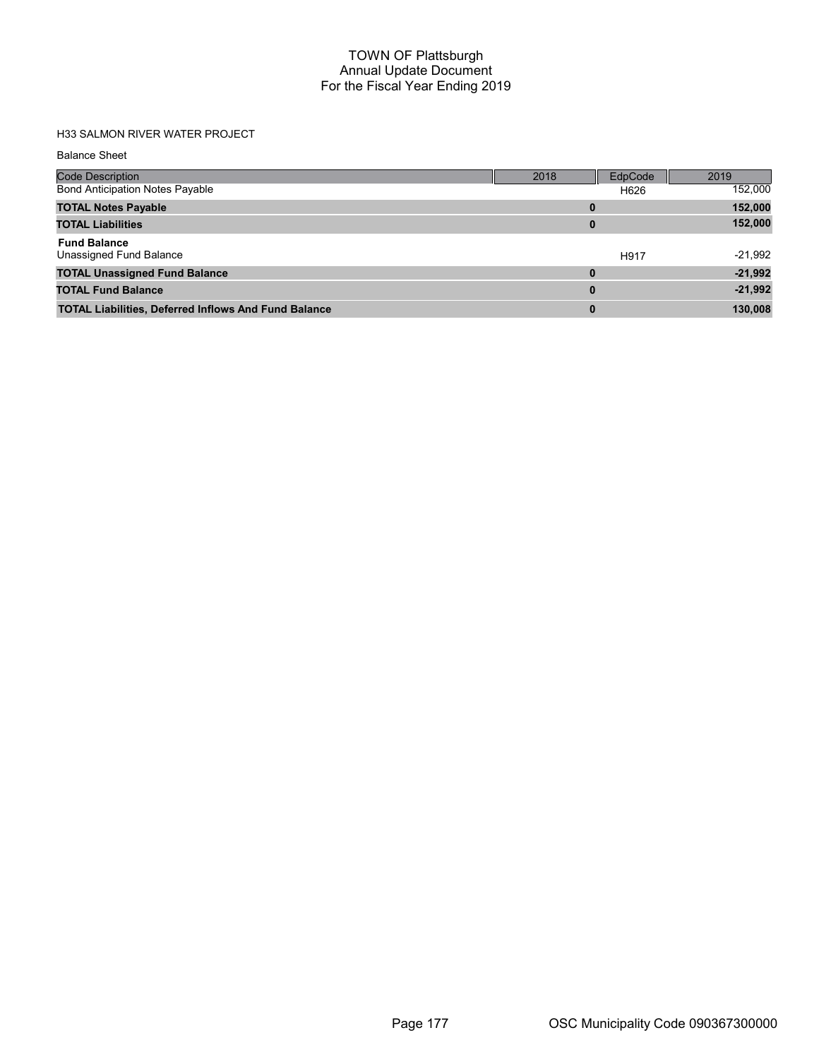# TOWN OF Plattsburgh
## Annual Update Document
## For the Fiscal Year Ending 2019

H33 SALMON RIVER WATER PROJECT

Balance Sheet

| Code Description | 2018 | EdpCode | 2019 |
|---|---|---|---|
| Bond Anticipation Notes Payable | | H626 | 152,000 |
| **TOTAL Notes Payable** | **0** | | **152,000** |
| **TOTAL Liabilities** | **0** | | **152,000** |
| **Fund Balance** | | | |
| Unassigned Fund Balance | | H917 | -21,992 |
| **TOTAL Unassigned Fund Balance** | **0** | | **-21,992** |
| **TOTAL Fund Balance** | **0** | | **-21,992** |
| **TOTAL Liabilities, Deferred Inflows And Fund Balance** | **0** | | **130,008** |

OSC Municipality Code 090367300000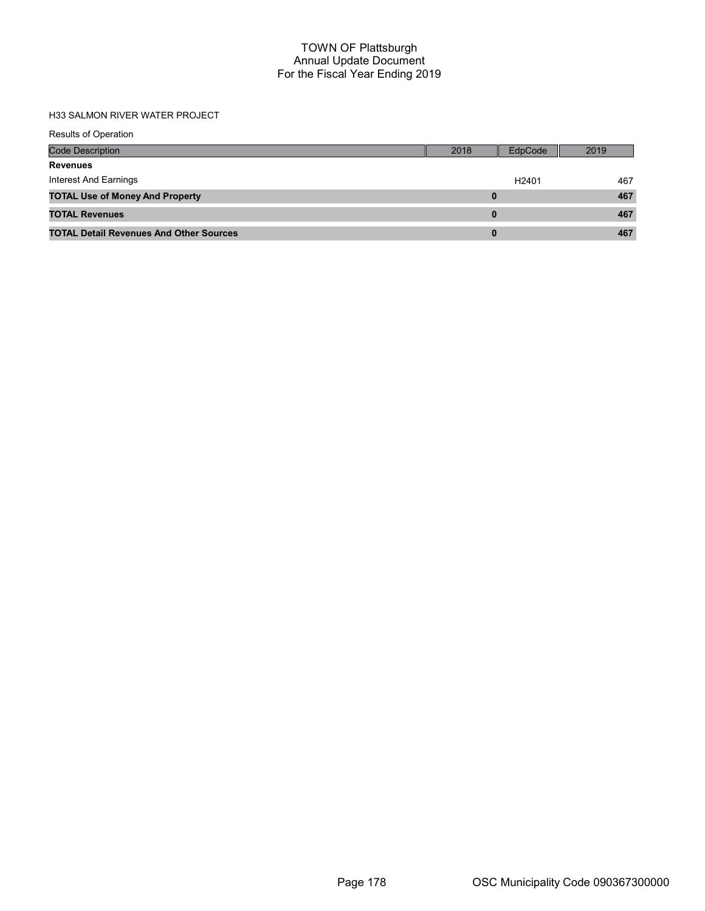# TOWN OF Plattsburgh
## Annual Update Document
## For the Fiscal Year Ending 2019

H33 SALMON RIVER WATER PROJECT

Results of Operation

| Code Description | 2018 | EdpCode | 2019 |
|---|---|---|---|
| **Revenues** | | | |
| Interest And Earnings | | H2401 | 467 |
| **TOTAL Use of Money And Property** | **0** | | **467** |
| **TOTAL Revenues** | **0** | | **467** |
| **TOTAL Detail Revenues And Other Sources** | **0** | | **467** |

OSC Municipality Code 090367300000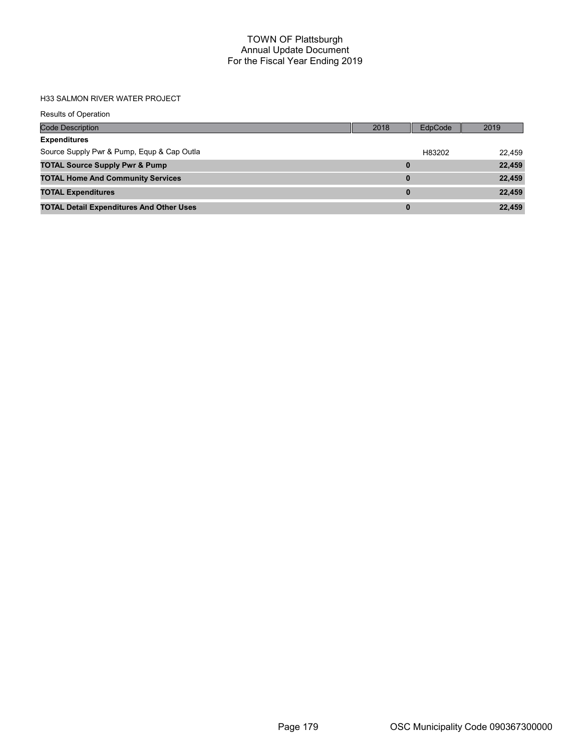# TOWN OF Plattsburgh
## Annual Update Document
## For the Fiscal Year Ending 2019

H33 SALMON RIVER WATER PROJECT

Results of Operation

| Code Description | 2018 | EdpCode | 2019 |
| --- | --- | --- | --- |
| **Expenditures** | | | |
| Source Supply Pwr & Pump, Equp & Cap Outla | | H83202 | 22,459 |
| **TOTAL Source Supply Pwr & Pump** | **0** | | **22,459** |
| **TOTAL Home And Community Services** | **0** | | **22,459** |
| **TOTAL Expenditures** | **0** | | **22,459** |
| **TOTAL Detail Expenditures And Other Uses** | **0** | | **22,459** |

OSC Municipality Code 090367300000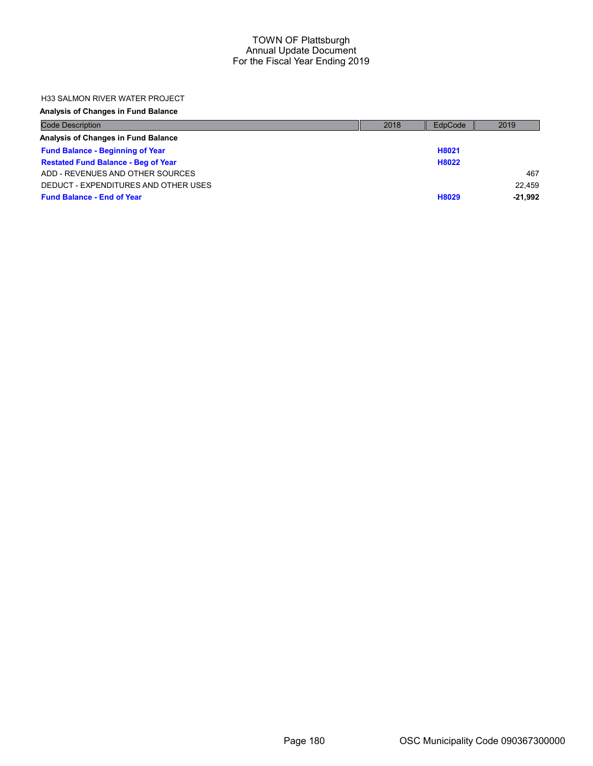TOWN OF Plattsburgh
Annual Update Document
For the Fiscal Year Ending 2019

H33 SALMON RIVER WATER PROJECT

**Analysis of Changes in Fund Balance**

| Code Description | 2018 | EdpCode | 2019 |
|---|---|---|---|
| **Analysis of Changes in Fund Balance** | | | |
| **Fund Balance - Beginning of Year** | | **H8021** | |
| **Restated Fund Balance - Beg of Year** | | **H8022** | |
| ADD - REVENUES AND OTHER SOURCES | | | 467 |
| DEDUCT - EXPENDITURES AND OTHER USES | | | 22,459 |
| **Fund Balance - End of Year** | | **H8029** | **-21,992** |

OSC Municipality Code 090367300000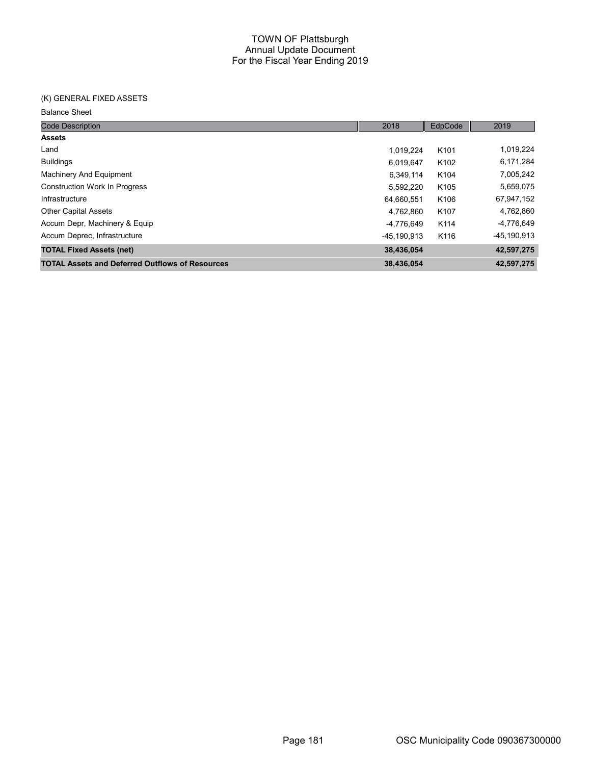# TOWN OF Plattsburgh
## Annual Update Document
## For the Fiscal Year Ending 2019

(K) GENERAL FIXED ASSETS

Balance Sheet

| Code Description | 2018 | EdpCode | 2019 |
|---|---|---|---|
| **Assets** | | | |
| Land | 1,019,224 | K101 | 1,019,224 |
| Buildings | 6,019,647 | K102 | 6,171,284 |
| Machinery And Equipment | 6,349,114 | K104 | 7,005,242 |
| Construction Work In Progress | 5,592,220 | K105 | 5,659,075 |
| Infrastructure | 64,660,551 | K106 | 67,947,152 |
| Other Capital Assets | 4,762,860 | K107 | 4,762,860 |
| Accum Depr, Machinery & Equip | -4,776,649 | K114 | -4,776,649 |
| Accum Deprec, Infrastructure | -45,190,913 | K116 | -45,190,913 |
| **TOTAL Fixed Assets (net)** | **38,436,054** | | **42,597,275** |
| **TOTAL Assets and Deferred Outflows of Resources** | **38,436,054** | | **42,597,275** |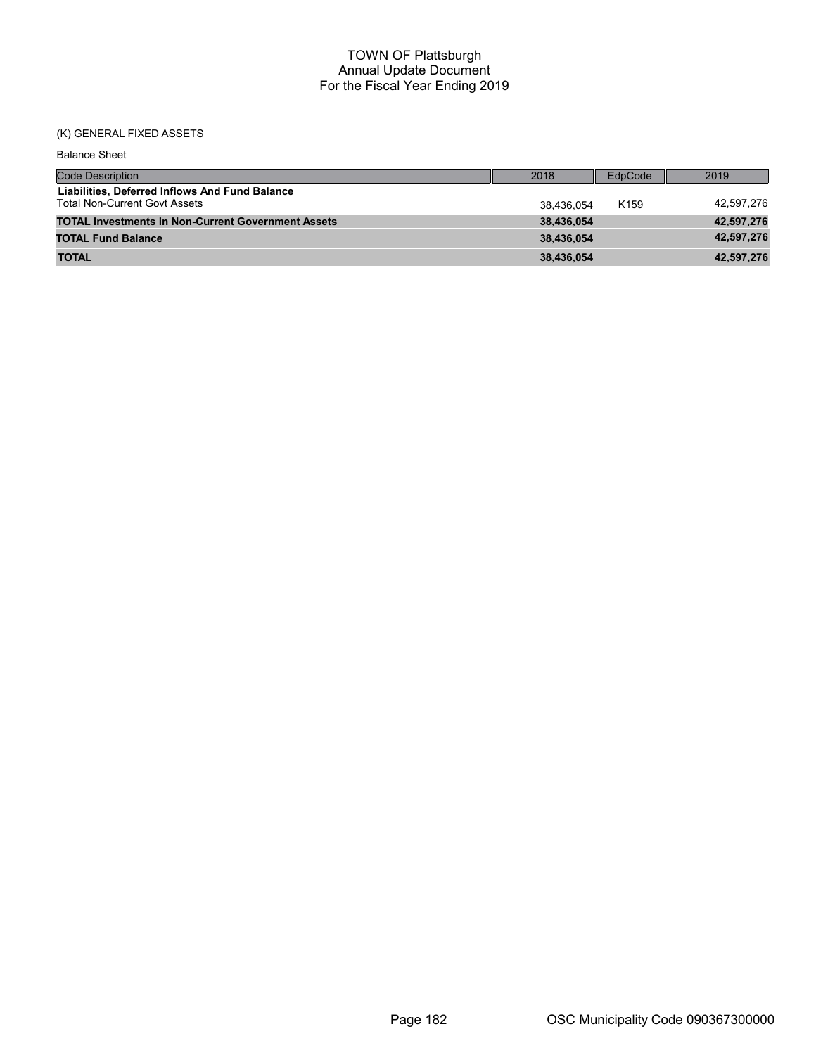# TOWN OF Plattsburgh
## Annual Update Document
## For the Fiscal Year Ending 2019

(K) GENERAL FIXED ASSETS

Balance Sheet

| Code Description | 2018 | EdpCode | 2019 |
|---|---|---|---|
| **Liabilities, Deferred Inflows And Fund Balance** | | | |
| Total Non-Current Govt Assets | 38,436,054 | K159 | 42,597,276 |
| **TOTAL Investments in Non-Current Government Assets** | **38,436,054** | | **42,597,276** |
| **TOTAL Fund Balance** | **38,436,054** | | **42,597,276** |
| **TOTAL** | **38,436,054** | | **42,597,276** |

OSC Municipality Code 090367300000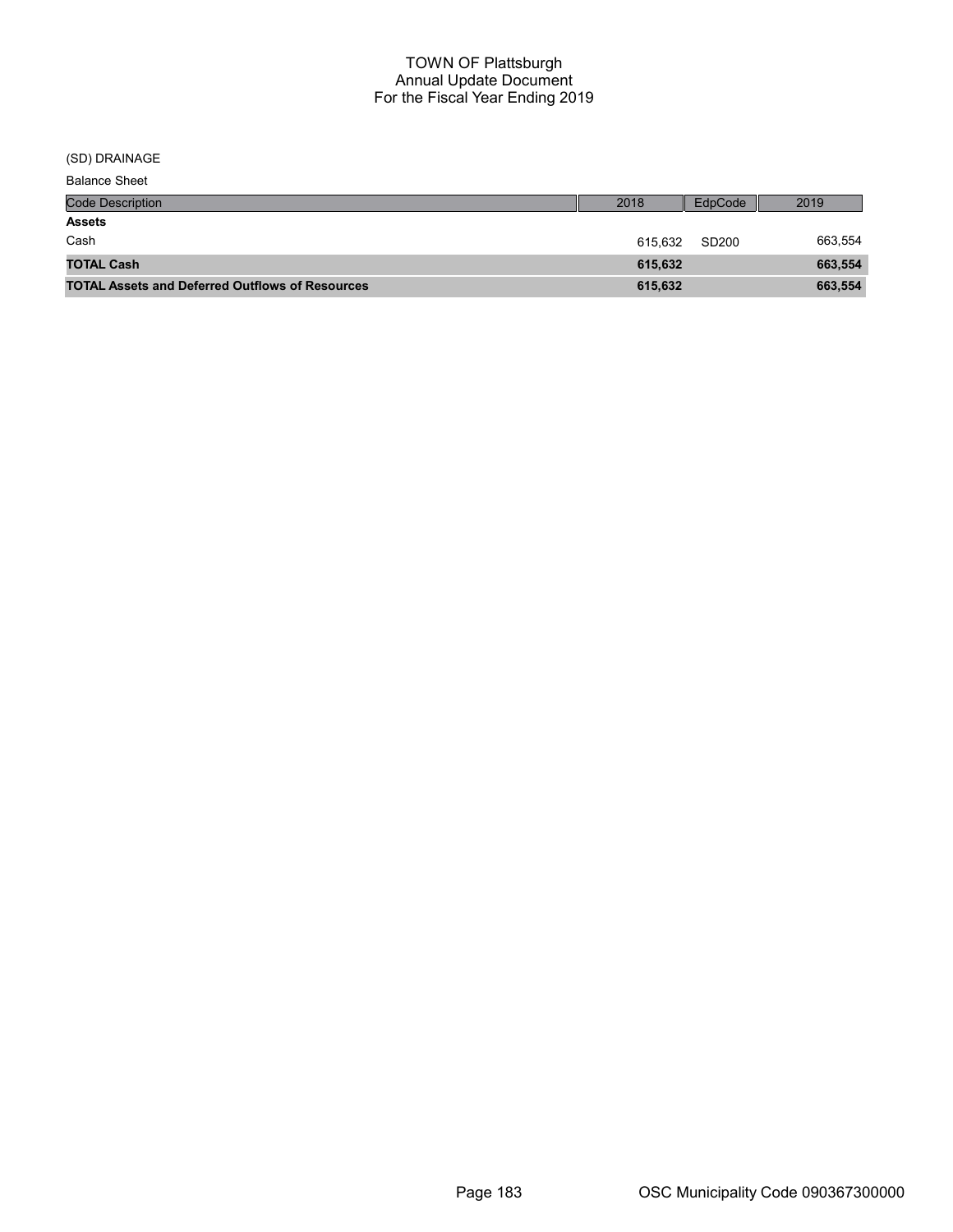# TOWN OF Plattsburgh
## Annual Update Document
## For the Fiscal Year Ending 2019

(SD) DRAINAGE

Balance Sheet

| Code Description | 2018 | EdpCode | 2019 |
|---|---|---|---|
| **Assets** | | | |
| Cash | 615,632 | SD200 | 663,554 |
| **TOTAL Cash** | **615,632** | | **663,554** |
| **TOTAL Assets and Deferred Outflows of Resources** | **615,632** | | **663,554** |

OSC Municipality Code 090367300000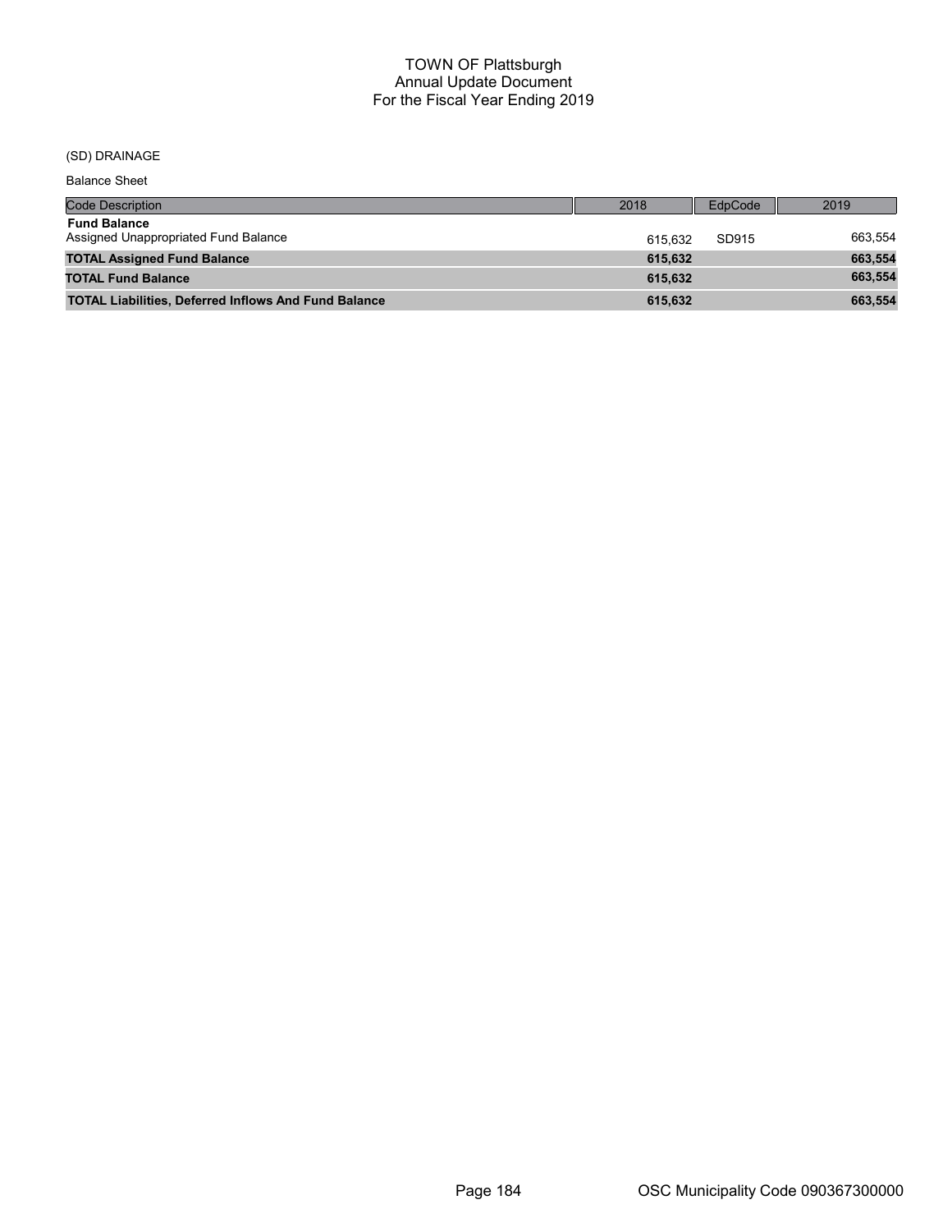# TOWN OF Plattsburgh
## Annual Update Document
## For the Fiscal Year Ending 2019

(SD) DRAINAGE

Balance Sheet

| Code Description | 2018 | EdpCode | 2019 |
| --- | --- | --- | --- |
| **Fund Balance** | | | |
| Assigned Unappropriated Fund Balance | 615,632 | SD915 | 663,554 |
| **TOTAL Assigned Fund Balance** | **615,632** | | **663,554** |
| **TOTAL Fund Balance** | **615,632** | | **663,554** |
| **TOTAL Liabilities, Deferred Inflows And Fund Balance** | **615,632** | | **663,554** |

OSC Municipality Code 090367300000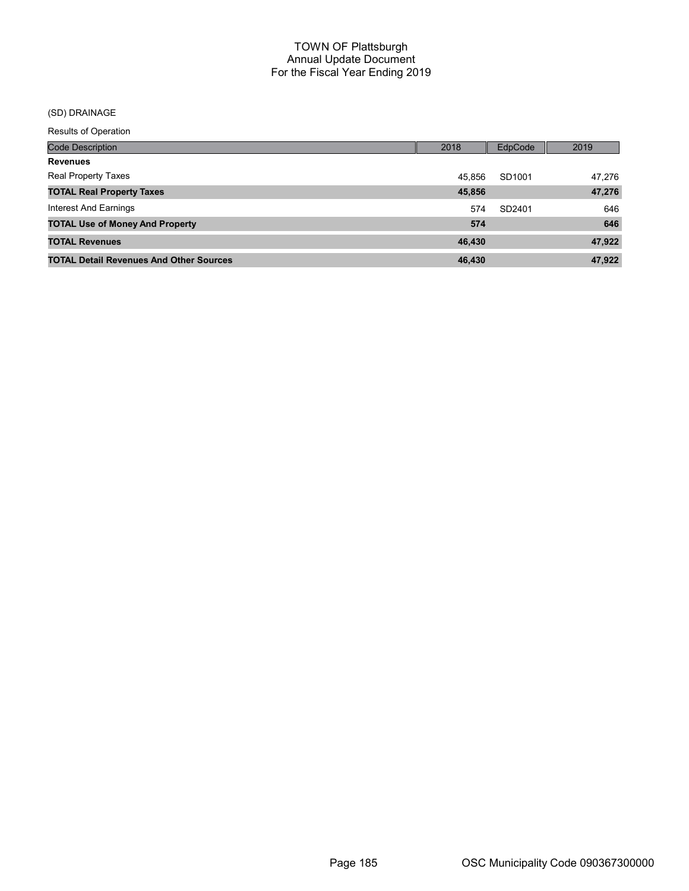# TOWN OF Plattsburgh
## Annual Update Document
## For the Fiscal Year Ending 2019

(SD) DRAINAGE

Results of Operation

| Code Description | 2018 | EdpCode | 2019 |
|---|---|---|---|
| **Revenues** | | | |
| Real Property Taxes | 45,856 | SD1001 | 47,276 |
| **TOTAL Real Property Taxes** | **45,856** | | **47,276** |
| Interest And Earnings | 574 | SD2401 | 646 |
| **TOTAL Use of Money And Property** | **574** | | **646** |
| **TOTAL Revenues** | **46,430** | | **47,922** |
| **TOTAL Detail Revenues And Other Sources** | **46,430** | | **47,922** |

OSC Municipality Code 090367300000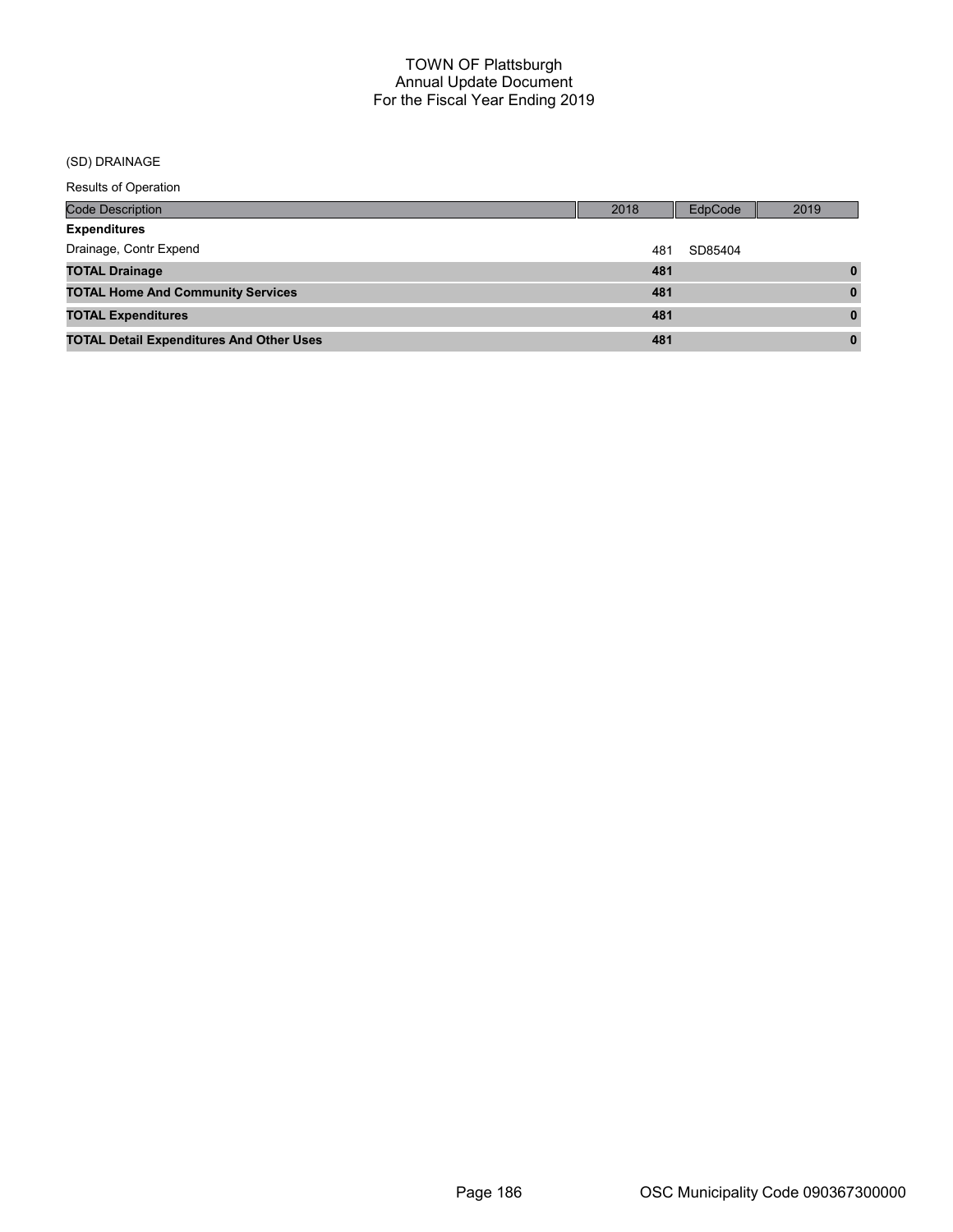# TOWN OF Plattsburgh
## Annual Update Document
## For the Fiscal Year Ending 2019

(SD) DRAINAGE

Results of Operation

| Code Description | 2018 | EdpCode | 2019 |
|---|---|---|---|
| **Expenditures** | | | |
| Drainage, Contr Expend | 481 | SD85404 | |
| **TOTAL Drainage** | **481** | | **0** |
| **TOTAL Home And Community Services** | **481** | | **0** |
| **TOTAL Expenditures** | **481** | | **0** |
| **TOTAL Detail Expenditures And Other Uses** | **481** | | **0** |

OSC Municipality Code 090367300000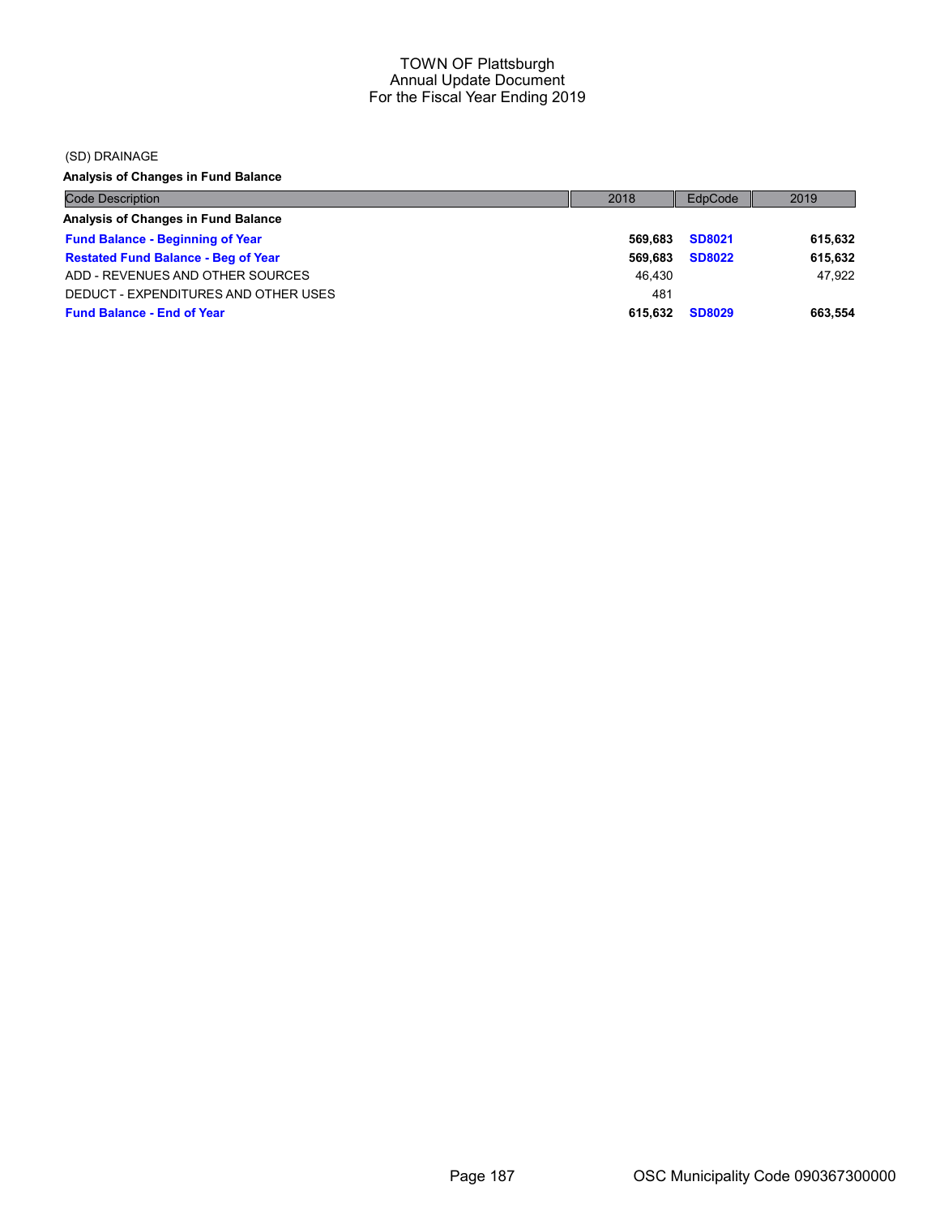TOWN OF Plattsburgh
Annual Update Document
For the Fiscal Year Ending 2019

(SD) DRAINAGE

**Analysis of Changes in Fund Balance**

| Code Description | 2018 | EdpCode | 2019 |
|---|---|---|---|
| **Analysis of Changes in Fund Balance** | | | |
| **Fund Balance - Beginning of Year** | **569,683** | **SD8021** | **615,632** |
| **Restated Fund Balance - Beg of Year** | **569,683** | **SD8022** | **615,632** |
| ADD - REVENUES AND OTHER SOURCES | 46,430 | | 47,922 |
| DEDUCT - EXPENDITURES AND OTHER USES | 481 | | |
| **Fund Balance - End of Year** | **615,632** | **SD8029** | **663,554** |

OSC Municipality Code 090367300000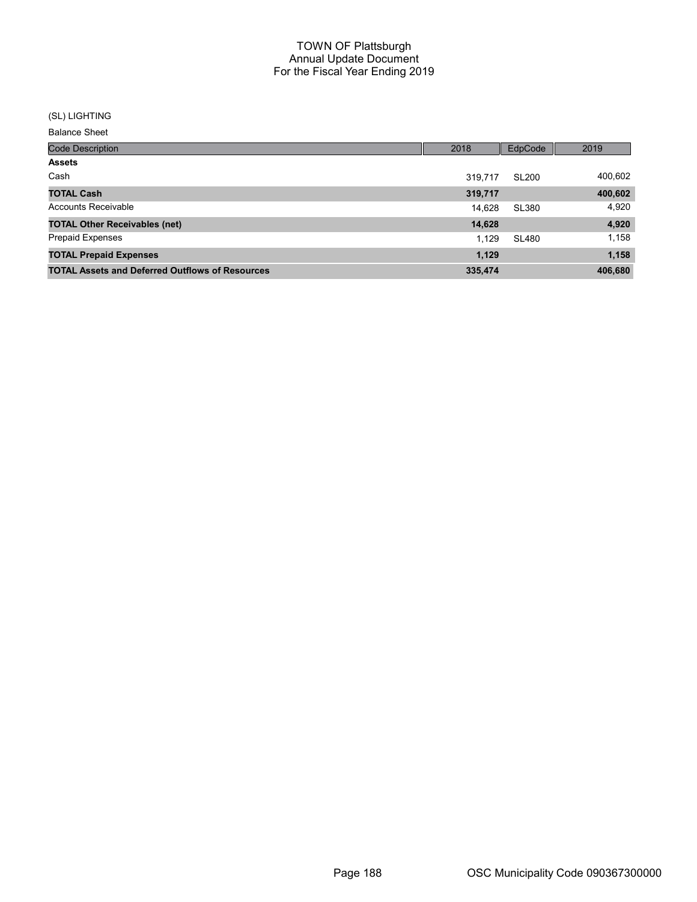# TOWN OF Plattsburgh
## Annual Update Document
## For the Fiscal Year Ending 2019

(SL) LIGHTING

Balance Sheet

| Code Description | 2018 | EdpCode | 2019 |
|---|---|---|---|
| **Assets** | | | |
| Cash | 319,717 | SL200 | 400,602 |
| **TOTAL Cash** | **319,717** | | **400,602** |
| Accounts Receivable | 14,628 | SL380 | 4,920 |
| **TOTAL Other Receivables (net)** | **14,628** | | **4,920** |
| Prepaid Expenses | 1,129 | SL480 | 1,158 |
| **TOTAL Prepaid Expenses** | **1,129** | | **1,158** |
| **TOTAL Assets and Deferred Outflows of Resources** | **335,474** | | **406,680** |

OSC Municipality Code 090367300000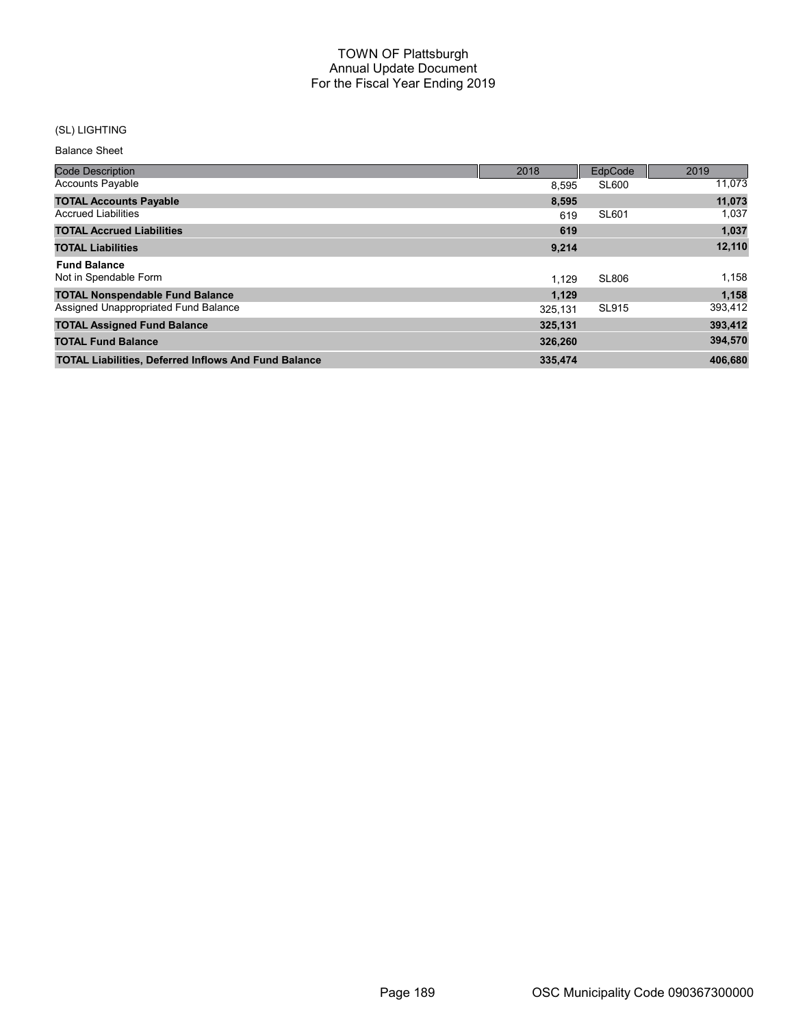# TOWN OF Plattsburgh
## Annual Update Document
## For the Fiscal Year Ending 2019

(SL) LIGHTING

Balance Sheet

| Code Description | 2018 | EdpCode | 2019 |
|---|---|---|---|
| Accounts Payable | 8,595 | SL600 | 11,073 |
| **TOTAL Accounts Payable** | **8,595** | | **11,073** |
| Accrued Liabilities | 619 | SL601 | 1,037 |
| **TOTAL Accrued Liabilities** | **619** | | **1,037** |
| **TOTAL Liabilities** | **9,214** | | **12,110** |
| **Fund Balance** | | | |
| Not in Spendable Form | 1,129 | SL806 | 1,158 |
| **TOTAL Nonspendable Fund Balance** | **1,129** | | **1,158** |
| Assigned Unappropriated Fund Balance | 325,131 | SL915 | 393,412 |
| **TOTAL Assigned Fund Balance** | **325,131** | | **393,412** |
| **TOTAL Fund Balance** | **326,260** | | **394,570** |
| **TOTAL Liabilities, Deferred Inflows And Fund Balance** | **335,474** | | **406,680** |

OSC Municipality Code 090367300000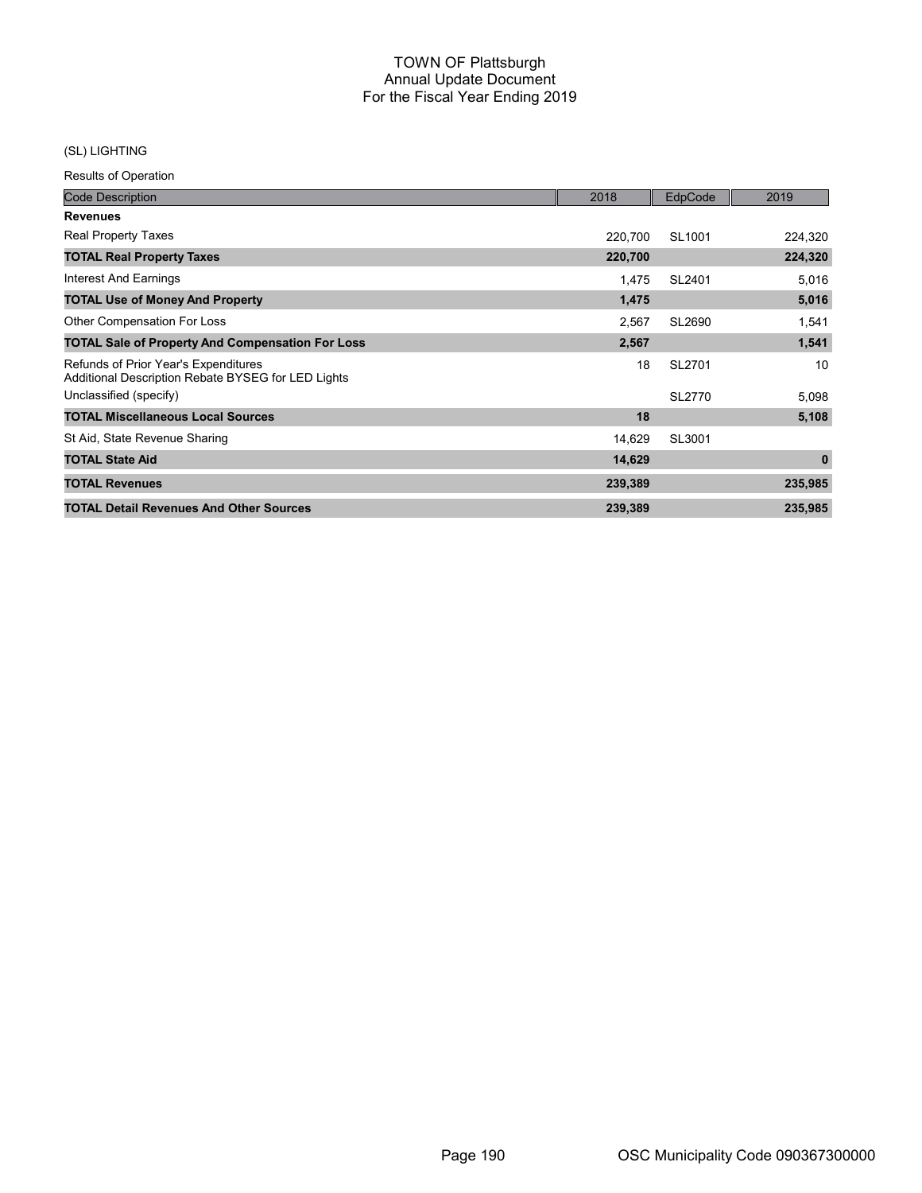# TOWN OF Plattsburgh
## Annual Update Document
## For the Fiscal Year Ending 2019

(SL) LIGHTING

Results of Operation

| Code Description | 2018 | EdpCode | 2019 |
|---|---|---|---|
| **Revenues** | | | |
| Real Property Taxes | 220,700 | SL1001 | 224,320 |
| **TOTAL Real Property Taxes** | **220,700** | | **224,320** |
| Interest And Earnings | 1,475 | SL2401 | 5,016 |
| **TOTAL Use of Money And Property** | **1,475** | | **5,016** |
| Other Compensation For Loss | 2,567 | SL2690 | 1,541 |
| **TOTAL Sale of Property And Compensation For Loss** | **2,567** | | **1,541** |
| Refunds of Prior Year's Expenditures<br>Additional Description Rebate BYSEG for LED Lights | 18 | SL2701 | 10 |
| Unclassified (specify) | | SL2770 | 5,098 |
| **TOTAL Miscellaneous Local Sources** | **18** | | **5,108** |
| St Aid, State Revenue Sharing | 14,629 | SL3001 | |
| **TOTAL State Aid** | **14,629** | | **0** |
| **TOTAL Revenues** | **239,389** | | **235,985** |
| **TOTAL Detail Revenues And Other Sources** | **239,389** | | **235,985** |

OSC Municipality Code 090367300000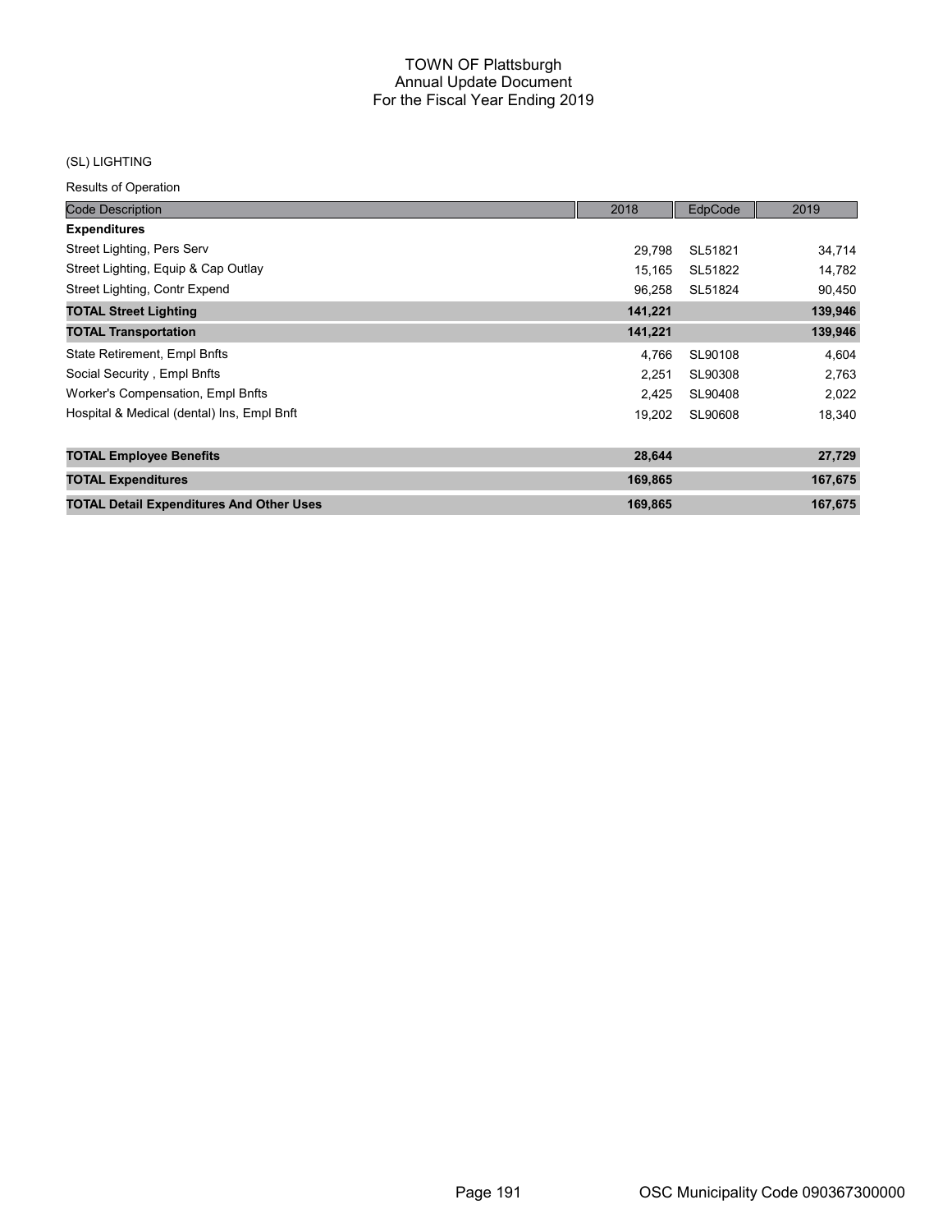# TOWN OF Plattsburgh
## Annual Update Document
## For the Fiscal Year Ending 2019

(SL) LIGHTING

Results of Operation

| Code Description | 2018 | EdpCode | 2019 |
|---|---|---|---|
| **Expenditures** | | | |
| Street Lighting, Pers Serv | 29,798 | SL51821 | 34,714 |
| Street Lighting, Equip & Cap Outlay | 15,165 | SL51822 | 14,782 |
| Street Lighting, Contr Expend | 96,258 | SL51824 | 90,450 |
| **TOTAL Street Lighting** | **141,221** | | **139,946** |
| **TOTAL Transportation** | **141,221** | | **139,946** |
| State Retirement, Empl Bnfts | 4,766 | SL90108 | 4,604 |
| Social Security , Empl Bnfts | 2,251 | SL90308 | 2,763 |
| Worker's Compensation, Empl Bnfts | 2,425 | SL90408 | 2,022 |
| Hospital & Medical (dental) Ins, Empl Bnft | 19,202 | SL90608 | 18,340 |
| **TOTAL Employee Benefits** | **28,644** | | **27,729** |
| **TOTAL Expenditures** | **169,865** | | **167,675** |
| **TOTAL Detail Expenditures And Other Uses** | **169,865** | | **167,675** |

OSC Municipality Code 090367300000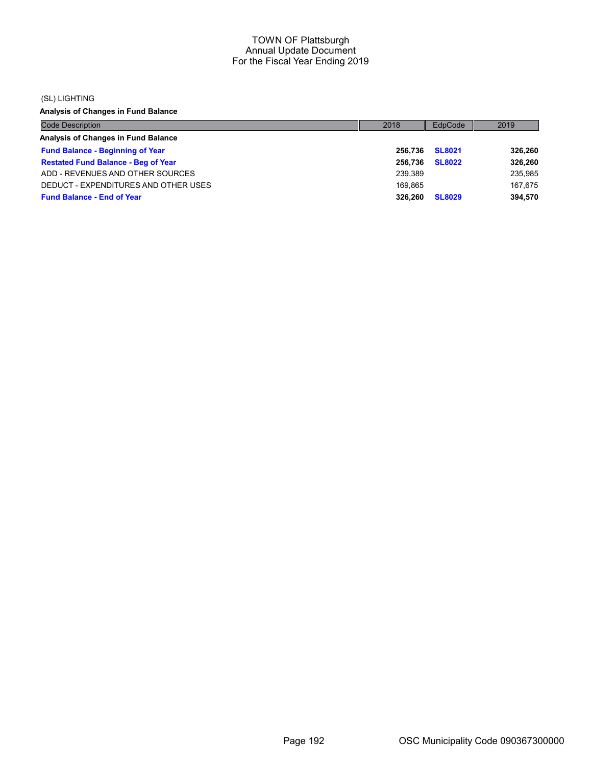(SL) LIGHTING

**Analysis of Changes in Fund Balance**

| Code Description | 2018 | EdpCode | 2019 |
|---|---|---|---|
| **Analysis of Changes in Fund Balance** | | | |
| **Fund Balance - Beginning of Year** | **256,736** | **SL8021** | **326,260** |
| **Restated Fund Balance - Beg of Year** | **256,736** | **SL8022** | **326,260** |
| ADD - REVENUES AND OTHER SOURCES | 239,389 | | 235,985 |
| DEDUCT - EXPENDITURES AND OTHER USES | 169,865 | | 167,675 |
| **Fund Balance - End of Year** | **326,260** | **SL8029** | **394,570** |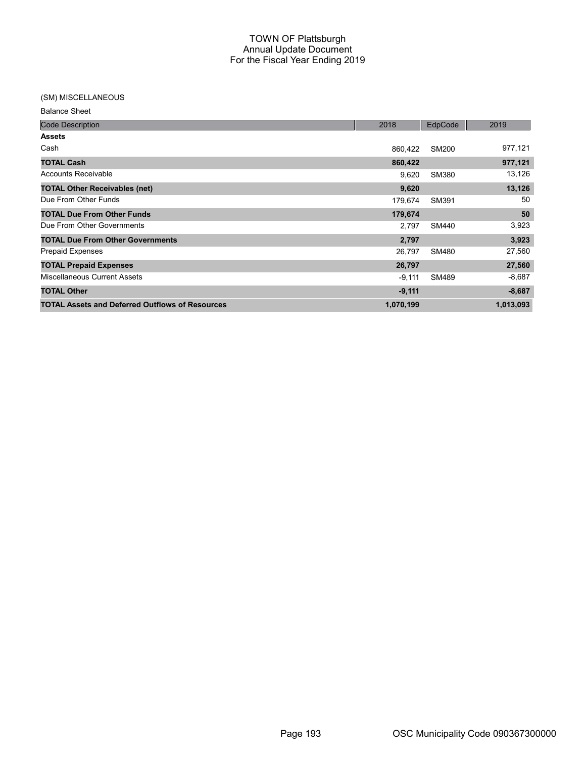# TOWN OF Plattsburgh
## Annual Update Document
## For the Fiscal Year Ending 2019

(SM) MISCELLANEOUS

Balance Sheet

| Code Description | 2018 | EdpCode | 2019 |
|---|---|---|---|
| **Assets** | | | |
| Cash | 860,422 | SM200 | 977,121 |
| **TOTAL Cash** | **860,422** | | **977,121** |
| Accounts Receivable | 9,620 | SM380 | 13,126 |
| **TOTAL Other Receivables (net)** | **9,620** | | **13,126** |
| Due From Other Funds | 179,674 | SM391 | 50 |
| **TOTAL Due From Other Funds** | **179,674** | | **50** |
| Due From Other Governments | 2,797 | SM440 | 3,923 |
| **TOTAL Due From Other Governments** | **2,797** | | **3,923** |
| Prepaid Expenses | 26,797 | SM480 | 27,560 |
| **TOTAL Prepaid Expenses** | **26,797** | | **27,560** |
| Miscellaneous Current Assets | -9,111 | SM489 | -8,687 |
| **TOTAL Other** | **-9,111** | | **-8,687** |
| **TOTAL Assets and Deferred Outflows of Resources** | **1,070,199** | | **1,013,093** |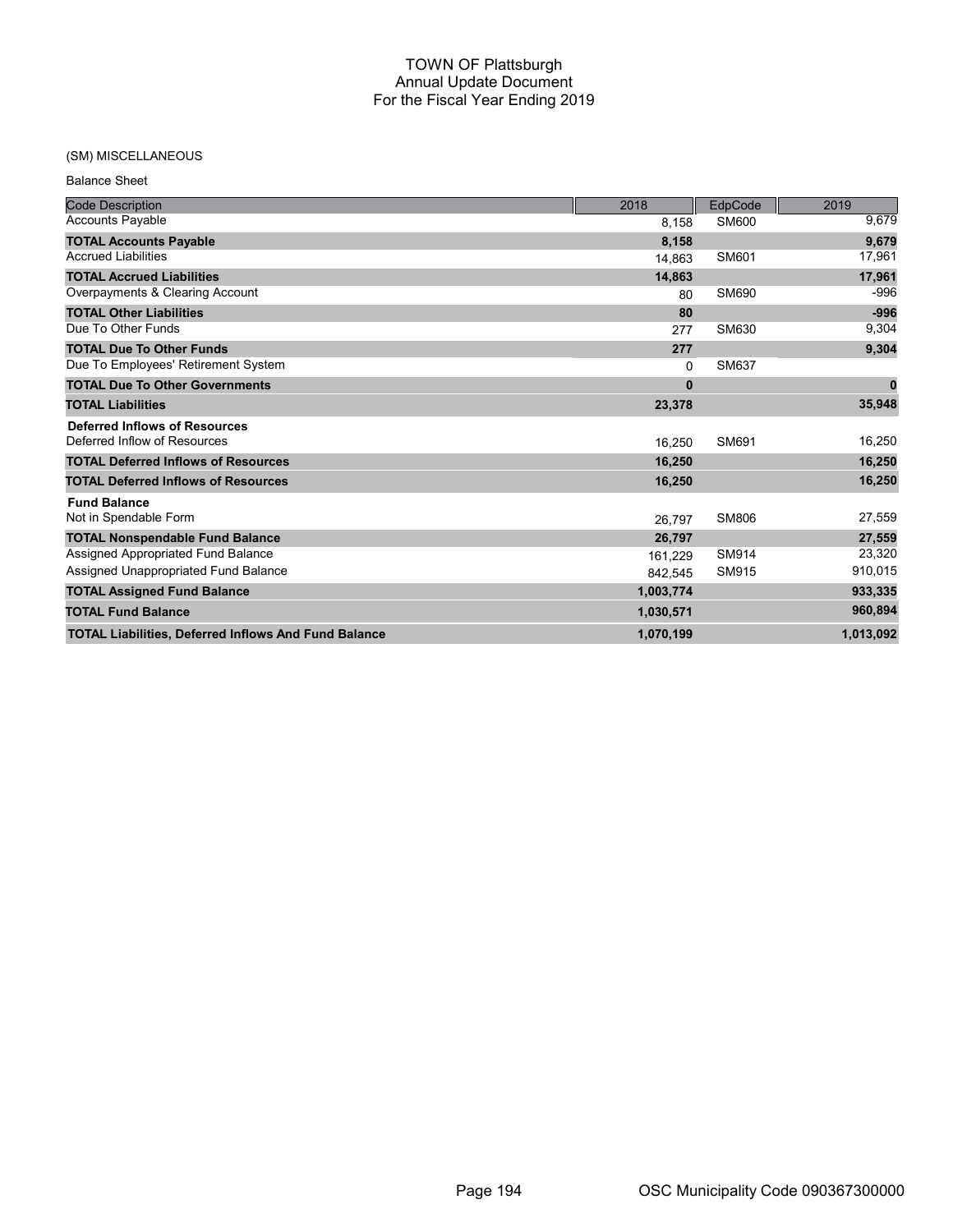# TOWN OF Plattsburgh
## Annual Update Document
## For the Fiscal Year Ending 2019

(SM) MISCELLANEOUS

Balance Sheet

| Code Description | 2018 | EdpCode | 2019 |
|---|---|---|---|
| Accounts Payable | 8,158 | SM600 | 9,679 |
| **TOTAL Accounts Payable** | **8,158** | | **9,679** |
| Accrued Liabilities | 14,863 | SM601 | 17,961 |
| **TOTAL Accrued Liabilities** | **14,863** | | **17,961** |
| Overpayments & Clearing Account | 80 | SM690 | -996 |
| **TOTAL Other Liabilities** | **80** | | **-996** |
| Due To Other Funds | 277 | SM630 | 9,304 |
| **TOTAL Due To Other Funds** | **277** | | **9,304** |
| Due To Employees' Retirement System | 0 | SM637 | |
| **TOTAL Due To Other Governments** | **0** | | **0** |
| **TOTAL Liabilities** | **23,378** | | **35,948** |
| **Deferred Inflows of Resources** | | | |
| Deferred Inflow of Resources | 16,250 | SM691 | 16,250 |
| **TOTAL Deferred Inflows of Resources** | **16,250** | | **16,250** |
| **TOTAL Deferred Inflows of Resources** | **16,250** | | **16,250** |
| **Fund Balance** | | | |
| Not in Spendable Form | 26,797 | SM806 | 27,559 |
| **TOTAL Nonspendable Fund Balance** | **26,797** | | **27,559** |
| Assigned Appropriated Fund Balance | 161,229 | SM914 | 23,320 |
| Assigned Unappropriated Fund Balance | 842,545 | SM915 | 910,015 |
| **TOTAL Assigned Fund Balance** | **1,003,774** | | **933,335** |
| **TOTAL Fund Balance** | **1,030,571** | | **960,894** |
| **TOTAL Liabilities, Deferred Inflows And Fund Balance** | **1,070,199** | | **1,013,092** |

OSC Municipality Code 090367300000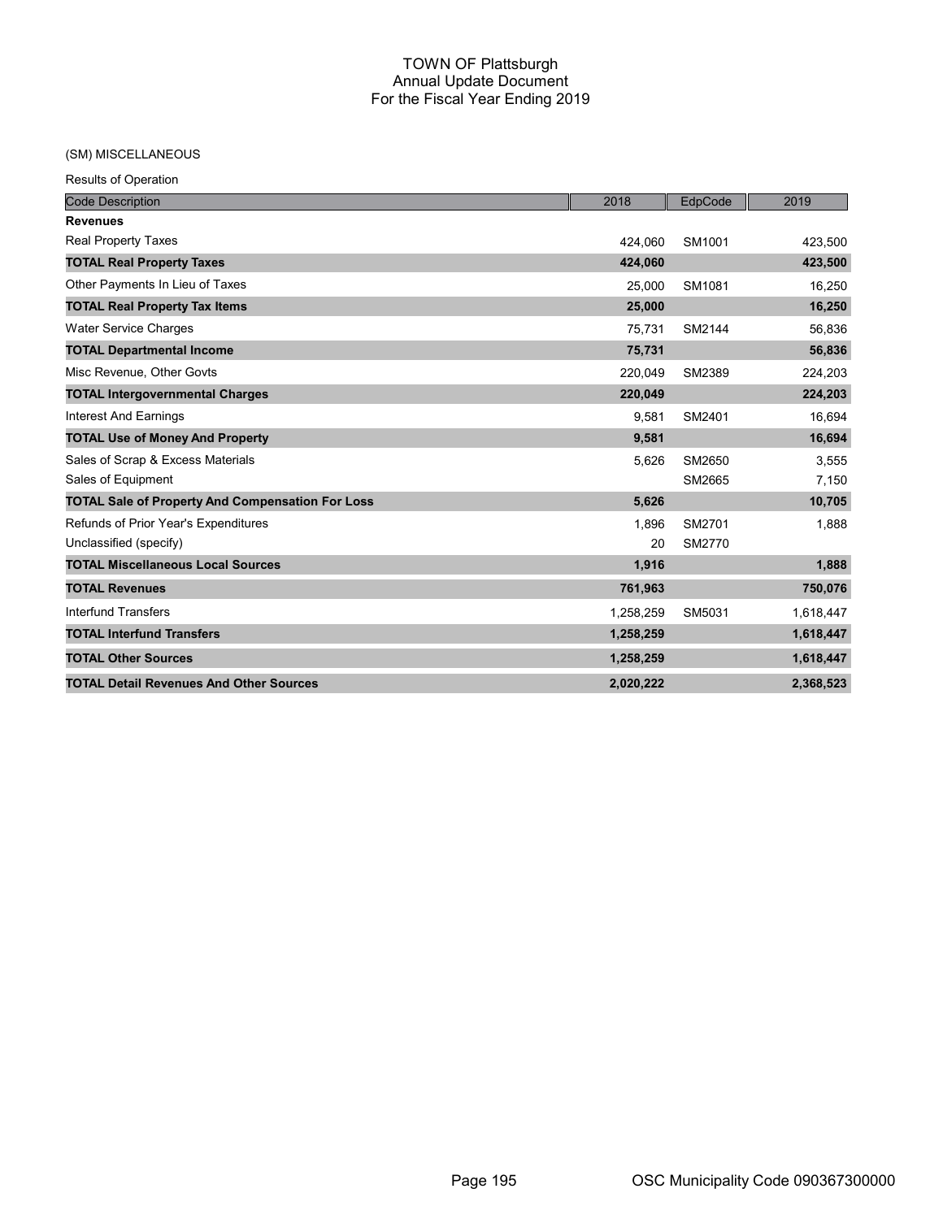# TOWN OF Plattsburgh
## Annual Update Document
## For the Fiscal Year Ending 2019

(SM) MISCELLANEOUS

Results of Operation

| Code Description | 2018 | EdpCode | 2019 |
|---|---|---|---|
| **Revenues** | | | |
| Real Property Taxes | 424,060 | SM1001 | 423,500 |
| **TOTAL Real Property Taxes** | **424,060** | | **423,500** |
| Other Payments In Lieu of Taxes | 25,000 | SM1081 | 16,250 |
| **TOTAL Real Property Tax Items** | **25,000** | | **16,250** |
| Water Service Charges | 75,731 | SM2144 | 56,836 |
| **TOTAL Departmental Income** | **75,731** | | **56,836** |
| Misc Revenue, Other Govts | 220,049 | SM2389 | 224,203 |
| **TOTAL Intergovernmental Charges** | **220,049** | | **224,203** |
| Interest And Earnings | 9,581 | SM2401 | 16,694 |
| **TOTAL Use of Money And Property** | **9,581** | | **16,694** |
| Sales of Scrap & Excess Materials | 5,626 | SM2650 | 3,555 |
| Sales of Equipment | | SM2665 | 7,150 |
| **TOTAL Sale of Property And Compensation For Loss** | **5,626** | | **10,705** |
| Refunds of Prior Year's Expenditures | 1,896 | SM2701 | 1,888 |
| Unclassified (specify) | 20 | SM2770 | |
| **TOTAL Miscellaneous Local Sources** | **1,916** | | **1,888** |
| **TOTAL Revenues** | **761,963** | | **750,076** |
| Interfund Transfers | 1,258,259 | SM5031 | 1,618,447 |
| **TOTAL Interfund Transfers** | **1,258,259** | | **1,618,447** |
| **TOTAL Other Sources** | **1,258,259** | | **1,618,447** |
| **TOTAL Detail Revenues And Other Sources** | **2,020,222** | | **2,368,523** |

OSC Municipality Code 090367300000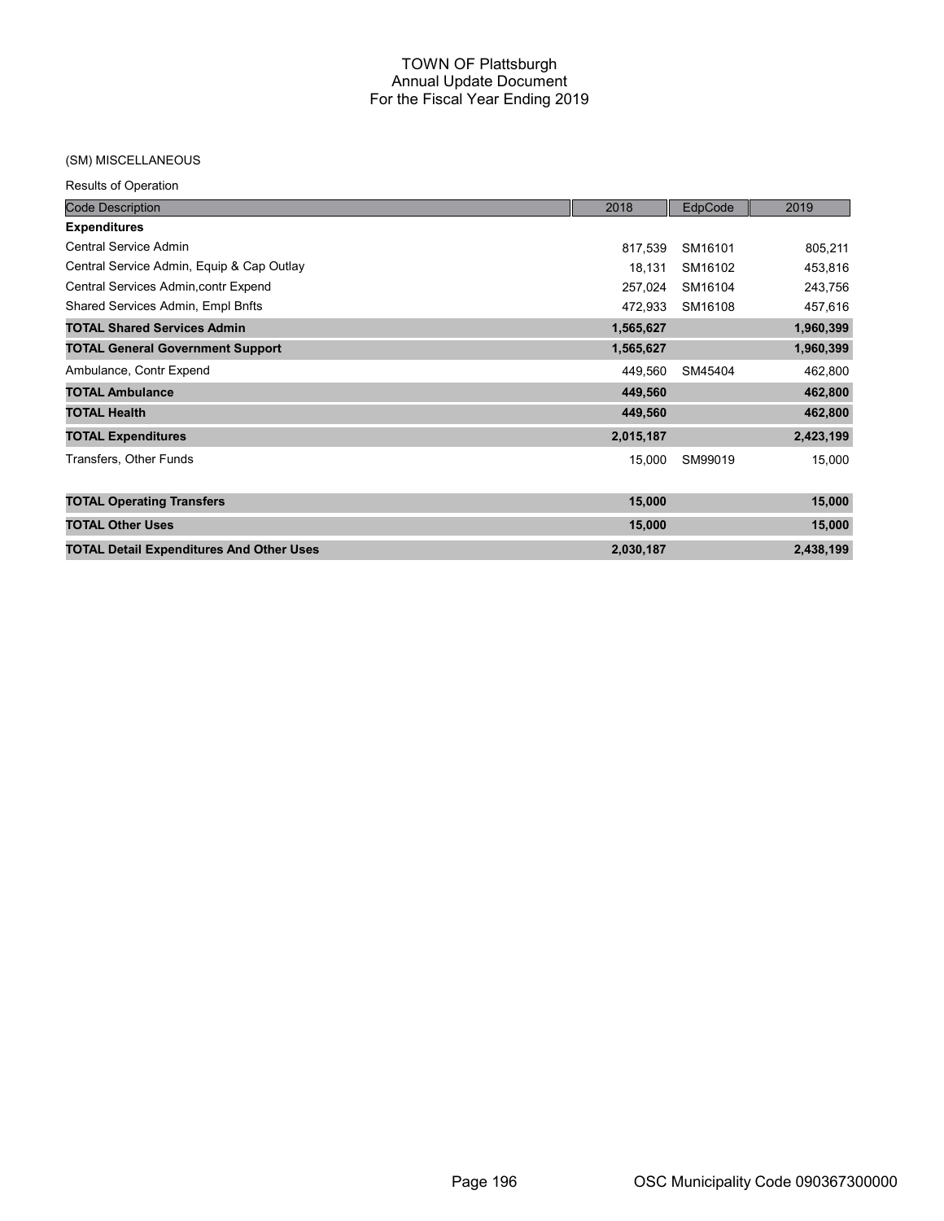# TOWN OF Plattsburgh
## Annual Update Document
## For the Fiscal Year Ending 2019

(SM) MISCELLANEOUS

Results of Operation

| Code Description | 2018 | EdpCode | 2019 |
|---|---|---|---|
| **Expenditures** | | | |
| Central Service Admin | 817,539 | SM16101 | 805,211 |
| Central Service Admin, Equip & Cap Outlay | 18,131 | SM16102 | 453,816 |
| Central Services Admin,contr Expend | 257,024 | SM16104 | 243,756 |
| Shared Services Admin, Empl Bnfts | 472,933 | SM16108 | 457,616 |
| **TOTAL Shared Services Admin** | **1,565,627** | | **1,960,399** |
| **TOTAL General Government Support** | **1,565,627** | | **1,960,399** |
| Ambulance, Contr Expend | 449,560 | SM45404 | 462,800 |
| **TOTAL Ambulance** | **449,560** | | **462,800** |
| **TOTAL Health** | **449,560** | | **462,800** |
| **TOTAL Expenditures** | **2,015,187** | | **2,423,199** |
| Transfers, Other Funds | 15,000 | SM99019 | 15,000 |
| **TOTAL Operating Transfers** | **15,000** | | **15,000** |
| **TOTAL Other Uses** | **15,000** | | **15,000** |
| **TOTAL Detail Expenditures And Other Uses** | **2,030,187** | | **2,438,199** |

OSC Municipality Code 090367300000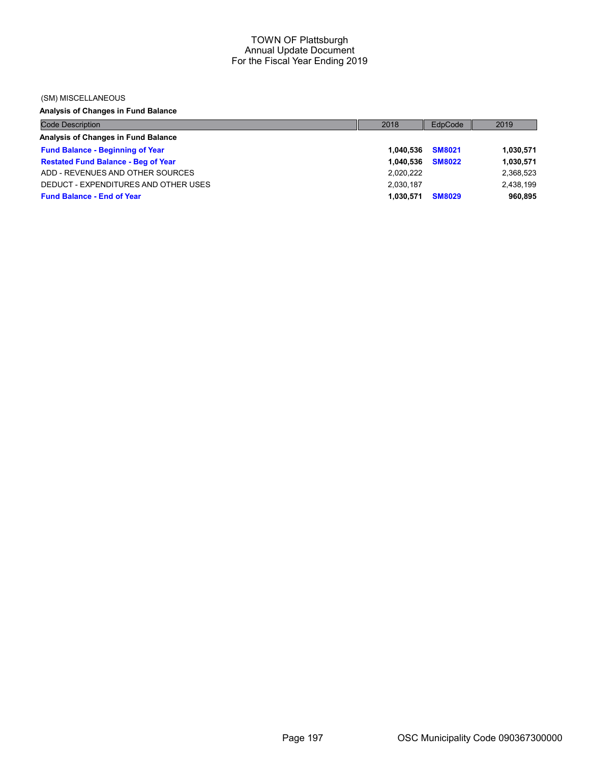TOWN OF Plattsburgh
Annual Update Document
For the Fiscal Year Ending 2019

(SM) MISCELLANEOUS

**Analysis of Changes in Fund Balance**

| Code Description | 2018 | EdpCode | 2019 |
|---|---|---|---|
| **Analysis of Changes in Fund Balance** | | | |
| **Fund Balance - Beginning of Year** | **1,040,536** | **SM8021** | **1,030,571** |
| **Restated Fund Balance - Beg of Year** | **1,040,536** | **SM8022** | **1,030,571** |
| ADD - REVENUES AND OTHER SOURCES | 2,020,222 | | 2,368,523 |
| DEDUCT - EXPENDITURES AND OTHER USES | 2,030,187 | | 2,438,199 |
| **Fund Balance - End of Year** | **1,030,571** | **SM8029** | **960,895** |

OSC Municipality Code 090367300000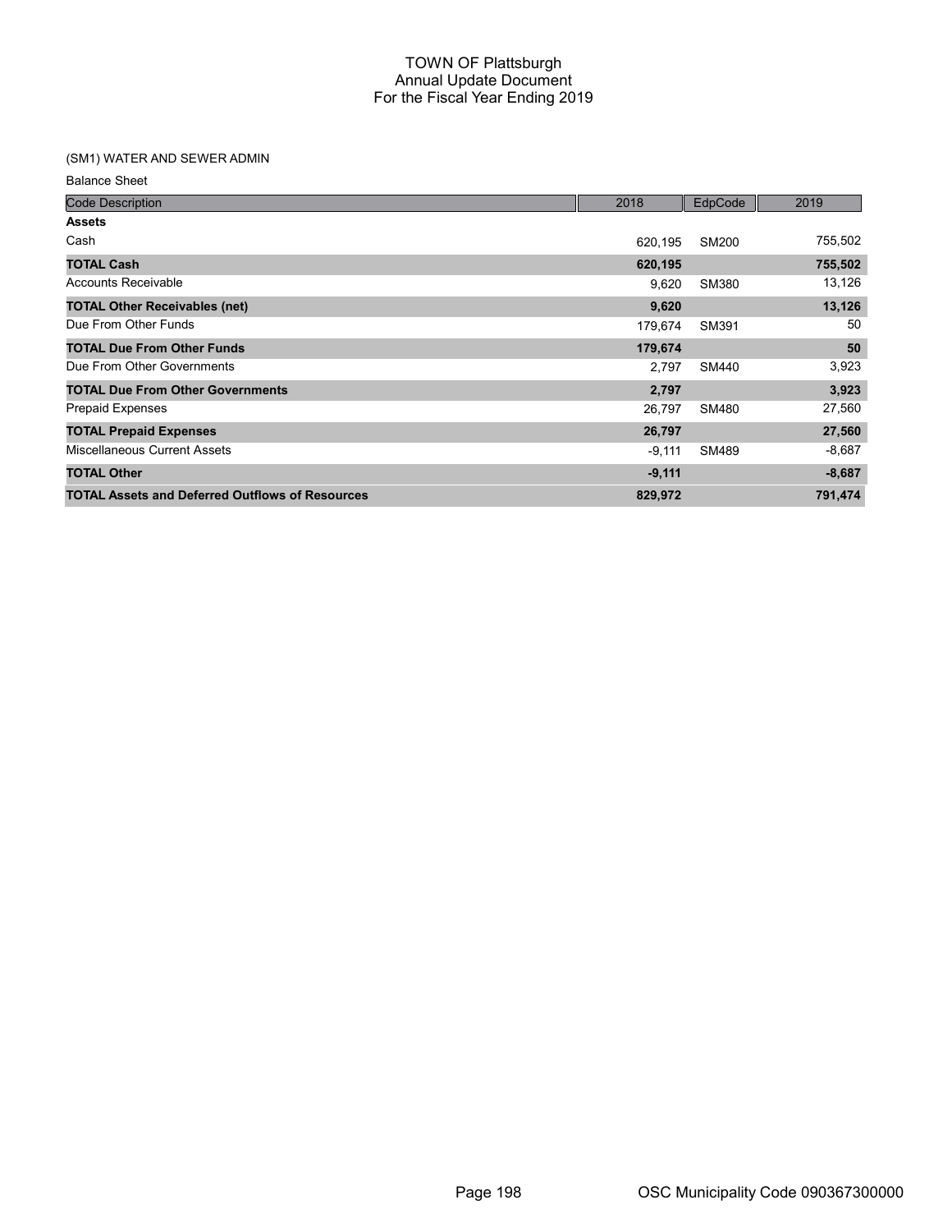# TOWN OF Plattsburgh
## Annual Update Document
## For the Fiscal Year Ending 2019

### (SM1) WATER AND SEWER ADMIN

Balance Sheet

| Code Description | 2018 | EdpCode | 2019 |
|---|---|---|---|
| **Assets** | | | |
| Cash | 620,195 | SM200 | 755,502 |
| **TOTAL Cash** | **620,195** | | **755,502** |
| Accounts Receivable | 9,620 | SM380 | 13,126 |
| **TOTAL Other Receivables (net)** | **9,620** | | **13,126** |
| Due From Other Funds | 179,674 | SM391 | 50 |
| **TOTAL Due From Other Funds** | **179,674** | | **50** |
| Due From Other Governments | 2,797 | SM440 | 3,923 |
| **TOTAL Due From Other Governments** | **2,797** | | **3,923** |
| Prepaid Expenses | 26,797 | SM480 | 27,560 |
| **TOTAL Prepaid Expenses** | **26,797** | | **27,560** |
| Miscellaneous Current Assets | -9,111 | SM489 | -8,687 |
| **TOTAL Other** | **-9,111** | | **-8,687** |
| **TOTAL Assets and Deferred Outflows of Resources** | **829,972** | | **791,474** |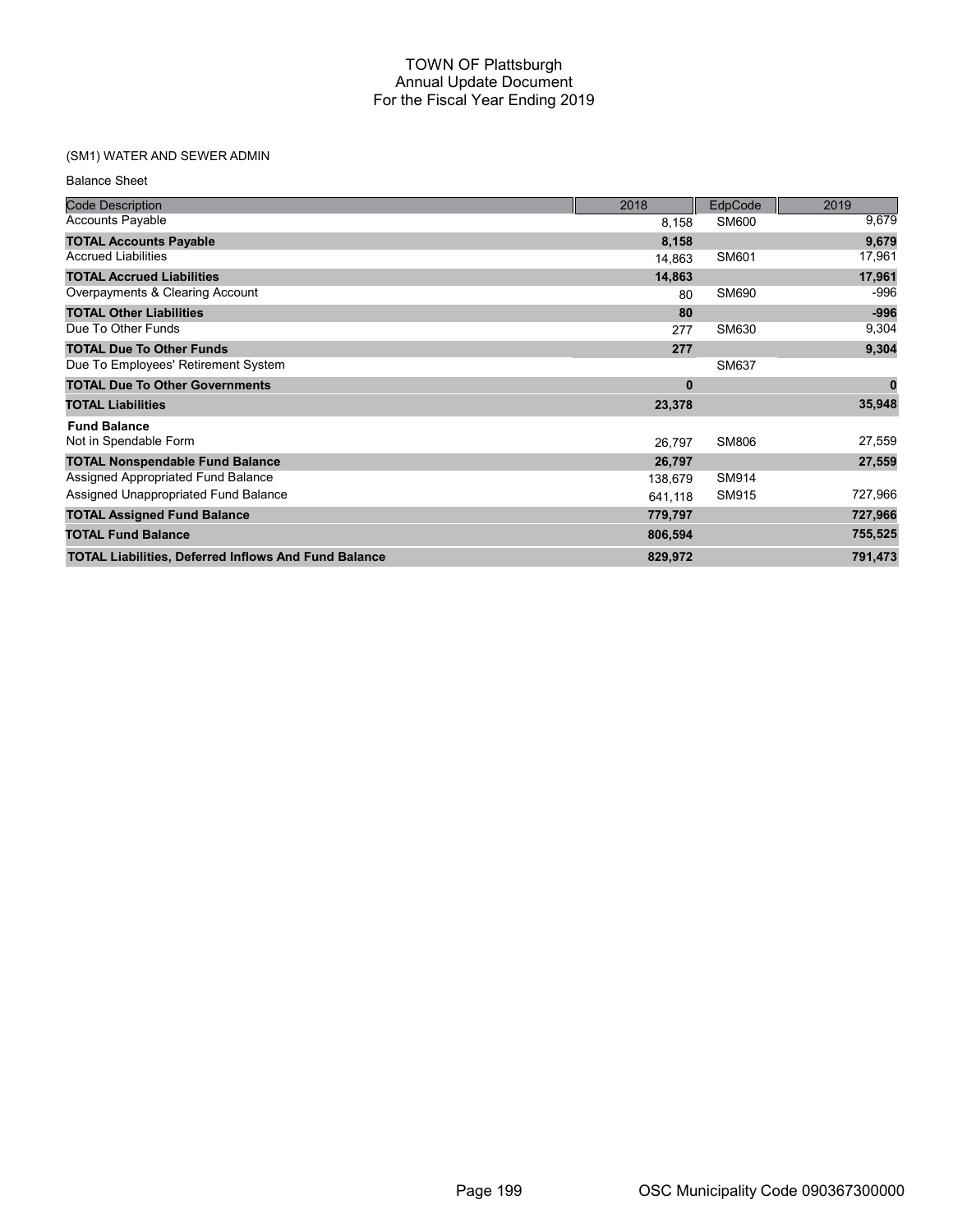# TOWN OF Plattsburgh
## Annual Update Document
## For the Fiscal Year Ending 2019

### (SM1) WATER AND SEWER ADMIN

Balance Sheet

| Code Description | 2018 | EdpCode | 2019 |
|---|---|---|---|
| Accounts Payable | 8,158 | SM600 | 9,679 |
| **TOTAL Accounts Payable** | **8,158** | | **9,679** |
| Accrued Liabilities | 14,863 | SM601 | 17,961 |
| **TOTAL Accrued Liabilities** | **14,863** | | **17,961** |
| Overpayments & Clearing Account | 80 | SM690 | -996 |
| **TOTAL Other Liabilities** | **80** | | **-996** |
| Due To Other Funds | 277 | SM630 | 9,304 |
| **TOTAL Due To Other Funds** | **277** | | **9,304** |
| Due To Employees' Retirement System | | SM637 | |
| **TOTAL Due To Other Governments** | **0** | | **0** |
| **TOTAL Liabilities** | **23,378** | | **35,948** |
| **Fund Balance** | | | |
| Not in Spendable Form | 26,797 | SM806 | 27,559 |
| **TOTAL Nonspendable Fund Balance** | **26,797** | | **27,559** |
| Assigned Appropriated Fund Balance | 138,679 | SM914 | |
| Assigned Unappropriated Fund Balance | 641,118 | SM915 | 727,966 |
| **TOTAL Assigned Fund Balance** | **779,797** | | **727,966** |
| **TOTAL Fund Balance** | **806,594** | | **755,525** |
| **TOTAL Liabilities, Deferred Inflows And Fund Balance** | **829,972** | | **791,473** |

OSC Municipality Code 090367300000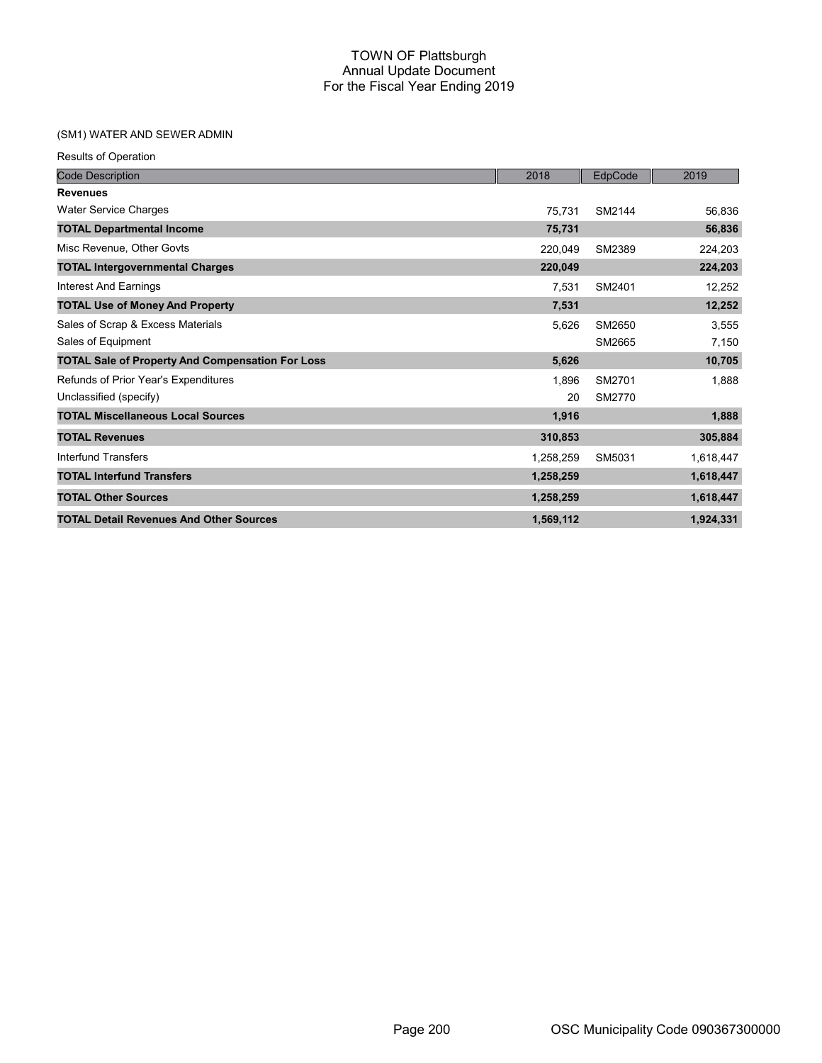# TOWN OF Plattsburgh
## Annual Update Document
## For the Fiscal Year Ending 2019

### (SM1) WATER AND SEWER ADMIN

Results of Operation

| Code Description | 2018 | EdpCode | 2019 |
|---|---|---|---|
| **Revenues** | | | |
| Water Service Charges | 75,731 | SM2144 | 56,836 |
| **TOTAL Departmental Income** | **75,731** | | **56,836** |
| Misc Revenue, Other Govts | 220,049 | SM2389 | 224,203 |
| **TOTAL Intergovernmental Charges** | **220,049** | | **224,203** |
| Interest And Earnings | 7,531 | SM2401 | 12,252 |
| **TOTAL Use of Money And Property** | **7,531** | | **12,252** |
| Sales of Scrap & Excess Materials | 5,626 | SM2650 | 3,555 |
| Sales of Equipment | | SM2665 | 7,150 |
| **TOTAL Sale of Property And Compensation For Loss** | **5,626** | | **10,705** |
| Refunds of Prior Year's Expenditures | 1,896 | SM2701 | 1,888 |
| Unclassified (specify) | 20 | SM2770 | |
| **TOTAL Miscellaneous Local Sources** | **1,916** | | **1,888** |
| **TOTAL Revenues** | **310,853** | | **305,884** |
| Interfund Transfers | 1,258,259 | SM5031 | 1,618,447 |
| **TOTAL Interfund Transfers** | **1,258,259** | | **1,618,447** |
| **TOTAL Other Sources** | **1,258,259** | | **1,618,447** |
| **TOTAL Detail Revenues And Other Sources** | **1,569,112** | | **1,924,331** |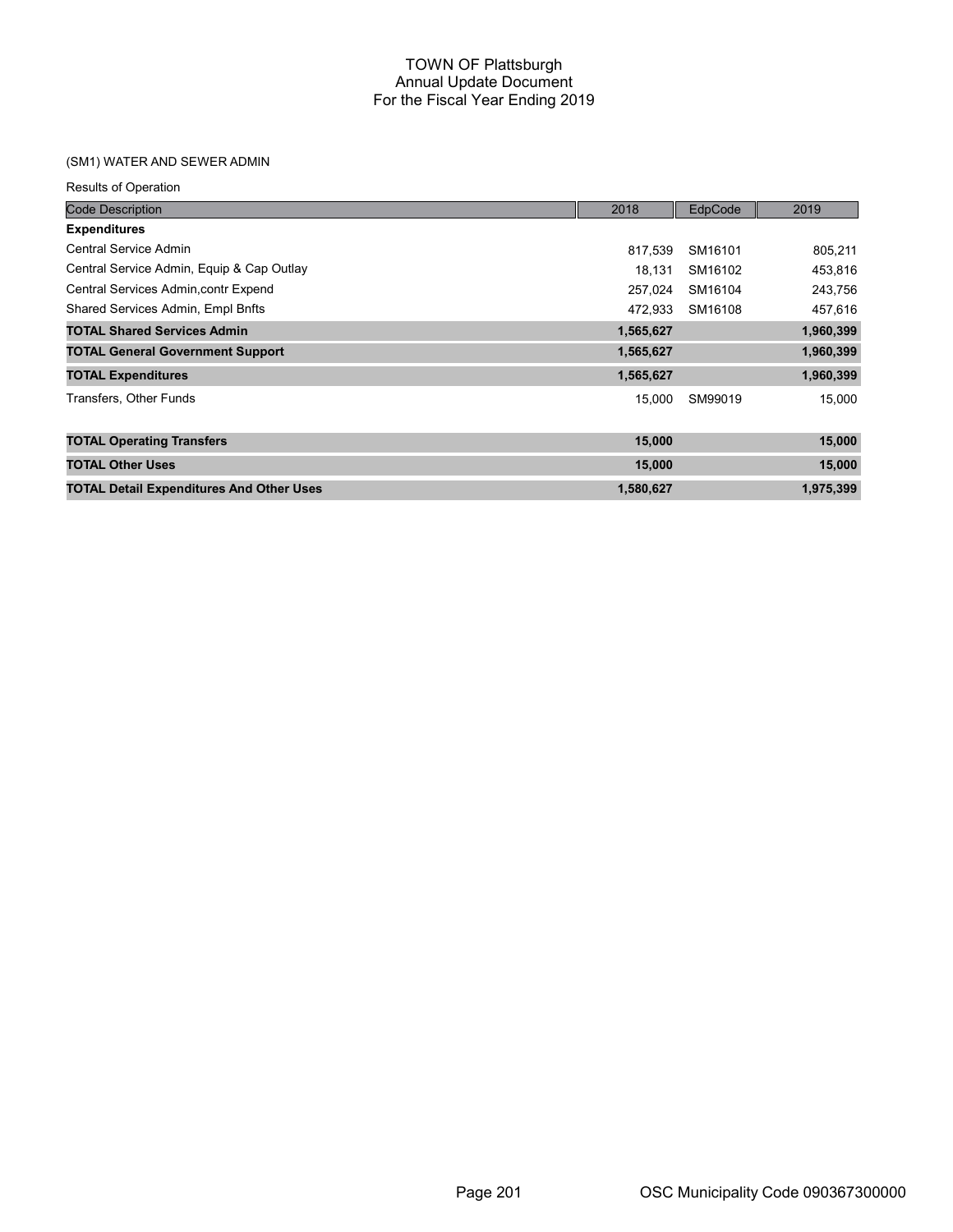# TOWN OF Plattsburgh
## Annual Update Document
## For the Fiscal Year Ending 2019

### (SM1) WATER AND SEWER ADMIN

Results of Operation

| Code Description | 2018 | EdpCode | 2019 |
|---|---|---|---|
| **Expenditures** | | | |
| Central Service Admin | 817,539 | SM16101 | 805,211 |
| Central Service Admin, Equip & Cap Outlay | 18,131 | SM16102 | 453,816 |
| Central Services Admin,contr Expend | 257,024 | SM16104 | 243,756 |
| Shared Services Admin, Empl Bnfts | 472,933 | SM16108 | 457,616 |
| **TOTAL Shared Services Admin** | **1,565,627** | | **1,960,399** |
| **TOTAL General Government Support** | **1,565,627** | | **1,960,399** |
| **TOTAL Expenditures** | **1,565,627** | | **1,960,399** |
| Transfers, Other Funds | 15,000 | SM99019 | 15,000 |
| **TOTAL Operating Transfers** | **15,000** | | **15,000** |
| **TOTAL Other Uses** | **15,000** | | **15,000** |
| **TOTAL Detail Expenditures And Other Uses** | **1,580,627** | | **1,975,399** |

OSC Municipality Code 090367300000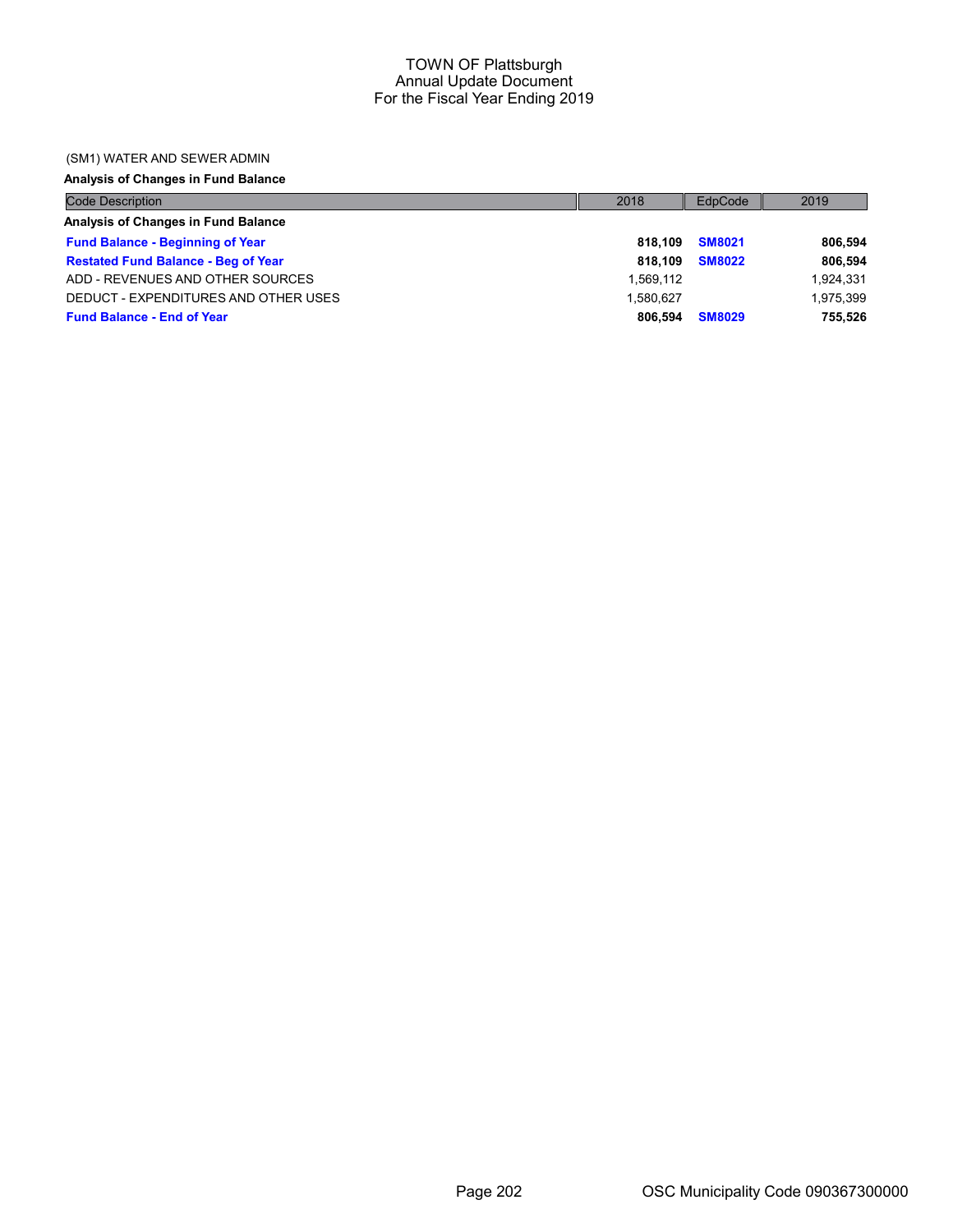# TOWN OF Plattsburgh
## Annual Update Document
## For the Fiscal Year Ending 2019

(SM1) WATER AND SEWER ADMIN

**Analysis of Changes in Fund Balance**

| Code Description | 2018 | EdpCode | 2019 |
|---|---|---|---|
| **Analysis of Changes in Fund Balance** | | | |
| **Fund Balance - Beginning of Year** | **818,109** | **SM8021** | **806,594** |
| **Restated Fund Balance - Beg of Year** | **818,109** | **SM8022** | **806,594** |
| ADD - REVENUES AND OTHER SOURCES | 1,569,112 | | 1,924,331 |
| DEDUCT - EXPENDITURES AND OTHER USES | 1,580,627 | | 1,975,399 |
| **Fund Balance - End of Year** | **806,594** | **SM8029** | **755,526** |

OSC Municipality Code 090367300000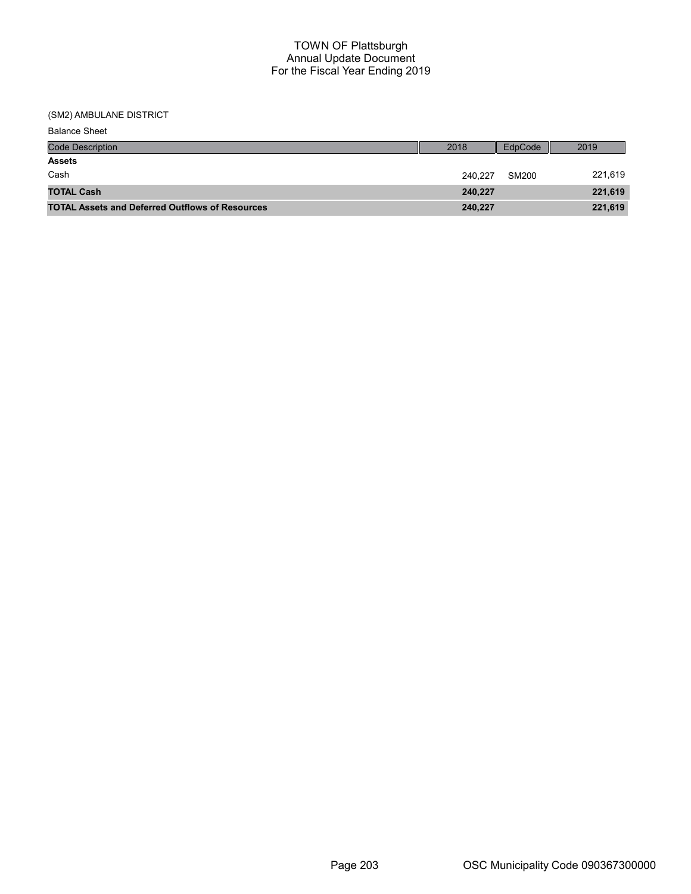# TOWN OF Plattsburgh
## Annual Update Document
## For the Fiscal Year Ending 2019

(SM2) AMBULANE DISTRICT

Balance Sheet

| Code Description | 2018 | EdpCode | 2019 |
|---|---|---|---|
| **Assets** | | | |
| Cash | 240,227 | SM200 | 221,619 |
| **TOTAL Cash** | **240,227** | | **221,619** |
| **TOTAL Assets and Deferred Outflows of Resources** | **240,227** | | **221,619** |

OSC Municipality Code 090367300000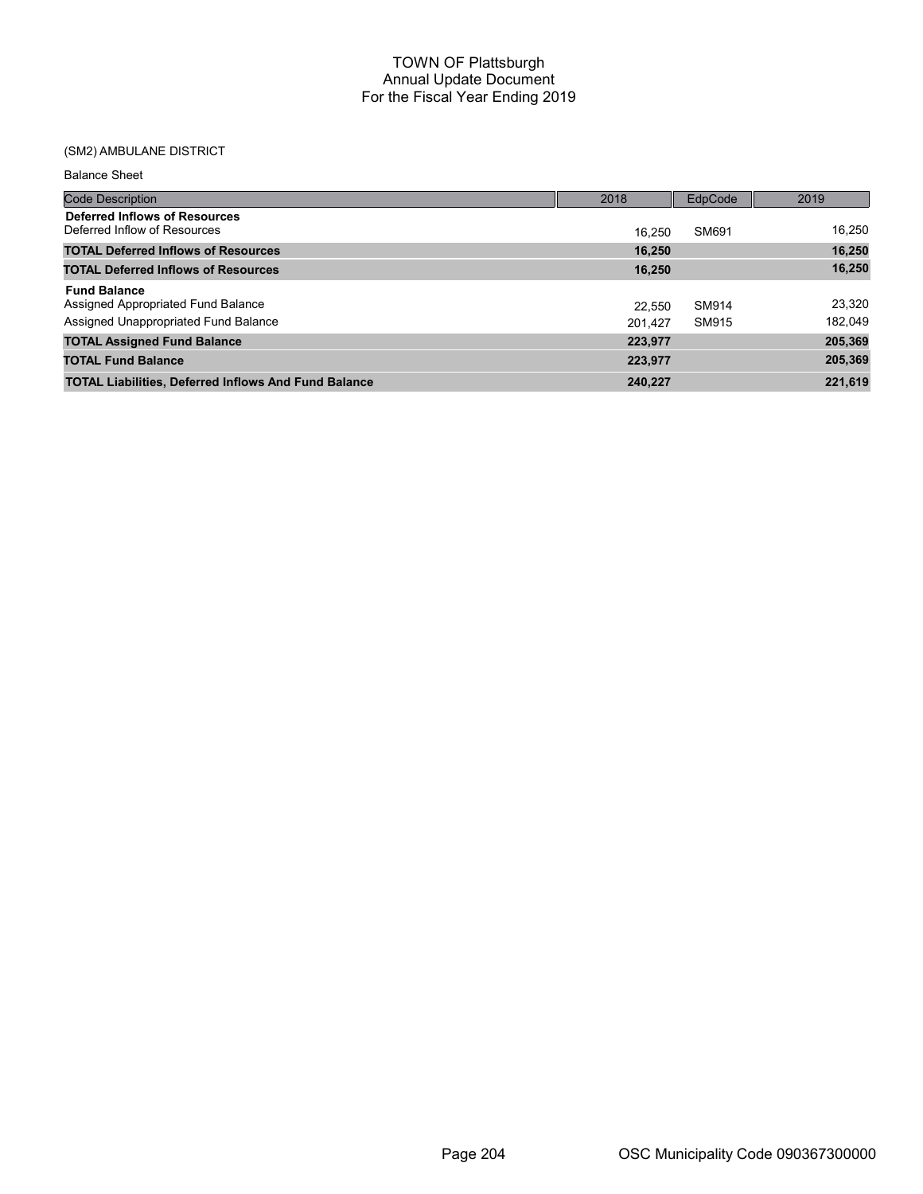# TOWN OF Plattsburgh
## Annual Update Document
## For the Fiscal Year Ending 2019

(SM2) AMBULANE DISTRICT

Balance Sheet

| Code Description | 2018 | EdpCode | 2019 |
|---|---|---|---|
| **Deferred Inflows of Resources** | | | |
| Deferred Inflow of Resources | 16,250 | SM691 | 16,250 |
| **TOTAL Deferred Inflows of Resources** | **16,250** | | **16,250** |
| **TOTAL Deferred Inflows of Resources** | **16,250** | | **16,250** |
| **Fund Balance** | | | |
| Assigned Appropriated Fund Balance | 22,550 | SM914 | 23,320 |
| Assigned Unappropriated Fund Balance | 201,427 | SM915 | 182,049 |
| **TOTAL Assigned Fund Balance** | **223,977** | | **205,369** |
| **TOTAL Fund Balance** | **223,977** | | **205,369** |
| **TOTAL Liabilities, Deferred Inflows And Fund Balance** | **240,227** | | **221,619** |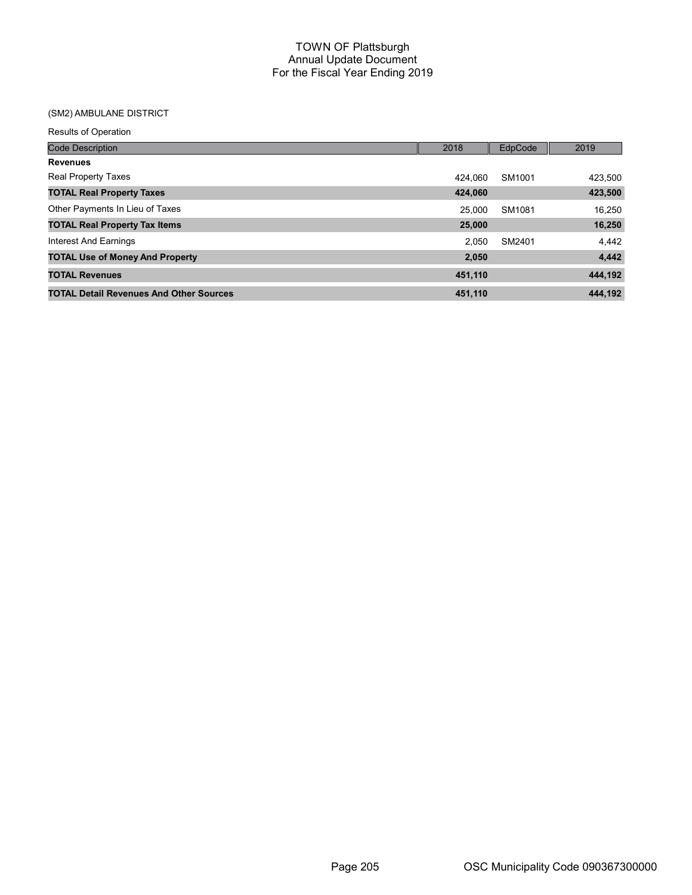# TOWN OF Plattsburgh
## Annual Update Document
## For the Fiscal Year Ending 2019

(SM2) AMBULANE DISTRICT

Results of Operation

| Code Description | 2018 | EdpCode | 2019 |
|---|---|---|---|
| **Revenues** | | | |
| Real Property Taxes | 424,060 | SM1001 | 423,500 |
| **TOTAL Real Property Taxes** | **424,060** | | **423,500** |
| Other Payments In Lieu of Taxes | 25,000 | SM1081 | 16,250 |
| **TOTAL Real Property Tax Items** | **25,000** | | **16,250** |
| Interest And Earnings | 2,050 | SM2401 | 4,442 |
| **TOTAL Use of Money And Property** | **2,050** | | **4,442** |
| **TOTAL Revenues** | **451,110** | | **444,192** |
| **TOTAL Detail Revenues And Other Sources** | **451,110** | | **444,192** |

OSC Municipality Code 090367300000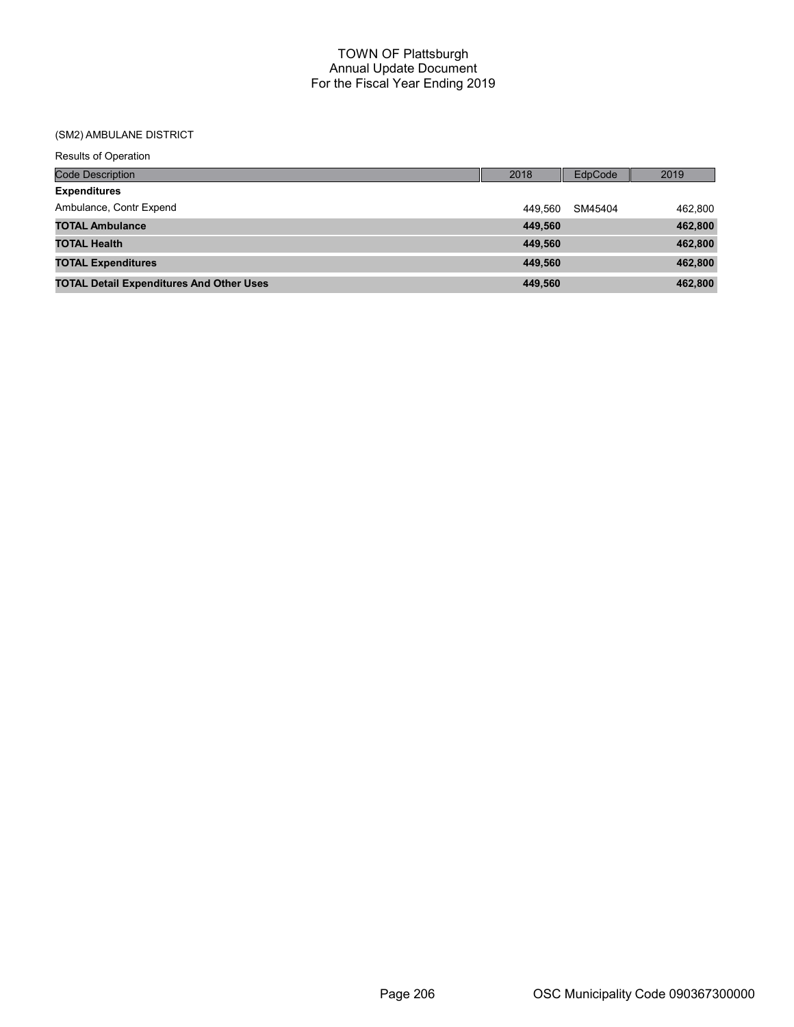# TOWN OF Plattsburgh
## Annual Update Document
## For the Fiscal Year Ending 2019

(SM2) AMBULANE DISTRICT

Results of Operation

| Code Description | 2018 | EdpCode | 2019 |
|---|---|---|---|
| **Expenditures** | | | |
| Ambulance, Contr Expend | 449,560 | SM45404 | 462,800 |
| **TOTAL Ambulance** | **449,560** | | **462,800** |
| **TOTAL Health** | **449,560** | | **462,800** |
| **TOTAL Expenditures** | **449,560** | | **462,800** |
| **TOTAL Detail Expenditures And Other Uses** | **449,560** | | **462,800** |

OSC Municipality Code 090367300000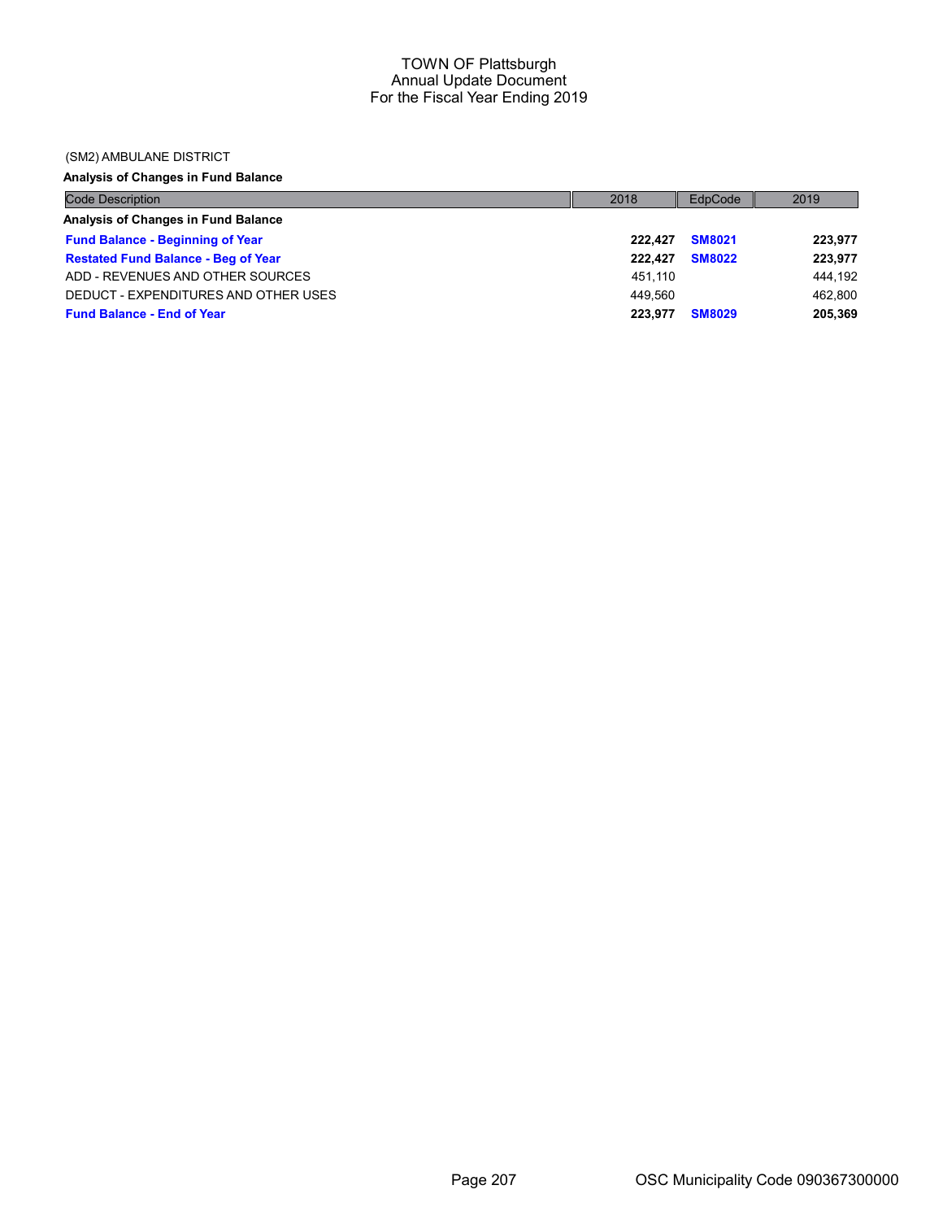# TOWN OF Plattsburgh
## Annual Update Document
## For the Fiscal Year Ending 2019

(SM2) AMBULANE DISTRICT

**Analysis of Changes in Fund Balance**

| Code Description | 2018 | EdpCode | 2019 |
|---|---|---|---|
| **Analysis of Changes in Fund Balance** | | | |
| **Fund Balance - Beginning of Year** | **222,427** | **SM8021** | **223,977** |
| **Restated Fund Balance - Beg of Year** | **222,427** | **SM8022** | **223,977** |
| ADD - REVENUES AND OTHER SOURCES | 451,110 | | 444,192 |
| DEDUCT - EXPENDITURES AND OTHER USES | 449,560 | | 462,800 |
| **Fund Balance - End of Year** | **223,977** | **SM8029** | **205,369** |

OSC Municipality Code 090367300000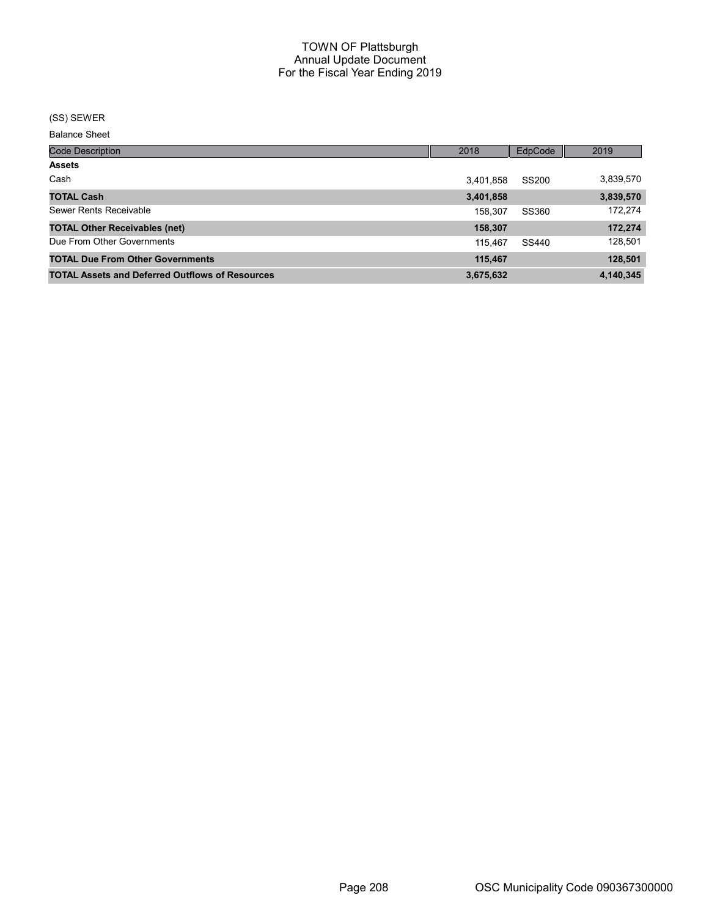# TOWN OF Plattsburgh
## Annual Update Document
## For the Fiscal Year Ending 2019

(SS) SEWER

Balance Sheet

| Code Description | 2018 | EdpCode | 2019 |
|---|---|---|---|
| **Assets** | | | |
| Cash | 3,401,858 | SS200 | 3,839,570 |
| **TOTAL Cash** | **3,401,858** | | **3,839,570** |
| Sewer Rents Receivable | 158,307 | SS360 | 172,274 |
| **TOTAL Other Receivables (net)** | **158,307** | | **172,274** |
| Due From Other Governments | 115,467 | SS440 | 128,501 |
| **TOTAL Due From Other Governments** | **115,467** | | **128,501** |
| **TOTAL Assets and Deferred Outflows of Resources** | **3,675,632** | | **4,140,345** |

OSC Municipality Code 090367300000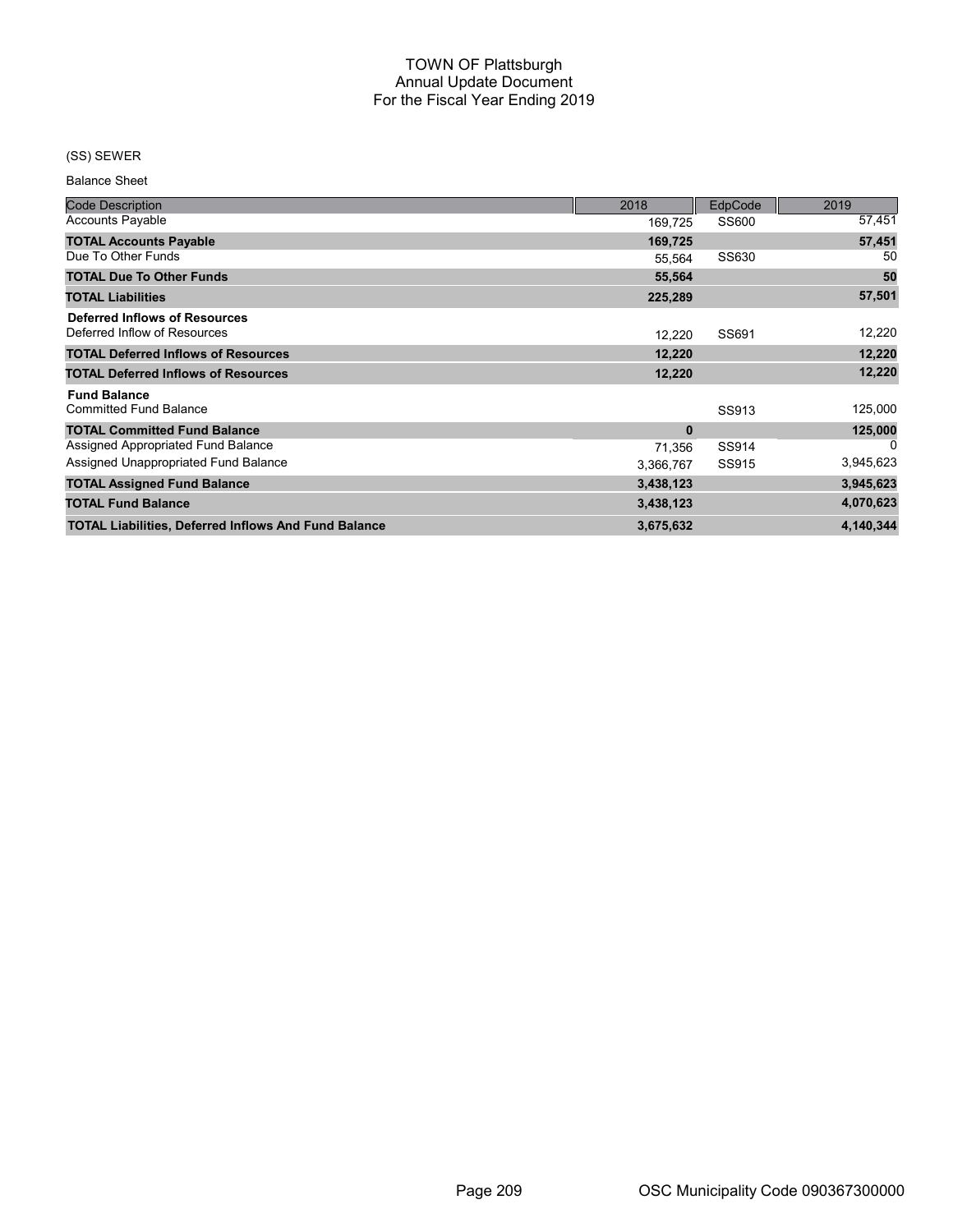# TOWN OF Plattsburgh
## Annual Update Document
## For the Fiscal Year Ending 2019

(SS) SEWER

Balance Sheet

| Code Description | 2018 | EdpCode | 2019 |
|---|---|---|---|
| Accounts Payable | 169,725 | SS600 | 57,451 |
| **TOTAL Accounts Payable** | **169,725** | | **57,451** |
| Due To Other Funds | 55,564 | SS630 | 50 |
| **TOTAL Due To Other Funds** | **55,564** | | **50** |
| **TOTAL Liabilities** | **225,289** | | **57,501** |
| **Deferred Inflows of Resources** | | | |
| Deferred Inflow of Resources | 12,220 | SS691 | 12,220 |
| **TOTAL Deferred Inflows of Resources** | **12,220** | | **12,220** |
| **TOTAL Deferred Inflows of Resources** | **12,220** | | **12,220** |
| **Fund Balance** | | | |
| Committed Fund Balance | | SS913 | 125,000 |
| **TOTAL Committed Fund Balance** | **0** | | **125,000** |
| Assigned Appropriated Fund Balance | 71,356 | SS914 | 0 |
| Assigned Unappropriated Fund Balance | 3,366,767 | SS915 | 3,945,623 |
| **TOTAL Assigned Fund Balance** | **3,438,123** | | **3,945,623** |
| **TOTAL Fund Balance** | **3,438,123** | | **4,070,623** |
| **TOTAL Liabilities, Deferred Inflows And Fund Balance** | **3,675,632** | | **4,140,344** |

OSC Municipality Code 090367300000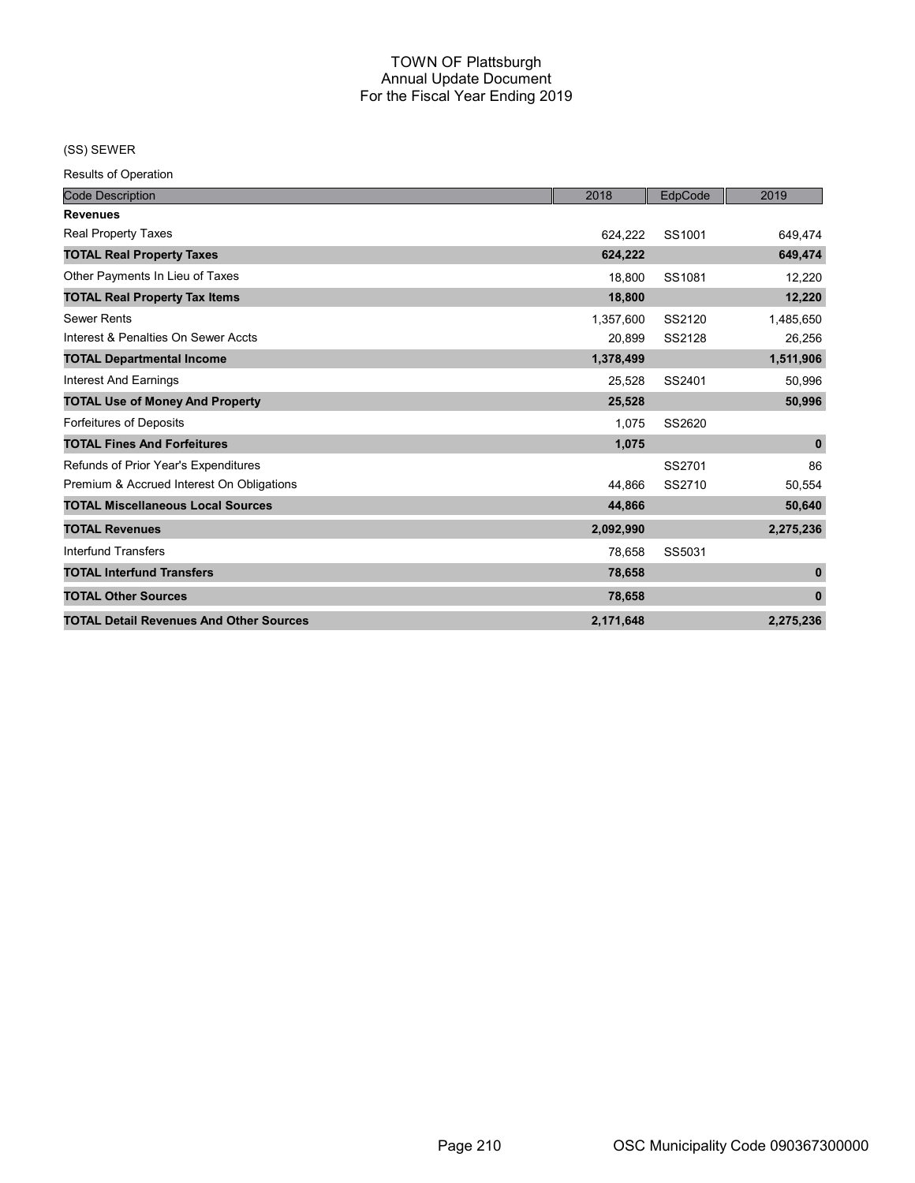# TOWN OF Plattsburgh
## Annual Update Document
## For the Fiscal Year Ending 2019

(SS) SEWER

Results of Operation

| Code Description | 2018 | EdpCode | 2019 |
|---|---|---|---|
| **Revenues** | | | |
| Real Property Taxes | 624,222 | SS1001 | 649,474 |
| **TOTAL Real Property Taxes** | **624,222** | | **649,474** |
| Other Payments In Lieu of Taxes | 18,800 | SS1081 | 12,220 |
| **TOTAL Real Property Tax Items** | **18,800** | | **12,220** |
| Sewer Rents | 1,357,600 | SS2120 | 1,485,650 |
| Interest & Penalties On Sewer Accts | 20,899 | SS2128 | 26,256 |
| **TOTAL Departmental Income** | **1,378,499** | | **1,511,906** |
| Interest And Earnings | 25,528 | SS2401 | 50,996 |
| **TOTAL Use of Money And Property** | **25,528** | | **50,996** |
| Forfeitures of Deposits | 1,075 | SS2620 | |
| **TOTAL Fines And Forfeitures** | **1,075** | | **0** |
| Refunds of Prior Year's Expenditures | | SS2701 | 86 |
| Premium & Accrued Interest On Obligations | 44,866 | SS2710 | 50,554 |
| **TOTAL Miscellaneous Local Sources** | **44,866** | | **50,640** |
| **TOTAL Revenues** | **2,092,990** | | **2,275,236** |
| Interfund Transfers | 78,658 | SS5031 | |
| **TOTAL Interfund Transfers** | **78,658** | | **0** |
| **TOTAL Other Sources** | **78,658** | | **0** |
| **TOTAL Detail Revenues And Other Sources** | **2,171,648** | | **2,275,236** |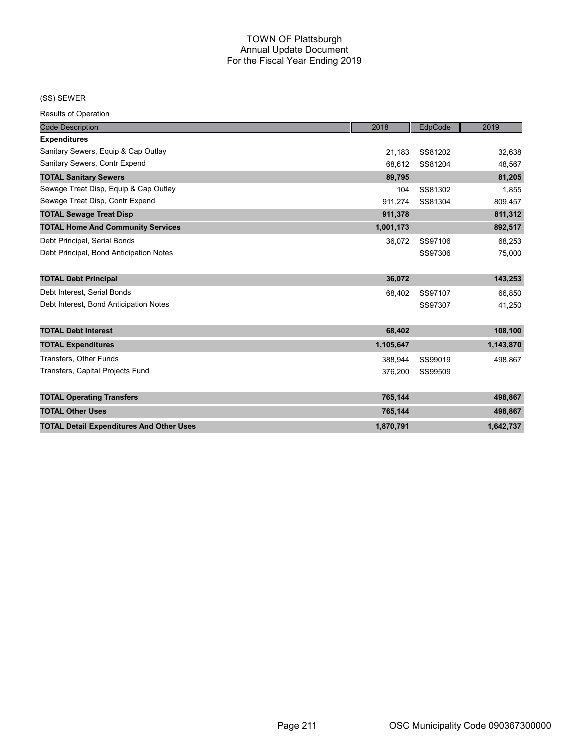# TOWN OF Plattsburgh
## Annual Update Document
## For the Fiscal Year Ending 2019

(SS) SEWER

Results of Operation

| Code Description | 2018 | EdpCode | 2019 |
|---|---|---|---|
| **Expenditures** | | | |
| Sanitary Sewers, Equip & Cap Outlay | 21,183 | SS81202 | 32,638 |
| Sanitary Sewers, Contr Expend | 68,612 | SS81204 | 48,567 |
| **TOTAL Sanitary Sewers** | **89,795** | | **81,205** |
| Sewage Treat Disp, Equip & Cap Outlay | 104 | SS81302 | 1,855 |
| Sewage Treat Disp, Contr Expend | 911,274 | SS81304 | 809,457 |
| **TOTAL Sewage Treat Disp** | **911,378** | | **811,312** |
| **TOTAL Home And Community Services** | **1,001,173** | | **892,517** |
| Debt Principal, Serial Bonds | 36,072 | SS97106 | 68,253 |
| Debt Principal, Bond Anticipation Notes | | SS97306 | 75,000 |
| **TOTAL Debt Principal** | **36,072** | | **143,253** |
| Debt Interest, Serial Bonds | 68,402 | SS97107 | 66,850 |
| Debt Interest, Bond Anticipation Notes | | SS97307 | 41,250 |
| **TOTAL Debt Interest** | **68,402** | | **108,100** |
| **TOTAL Expenditures** | **1,105,647** | | **1,143,870** |
| Transfers, Other Funds | 388,944 | SS99019 | 498,867 |
| Transfers, Capital Projects Fund | 376,200 | SS99509 | |
| **TOTAL Operating Transfers** | **765,144** | | **498,867** |
| **TOTAL Other Uses** | **765,144** | | **498,867** |
| **TOTAL Detail Expenditures And Other Uses** | **1,870,791** | | **1,642,737** |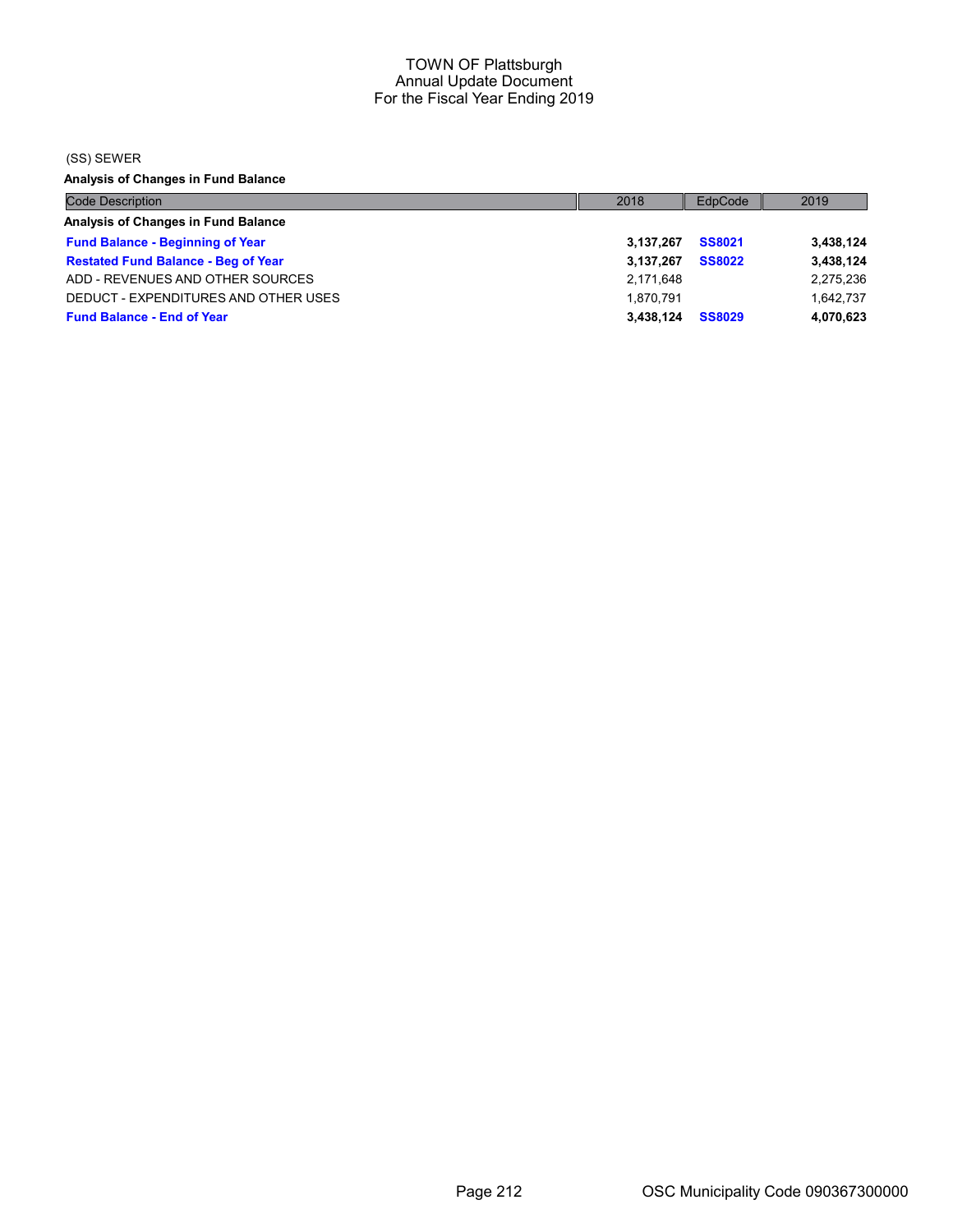TOWN OF Plattsburgh
Annual Update Document
For the Fiscal Year Ending 2019

(SS) SEWER

**Analysis of Changes in Fund Balance**

| Code Description | 2018 | EdpCode | 2019 |
|---|---|---|---|
| **Analysis of Changes in Fund Balance** | | | |
| **Fund Balance - Beginning of Year** | **3,137,267** | **SS8021** | **3,438,124** |
| **Restated Fund Balance - Beg of Year** | **3,137,267** | **SS8022** | **3,438,124** |
| ADD - REVENUES AND OTHER SOURCES | 2,171,648 | | 2,275,236 |
| DEDUCT - EXPENDITURES AND OTHER USES | 1,870,791 | | 1,642,737 |
| **Fund Balance - End of Year** | **3,438,124** | **SS8029** | **4,070,623** |

OSC Municipality Code 090367300000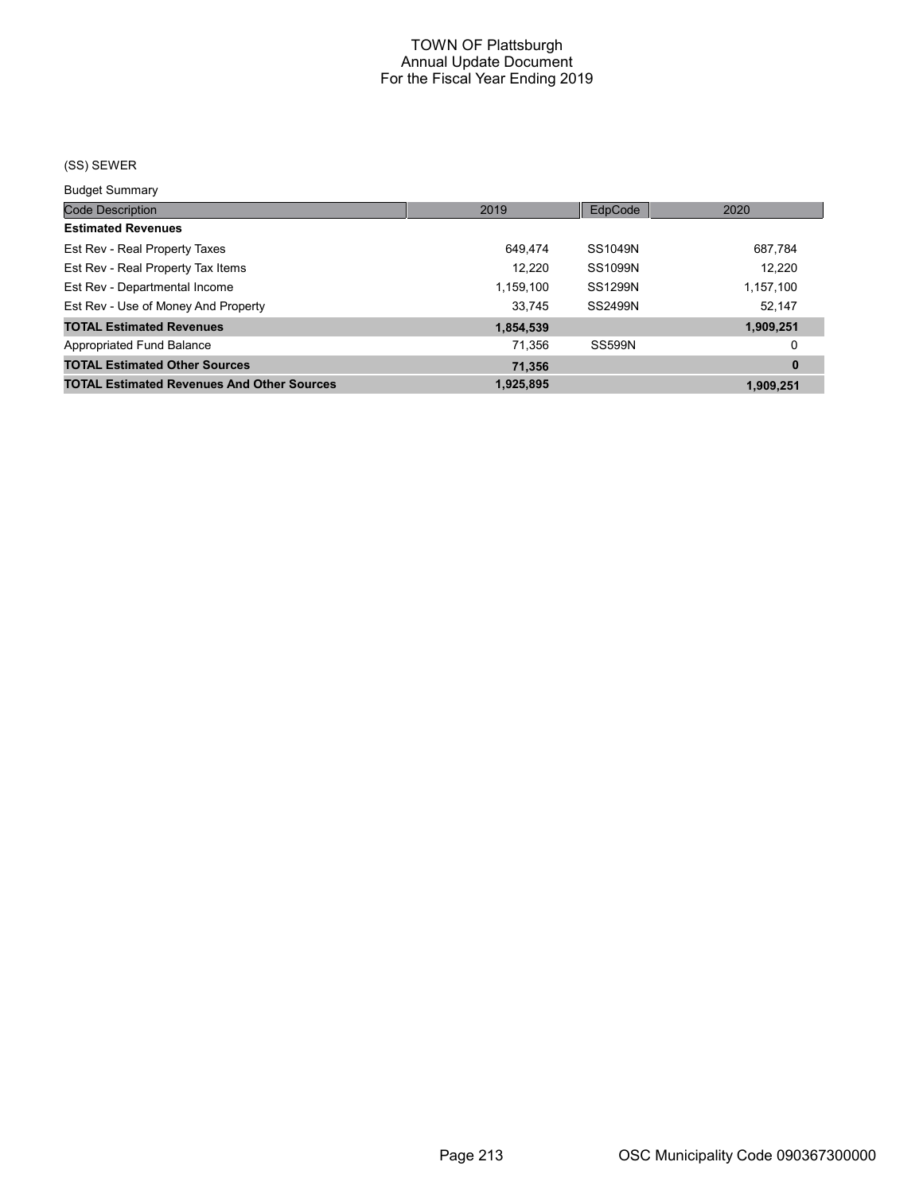TOWN OF Plattsburgh
Annual Update Document
For the Fiscal Year Ending 2019

(SS) SEWER

Budget Summary

| Code Description | 2019 | EdpCode | 2020 |
|---|---|---|---|
| **Estimated Revenues** | | | |
| Est Rev - Real Property Taxes | 649,474 | SS1049N | 687,784 |
| Est Rev - Real Property Tax Items | 12,220 | SS1099N | 12,220 |
| Est Rev - Departmental Income | 1,159,100 | SS1299N | 1,157,100 |
| Est Rev - Use of Money And Property | 33,745 | SS2499N | 52,147 |
| **TOTAL Estimated Revenues** | **1,854,539** | | **1,909,251** |
| Appropriated Fund Balance | 71,356 | SS599N | 0 |
| **TOTAL Estimated Other Sources** | **71,356** | | **0** |
| **TOTAL Estimated Revenues And Other Sources** | **1,925,895** | | **1,909,251** |

OSC Municipality Code 090367300000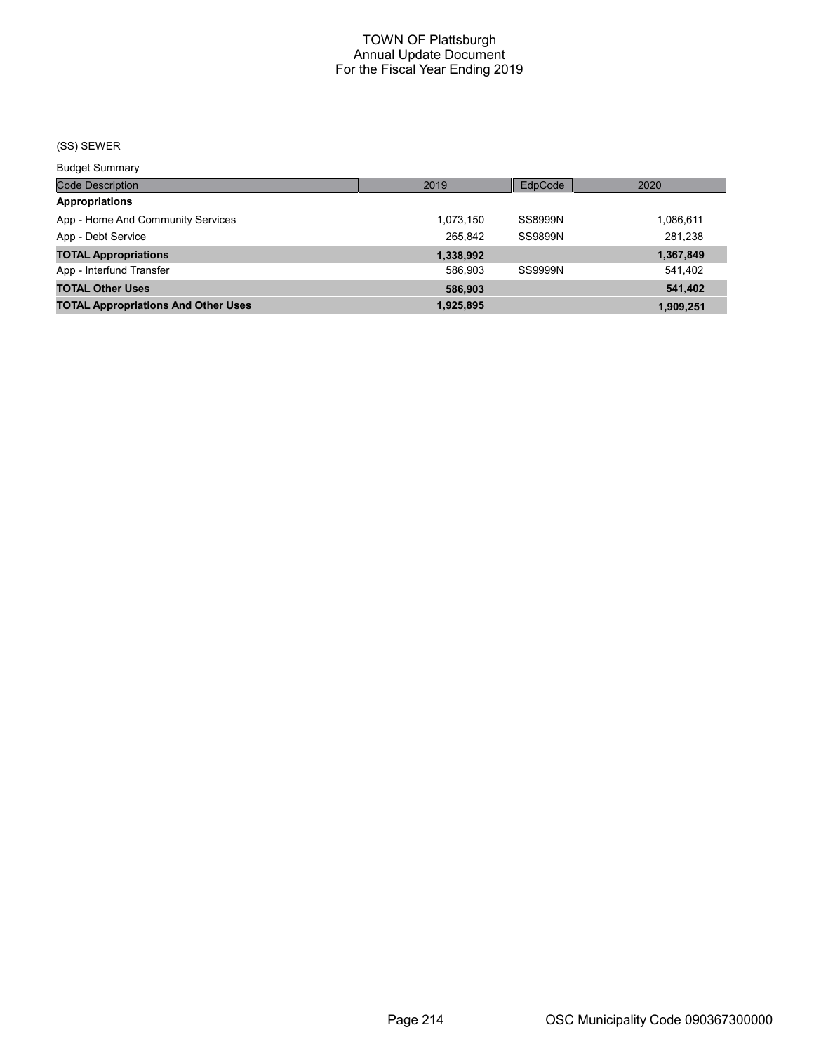# TOWN OF Plattsburgh
## Annual Update Document
## For the Fiscal Year Ending 2019

(SS) SEWER

Budget Summary

| Code Description | 2019 | EdpCode | 2020 |
|---|---|---|---|
| **Appropriations** | | | |
| App - Home And Community Services | 1,073,150 | SS8999N | 1,086,611 |
| App - Debt Service | 265,842 | SS9899N | 281,238 |
| **TOTAL Appropriations** | **1,338,992** | | **1,367,849** |
| App - Interfund Transfer | 586,903 | SS9999N | 541,402 |
| **TOTAL Other Uses** | **586,903** | | **541,402** |
| **TOTAL Appropriations And Other Uses** | **1,925,895** | | **1,909,251** |

OSC Municipality Code 090367300000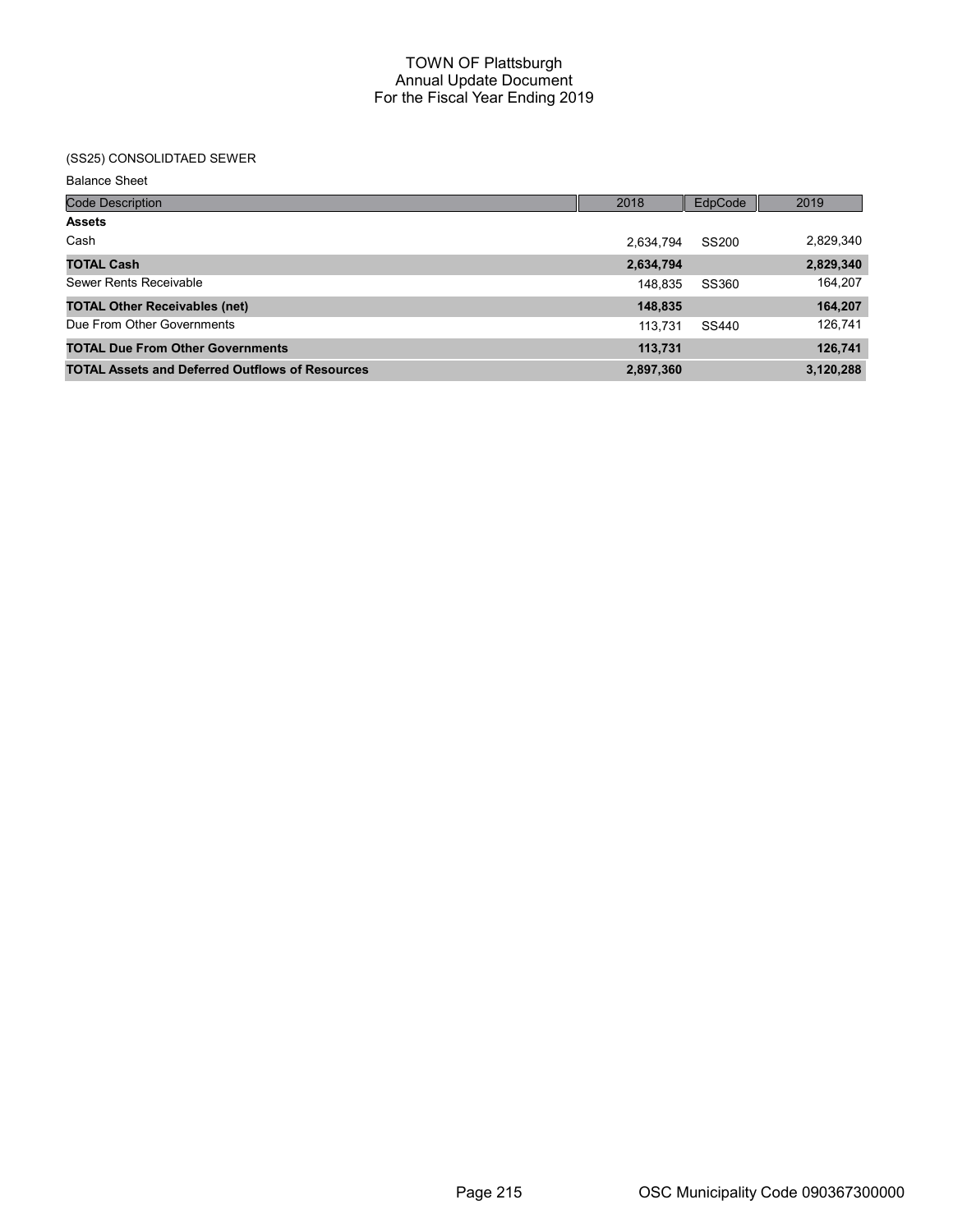# TOWN OF Plattsburgh
## Annual Update Document
## For the Fiscal Year Ending 2019

(SS25) CONSOLIDTAED SEWER

Balance Sheet

| Code Description | 2018 | EdpCode | 2019 |
|---|---|---|---|
| **Assets** | | | |
| Cash | 2,634,794 | SS200 | 2,829,340 |
| **TOTAL Cash** | **2,634,794** | | **2,829,340** |
| Sewer Rents Receivable | 148,835 | SS360 | 164,207 |
| **TOTAL Other Receivables (net)** | **148,835** | | **164,207** |
| Due From Other Governments | 113,731 | SS440 | 126,741 |
| **TOTAL Due From Other Governments** | **113,731** | | **126,741** |
| **TOTAL Assets and Deferred Outflows of Resources** | **2,897,360** | | **3,120,288** |

OSC Municipality Code 090367300000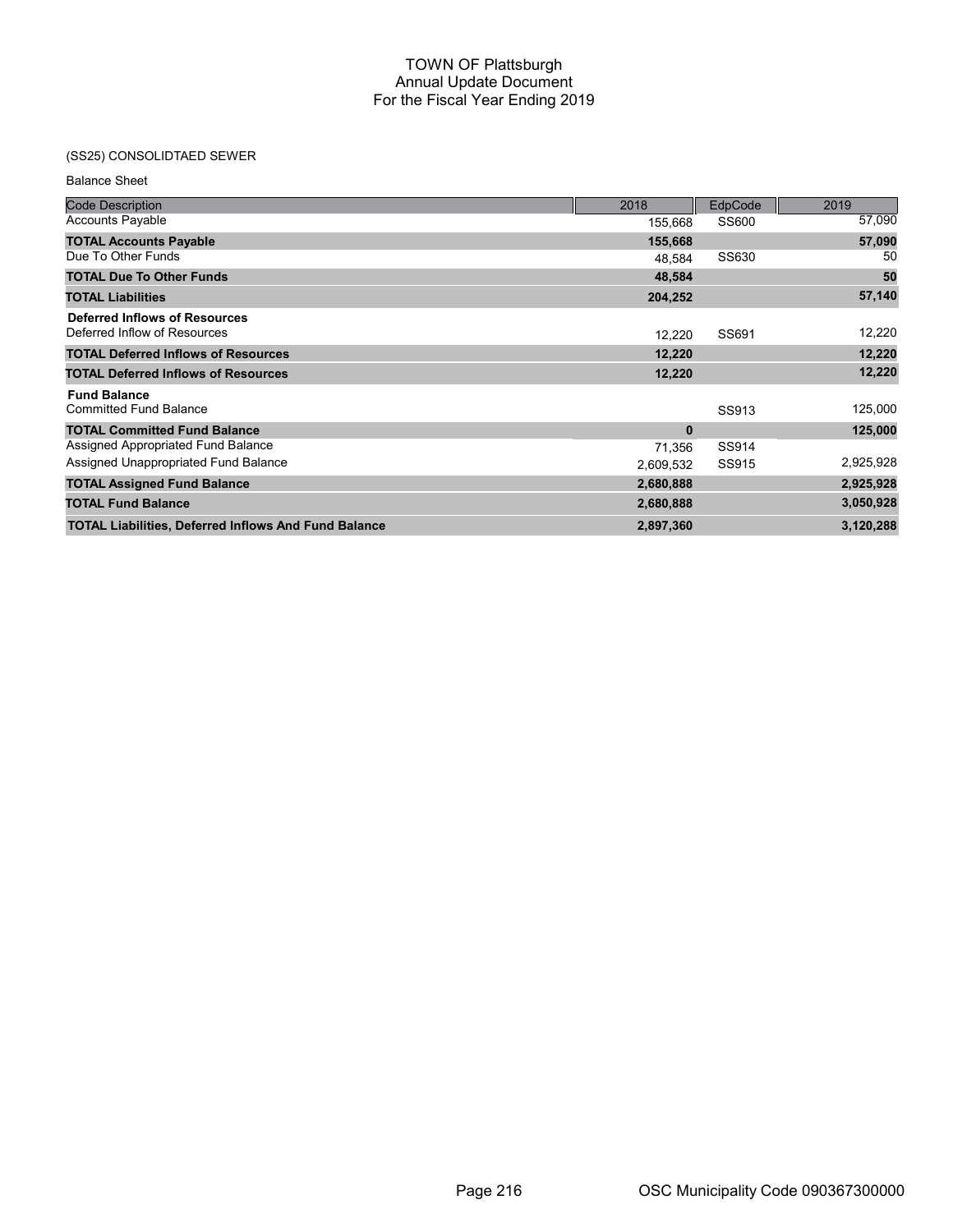TOWN OF Plattsburgh
Annual Update Document
For the Fiscal Year Ending 2019

(SS25) CONSOLIDTAED SEWER

Balance Sheet

| Code Description | 2018 | EdpCode | 2019 |
|---|---|---|---|
| Accounts Payable | 155,668 | SS600 | 57,090 |
| **TOTAL Accounts Payable** | **155,668** | | **57,090** |
| Due To Other Funds | 48,584 | SS630 | 50 |
| **TOTAL Due To Other Funds** | **48,584** | | **50** |
| **TOTAL Liabilities** | **204,252** | | **57,140** |
| **Deferred Inflows of Resources** | | | |
| Deferred Inflow of Resources | 12,220 | SS691 | 12,220 |
| **TOTAL Deferred Inflows of Resources** | **12,220** | | **12,220** |
| **TOTAL Deferred Inflows of Resources** | **12,220** | | **12,220** |
| **Fund Balance** | | | |
| Committed Fund Balance | | SS913 | 125,000 |
| **TOTAL Committed Fund Balance** | **0** | | **125,000** |
| Assigned Appropriated Fund Balance | 71,356 | SS914 | |
| Assigned Unappropriated Fund Balance | 2,609,532 | SS915 | 2,925,928 |
| **TOTAL Assigned Fund Balance** | **2,680,888** | | **2,925,928** |
| **TOTAL Fund Balance** | **2,680,888** | | **3,050,928** |
| **TOTAL Liabilities, Deferred Inflows And Fund Balance** | **2,897,360** | | **3,120,288** |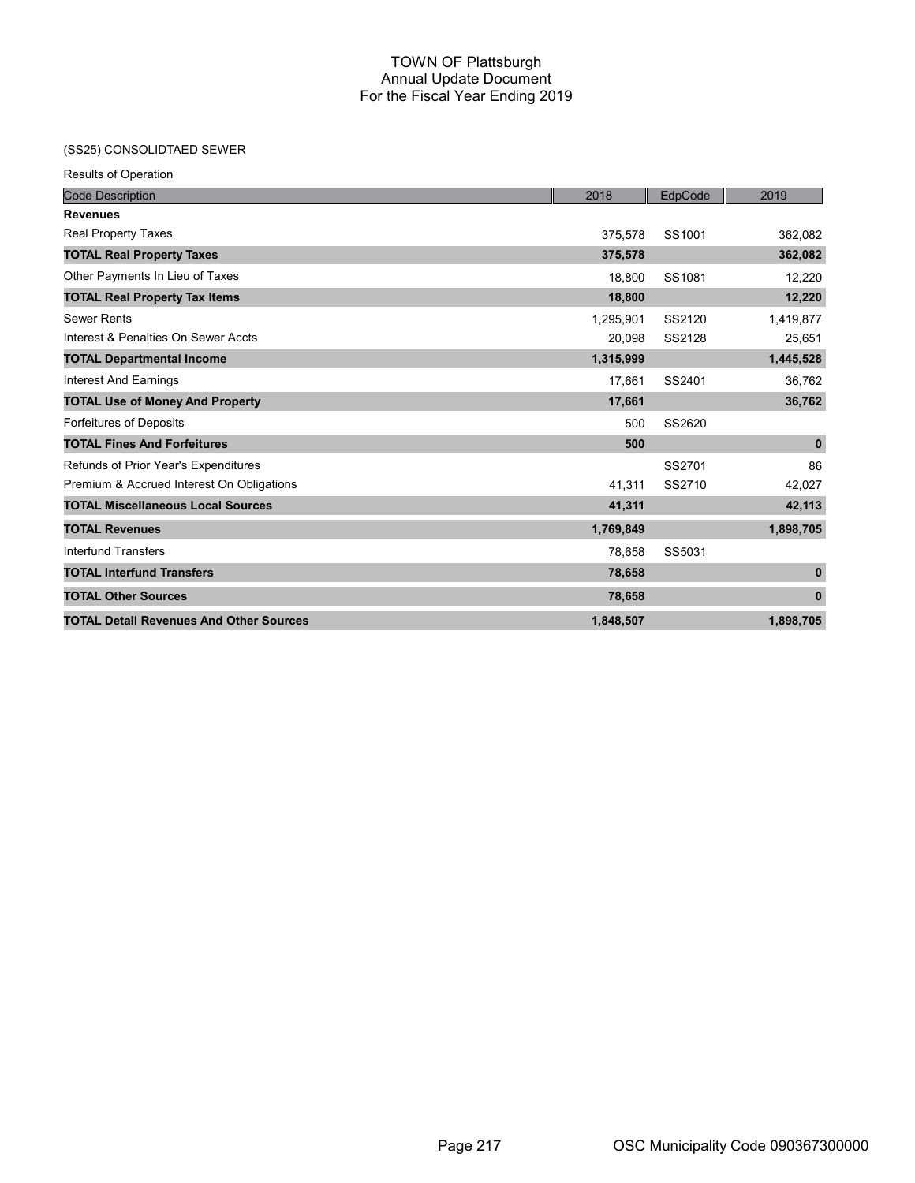# TOWN OF Plattsburgh
## Annual Update Document
## For the Fiscal Year Ending 2019

(SS25) CONSOLIDTAED SEWER

Results of Operation

| Code Description | 2018 | EdpCode | 2019 |
|---|---|---|---|
| **Revenues** | | | |
| Real Property Taxes | 375,578 | SS1001 | 362,082 |
| **TOTAL Real Property Taxes** | **375,578** | | **362,082** |
| Other Payments In Lieu of Taxes | 18,800 | SS1081 | 12,220 |
| **TOTAL Real Property Tax Items** | **18,800** | | **12,220** |
| Sewer Rents | 1,295,901 | SS2120 | 1,419,877 |
| Interest & Penalties On Sewer Accts | 20,098 | SS2128 | 25,651 |
| **TOTAL Departmental Income** | **1,315,999** | | **1,445,528** |
| Interest And Earnings | 17,661 | SS2401 | 36,762 |
| **TOTAL Use of Money And Property** | **17,661** | | **36,762** |
| Forfeitures of Deposits | 500 | SS2620 | |
| **TOTAL Fines And Forfeitures** | **500** | | **0** |
| Refunds of Prior Year's Expenditures | | SS2701 | 86 |
| Premium & Accrued Interest On Obligations | 41,311 | SS2710 | 42,027 |
| **TOTAL Miscellaneous Local Sources** | **41,311** | | **42,113** |
| **TOTAL Revenues** | **1,769,849** | | **1,898,705** |
| Interfund Transfers | 78,658 | SS5031 | |
| **TOTAL Interfund Transfers** | **78,658** | | **0** |
| **TOTAL Other Sources** | **78,658** | | **0** |
| **TOTAL Detail Revenues And Other Sources** | **1,848,507** | | **1,898,705** |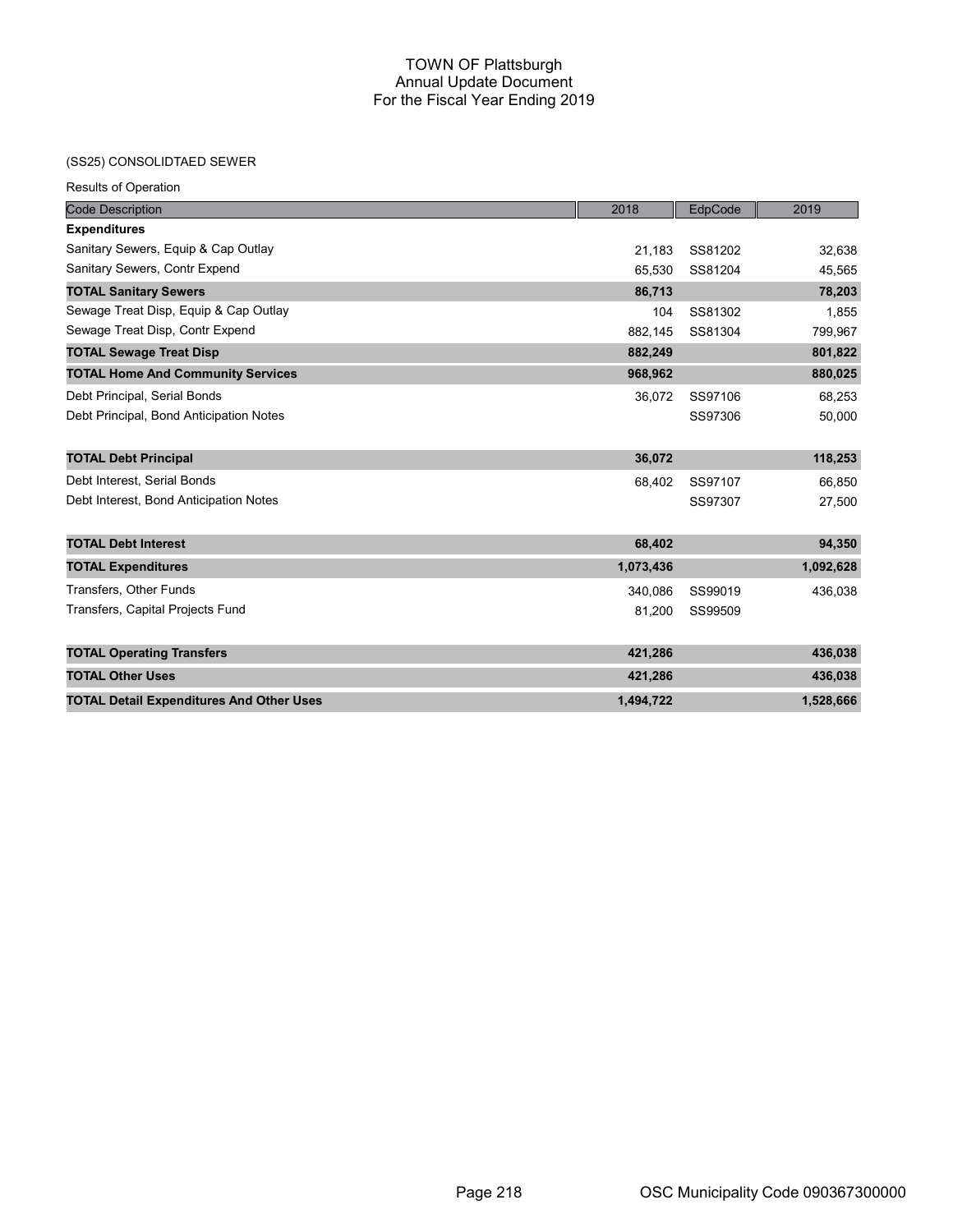# TOWN OF Plattsburgh
## Annual Update Document
## For the Fiscal Year Ending 2019

(SS25) CONSOLIDTAED SEWER

Results of Operation

| Code Description | 2018 | EdpCode | 2019 |
|---|---|---|---|
| **Expenditures** | | | |
| Sanitary Sewers, Equip & Cap Outlay | 21,183 | SS81202 | 32,638 |
| Sanitary Sewers, Contr Expend | 65,530 | SS81204 | 45,565 |
| **TOTAL Sanitary Sewers** | **86,713** | | **78,203** |
| Sewage Treat Disp, Equip & Cap Outlay | 104 | SS81302 | 1,855 |
| Sewage Treat Disp, Contr Expend | 882,145 | SS81304 | 799,967 |
| **TOTAL Sewage Treat Disp** | **882,249** | | **801,822** |
| **TOTAL Home And Community Services** | **968,962** | | **880,025** |
| Debt Principal, Serial Bonds | 36,072 | SS97106 | 68,253 |
| Debt Principal, Bond Anticipation Notes | | SS97306 | 50,000 |
| **TOTAL Debt Principal** | **36,072** | | **118,253** |
| Debt Interest, Serial Bonds | 68,402 | SS97107 | 66,850 |
| Debt Interest, Bond Anticipation Notes | | SS97307 | 27,500 |
| **TOTAL Debt Interest** | **68,402** | | **94,350** |
| **TOTAL Expenditures** | **1,073,436** | | **1,092,628** |
| Transfers, Other Funds | 340,086 | SS99019 | 436,038 |
| Transfers, Capital Projects Fund | 81,200 | SS99509 | |
| **TOTAL Operating Transfers** | **421,286** | | **436,038** |
| **TOTAL Other Uses** | **421,286** | | **436,038** |
| **TOTAL Detail Expenditures And Other Uses** | **1,494,722** | | **1,528,666** |

OSC Municipality Code 090367300000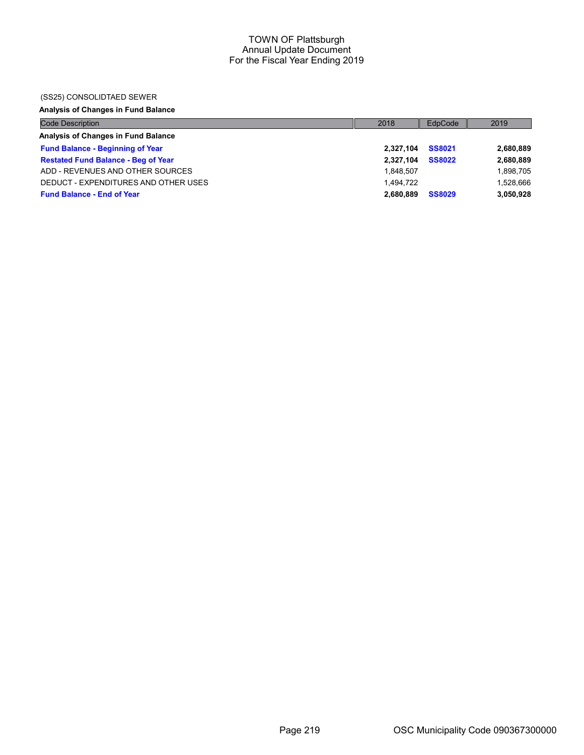# TOWN OF Plattsburgh
## Annual Update Document
## For the Fiscal Year Ending 2019

(SS25) CONSOLIDTAED SEWER

**Analysis of Changes in Fund Balance**

| Code Description | 2018 | EdpCode | 2019 |
|---|---|---|---|
| **Analysis of Changes in Fund Balance** | | | |
| **Fund Balance - Beginning of Year** | **2,327,104** | **SS8021** | **2,680,889** |
| **Restated Fund Balance - Beg of Year** | **2,327,104** | **SS8022** | **2,680,889** |
| ADD - REVENUES AND OTHER SOURCES | 1,848,507 | | 1,898,705 |
| DEDUCT - EXPENDITURES AND OTHER USES | 1,494,722 | | 1,528,666 |
| **Fund Balance - End of Year** | **2,680,889** | **SS8029** | **3,050,928** |

OSC Municipality Code 090367300000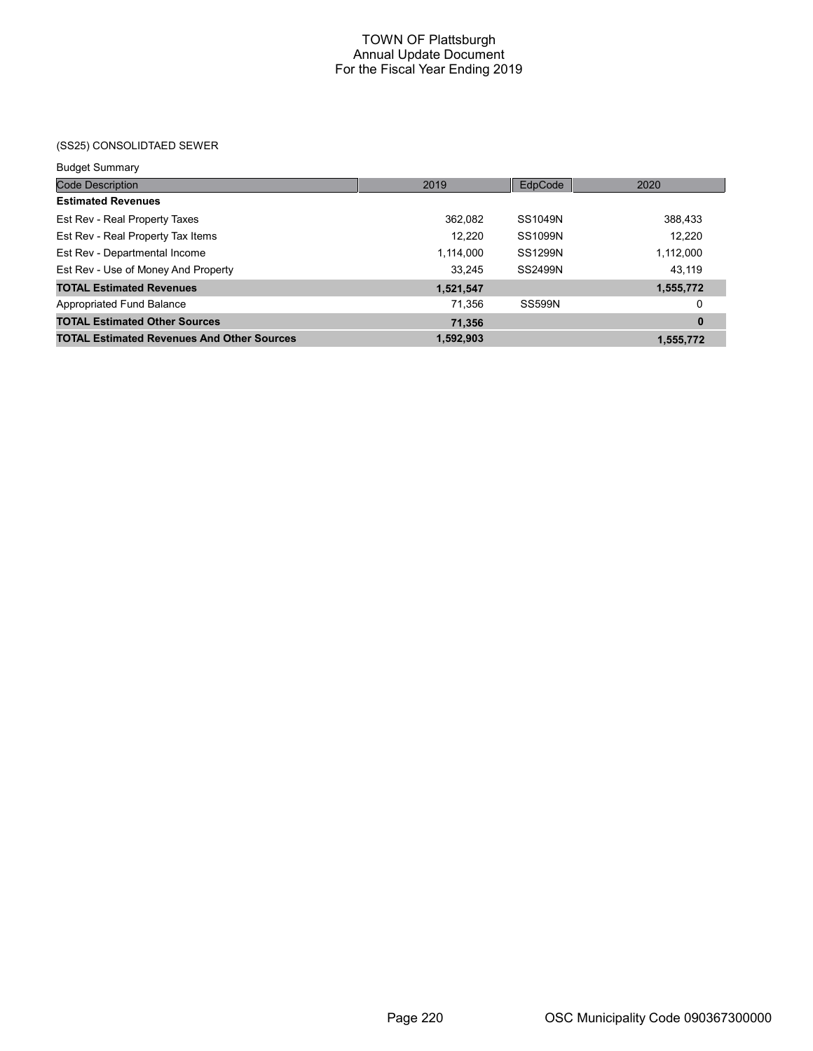# TOWN OF Plattsburgh
## Annual Update Document
## For the Fiscal Year Ending 2019

### (SS25) CONSOLIDTAED SEWER

Budget Summary

| Code Description | 2019 | EdpCode | 2020 |
|---|---|---|---|
| **Estimated Revenues** | | | |
| Est Rev - Real Property Taxes | 362,082 | SS1049N | 388,433 |
| Est Rev - Real Property Tax Items | 12,220 | SS1099N | 12,220 |
| Est Rev - Departmental Income | 1,114,000 | SS1299N | 1,112,000 |
| Est Rev - Use of Money And Property | 33,245 | SS2499N | 43,119 |
| **TOTAL Estimated Revenues** | **1,521,547** | | **1,555,772** |
| Appropriated Fund Balance | 71,356 | SS599N | 0 |
| **TOTAL Estimated Other Sources** | **71,356** | | **0** |
| **TOTAL Estimated Revenues And Other Sources** | **1,592,903** | | **1,555,772** |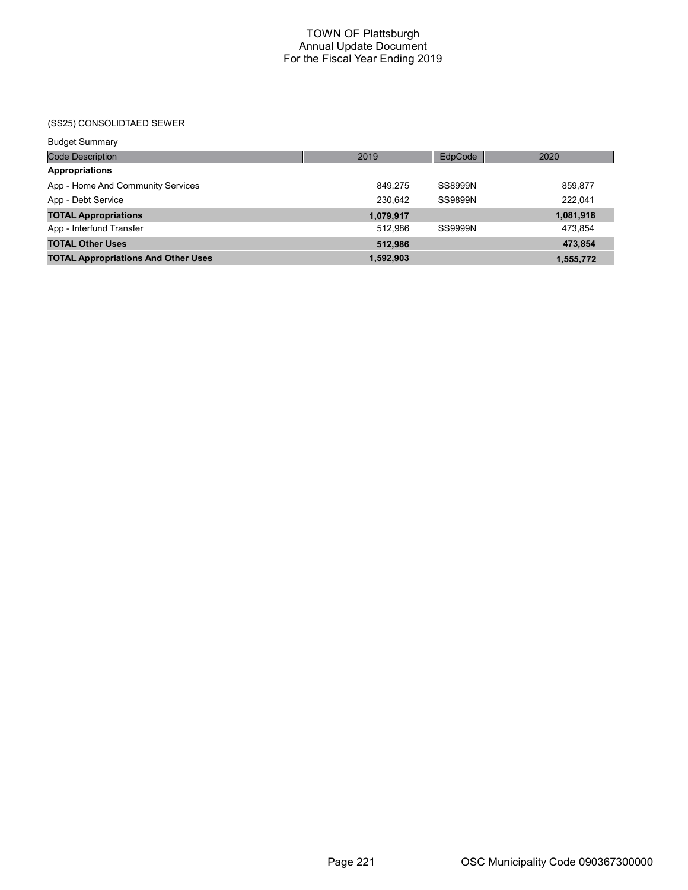TOWN OF Plattsburgh
Annual Update Document
For the Fiscal Year Ending 2019

(SS25) CONSOLIDTAED SEWER

Budget Summary

| Code Description | 2019 | EdpCode | 2020 |
|---|---|---|---|
| **Appropriations** | | | |
| App - Home And Community Services | 849,275 | SS8999N | 859,877 |
| App - Debt Service | 230,642 | SS9899N | 222,041 |
| **TOTAL Appropriations** | **1,079,917** | | **1,081,918** |
| App - Interfund Transfer | 512,986 | SS9999N | 473,854 |
| **TOTAL Other Uses** | **512,986** | | **473,854** |
| **TOTAL Appropriations And Other Uses** | **1,592,903** | | **1,555,772** |

OSC Municipality Code 090367300000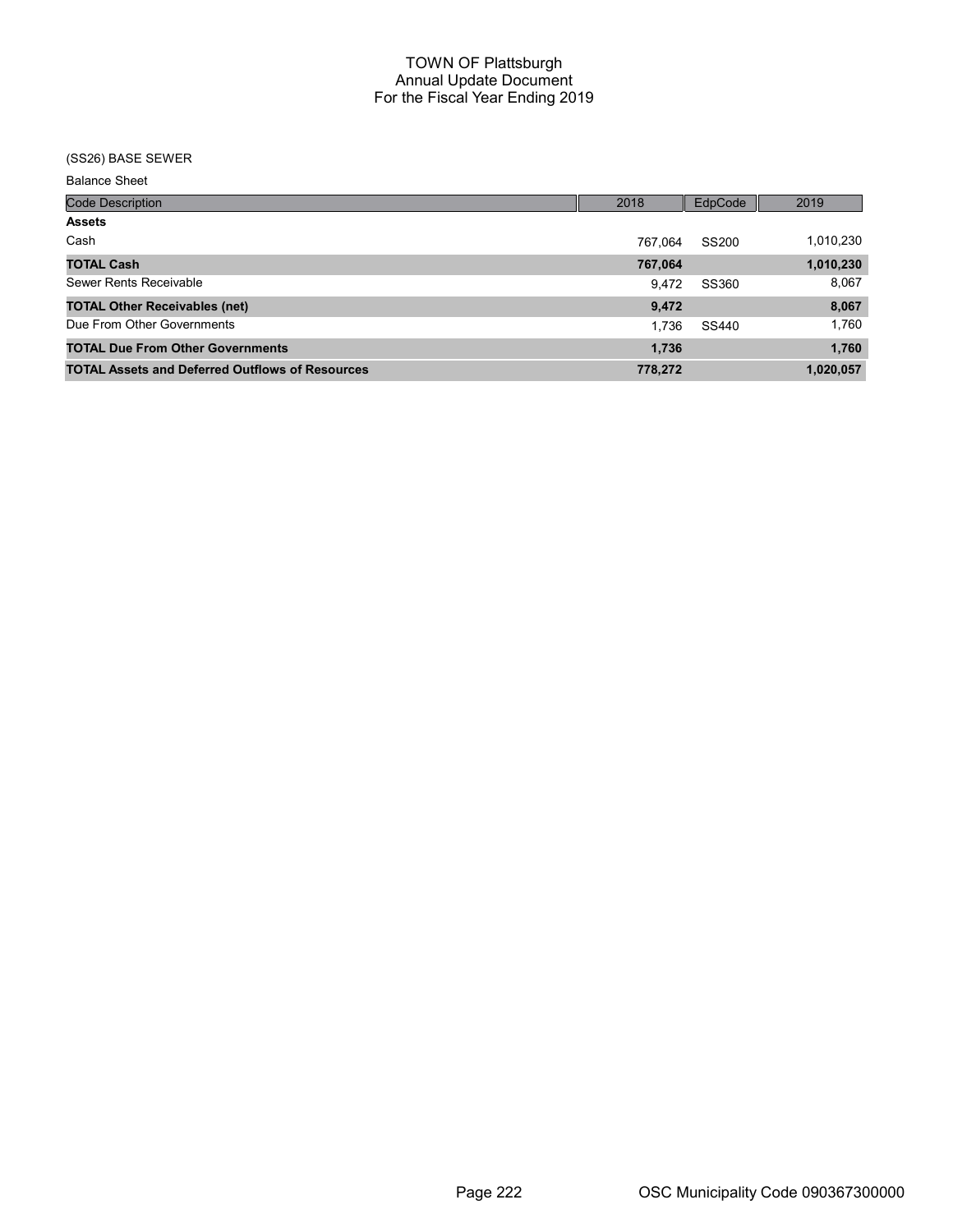# TOWN OF Plattsburgh
## Annual Update Document
## For the Fiscal Year Ending 2019

(SS26) BASE SEWER

Balance Sheet

| Code Description | 2018 | EdpCode | 2019 |
|---|---|---|---|
| **Assets** | | | |
| Cash | 767,064 | SS200 | 1,010,230 |
| **TOTAL Cash** | **767,064** | | **1,010,230** |
| Sewer Rents Receivable | 9,472 | SS360 | 8,067 |
| **TOTAL Other Receivables (net)** | **9,472** | | **8,067** |
| Due From Other Governments | 1,736 | SS440 | 1,760 |
| **TOTAL Due From Other Governments** | **1,736** | | **1,760** |
| **TOTAL Assets and Deferred Outflows of Resources** | **778,272** | | **1,020,057** |

OSC Municipality Code 090367300000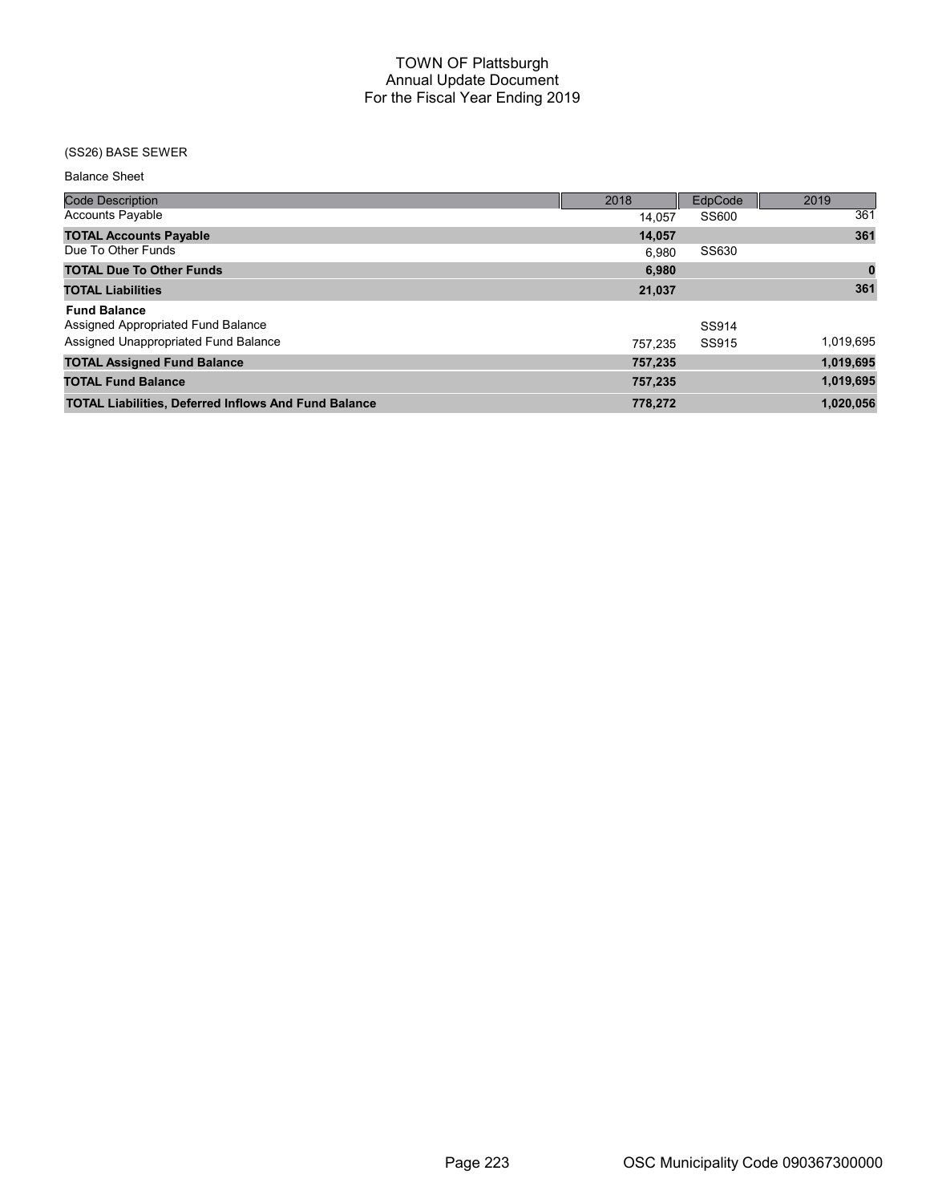# TOWN OF Plattsburgh
## Annual Update Document
## For the Fiscal Year Ending 2019

(SS26) BASE SEWER

Balance Sheet

| Code Description | 2018 | EdpCode | 2019 |
|---|---|---|---|
| Accounts Payable | 14,057 | SS600 | 361 |
| **TOTAL Accounts Payable** | **14,057** | | **361** |
| Due To Other Funds | 6,980 | SS630 | |
| **TOTAL Due To Other Funds** | **6,980** | | **0** |
| **TOTAL Liabilities** | **21,037** | | **361** |
| **Fund Balance** | | | |
| Assigned Appropriated Fund Balance | | SS914 | |
| Assigned Unappropriated Fund Balance | 757,235 | SS915 | 1,019,695 |
| **TOTAL Assigned Fund Balance** | **757,235** | | **1,019,695** |
| **TOTAL Fund Balance** | **757,235** | | **1,019,695** |
| **TOTAL Liabilities, Deferred Inflows And Fund Balance** | **778,272** | | **1,020,056** |

OSC Municipality Code 090367300000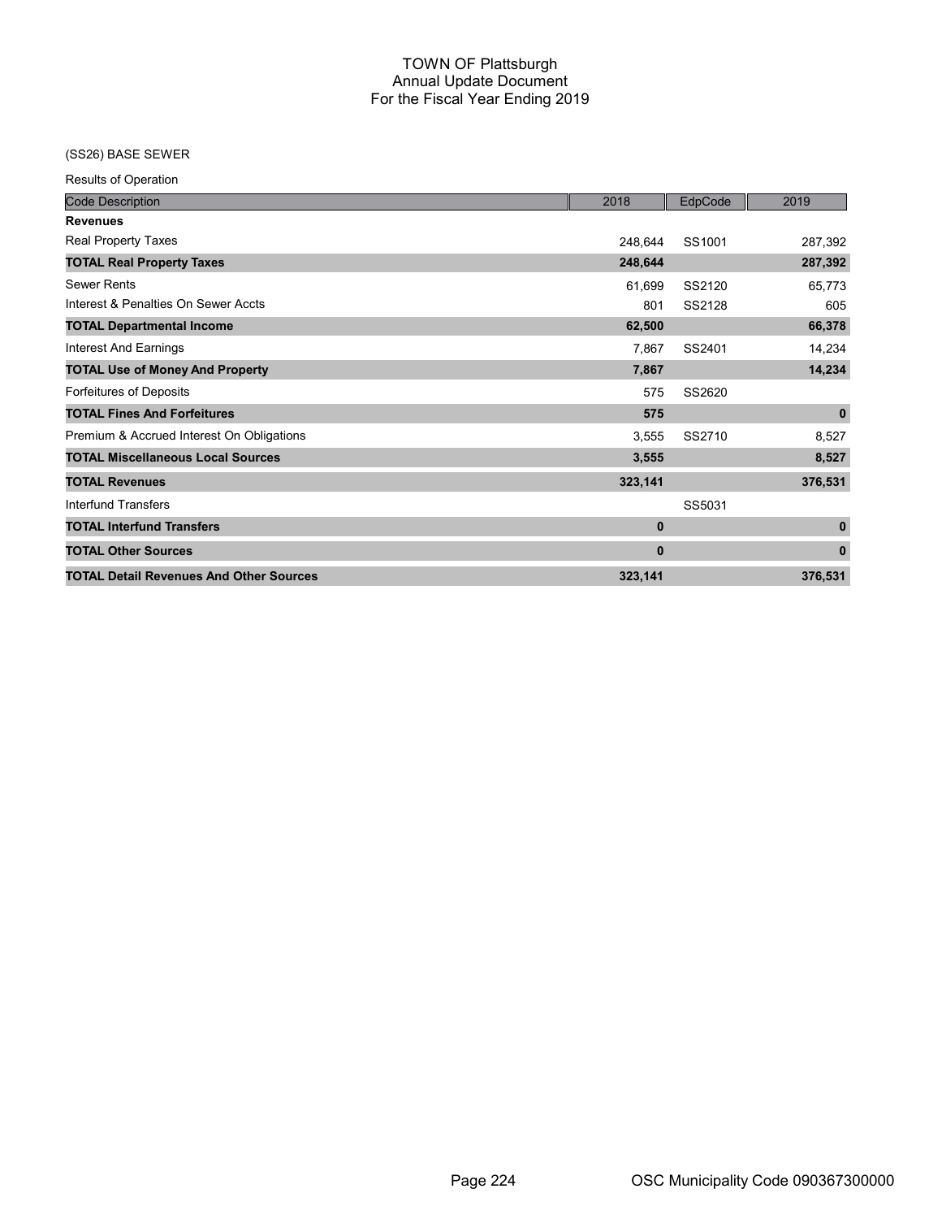# TOWN OF Plattsburgh
## Annual Update Document
## For the Fiscal Year Ending 2019

(SS26) BASE SEWER

Results of Operation

| Code Description | 2018 | EdpCode | 2019 |
|---|---|---|---|
| **Revenues** | | | |
| Real Property Taxes | 248,644 | SS1001 | 287,392 |
| **TOTAL Real Property Taxes** | **248,644** | | **287,392** |
| Sewer Rents | 61,699 | SS2120 | 65,773 |
| Interest & Penalties On Sewer Accts | 801 | SS2128 | 605 |
| **TOTAL Departmental Income** | **62,500** | | **66,378** |
| Interest And Earnings | 7,867 | SS2401 | 14,234 |
| **TOTAL Use of Money And Property** | **7,867** | | **14,234** |
| Forfeitures of Deposits | 575 | SS2620 | |
| **TOTAL Fines And Forfeitures** | **575** | | **0** |
| Premium & Accrued Interest On Obligations | 3,555 | SS2710 | 8,527 |
| **TOTAL Miscellaneous Local Sources** | **3,555** | | **8,527** |
| **TOTAL Revenues** | **323,141** | | **376,531** |
| Interfund Transfers | | SS5031 | |
| **TOTAL Interfund Transfers** | **0** | | **0** |
| **TOTAL Other Sources** | **0** | | **0** |
| **TOTAL Detail Revenues And Other Sources** | **323,141** | | **376,531** |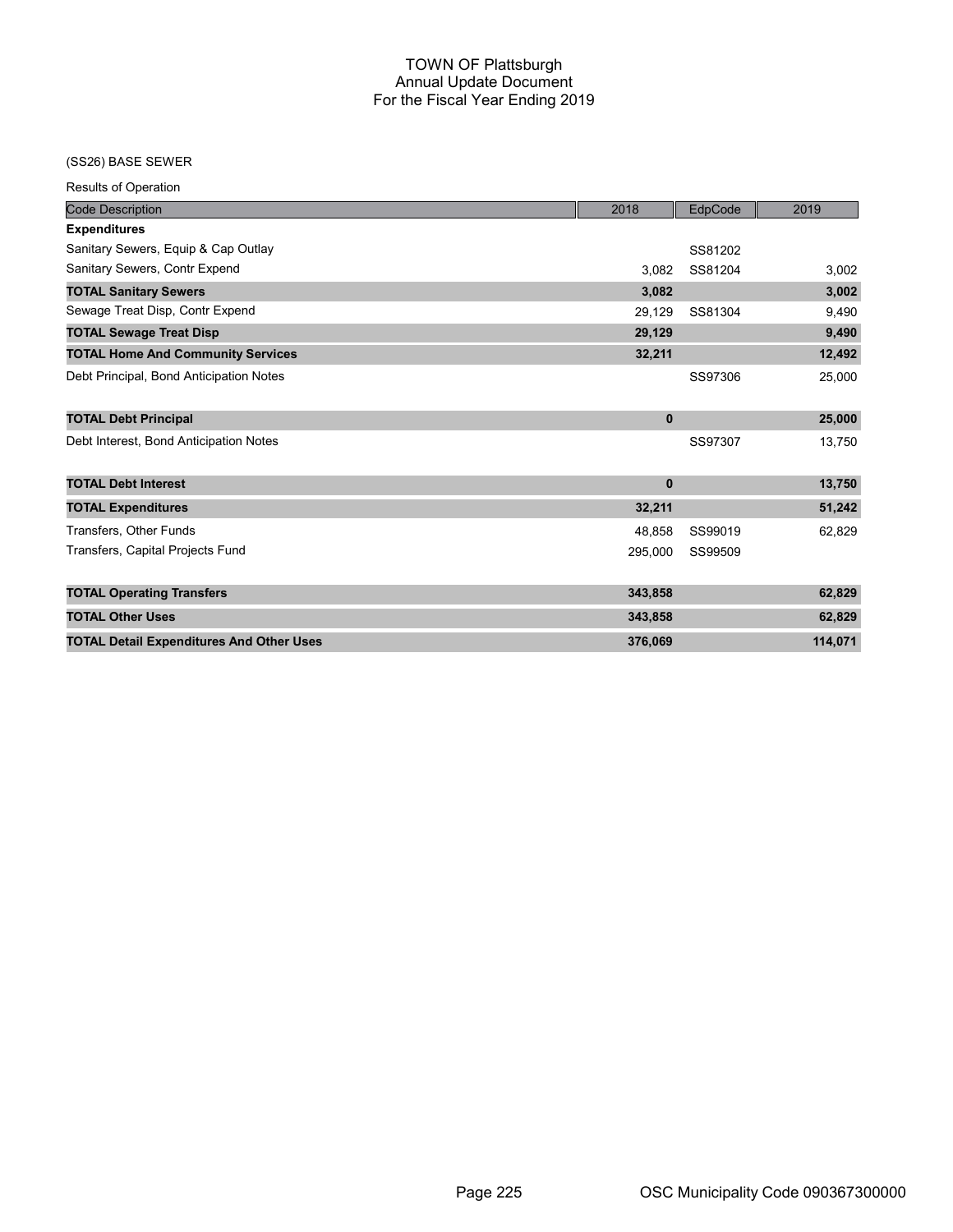# TOWN OF Plattsburgh
## Annual Update Document
## For the Fiscal Year Ending 2019

(SS26) BASE SEWER

Results of Operation

| Code Description | 2018 | EdpCode | 2019 |
|---|---|---|---|
| **Expenditures** | | | |
| Sanitary Sewers, Equip & Cap Outlay | | SS81202 | |
| Sanitary Sewers, Contr Expend | 3,082 | SS81204 | 3,002 |
| **TOTAL Sanitary Sewers** | **3,082** | | **3,002** |
| Sewage Treat Disp, Contr Expend | 29,129 | SS81304 | 9,490 |
| **TOTAL Sewage Treat Disp** | **29,129** | | **9,490** |
| **TOTAL Home And Community Services** | **32,211** | | **12,492** |
| Debt Principal, Bond Anticipation Notes | | SS97306 | 25,000 |
| **TOTAL Debt Principal** | **0** | | **25,000** |
| Debt Interest, Bond Anticipation Notes | | SS97307 | 13,750 |
| **TOTAL Debt Interest** | **0** | | **13,750** |
| **TOTAL Expenditures** | **32,211** | | **51,242** |
| Transfers, Other Funds | 48,858 | SS99019 | 62,829 |
| Transfers, Capital Projects Fund | 295,000 | SS99509 | |
| **TOTAL Operating Transfers** | **343,858** | | **62,829** |
| **TOTAL Other Uses** | **343,858** | | **62,829** |
| **TOTAL Detail Expenditures And Other Uses** | **376,069** | | **114,071** |

OSC Municipality Code 090367300000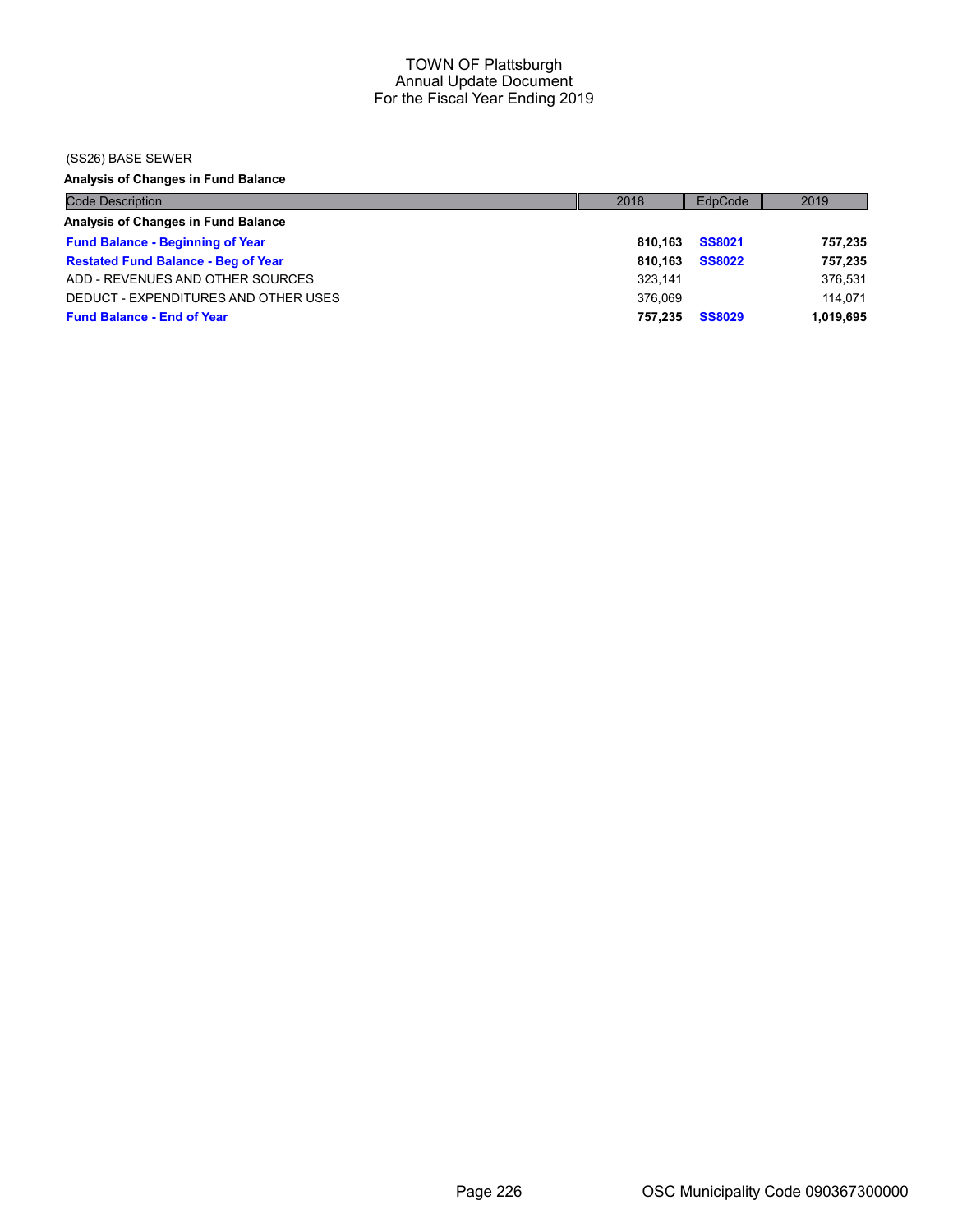# TOWN OF Plattsburgh
## Annual Update Document
## For the Fiscal Year Ending 2019

(SS26) BASE SEWER

**Analysis of Changes in Fund Balance**

| Code Description | 2018 | EdpCode | 2019 |
|---|---|---|---|
| **Analysis of Changes in Fund Balance** | | | |
| **Fund Balance - Beginning of Year** | **810,163** | **SS8021** | **757,235** |
| **Restated Fund Balance - Beg of Year** | **810,163** | **SS8022** | **757,235** |
| ADD - REVENUES AND OTHER SOURCES | 323,141 | | 376,531 |
| DEDUCT - EXPENDITURES AND OTHER USES | 376,069 | | 114,071 |
| **Fund Balance - End of Year** | **757,235** | **SS8029** | **1,019,695** |

OSC Municipality Code 090367300000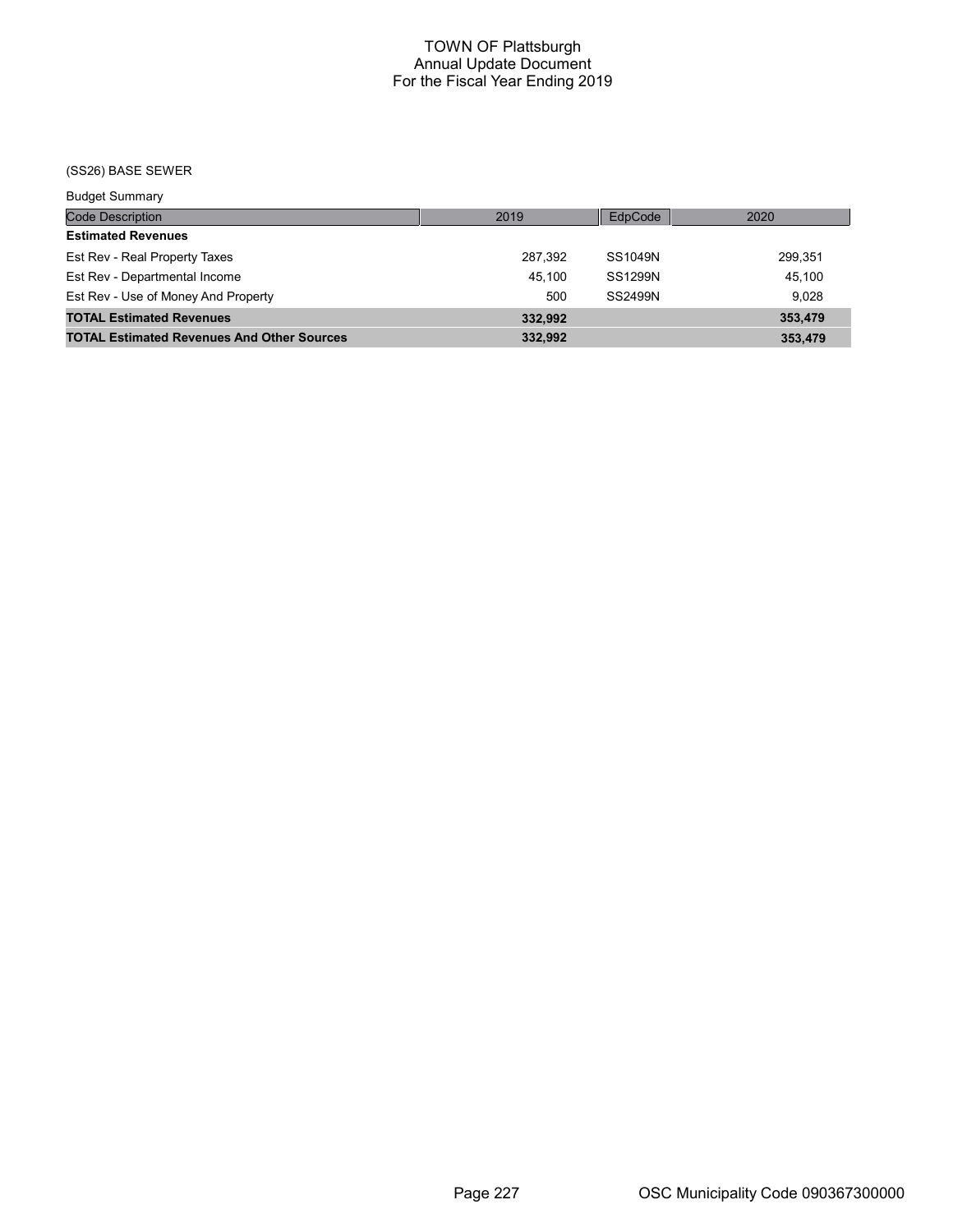# TOWN OF Plattsburgh
## Annual Update Document
## For the Fiscal Year Ending 2019

(SS26) BASE SEWER

Budget Summary

| Code Description | 2019 | EdpCode | 2020 |
|---|---|---|---|
| **Estimated Revenues** | | | |
| Est Rev - Real Property Taxes | 287,392 | SS1049N | 299,351 |
| Est Rev - Departmental Income | 45,100 | SS1299N | 45,100 |
| Est Rev - Use of Money And Property | 500 | SS2499N | 9,028 |
| **TOTAL Estimated Revenues** | **332,992** | | **353,479** |
| **TOTAL Estimated Revenues And Other Sources** | **332,992** | | **353,479** |

OSC Municipality Code 090367300000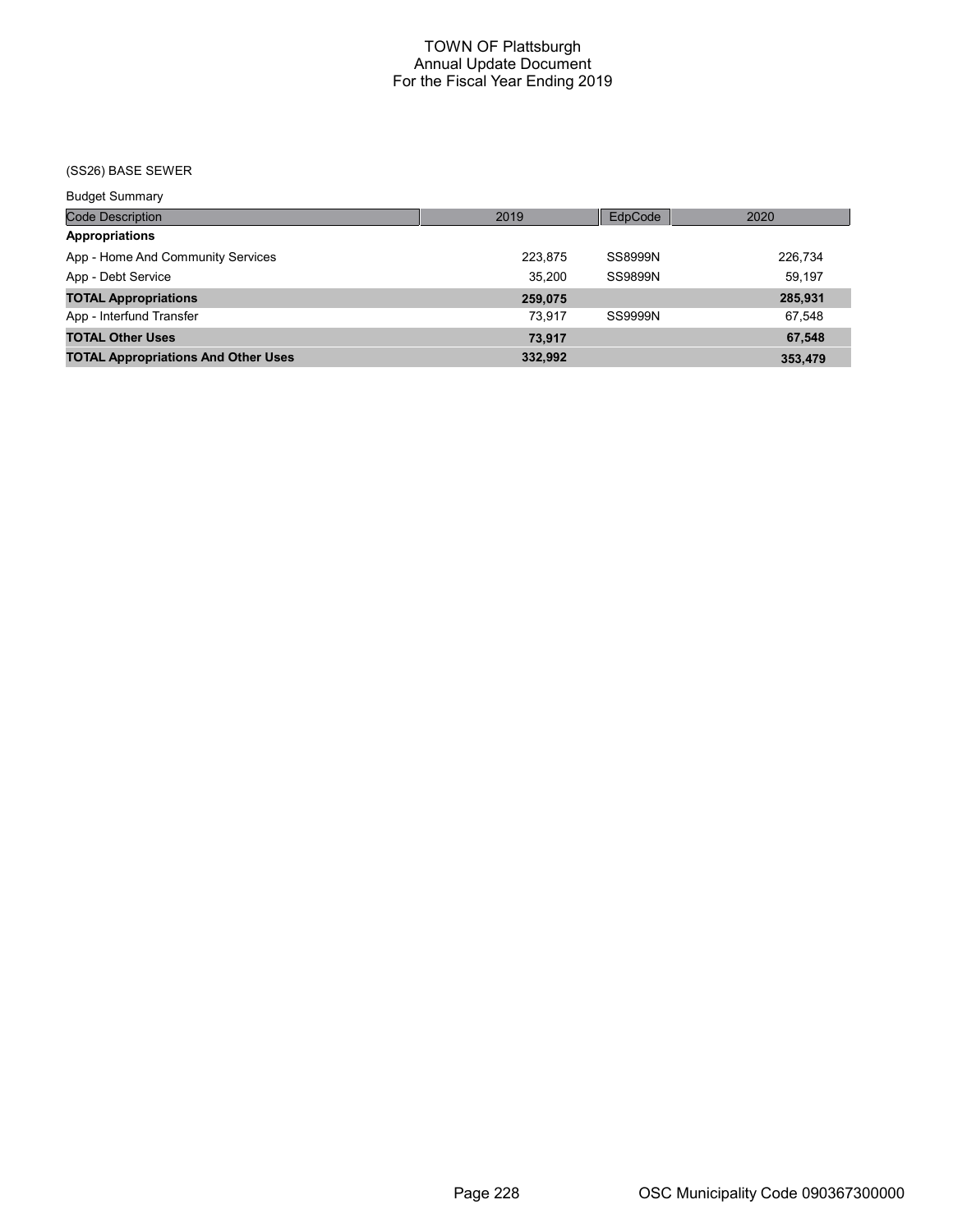(SS26) BASE SEWER

Budget Summary

| Code Description | 2019 | EdpCode | 2020 |
|---|---|---|---|
| **Appropriations** | | | |
| App - Home And Community Services | 223,875 | SS8999N | 226,734 |
| App - Debt Service | 35,200 | SS9899N | 59,197 |
| **TOTAL Appropriations** | **259,075** | | **285,931** |
| App - Interfund Transfer | 73,917 | SS9999N | 67,548 |
| **TOTAL Other Uses** | **73,917** | | **67,548** |
| **TOTAL Appropriations And Other Uses** | **332,992** | | **353,479** |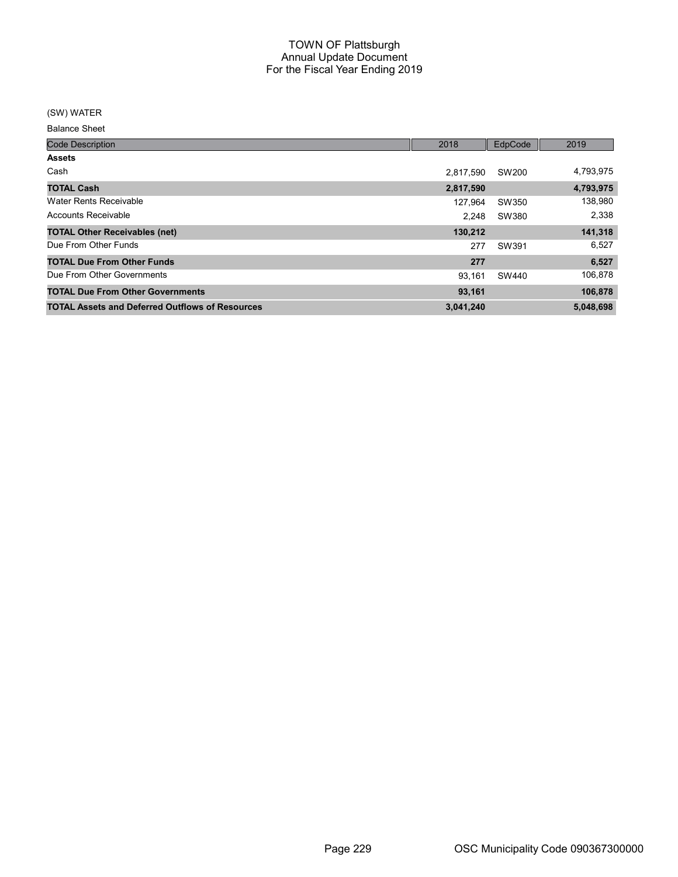# TOWN OF Plattsburgh
## Annual Update Document
## For the Fiscal Year Ending 2019

(SW) WATER

Balance Sheet

| Code Description | 2018 | EdpCode | 2019 |
|---|---|---|---|
| **Assets** | | | |
| Cash | 2,817,590 | SW200 | 4,793,975 |
| **TOTAL Cash** | **2,817,590** | | **4,793,975** |
| Water Rents Receivable | 127,964 | SW350 | 138,980 |
| Accounts Receivable | 2,248 | SW380 | 2,338 |
| **TOTAL Other Receivables (net)** | **130,212** | | **141,318** |
| Due From Other Funds | 277 | SW391 | 6,527 |
| **TOTAL Due From Other Funds** | **277** | | **6,527** |
| Due From Other Governments | 93,161 | SW440 | 106,878 |
| **TOTAL Due From Other Governments** | **93,161** | | **106,878** |
| **TOTAL Assets and Deferred Outflows of Resources** | **3,041,240** | | **5,048,698** |

OSC Municipality Code 090367300000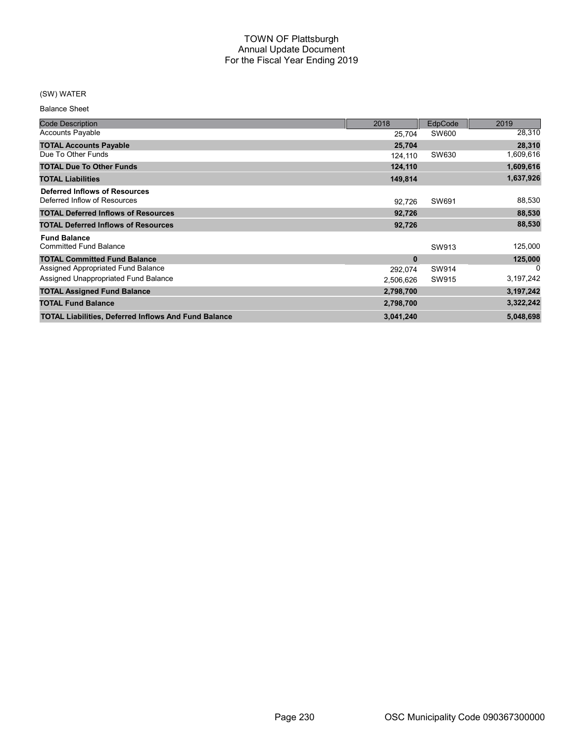# TOWN OF Plattsburgh
## Annual Update Document
## For the Fiscal Year Ending 2019

(SW) WATER

Balance Sheet

| Code Description | 2018 | EdpCode | 2019 |
|---|---|---|---|
| Accounts Payable | 25,704 | SW600 | 28,310 |
| **TOTAL Accounts Payable** | **25,704** | | **28,310** |
| Due To Other Funds | 124,110 | SW630 | 1,609,616 |
| **TOTAL Due To Other Funds** | **124,110** | | **1,609,616** |
| **TOTAL Liabilities** | **149,814** | | **1,637,926** |
| **Deferred Inflows of Resources** | | | |
| Deferred Inflow of Resources | 92,726 | SW691 | 88,530 |
| **TOTAL Deferred Inflows of Resources** | **92,726** | | **88,530** |
| **TOTAL Deferred Inflows of Resources** | **92,726** | | **88,530** |
| **Fund Balance** | | | |
| Committed Fund Balance | | SW913 | 125,000 |
| **TOTAL Committed Fund Balance** | **0** | | **125,000** |
| Assigned Appropriated Fund Balance | 292,074 | SW914 | 0 |
| Assigned Unappropriated Fund Balance | 2,506,626 | SW915 | 3,197,242 |
| **TOTAL Assigned Fund Balance** | **2,798,700** | | **3,197,242** |
| **TOTAL Fund Balance** | **2,798,700** | | **3,322,242** |
| **TOTAL Liabilities, Deferred Inflows And Fund Balance** | **3,041,240** | | **5,048,698** |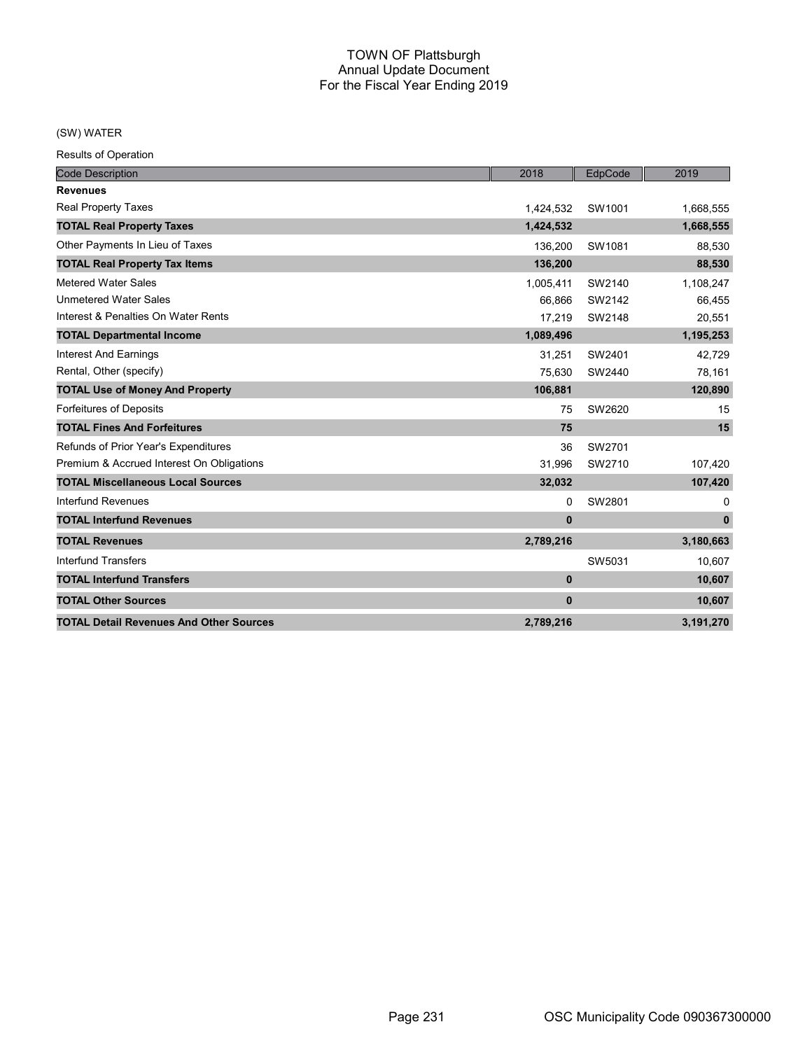# TOWN OF Plattsburgh
## Annual Update Document
## For the Fiscal Year Ending 2019

(SW) WATER

Results of Operation

| Code Description | 2018 | EdpCode | 2019 |
|---|---|---|---|
| **Revenues** | | | |
| Real Property Taxes | 1,424,532 | SW1001 | 1,668,555 |
| **TOTAL Real Property Taxes** | **1,424,532** | | **1,668,555** |
| Other Payments In Lieu of Taxes | 136,200 | SW1081 | 88,530 |
| **TOTAL Real Property Tax Items** | **136,200** | | **88,530** |
| Metered Water Sales | 1,005,411 | SW2140 | 1,108,247 |
| Unmetered Water Sales | 66,866 | SW2142 | 66,455 |
| Interest & Penalties On Water Rents | 17,219 | SW2148 | 20,551 |
| **TOTAL Departmental Income** | **1,089,496** | | **1,195,253** |
| Interest And Earnings | 31,251 | SW2401 | 42,729 |
| Rental, Other (specify) | 75,630 | SW2440 | 78,161 |
| **TOTAL Use of Money And Property** | **106,881** | | **120,890** |
| Forfeitures of Deposits | 75 | SW2620 | 15 |
| **TOTAL Fines And Forfeitures** | **75** | | **15** |
| Refunds of Prior Year's Expenditures | 36 | SW2701 | |
| Premium & Accrued Interest On Obligations | 31,996 | SW2710 | 107,420 |
| **TOTAL Miscellaneous Local Sources** | **32,032** | | **107,420** |
| Interfund Revenues | 0 | SW2801 | 0 |
| **TOTAL Interfund Revenues** | **0** | | **0** |
| **TOTAL Revenues** | **2,789,216** | | **3,180,663** |
| Interfund Transfers | | SW5031 | 10,607 |
| **TOTAL Interfund Transfers** | **0** | | **10,607** |
| **TOTAL Other Sources** | **0** | | **10,607** |
| **TOTAL Detail Revenues And Other Sources** | **2,789,216** | | **3,191,270** |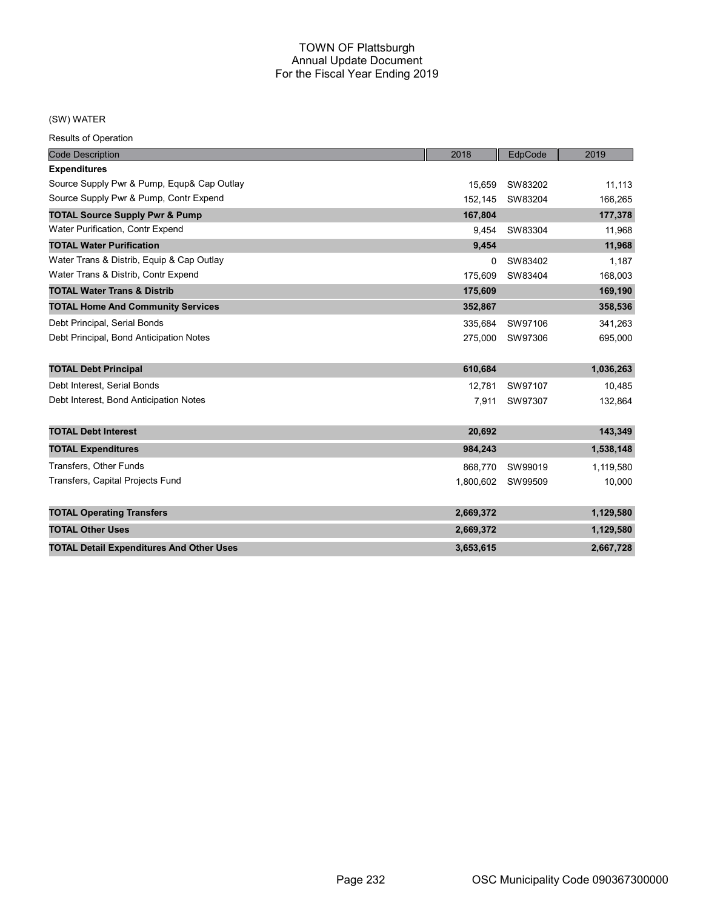# TOWN OF Plattsburgh
## Annual Update Document
## For the Fiscal Year Ending 2019

(SW) WATER

Results of Operation

| Code Description | 2018 | EdpCode | 2019 |
|---|---|---|---|
| **Expenditures** | | | |
| Source Supply Pwr & Pump, Equp& Cap Outlay | 15,659 | SW83202 | 11,113 |
| Source Supply Pwr & Pump, Contr Expend | 152,145 | SW83204 | 166,265 |
| **TOTAL Source Supply Pwr & Pump** | **167,804** | | **177,378** |
| Water Purification, Contr Expend | 9,454 | SW83304 | 11,968 |
| **TOTAL Water Purification** | **9,454** | | **11,968** |
| Water Trans & Distrib, Equip & Cap Outlay | 0 | SW83402 | 1,187 |
| Water Trans & Distrib, Contr Expend | 175,609 | SW83404 | 168,003 |
| **TOTAL Water Trans & Distrib** | **175,609** | | **169,190** |
| **TOTAL Home And Community Services** | **352,867** | | **358,536** |
| Debt Principal, Serial Bonds | 335,684 | SW97106 | 341,263 |
| Debt Principal, Bond Anticipation Notes | 275,000 | SW97306 | 695,000 |
| **TOTAL Debt Principal** | **610,684** | | **1,036,263** |
| Debt Interest, Serial Bonds | 12,781 | SW97107 | 10,485 |
| Debt Interest, Bond Anticipation Notes | 7,911 | SW97307 | 132,864 |
| **TOTAL Debt Interest** | **20,692** | | **143,349** |
| **TOTAL Expenditures** | **984,243** | | **1,538,148** |
| Transfers, Other Funds | 868,770 | SW99019 | 1,119,580 |
| Transfers, Capital Projects Fund | 1,800,602 | SW99509 | 10,000 |
| **TOTAL Operating Transfers** | **2,669,372** | | **1,129,580** |
| **TOTAL Other Uses** | **2,669,372** | | **1,129,580** |
| **TOTAL Detail Expenditures And Other Uses** | **3,653,615** | | **2,667,728** |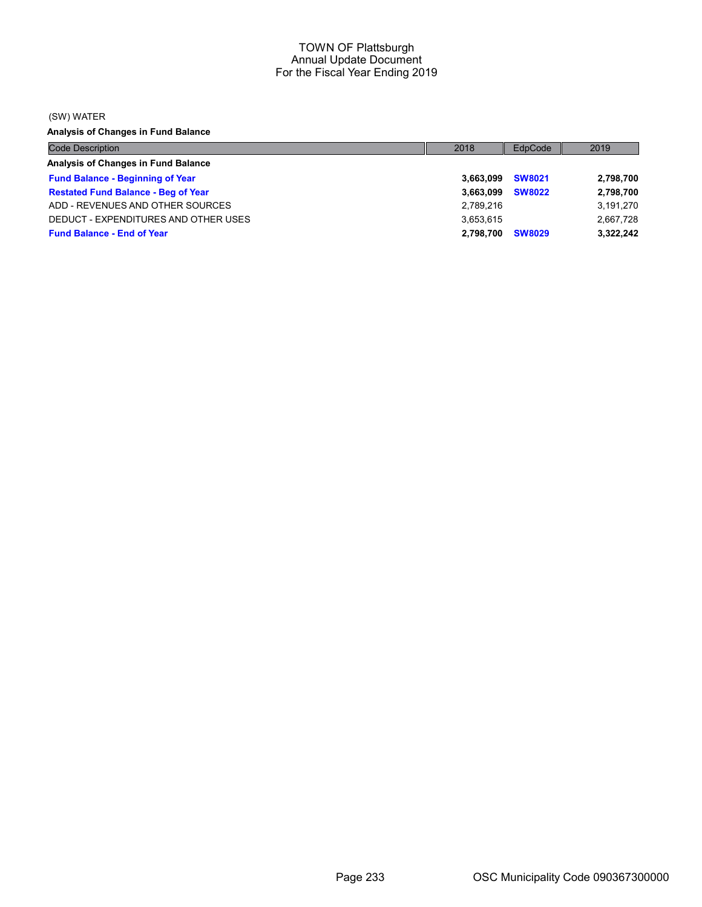# TOWN OF Plattsburgh
## Annual Update Document
## For the Fiscal Year Ending 2019

(SW) WATER

**Analysis of Changes in Fund Balance**

| Code Description | 2018 | EdpCode | 2019 |
|---|---|---|---|
| **Analysis of Changes in Fund Balance** | | | |
| **Fund Balance - Beginning of Year** | **3,663,099** | **SW8021** | **2,798,700** |
| **Restated Fund Balance - Beg of Year** | **3,663,099** | **SW8022** | **2,798,700** |
| ADD - REVENUES AND OTHER SOURCES | 2,789,216 | | 3,191,270 |
| DEDUCT - EXPENDITURES AND OTHER USES | 3,653,615 | | 2,667,728 |
| **Fund Balance - End of Year** | **2,798,700** | **SW8029** | **3,322,242** |

OSC Municipality Code 090367300000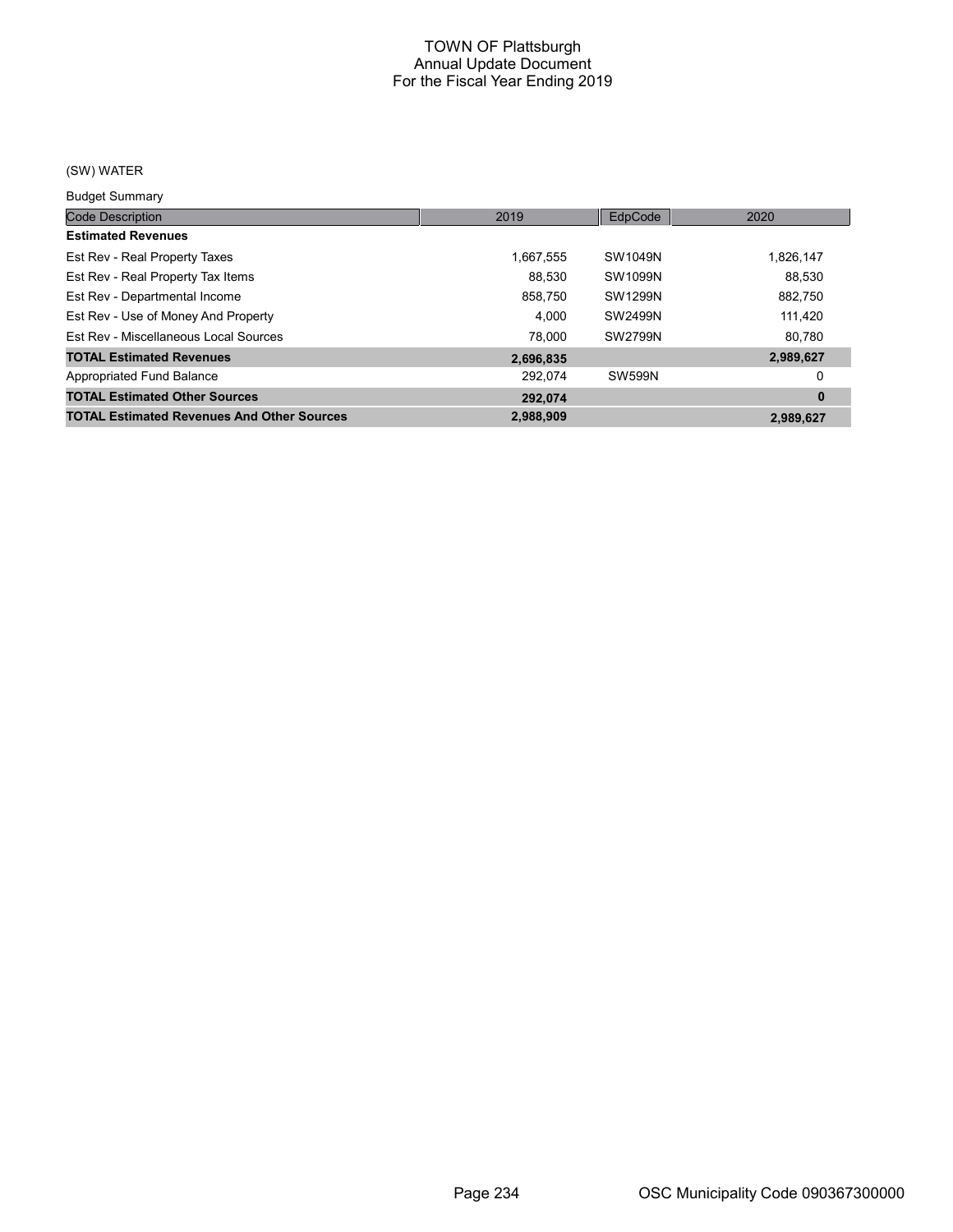# TOWN OF Plattsburgh
## Annual Update Document
## For the Fiscal Year Ending 2019

(SW) WATER

Budget Summary

| Code Description | 2019 | EdpCode | 2020 |
|---|---|---|---|
| **Estimated Revenues** | | | |
| Est Rev - Real Property Taxes | 1,667,555 | SW1049N | 1,826,147 |
| Est Rev - Real Property Tax Items | 88,530 | SW1099N | 88,530 |
| Est Rev - Departmental Income | 858,750 | SW1299N | 882,750 |
| Est Rev - Use of Money And Property | 4,000 | SW2499N | 111,420 |
| Est Rev - Miscellaneous Local Sources | 78,000 | SW2799N | 80,780 |
| **TOTAL Estimated Revenues** | **2,696,835** | | **2,989,627** |
| Appropriated Fund Balance | 292,074 | SW599N | 0 |
| **TOTAL Estimated Other Sources** | **292,074** | | **0** |
| **TOTAL Estimated Revenues And Other Sources** | **2,988,909** | | **2,989,627** |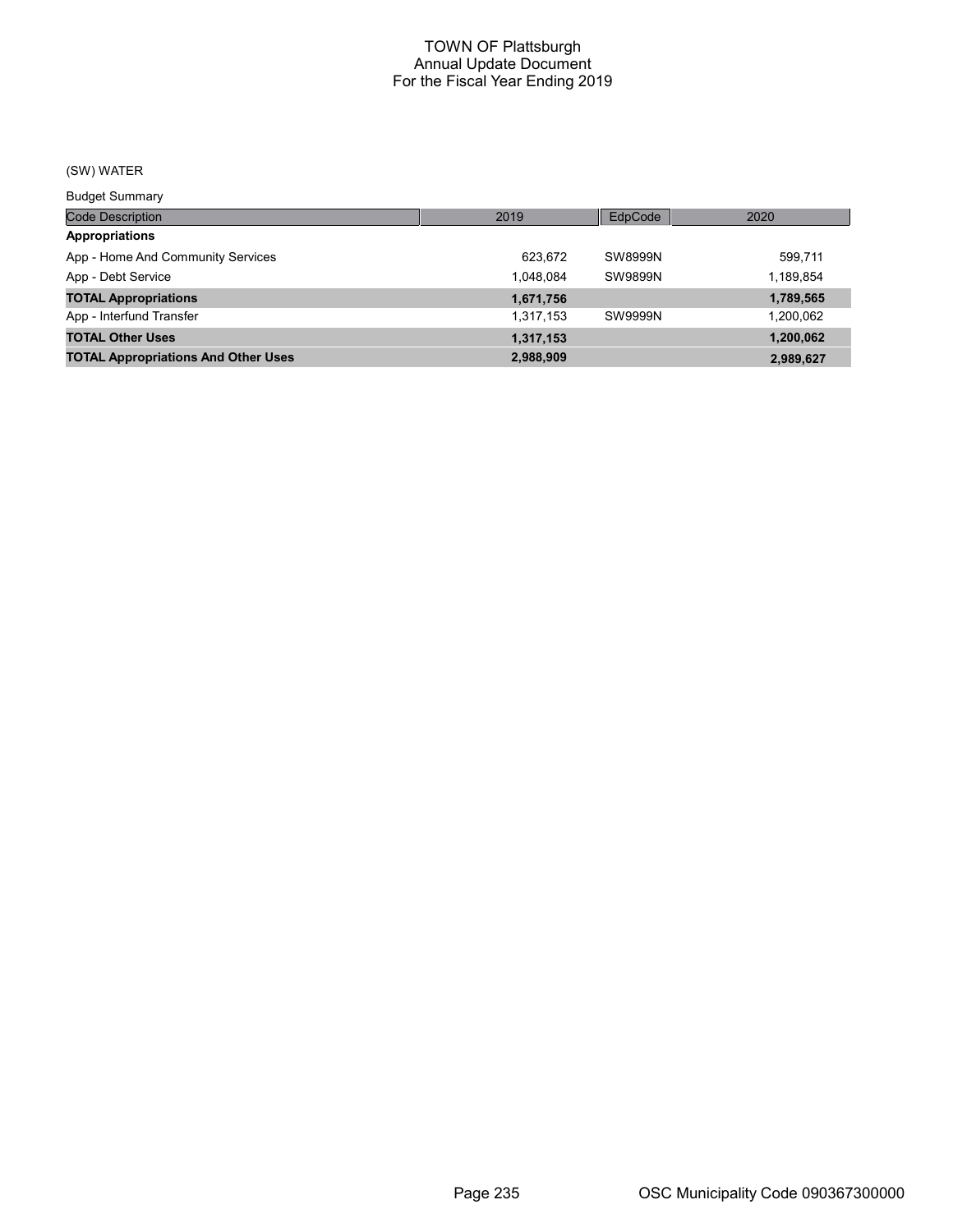# TOWN OF Plattsburgh
## Annual Update Document
## For the Fiscal Year Ending 2019

(SW) WATER

Budget Summary

| Code Description | 2019 | EdpCode | 2020 |
|---|---|---|---|
| **Appropriations** | | | |
| App - Home And Community Services | 623,672 | SW8999N | 599,711 |
| App - Debt Service | 1,048,084 | SW9899N | 1,189,854 |
| **TOTAL Appropriations** | **1,671,756** | | **1,789,565** |
| App - Interfund Transfer | 1,317,153 | SW9999N | 1,200,062 |
| **TOTAL Other Uses** | **1,317,153** | | **1,200,062** |
| **TOTAL Appropriations And Other Uses** | **2,988,909** | | **2,989,627** |

OSC Municipality Code 090367300000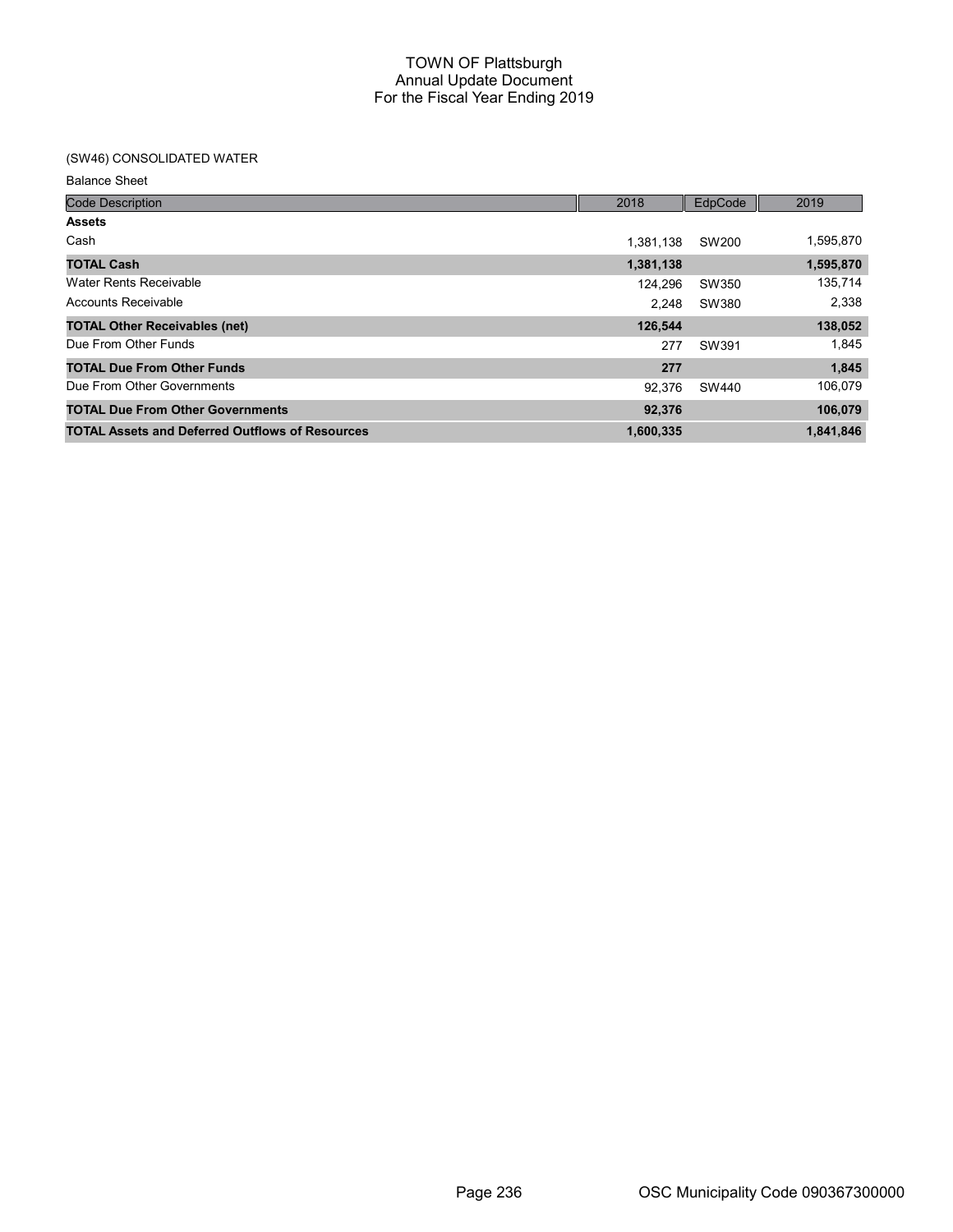# TOWN OF Plattsburgh
## Annual Update Document
## For the Fiscal Year Ending 2019

### (SW46) CONSOLIDATED WATER

Balance Sheet

| Code Description | 2018 | EdpCode | 2019 |
|---|---|---|---|
| **Assets** | | | |
| Cash | 1,381,138 | SW200 | 1,595,870 |
| **TOTAL Cash** | **1,381,138** | | **1,595,870** |
| Water Rents Receivable | 124,296 | SW350 | 135,714 |
| Accounts Receivable | 2,248 | SW380 | 2,338 |
| **TOTAL Other Receivables (net)** | **126,544** | | **138,052** |
| Due From Other Funds | 277 | SW391 | 1,845 |
| **TOTAL Due From Other Funds** | **277** | | **1,845** |
| Due From Other Governments | 92,376 | SW440 | 106,079 |
| **TOTAL Due From Other Governments** | **92,376** | | **106,079** |
| **TOTAL Assets and Deferred Outflows of Resources** | **1,600,335** | | **1,841,846** |

OSC Municipality Code 090367300000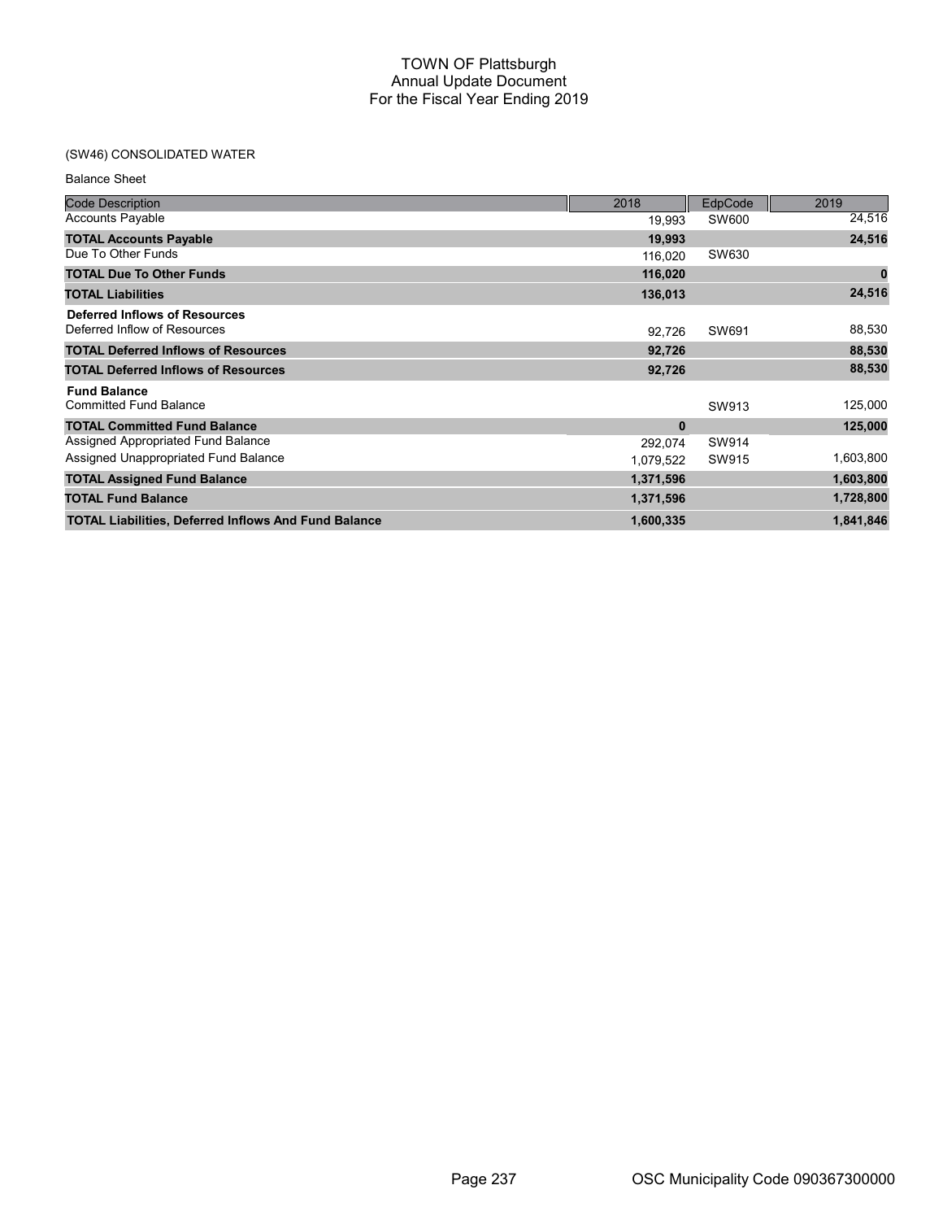# TOWN OF Plattsburgh
## Annual Update Document
## For the Fiscal Year Ending 2019

(SW46) CONSOLIDATED WATER

Balance Sheet

| Code Description | 2018 | EdpCode | 2019 |
|---|---|---|---|
| Accounts Payable | 19,993 | SW600 | 24,516 |
| **TOTAL Accounts Payable** | **19,993** | | **24,516** |
| Due To Other Funds | 116,020 | SW630 | |
| **TOTAL Due To Other Funds** | **116,020** | | **0** |
| **TOTAL Liabilities** | **136,013** | | **24,516** |
| **Deferred Inflows of Resources** | | | |
| Deferred Inflow of Resources | 92,726 | SW691 | 88,530 |
| **TOTAL Deferred Inflows of Resources** | **92,726** | | **88,530** |
| **TOTAL Deferred Inflows of Resources** | **92,726** | | **88,530** |
| **Fund Balance** | | | |
| Committed Fund Balance | | SW913 | 125,000 |
| **TOTAL Committed Fund Balance** | **0** | | **125,000** |
| Assigned Appropriated Fund Balance | 292,074 | SW914 | |
| Assigned Unappropriated Fund Balance | 1,079,522 | SW915 | 1,603,800 |
| **TOTAL Assigned Fund Balance** | **1,371,596** | | **1,603,800** |
| **TOTAL Fund Balance** | **1,371,596** | | **1,728,800** |
| **TOTAL Liabilities, Deferred Inflows And Fund Balance** | **1,600,335** | | **1,841,846** |

OSC Municipality Code 090367300000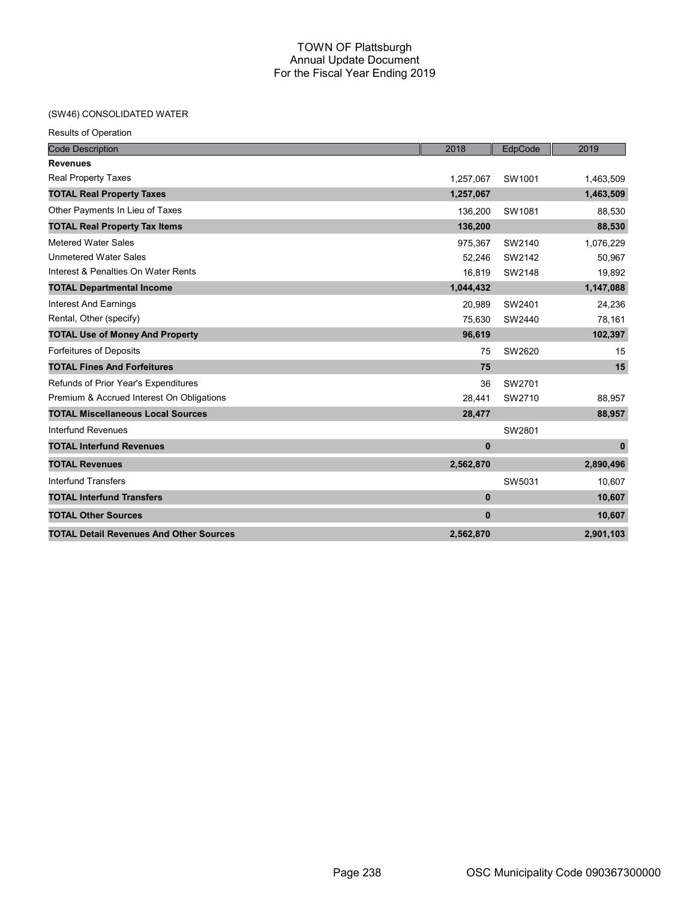# TOWN OF Plattsburgh
## Annual Update Document
## For the Fiscal Year Ending 2019

(SW46) CONSOLIDATED WATER

Results of Operation

| Code Description | 2018 | EdpCode | 2019 |
|---|---|---|---|
| **Revenues** | | | |
| Real Property Taxes | 1,257,067 | SW1001 | 1,463,509 |
| **TOTAL Real Property Taxes** | **1,257,067** | | **1,463,509** |
| Other Payments In Lieu of Taxes | 136,200 | SW1081 | 88,530 |
| **TOTAL Real Property Tax Items** | **136,200** | | **88,530** |
| Metered Water Sales | 975,367 | SW2140 | 1,076,229 |
| Unmetered Water Sales | 52,246 | SW2142 | 50,967 |
| Interest & Penalties On Water Rents | 16,819 | SW2148 | 19,892 |
| **TOTAL Departmental Income** | **1,044,432** | | **1,147,088** |
| Interest And Earnings | 20,989 | SW2401 | 24,236 |
| Rental, Other (specify) | 75,630 | SW2440 | 78,161 |
| **TOTAL Use of Money And Property** | **96,619** | | **102,397** |
| Forfeitures of Deposits | 75 | SW2620 | 15 |
| **TOTAL Fines And Forfeitures** | **75** | | **15** |
| Refunds of Prior Year's Expenditures | 36 | SW2701 | |
| Premium & Accrued Interest On Obligations | 28,441 | SW2710 | 88,957 |
| **TOTAL Miscellaneous Local Sources** | **28,477** | | **88,957** |
| Interfund Revenues | | SW2801 | |
| **TOTAL Interfund Revenues** | **0** | | **0** |
| **TOTAL Revenues** | **2,562,870** | | **2,890,496** |
| Interfund Transfers | | SW5031 | 10,607 |
| **TOTAL Interfund Transfers** | **0** | | **10,607** |
| **TOTAL Other Sources** | **0** | | **10,607** |
| **TOTAL Detail Revenues And Other Sources** | **2,562,870** | | **2,901,103** |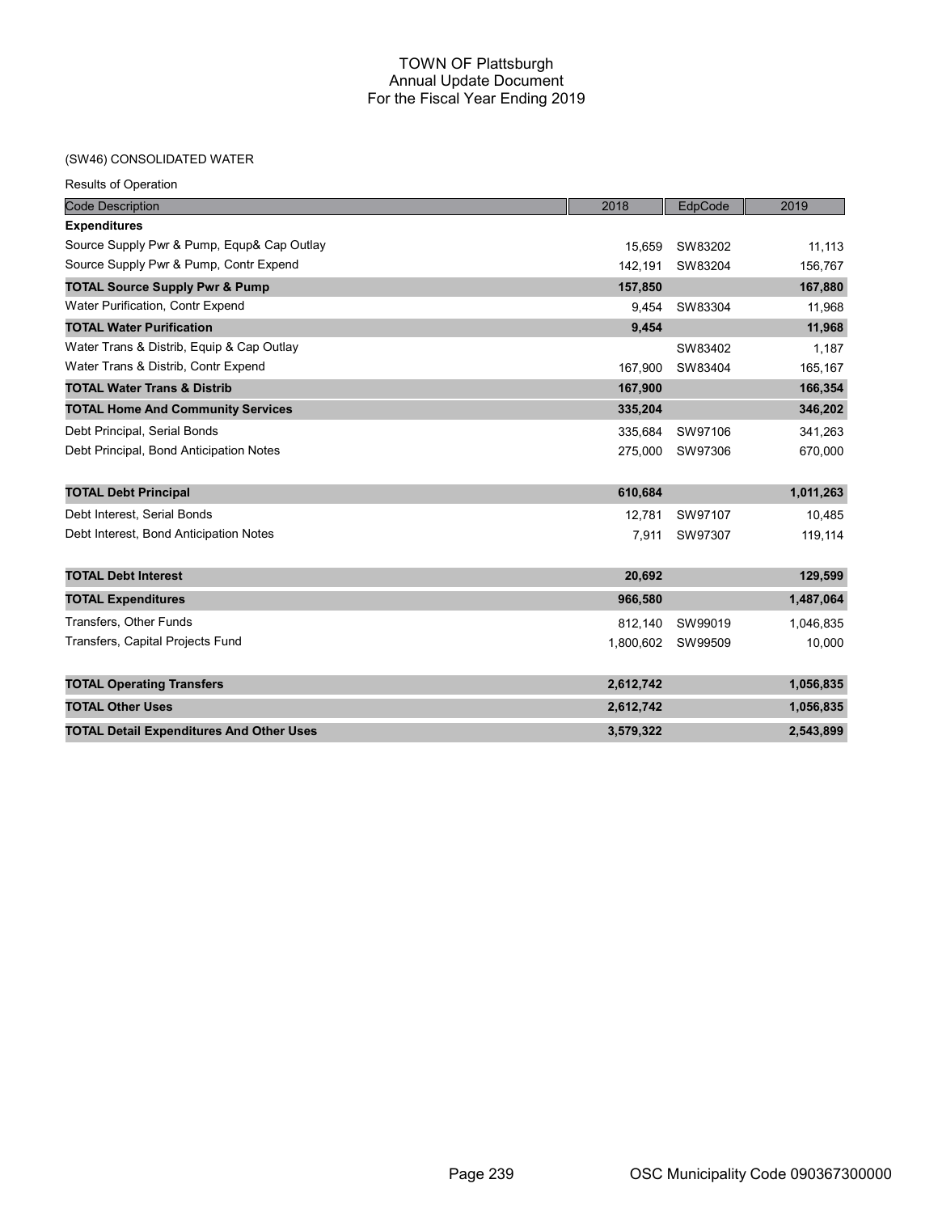# TOWN OF Plattsburgh
## Annual Update Document
## For the Fiscal Year Ending 2019

(SW46) CONSOLIDATED WATER

Results of Operation

| Code Description | 2018 | EdpCode | 2019 |
|---|---|---|---|
| **Expenditures** | | | |
| Source Supply Pwr & Pump, Equp& Cap Outlay | 15,659 | SW83202 | 11,113 |
| Source Supply Pwr & Pump, Contr Expend | 142,191 | SW83204 | 156,767 |
| **TOTAL Source Supply Pwr & Pump** | **157,850** | | **167,880** |
| Water Purification, Contr Expend | 9,454 | SW83304 | 11,968 |
| **TOTAL Water Purification** | **9,454** | | **11,968** |
| Water Trans & Distrib, Equip & Cap Outlay | | SW83402 | 1,187 |
| Water Trans & Distrib, Contr Expend | 167,900 | SW83404 | 165,167 |
| **TOTAL Water Trans & Distrib** | **167,900** | | **166,354** |
| **TOTAL Home And Community Services** | **335,204** | | **346,202** |
| Debt Principal, Serial Bonds | 335,684 | SW97106 | 341,263 |
| Debt Principal, Bond Anticipation Notes | 275,000 | SW97306 | 670,000 |
| **TOTAL Debt Principal** | **610,684** | | **1,011,263** |
| Debt Interest, Serial Bonds | 12,781 | SW97107 | 10,485 |
| Debt Interest, Bond Anticipation Notes | 7,911 | SW97307 | 119,114 |
| **TOTAL Debt Interest** | **20,692** | | **129,599** |
| **TOTAL Expenditures** | **966,580** | | **1,487,064** |
| Transfers, Other Funds | 812,140 | SW99019 | 1,046,835 |
| Transfers, Capital Projects Fund | 1,800,602 | SW99509 | 10,000 |
| **TOTAL Operating Transfers** | **2,612,742** | | **1,056,835** |
| **TOTAL Other Uses** | **2,612,742** | | **1,056,835** |
| **TOTAL Detail Expenditures And Other Uses** | **3,579,322** | | **2,543,899** |

OSC Municipality Code 090367300000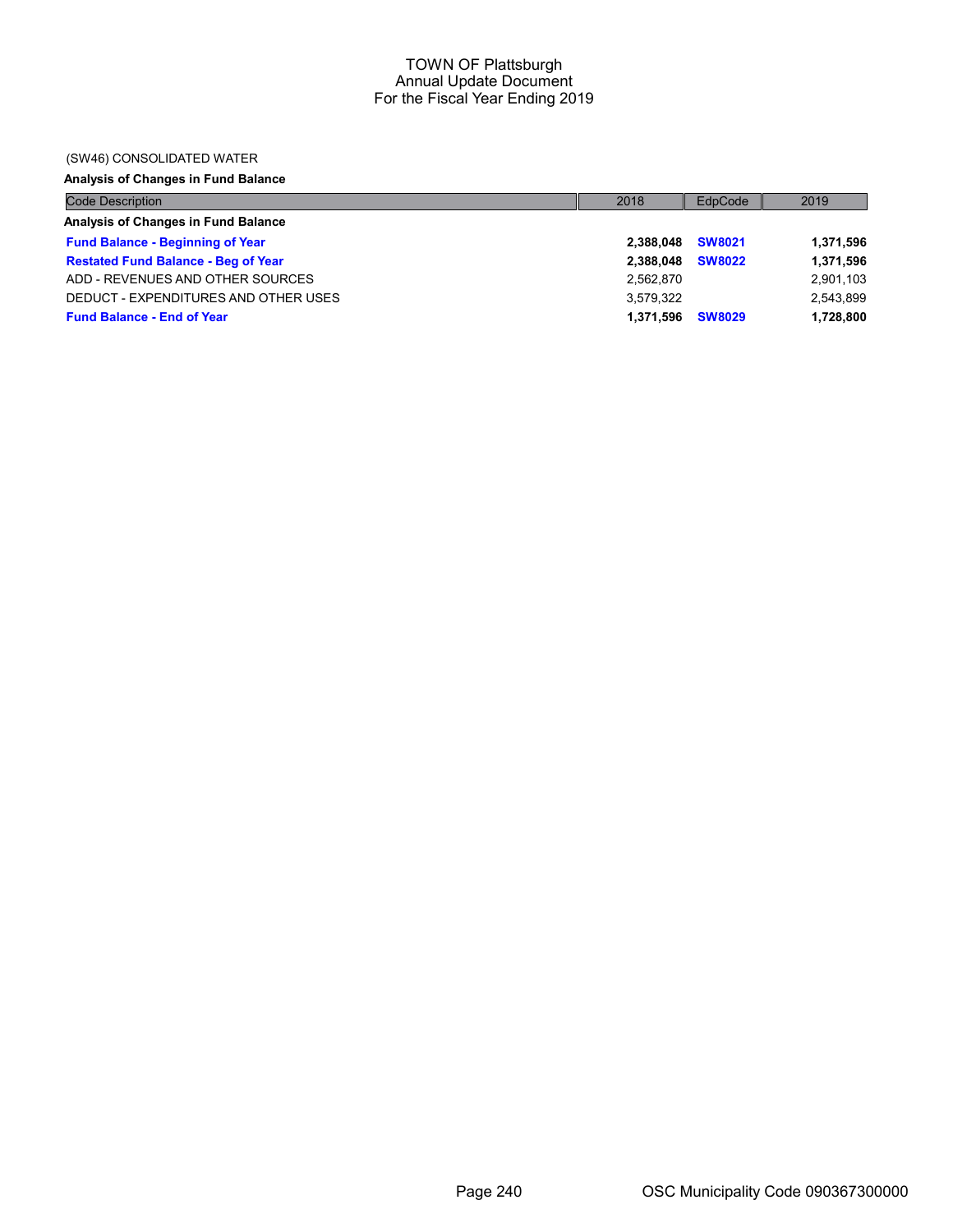# TOWN OF Plattsburgh
## Annual Update Document
## For the Fiscal Year Ending 2019

(SW46) CONSOLIDATED WATER

**Analysis of Changes in Fund Balance**

| Code Description | 2018 | EdpCode | 2019 |
|---|---|---|---|
| **Analysis of Changes in Fund Balance** | | | |
| **Fund Balance - Beginning of Year** | **2,388,048** | **SW8021** | **1,371,596** |
| **Restated Fund Balance - Beg of Year** | **2,388,048** | **SW8022** | **1,371,596** |
| ADD - REVENUES AND OTHER SOURCES | 2,562,870 | | 2,901,103 |
| DEDUCT - EXPENDITURES AND OTHER USES | 3,579,322 | | 2,543,899 |
| **Fund Balance - End of Year** | **1,371,596** | **SW8029** | **1,728,800** |

OSC Municipality Code 090367300000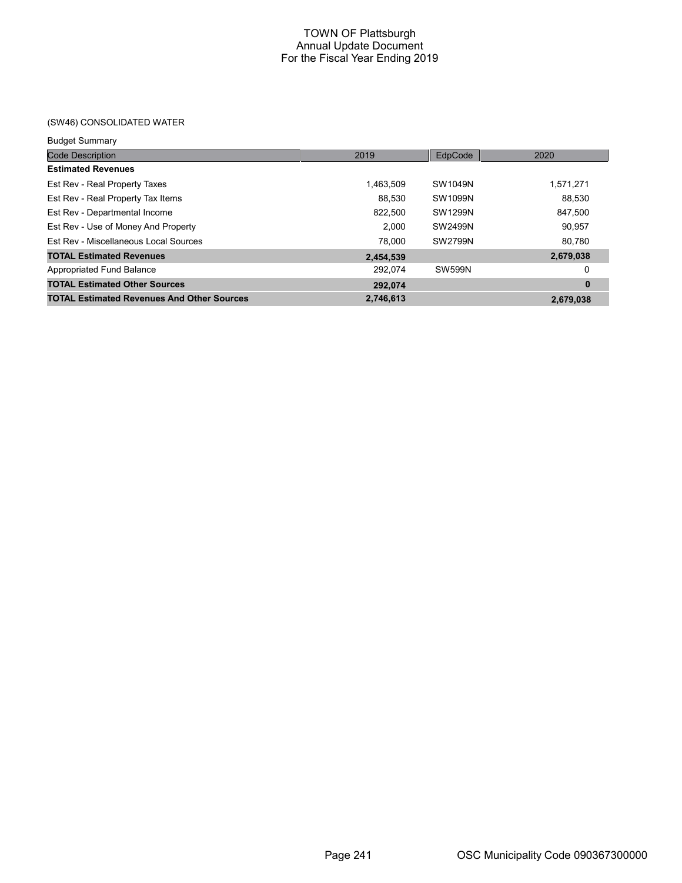# TOWN OF Plattsburgh
## Annual Update Document
## For the Fiscal Year Ending 2019

(SW46) CONSOLIDATED WATER

Budget Summary

| Code Description | 2019 | EdpCode | 2020 |
|---|---|---|---|
| **Estimated Revenues** | | | |
| Est Rev - Real Property Taxes | 1,463,509 | SW1049N | 1,571,271 |
| Est Rev - Real Property Tax Items | 88,530 | SW1099N | 88,530 |
| Est Rev - Departmental Income | 822,500 | SW1299N | 847,500 |
| Est Rev - Use of Money And Property | 2,000 | SW2499N | 90,957 |
| Est Rev - Miscellaneous Local Sources | 78,000 | SW2799N | 80,780 |
| **TOTAL Estimated Revenues** | **2,454,539** | | **2,679,038** |
| Appropriated Fund Balance | 292,074 | SW599N | 0 |
| **TOTAL Estimated Other Sources** | **292,074** | | **0** |
| **TOTAL Estimated Revenues And Other Sources** | **2,746,613** | | **2,679,038** |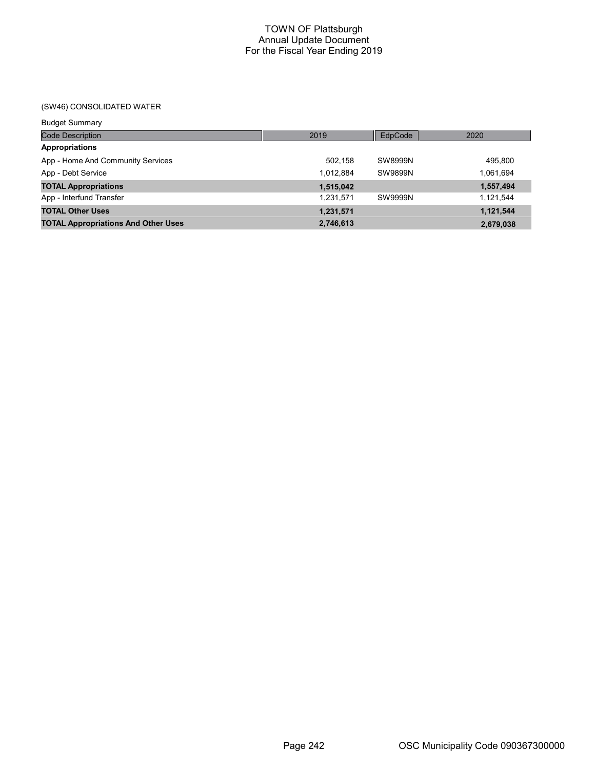TOWN OF Plattsburgh
Annual Update Document
For the Fiscal Year Ending 2019

(SW46) CONSOLIDATED WATER

Budget Summary

| Code Description | 2019 | EdpCode | 2020 |
|---|---|---|---|
| **Appropriations** | | | |
| App - Home And Community Services | 502,158 | SW8999N | 495,800 |
| App - Debt Service | 1,012,884 | SW9899N | 1,061,694 |
| **TOTAL Appropriations** | **1,515,042** | | **1,557,494** |
| App - Interfund Transfer | 1,231,571 | SW9999N | 1,121,544 |
| **TOTAL Other Uses** | **1,231,571** | | **1,121,544** |
| **TOTAL Appropriations And Other Uses** | **2,746,613** | | **2,679,038** |

OSC Municipality Code 090367300000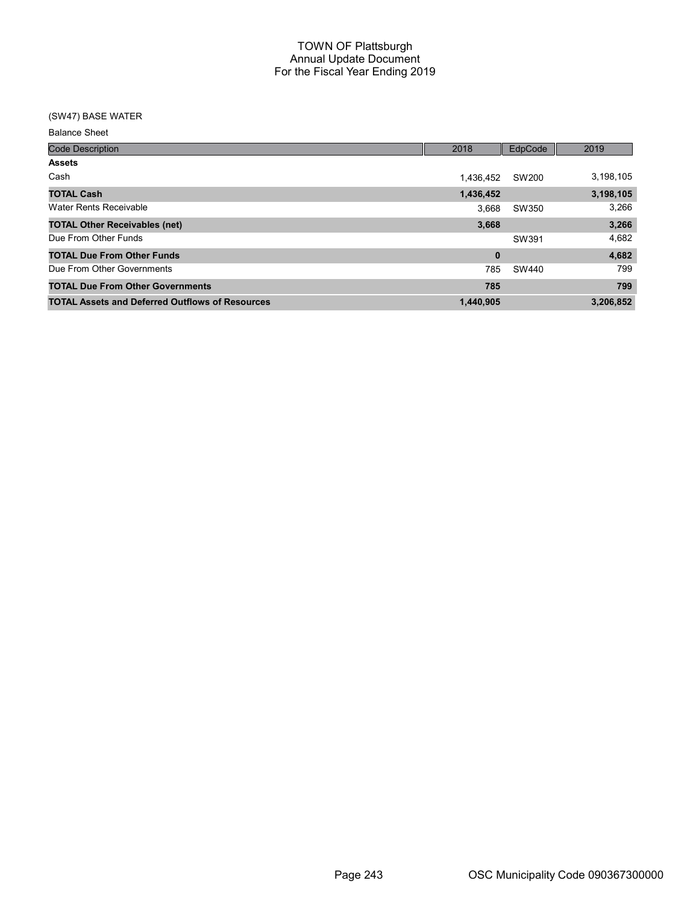# TOWN OF Plattsburgh
## Annual Update Document
## For the Fiscal Year Ending 2019

(SW47) BASE WATER

Balance Sheet

| Code Description | 2018 | EdpCode | 2019 |
|---|---|---|---|
| **Assets** | | | |
| Cash | 1,436,452 | SW200 | 3,198,105 |
| **TOTAL Cash** | **1,436,452** | | **3,198,105** |
| Water Rents Receivable | 3,668 | SW350 | 3,266 |
| **TOTAL Other Receivables (net)** | **3,668** | | **3,266** |
| Due From Other Funds | | SW391 | 4,682 |
| **TOTAL Due From Other Funds** | **0** | | **4,682** |
| Due From Other Governments | 785 | SW440 | 799 |
| **TOTAL Due From Other Governments** | **785** | | **799** |
| **TOTAL Assets and Deferred Outflows of Resources** | **1,440,905** | | **3,206,852** |

OSC Municipality Code 090367300000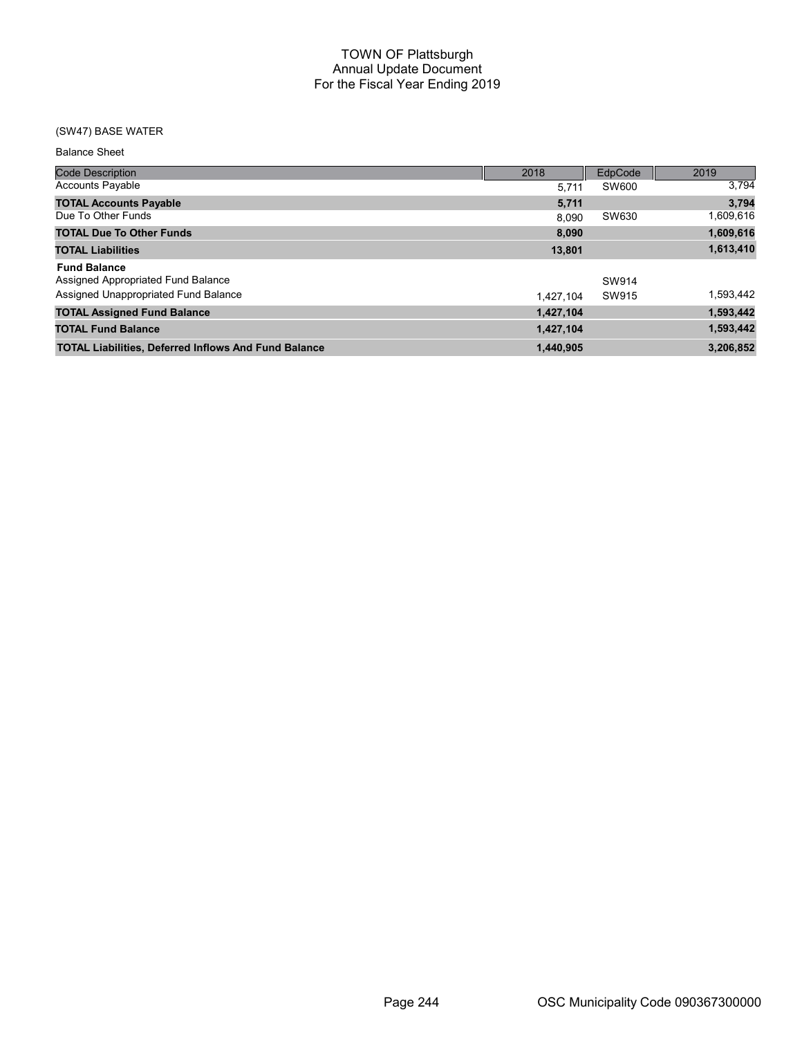# TOWN OF Plattsburgh
## Annual Update Document
## For the Fiscal Year Ending 2019

### (SW47) BASE WATER

Balance Sheet

| Code Description | 2018 | EdpCode | 2019 |
|---|---|---|---|
| Accounts Payable | 5,711 | SW600 | 3,794 |
| **TOTAL Accounts Payable** | **5,711** | | **3,794** |
| Due To Other Funds | 8,090 | SW630 | 1,609,616 |
| **TOTAL Due To Other Funds** | **8,090** | | **1,609,616** |
| **TOTAL Liabilities** | **13,801** | | **1,613,410** |
| **Fund Balance** | | | |
| Assigned Appropriated Fund Balance | | SW914 | |
| Assigned Unappropriated Fund Balance | 1,427,104 | SW915 | 1,593,442 |
| **TOTAL Assigned Fund Balance** | **1,427,104** | | **1,593,442** |
| **TOTAL Fund Balance** | **1,427,104** | | **1,593,442** |
| **TOTAL Liabilities, Deferred Inflows And Fund Balance** | **1,440,905** | | **3,206,852** |

OSC Municipality Code 090367300000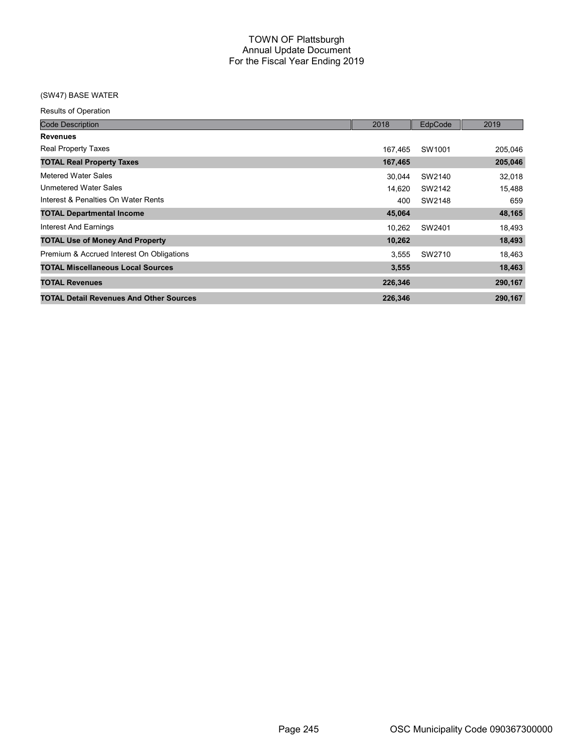# TOWN OF Plattsburgh
## Annual Update Document
## For the Fiscal Year Ending 2019

(SW47) BASE WATER

Results of Operation

| Code Description | 2018 | EdpCode | 2019 |
|---|---|---|---|
| **Revenues** | | | |
| Real Property Taxes | 167,465 | SW1001 | 205,046 |
| **TOTAL Real Property Taxes** | **167,465** | | **205,046** |
| Metered Water Sales | 30,044 | SW2140 | 32,018 |
| Unmetered Water Sales | 14,620 | SW2142 | 15,488 |
| Interest & Penalties On Water Rents | 400 | SW2148 | 659 |
| **TOTAL Departmental Income** | **45,064** | | **48,165** |
| Interest And Earnings | 10,262 | SW2401 | 18,493 |
| **TOTAL Use of Money And Property** | **10,262** | | **18,493** |
| Premium & Accrued Interest On Obligations | 3,555 | SW2710 | 18,463 |
| **TOTAL Miscellaneous Local Sources** | **3,555** | | **18,463** |
| **TOTAL Revenues** | **226,346** | | **290,167** |
| **TOTAL Detail Revenues And Other Sources** | **226,346** | | **290,167** |

OSC Municipality Code 090367300000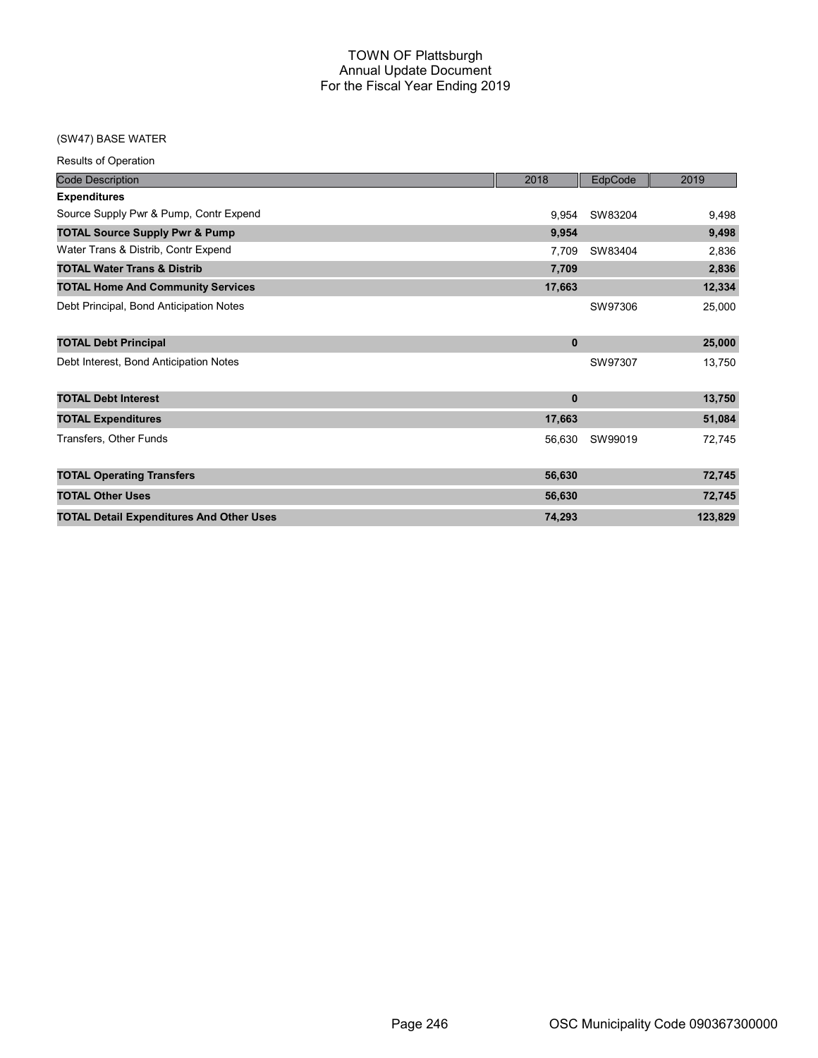# TOWN OF Plattsburgh
## Annual Update Document
## For the Fiscal Year Ending 2019

(SW47) BASE WATER

Results of Operation

| Code Description | 2018 | EdpCode | 2019 |
|---|---|---|---|
| **Expenditures** | | | |
| Source Supply Pwr & Pump, Contr Expend | 9,954 | SW83204 | 9,498 |
| **TOTAL Source Supply Pwr & Pump** | **9,954** | | **9,498** |
| Water Trans & Distrib, Contr Expend | 7,709 | SW83404 | 2,836 |
| **TOTAL Water Trans & Distrib** | **7,709** | | **2,836** |
| **TOTAL Home And Community Services** | **17,663** | | **12,334** |
| Debt Principal, Bond Anticipation Notes | | SW97306 | 25,000 |
| **TOTAL Debt Principal** | **0** | | **25,000** |
| Debt Interest, Bond Anticipation Notes | | SW97307 | 13,750 |
| **TOTAL Debt Interest** | **0** | | **13,750** |
| **TOTAL Expenditures** | **17,663** | | **51,084** |
| Transfers, Other Funds | 56,630 | SW99019 | 72,745 |
| **TOTAL Operating Transfers** | **56,630** | | **72,745** |
| **TOTAL Other Uses** | **56,630** | | **72,745** |
| **TOTAL Detail Expenditures And Other Uses** | **74,293** | | **123,829** |

OSC Municipality Code 090367300000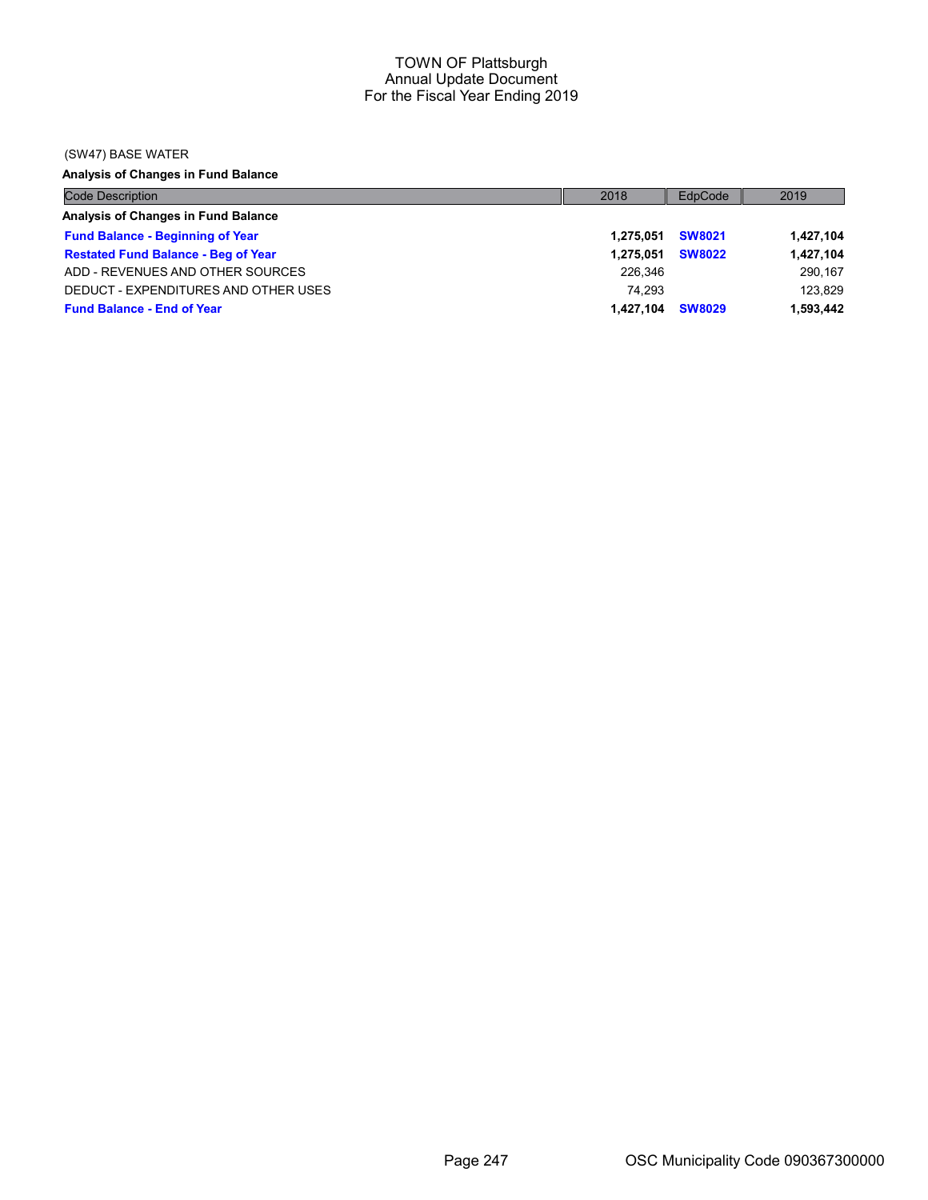# TOWN OF Plattsburgh
## Annual Update Document
## For the Fiscal Year Ending 2019

(SW47) BASE WATER

**Analysis of Changes in Fund Balance**

| Code Description | 2018 | EdpCode | 2019 |
|---|---|---|---|
| **Analysis of Changes in Fund Balance** | | | |
| **Fund Balance - Beginning of Year** | **1,275,051** | **SW8021** | **1,427,104** |
| **Restated Fund Balance - Beg of Year** | **1,275,051** | **SW8022** | **1,427,104** |
| ADD - REVENUES AND OTHER SOURCES | 226,346 | | 290,167 |
| DEDUCT - EXPENDITURES AND OTHER USES | 74,293 | | 123,829 |
| **Fund Balance - End of Year** | **1,427,104** | **SW8029** | **1,593,442** |

OSC Municipality Code 090367300000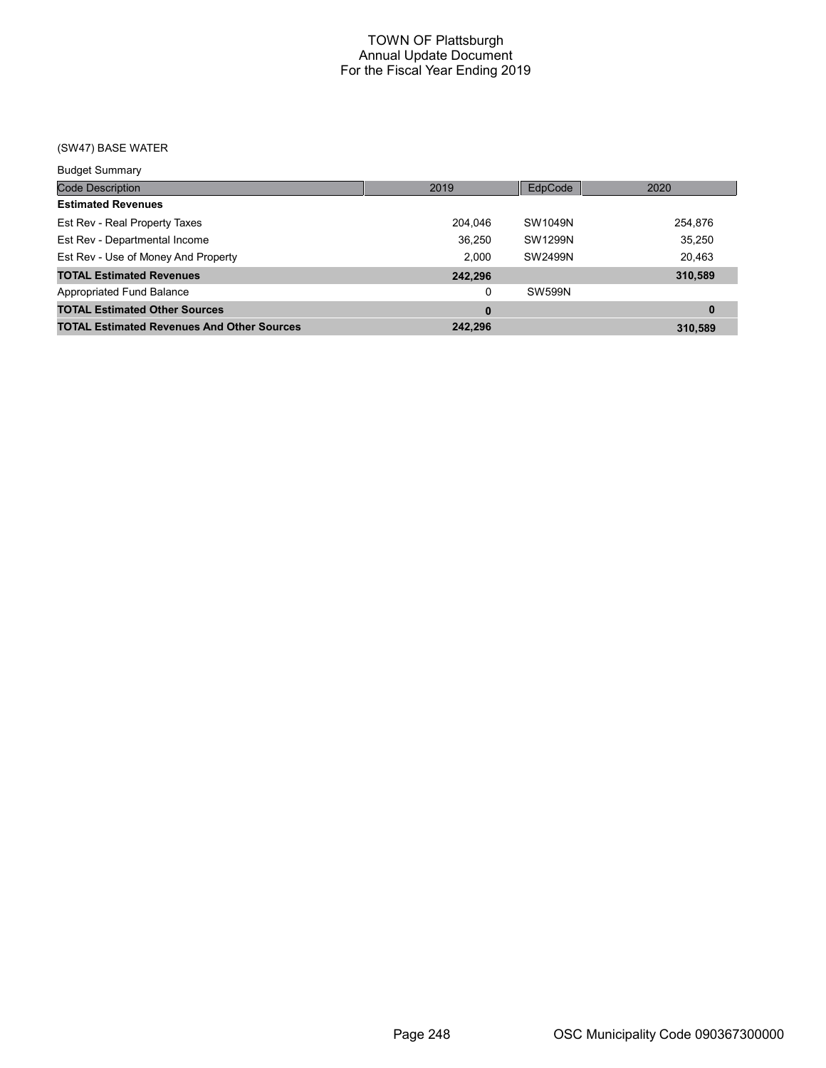# TOWN OF Plattsburgh
## Annual Update Document
## For the Fiscal Year Ending 2019

(SW47) BASE WATER

Budget Summary

| Code Description | 2019 | EdpCode | 2020 |
|---|---|---|---|
| **Estimated Revenues** | | | |
| Est Rev - Real Property Taxes | 204,046 | SW1049N | 254,876 |
| Est Rev - Departmental Income | 36,250 | SW1299N | 35,250 |
| Est Rev - Use of Money And Property | 2,000 | SW2499N | 20,463 |
| **TOTAL Estimated Revenues** | **242,296** | | **310,589** |
| Appropriated Fund Balance | 0 | SW599N | |
| **TOTAL Estimated Other Sources** | **0** | | **0** |
| **TOTAL Estimated Revenues And Other Sources** | **242,296** | | **310,589** |

OSC Municipality Code 090367300000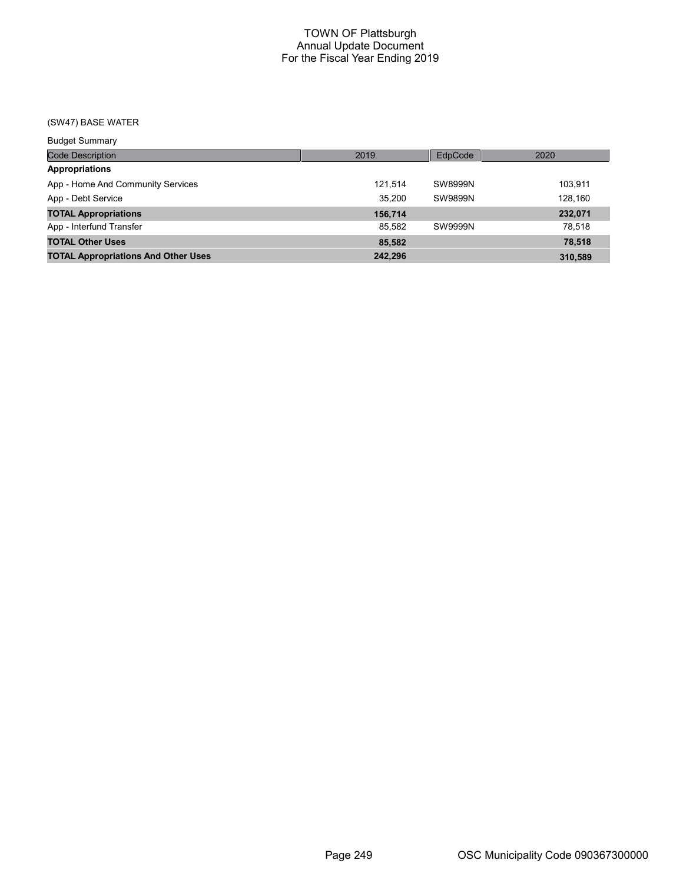# TOWN OF Plattsburgh
## Annual Update Document
## For the Fiscal Year Ending 2019

(SW47) BASE WATER

Budget Summary

| Code Description | 2019 | EdpCode | 2020 |
|---|---|---|---|
| **Appropriations** | | | |
| App - Home And Community Services | 121,514 | SW8999N | 103,911 |
| App - Debt Service | 35,200 | SW9899N | 128,160 |
| **TOTAL Appropriations** | **156,714** | | **232,071** |
| App - Interfund Transfer | 85,582 | SW9999N | 78,518 |
| **TOTAL Other Uses** | **85,582** | | **78,518** |
| **TOTAL Appropriations And Other Uses** | **242,296** | | **310,589** |

OSC Municipality Code 090367300000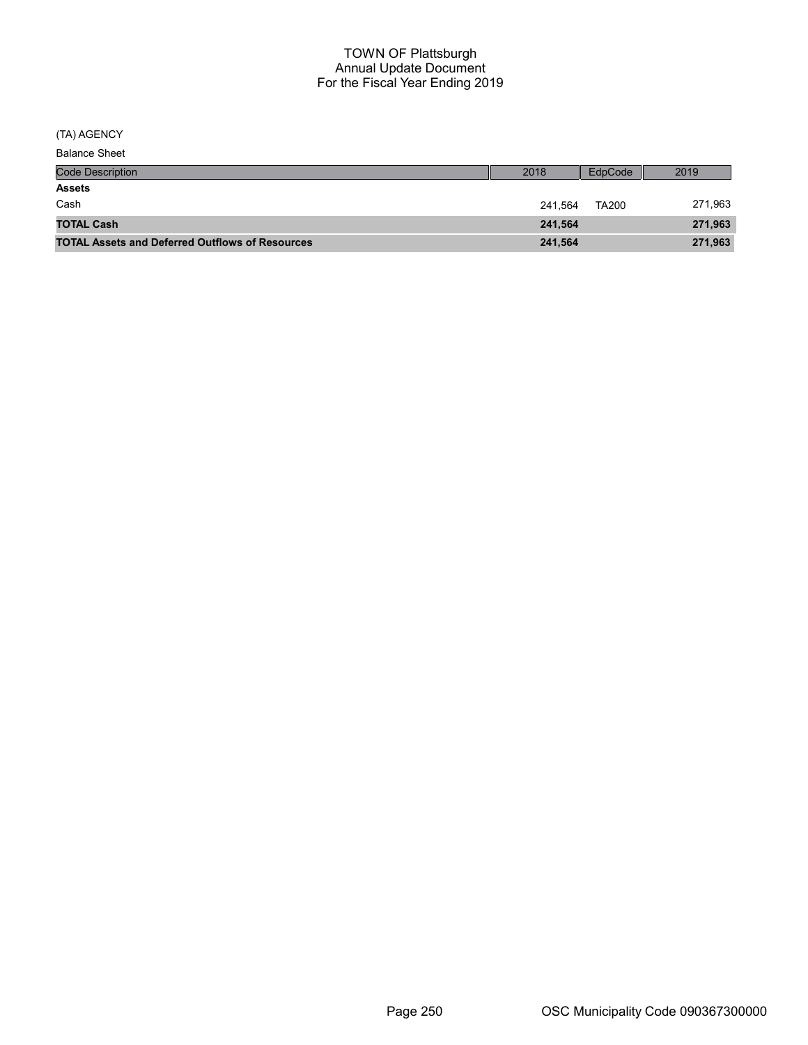# TOWN OF Plattsburgh
## Annual Update Document
## For the Fiscal Year Ending 2019

(TA) AGENCY

Balance Sheet

| Code Description | 2018 | EdpCode | 2019 |
|---|---|---|---|
| **Assets** | | | |
| Cash | 241,564 | TA200 | 271,963 |
| **TOTAL Cash** | **241,564** | | **271,963** |
| **TOTAL Assets and Deferred Outflows of Resources** | **241,564** | | **271,963** |

OSC Municipality Code 090367300000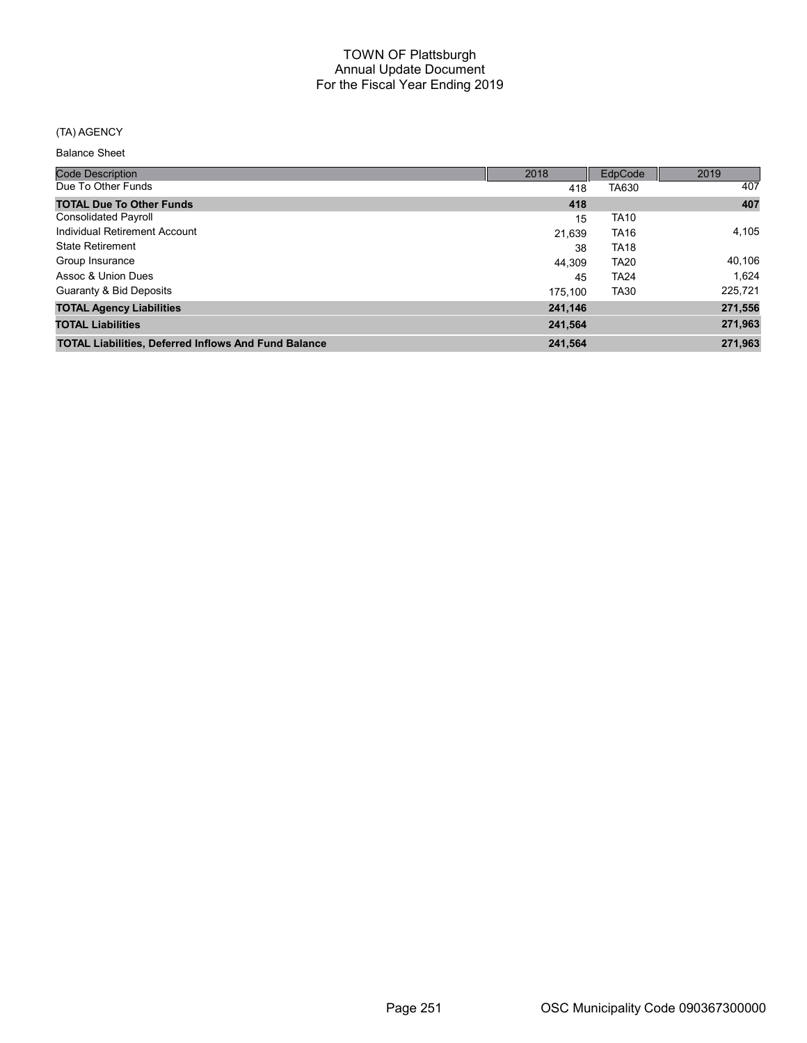# TOWN OF Plattsburgh
## Annual Update Document
## For the Fiscal Year Ending 2019

(TA) AGENCY

Balance Sheet

| Code Description | 2018 | EdpCode | 2019 |
|---|---|---|---|
| Due To Other Funds | 418 | TA630 | 407 |
| **TOTAL Due To Other Funds** | **418** | | **407** |
| Consolidated Payroll | 15 | TA10 | |
| Individual Retirement Account | 21,639 | TA16 | 4,105 |
| State Retirement | 38 | TA18 | |
| Group Insurance | 44,309 | TA20 | 40,106 |
| Assoc & Union Dues | 45 | TA24 | 1,624 |
| Guaranty & Bid Deposits | 175,100 | TA30 | 225,721 |
| **TOTAL Agency Liabilities** | **241,146** | | **271,556** |
| **TOTAL Liabilities** | **241,564** | | **271,963** |
| **TOTAL Liabilities, Deferred Inflows And Fund Balance** | **241,564** | | **271,963** |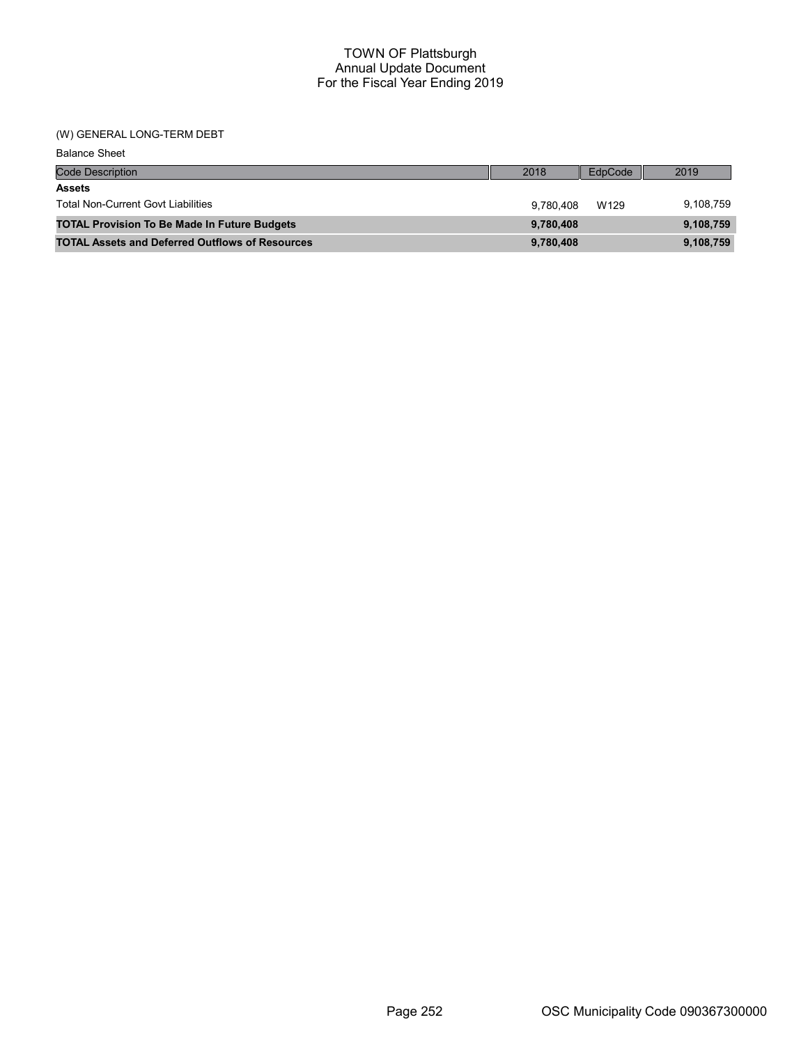# TOWN OF Plattsburgh
## Annual Update Document
## For the Fiscal Year Ending 2019

(W) GENERAL LONG-TERM DEBT

Balance Sheet

| Code Description | 2018 | EdpCode | 2019 |
|---|---|---|---|
| **Assets** | | | |
| Total Non-Current Govt Liabilities | 9,780,408 | W129 | 9,108,759 |
| **TOTAL Provision To Be Made In Future Budgets** | **9,780,408** | | **9,108,759** |
| **TOTAL Assets and Deferred Outflows of Resources** | **9,780,408** | | **9,108,759** |

OSC Municipality Code 090367300000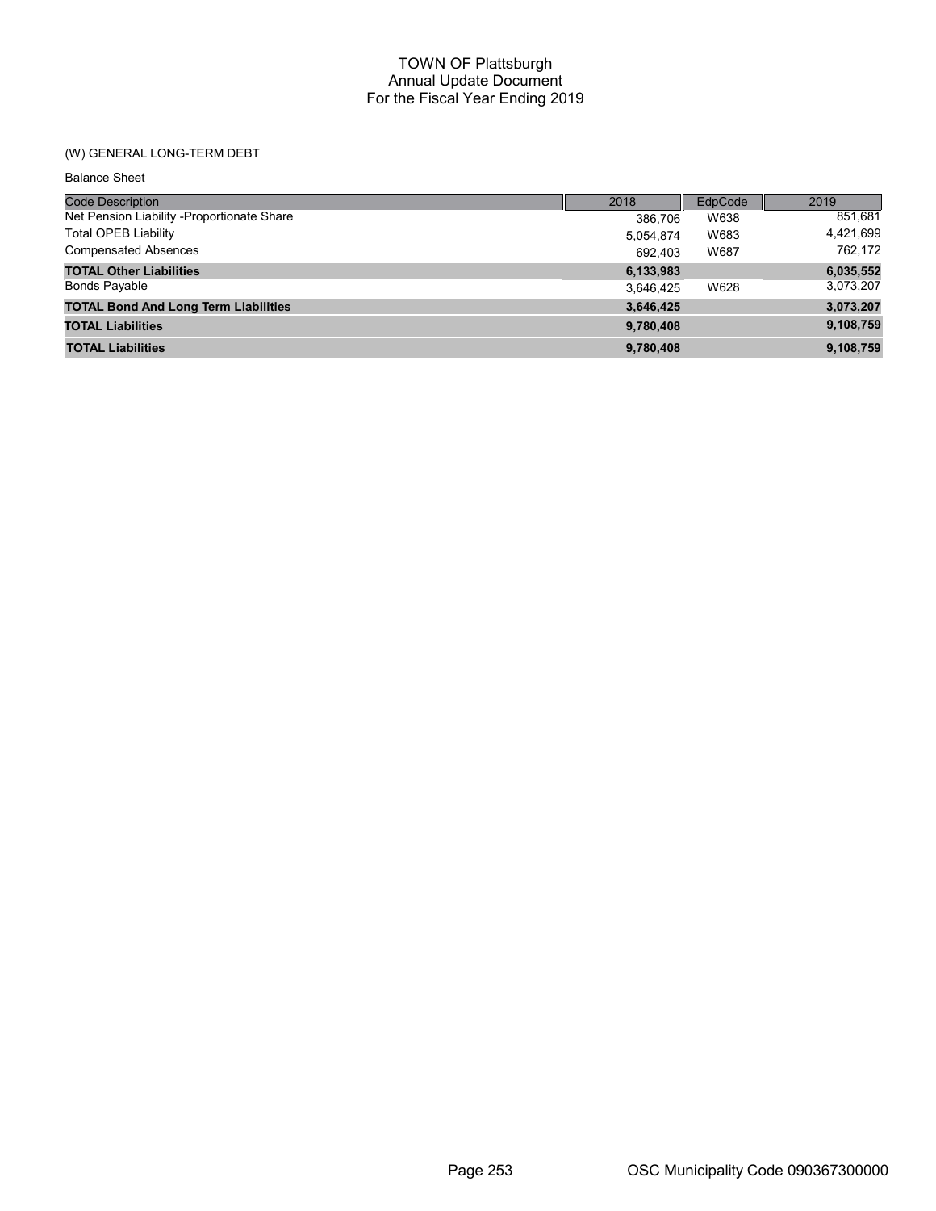# TOWN OF Plattsburgh
## Annual Update Document
## For the Fiscal Year Ending 2019

(W) GENERAL LONG-TERM DEBT

Balance Sheet

| Code Description | 2018 | EdpCode | 2019 |
|---|---|---|---|
| Net Pension Liability -Proportionate Share | 386,706 | W638 | 851,681 |
| Total OPEB Liability | 5,054,874 | W683 | 4,421,699 |
| Compensated Absences | 692,403 | W687 | 762,172 |
| **TOTAL Other Liabilities** | **6,133,983** | | **6,035,552** |
| Bonds Payable | 3,646,425 | W628 | 3,073,207 |
| **TOTAL Bond And Long Term Liabilities** | **3,646,425** | | **3,073,207** |
| **TOTAL Liabilities** | **9,780,408** | | **9,108,759** |
| **TOTAL Liabilities** | **9,780,408** | | **9,108,759** |

OSC Municipality Code 090367300000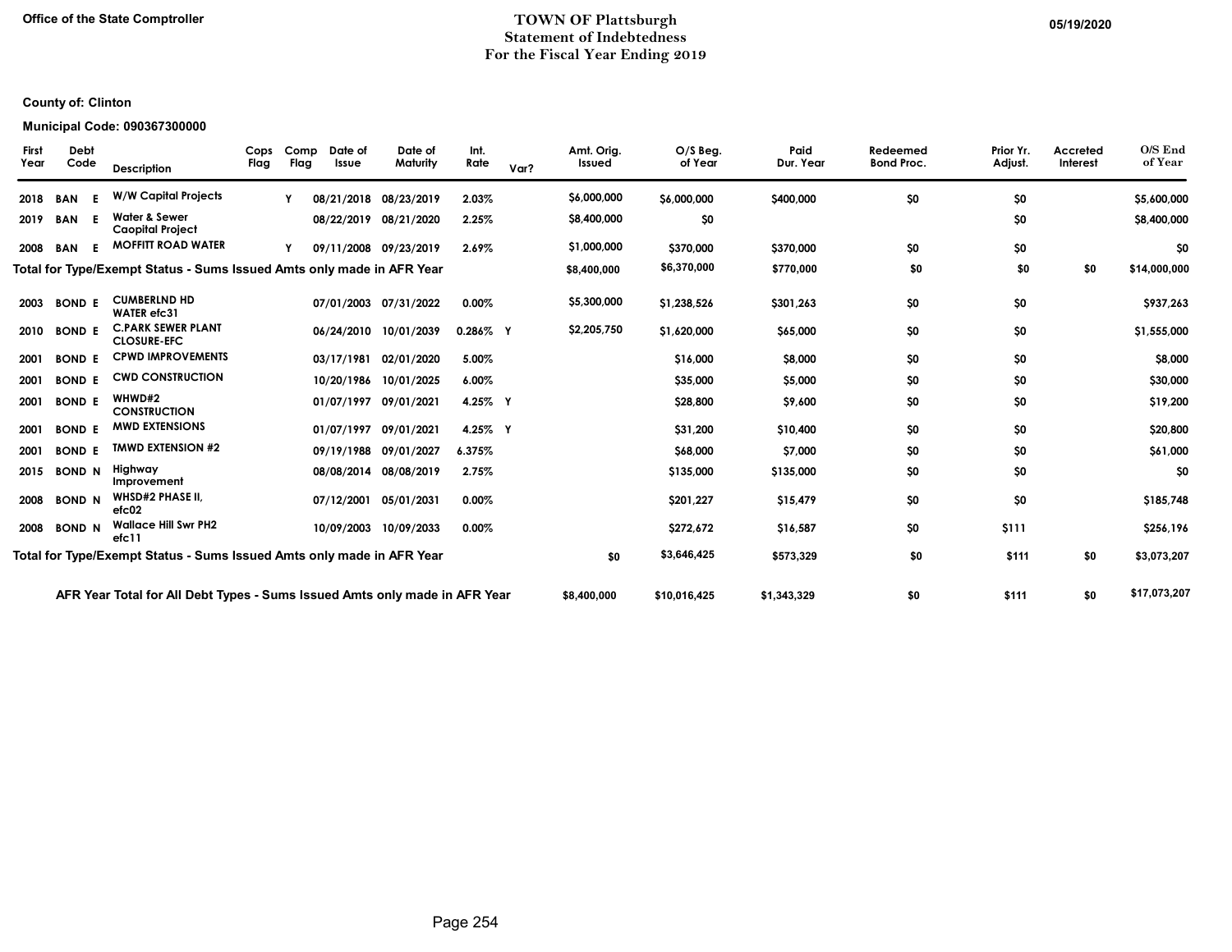Office of the State Comptroller

# TOWN OF Plattsburgh
## Statement of Indebtedness
## For the Fiscal Year Ending 2019

05/19/2020

**County of: Clinton**

**Municipal Code: 090367300000**

| First Year | Debt Code | | Description | Cops Flag | Comp Flag | Date of Issue | Date of Maturity | Int. Rate | Var? | Amt. Orig. Issued | O/S Beg. of Year | Paid Dur. Year | Redeemed Bond Proc. | Prior Yr. Adjust. | Accreted Interest | O/S End of Year |
|---|---|---|---|---|---|---|---|---|---|---|---|---|---|---|---|---|
| 2018 | BAN | E | W/W Capital Projects | | Y | 08/21/2018 | 08/23/2019 | 2.03% | | $6,000,000 | $6,000,000 | $400,000 | $0 | $0 | | $5,600,000 |
| 2019 | BAN | E | Water & Sewer Caopital Project | | | 08/22/2019 | 08/21/2020 | 2.25% | | $8,400,000 | $0 | | | $0 | | $8,400,000 |
| 2008 | BAN | E | MOFFITT ROAD WATER | | Y | 09/11/2008 | 09/23/2019 | 2.69% | | $1,000,000 | $370,000 | $370,000 | $0 | $0 | | $0 |
| **Total for Type/Exempt Status - Sums Issued Amts only made in AFR Year** | | | | | | | | | | **$8,400,000** | **$6,370,000** | **$770,000** | **$0** | **$0** | **$0** | **$14,000,000** |
| 2003 | BOND | E | CUMBERLND HD WATER efc31 | | | 07/01/2003 | 07/31/2022 | 0.00% | | $5,300,000 | $1,238,526 | $301,263 | $0 | $0 | | $937,263 |
| 2010 | BOND | E | C.PARK SEWER PLANT CLOSURE-EFC | | | 06/24/2010 | 10/01/2039 | 0.286% | Y | $2,205,750 | $1,620,000 | $65,000 | $0 | $0 | | $1,555,000 |
| 2001 | BOND | E | CPWD IMPROVEMENTS | | | 03/17/1981 | 02/01/2020 | 5.00% | | | $16,000 | $8,000 | $0 | $0 | | $8,000 |
| 2001 | BOND | E | CWD CONSTRUCTION | | | 10/20/1986 | 10/01/2025 | 6.00% | | | $35,000 | $5,000 | $0 | $0 | | $30,000 |
| 2001 | BOND | E | WHWD#2 CONSTRUCTION | | | 01/07/1997 | 09/01/2021 | 4.25% | Y | | $28,800 | $9,600 | $0 | $0 | | $19,200 |
| 2001 | BOND | E | MWD EXTENSIONS | | | 01/07/1997 | 09/01/2021 | 4.25% | Y | | $31,200 | $10,400 | $0 | $0 | | $20,800 |
| 2001 | BOND | E | TMWD EXTENSION #2 | | | 09/19/1988 | 09/01/2027 | 6.375% | | | $68,000 | $7,000 | $0 | $0 | | $61,000 |
| 2015 | BOND | N | Highway Improvement | | | 08/08/2014 | 08/08/2019 | 2.75% | | | $135,000 | $135,000 | $0 | $0 | | $0 |
| 2008 | BOND | N | WHSD#2 PHASE II, efc02 | | | 07/12/2001 | 05/01/2031 | 0.00% | | | $201,227 | $15,479 | $0 | $0 | | $185,748 |
| 2008 | BOND | N | Wallace Hill Swr PH2 efc11 | | | 10/09/2003 | 10/09/2033 | 0.00% | | | $272,672 | $16,587 | $0 | $111 | | $256,196 |
| **Total for Type/Exempt Status - Sums Issued Amts only made in AFR Year** | | | | | | | | | | **$0** | **$3,646,425** | **$573,329** | **$0** | **$111** | **$0** | **$3,073,207** |
| **AFR Year Total for All Debt Types - Sums Issued Amts only made in AFR Year** | | | | | | | | | | **$8,400,000** | **$10,016,425** | **$1,343,329** | **$0** | **$111** | **$0** | **$17,073,207** |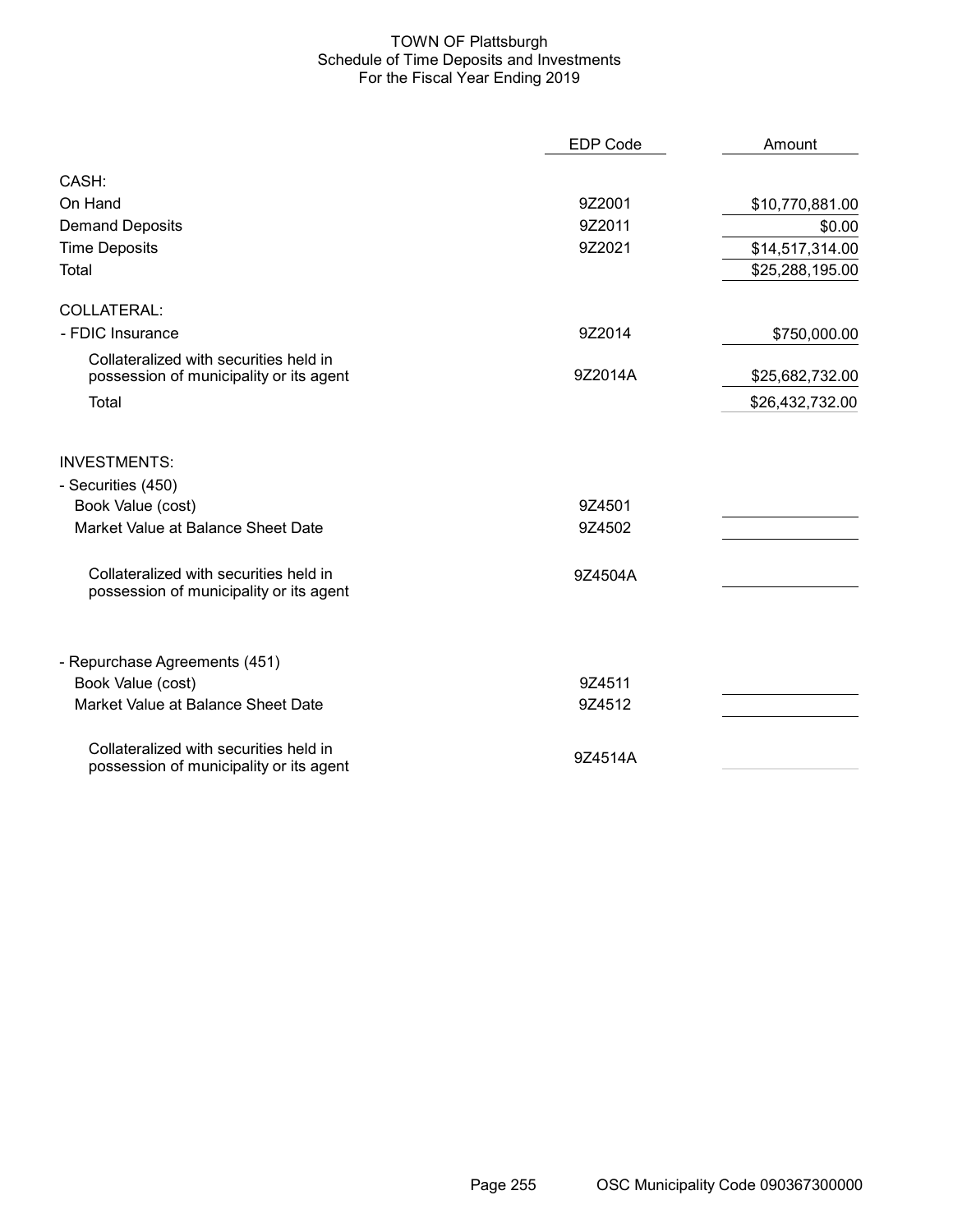# TOWN OF Plattsburgh
## Schedule of Time Deposits and Investments
### For the Fiscal Year Ending 2019

| | EDP Code | Amount |
|---|---|---|
| **CASH:** | | |
| On Hand | 9Z2001 | $10,770,881.00 |
| Demand Deposits | 9Z2011 | $0.00 |
| Time Deposits | 9Z2021 | $14,517,314.00 |
| Total | | $25,288,195.00 |
| **COLLATERAL:** | | |
| - FDIC Insurance | 9Z2014 | $750,000.00 |
| Collateralized with securities held in possession of municipality or its agent | 9Z2014A | $25,682,732.00 |
| Total | | $26,432,732.00 |
| **INVESTMENTS:** | | |
| - Securities (450) | | |
| Book Value (cost) | 9Z4501 | |
| Market Value at Balance Sheet Date | 9Z4502 | |
| Collateralized with securities held in possession of municipality or its agent | 9Z4504A | |
| - Repurchase Agreements (451) | | |
| Book Value (cost) | 9Z4511 | |
| Market Value at Balance Sheet Date | 9Z4512 | |
| Collateralized with securities held in possession of municipality or its agent | 9Z4514A | |

OSC Municipality Code 090367300000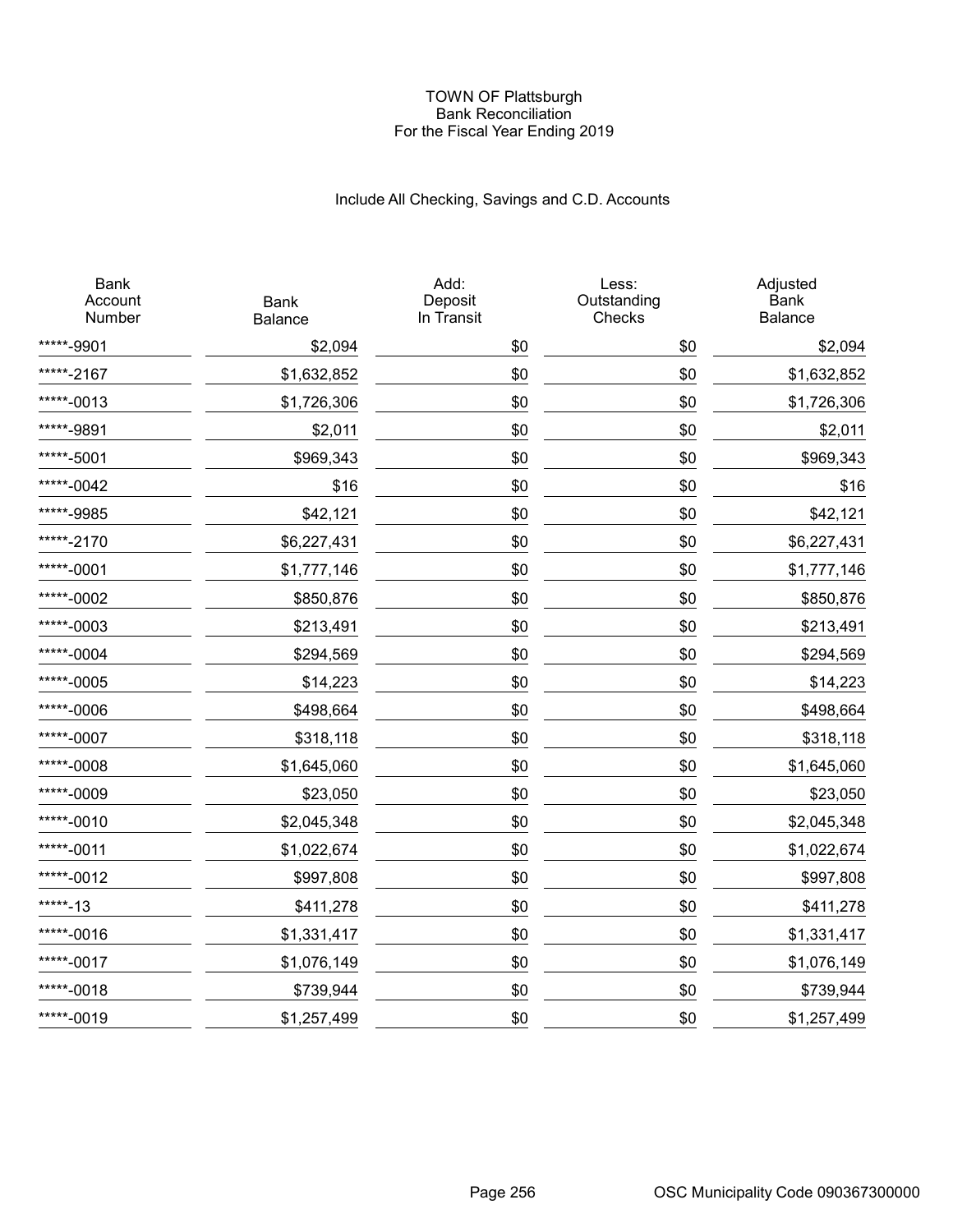# TOWN OF Plattsburgh
## Bank Reconciliation
### For the Fiscal Year Ending 2019

Include All Checking, Savings and C.D. Accounts

| Bank Account Number | Bank Balance | Add: Deposit In Transit | Less: Outstanding Checks | Adjusted Bank Balance |
|---|---|---|---|---|
| *****-9901 | $2,094 | $0 | $0 | $2,094 |
| *****-2167 | $1,632,852 | $0 | $0 | $1,632,852 |
| *****-0013 | $1,726,306 | $0 | $0 | $1,726,306 |
| *****-9891 | $2,011 | $0 | $0 | $2,011 |
| *****-5001 | $969,343 | $0 | $0 | $969,343 |
| *****-0042 | $16 | $0 | $0 | $16 |
| *****-9985 | $42,121 | $0 | $0 | $42,121 |
| *****-2170 | $6,227,431 | $0 | $0 | $6,227,431 |
| *****-0001 | $1,777,146 | $0 | $0 | $1,777,146 |
| *****-0002 | $850,876 | $0 | $0 | $850,876 |
| *****-0003 | $213,491 | $0 | $0 | $213,491 |
| *****-0004 | $294,569 | $0 | $0 | $294,569 |
| *****-0005 | $14,223 | $0 | $0 | $14,223 |
| *****-0006 | $498,664 | $0 | $0 | $498,664 |
| *****-0007 | $318,118 | $0 | $0 | $318,118 |
| *****-0008 | $1,645,060 | $0 | $0 | $1,645,060 |
| *****-0009 | $23,050 | $0 | $0 | $23,050 |
| *****-0010 | $2,045,348 | $0 | $0 | $2,045,348 |
| *****-0011 | $1,022,674 | $0 | $0 | $1,022,674 |
| *****-0012 | $997,808 | $0 | $0 | $997,808 |
| *****-13 | $411,278 | $0 | $0 | $411,278 |
| *****-0016 | $1,331,417 | $0 | $0 | $1,331,417 |
| *****-0017 | $1,076,149 | $0 | $0 | $1,076,149 |
| *****-0018 | $739,944 | $0 | $0 | $739,944 |
| *****-0019 | $1,257,499 | $0 | $0 | $1,257,499 |

OSC Municipality Code 090367300000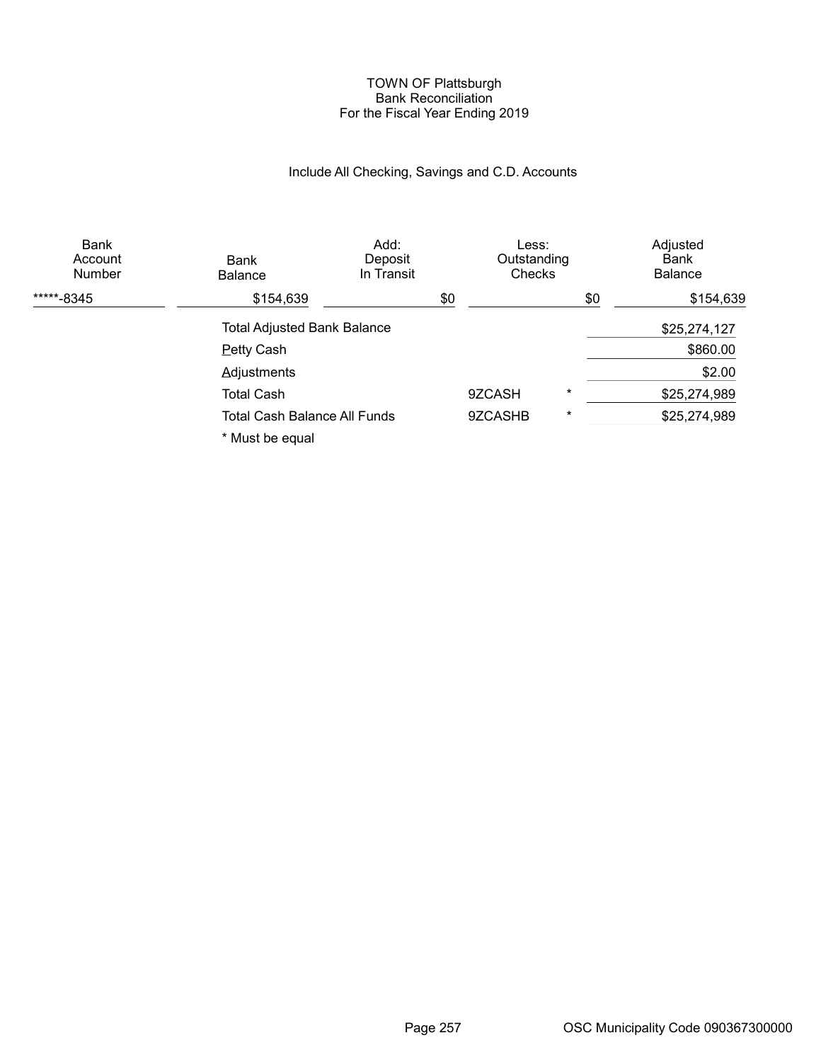TOWN OF Plattsburgh
Bank Reconciliation
For the Fiscal Year Ending 2019

Include All Checking, Savings and C.D. Accounts

| Bank Account Number | Bank Balance | Add: Deposit In Transit | Less: Outstanding Checks | Adjusted Bank Balance |
|---|---|---|---|---|
| *****-8345 | $154,639 | $0 | $0 | $154,639 |

| | | | |
|---|---|---|---|
| Total Adjusted Bank Balance | | | $25,274,127 |
| Petty Cash | | | $860.00 |
| Adjustments | | | $2.00 |
| Total Cash | 9ZCASH | * | $25,274,989 |
| Total Cash Balance All Funds | 9ZCASHB | * | $25,274,989 |

* Must be equal

OSC Municipality Code 090367300000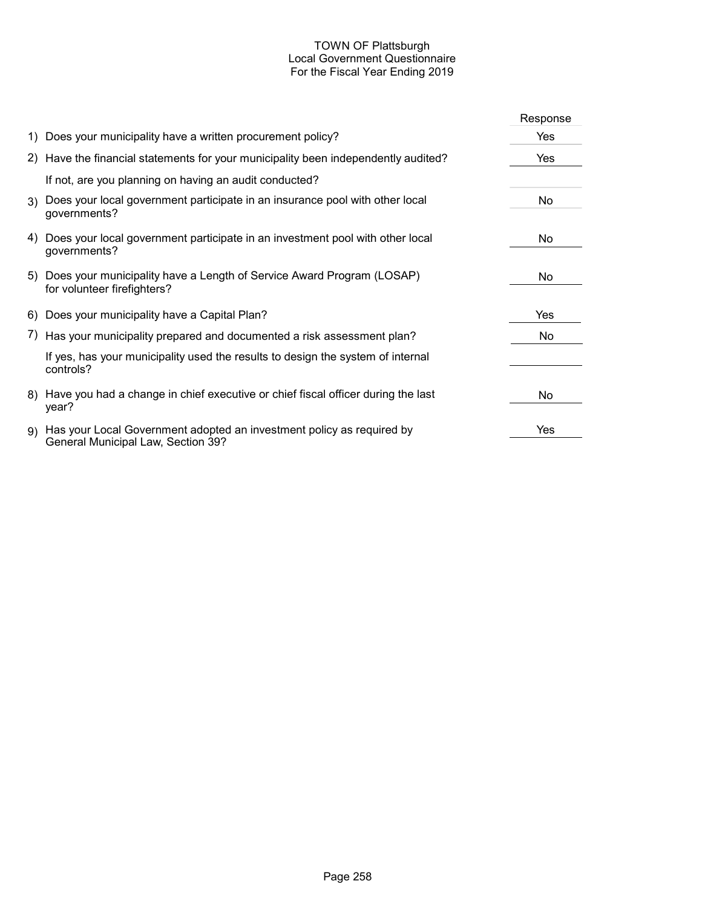# TOWN OF Plattsburgh
## Local Government Questionnaire
### For the Fiscal Year Ending 2019

| | Question | Response |
|---|---|---|
| 1) | Does your municipality have a written procurement policy? | Yes |
| 2) | Have the financial statements for your municipality been independently audited? | Yes |
| | If not, are you planning on having an audit conducted? | |
| 3) | Does your local government participate in an insurance pool with other local governments? | No |
| 4) | Does your local government participate in an investment pool with other local governments? | No |
| 5) | Does your municipality have a Length of Service Award Program (LOSAP) for volunteer firefighters? | No |
| 6) | Does your municipality have a Capital Plan? | Yes |
| 7) | Has your municipality prepared and documented a risk assessment plan? | No |
| | If yes, has your municipality used the results to design the system of internal controls? | |
| 8) | Have you had a change in chief executive or chief fiscal officer during the last year? | No |
| 9) | Has your Local Government adopted an investment policy as required by General Municipal Law, Section 39? | Yes |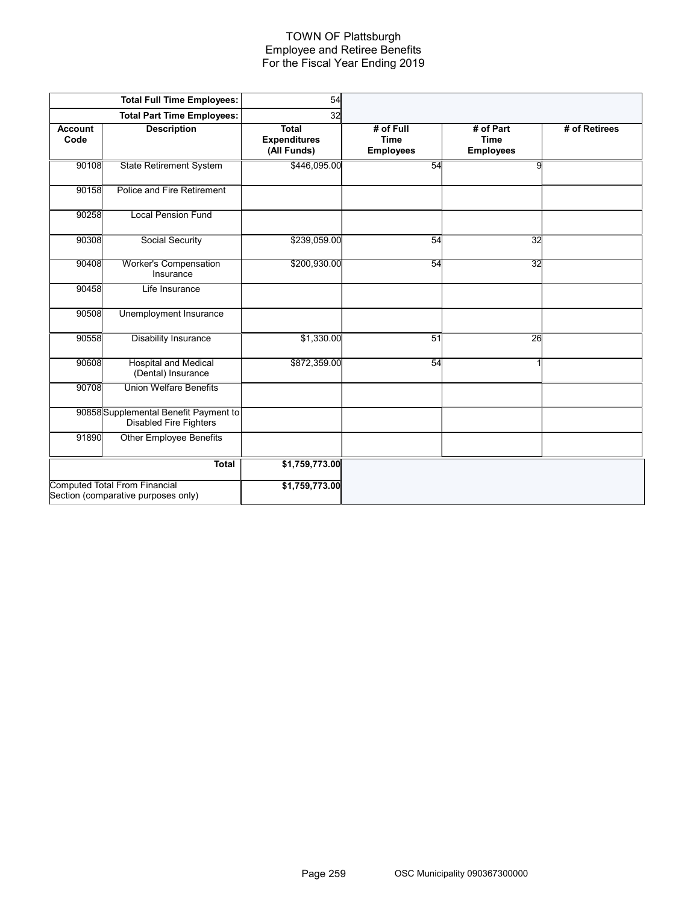# TOWN OF Plattsburgh
## Employee and Retiree Benefits
### For the Fiscal Year Ending 2019

| | **Total Full Time Employees:** | 54 | | | |
|---|---|---|---|---|---|
| | **Total Part Time Employees:** | 32 | | | |
| **Account Code** | **Description** | **Total Expenditures (All Funds)** | **# of Full Time Employees** | **# of Part Time Employees** | **# of Retirees** |
| 90108 | State Retirement System | $446,095.00 | 54 | 9 | |
| 90158 | Police and Fire Retirement | | | | |
| 90258 | Local Pension Fund | | | | |
| 90308 | Social Security | $239,059.00 | 54 | 32 | |
| 90408 | Worker's Compensation Insurance | $200,930.00 | 54 | 32 | |
| 90458 | Life Insurance | | | | |
| 90508 | Unemployment Insurance | | | | |
| 90558 | Disability Insurance | $1,330.00 | 51 | 26 | |
| 90608 | Hospital and Medical (Dental) Insurance | $872,359.00 | 54 | 1 | |
| 90708 | Union Welfare Benefits | | | | |
| 90858 | Supplemental Benefit Payment to Disabled Fire Fighters | | | | |
| 91890 | Other Employee Benefits | | | | |
| | **Total** | **$1,759,773.00** | | | |
| Computed Total From Financial Section (comparative purposes only) | | **$1,759,773.00** | | | |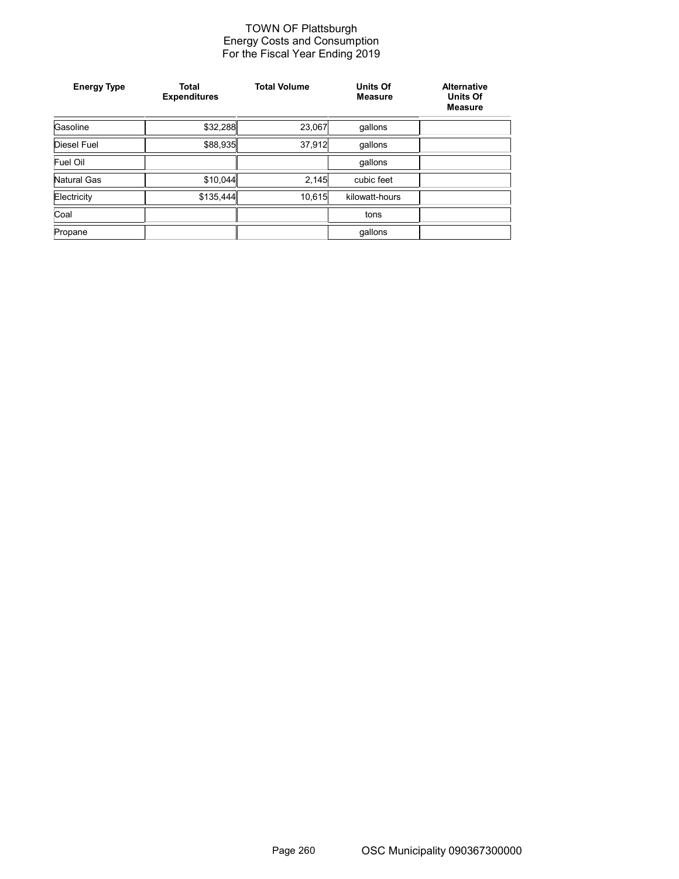# TOWN OF Plattsburgh
## Energy Costs and Consumption
## For the Fiscal Year Ending 2019

| Energy Type | Total Expenditures | Total Volume | Units Of Measure | Alternative Units Of Measure |
|---|---|---|---|---|
| Gasoline | $32,288 | 23,067 | gallons | |
| Diesel Fuel | $88,935 | 37,912 | gallons | |
| Fuel Oil | | | gallons | |
| Natural Gas | $10,044 | 2,145 | cubic feet | |
| Electricity | $135,444 | 10,615 | kilowatt-hours | |
| Coal | | | tons | |
| Propane | | | gallons | |

OSC Municipality 090367300000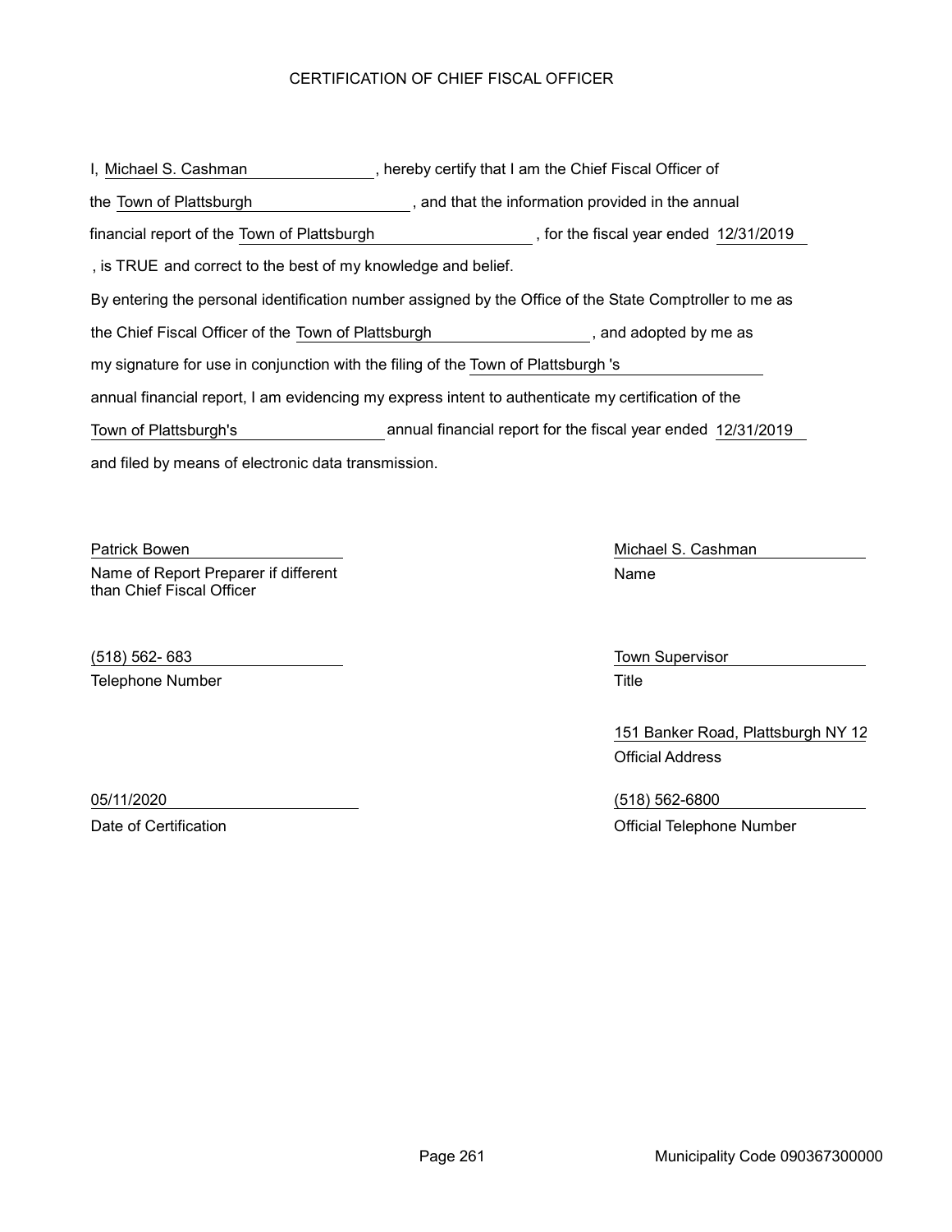# CERTIFICATION OF CHIEF FISCAL OFFICER

I, Michael S. Cashman, hereby certify that I am the Chief Fiscal Officer of the Town of Plattsburgh, and that the information provided in the annual financial report of the Town of Plattsburgh, for the fiscal year ended 12/31/2019, is TRUE and correct to the best of my knowledge and belief.

By entering the personal identification number assigned by the Office of the State Comptroller to me as the Chief Fiscal Officer of the Town of Plattsburgh, and adopted by me as my signature for use in conjunction with the filing of the Town of Plattsburgh 's annual financial report, I am evidencing my express intent to authenticate my certification of the Town of Plattsburgh's annual financial report for the fiscal year ended 12/31/2019 and filed by means of electronic data transmission.

Patrick Bowen
Name of Report Preparer if different than Chief Fiscal Officer

(518) 562- 683
Telephone Number

05/11/2020
Date of Certification

Michael S. Cashman
Name

Town Supervisor
Title

151 Banker Road, Plattsburgh NY 12
Official Address

(518) 562-6800
Official Telephone Number

Municipality Code 090367300000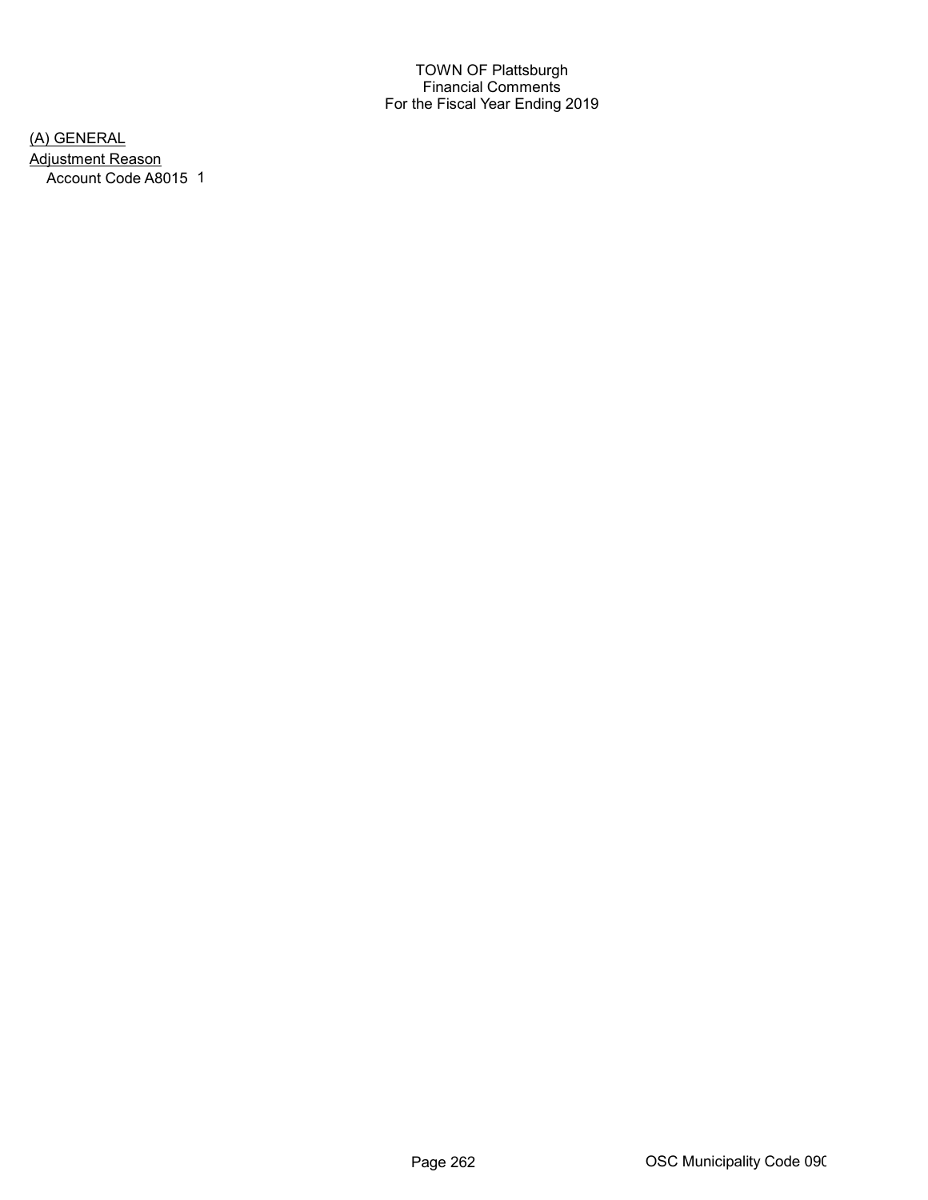TOWN OF Plattsburgh
Financial Comments
For the Fiscal Year Ending 2019

(A) GENERAL

Adjustment Reason

Account Code A8015 1